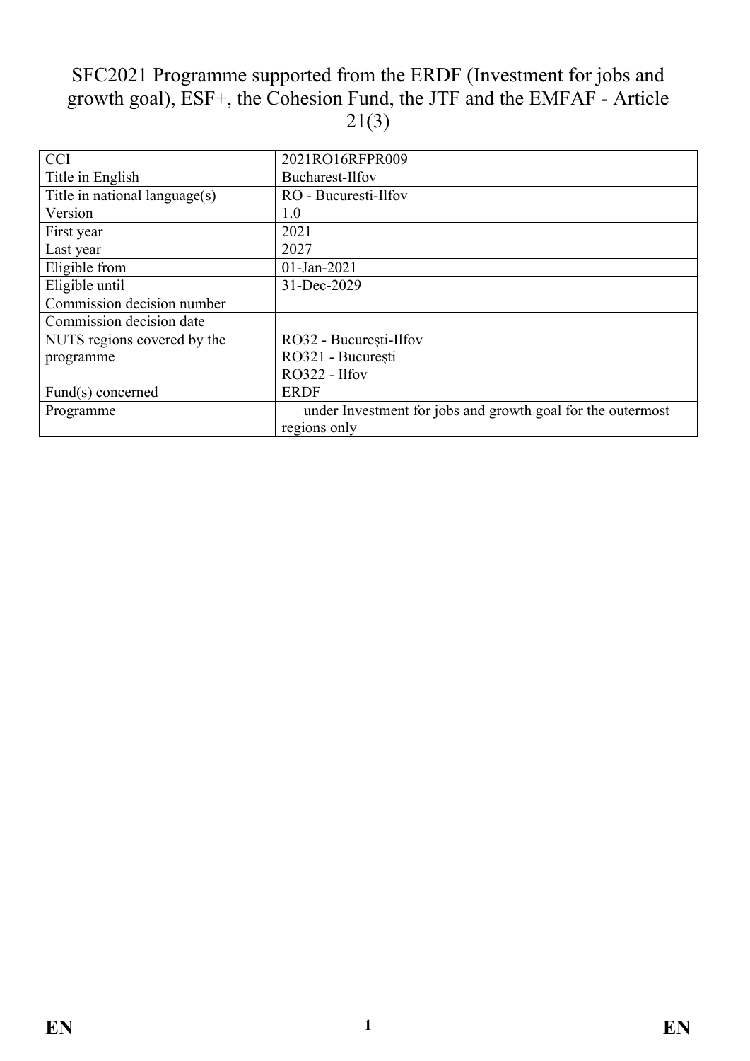# SFC2021 Programme supported from the ERDF (Investment for jobs and growth goal), ESF+, the Cohesion Fund, the JTF and the EMFAF - Article 21(3)

| CCI | 2021RO16RFPR009 |
|---|---|
| Title in English | Bucharest-Ilfov |
| Title in national language(s) | RO - Bucuresti-Ilfov |
| Version | 1.0 |
| First year | 2021 |
| Last year | 2027 |
| Eligible from | 01-Jan-2021 |
| Eligible until | 31-Dec-2029 |
| Commission decision number | |
| Commission decision date | |
| NUTS regions covered by the programme | RO32 - Bucureşti-Ilfov<br>RO321 - Bucureşti<br>RO322 - Ilfov |
| Fund(s) concerned | ERDF |
| Programme | ☐ under Investment for jobs and growth goal for the outermost regions only |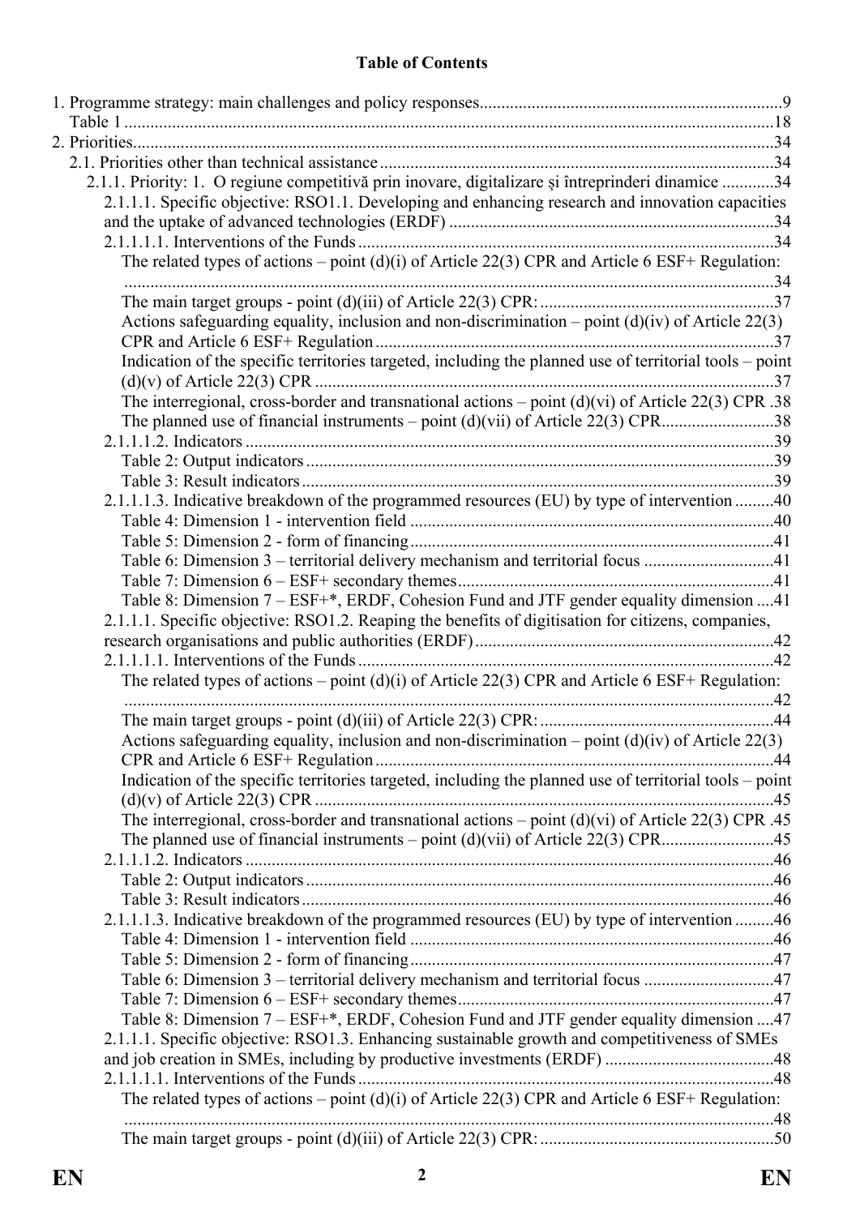**Table of Contents**

1. Programme strategy: main challenges and policy responses.....9
   Table 1.....18
2. Priorities.....34
   2.1. Priorities other than technical assistance.....34
      2.1.1. Priority: 1. O regiune competitivă prin inovare, digitalizare și întreprinderi dinamice.....34
         2.1.1.1. Specific objective: RSO1.1. Developing and enhancing research and innovation capacities and the uptake of advanced technologies (ERDF).....34
         2.1.1.1.1. Interventions of the Funds.....34
            The related types of actions – point (d)(i) of Article 22(3) CPR and Article 6 ESF+ Regulation: .....34
            The main target groups - point (d)(iii) of Article 22(3) CPR:.....37
            Actions safeguarding equality, inclusion and non-discrimination – point (d)(iv) of Article 22(3) CPR and Article 6 ESF+ Regulation.....37
            Indication of the specific territories targeted, including the planned use of territorial tools – point (d)(v) of Article 22(3) CPR.....37
            The interregional, cross-border and transnational actions – point (d)(vi) of Article 22(3) CPR.....38
            The planned use of financial instruments – point (d)(vii) of Article 22(3) CPR.....38
         2.1.1.1.2. Indicators.....39
            Table 2: Output indicators.....39
            Table 3: Result indicators.....39
         2.1.1.1.3. Indicative breakdown of the programmed resources (EU) by type of intervention.....40
            Table 4: Dimension 1 - intervention field.....40
            Table 5: Dimension 2 - form of financing.....41
            Table 6: Dimension 3 – territorial delivery mechanism and territorial focus.....41
            Table 7: Dimension 6 – ESF+ secondary themes.....41
            Table 8: Dimension 7 – ESF+*, ERDF, Cohesion Fund and JTF gender equality dimension.....41
         2.1.1.1. Specific objective: RSO1.2. Reaping the benefits of digitisation for citizens, companies, research organisations and public authorities (ERDF).....42
         2.1.1.1.1. Interventions of the Funds.....42
            The related types of actions – point (d)(i) of Article 22(3) CPR and Article 6 ESF+ Regulation: .....42
            The main target groups - point (d)(iii) of Article 22(3) CPR:.....44
            Actions safeguarding equality, inclusion and non-discrimination – point (d)(iv) of Article 22(3) CPR and Article 6 ESF+ Regulation.....44
            Indication of the specific territories targeted, including the planned use of territorial tools – point (d)(v) of Article 22(3) CPR.....45
            The interregional, cross-border and transnational actions – point (d)(vi) of Article 22(3) CPR.....45
            The planned use of financial instruments – point (d)(vii) of Article 22(3) CPR.....45
         2.1.1.1.2. Indicators.....46
            Table 2: Output indicators.....46
            Table 3: Result indicators.....46
         2.1.1.1.3. Indicative breakdown of the programmed resources (EU) by type of intervention.....46
            Table 4: Dimension 1 - intervention field.....46
            Table 5: Dimension 2 - form of financing.....47
            Table 6: Dimension 3 – territorial delivery mechanism and territorial focus.....47
            Table 7: Dimension 6 – ESF+ secondary themes.....47
            Table 8: Dimension 7 – ESF+*, ERDF, Cohesion Fund and JTF gender equality dimension.....47
         2.1.1.1. Specific objective: RSO1.3. Enhancing sustainable growth and competitiveness of SMEs and job creation in SMEs, including by productive investments (ERDF).....48
         2.1.1.1.1. Interventions of the Funds.....48
            The related types of actions – point (d)(i) of Article 22(3) CPR and Article 6 ESF+ Regulation: .....48
            The main target groups - point (d)(iii) of Article 22(3) CPR:.....50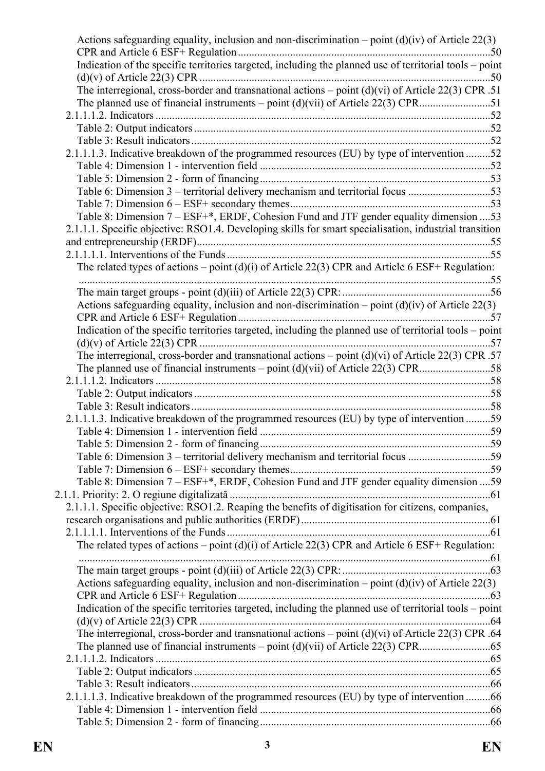Actions safeguarding equality, inclusion and non-discrimination – point (d)(iv) of Article 22(3) CPR and Article 6 ESF+ Regulation ........................................................................................50

Indication of the specific territories targeted, including the planned use of territorial tools – point (d)(v) of Article 22(3) CPR .......................................................................................................50

The interregional, cross-border and transnational actions – point (d)(vi) of Article 22(3) CPR .51

The planned use of financial instruments – point (d)(vii) of Article 22(3) CPR..........................51

2.1.1.1.2. Indicators ........................................................................................................................52

Table 2: Output indicators ...........................................................................................................52

Table 3: Result indicators ............................................................................................................52

2.1.1.1.3. Indicative breakdown of the programmed resources (EU) by type of intervention .........52

Table 4: Dimension 1 - intervention field ...................................................................................52

Table 5: Dimension 2 - form of financing...................................................................................53

Table 6: Dimension 3 – territorial delivery mechanism and territorial focus ..............................53

Table 7: Dimension 6 – ESF+ secondary themes........................................................................53

Table 8: Dimension 7 – ESF+*, ERDF, Cohesion Fund and JTF gender equality dimension ....53

2.1.1.1. Specific objective: RSO1.4. Developing skills for smart specialisation, industrial transition and entrepreneurship (ERDF)..........................................................................................................55

2.1.1.1.1. Interventions of the Funds ...............................................................................................55

The related types of actions – point (d)(i) of Article 22(3) CPR and Article 6 ESF+ Regulation: .....................................................................................................................................................55

The main target groups - point (d)(iii) of Article 22(3) CPR: ......................................................56

Actions safeguarding equality, inclusion and non-discrimination – point (d)(iv) of Article 22(3) CPR and Article 6 ESF+ Regulation ...........................................................................................57

Indication of the specific territories targeted, including the planned use of territorial tools – point (d)(v) of Article 22(3) CPR .........................................................................................................57

The interregional, cross-border and transnational actions – point (d)(vi) of Article 22(3) CPR .57

The planned use of financial instruments – point (d)(vii) of Article 22(3) CPR..........................58

2.1.1.1.2. Indicators ........................................................................................................................58

Table 2: Output indicators ...........................................................................................................58

Table 3: Result indicators ............................................................................................................58

2.1.1.1.3. Indicative breakdown of the programmed resources (EU) by type of intervention .........59

Table 4: Dimension 1 - intervention field ...................................................................................59

Table 5: Dimension 2 - form of financing...................................................................................59

Table 6: Dimension 3 – territorial delivery mechanism and territorial focus ..............................59

Table 7: Dimension 6 – ESF+ secondary themes........................................................................59

Table 8: Dimension 7 – ESF+*, ERDF, Cohesion Fund and JTF gender equality dimension ....59

2.1.1. Priority: 2. O regiune digitalizată ..............................................................................................61

2.1.1.1. Specific objective: RSO1.2. Reaping the benefits of digitisation for citizens, companies, research organisations and public authorities (ERDF) ....................................................................61

2.1.1.1.1. Interventions of the Funds ...............................................................................................61

The related types of actions – point (d)(i) of Article 22(3) CPR and Article 6 ESF+ Regulation: .....................................................................................................................................................61

The main target groups - point (d)(iii) of Article 22(3) CPR: ......................................................63

Actions safeguarding equality, inclusion and non-discrimination – point (d)(iv) of Article 22(3) CPR and Article 6 ESF+ Regulation ...........................................................................................63

Indication of the specific territories targeted, including the planned use of territorial tools – point (d)(v) of Article 22(3) CPR .........................................................................................................64

The interregional, cross-border and transnational actions – point (d)(vi) of Article 22(3) CPR .64

The planned use of financial instruments – point (d)(vii) of Article 22(3) CPR..........................65

2.1.1.1.2. Indicators ........................................................................................................................65

Table 2: Output indicators ...........................................................................................................65

Table 3: Result indicators ............................................................................................................66

2.1.1.1.3. Indicative breakdown of the programmed resources (EU) by type of intervention .........66

Table 4: Dimension 1 - intervention field ...................................................................................66

Table 5: Dimension 2 - form of financing...................................................................................66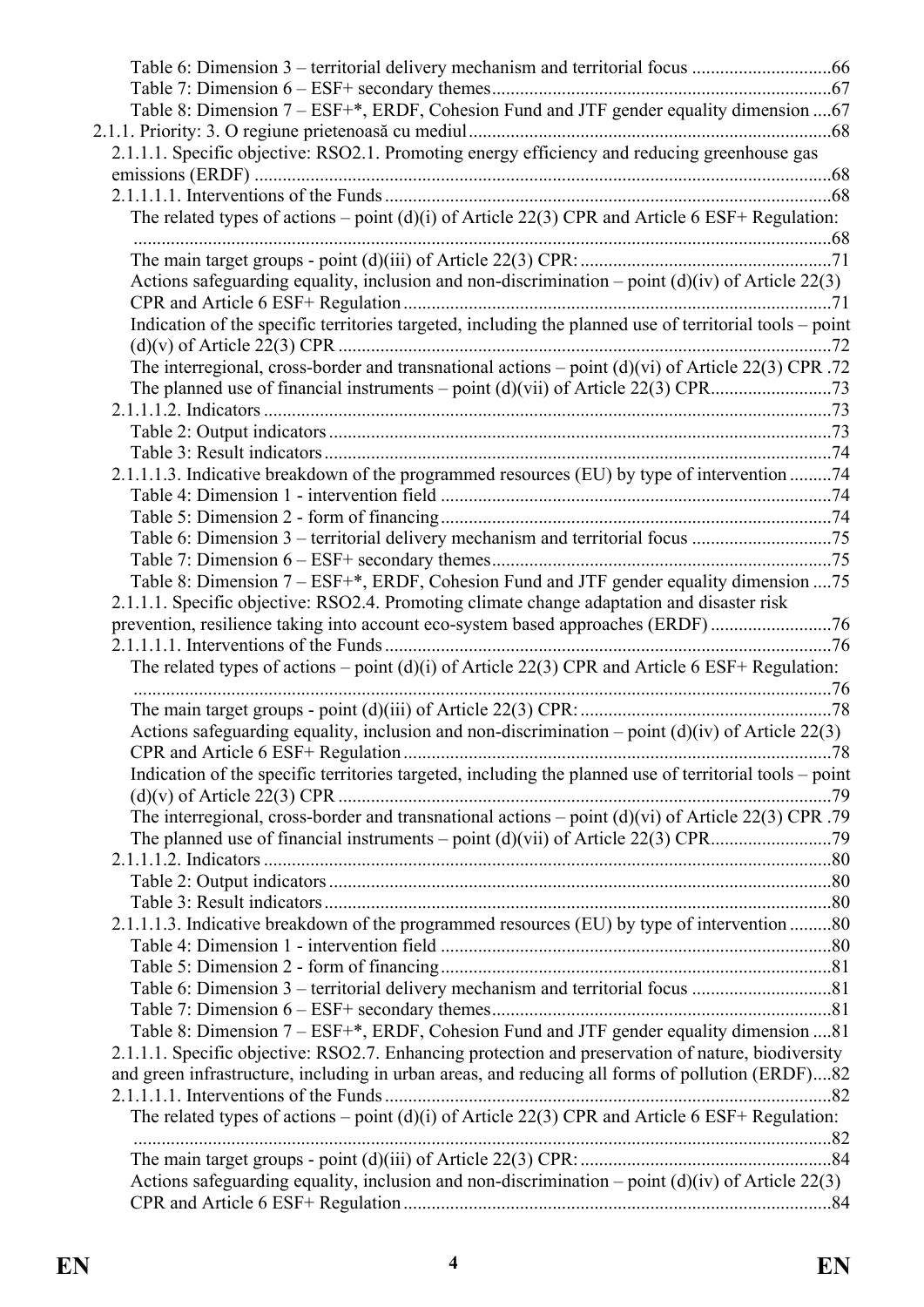Table 6: Dimension 3 – territorial delivery mechanism and territorial focus ..............................66
Table 7: Dimension 6 – ESF+ secondary themes.........................................................................67
Table 8: Dimension 7 – ESF+*, ERDF, Cohesion Fund and JTF gender equality dimension ....67
2.1.1. Priority: 3. O regiune prietenoasă cu mediul.............................................................................68
2.1.1.1. Specific objective: RSO2.1. Promoting energy efficiency and reducing greenhouse gas emissions (ERDF) ............................................................................................................................68
2.1.1.1.1. Interventions of the Funds................................................................................................68
The related types of actions – point (d)(i) of Article 22(3) CPR and Article 6 ESF+ Regulation: .....................................................................................................................................................68
The main target groups - point (d)(iii) of Article 22(3) CPR: ......................................................71
Actions safeguarding equality, inclusion and non-discrimination – point (d)(iv) of Article 22(3) CPR and Article 6 ESF+ Regulation ............................................................................................71
Indication of the specific territories targeted, including the planned use of territorial tools – point (d)(v) of Article 22(3) CPR ..........................................................................................................72
The interregional, cross-border and transnational actions – point (d)(vi) of Article 22(3) CPR .72
The planned use of financial instruments – point (d)(vii) of Article 22(3) CPR..........................73
2.1.1.1.2. Indicators ..........................................................................................................................73
Table 2: Output indicators ............................................................................................................73
Table 3: Result indicators .............................................................................................................74
2.1.1.1.3. Indicative breakdown of the programmed resources (EU) by type of intervention .........74
Table 4: Dimension 1 - intervention field ....................................................................................74
Table 5: Dimension 2 - form of financing....................................................................................74
Table 6: Dimension 3 – territorial delivery mechanism and territorial focus ..............................75
Table 7: Dimension 6 – ESF+ secondary themes.........................................................................75
Table 8: Dimension 7 – ESF+*, ERDF, Cohesion Fund and JTF gender equality dimension ....75
2.1.1.1. Specific objective: RSO2.4. Promoting climate change adaptation and disaster risk prevention, resilience taking into account eco-system based approaches (ERDF) ..........................76
2.1.1.1.1. Interventions of the Funds................................................................................................76
The related types of actions – point (d)(i) of Article 22(3) CPR and Article 6 ESF+ Regulation: .....................................................................................................................................................76
The main target groups - point (d)(iii) of Article 22(3) CPR: ......................................................78
Actions safeguarding equality, inclusion and non-discrimination – point (d)(iv) of Article 22(3) CPR and Article 6 ESF+ Regulation ............................................................................................78
Indication of the specific territories targeted, including the planned use of territorial tools – point (d)(v) of Article 22(3) CPR ..........................................................................................................79
The interregional, cross-border and transnational actions – point (d)(vi) of Article 22(3) CPR .79
The planned use of financial instruments – point (d)(vii) of Article 22(3) CPR..........................79
2.1.1.1.2. Indicators ..........................................................................................................................80
Table 2: Output indicators ............................................................................................................80
Table 3: Result indicators .............................................................................................................80
2.1.1.1.3. Indicative breakdown of the programmed resources (EU) by type of intervention .........80
Table 4: Dimension 1 - intervention field ....................................................................................80
Table 5: Dimension 2 - form of financing....................................................................................81
Table 6: Dimension 3 – territorial delivery mechanism and territorial focus ..............................81
Table 7: Dimension 6 – ESF+ secondary themes.........................................................................81
Table 8: Dimension 7 – ESF+*, ERDF, Cohesion Fund and JTF gender equality dimension ....81
2.1.1.1. Specific objective: RSO2.7. Enhancing protection and preservation of nature, biodiversity and green infrastructure, including in urban areas, and reducing all forms of pollution (ERDF)....82
2.1.1.1.1. Interventions of the Funds................................................................................................82
The related types of actions – point (d)(i) of Article 22(3) CPR and Article 6 ESF+ Regulation: .....................................................................................................................................................82
The main target groups - point (d)(iii) of Article 22(3) CPR: ......................................................84
Actions safeguarding equality, inclusion and non-discrimination – point (d)(iv) of Article 22(3) CPR and Article 6 ESF+ Regulation ............................................................................................84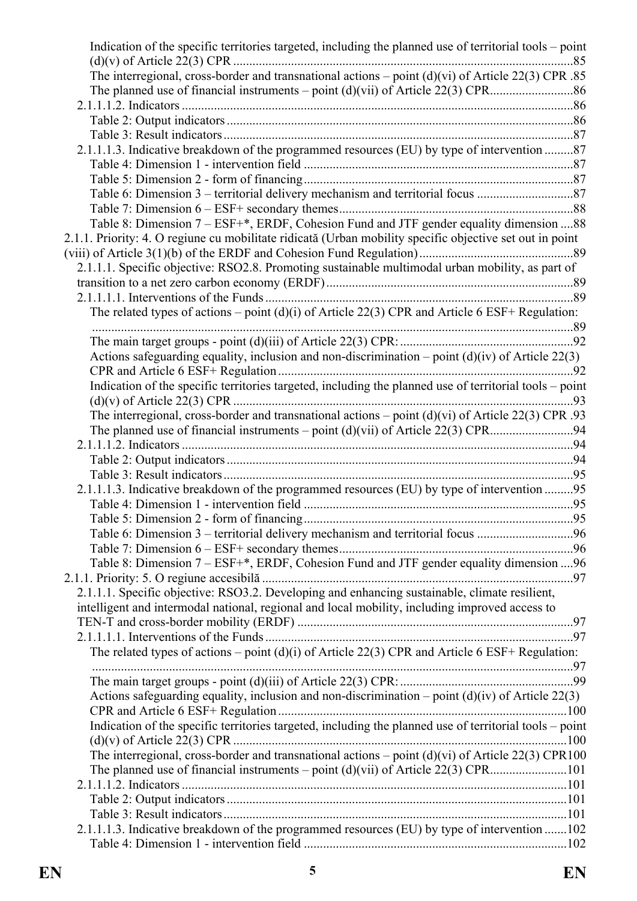Indication of the specific territories targeted, including the planned use of territorial tools – point (d)(v) of Article 22(3) CPR ....85
The interregional, cross-border and transnational actions – point (d)(vi) of Article 22(3) CPR .85
The planned use of financial instruments – point (d)(vii) of Article 22(3) CPR....86
2.1.1.1.2. Indicators ....86
Table 2: Output indicators ....86
Table 3: Result indicators ....87
2.1.1.1.3. Indicative breakdown of the programmed resources (EU) by type of intervention ....87
Table 4: Dimension 1 - intervention field ....87
Table 5: Dimension 2 - form of financing....87
Table 6: Dimension 3 – territorial delivery mechanism and territorial focus ....87
Table 7: Dimension 6 – ESF+ secondary themes....88
Table 8: Dimension 7 – ESF+*, ERDF, Cohesion Fund and JTF gender equality dimension ....88
2.1.1. Priority: 4. O regiune cu mobilitate ridicată (Urban mobility specific objective set out in point (viii) of Article 3(1)(b) of the ERDF and Cohesion Fund Regulation)....89
2.1.1.1. Specific objective: RSO2.8. Promoting sustainable multimodal urban mobility, as part of transition to a net zero carbon economy (ERDF) ....89
2.1.1.1.1. Interventions of the Funds ....89
The related types of actions – point (d)(i) of Article 22(3) CPR and Article 6 ESF+ Regulation: ....89
The main target groups - point (d)(iii) of Article 22(3) CPR: ....92
Actions safeguarding equality, inclusion and non-discrimination – point (d)(iv) of Article 22(3) CPR and Article 6 ESF+ Regulation ....92
Indication of the specific territories targeted, including the planned use of territorial tools – point (d)(v) of Article 22(3) CPR ....93
The interregional, cross-border and transnational actions – point (d)(vi) of Article 22(3) CPR .93
The planned use of financial instruments – point (d)(vii) of Article 22(3) CPR....94
2.1.1.1.2. Indicators ....94
Table 2: Output indicators ....94
Table 3: Result indicators ....95
2.1.1.1.3. Indicative breakdown of the programmed resources (EU) by type of intervention ....95
Table 4: Dimension 1 - intervention field ....95
Table 5: Dimension 2 - form of financing....95
Table 6: Dimension 3 – territorial delivery mechanism and territorial focus ....96
Table 7: Dimension 6 – ESF+ secondary themes....96
Table 8: Dimension 7 – ESF+*, ERDF, Cohesion Fund and JTF gender equality dimension ....96
2.1.1. Priority: 5. O regiune accesibilă ....97
2.1.1.1. Specific objective: RSO3.2. Developing and enhancing sustainable, climate resilient, intelligent and intermodal national, regional and local mobility, including improved access to TEN-T and cross-border mobility (ERDF) ....97
2.1.1.1.1. Interventions of the Funds ....97
The related types of actions – point (d)(i) of Article 22(3) CPR and Article 6 ESF+ Regulation: ....97
The main target groups - point (d)(iii) of Article 22(3) CPR: ....99
Actions safeguarding equality, inclusion and non-discrimination – point (d)(iv) of Article 22(3) CPR and Article 6 ESF+ Regulation ....100
Indication of the specific territories targeted, including the planned use of territorial tools – point (d)(v) of Article 22(3) CPR ....100
The interregional, cross-border and transnational actions – point (d)(vi) of Article 22(3) CPR100
The planned use of financial instruments – point (d)(vii) of Article 22(3) CPR....101
2.1.1.1.2. Indicators ....101
Table 2: Output indicators ....101
Table 3: Result indicators ....101
2.1.1.1.3. Indicative breakdown of the programmed resources (EU) by type of intervention ....102
Table 4: Dimension 1 - intervention field ....102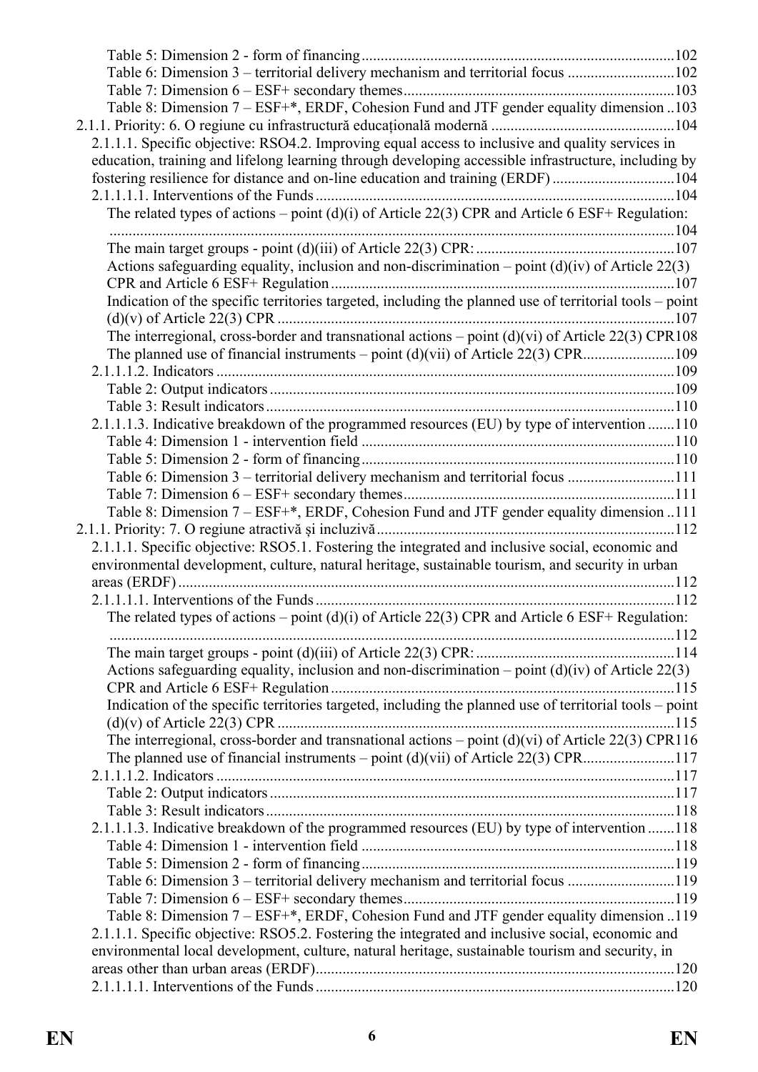Table 5: Dimension 2 - form of financing ......................................................................................102
Table 6: Dimension 3 – territorial delivery mechanism and territorial focus ............................102
Table 7: Dimension 6 – ESF+ secondary themes.......................................................................103
Table 8: Dimension 7 – ESF+*, ERDF, Cohesion Fund and JTF gender equality dimension ..103

2.1.1. Priority: 6. O regiune cu infrastructură educațională modernă ................................................104

2.1.1.1. Specific objective: RSO4.2. Improving equal access to inclusive and quality services in education, training and lifelong learning through developing accessible infrastructure, including by fostering resilience for distance and on-line education and training (ERDF) ................................104

2.1.1.1.1. Interventions of the Funds ..............................................................................................104

The related types of actions – point (d)(i) of Article 22(3) CPR and Article 6 ESF+ Regulation: ..................................................................................................................................................104
The main target groups - point (d)(iii) of Article 22(3) CPR: ....................................................107
Actions safeguarding equality, inclusion and non-discrimination – point (d)(iv) of Article 22(3) CPR and Article 6 ESF+ Regulation ..........................................................................................107
Indication of the specific territories targeted, including the planned use of territorial tools – point (d)(v) of Article 22(3) CPR .......................................................................................................107
The interregional, cross-border and transnational actions – point (d)(vi) of Article 22(3) CPR108
The planned use of financial instruments – point (d)(vii) of Article 22(3) CPR........................109

2.1.1.1.2. Indicators .......................................................................................................................109

Table 2: Output indicators ..........................................................................................................109
Table 3: Result indicators ...........................................................................................................110

2.1.1.1.3. Indicative breakdown of the programmed resources (EU) by type of intervention .......110

Table 4: Dimension 1 - intervention field ..................................................................................110
Table 5: Dimension 2 - form of financing ..................................................................................110
Table 6: Dimension 3 – territorial delivery mechanism and territorial focus ............................111
Table 7: Dimension 6 – ESF+ secondary themes.......................................................................111
Table 8: Dimension 7 – ESF+*, ERDF, Cohesion Fund and JTF gender equality dimension ..111

2.1.1. Priority: 7. O regiune atractivă și incluzivă ..............................................................................112

2.1.1.1. Specific objective: RSO5.1. Fostering the integrated and inclusive social, economic and environmental development, culture, natural heritage, sustainable tourism, and security in urban areas (ERDF) ..................................................................................................................................112

2.1.1.1.1. Interventions of the Funds ..............................................................................................112

The related types of actions – point (d)(i) of Article 22(3) CPR and Article 6 ESF+ Regulation: ..................................................................................................................................................112
The main target groups - point (d)(iii) of Article 22(3) CPR: ....................................................114
Actions safeguarding equality, inclusion and non-discrimination – point (d)(iv) of Article 22(3) CPR and Article 6 ESF+ Regulation ..........................................................................................115
Indication of the specific territories targeted, including the planned use of territorial tools – point (d)(v) of Article 22(3) CPR .......................................................................................................115
The interregional, cross-border and transnational actions – point (d)(vi) of Article 22(3) CPR116
The planned use of financial instruments – point (d)(vii) of Article 22(3) CPR........................117

2.1.1.1.2. Indicators .......................................................................................................................117

Table 2: Output indicators ..........................................................................................................117
Table 3: Result indicators ...........................................................................................................118

2.1.1.1.3. Indicative breakdown of the programmed resources (EU) by type of intervention .......118

Table 4: Dimension 1 - intervention field ..................................................................................118
Table 5: Dimension 2 - form of financing ..................................................................................119
Table 6: Dimension 3 – territorial delivery mechanism and territorial focus ............................119
Table 7: Dimension 6 – ESF+ secondary themes.......................................................................119
Table 8: Dimension 7 – ESF+*, ERDF, Cohesion Fund and JTF gender equality dimension ..119

2.1.1.1. Specific objective: RSO5.2. Fostering the integrated and inclusive social, economic and environmental local development, culture, natural heritage, sustainable tourism and security, in areas other than urban areas (ERDF).............................................................................................120

2.1.1.1.1. Interventions of the Funds ..............................................................................................120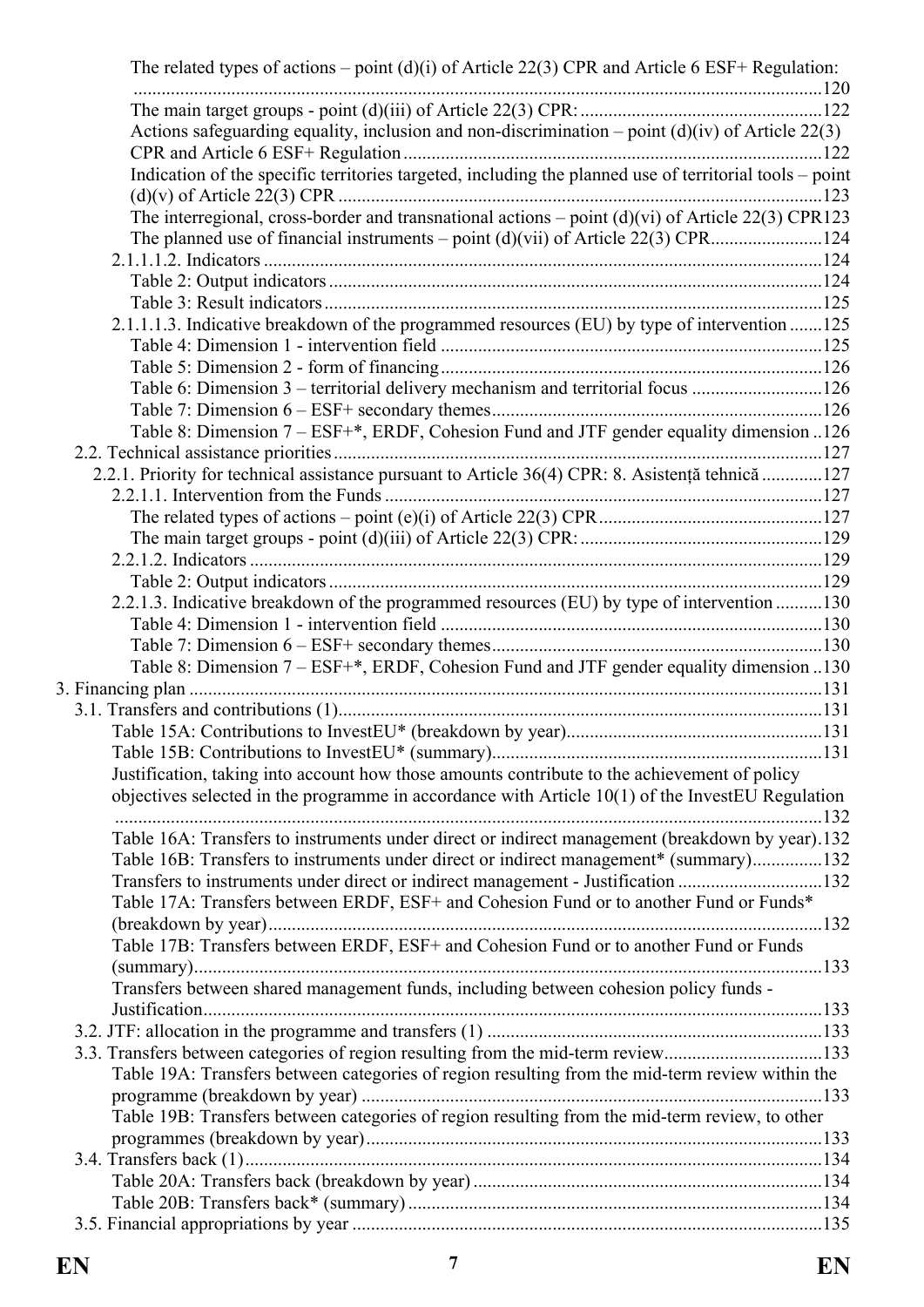The related types of actions – point (d)(i) of Article 22(3) CPR and Article 6 ESF+ Regulation: ....................................................................................................................................120
The main target groups - point (d)(iii) of Article 22(3) CPR: ....................................................122
Actions safeguarding equality, inclusion and non-discrimination – point (d)(iv) of Article 22(3) CPR and Article 6 ESF+ Regulation ..........................................................................................122
Indication of the specific territories targeted, including the planned use of territorial tools – point (d)(v) of Article 22(3) CPR ........................................................................................................123
The interregional, cross-border and transnational actions – point (d)(vi) of Article 22(3) CPR123
The planned use of financial instruments – point (d)(vii) of Article 22(3) CPR........................124
2.1.1.1.2. Indicators .......................................................................................................................124
Table 2: Output indicators .........................................................................................................124
Table 3: Result indicators ..........................................................................................................125
2.1.1.1.3. Indicative breakdown of the programmed resources (EU) by type of intervention .......125
Table 4: Dimension 1 - intervention field .................................................................................125
Table 5: Dimension 2 - form of financing .................................................................................126
Table 6: Dimension 3 – territorial delivery mechanism and territorial focus ............................126
Table 7: Dimension 6 – ESF+ secondary themes.......................................................................126
Table 8: Dimension 7 – ESF+*, ERDF, Cohesion Fund and JTF gender equality dimension ..126
2.2. Technical assistance priorities .......................................................................................................127
2.2.1. Priority for technical assistance pursuant to Article 36(4) CPR: 8. Asistență tehnică .............127
2.2.1.1. Intervention from the Funds .............................................................................................127
The related types of actions – point (e)(i) of Article 22(3) CPR ................................................127
The main target groups - point (d)(iii) of Article 22(3) CPR: ....................................................129
2.2.1.2. Indicators ..........................................................................................................................129
Table 2: Output indicators .........................................................................................................129
2.2.1.3. Indicative breakdown of the programmed resources (EU) by type of intervention ..........130
Table 4: Dimension 1 - intervention field .................................................................................130
Table 7: Dimension 6 – ESF+ secondary themes.......................................................................130
Table 8: Dimension 7 – ESF+*, ERDF, Cohesion Fund and JTF gender equality dimension ..130
3. Financing plan .......................................................................................................................................131
3.1. Transfers and contributions (1).......................................................................................................131
Table 15A: Contributions to InvestEU* (breakdown by year).......................................................131
Table 15B: Contributions to InvestEU* (summary).......................................................................131
Justification, taking into account how those amounts contribute to the achievement of policy objectives selected in the programme in accordance with Article 10(1) of the InvestEU Regulation ......................................................................................................................................................132
Table 16A: Transfers to instruments under direct or indirect management (breakdown by year).132
Table 16B: Transfers to instruments under direct or indirect management* (summary)...............132
Transfers to instruments under direct or indirect management - Justification ...............................132
Table 17A: Transfers between ERDF, ESF+ and Cohesion Fund or to another Fund or Funds* (breakdown by year).......................................................................................................................132
Table 17B: Transfers between ERDF, ESF+ and Cohesion Fund or to another Fund or Funds (summary)......................................................................................................................................133
Transfers between shared management funds, including between cohesion policy funds - Justification....................................................................................................................................133
3.2. JTF: allocation in the programme and transfers (1) .......................................................................133
3.3. Transfers between categories of region resulting from the mid-term review.................................133
Table 19A: Transfers between categories of region resulting from the mid-term review within the programme (breakdown by year) ..................................................................................................133
Table 19B: Transfers between categories of region resulting from the mid-term review, to other programmes (breakdown by year).................................................................................................133
3.4. Transfers back (1)...........................................................................................................................134
Table 20A: Transfers back (breakdown by year) ..........................................................................134
Table 20B: Transfers back* (summary) ........................................................................................134
3.5. Financial appropriations by year ....................................................................................................135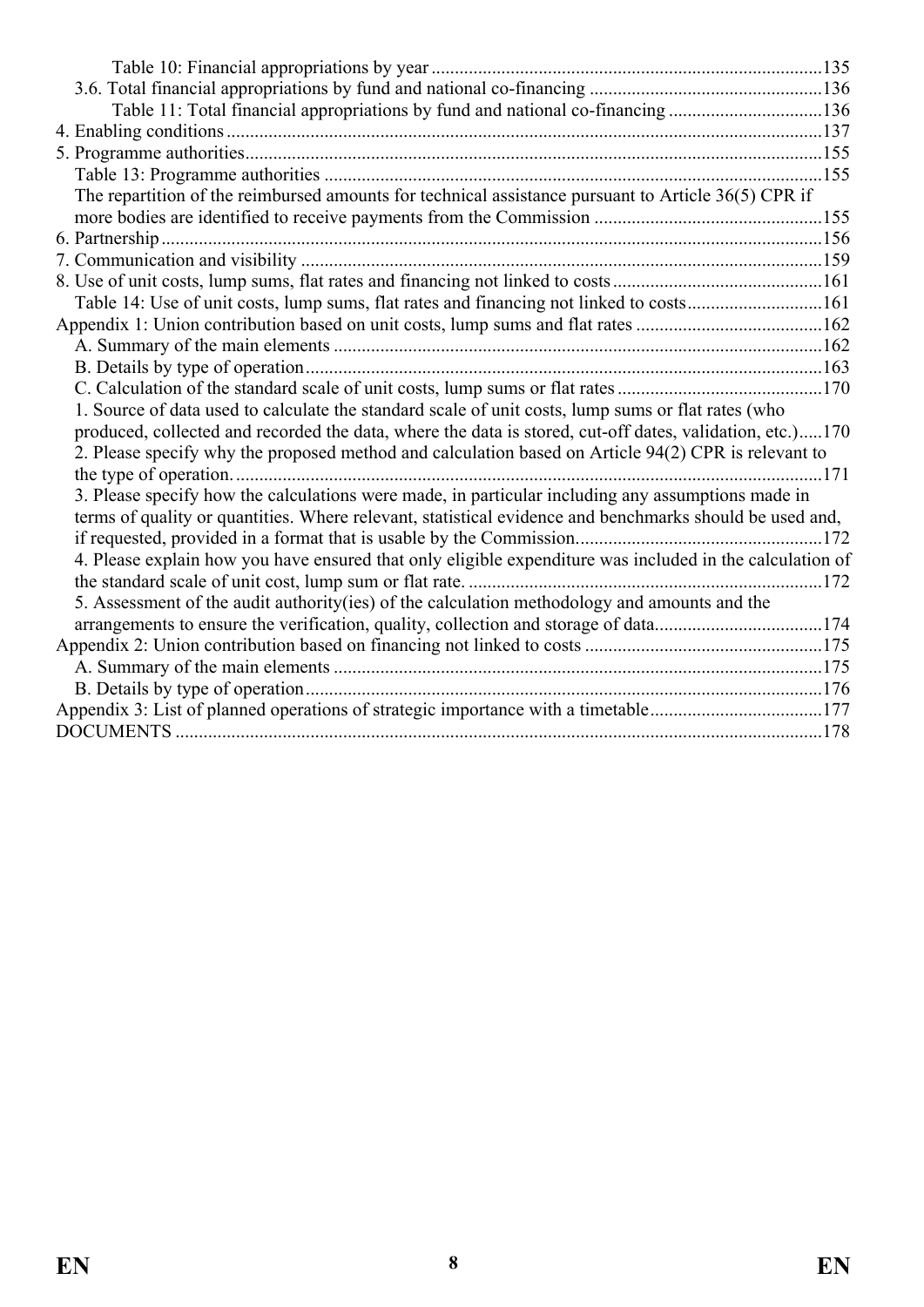Table 10: Financial appropriations by year ...135

3.6. Total financial appropriations by fund and national co-financing ...136

Table 11: Total financial appropriations by fund and national co-financing ...136

4. Enabling conditions ...137

5. Programme authorities ...155

Table 13: Programme authorities ...155

The repartition of the reimbursed amounts for technical assistance pursuant to Article 36(5) CPR if more bodies are identified to receive payments from the Commission ...155

6. Partnership ...156

7. Communication and visibility ...159

8. Use of unit costs, lump sums, flat rates and financing not linked to costs ...161

Table 14: Use of unit costs, lump sums, flat rates and financing not linked to costs ...161

Appendix 1: Union contribution based on unit costs, lump sums and flat rates ...162

A. Summary of the main elements ...162

B. Details by type of operation ...163

C. Calculation of the standard scale of unit costs, lump sums or flat rates ...170

1. Source of data used to calculate the standard scale of unit costs, lump sums or flat rates (who produced, collected and recorded the data, where the data is stored, cut-off dates, validation, etc.) ...170

2. Please specify why the proposed method and calculation based on Article 94(2) CPR is relevant to the type of operation. ...171

3. Please specify how the calculations were made, in particular including any assumptions made in terms of quality or quantities. Where relevant, statistical evidence and benchmarks should be used and, if requested, provided in a format that is usable by the Commission. ...172

4. Please explain how you have ensured that only eligible expenditure was included in the calculation of the standard scale of unit cost, lump sum or flat rate. ...172

5. Assessment of the audit authority(ies) of the calculation methodology and amounts and the arrangements to ensure the verification, quality, collection and storage of data ...174

Appendix 2: Union contribution based on financing not linked to costs ...175

A. Summary of the main elements ...175

B. Details by type of operation ...176

Appendix 3: List of planned operations of strategic importance with a timetable ...177

DOCUMENTS ...178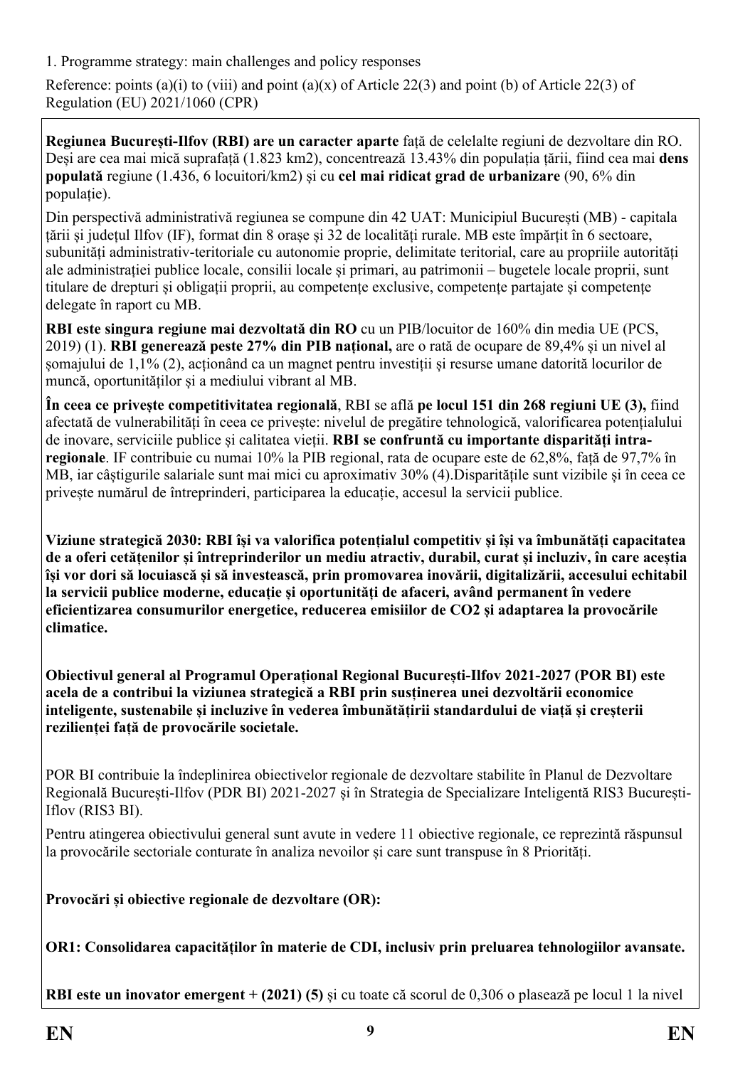1. Programme strategy: main challenges and policy responses

Reference: points (a)(i) to (viii) and point (a)(x) of Article 22(3) and point (b) of Article 22(3) of Regulation (EU) 2021/1060 (CPR)

**Regiunea București-Ilfov (RBI) are un caracter aparte** față de celelalte regiuni de dezvoltare din RO. Deși are cea mai mică suprafață (1.823 km2), concentrează 13.43% din populația țării, fiind cea mai **dens populată** regiune (1.436, 6 locuitori/km2) și cu **cel mai ridicat grad de urbanizare** (90, 6% din populație).

Din perspectivă administrativă regiunea se compune din 42 UAT: Municipiul București (MB) - capitala țării și județul Ilfov (IF), format din 8 orașe și 32 de localități rurale. MB este împărțit în 6 sectoare, subunități administrativ-teritoriale cu autonomie proprie, delimitate teritorial, care au propriile autorități ale administrației publice locale, consilii locale și primari, au patrimonii – bugetele locale proprii, sunt titulare de drepturi și obligații proprii, au competențe exclusive, competențe partajate și competențe delegate în raport cu MB.

**RBI este singura regiune mai dezvoltată din RO** cu un PIB/locuitor de 160% din media UE (PCS, 2019) (1). **RBI generează peste 27% din PIB național,** are o rată de ocupare de 89,4% și un nivel al șomajului de 1,1% (2), acționând ca un magnet pentru investiții și resurse umane datorită locurilor de muncă, oportunităților și a mediului vibrant al MB.

**În ceea ce privește competitivitatea regională**, RBI se află **pe locul 151 din 268 regiuni UE (3),** fiind afectată de vulnerabilități în ceea ce privește: nivelul de pregătire tehnologică, valorificarea potențialului de inovare, serviciile publice și calitatea vieții. **RBI se confruntă cu importante disparități intra-regionale**. IF contribuie cu numai 10% la PIB regional, rata de ocupare este de 62,8%, față de 97,7% în MB, iar câștigurile salariale sunt mai mici cu aproximativ 30% (4).Disparitățile sunt vizibile și în ceea ce privește numărul de întreprinderi, participarea la educație, accesul la servicii publice.

**Viziune strategică 2030: RBI își va valorifica potențialul competitiv și își va îmbunătăți capacitatea de a oferi cetățenilor și întreprinderilor un mediu atractiv, durabil, curat și incluziv, în care aceștia își vor dori să locuiască și să investească, prin promovarea inovării, digitalizării, accesului echitabil la servicii publice moderne, educație și oportunități de afaceri, având permanent în vedere eficientizarea consumurilor energetice, reducerea emisiilor de CO2 și adaptarea la provocările climatice.**

**Obiectivul general al Programul Operațional Regional București-Ilfov 2021-2027 (POR BI) este acela de a contribui la viziunea strategică a RBI prin susținerea unei dezvoltării economice inteligente, sustenabile și incluzive în vederea îmbunătățirii standardului de viață și creșterii rezilienței față de provocările societale.**

POR BI contribuie la îndeplinirea obiectivelor regionale de dezvoltare stabilite în Planul de Dezvoltare Regională București-Ilfov (PDR BI) 2021-2027 și în Strategia de Specializare Inteligentă RIS3 București-Iflov (RIS3 BI).

Pentru atingerea obiectivului general sunt avute in vedere 11 obiective regionale, ce reprezintă răspunsul la provocările sectoriale conturate în analiza nevoilor și care sunt transpuse în 8 Priorități.

**Provocări și obiective regionale de dezvoltare (OR):**

**OR1: Consolidarea capacităților în materie de CDI, inclusiv prin preluarea tehnologiilor avansate.**

**RBI este un inovator emergent + (2021) (5)** și cu toate că scorul de 0,306 o plasează pe locul 1 la nivel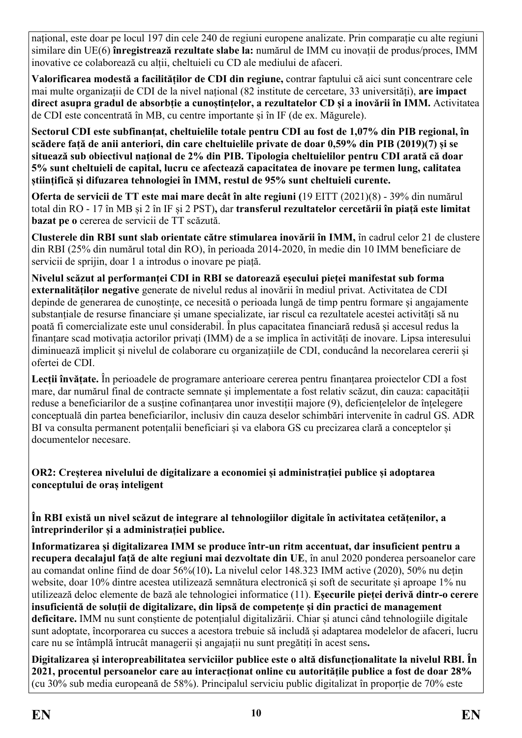național, este doar pe locul 197 din cele 240 de regiuni europene analizate. Prin comparație cu alte regiuni similare din UE(6) **înregistrează rezultate slabe la:** numărul de IMM cu inovații de produs/proces, IMM inovative ce colaborează cu alții, cheltuieli cu CD ale mediului de afaceri.

**Valorificarea modestă a facilităților de CDI din regiune,** contrar faptului că aici sunt concentrare cele mai multe organizații de CDI de la nivel național (82 institute de cercetare, 33 universități), **are impact direct asupra gradul de absorbție a cunoștințelor, a rezultatelor CD și a inovării în IMM.** Activitatea de CDI este concentrată în MB, cu centre importante și în IF (de ex. Măgurele).

**Sectorul CDI este subfinanțat, cheltuielile totale pentru CDI au fost de 1,07% din PIB regional, în scădere față de anii anteriori, din care cheltuielile private de doar 0,59% din PIB (2019)(7) și se situează sub obiectivul național de 2% din PIB. Tipologia cheltuielilor pentru CDI arată că doar 5% sunt cheltuieli de capital, lucru ce afectează capacitatea de inovare pe termen lung, calitatea științifică și difuzarea tehnologiei în IMM, restul de 95% sunt cheltuieli curente.**

**Oferta de servicii de TT este mai mare decât în alte regiuni (**19 EITT (2021)(8) - 39% din numărul total din RO - 17 în MB și 2 în IF și 2 PST)**,** dar **transferul rezultatelor cercetării în piață este limitat bazat pe o** cererea de servicii de TT scăzută.

**Clusterele din RBI sunt slab orientate către stimularea inovării în IMM,** în cadrul celor 21 de clustere din RBI (25% din numărul total din RO), în perioada 2014-2020, în medie din 10 IMM beneficiare de servicii de sprijin, doar 1 a introdus o inovare pe piață.

**Nivelul scăzut al performanței CDI in RBI se datorează eșecului pieței manifestat sub forma externalităților negative** generate de nivelul redus al inovării în mediul privat. Activitatea de CDI depinde de generarea de cunoștințe, ce necesită o perioada lungă de timp pentru formare și angajamente substanțiale de resurse financiare și umane specializate, iar riscul ca rezultatele acestei activități să nu poată fi comercializate este unul considerabil. În plus capacitatea financiară redusă și accesul redus la finanțare scad motivația actorilor privați (IMM) de a se implica în activități de inovare. Lipsa interesului diminuează implicit și nivelul de colaborare cu organizațiile de CDI, conducând la necorelarea cererii și ofertei de CDI.

**Lecții învățate.** În perioadele de programare anterioare cererea pentru finanțarea proiectelor CDI a fost mare, dar numărul final de contracte semnate și implementate a fost relativ scăzut, din cauza: capacității reduse a beneficiarilor de a susține cofinanțarea unor investiții majore (9), deficiențelor de înțelegere conceptuală din partea beneficiarilor, inclusiv din cauza deselor schimbări intervenite în cadrul GS. ADR BI va consulta permanent potențialii beneficiari și va elabora GS cu precizarea clară a conceptelor și documentelor necesare.

**OR2: Creșterea nivelului de digitalizare a economiei și administrației publice și adoptarea conceptului de oraș inteligent**

**În RBI există un nivel scăzut de integrare al tehnologiilor digitale în activitatea cetățenilor, a întreprinderilor și a administrației publice.**

**Informatizarea și digitalizarea IMM se produce într-un ritm accentuat, dar insuficient pentru a recupera decalajul față de alte regiuni mai dezvoltate din UE**, în anul 2020 ponderea persoanelor care au comandat online fiind de doar 56%(10)**.** La nivelul celor 148.323 IMM active (2020), 50% nu dețin website, doar 10% dintre acestea utilizează semnătura electronică și soft de securitate și aproape 1% nu utilizează deloc elemente de bază ale tehnologiei informatice (11). **Eșecurile pieței derivă dintr-o cerere insuficientă de soluții de digitalizare, din lipsă de competențe și din practici de management deficitare.** IMM nu sunt conștiente de potențialul digitalizării. Chiar și atunci când tehnologiile digitale sunt adoptate, încorporarea cu succes a acestora trebuie să includă și adaptarea modelelor de afaceri, lucru care nu se întâmplă întrucât managerii și angajații nu sunt pregătiți în acest sens**.**

**Digitalizarea și interopreabilitatea serviciilor publice este o altă disfuncționalitate la nivelul RBI. În 2021, procentul persoanelor care au interacționat online cu autoritățile publice a fost de doar 28%** (cu 30% sub media europeană de 58%). Principalul serviciu public digitalizat în proporție de 70% este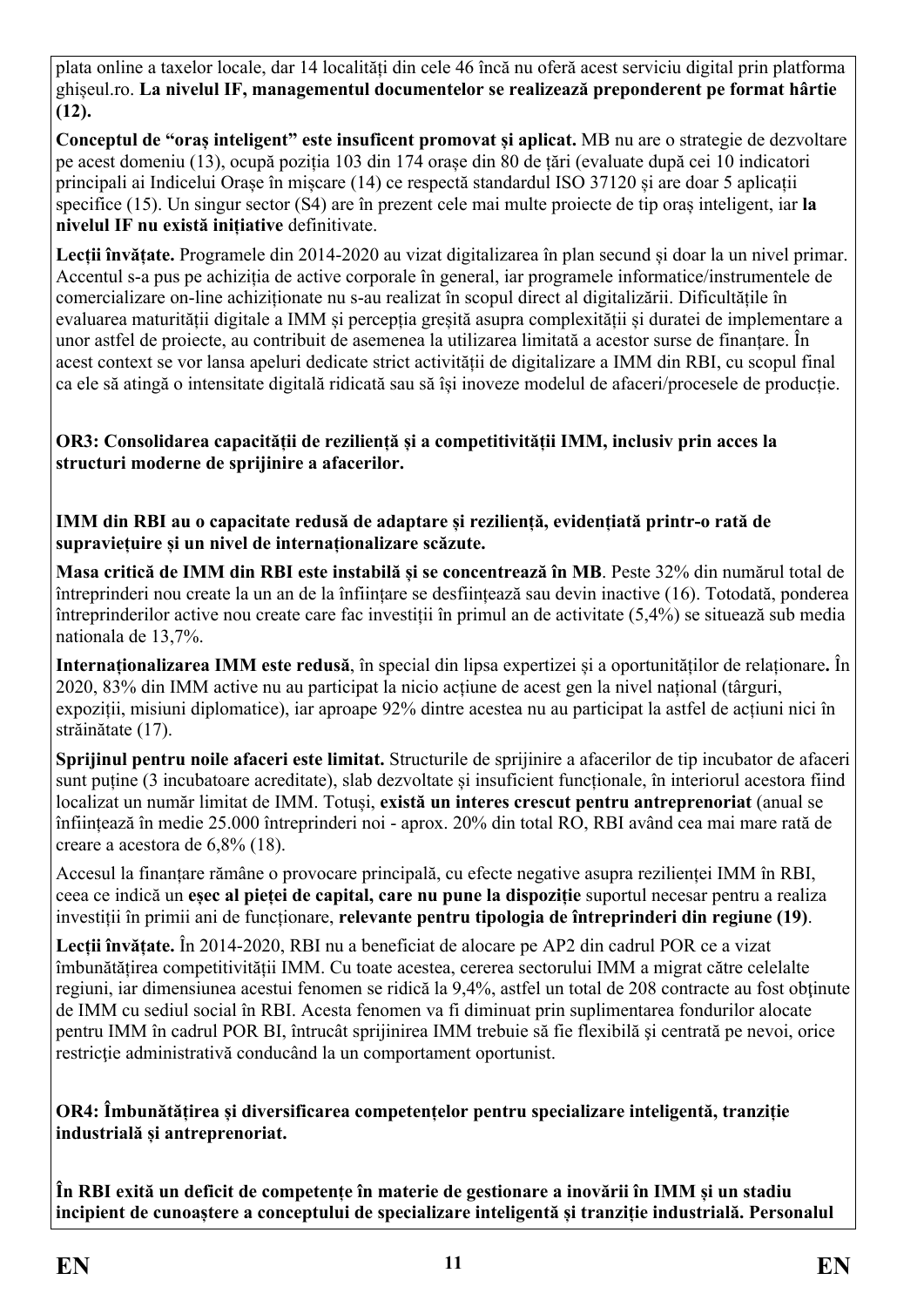plata online a taxelor locale, dar 14 localități din cele 46 încă nu oferă acest serviciu digital prin platforma ghișeul.ro. **La nivelul IF, managementul documentelor se realizează preponderent pe format hârtie (12).**

**Conceptul de "oraș inteligent" este insuficent promovat și aplicat.** MB nu are o strategie de dezvoltare pe acest domeniu (13), ocupă poziția 103 din 174 orașe din 80 de țări (evaluate după cei 10 indicatori principali ai Indicelui Orașe în mișcare (14) ce respectă standardul ISO 37120 și are doar 5 aplicații specifice (15). Un singur sector (S4) are în prezent cele mai multe proiecte de tip oraș inteligent, iar **la nivelul IF nu există inițiative** definitivate.

**Lecții învățate.** Programele din 2014-2020 au vizat digitalizarea în plan secund și doar la un nivel primar. Accentul s-a pus pe achiziția de active corporale în general, iar programele informatice/instrumentele de comercializare on-line achiziționate nu s-au realizat în scopul direct al digitalizării. Dificultățile în evaluarea maturității digitale a IMM și percepția greșită asupra complexității și duratei de implementare a unor astfel de proiecte, au contribuit de asemenea la utilizarea limitată a acestor surse de finanțare. În acest context se vor lansa apeluri dedicate strict activității de digitalizare a IMM din RBI, cu scopul final ca ele să atingă o intensitate digitală ridicată sau să își inoveze modelul de afaceri/procesele de producție.

**OR3: Consolidarea capacității de reziliență și a competitivității IMM, inclusiv prin acces la structuri moderne de sprijinire a afacerilor.**

**IMM din RBI au o capacitate redusă de adaptare și reziliență, evidențiată printr-o rată de supraviețuire și un nivel de internaționalizare scăzute.**

**Masa critică de IMM din RBI este instabilă și se concentrează în MB**. Peste 32% din numărul total de întreprinderi nou create la un an de la înființare se desființează sau devin inactive (16). Totodată, ponderea întreprinderilor active nou create care fac investiții în primul an de activitate (5,4%) se situează sub media nationala de 13,7%.

**Internaționalizarea IMM este redusă**, în special din lipsa expertizei și a oportunităților de relaționare**.** În 2020, 83% din IMM active nu au participat la nicio acțiune de acest gen la nivel național (târguri, expoziții, misiuni diplomatice), iar aproape 92% dintre acestea nu au participat la astfel de acțiuni nici în străinătate (17).

**Sprijinul pentru noile afaceri este limitat.** Structurile de sprijinire a afacerilor de tip incubator de afaceri sunt puține (3 incubatoare acreditate), slab dezvoltate și insuficient funcționale, în interiorul acestora fiind localizat un număr limitat de IMM. Totuși, **există un interes crescut pentru antreprenoriat** (anual se înființează în medie 25.000 întreprinderi noi - aprox. 20% din total RO, RBI având cea mai mare rată de creare a acestora de 6,8% (18).

Accesul la finanțare rămâne o provocare principală, cu efecte negative asupra rezilienței IMM în RBI, ceea ce indică un **eșec al pieței de capital, care nu pune la dispoziție** suportul necesar pentru a realiza investiții în primii ani de funcționare, **relevante pentru tipologia de întreprinderi din regiune (19)**.

**Lecții învățate.** În 2014-2020, RBI nu a beneficiat de alocare pe AP2 din cadrul POR ce a vizat îmbunătățirea competitivității IMM. Cu toate acestea, cererea sectorului IMM a migrat către celelalte regiuni, iar dimensiunea acestui fenomen se ridică la 9,4%, astfel un total de 208 contracte au fost obținute de IMM cu sediul social în RBI. Acesta fenomen va fi diminuat prin suplimentarea fondurilor alocate pentru IMM în cadrul POR BI, întrucât sprijinirea IMM trebuie să fie flexibilă și centrată pe nevoi, orice restricție administrativă conducând la un comportament oportunist.

**OR4: Îmbunătățirea și diversificarea competențelor pentru specializare inteligentă, tranziție industrială și antreprenoriat.**

**În RBI exită un deficit de competențe în materie de gestionare a inovării în IMM și un stadiu incipient de cunoaștere a conceptului de specializare inteligentă și tranziție industrială. Personalul**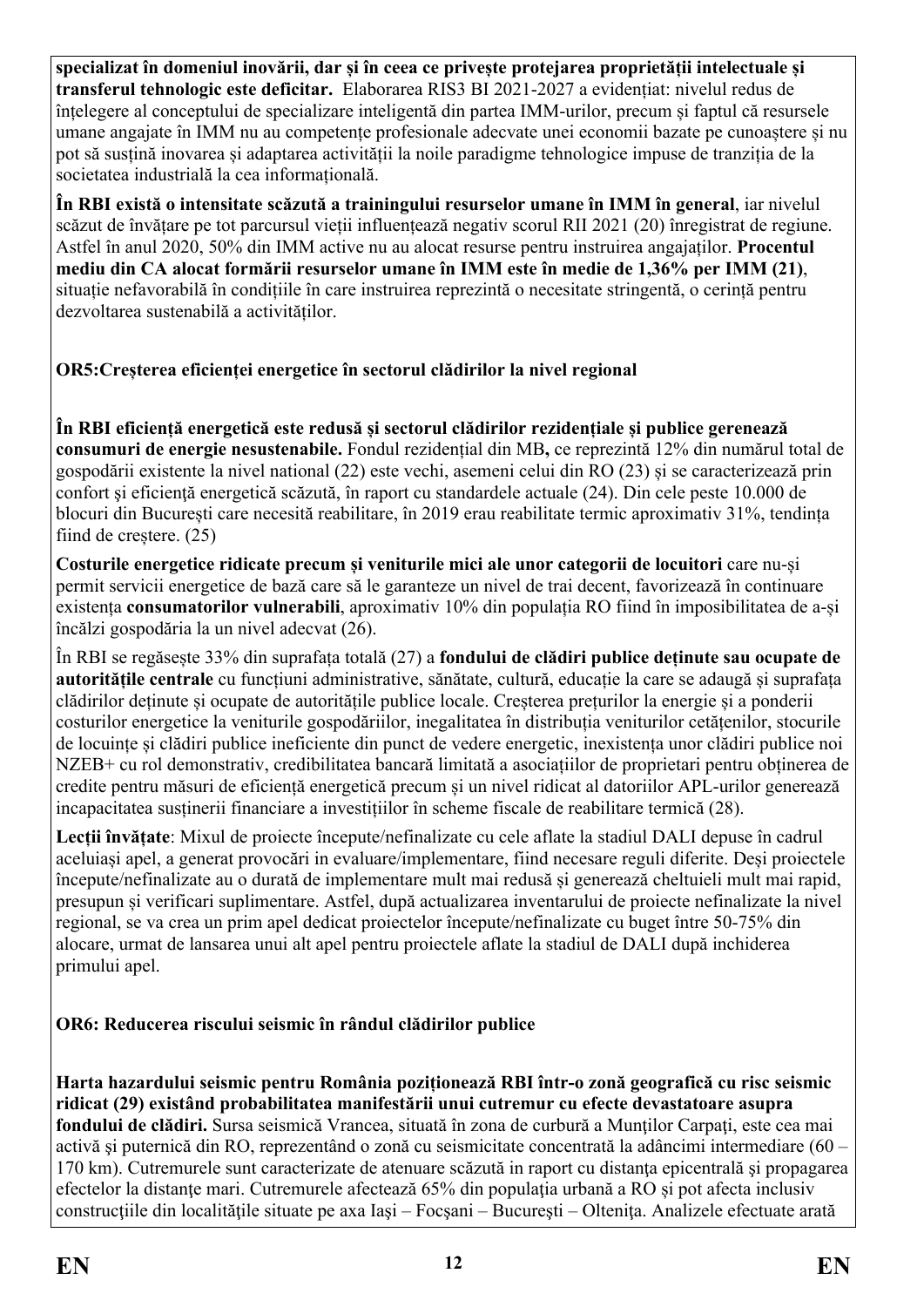**specializat în domeniul inovării, dar și în ceea ce privește protejarea proprietății intelectuale și transferul tehnologic este deficitar.** Elaborarea RIS3 BI 2021-2027 a evidențiat: nivelul redus de înțelegere al conceptului de specializare inteligentă din partea IMM-urilor, precum și faptul că resursele umane angajate în IMM nu au competențe profesionale adecvate unei economii bazate pe cunoaștere și nu pot să susțină inovarea și adaptarea activității la noile paradigme tehnologice impuse de tranziția de la societatea industrială la cea informațională.

**În RBI există o intensitate scăzută a trainingului resurselor umane în IMM în general**, iar nivelul scăzut de învățare pe tot parcursul vieții influențează negativ scorul RII 2021 (20) înregistrat de regiune. Astfel în anul 2020, 50% din IMM active nu au alocat resurse pentru instruirea angajaților. **Procentul mediu din CA alocat formării resurselor umane în IMM este în medie de 1,36% per IMM (21)**, situație nefavorabilă în condițiile în care instruirea reprezintă o necesitate stringentă, o cerință pentru dezvoltarea sustenabilă a activităților.

**OR5:Creșterea eficienței energetice în sectorul clădirilor la nivel regional**

**În RBI eficiență energetică este redusă și sectorul clădirilor rezidențiale și publice gerenează consumuri de energie nesustenabile.** Fondul rezidențial din MB**,** ce reprezintă 12% din numărul total de gospodării existente la nivel national (22) este vechi, asemeni celui din RO (23) și se caracterizează prin confort și eficiență energetică scăzută, în raport cu standardele actuale (24). Din cele peste 10.000 de blocuri din București care necesită reabilitare, în 2019 erau reabilitate termic aproximativ 31%, tendința fiind de creștere. (25)

**Costurile energetice ridicate precum și veniturile mici ale unor categorii de locuitori** care nu-și permit servicii energetice de bază care să le garanteze un nivel de trai decent, favorizează în continuare existența **consumatorilor vulnerabili**, aproximativ 10% din populația RO fiind în imposibilitatea de a-și încălzi gospodăria la un nivel adecvat (26).

În RBI se regăsește 33% din suprafața totală (27) a **fondului de clădiri publice deținute sau ocupate de autoritățile centrale** cu funcțiuni administrative, sănătate, cultură, educație la care se adaugă și suprafața clădirilor deținute și ocupate de autoritățile publice locale. Creșterea prețurilor la energie și a ponderii costurilor energetice la veniturile gospodăriilor, inegalitatea în distribuția veniturilor cetățenilor, stocurile de locuințe și clădiri publice ineficiente din punct de vedere energetic, inexistența unor clădiri publice noi NZEB+ cu rol demonstrativ, credibilitatea bancară limitată a asociațiilor de proprietari pentru obținerea de credite pentru măsuri de eficiență energetică precum și un nivel ridicat al datoriilor APL-urilor generează incapacitatea susținerii financiare a investițiilor în scheme fiscale de reabilitare termică (28).

**Lecții învățate**: Mixul de proiecte începute/nefinalizate cu cele aflate la stadiul DALI depuse în cadrul aceluiași apel, a generat provocări in evaluare/implementare, fiind necesare reguli diferite. Deși proiectele începute/nefinalizate au o durată de implementare mult mai redusă și generează cheltuieli mult mai rapid, presupun și verificari suplimentare. Astfel, după actualizarea inventarului de proiecte nefinalizate la nivel regional, se va crea un prim apel dedicat proiectelor începute/nefinalizate cu buget între 50-75% din alocare, urmat de lansarea unui alt apel pentru proiectele aflate la stadiul de DALI după inchiderea primului apel.

**OR6: Reducerea riscului seismic în rândul clădirilor publice**

**Harta hazardului seismic pentru România poziționează RBI într-o zonă geografică cu risc seismic ridicat (29) existând probabilitatea manifestării unui cutremur cu efecte devastatoare asupra fondului de clădiri.** Sursa seismică Vrancea, situată în zona de curbură a Munților Carpați, este cea mai activă și puternică din RO, reprezentând o zonă cu seismicitate concentrată la adâncimi intermediare (60 – 170 km). Cutremurele sunt caracterizate de atenuare scăzută in raport cu distanța epicentrală și propagarea efectelor la distanțe mari. Cutremurele afectează 65% din populația urbană a RO și pot afecta inclusiv construcțiile din localitățile situate pe axa Iași – Focșani – București – Oltenița. Analizele efectuate arată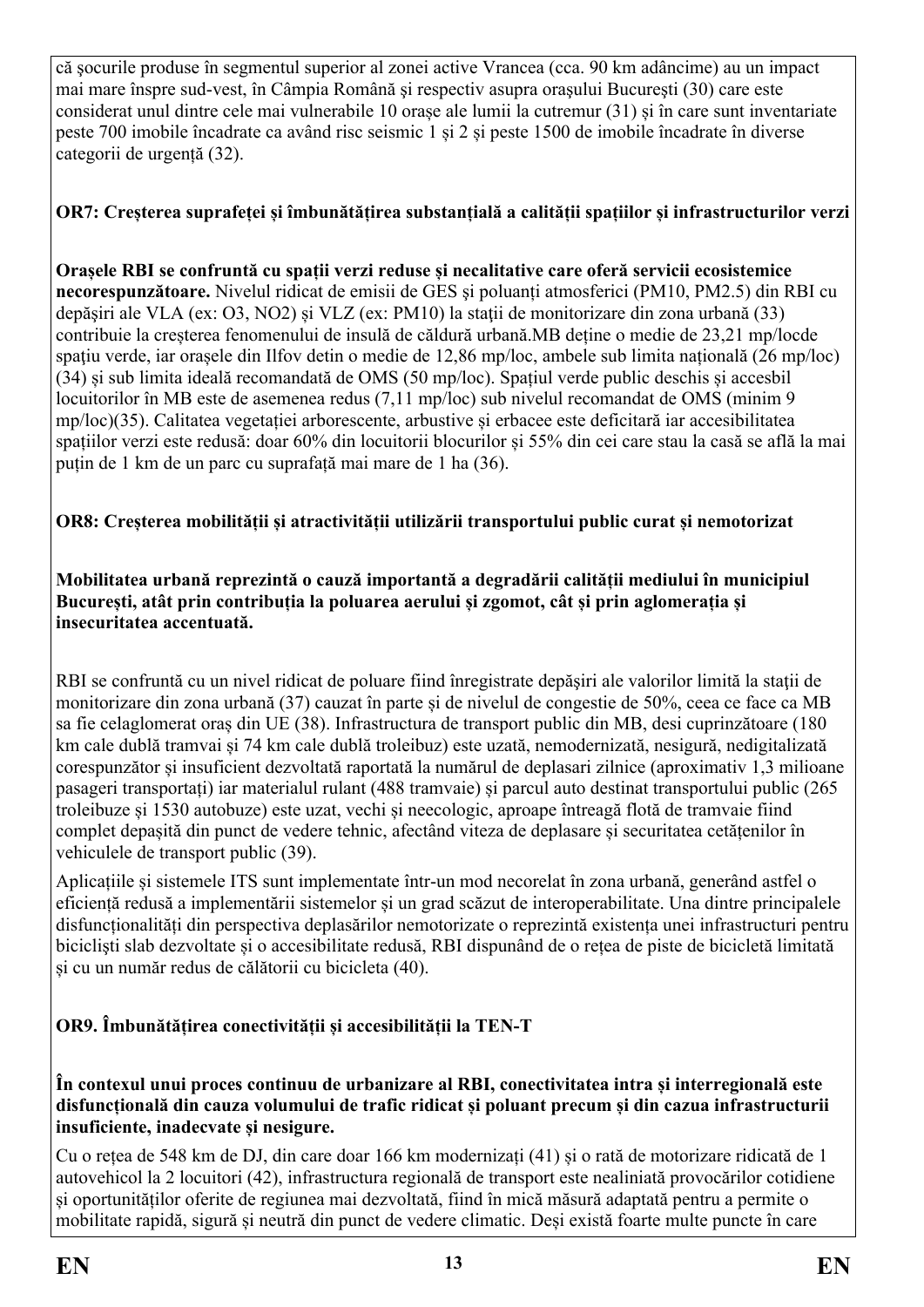că șocurile produse în segmentul superior al zonei active Vrancea (cca. 90 km adâncime) au un impact mai mare înspre sud-vest, în Câmpia Română şi respectiv asupra oraşului Bucureşti (30) care este considerat unul dintre cele mai vulnerabile 10 orașe ale lumii la cutremur (31) și în care sunt inventariate peste 700 imobile încadrate ca având risc seismic 1 și 2 și peste 1500 de imobile încadrate în diverse categorii de urgență (32).

**OR7: Creșterea suprafeței și îmbunătățirea substanțială a calității spațiilor și infrastructurilor verzi**

**Orașele RBI se confruntă cu spații verzi reduse și necalitative care oferă servicii ecosistemice necorespunzătoare.** Nivelul ridicat de emisii de GES și poluanți atmosferici (PM10, PM2.5) din RBI cu depăşiri ale VLA (ex: O3, NO2) şi VLZ (ex: PM10) la staţii de monitorizare din zona urbană (33) contribuie la creșterea fenomenului de insulă de căldură urbană.MB deține o medie de 23,21 mp/locde spațiu verde, iar orașele din Ilfov detin o medie de 12,86 mp/loc, ambele sub limita națională (26 mp/loc) (34) și sub limita ideală recomandată de OMS (50 mp/loc). Spațiul verde public deschis și accesbil locuitorilor în MB este de asemenea redus (7,11 mp/loc) sub nivelul recomandat de OMS (minim 9 mp/loc)(35). Calitatea vegetației arborescente, arbustive și erbacee este deficitară iar accesibilitatea spațiilor verzi este redusă: doar 60% din locuitorii blocurilor și 55% din cei care stau la casă se află la mai puțin de 1 km de un parc cu suprafață mai mare de 1 ha (36).

**OR8: Creșterea mobilității și atractivității utilizării transportului public curat și nemotorizat**

**Mobilitatea urbană reprezintă o cauză importantă a degradării calității mediului în municipiul București, atât prin contribuția la poluarea aerului și zgomot, cât și prin aglomerația și insecuritatea accentuată.**

RBI se confruntă cu un nivel ridicat de poluare fiind înregistrate depășiri ale valorilor limită la stații de monitorizare din zona urbană (37) cauzat în parte și de nivelul de congestie de 50%, ceea ce face ca MB sa fie celaglomerat oraș din UE (38). Infrastructura de transport public din MB, desi cuprinzătoare (180 km cale dublă tramvai și 74 km cale dublă troleibuz) este uzată, nemodernizată, nesigură, nedigitalizată corespunzător și insuficient dezvoltată raportată la numărul de deplasari zilnice (aproximativ 1,3 milioane pasageri transportați) iar materialul rulant (488 tramvaie) și parcul auto destinat transportului public (265 troleibuze și 1530 autobuze) este uzat, vechi și neecologic, aproape întreagă flotă de tramvaie fiind complet depașită din punct de vedere tehnic, afectând viteza de deplasare și securitatea cetățenilor în vehiculele de transport public (39).

Aplicațiile și sistemele ITS sunt implementate într-un mod necorelat în zona urbană, generând astfel o eficiență redusă a implementării sistemelor și un grad scăzut de interoperabilitate. Una dintre principalele disfuncționalități din perspectiva deplasărilor nemotorizate o reprezintă existența unei infrastructuri pentru bicicliști slab dezvoltate și o accesibilitate redusă, RBI dispunând de o rețea de piste de bicicletă limitată și cu un număr redus de călătorii cu bicicleta (40).

**OR9. Îmbunătățirea conectivității și accesibilității la TEN-T**

**În contextul unui proces continuu de urbanizare al RBI, conectivitatea intra și interregională este disfuncțională din cauza volumului de trafic ridicat și poluant precum și din cazua infrastructurii insuficiente, inadecvate și nesigure.**

Cu o rețea de 548 km de DJ, din care doar 166 km modernizați (41) și o rată de motorizare ridicată de 1 autovehicol la 2 locuitori (42), infrastructura regională de transport este nealiniată provocărilor cotidiene și oportunităților oferite de regiunea mai dezvoltată, fiind în mică măsură adaptată pentru a permite o mobilitate rapidă, sigură și neutră din punct de vedere climatic. Deși există foarte multe puncte în care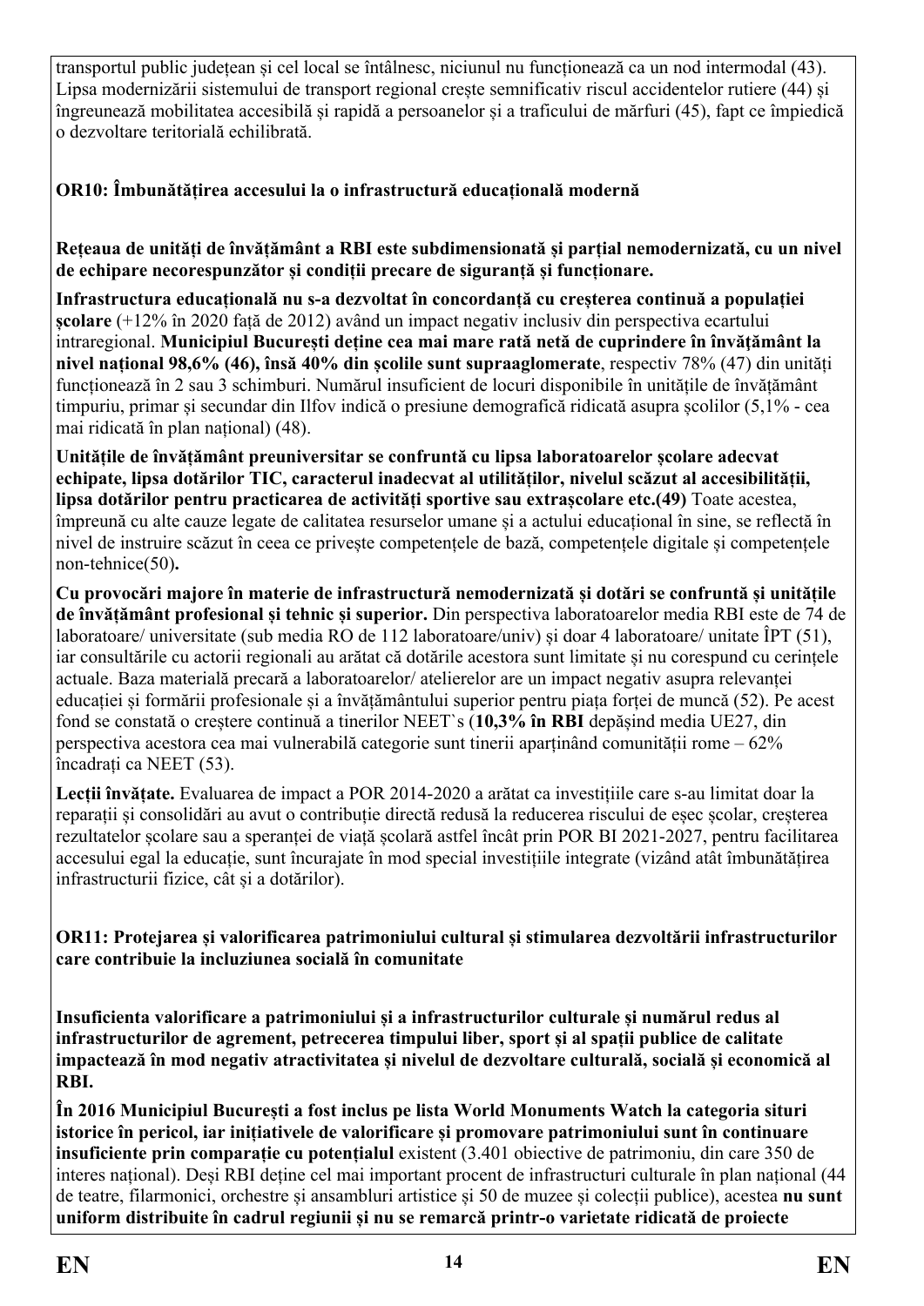transportul public județean și cel local se întâlnesc, niciunul nu funcționează ca un nod intermodal (43). Lipsa modernizării sistemului de transport regional crește semnificativ riscul accidentelor rutiere (44) și îngreunează mobilitatea accesibilă și rapidă a persoanelor și a traficului de mărfuri (45), fapt ce împiedică o dezvoltare teritorială echilibrată.

**OR10: Îmbunătățirea accesului la o infrastructură educațională modernă**

**Rețeaua de unități de învățământ a RBI este subdimensionată și parțial nemodernizată, cu un nivel de echipare necorespunzător și condiții precare de siguranță și funcționare.**

**Infrastructura educațională nu s-a dezvoltat în concordanță cu creșterea continuă a populației școlare** (+12% în 2020 față de 2012) având un impact negativ inclusiv din perspectiva ecartului intraregional. **Municipiul București deține cea mai mare rată netă de cuprindere în învățământ la nivel național 98,6% (46), însă 40% din școlile sunt supraaglomerate**, respectiv 78% (47) din unități funcționează în 2 sau 3 schimburi. Numărul insuficient de locuri disponibile în unitățile de învățământ timpuriu, primar și secundar din Ilfov indică o presiune demografică ridicată asupra școlilor (5,1% - cea mai ridicată în plan național) (48).

**Unitățile de învățământ preuniversitar se confruntă cu lipsa laboratoarelor școlare adecvat echipate, lipsa dotărilor TIC, caracterul inadecvat al utilităților, nivelul scăzut al accesibilității, lipsa dotărilor pentru practicarea de activități sportive sau extrașcolare etc.(49)** Toate acestea, împreună cu alte cauze legate de calitatea resurselor umane și a actului educațional în sine, se reflectă în nivel de instruire scăzut în ceea ce privește competențele de bază, competențele digitale și competențele non-tehnice(50)**.**

**Cu provocări majore în materie de infrastructură nemodernizată și dotări se confruntă și unitățile de învățământ profesional și tehnic și superior.** Din perspectiva laboratoarelor media RBI este de 74 de laboratoare/ universitate (sub media RO de 112 laboratoare/univ) și doar 4 laboratoare/ unitate ÎPT (51), iar consultările cu actorii regionali au arătat că dotările acestora sunt limitate și nu corespund cu cerințele actuale. Baza materială precară a laboratoarelor/ atelierelor are un impact negativ asupra relevanței educației și formării profesionale și a învățământului superior pentru piața forței de muncă (52). Pe acest fond se constată o creștere continuă a tinerilor NEET`s (**10,3% în RBI** depășind media UE27, din perspectiva acestora cea mai vulnerabilă categorie sunt tinerii aparținând comunității rome – 62% încadrați ca NEET (53).

**Lecții învățate.** Evaluarea de impact a POR 2014-2020 a arătat ca investițiile care s-au limitat doar la reparații și consolidări au avut o contribuție directă redusă la reducerea riscului de eșec școlar, creșterea rezultatelor școlare sau a speranței de viață școlară astfel încât prin POR BI 2021-2027, pentru facilitarea accesului egal la educație, sunt încurajate în mod special investițiile integrate (vizând atât îmbunătățirea infrastructurii fizice, cât și a dotărilor).

**OR11: Protejarea și valorificarea patrimoniului cultural și stimularea dezvoltării infrastructurilor care contribuie la incluziunea socială în comunitate**

**Insuficienta valorificare a patrimoniului și a infrastructurilor culturale și numărul redus al infrastructurilor de agrement, petrecerea timpului liber, sport și al spații publice de calitate impactează în mod negativ atractivitatea și nivelul de dezvoltare culturală, socială și economică al RBI.**

**În 2016 Municipiul București a fost inclus pe lista World Monuments Watch la categoria situri istorice în pericol, iar inițiativele de valorificare și promovare patrimoniului sunt în continuare insuficiente prin comparație cu potențialul** existent (3.401 obiective de patrimoniu, din care 350 de interes național). Deși RBI deține cel mai important procent de infrastructuri culturale în plan național (44 de teatre, filarmonici, orchestre și ansambluri artistice și 50 de muzee și colecții publice), acestea **nu sunt uniform distribuite în cadrul regiunii și nu se remarcă printr-o varietate ridicată de proiecte**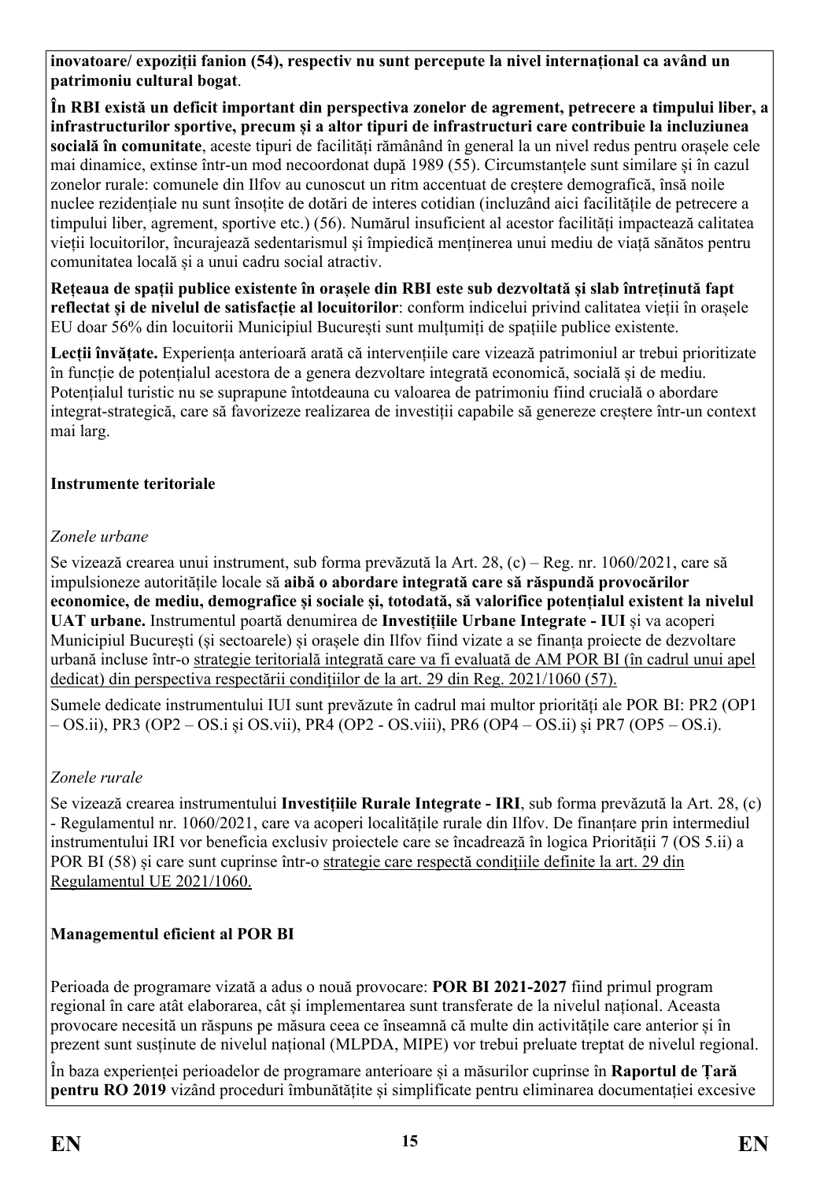**inovatoare/ expoziții fanion (54), respectiv nu sunt percepute la nivel internațional ca având un patrimoniu cultural bogat**.

**În RBI există un deficit important din perspectiva zonelor de agrement, petrecere a timpului liber, a infrastructurilor sportive, precum și a altor tipuri de infrastructuri care contribuie la incluziunea socială în comunitate**, aceste tipuri de facilități rămânând în general la un nivel redus pentru orașele cele mai dinamice, extinse într-un mod necoordonat după 1989 (55). Circumstanțele sunt similare și în cazul zonelor rurale: comunele din Ilfov au cunoscut un ritm accentuat de creștere demografică, însă noile nuclee rezidențiale nu sunt însoțite de dotări de interes cotidian (incluzând aici facilitățile de petrecere a timpului liber, agrement, sportive etc.) (56). Numărul insuficient al acestor facilități impactează calitatea vieții locuitorilor, încurajează sedentarismul și împiedică menținerea unui mediu de viață sănătos pentru comunitatea locală și a unui cadru social atractiv.

**Rețeaua de spații publice existente în orașele din RBI este sub dezvoltată și slab întreținută fapt reflectat și de nivelul de satisfacție al locuitorilor**: conform indicelui privind calitatea vieții în orașele EU doar 56% din locuitorii Municipiul București sunt mulțumiți de spațiile publice existente.

**Lecții învățate.** Experiența anterioară arată că intervențiile care vizează patrimoniul ar trebui prioritizate în funcție de potențialul acestora de a genera dezvoltare integrată economică, socială și de mediu. Potențialul turistic nu se suprapune întotdeauna cu valoarea de patrimoniu fiind crucială o abordare integrat-strategică, care să favorizeze realizarea de investiții capabile să genereze creștere într-un context mai larg.

**Instrumente teritoriale**

*Zonele urbane*

Se vizează crearea unui instrument, sub forma prevăzută la Art. 28, (c) – Reg. nr. 1060/2021, care să impulsioneze autoritățile locale să **aibă o abordare integrată care să răspundă provocărilor economice, de mediu, demografice și sociale și, totodată, să valorifice potențialul existent la nivelul UAT urbane.** Instrumentul poartă denumirea de **Investițiile Urbane Integrate - IUI** și va acoperi Municipiul București (și sectoarele) și orașele din Ilfov fiind vizate a se finanța proiecte de dezvoltare urbană incluse într-o strategie teritorială integrată care va fi evaluată de AM POR BI (în cadrul unui apel dedicat) din perspectiva respectării condițiilor de la art. 29 din Reg. 2021/1060 (57).

Sumele dedicate instrumentului IUI sunt prevăzute în cadrul mai multor priorități ale POR BI: PR2 (OP1 – OS.ii), PR3 (OP2 – OS.i și OS.vii), PR4 (OP2 - OS.viii), PR6 (OP4 – OS.ii) și PR7 (OP5 – OS.i).

*Zonele rurale*

Se vizează crearea instrumentului **Investițiile Rurale Integrate - IRI**, sub forma prevăzută la Art. 28, (c) - Regulamentul nr. 1060/2021, care va acoperi localitățile rurale din Ilfov. De finanțare prin intermediul instrumentului IRI vor beneficia exclusiv proiectele care se încadrează în logica Priorității 7 (OS 5.ii) a POR BI (58) și care sunt cuprinse într-o strategie care respectă condițiile definite la art. 29 din Regulamentul UE 2021/1060.

**Managementul eficient al POR BI**

Perioada de programare vizată a adus o nouă provocare: **POR BI 2021-2027** fiind primul program regional în care atât elaborarea, cât și implementarea sunt transferate de la nivelul național. Aceasta provocare necesită un răspuns pe măsura ceea ce înseamnă că multe din activitățile care anterior și în prezent sunt susținute de nivelul național (MLPDA, MIPE) vor trebui preluate treptat de nivelul regional.

În baza experienței perioadelor de programare anterioare și a măsurilor cuprinse în **Raportul de Țară pentru RO 2019** vizând proceduri îmbunătățite și simplificate pentru eliminarea documentației excesive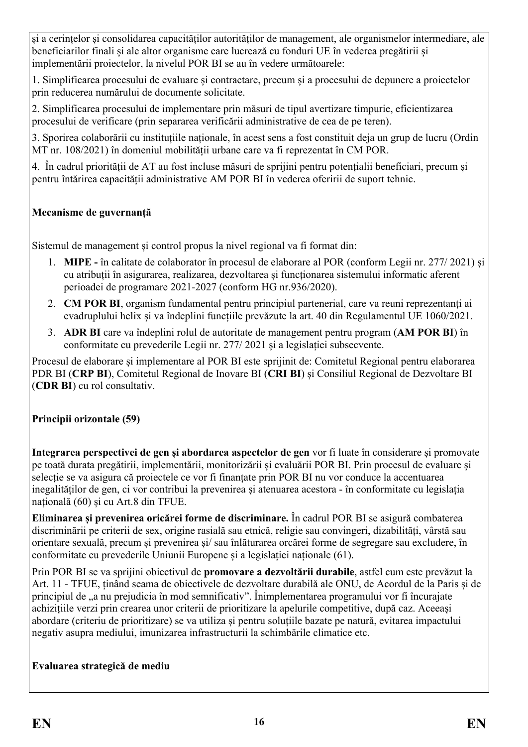și a cerințelor și consolidarea capacităților autorităților de management, ale organismelor intermediare, ale beneficiarilor finali și ale altor organisme care lucrează cu fonduri UE în vederea pregătirii și implementării proiectelor, la nivelul POR BI se au în vedere următoarele:

1. Simplificarea procesului de evaluare și contractare, precum și a procesului de depunere a proiectelor prin reducerea numărului de documente solicitate.

2. Simplificarea procesului de implementare prin măsuri de tipul avertizare timpurie, eficientizarea procesului de verificare (prin separarea verificării administrative de cea de pe teren).

3. Sporirea colaborării cu instituțiile naționale, în acest sens a fost constituit deja un grup de lucru (Ordin MT nr. 108/2021) în domeniul mobilității urbane care va fi reprezentat în CM POR.

4. În cadrul priorității de AT au fost incluse măsuri de sprijini pentru potențialii beneficiari, precum și pentru întărirea capacității administrative AM POR BI în vederea oferirii de suport tehnic.

**Mecanisme de guvernanță**

Sistemul de management și control propus la nivel regional va fi format din:

1. **MIPE -** în calitate de colaborator în procesul de elaborare al POR (conform Legii nr. 277/ 2021) și cu atribuții în asigurarea, realizarea, dezvoltarea și funcționarea sistemului informatic aferent perioadei de programare 2021-2027 (conform HG nr.936/2020).
2. **CM POR BI**, organism fundamental pentru principiul partenerial, care va reuni reprezentanți ai cvadruplului helix și va îndeplini funcțiile prevăzute la art. 40 din Regulamentul UE 1060/2021.
3. **ADR BI** care va îndeplini rolul de autoritate de management pentru program (**AM POR BI**) în conformitate cu prevederile Legii nr. 277/ 2021 și a legislației subsecvente.

Procesul de elaborare și implementare al POR BI este sprijinit de: Comitetul Regional pentru elaborarea PDR BI (**CRP BI**), Comitetul Regional de Inovare BI (**CRI BI**) și Consiliul Regional de Dezvoltare BI (**CDR BI**) cu rol consultativ.

**Principii orizontale (59)**

**Integrarea perspectivei de gen și abordarea aspectelor de gen** vor fi luate în considerare și promovate pe toată durata pregătirii, implementării, monitorizării și evaluării POR BI. Prin procesul de evaluare și selecție se va asigura că proiectele ce vor fi finanțate prin POR BI nu vor conduce la accentuarea inegalităților de gen, ci vor contribui la prevenirea și atenuarea acestora - în conformitate cu legislația națională (60) și cu Art.8 din TFUE.

**Eliminarea și prevenirea oricărei forme de discriminare.** În cadrul POR BI se asigură combaterea discriminării pe criterii de sex, origine rasială sau etnică, religie sau convingeri, dizabilități, vârstă sau orientare sexuală, precum și prevenirea și/ sau înlăturarea orcărei forme de segregare sau excludere, în conformitate cu prevederile Uniunii Europene și a legislației naționale (61).

Prin POR BI se va sprijini obiectivul de **promovare a dezvoltării durabile**, astfel cum este prevăzut la Art. 11 - TFUE, ținând seama de obiectivele de dezvoltare durabilă ale ONU, de Acordul de la Paris și de principiul de „a nu prejudicia în mod semnificativ". Înimplementarea programului vor fi încurajate achizițiile verzi prin crearea unor criterii de prioritizare la apelurile competitive, după caz. Aceeași abordare (criteriu de prioritizare) se va utiliza și pentru soluțiile bazate pe natură, evitarea impactului negativ asupra mediului, imunizarea infrastructurii la schimbările climatice etc.

**Evaluarea strategică de mediu**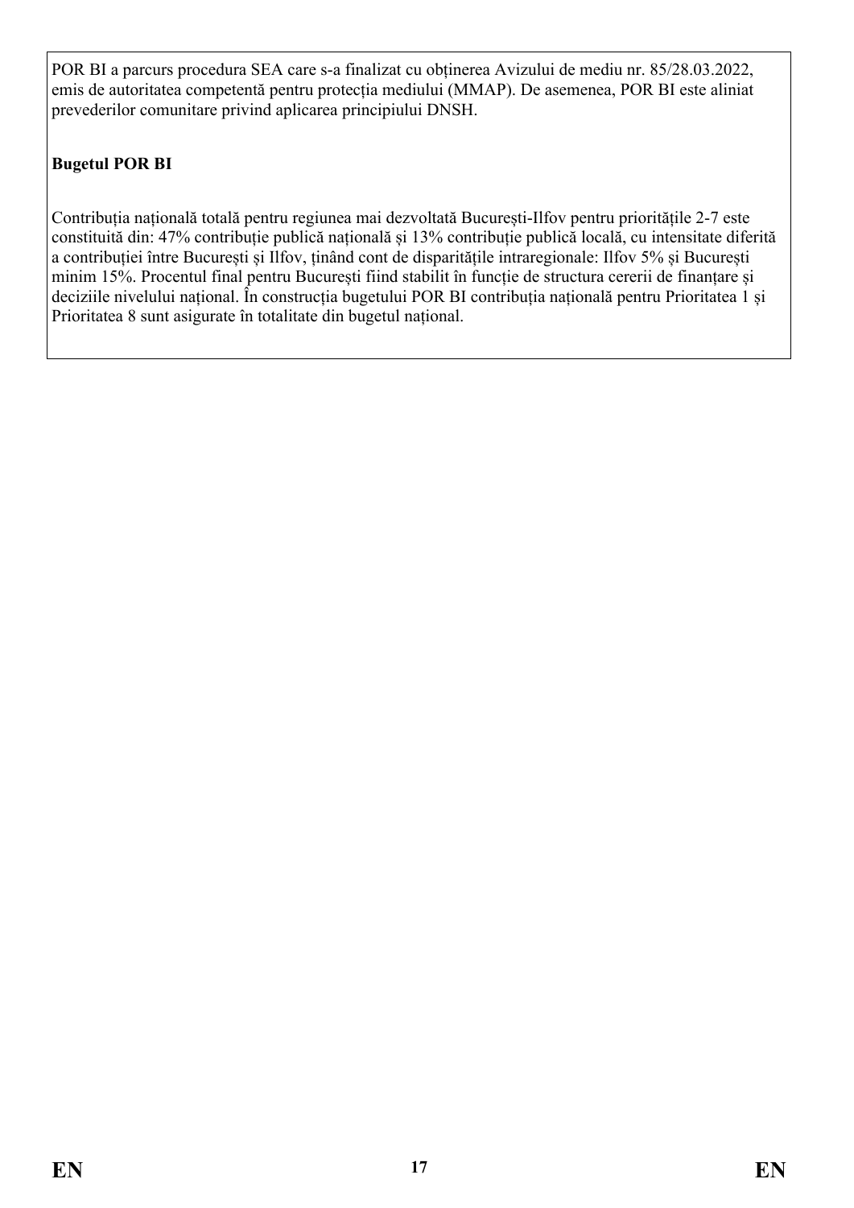POR BI a parcurs procedura SEA care s-a finalizat cu obținerea Avizului de mediu nr. 85/28.03.2022, emis de autoritatea competentă pentru protecția mediului (MMAP). De asemenea, POR BI este aliniat prevederilor comunitare privind aplicarea principiului DNSH.

**Bugetul POR BI**

Contribuția națională totală pentru regiunea mai dezvoltată București-Ilfov pentru prioritățile 2-7 este constituită din: 47% contribuție publică națională și 13% contribuție publică locală, cu intensitate diferită a contribuției între București și Ilfov, ținând cont de disparitățile intraregionale: Ilfov 5% și București minim 15%. Procentul final pentru București fiind stabilit în funcție de structura cererii de finanțare și deciziile nivelului național. În construcția bugetului POR BI contribuția națională pentru Prioritatea 1 și Prioritatea 8 sunt asigurate în totalitate din bugetul național.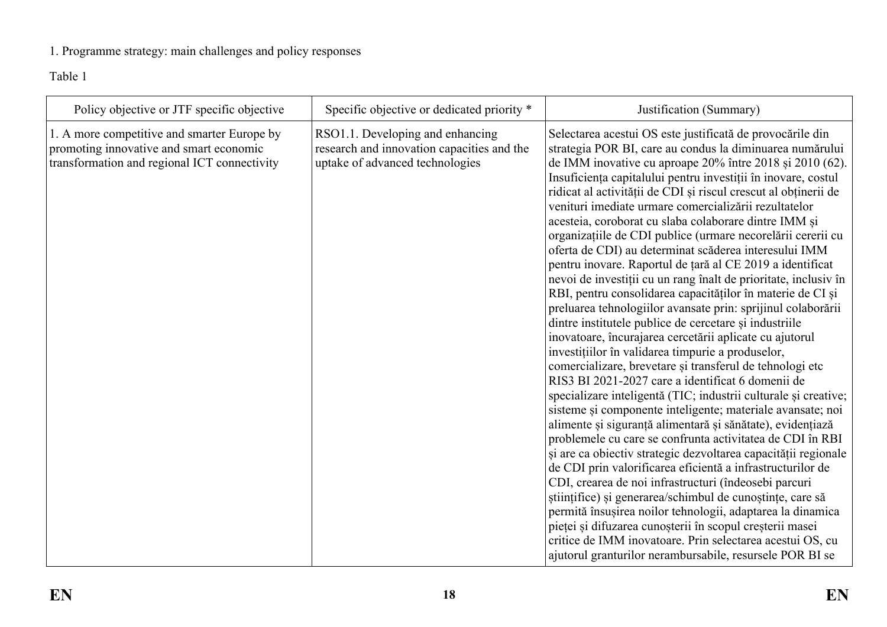1. Programme strategy: main challenges and policy responses

Table 1

| Policy objective or JTF specific objective | Specific objective or dedicated priority * | Justification (Summary) |
| --- | --- | --- |
| 1. A more competitive and smarter Europe by promoting innovative and smart economic transformation and regional ICT connectivity | RSO1.1. Developing and enhancing research and innovation capacities and the uptake of advanced technologies | Selectarea acestui OS este justificată de provocările din strategia POR BI, care au condus la diminuarea numărului de IMM inovative cu aproape 20% între 2018 și 2010 (62). Insuficiența capitalului pentru investiții în inovare, costul ridicat al activității de CDI și riscul crescut al obținerii de venituri imediate urmare comercializării rezultatelor acesteia, coroborat cu slaba colaborare dintre IMM și organizațiile de CDI publice (urmare necorelării cererii cu oferta de CDI) au determinat scăderea interesului IMM pentru inovare. Raportul de țară al CE 2019 a identificat nevoi de investiții cu un rang înalt de prioritate, inclusiv în RBI, pentru consolidarea capacităților în materie de CI și preluarea tehnologiilor avansate prin: sprijinul colaborării dintre institutele publice de cercetare și industriile inovatoare, încurajarea cercetării aplicate cu ajutorul investițiilor în validarea timpurie a produselor, comercializare, brevetare și transferul de tehnologi etc RIS3 BI 2021-2027 care a identificat 6 domenii de specializare inteligentă (TIC; industrii culturale și creative; sisteme și componente inteligente; materiale avansate; noi alimente și siguranță alimentară și sănătate), evidențiază problemele cu care se confrunta activitatea de CDI în RBI și are ca obiectiv strategic dezvoltarea capacității regionale de CDI prin valorificarea eficientă a infrastructurilor de CDI, crearea de noi infrastructuri (îndeosebi parcuri științifice) și generarea/schimbul de cunoștințe, care să permită însușirea noilor tehnologii, adaptarea la dinamica pieței și difuzarea cunoașterii în scopul creșterii masei critice de IMM inovatoare. Prin selectarea acestui OS, cu ajutorul granturilor nerambursabile, resursele POR BI se |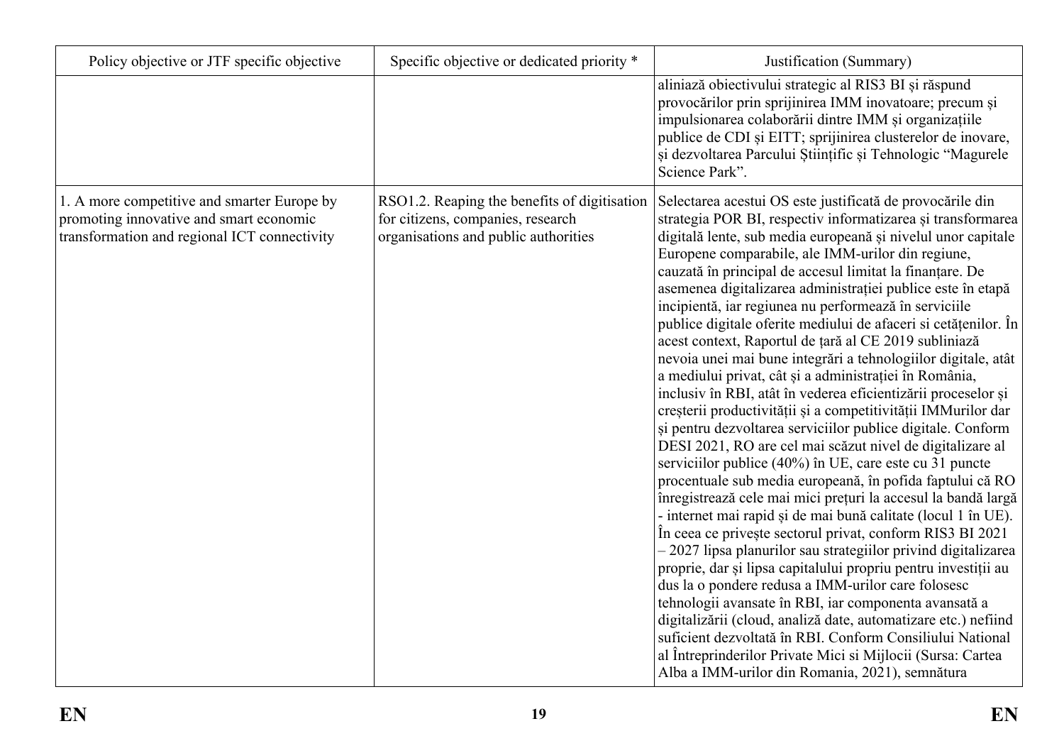| Policy objective or JTF specific objective | Specific objective or dedicated priority * | Justification (Summary) |
|---|---|---|
| | | aliniază obiectivului strategic al RIS3 BI și răspund provocărilor prin sprijinirea IMM inovatoare; precum și impulsionarea colaborării dintre IMM și organizațiile publice de CDI și EITT; sprijinirea clusterelor de inovare, și dezvoltarea Parcului Științific și Tehnologic "Magurele Science Park". |
| 1. A more competitive and smarter Europe by promoting innovative and smart economic transformation and regional ICT connectivity | RSO1.2. Reaping the benefits of digitisation for citizens, companies, research organisations and public authorities | Selectarea acestui OS este justificată de provocările din strategia POR BI, respectiv informatizarea și transformarea digitală lente, sub media europeană și nivelul unor capitale Europene comparabile, ale IMM-urilor din regiune, cauzată în principal de accesul limitat la finanțare. De asemenea digitalizarea administrației publice este în etapă incipientă, iar regiunea nu performează în serviciile publice digitale oferite mediului de afaceri si cetățenilor. În acest context, Raportul de țară al CE 2019 subliniază nevoia unei mai bune integrări a tehnologiilor digitale, atât a mediului privat, cât și a administrației în România, inclusiv în RBI, atât în vederea eficientizării proceselor și creșterii productivității și a competitivității IMMurilor dar și pentru dezvoltarea serviciilor publice digitale. Conform DESI 2021, RO are cel mai scăzut nivel de digitalizare al serviciilor publice (40%) în UE, care este cu 31 puncte procentuale sub media europeană, în pofida faptului că RO înregistrează cele mai mici prețuri la accesul la bandă largă - internet mai rapid și de mai bună calitate (locul 1 în UE). În ceea ce privește sectorul privat, conform RIS3 BI 2021 – 2027 lipsa planurilor sau strategiilor privind digitalizarea proprie, dar și lipsa capitalului propriu pentru investiții au dus la o pondere redusa a IMM-urilor care folosesc tehnologii avansate în RBI, iar componenta avansată a digitalizării (cloud, analiză date, automatizare etc.) nefiind suficient dezvoltată în RBI. Conform Consiliului National al Întreprinderilor Private Mici si Mijlocii (Sursa: Cartea Alba a IMM-urilor din Romania, 2021), semnătura |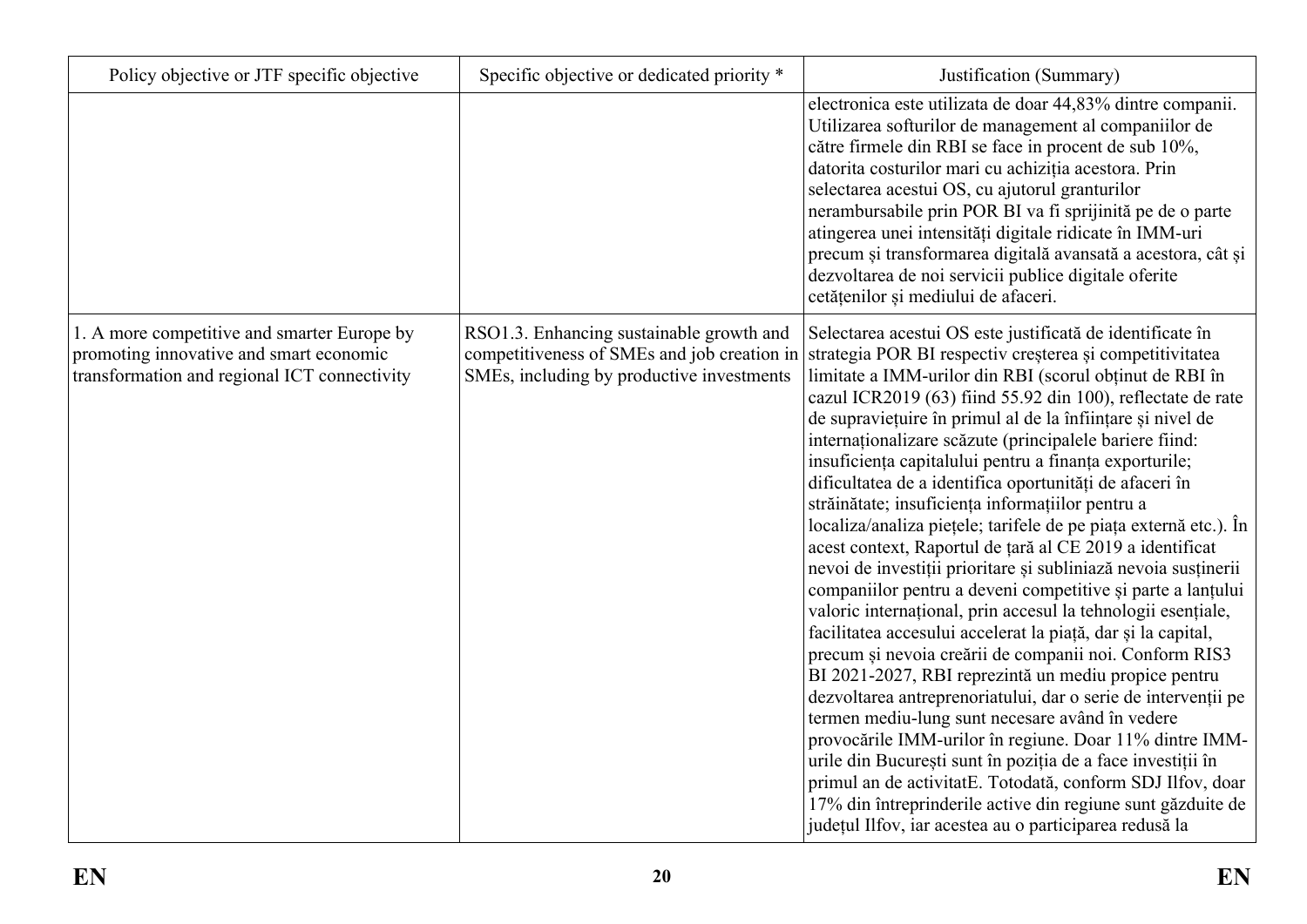| Policy objective or JTF specific objective | Specific objective or dedicated priority * | Justification (Summary) |
|---|---|---|
| | | electronica este utilizata de doar 44,83% dintre companii. Utilizarea softurilor de management al companiilor de către firmele din RBI se face in procent de sub 10%, datorita costurilor mari cu achiziția acestora. Prin selectarea acestui OS, cu ajutorul granturilor nerambursabile prin POR BI va fi sprijinită pe de o parte atingerea unei intensități digitale ridicate în IMM-uri precum și transformarea digitală avansată a acestora, cât și dezvoltarea de noi servicii publice digitale oferite cetățenilor și mediului de afaceri. |
| 1. A more competitive and smarter Europe by promoting innovative and smart economic transformation and regional ICT connectivity | RSO1.3. Enhancing sustainable growth and competitiveness of SMEs and job creation in SMEs, including by productive investments | Selectarea acestui OS este justificată de identificate în strategia POR BI respectiv creșterea și competitivitatea limitate a IMM-urilor din RBI (scorul obținut de RBI în cazul ICR2019 (63) fiind 55.92 din 100), reflectate de rate de supraviețuire în primul al de la înființare și nivel de internaționalizare scăzute (principalele bariere fiind: insuficiența capitalului pentru a finanța exporturile; dificultatea de a identifica oportunități de afaceri în străinătate; insuficiența informațiilor pentru a localiza/analiza piețele; tarifele de pe piața externă etc.). În acest context, Raportul de țară al CE 2019 a identificat nevoi de investiții prioritare și subliniază nevoia susținerii companiilor pentru a deveni competitive și parte a lanțului valoric internațional, prin accesul la tehnologii esențiale, facilitatea accesului accelerat la piață, dar și la capital, precum și nevoia creării de companii noi. Conform RIS3 BI 2021-2027, RBI reprezintă un mediu propice pentru dezvoltarea antreprenoriatului, dar o serie de intervenții pe termen mediu-lung sunt necesare având în vedere provocările IMM-urilor în regiune. Doar 11% dintre IMM-urile din București sunt în poziția de a face investiții în primul an de activitatE. Totodată, conform SDJ Ilfov, doar 17% din întreprinderile active din regiune sunt găzduite de județul Ilfov, iar acestea au o participarea redusă la |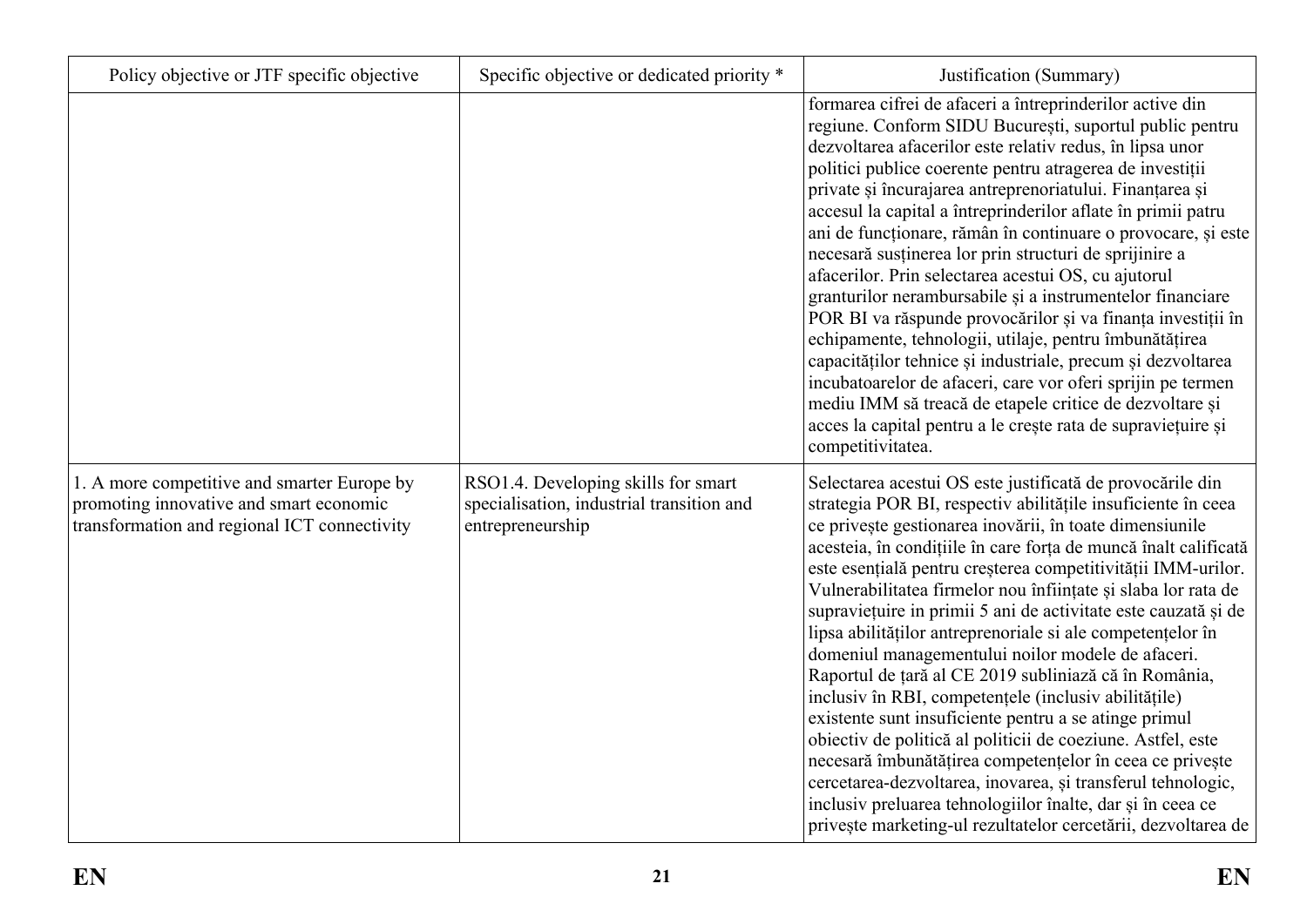| Policy objective or JTF specific objective | Specific objective or dedicated priority * | Justification (Summary) |
| --- | --- | --- |
| | | formarea cifrei de afaceri a întreprinderilor active din regiune. Conform SIDU București, suportul public pentru dezvoltarea afacerilor este relativ redus, în lipsa unor politici publice coerente pentru atragerea de investiții private și încurajarea antreprenoriatului. Finanțarea și accesul la capital a întreprinderilor aflate în primii patru ani de funcționare, rămân în continuare o provocare, și este necesară susținerea lor prin structuri de sprijinire a afacerilor. Prin selectarea acestui OS, cu ajutorul granturilor nerambursabile și a instrumentelor financiare POR BI va răspunde provocărilor și va finanța investiții în echipamente, tehnologii, utilaje, pentru îmbunătățirea capacităților tehnice și industriale, precum și dezvoltarea incubatoarelor de afaceri, care vor oferi sprijin pe termen mediu IMM să treacă de etapele critice de dezvoltare și acces la capital pentru a le crește rata de supraviețuire și competitivitatea. |
| 1. A more competitive and smarter Europe by promoting innovative and smart economic transformation and regional ICT connectivity | RSO1.4. Developing skills for smart specialisation, industrial transition and entrepreneurship | Selectarea acestui OS este justificată de provocările din strategia POR BI, respectiv abilitățile insuficiente în ceea ce privește gestionarea inovării, în toate dimensiunile acesteia, în condițiile în care forța de muncă înalt calificată este esențială pentru creșterea competitivității IMM-urilor. Vulnerabilitatea firmelor nou înființate și slaba lor rata de supraviețuire in primii 5 ani de activitate este cauzată și de lipsa abilităților antreprenoriale si ale competențelor în domeniul managementului noilor modele de afaceri. Raportul de țară al CE 2019 subliniază că în România, inclusiv în RBI, competențele (inclusiv abilitățile) existente sunt insuficiente pentru a se atinge primul obiectiv de politică al politicii de coeziune. Astfel, este necesară îmbunătățirea competențelor în ceea ce privește cercetarea-dezvoltarea, inovarea, și transferul tehnologic, inclusiv preluarea tehnologiilor înalte, dar și în ceea ce privește marketing-ul rezultatelor cercetării, dezvoltarea de |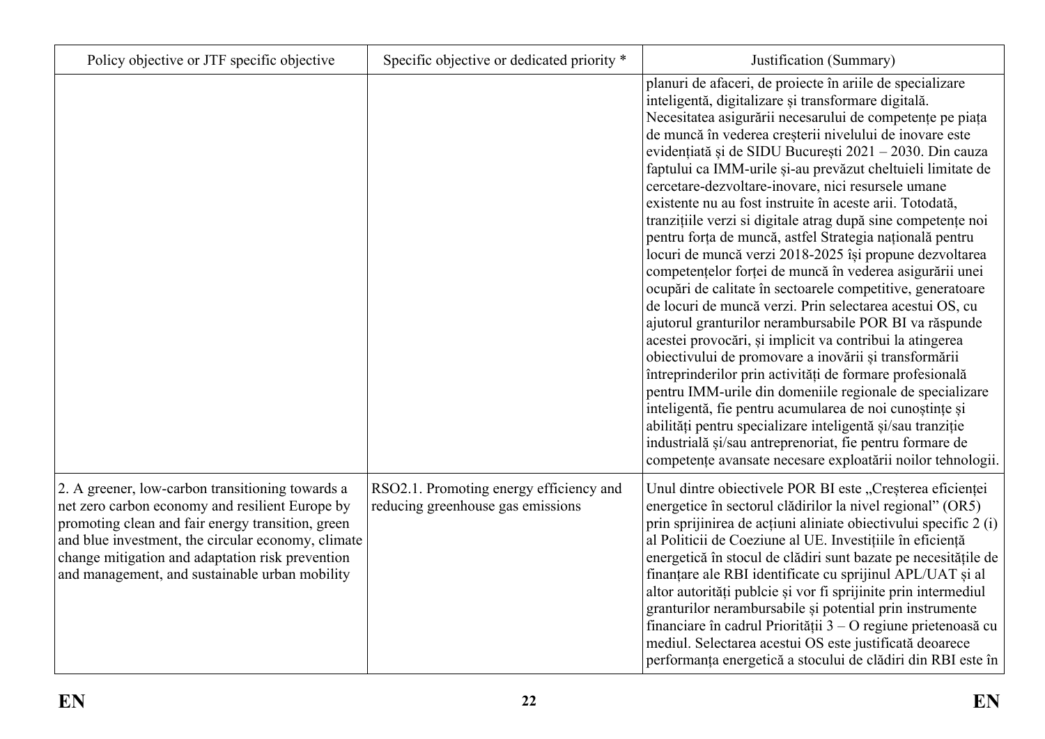| Policy objective or JTF specific objective | Specific objective or dedicated priority * | Justification (Summary) |
| --- | --- | --- |
| | | planuri de afaceri, de proiecte în ariile de specializare inteligentă, digitalizare și transformare digitală. Necesitatea asigurării necesarului de competențe pe piața de muncă în vederea creșterii nivelului de inovare este evidențiată și de SIDU București 2021 – 2030. Din cauza faptului ca IMM-urile și-au prevăzut cheltuieli limitate de cercetare-dezvoltare-inovare, nici resursele umane existente nu au fost instruite în aceste arii. Totodată, tranzițiile verzi si digitale atrag după sine competențe noi pentru forța de muncă, astfel Strategia națională pentru locuri de muncă verzi 2018-2025 își propune dezvoltarea competențelor forței de muncă în vederea asigurării unei ocupări de calitate în sectoarele competitive, generatoare de locuri de muncă verzi. Prin selectarea acestui OS, cu ajutorul granturilor nerambursabile POR BI va răspunde acestei provocări, și implicit va contribui la atingerea obiectivului de promovare a inovării și transformării întreprinderilor prin activități de formare profesională pentru IMM-urile din domeniile regionale de specializare inteligentă, fie pentru acumularea de noi cunoștințe și abilități pentru specializare inteligentă și/sau tranziție industrială și/sau antreprenoriat, fie pentru formare de competențe avansate necesare exploatării noilor tehnologii. |
| 2. A greener, low-carbon transitioning towards a net zero carbon economy and resilient Europe by promoting clean and fair energy transition, green and blue investment, the circular economy, climate change mitigation and adaptation risk prevention and management, and sustainable urban mobility | RSO2.1. Promoting energy efficiency and reducing greenhouse gas emissions | Unul dintre obiectivele POR BI este „Creșterea eficienței energetice în sectorul clădirilor la nivel regional" (OR5) prin sprijinirea de acțiuni aliniate obiectivului specific 2 (i) al Politicii de Coeziune al UE. Investițiile în eficiență energetică în stocul de clădiri sunt bazate pe necesitățile de finanțare ale RBI identificate cu sprijinul APL/UAT și al altor autorități publcie și vor fi sprijinite prin intermediul granturilor nerambursabile și potential prin instrumente financiare în cadrul Priorității 3 – O regiune prietenoasă cu mediul. Selectarea acestui OS este justificată deoarece performanța energetică a stocului de clădiri din RBI este în |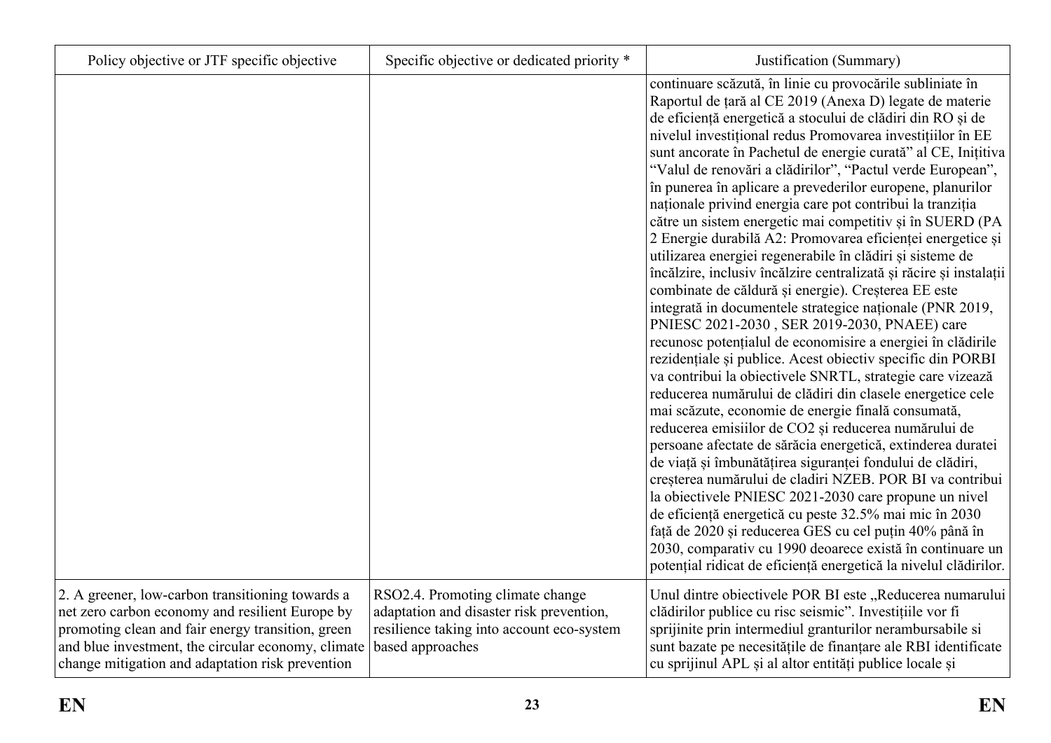| Policy objective or JTF specific objective | Specific objective or dedicated priority * | Justification (Summary) |
| --- | --- | --- |
| | | continuare scăzută, în linie cu provocările subliniate în Raportul de țară al CE 2019 (Anexa D) legate de materie de eficiență energetică a stocului de clădiri din RO și de nivelul investițional redus Promovarea investițiilor în EE sunt ancorate în Pachetul de energie curată" al CE, Inițitiva "Valul de renovări a clădirilor", "Pactul verde European", în punerea în aplicare a prevederilor europene, planurilor naționale privind energia care pot contribui la tranziția către un sistem energetic mai competitiv și în SUERD (PA 2 Energie durabilă A2: Promovarea eficienței energetice și utilizarea energiei regenerabile în clădiri și sisteme de încălzire, inclusiv încălzire centralizată și răcire și instalații combinate de căldură și energie). Creșterea EE este integrată in documentele strategice naționale (PNR 2019, PNIESC 2021-2030 , SER 2019-2030, PNAEE) care recunosc potențialul de economisire a energiei în clădirile rezidențiale și publice. Acest obiectiv specific din PORBI va contribui la obiectivele SNRTL, strategie care vizează reducerea numărului de clădiri din clasele energetice cele mai scăzute, economie de energie finală consumată, reducerea emisiilor de CO2 și reducerea numărului de persoane afectate de sărăcia energetică, extinderea duratei de viață și îmbunătățirea siguranței fondului de clădiri, creșterea numărului de cladiri NZEB. POR BI va contribui la obiectivele PNIESC 2021-2030 care propune un nivel de eficiență energetică cu peste 32.5% mai mic în 2030 față de 2020 și reducerea GES cu cel puțin 40% până în 2030, comparativ cu 1990 deoarece există în continuare un potențial ridicat de eficiență energetică la nivelul clădirilor. |
| 2. A greener, low-carbon transitioning towards a net zero carbon economy and resilient Europe by promoting clean and fair energy transition, green and blue investment, the circular economy, climate change mitigation and adaptation risk prevention | RSO2.4. Promoting climate change adaptation and disaster risk prevention, resilience taking into account eco-system based approaches | Unul dintre obiectivele POR BI este „Reducerea numarului clădirilor publice cu risc seismic". Investițiile vor fi sprijinite prin intermediul granturilor nerambursabile si sunt bazate pe necesitățile de finanțare ale RBI identificate cu sprijinul APL și al altor entități publice locale și |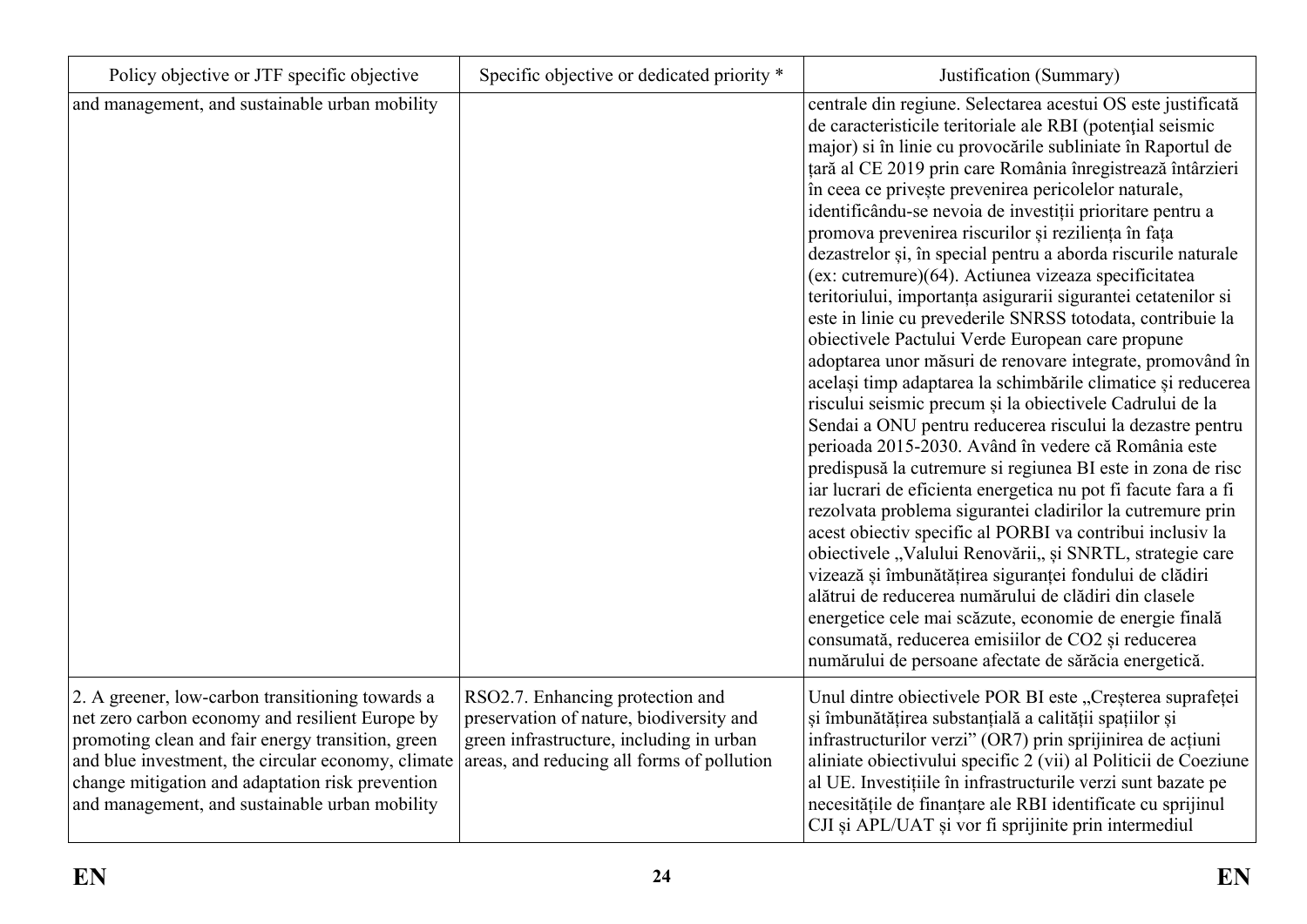| Policy objective or JTF specific objective | Specific objective or dedicated priority * | Justification (Summary) |
| --- | --- | --- |
| and management, and sustainable urban mobility | | centrale din regiune. Selectarea acestui OS este justificată de caracteristicile teritoriale ale RBI (potențial seismic major) si în linie cu provocările subliniate în Raportul de țară al CE 2019 prin care România înregistrează întârzieri în ceea ce privește prevenirea pericolelor naturale, identificându-se nevoia de investiții prioritare pentru a promova prevenirea riscurilor și reziliența în fața dezastrelor și, în special pentru a aborda riscurile naturale (ex: cutremure)(64). Actiunea vizeaza specificitatea teritoriului, importanța asigurarii sigurantei cetatenilor si este in linie cu prevederile SNRSS totodata, contribuie la obiectivele Pactului Verde European care propune adoptarea unor măsuri de renovare integrate, promovând în același timp adaptarea la schimbările climatice și reducerea riscului seismic precum și la obiectivele Cadrului de la Sendai a ONU pentru reducerea riscului la dezastre pentru perioada 2015-2030. Având în vedere că România este predispusă la cutremure si regiunea BI este in zona de risc iar lucrari de eficienta energetica nu pot fi facute fara a fi rezolvata problema sigurantei cladirilor la cutremure prin acest obiectiv specific al PORBI va contribui inclusiv la obiectivele „Valului Renovării,, și SNRTL, strategie care vizează și îmbunătățirea siguranței fondului de clădiri alătrui de reducerea numărului de clădiri din clasele energetice cele mai scăzute, economie de energie finală consumată, reducerea emisiilor de CO2 și reducerea numărului de persoane afectate de sărăcia energetică. |
| 2. A greener, low-carbon transitioning towards a net zero carbon economy and resilient Europe by promoting clean and fair energy transition, green and blue investment, the circular economy, climate change mitigation and adaptation risk prevention and management, and sustainable urban mobility | RSO2.7. Enhancing protection and preservation of nature, biodiversity and green infrastructure, including in urban areas, and reducing all forms of pollution | Unul dintre obiectivele POR BI este „Creșterea suprafeței și îmbunătățirea substanțială a calității spațiilor și infrastructurilor verzi" (OR7) prin sprijinirea de acțiuni aliniate obiectivului specific 2 (vii) al Politicii de Coeziune al UE. Investițiile în infrastructurile verzi sunt bazate pe necesitățile de finanțare ale RBI identificate cu sprijinul CJI și APL/UAT și vor fi sprijinite prin intermediul |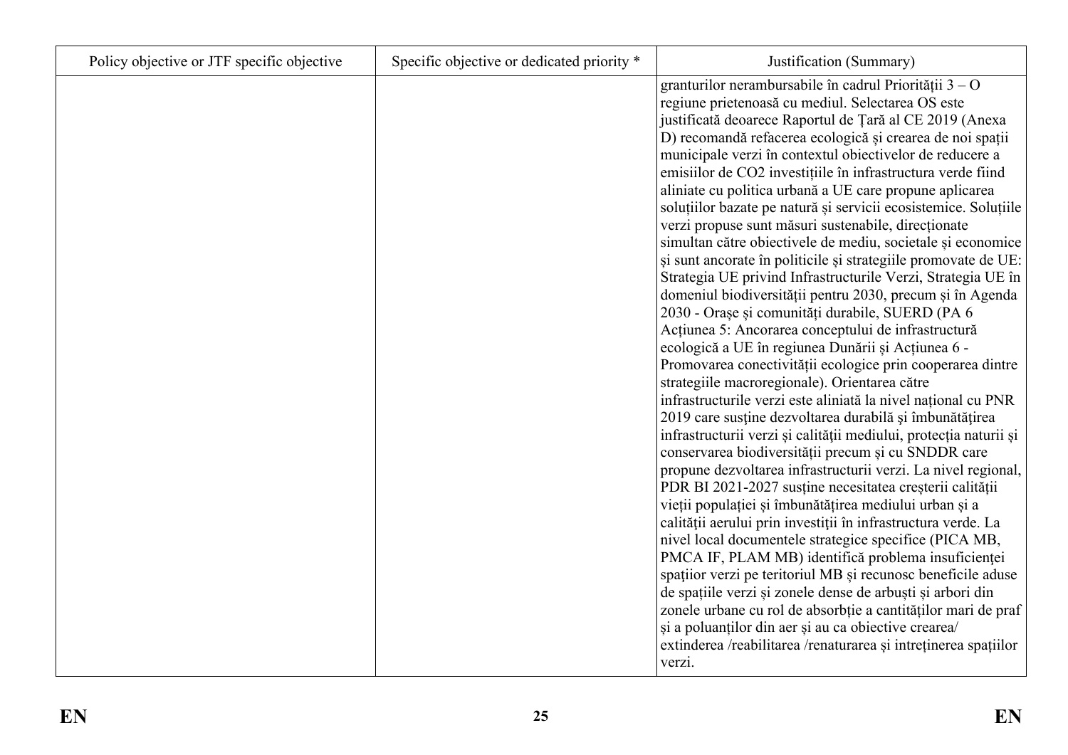| Policy objective or JTF specific objective | Specific objective or dedicated priority * | Justification (Summary) |
|---|---|---|
| | | granturilor nerambursabile în cadrul Priorității 3 – O regiune prietenoasă cu mediul. Selectarea OS este justificată deoarece Raportul de Țară al CE 2019 (Anexa D) recomandă refacerea ecologică și crearea de noi spații municipale verzi în contextul obiectivelor de reducere a emisiilor de CO2 investițiile în infrastructura verde fiind aliniate cu politica urbană a UE care propune aplicarea soluțiilor bazate pe natură și servicii ecosistemice. Soluțiile verzi propuse sunt măsuri sustenabile, direcționate simultan către obiectivele de mediu, societale și economice și sunt ancorate în politicile și strategiile promovate de UE: Strategia UE privind Infrastructurile Verzi, Strategia UE în domeniul biodiversității pentru 2030, precum și în Agenda 2030 - Orașe și comunități durabile, SUERD (PA 6 Acțiunea 5: Ancorarea conceptului de infrastructură ecologică a UE în regiunea Dunării și Acțiunea 6 - Promovarea conectivității ecologice prin cooperarea dintre strategiile macroregionale). Orientarea către infrastructurile verzi este aliniată la nivel național cu PNR 2019 care susține dezvoltarea durabilă și îmbunătățirea infrastructurii verzi și calității mediului, protecția naturii și conservarea biodiversității precum și cu SNDDR care propune dezvoltarea infrastructurii verzi. La nivel regional, PDR BI 2021-2027 susține necesitatea creșterii calității vieții populației și îmbunătățirea mediului urban și a calității aerului prin investiții în infrastructura verde. La nivel local documentele strategice specifice (PICA MB, PMCA IF, PLAM MB) identifică problema insuficienței spațiior verzi pe teritoriul MB și recunosc beneficile aduse de spațiile verzi și zonele dense de arbuști și arbori din zonele urbane cu rol de absorbție a cantităților mari de praf și a poluanților din aer și au ca obiective crearea/ extinderea /reabilitarea /renaturarea și intreținerea spațiilor verzi. |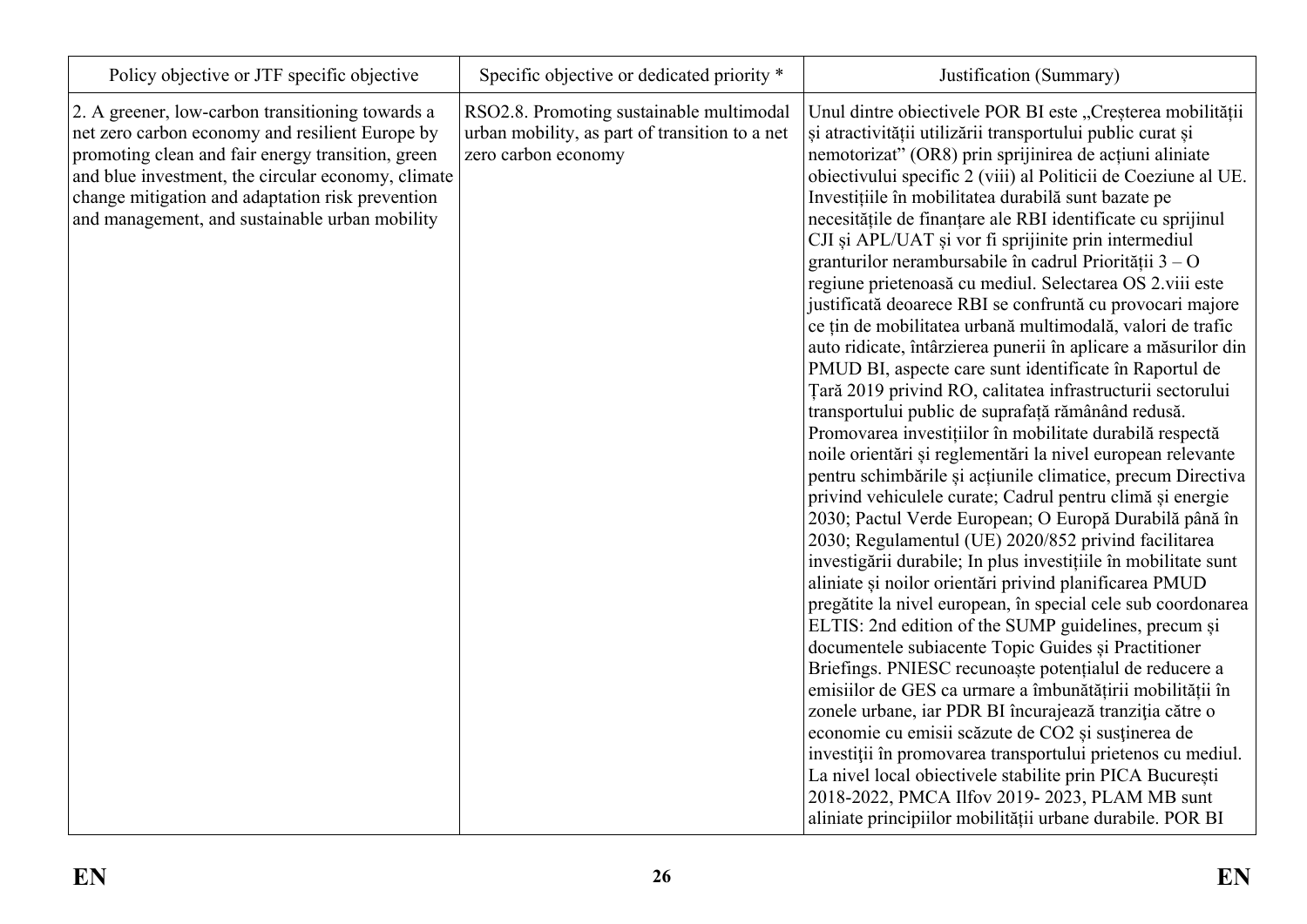| Policy objective or JTF specific objective | Specific objective or dedicated priority * | Justification (Summary) |
|---|---|---|
| 2. A greener, low-carbon transitioning towards a net zero carbon economy and resilient Europe by promoting clean and fair energy transition, green and blue investment, the circular economy, climate change mitigation and adaptation risk prevention and management, and sustainable urban mobility | RSO2.8. Promoting sustainable multimodal urban mobility, as part of transition to a net zero carbon economy | Unul dintre obiectivele POR BI este „Creșterea mobilității și atractivității utilizării transportului public curat și nemotorizat" (OR8) prin sprijinirea de acțiuni aliniate obiectivului specific 2 (viii) al Politicii de Coeziune al UE. Investițiile în mobilitatea durabilă sunt bazate pe necesitățile de finanțare ale RBI identificate cu sprijinul CJI și APL/UAT și vor fi sprijinite prin intermediul granturilor nerambursabile în cadrul Priorității 3 – O regiune prietenoasă cu mediul. Selectarea OS 2.viii este justificată deoarece RBI se confruntă cu provocari majore ce țin de mobilitatea urbană multimodală, valori de trafic auto ridicate, întârzierea punerii în aplicare a măsurilor din PMUD BI, aspecte care sunt identificate în Raportul de Țară 2019 privind RO, calitatea infrastructurii sectorului transportului public de suprafață rămânând redusă. Promovarea investițiilor în mobilitate durabilă respectă noile orientări și reglementări la nivel european relevante pentru schimbările și acțiunile climatice, precum Directiva privind vehiculele curate; Cadrul pentru climă și energie 2030; Pactul Verde European; O Europă Durabilă până în 2030; Regulamentul (UE) 2020/852 privind facilitarea investigării durabile; In plus investițiile în mobilitate sunt aliniate și noilor orientări privind planificarea PMUD pregătite la nivel european, în special cele sub coordonarea ELTIS: 2nd edition of the SUMP guidelines, precum și documentele subiacente Topic Guides și Practitioner Briefings. PNIESC recunoaște potențialul de reducere a emisiilor de GES ca urmare a îmbunătățirii mobilității în zonele urbane, iar PDR BI încurajează tranziția către o economie cu emisii scăzute de CO2 și susținerea de investiții în promovarea transportului prietenos cu mediul. La nivel local obiectivele stabilite prin PICA București 2018-2022, PMCA Ilfov 2019- 2023, PLAM MB sunt aliniate principiilor mobilității urbane durabile. POR BI |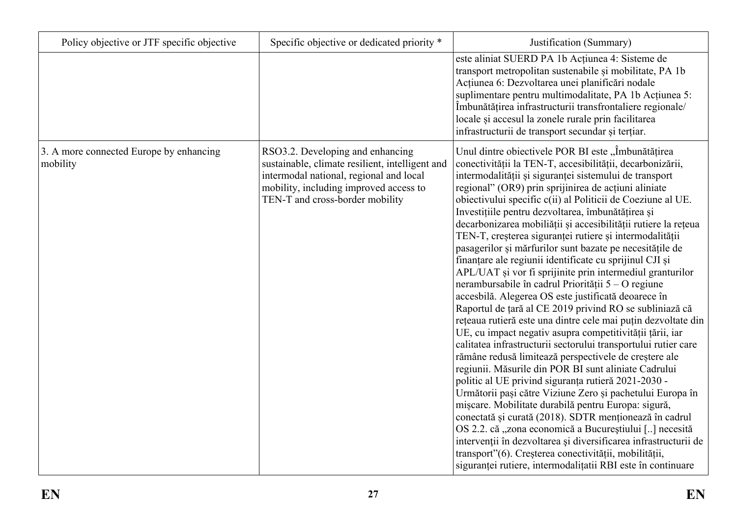| Policy objective or JTF specific objective | Specific objective or dedicated priority * | Justification (Summary) |
| --- | --- | --- |
| | | este aliniat SUERD PA 1b Acțiunea 4: Sisteme de transport metropolitan sustenabile și mobilitate, PA 1b Acțiunea 6: Dezvoltarea unei planificări nodale suplimentare pentru multimodalitate, PA 1b Acțiunea 5: Îmbunătățirea infrastructurii transfrontaliere regionale/ locale și accesul la zonele rurale prin facilitarea infrastructurii de transport secundar și terțiar. |
| 3. A more connected Europe by enhancing mobility | RSO3.2. Developing and enhancing sustainable, climate resilient, intelligent and intermodal national, regional and local mobility, including improved access to TEN-T and cross-border mobility | Unul dintre obiectivele POR BI este „Îmbunătățirea conectivității la TEN-T, accesibilității, decarbonizării, intermodalității și siguranței sistemului de transport regional" (OR9) prin sprijinirea de acțiuni aliniate obiectivului specific c(ii) al Politicii de Coeziune al UE. Investițiile pentru dezvoltarea, îmbunătățirea și decarbonizarea mobiliății și accesibilității rutiere la rețeaua TEN-T, creșterea siguranței rutiere și intermodalității pasagerilor și mărfurilor sunt bazate pe necesitățile de finanțare ale regiunii identificate cu sprijinul CJI și APL/UAT și vor fi sprijinite prin intermediul granturilor nerambursabile în cadrul Priorității 5 – O regiune accesbilă. Alegerea OS este justificată deoarece în Raportul de țară al CE 2019 privind RO se subliniază că rețeaua rutieră este una dintre cele mai puțin dezvoltate din UE, cu impact negativ asupra competitivității țării, iar calitatea infrastructurii sectorului transportului rutier care rămâne redusă limitează perspectivele de creștere ale regiunii. Măsurile din POR BI sunt aliniate Cadrului politic al UE privind siguranța rutieră 2021-2030 - Următorii pași către Viziune Zero și pachetului Europa în mișcare. Mobilitate durabilă pentru Europa: sigură, conectată și curată (2018). SDTR menționează în cadrul OS 2.2. că „zona economică a Bucureștiului [..] necesită intervenții în dezvoltarea și diversificarea infrastructurii de transport"(6). Creșterea conectivității, mobilității, siguranței rutiere, intermodalitatii RBI este în continuare |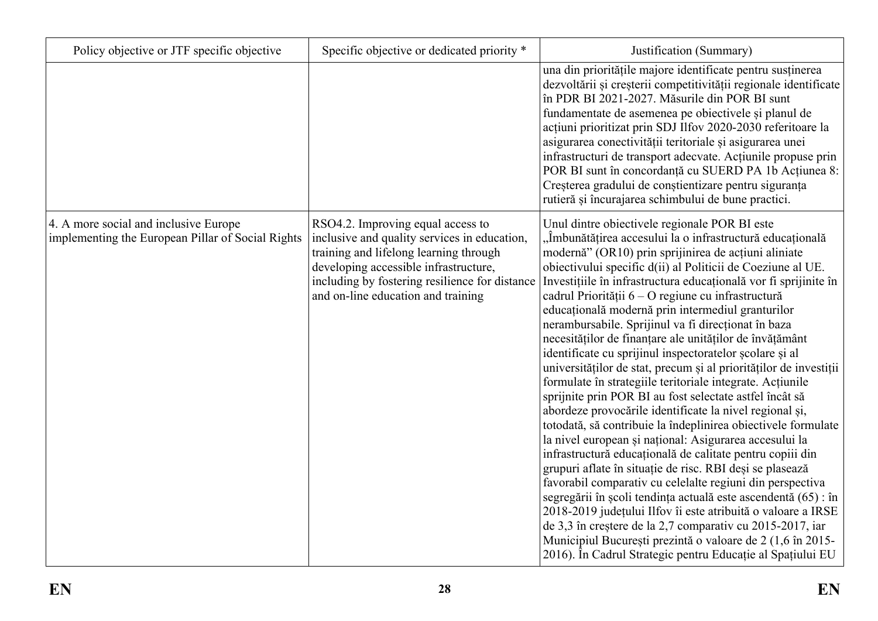| Policy objective or JTF specific objective | Specific objective or dedicated priority * | Justification (Summary) |
|---|---|---|
| | | una din prioritățile majore identificate pentru susținerea dezvoltării și creșterii competitivității regionale identificate în PDR BI 2021-2027. Măsurile din POR BI sunt fundamentate de asemenea pe obiectivele și planul de acțiuni prioritizat prin SDJ Ilfov 2020-2030 referitoare la asigurarea conectivității teritoriale și asigurarea unei infrastructuri de transport adecvate. Acțiunile propuse prin POR BI sunt în concordanță cu SUERD PA 1b Acțiunea 8: Creșterea gradului de conștientizare pentru siguranța rutieră și încurajarea schimbului de bune practici. |
| 4. A more social and inclusive Europe implementing the European Pillar of Social Rights | RSO4.2. Improving equal access to inclusive and quality services in education, training and lifelong learning through developing accessible infrastructure, including by fostering resilience for distance and on-line education and training | Unul dintre obiectivele regionale POR BI este „Îmbunătățirea accesului la o infrastructură educațională modernă" (OR10) prin sprijinirea de acțiuni aliniate obiectivului specific d(ii) al Politicii de Coeziune al UE. Investițiile în infrastructura educațională vor fi sprijinite în cadrul Priorității 6 – O regiune cu infrastructură educațională modernă prin intermediul granturilor nerambursabile. Sprijinul va fi direcționat în baza necesităților de finanțare ale unităților de învățământ identificate cu sprijinul inspectoratelor școlare și al universităților de stat, precum și al priorităților de investiții formulate în strategiile teritoriale integrate. Acțiunile sprijnite prin POR BI au fost selectate astfel încât să abordeze provocările identificate la nivel regional și, totodată, să contribuie la îndeplinirea obiectivele formulate la nivel european și național: Asigurarea accesului la infrastructură educațională de calitate pentru copiii din grupuri aflate în situație de risc. RBI deși se plasează favorabil comparativ cu celelalte regiuni din perspectiva segregării în școli tendința actuală este ascendentă (65) : în 2018-2019 județului Ilfov îi este atribuită o valoare a IRSE de 3,3 în creștere de la 2,7 comparativ cu 2015-2017, iar Municipiul București prezintă o valoare de 2 (1,6 în 2015-2016). În Cadrul Strategic pentru Educație al Spațiului EU |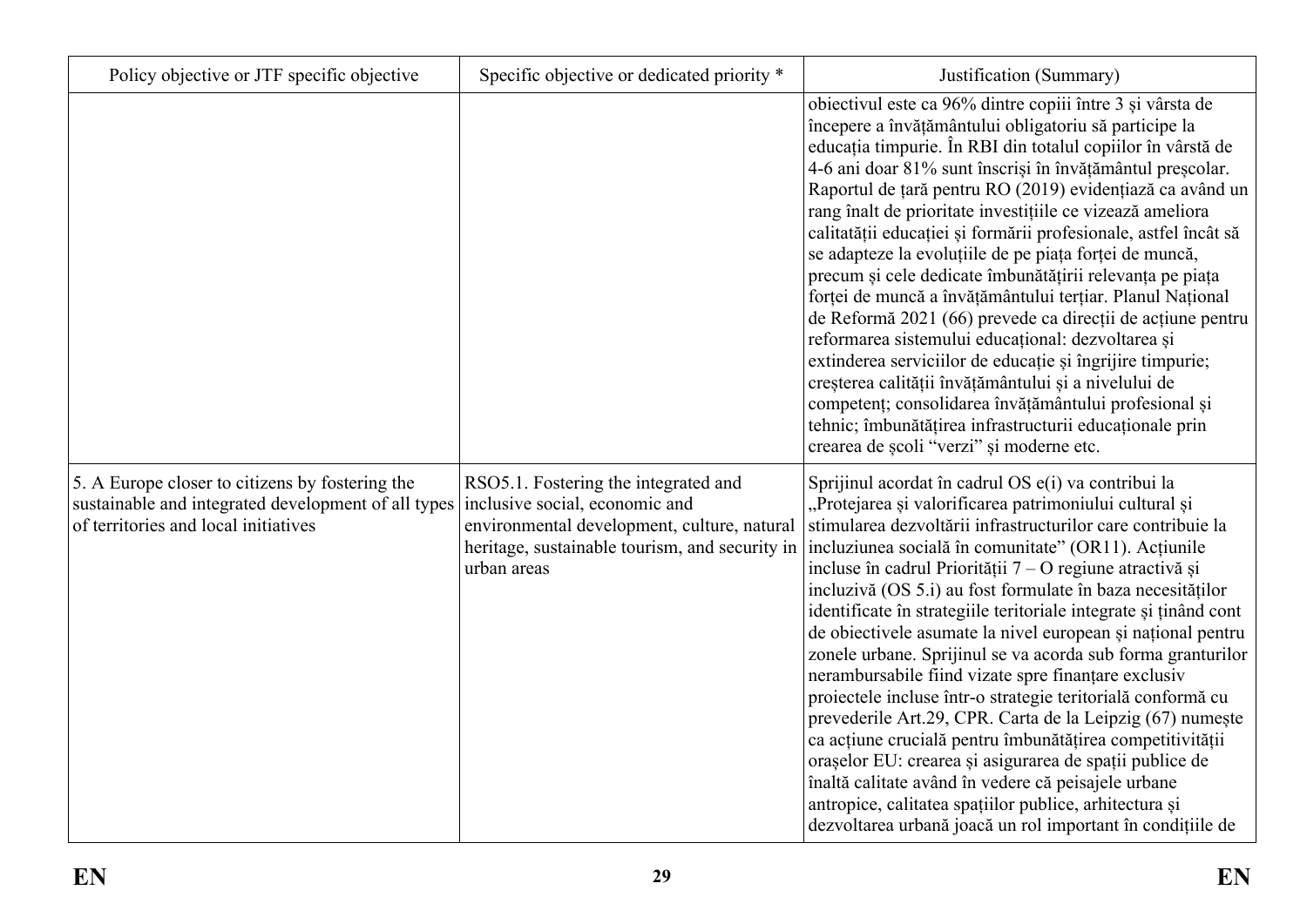| Policy objective or JTF specific objective | Specific objective or dedicated priority * | Justification (Summary) |
|---|---|---|
| | | obiectivul este ca 96% dintre copiii între 3 și vârsta de începere a învățământului obligatoriu să participe la educația timpurie. În RBI din totalul copiilor în vârstă de 4-6 ani doar 81% sunt înscriși în învățământul preșcolar. Raportul de țară pentru RO (2019) evidențiază ca având un rang înalt de prioritate investițiile ce vizează ameliora calitățíi educației și formării profesionale, astfel încât să se adapteze la evoluțiile de pe piața forței de muncă, precum și cele dedicate îmbunătățirii relevanța pe piața forței de muncă a învățământului terțiar. Planul Național de Reformă 2021 (66) prevede ca direcții de acțiune pentru reformarea sistemului educațional: dezvoltarea și extinderea serviciilor de educație și îngrijire timpurie; creșterea calității învățământului și a nivelului de competenț; consolidarea învățământului profesional și tehnic; îmbunătățirea infrastructurii educaționale prin crearea de școli "verzi" și moderne etc. |
| 5. A Europe closer to citizens by fostering the sustainable and integrated development of all types of territories and local initiatives | RSO5.1. Fostering the integrated and inclusive social, economic and environmental development, culture, natural heritage, sustainable tourism, and security in urban areas | Sprijinul acordat în cadrul OS e(i) va contribui la „Protejarea și valorificarea patrimoniului cultural și stimularea dezvoltării infrastructurilor care contribuie la incluziunea socială în comunitate" (OR11). Acțiunile incluse în cadrul Priorității 7 – O regiune atractivă și incluzivă (OS 5.i) au fost formulate în baza necesităților identificate în strategiile teritoriale integrate și ținând cont de obiectivele asumate la nivel european și național pentru zonele urbane. Sprijinul se va acorda sub forma granturilor nerambursabile fiind vizate spre finanțare exclusiv proiectele incluse într-o strategie teritorială conformă cu prevederile Art.29, CPR. Carta de la Leipzig (67) numește ca acțiune crucială pentru îmbunătățirea competitivității orașelor EU: crearea și asigurarea de spații publice de înaltă calitate având în vedere că peisajele urbane antropice, calitatea spațiilor publice, arhitectura și dezvoltarea urbană joacă un rol important în condițiile de |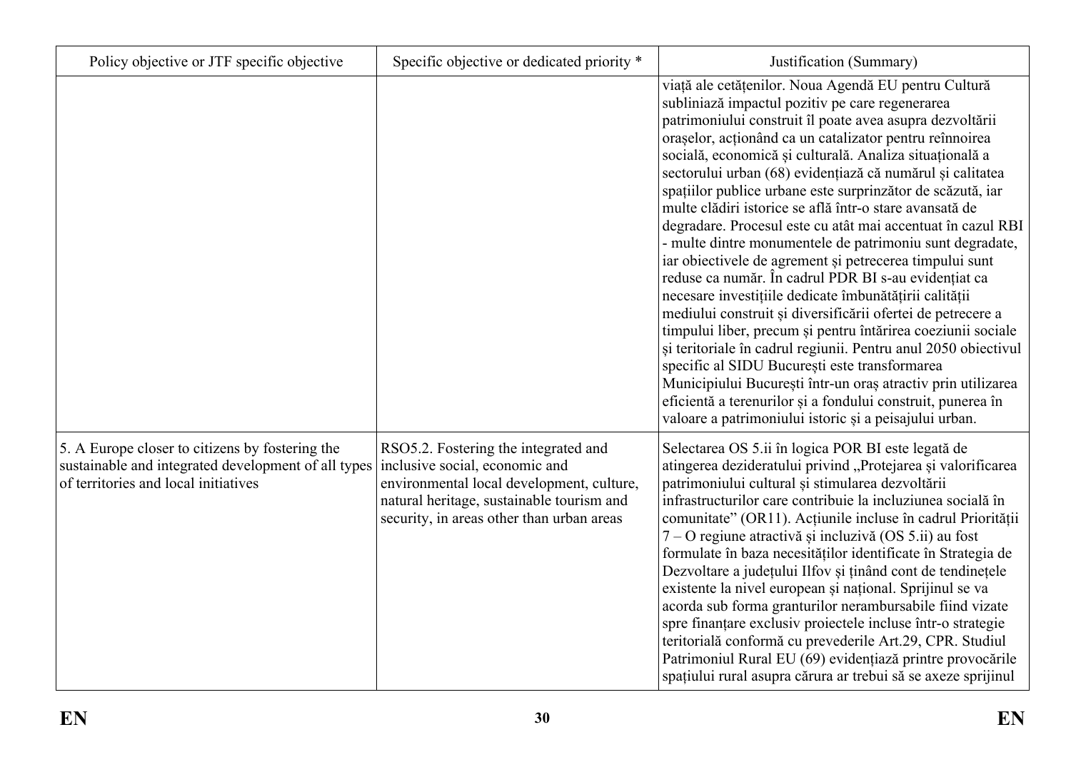| Policy objective or JTF specific objective | Specific objective or dedicated priority * | Justification (Summary) |
| --- | --- | --- |
| | | viață ale cetățenilor. Noua Agendă EU pentru Cultură subliniază impactul pozitiv pe care regenerarea patrimoniului construit îl poate avea asupra dezvoltării orașelor, acționând ca un catalizator pentru reînnoirea socială, economică și culturală. Analiza situațională a sectorului urban (68) evidențiază că numărul și calitatea spațiilor publice urbane este surprinzător de scăzută, iar multe clădiri istorice se află într-o stare avansată de degradare. Procesul este cu atât mai accentuat în cazul RBI - multe dintre monumentele de patrimoniu sunt degradate, iar obiectivele de agrement și petrecerea timpului sunt reduse ca număr. În cadrul PDR BI s-au evidențiat ca necesare investițiile dedicate îmbunătățirii calității mediului construit și diversificării ofertei de petrecere a timpului liber, precum și pentru întărirea coeziunii sociale și teritoriale în cadrul regiunii. Pentru anul 2050 obiectivul specific al SIDU București este transformarea Municipiului București într-un oraș atractiv prin utilizarea eficientă a terenurilor și a fondului construit, punerea în valoare a patrimoniului istoric și a peisajului urban. |
| 5. A Europe closer to citizens by fostering the sustainable and integrated development of all types of territories and local initiatives | RSO5.2. Fostering the integrated and inclusive social, economic and environmental local development, culture, natural heritage, sustainable tourism and security, in areas other than urban areas | Selectarea OS 5.ii în logica POR BI este legată de atingerea dezideratului privind „Protejarea și valorificarea patrimoniului cultural și stimularea dezvoltării infrastructurilor care contribuie la incluziunea socială în comunitate" (OR11). Acțiunile incluse în cadrul Priorității 7 – O regiune atractivă și incluzivă (OS 5.ii) au fost formulate în baza necesităților identificate în Strategia de Dezvoltare a județului Ilfov și ținând cont de tendințele existente la nivel european și național. Sprijinul se va acorda sub forma granturilor nerambursabile fiind vizate spre finanțare exclusiv proiectele incluse într-o strategie teritorială conformă cu prevederile Art.29, CPR. Studiul Patrimoniul Rural EU (69) evidențiază printre provocările spațiului rural asupra cărura ar trebui să se axeze sprijinul |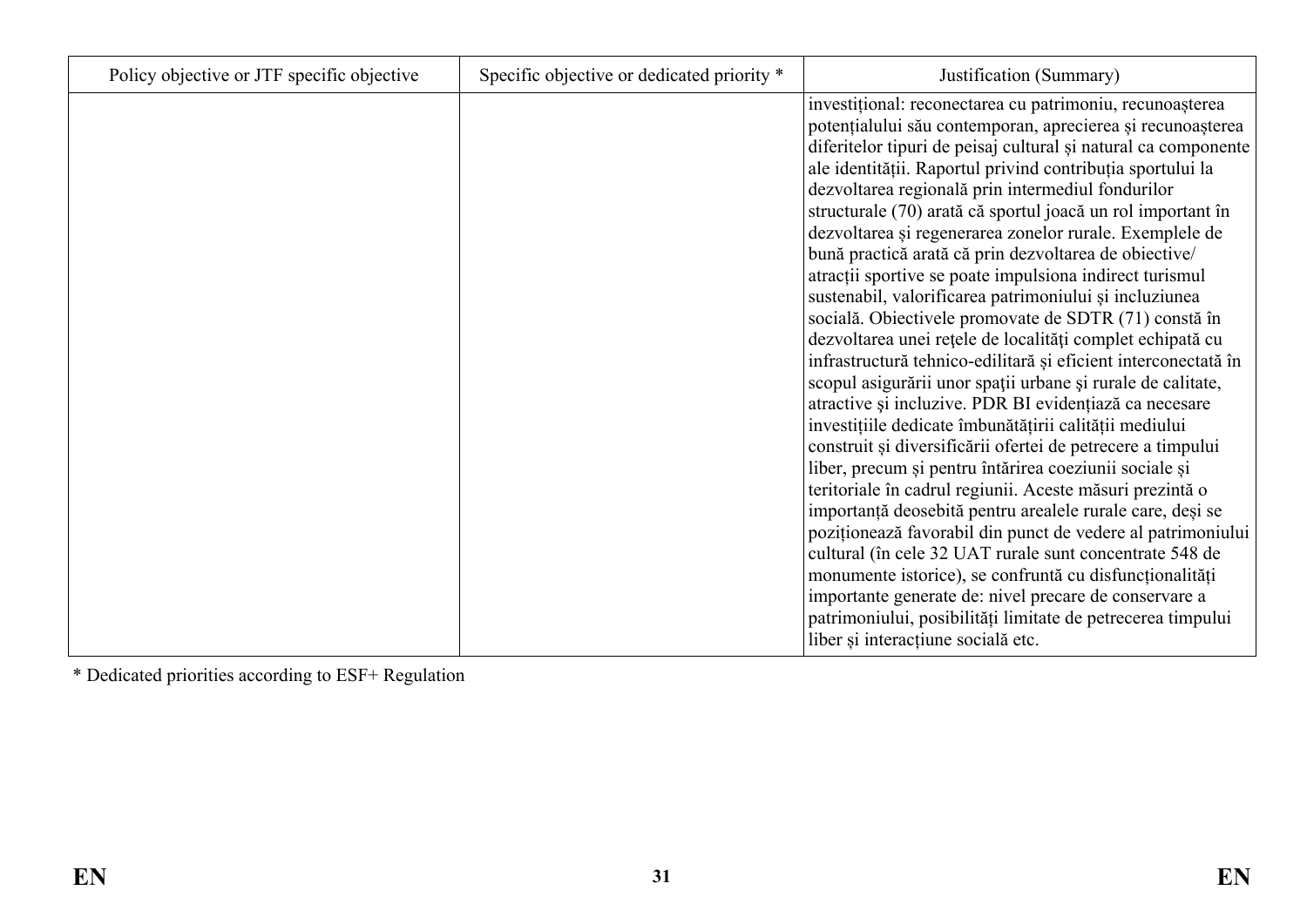| Policy objective or JTF specific objective | Specific objective or dedicated priority * | Justification (Summary) |
|---|---|---|
| | | investițional: reconectarea cu patrimoniu, recunoașterea potențialului său contemporan, aprecierea și recunoașterea diferitelor tipuri de peisaj cultural și natural ca componente ale identității. Raportul privind contribuția sportului la dezvoltarea regională prin intermediul fondurilor structurale (70) arată că sportul joacă un rol important în dezvoltarea și regenerarea zonelor rurale. Exemplele de bună practică arată că prin dezvoltarea de obiective/ atracții sportive se poate impulsiona indirect turismul sustenabil, valorificarea patrimoniului și incluziunea socială. Obiectivele promovate de SDTR (71) constă în dezvoltarea unei rețele de localități complet echipată cu infrastructură tehnico-edilitară și eficient interconectată în scopul asigurării unor spații urbane și rurale de calitate, atractive și incluzive. PDR BI evidențiază ca necesare investițiile dedicate îmbunătățirii calității mediului construit și diversificării ofertei de petrecere a timpului liber, precum și pentru întărirea coeziunii sociale și teritoriale în cadrul regiunii. Aceste măsuri prezintă o importanță deosebită pentru arealele rurale care, deși se poziționează favorabil din punct de vedere al patrimoniului cultural (în cele 32 UAT rurale sunt concentrate 548 de monumente istorice), se confruntă cu disfuncționalități importante generate de: nivel precare de conservare a patrimoniului, posibilități limitate de petrecerea timpului liber și interacțiune socială etc. |

* Dedicated priorities according to ESF+ Regulation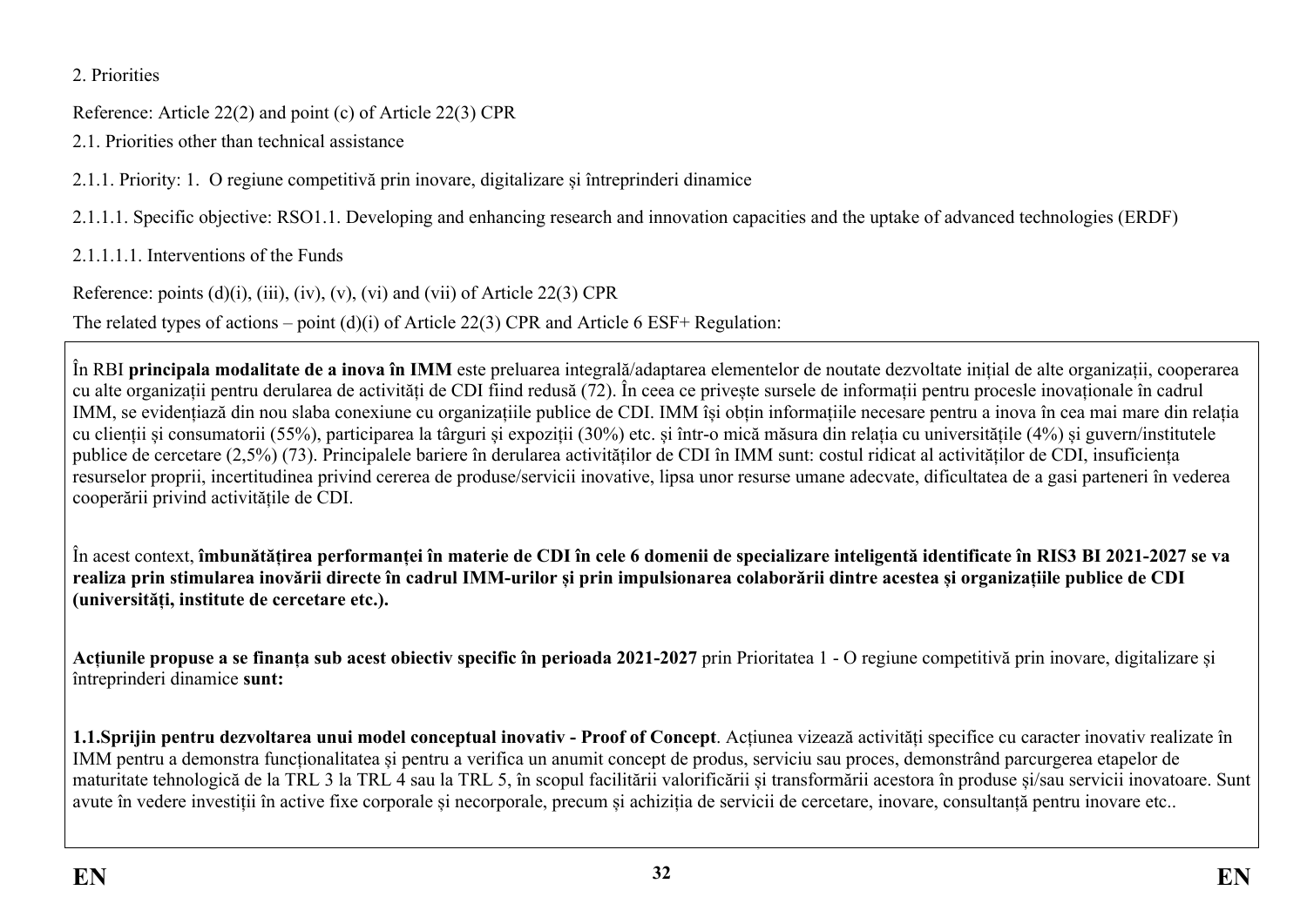2. Priorities

Reference: Article 22(2) and point (c) of Article 22(3) CPR

2.1. Priorities other than technical assistance

2.1.1. Priority: 1.  O regiune competitivă prin inovare, digitalizare și întreprinderi dinamice

2.1.1.1. Specific objective: RSO1.1. Developing and enhancing research and innovation capacities and the uptake of advanced technologies (ERDF)

2.1.1.1.1. Interventions of the Funds

Reference: points (d)(i), (iii), (iv), (v), (vi) and (vii) of Article 22(3) CPR

The related types of actions – point (d)(i) of Article 22(3) CPR and Article 6 ESF+ Regulation:

În RBI **principala modalitate de a inova în IMM** este preluarea integrală/adaptarea elementelor de noutate dezvoltate inițial de alte organizații, cooperarea cu alte organizații pentru derularea de activități de CDI fiind redusă (72). În ceea ce privește sursele de informații pentru procesle inovaționale în cadrul IMM, se evidențiază din nou slaba conexiune cu organizațiile publice de CDI. IMM își obțin informațiile necesare pentru a inova în cea mai mare din relația cu clienții și consumatorii (55%), participarea la târguri și expoziții (30%) etc. și într-o mică măsura din relația cu universitățile (4%) și guvern/institutele publice de cercetare (2,5%) (73). Principalele bariere în derularea activităților de CDI în IMM sunt: costul ridicat al activităților de CDI, insuficiența resurselor proprii, incertitudinea privind cererea de produse/servicii inovative, lipsa unor resurse umane adecvate, dificultatea de a gasi parteneri în vederea cooperării privind activitățile de CDI.

În acest context, **îmbunătățirea performanței în materie de CDI în cele 6 domenii de specializare inteligentă identificate în RIS3 BI 2021-2027 se va realiza prin stimularea inovării directe în cadrul IMM-urilor și prin impulsionarea colaborării dintre acestea și organizațiile publice de CDI (universități, institute de cercetare etc.).**

**Acțiunile propuse a se finanța sub acest obiectiv specific în perioada 2021-2027** prin Prioritatea 1 - O regiune competitivă prin inovare, digitalizare și întreprinderi dinamice **sunt:**

**1.1.Sprijin pentru dezvoltarea unui model conceptual inovativ - Proof of Concept**. Acțiunea vizează activități specifice cu caracter inovativ realizate în IMM pentru a demonstra funcționalitatea și pentru a verifica un anumit concept de produs, serviciu sau proces, demonstrând parcurgerea etapelor de maturitate tehnologică de la TRL 3 la TRL 4 sau la TRL 5, în scopul facilitării valorificării și transformării acestora în produse și/sau servicii inovatoare. Sunt avute în vedere investiții în active fixe corporale și necorporale, precum și achiziția de servicii de cercetare, inovare, consultanță pentru inovare etc..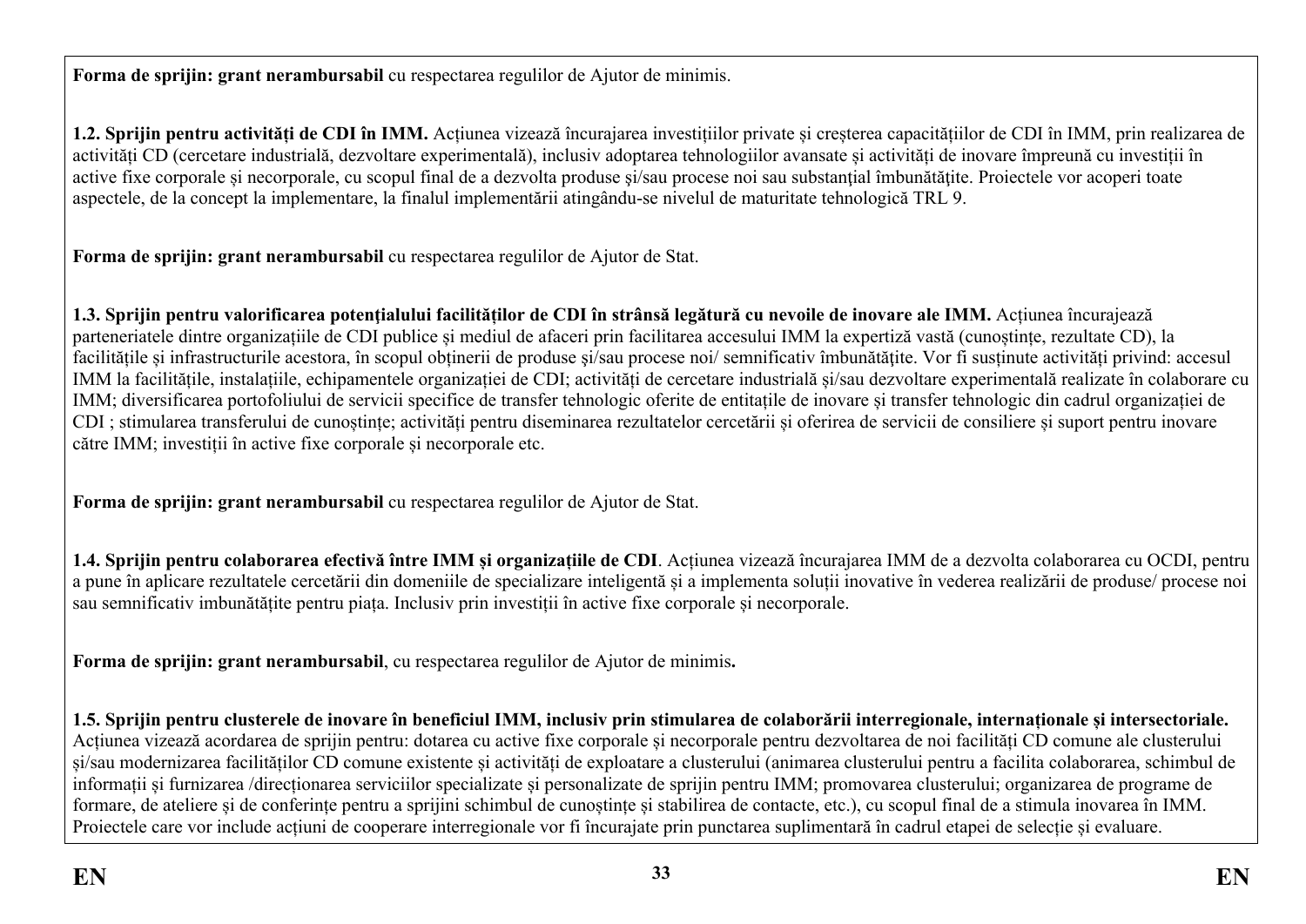**Forma de sprijin: grant nerambursabil** cu respectarea regulilor de Ajutor de minimis.

**1.2. Sprijin pentru activități de CDI în IMM.** Acțiunea vizează încurajarea investițiilor private și creșterea capacităților de CDI în IMM, prin realizarea de activități CD (cercetare industrială, dezvoltare experimentală), inclusiv adoptarea tehnologiilor avansate și activități de inovare împreună cu investiții în active fixe corporale și necorporale, cu scopul final de a dezvolta produse și/sau procese noi sau substanțial îmbunătățite. Proiectele vor acoperi toate aspectele, de la concept la implementare, la finalul implementării atingându-se nivelul de maturitate tehnologică TRL 9.

**Forma de sprijin: grant nerambursabil** cu respectarea regulilor de Ajutor de Stat.

**1.3. Sprijin pentru valorificarea potențialului facilităților de CDI în strânsă legătură cu nevoile de inovare ale IMM.** Acțiunea încurajează parteneriatele dintre organizațiile de CDI publice și mediul de afaceri prin facilitarea accesului IMM la expertiză vastă (cunoștințe, rezultate CD), la facilitățile și infrastructurile acestora, în scopul obținerii de produse și/sau procese noi/ semnificativ îmbunătățite. Vor fi susținute activități privind: accesul IMM la facilitățile, instalațiile, echipamentele organizației de CDI; activități de cercetare industrială și/sau dezvoltare experimentală realizate în colaborare cu IMM; diversificarea portofoliului de servicii specifice de transfer tehnologic oferite de entitățile de inovare și transfer tehnologic din cadrul organizației de CDI ; stimularea transferului de cunoștințe; activități pentru diseminarea rezultatelor cercetării și oferirea de servicii de consiliere și suport pentru inovare către IMM; investiții în active fixe corporale și necorporale etc.

**Forma de sprijin: grant nerambursabil** cu respectarea regulilor de Ajutor de Stat.

**1.4. Sprijin pentru colaborarea efectivă între IMM și organizațiile de CDI**. Acțiunea vizează încurajarea IMM de a dezvolta colaborarea cu OCDI, pentru a pune în aplicare rezultatele cercetării din domeniile de specializare inteligentă și a implementa soluții inovative în vederea realizării de produse/ procese noi sau semnificativ imbunătățite pentru piața. Inclusiv prin investiții în active fixe corporale și necorporale.

**Forma de sprijin: grant nerambursabil**, cu respectarea regulilor de Ajutor de minimis**.**

**1.5. Sprijin pentru clusterele de inovare în beneficiul IMM, inclusiv prin stimularea de colaborării interregionale, internaționale și intersectoriale.** Acțiunea vizează acordarea de sprijin pentru: dotarea cu active fixe corporale și necorporale pentru dezvoltarea de noi facilități CD comune ale clusterului și/sau modernizarea facilităților CD comune existente și activități de exploatare a clusterului (animarea clusterului pentru a facilita colaborarea, schimbul de informații și furnizarea /direcționarea serviciilor specializate și personalizate de sprijin pentru IMM; promovarea clusterului; organizarea de programe de formare, de ateliere și de conferințe pentru a sprijini schimbul de cunoștințe și stabilirea de contacte, etc.), cu scopul final de a stimula inovarea în IMM. Proiectele care vor include acțiuni de cooperare interregionale vor fi încurajate prin punctarea suplimentară în cadrul etapei de selecție și evaluare.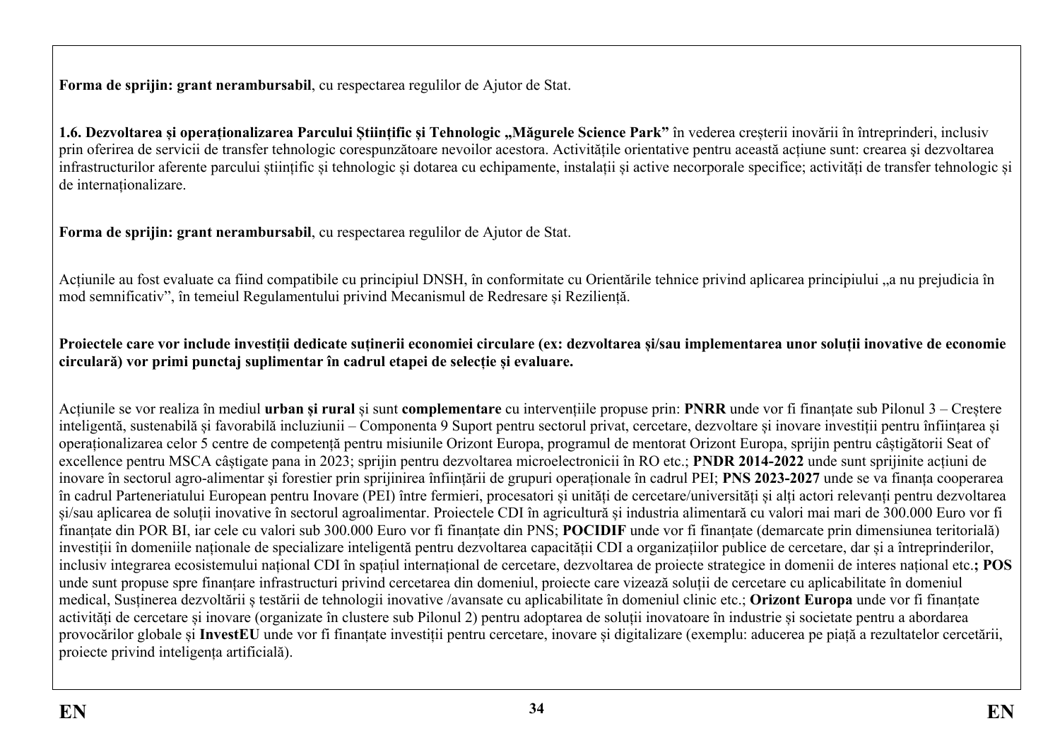**Forma de sprijin: grant nerambursabil**, cu respectarea regulilor de Ajutor de Stat.

**1.6. Dezvoltarea și operaționalizarea Parcului Științific și Tehnologic „Măgurele Science Park"** în vederea creșterii inovării în întreprinderi, inclusiv prin oferirea de servicii de transfer tehnologic corespunzătoare nevoilor acestora. Activitățile orientative pentru această acțiune sunt: crearea și dezvoltarea infrastructurilor aferente parcului științific și tehnologic și dotarea cu echipamente, instalații și active necorporale specifice; activități de transfer tehnologic și de internaționalizare.

**Forma de sprijin: grant nerambursabil**, cu respectarea regulilor de Ajutor de Stat.

Acțiunile au fost evaluate ca fiind compatibile cu principiul DNSH, în conformitate cu Orientările tehnice privind aplicarea principiului „a nu prejudicia în mod semnificativ", în temeiul Regulamentului privind Mecanismul de Redresare și Reziliență.

**Proiectele care vor include investiții dedicate susținerii economiei circulare (ex: dezvoltarea și/sau implementarea unor soluții inovative de economie circulară) vor primi punctaj suplimentar în cadrul etapei de selecție și evaluare.**

Acțiunile se vor realiza în mediul **urban și rural** și sunt **complementare** cu intervențiile propuse prin: **PNRR** unde vor fi finanțate sub Pilonul 3 – Creștere inteligentă, sustenabilă și favorabilă incluziunii – Componenta 9 Suport pentru sectorul privat, cercetare, dezvoltare și inovare investiții pentru înființarea și operaționalizarea celor 5 centre de competență pentru misiunile Orizont Europa, programul de mentorat Orizont Europa, sprijin pentru câștigătorii Seat of excellence pentru MSCA câștigate pana in 2023; sprijin pentru dezvoltarea microelectronicii în RO etc.; **PNDR 2014-2022** unde sunt sprijinite acțiuni de inovare în sectorul agro-alimentar și forestier prin sprijinirea înființării de grupuri operaționale în cadrul PEI; **PNS 2023-2027** unde se va finanța cooperarea în cadrul Parteneriatului European pentru Inovare (PEI) între fermieri, procesatori și unități de cercetare/universități și alți actori relevanți pentru dezvoltarea și/sau aplicarea de soluții inovative în sectorul agroalimentar. Proiectele CDI în agricultură și industria alimentară cu valori mai mari de 300.000 Euro vor fi finanțate din POR BI, iar cele cu valori sub 300.000 Euro vor fi finanțate din PNS; **POCIDIF** unde vor fi finanțate (demarcate prin dimensiunea teritorială) investiții în domeniile naționale de specializare inteligentă pentru dezvoltarea capacității CDI a organizațiilor publice de cercetare, dar și a întreprinderilor, inclusiv integrarea ecosistemului național CDI în spațiul internațional de cercetare, dezvoltarea de proiecte strategice in domenii de interes național etc.**; POS** unde sunt propuse spre finanțare infrastructuri privind cercetarea din domeniul, proiecte care vizează soluții de cercetare cu aplicabilitate în domeniul medical, Susținerea dezvoltării ș testării de tehnologii inovative /avansate cu aplicabilitate în domeniul clinic etc.; **Orizont Europa** unde vor fi finanțate activități de cercetare și inovare (organizate în clustere sub Pilonul 2) pentru adoptarea de soluții inovatoare în industrie și societate pentru a abordarea provocărilor globale și **InvestEU** unde vor fi finanțate investiții pentru cercetare, inovare și digitalizare (exemplu: aducerea pe piață a rezultatelor cercetării, proiecte privind inteligența artificială).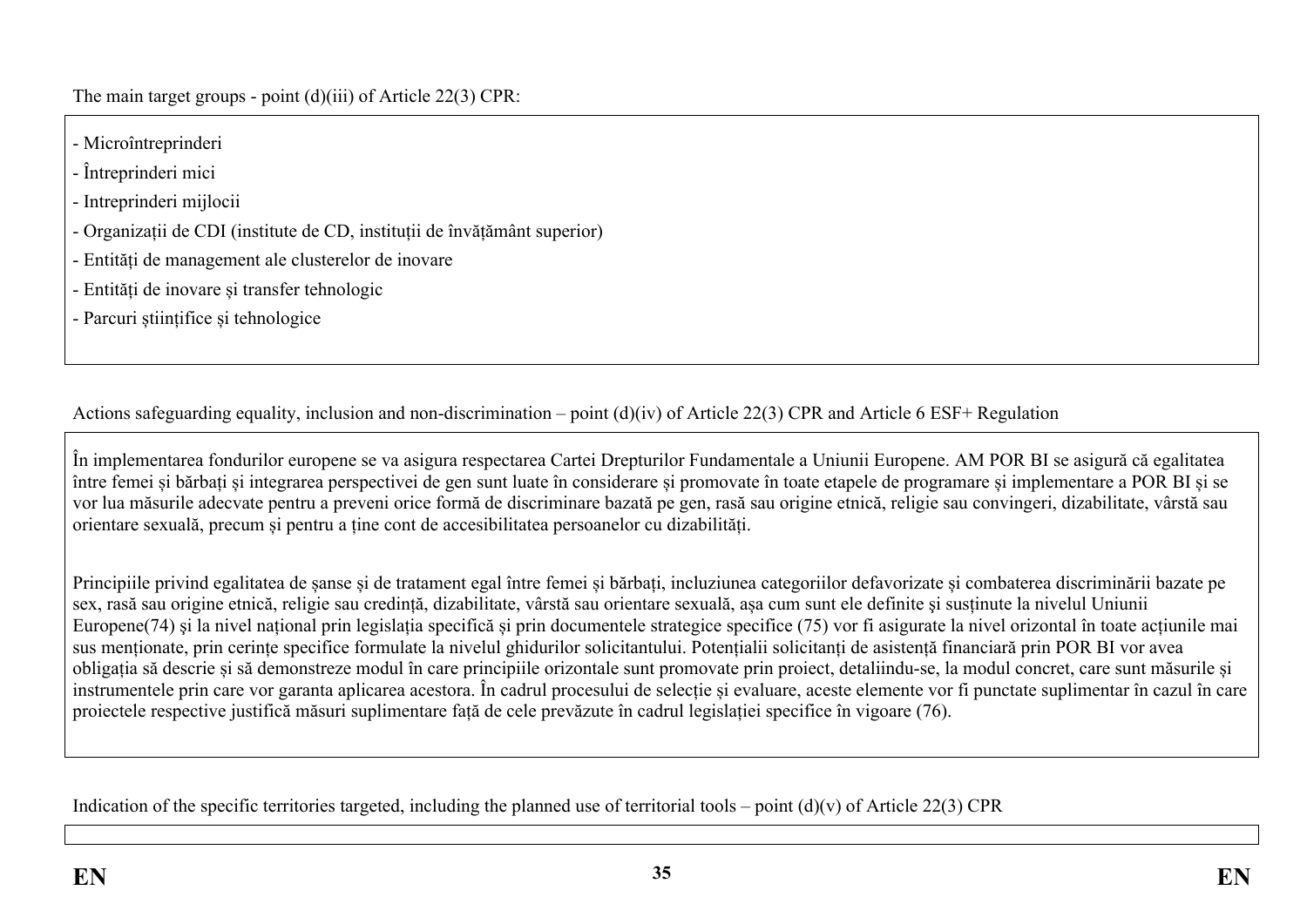The main target groups - point (d)(iii) of Article 22(3) CPR:

- Microîntreprinderi
- Întreprinderi mici
- Intreprinderi mijlocii
- Organizații de CDI (institute de CD, instituții de învățământ superior)
- Entități de management ale clusterelor de inovare
- Entități de inovare și transfer tehnologic
- Parcuri științifice și tehnologice

Actions safeguarding equality, inclusion and non-discrimination – point (d)(iv) of Article 22(3) CPR and Article 6 ESF+ Regulation

În implementarea fondurilor europene se va asigura respectarea Cartei Drepturilor Fundamentale a Uniunii Europene. AM POR BI se asigură că egalitatea între femei și bărbați și integrarea perspectivei de gen sunt luate în considerare și promovate în toate etapele de programare și implementare a POR BI și se vor lua măsurile adecvate pentru a preveni orice formă de discriminare bazată pe gen, rasă sau origine etnică, religie sau convingeri, dizabilitate, vârstă sau orientare sexuală, precum și pentru a ține cont de accesibilitatea persoanelor cu dizabilități.

Principiile privind egalitatea de șanse și de tratament egal între femei și bărbați, incluziunea categoriilor defavorizate și combaterea discriminării bazate pe sex, rasă sau origine etnică, religie sau credință, dizabilitate, vârstă sau orientare sexuală, așa cum sunt ele definite și susținute la nivelul Uniunii Europene(74) și la nivel național prin legislația specifică și prin documentele strategice specifice (75) vor fi asigurate la nivel orizontal în toate acțiunile mai sus menționate, prin cerințe specifice formulate la nivelul ghidurilor solicitantului. Potențialii solicitanți de asistență financiară prin POR BI vor avea obligația să descrie și să demonstreze modul în care principiile orizontale sunt promovate prin proiect, detaliindu-se, la modul concret, care sunt măsurile și instrumentele prin care vor garanta aplicarea acestora. În cadrul procesului de selecție și evaluare, aceste elemente vor fi punctate suplimentar în cazul în care proiectele respective justifică măsuri suplimentare față de cele prevăzute în cadrul legislației specifice în vigoare (76).

Indication of the specific territories targeted, including the planned use of territorial tools – point (d)(v) of Article 22(3) CPR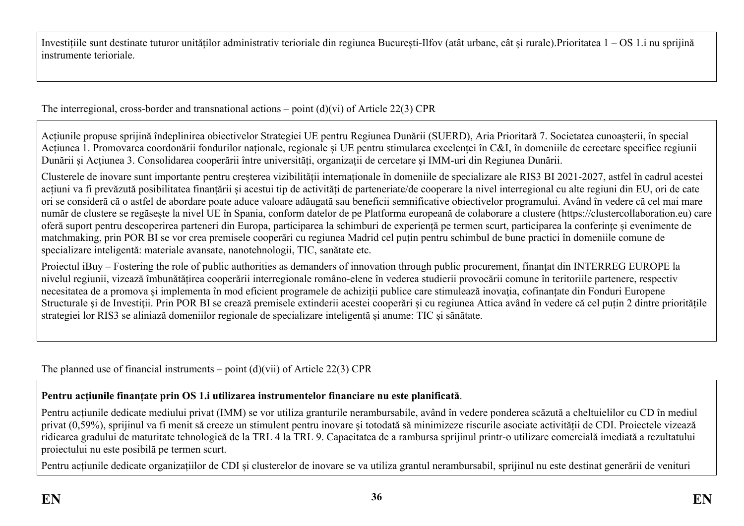Investițiile sunt destinate tuturor unităților administrativ terioriale din regiunea București-Ilfov (atât urbane, cât și rurale).Prioritatea 1 – OS 1.i nu sprijină instrumente terioriale.

The interregional, cross-border and transnational actions – point (d)(vi) of Article 22(3) CPR

Acțiunile propuse sprijină îndeplinirea obiectivelor Strategiei UE pentru Regiunea Dunării (SUERD), Aria Prioritară 7. Societatea cunoașterii, în special Acțiunea 1. Promovarea coordonării fondurilor naționale, regionale și UE pentru stimularea excelenței în C&I, în domeniile de cercetare specifice regiunii Dunării și Acțiunea 3. Consolidarea cooperării între universități, organizații de cercetare și IMM-uri din Regiunea Dunării.

Clusterele de inovare sunt importante pentru creșterea vizibilității internaționale în domeniile de specializare ale RIS3 BI 2021-2027, astfel în cadrul acestei acțiuni va fi prevăzută posibilitatea finanțării și acestui tip de activități de parteneriate/de cooperare la nivel interregional cu alte regiuni din EU, ori de cate ori se consideră că o astfel de abordare poate aduce valoare adăugată sau beneficii semnificative obiectivelor programului. Având în vedere că cel mai mare număr de clustere se regăsește la nivel UE în Spania, conform datelor de pe Platforma europeană de colaborare a clustere (https://clustercollaboration.eu) care oferă suport pentru descoperirea parteneri din Europa, participarea la schimburi de experiență pe termen scurt, participarea la conferințe și evenimente de matchmaking, prin POR BI se vor crea premisele cooperări cu regiunea Madrid cel puțin pentru schimbul de bune practici în domeniile comune de specializare inteligentă: materiale avansate, nanotehnologii, TIC, sanătate etc.

Proiectul iBuy – Fostering the role of public authorities as demanders of innovation through public procurement, finanţat din INTERREG EUROPE la nivelul regiunii, vizează îmbunătățirea cooperării interregionale româno-elene în vederea studierii provocării comune în teritoriile partenere, respectiv necesitatea de a promova și implementa în mod eficient programele de achiziții publice care stimulează inovația, cofinanțate din Fonduri Europene Structurale și de Investiții. Prin POR BI se crează premisele extinderii acestei cooperări și cu regiunea Attica având în vedere că cel puțin 2 dintre prioritățile strategiei lor RIS3 se aliniază domeniilor regionale de specializare inteligentă și anume: TIC și sănătate.

The planned use of financial instruments – point (d)(vii) of Article 22(3) CPR

**Pentru acțiunile finanțate prin OS 1.i utilizarea instrumentelor financiare nu este planificată**.

Pentru acțiunile dedicate mediului privat (IMM) se vor utiliza granturile nerambursabile, având în vedere ponderea scăzută a cheltuielilor cu CD în mediul privat (0,59%), sprijinul va fi menit să creeze un stimulent pentru inovare și totodată să minimizeze riscurile asociate activității de CDI. Proiectele vizează ridicarea gradului de maturitate tehnologică de la TRL 4 la TRL 9. Capacitatea de a rambursa sprijinul printr-o utilizare comercială imediată a rezultatului proiectului nu este posibilă pe termen scurt.

Pentru acțiunile dedicate organizațiilor de CDI și clusterelor de inovare se va utiliza grantul nerambursabil, sprijinul nu este destinat generării de venituri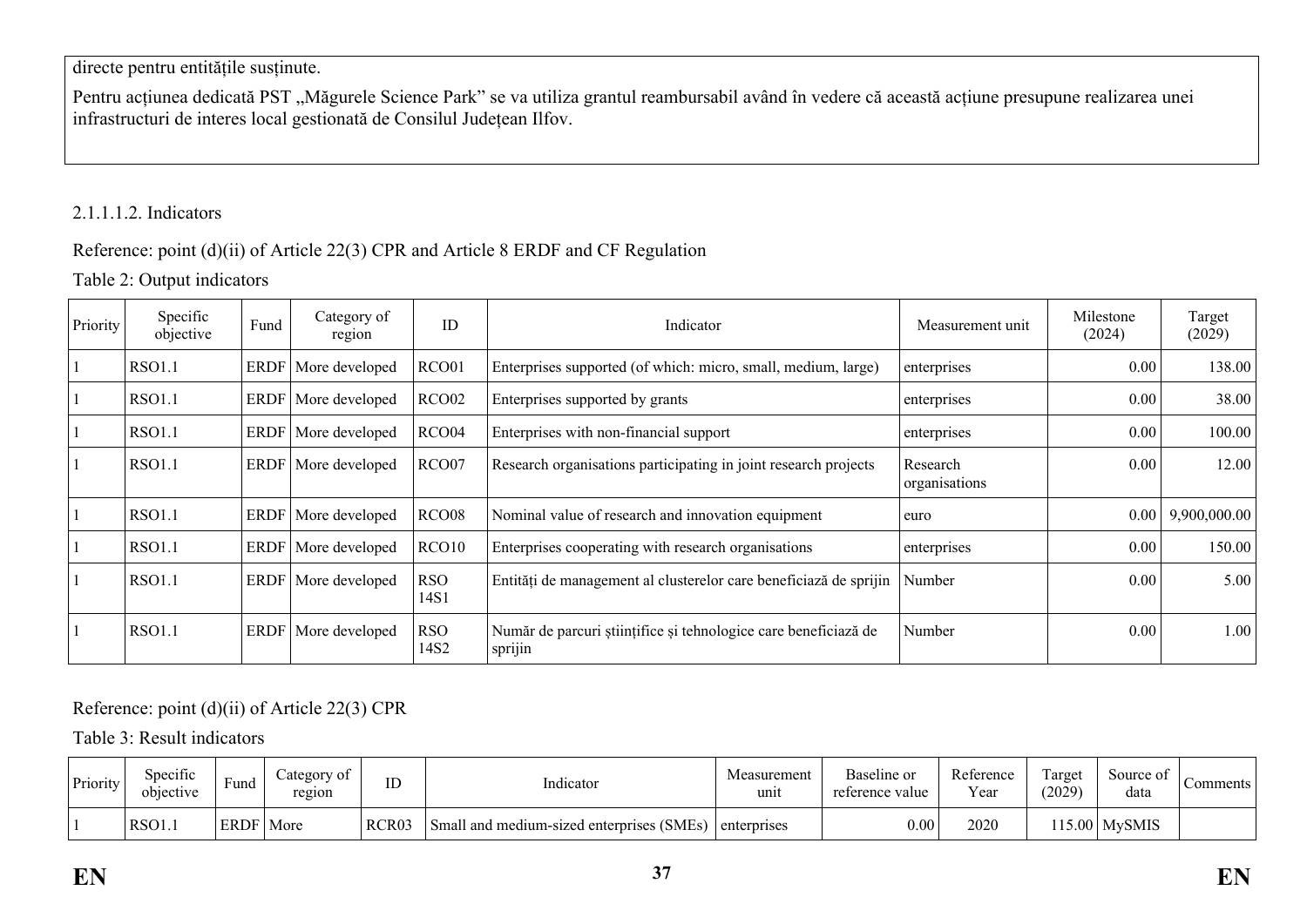directe pentru entitățile susținute.

Pentru acțiunea dedicată PST „Măgurele Science Park" se va utiliza grantul reambursabil având în vedere că această acțiune presupune realizarea unei infrastructuri de interes local gestionată de Consilul Județean Ilfov.

2.1.1.1.2. Indicators

Reference: point (d)(ii) of Article 22(3) CPR and Article 8 ERDF and CF Regulation

Table 2: Output indicators

| Priority | Specific objective | Fund | Category of region | ID | Indicator | Measurement unit | Milestone (2024) | Target (2029) |
|---|---|---|---|---|---|---|---|---|
| 1 | RSO1.1 | ERDF | More developed | RCO01 | Enterprises supported (of which: micro, small, medium, large) | enterprises | 0.00 | 138.00 |
| 1 | RSO1.1 | ERDF | More developed | RCO02 | Enterprises supported by grants | enterprises | 0.00 | 38.00 |
| 1 | RSO1.1 | ERDF | More developed | RCO04 | Enterprises with non-financial support | enterprises | 0.00 | 100.00 |
| 1 | RSO1.1 | ERDF | More developed | RCO07 | Research organisations participating in joint research projects | Research organisations | 0.00 | 12.00 |
| 1 | RSO1.1 | ERDF | More developed | RCO08 | Nominal value of research and innovation equipment | euro | 0.00 | 9,900,000.00 |
| 1 | RSO1.1 | ERDF | More developed | RCO10 | Enterprises cooperating with research organisations | enterprises | 0.00 | 150.00 |
| 1 | RSO1.1 | ERDF | More developed | RSO 14S1 | Entități de management al clusterelor care beneficiază de sprijin | Number | 0.00 | 5.00 |
| 1 | RSO1.1 | ERDF | More developed | RSO 14S2 | Număr de parcuri științifice și tehnologice care beneficiază de sprijin | Number | 0.00 | 1.00 |

Reference: point (d)(ii) of Article 22(3) CPR

Table 3: Result indicators

| Priority | Specific objective | Fund | Category of region | ID | Indicator | Measurement unit | Baseline or reference value | Reference Year | Target (2029) | Source of data | Comments |
|---|---|---|---|---|---|---|---|---|---|---|---|
| 1 | RSO1.1 | ERDF | More | RCR03 | Small and medium-sized enterprises (SMEs) | enterprises | 0.00 | 2020 | 115.00 | MySMIS | |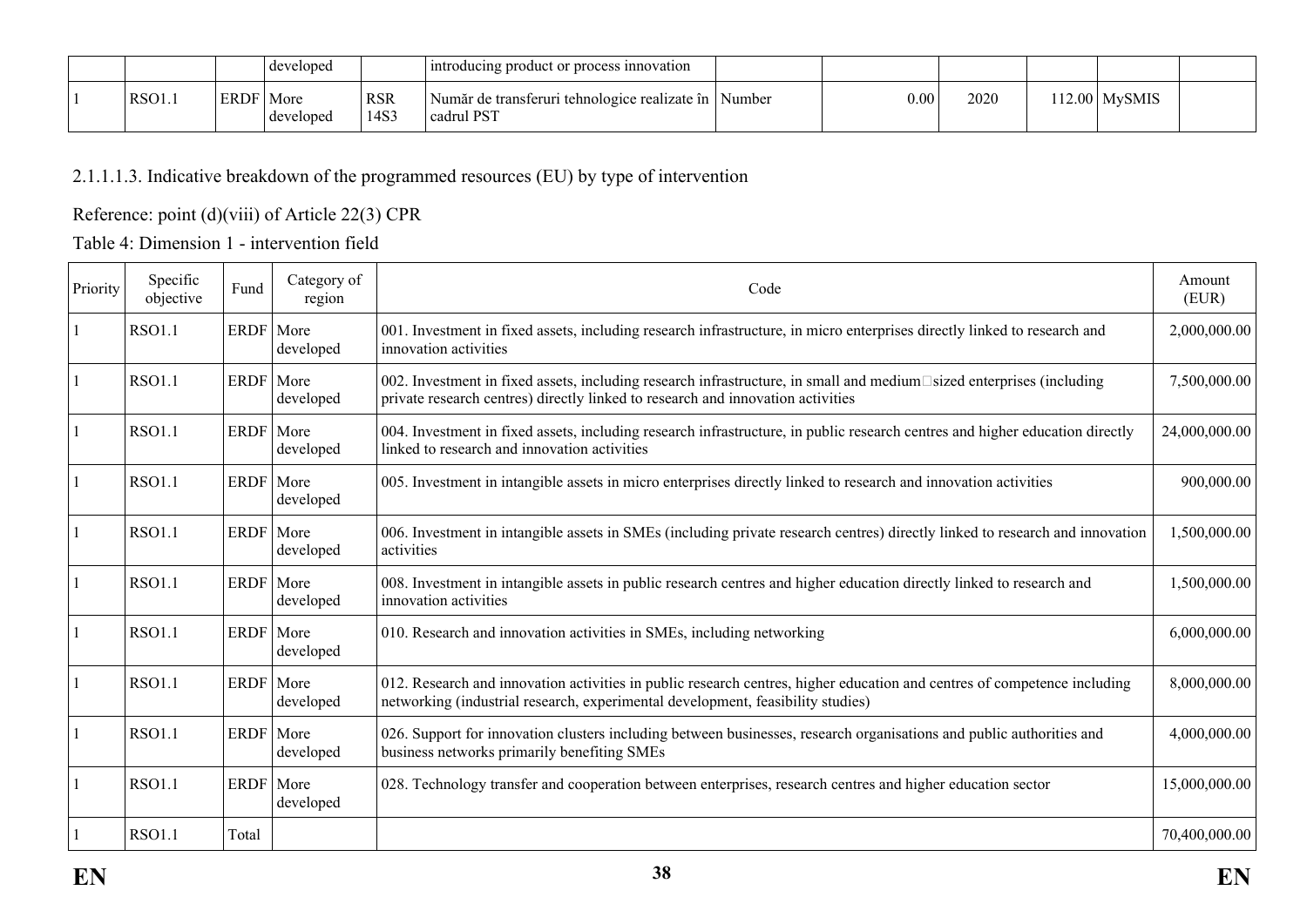| | | | developed | | introducing product or process innovation | | | | | | |
|---|---|---|---|---|---|---|---|---|---|---|---|
| 1 | RSO1.1 | ERDF | More developed | RSR 14S3 | Număr de transferuri tehnologice realizate în cadrul PST | Number | 0.00 | 2020 | 112.00 | MySMIS | |

2.1.1.1.3. Indicative breakdown of the programmed resources (EU) by type of intervention

Reference: point (d)(viii) of Article 22(3) CPR

Table 4: Dimension 1 - intervention field

| Priority | Specific objective | Fund | Category of region | Code | Amount (EUR) |
|---|---|---|---|---|---|
| 1 | RSO1.1 | ERDF | More developed | 001. Investment in fixed assets, including research infrastructure, in micro enterprises directly linked to research and innovation activities | 2,000,000.00 |
| 1 | RSO1.1 | ERDF | More developed | 002. Investment in fixed assets, including research infrastructure, in small and medium sized enterprises (including private research centres) directly linked to research and innovation activities | 7,500,000.00 |
| 1 | RSO1.1 | ERDF | More developed | 004. Investment in fixed assets, including research infrastructure, in public research centres and higher education directly linked to research and innovation activities | 24,000,000.00 |
| 1 | RSO1.1 | ERDF | More developed | 005. Investment in intangible assets in micro enterprises directly linked to research and innovation activities | 900,000.00 |
| 1 | RSO1.1 | ERDF | More developed | 006. Investment in intangible assets in SMEs (including private research centres) directly linked to research and innovation activities | 1,500,000.00 |
| 1 | RSO1.1 | ERDF | More developed | 008. Investment in intangible assets in public research centres and higher education directly linked to research and innovation activities | 1,500,000.00 |
| 1 | RSO1.1 | ERDF | More developed | 010. Research and innovation activities in SMEs, including networking | 6,000,000.00 |
| 1 | RSO1.1 | ERDF | More developed | 012. Research and innovation activities in public research centres, higher education and centres of competence including networking (industrial research, experimental development, feasibility studies) | 8,000,000.00 |
| 1 | RSO1.1 | ERDF | More developed | 026. Support for innovation clusters including between businesses, research organisations and public authorities and business networks primarily benefiting SMEs | 4,000,000.00 |
| 1 | RSO1.1 | ERDF | More developed | 028. Technology transfer and cooperation between enterprises, research centres and higher education sector | 15,000,000.00 |
| 1 | RSO1.1 | Total | | | 70,400,000.00 |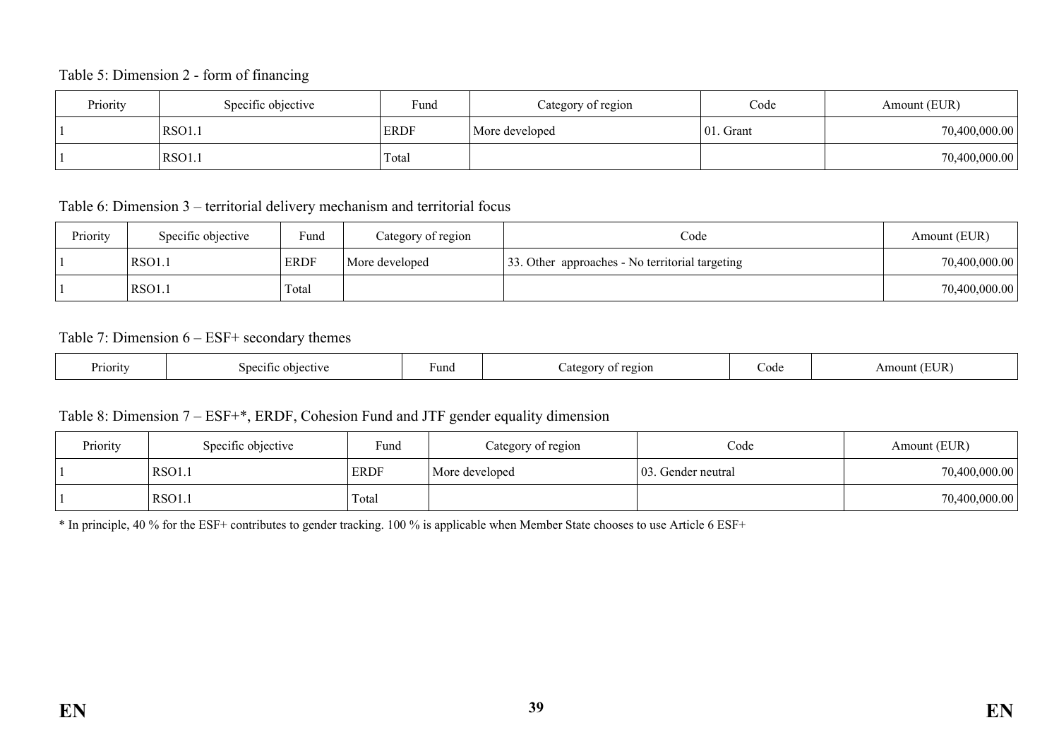Table 5: Dimension 2 - form of financing

| Priority | Specific objective | Fund | Category of region | Code | Amount (EUR) |
|---|---|---|---|---|---|
| 1 | RSO1.1 | ERDF | More developed | 01. Grant | 70,400,000.00 |
| 1 | RSO1.1 | Total | | | 70,400,000.00 |

Table 6: Dimension 3 – territorial delivery mechanism and territorial focus

| Priority | Specific objective | Fund | Category of region | Code | Amount (EUR) |
|---|---|---|---|---|---|
| 1 | RSO1.1 | ERDF | More developed | 33. Other approaches - No territorial targeting | 70,400,000.00 |
| 1 | RSO1.1 | Total | | | 70,400,000.00 |

Table 7: Dimension 6 – ESF+ secondary themes

| Priority | Specific objective | Fund | Category of region | Code | Amount (EUR) |
|---|---|---|---|---|---|

Table 8: Dimension 7 – ESF+*, ERDF, Cohesion Fund and JTF gender equality dimension

| Priority | Specific objective | Fund | Category of region | Code | Amount (EUR) |
|---|---|---|---|---|---|
| 1 | RSO1.1 | ERDF | More developed | 03. Gender neutral | 70,400,000.00 |
| 1 | RSO1.1 | Total | | | 70,400,000.00 |

* In principle, 40 % for the ESF+ contributes to gender tracking. 100 % is applicable when Member State chooses to use Article 6 ESF+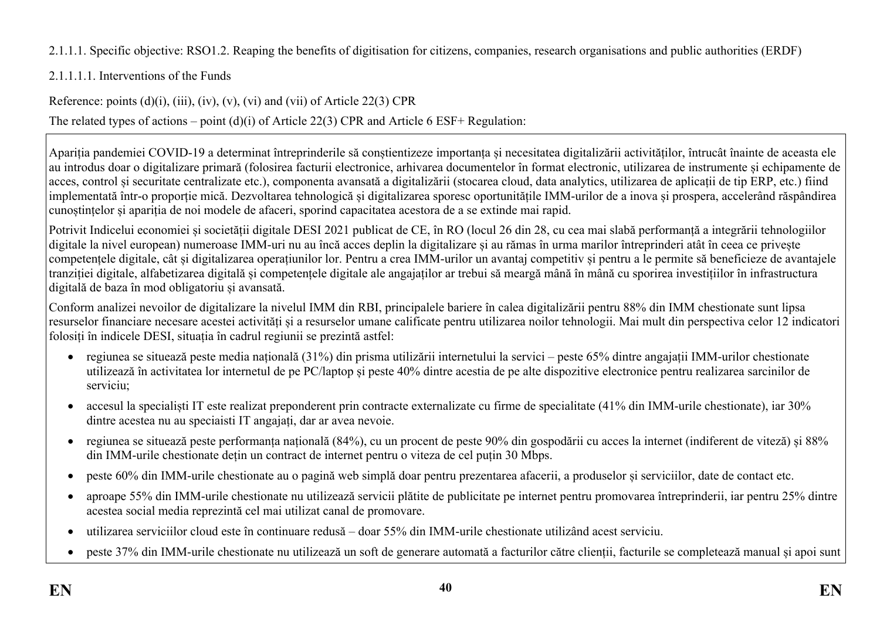2.1.1.1. Specific objective: RSO1.2. Reaping the benefits of digitisation for citizens, companies, research organisations and public authorities (ERDF)

2.1.1.1.1. Interventions of the Funds

Reference: points (d)(i), (iii), (iv), (v), (vi) and (vii) of Article 22(3) CPR

The related types of actions – point (d)(i) of Article 22(3) CPR and Article 6 ESF+ Regulation:

Apariția pandemiei COVID-19 a determinat întreprinderile să conștientizeze importanța și necesitatea digitalizării activităților, întrucât înainte de aceasta ele au introdus doar o digitalizare primară (folosirea facturii electronice, arhivarea documentelor în format electronic, utilizarea de instrumente și echipamente de acces, control și securitate centralizate etc.), componenta avansată a digitalizării (stocarea cloud, data analytics, utilizarea de aplicații de tip ERP, etc.) fiind implementată într-o proporție mică. Dezvoltarea tehnologică și digitalizarea sporesc oportunitățile IMM-urilor de a inova și prospera, accelerând răspândirea cunoștințelor și apariția de noi modele de afaceri, sporind capacitatea acestora de a se extinde mai rapid.

Potrivit Indicelui economiei și societății digitale DESI 2021 publicat de CE, în RO (locul 26 din 28, cu cea mai slabă performanță a integrării tehnologiilor digitale la nivel european) numeroase IMM-uri nu au încă acces deplin la digitalizare și au rămas în urma marilor întreprinderi atât în ceea ce privește competențele digitale, cât și digitalizarea operațiunilor lor. Pentru a crea IMM-urilor un avantaj competitiv și pentru a le permite să beneficieze de avantajele tranziției digitale, alfabetizarea digitală și competențele digitale ale angajaților ar trebui să meargă mână în mână cu sporirea investițiilor în infrastructura digitală de baza în mod obligatoriu și avansată.

Conform analizei nevoilor de digitalizare la nivelul IMM din RBI, principalele bariere în calea digitalizării pentru 88% din IMM chestionate sunt lipsa resurselor financiare necesare acestei activități și a resurselor umane calificate pentru utilizarea noilor tehnologii. Mai mult din perspectiva celor 12 indicatori folosiți în indicele DESI, situația în cadrul regiunii se prezintă astfel:

- regiunea se situează peste media națională (31%) din prisma utilizării internetului la servici – peste 65% dintre angajații IMM-urilor chestionate utilizează în activitatea lor internetul de pe PC/laptop și peste 40% dintre acestia de pe alte dispozitive electronice pentru realizarea sarcinilor de serviciu;
- accesul la specialiști IT este realizat preponderent prin contracte externalizate cu firme de specialitate (41% din IMM-urile chestionate), iar 30% dintre acestea nu au speciasti IT angajați, dar ar avea nevoie.
- regiunea se situează peste performanța națională (84%), cu un procent de peste 90% din gospodării cu acces la internet (indiferent de viteză) și 88% din IMM-urile chestionate dețin un contract de internet pentru o viteza de cel puțin 30 Mbps.
- peste 60% din IMM-urile chestionate au o pagină web simplă doar pentru prezentarea afacerii, a produselor și serviciilor, date de contact etc.
- aproape 55% din IMM-urile chestionate nu utilizează servicii plătite de publicitate pe internet pentru promovarea întreprinderii, iar pentru 25% dintre acestea social media reprezintă cel mai utilizat canal de promovare.
- utilizarea serviciilor cloud este în continuare redusă – doar 55% din IMM-urile chestionate utilizând acest serviciu.
- peste 37% din IMM-urile chestionate nu utilizează un soft de generare automată a facturilor către clienții, facturile se completează manual și apoi sunt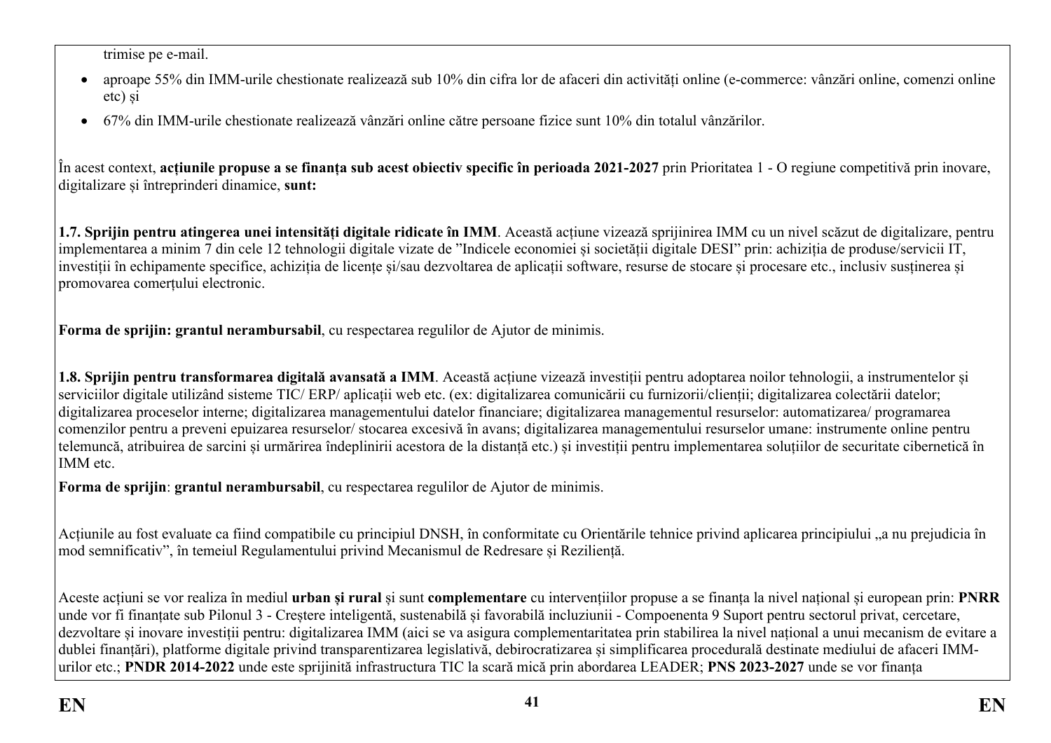trimise pe e-mail.

- aproape 55% din IMM-urile chestionate realizează sub 10% din cifra lor de afaceri din activități online (e-commerce: vânzări online, comenzi online etc) și
- 67% din IMM-urile chestionate realizează vânzări online către persoane fizice sunt 10% din totalul vânzărilor.

În acest context, **acțiunile propuse a se finanța sub acest obiectiv specific în perioada 2021-2027** prin Prioritatea 1 - O regiune competitivă prin inovare, digitalizare și întreprinderi dinamice, **sunt:**

**1.7. Sprijin pentru atingerea unei intensități digitale ridicate în IMM**. Această acțiune vizează sprijinirea IMM cu un nivel scăzut de digitalizare, pentru implementarea a minim 7 din cele 12 tehnologii digitale vizate de "Indicele economiei și societății digitale DESI" prin: achiziția de produse/servicii IT, investiții în echipamente specifice, achiziția de licențe și/sau dezvoltarea de aplicații software, resurse de stocare și procesare etc., inclusiv susținerea și promovarea comerțului electronic.

**Forma de sprijin: grantul nerambursabil**, cu respectarea regulilor de Ajutor de minimis.

**1.8. Sprijin pentru transformarea digitală avansată a IMM**. Această acțiune vizează investiții pentru adoptarea noilor tehnologii, a instrumentelor și serviciilor digitale utilizând sisteme TIC/ ERP/ aplicații web etc. (ex: digitalizarea comunicării cu furnizorii/clienții; digitalizarea colectării datelor; digitalizarea proceselor interne; digitalizarea managementului datelor financiare; digitalizarea managementul resurselor: automatizarea/ programarea comenzilor pentru a preveni epuizarea resurselor/ stocarea excesivă în avans; digitalizarea managementului resurselor umane: instrumente online pentru telemuncă, atribuirea de sarcini și urmărirea îndeplinirii acestora de la distanță etc.) și investiții pentru implementarea soluțiilor de securitate cibernetică în IMM etc.

**Forma de sprijin**: **grantul nerambursabil**, cu respectarea regulilor de Ajutor de minimis.

Acțiunile au fost evaluate ca fiind compatibile cu principiul DNSH, în conformitate cu Orientările tehnice privind aplicarea principiului „a nu prejudicia în mod semnificativ", în temeiul Regulamentului privind Mecanismul de Redresare și Reziliență.

Aceste acțiuni se vor realiza în mediul **urban și rural** și sunt **complementare** cu intervențiilor propuse a se finanța la nivel național și european prin: **PNRR** unde vor fi finanțate sub Pilonul 3 - Creștere inteligentă, sustenabilă și favorabilă incluziunii - Compoenenta 9 Suport pentru sectorul privat, cercetare, dezvoltare și inovare investiții pentru: digitalizarea IMM (aici se va asigura complementaritatea prin stabilirea la nivel național a unui mecanism de evitare a dublei finanțări), platforme digitale privind transparentizarea legislativă, debirocratizarea și simplificarea procedurală destinate mediului de afaceri IMM-urilor etc.; **PNDR 2014-2022** unde este sprijinită infrastructura TIC la scară mică prin abordarea LEADER; **PNS 2023-2027** unde se vor finanța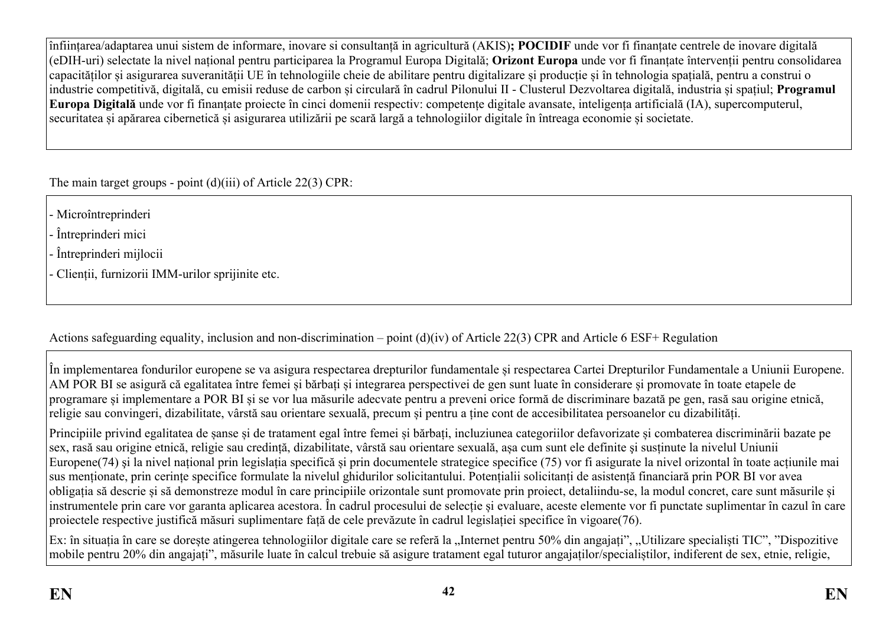înființarea/adaptarea unui sistem de informare, inovare si consultanță in agricultură (AKIS)**; POCIDIF** unde vor fi finanțate centrele de inovare digitală (eDIH-uri) selectate la nivel național pentru participarea la Programul Europa Digitală; **Orizont Europa** unde vor fi finanțate întervenții pentru consolidarea capacităților și asigurarea suveranității UE în tehnologiile cheie de abilitare pentru digitalizare și producție și în tehnologia spațială, pentru a construi o industrie competitivă, digitală, cu emisii reduse de carbon și circulară în cadrul Pilonului II - Clusterul Dezvoltarea digitală, industria și spațiul; **Programul Europa Digitală** unde vor fi finanțate proiecte în cinci domenii respectiv: competențe digitale avansate, inteligența artificială (IA), supercomputerul, securitatea și apărarea cibernetică și asigurarea utilizării pe scară largă a tehnologiilor digitale în întreaga economie și societate.

The main target groups - point (d)(iii) of Article 22(3) CPR:

- Microîntreprinderi
- Întreprinderi mici
- Întreprinderi mijlocii
- Clienții, furnizorii IMM-urilor sprijinite etc.

Actions safeguarding equality, inclusion and non-discrimination – point (d)(iv) of Article 22(3) CPR and Article 6 ESF+ Regulation

În implementarea fondurilor europene se va asigura respectarea drepturilor fundamentale și respectarea Cartei Drepturilor Fundamentale a Uniunii Europene. AM POR BI se asigură că egalitatea între femei și bărbați și integrarea perspectivei de gen sunt luate în considerare și promovate în toate etapele de programare și implementare a POR BI și se vor lua măsurile adecvate pentru a preveni orice formă de discriminare bazată pe gen, rasă sau origine etnică, religie sau convingeri, dizabilitate, vârstă sau orientare sexuală, precum și pentru a ține cont de accesibilitatea persoanelor cu dizabilități.

Principiile privind egalitatea de șanse și de tratament egal între femei și bărbați, incluziunea categoriilor defavorizate și combaterea discriminării bazate pe sex, rasă sau origine etnică, religie sau credință, dizabilitate, vârstă sau orientare sexuală, așa cum sunt ele definite și susținute la nivelul Uniunii Europene(74) şi la nivel național prin legislația specifică și prin documentele strategice specifice (75) vor fi asigurate la nivel orizontal în toate acțiunile mai sus menționate, prin cerințe specifice formulate la nivelul ghidurilor solicitantului. Potențialii solicitanți de asistență financiară prin POR BI vor avea obligația să descrie și să demonstreze modul în care principiile orizontale sunt promovate prin proiect, detaliindu-se, la modul concret, care sunt măsurile și instrumentele prin care vor garanta aplicarea acestora. În cadrul procesului de selecție și evaluare, aceste elemente vor fi punctate suplimentar în cazul în care proiectele respective justifică măsuri suplimentare față de cele prevăzute în cadrul legislației specifice în vigoare(76).

Ex: în situația în care se dorește atingerea tehnologiilor digitale care se referă la „Internet pentru 50% din angajați", „Utilizare specialiști TIC", "Dispozitive mobile pentru 20% din angajați", măsurile luate în calcul trebuie să asigure tratament egal tuturor angajaților/specialiștilor, indiferent de sex, etnie, religie,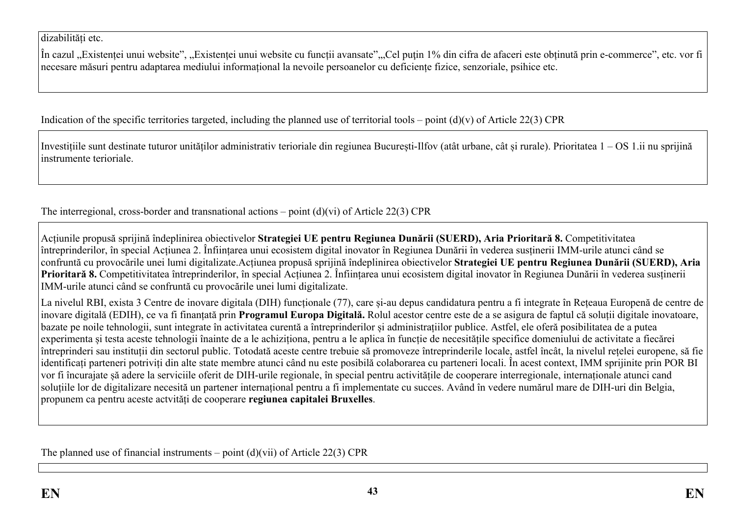dizabilități etc.

În cazul „Existenței unui website", „Existenței unui website cu funcții avansate"„Cel puțin 1% din cifra de afaceri este obținută prin e-commerce", etc. vor fi necesare măsuri pentru adaptarea mediului informațional la nevoile persoanelor cu deficiențe fizice, senzoriale, psihice etc.

Indication of the specific territories targeted, including the planned use of territorial tools – point (d)(v) of Article 22(3) CPR

Investițiile sunt destinate tuturor unităților administrativ terioriale din regiunea București-Ilfov (atât urbane, cât și rurale). Prioritatea 1 – OS 1.ii nu sprijină instrumente terioriale.

The interregional, cross-border and transnational actions – point (d)(vi) of Article 22(3) CPR

Acțiunile propusă sprijină îndeplinirea obiectivelor **Strategiei UE pentru Regiunea Dunării (SUERD), Aria Prioritară 8.** Competitivitatea întreprinderilor, în special Acțiunea 2. Înființarea unui ecosistem digital inovator în Regiunea Dunării în vederea susținerii IMM-urile atunci când se confruntă cu provocările unei lumi digitalizate.Acțiunea propusă sprijină îndeplinirea obiectivelor **Strategiei UE pentru Regiunea Dunării (SUERD), Aria Prioritară 8.** Competitivitatea întreprinderilor, în special Acțiunea 2. Înființarea unui ecosistem digital inovator în Regiunea Dunării în vederea susținerii IMM-urile atunci când se confruntă cu provocările unei lumi digitalizate.

La nivelul RBI, exista 3 Centre de inovare digitala (DIH) funcționale (77), care și-au depus candidatura pentru a fi integrate în Rețeaua Europenă de centre de inovare digitală (EDIH), ce va fi finanțată prin **Programul Europa Digitală.** Rolul acestor centre este de a se asigura de faptul că soluții digitale inovatoare, bazate pe noile tehnologii, sunt integrate în activitatea curentă a întreprinderilor și administrațiilor publice. Astfel, ele oferă posibilitatea de a putea experimenta și testa aceste tehnologii înainte de a le achiziționa, pentru a le aplica în funcție de necesitățile specifice domeniului de activitate a fiecărei întreprinderi sau instituții din sectorul public. Totodată aceste centre trebuie să promoveze întreprinderile locale, astfel încât, la nivelul rețelei europene, să fie identificați parteneri potriviți din alte state membre atunci când nu este posibilă colaborarea cu parteneri locali. În acest context, IMM sprijinite prin POR BI vor fi încurajate șă adere la serviciile oferit de DIH-urile regionale, în special pentru activitățile de cooperare interregionale, internaționale atunci cand soluțiile lor de digitalizare necesită un partener internațional pentru a fi implementate cu succes. Având în vedere numărul mare de DIH-uri din Belgia, propunem ca pentru aceste actvități de cooperare **regiunea capitalei Bruxelles**.

The planned use of financial instruments – point (d)(vii) of Article 22(3) CPR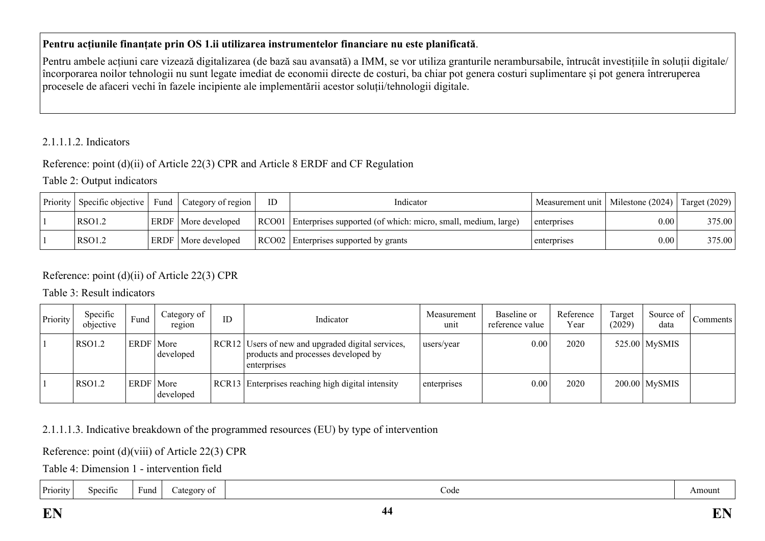**Pentru acțiunile finanțate prin OS 1.ii utilizarea instrumentelor financiare nu este planificată**.

Pentru ambele acțiuni care vizează digitalizarea (de bază sau avansată) a IMM, se vor utiliza granturile nerambursabile, întrucât investițiile în soluții digitale/ încorporarea noilor tehnologii nu sunt legate imediat de economii directe de costuri, ba chiar pot genera costuri suplimentare și pot genera întreruperea procesele de afaceri vechi în fazele incipiente ale implementării acestor soluții/tehnologii digitale.

2.1.1.1.2. Indicators

Reference: point (d)(ii) of Article 22(3) CPR and Article 8 ERDF and CF Regulation

Table 2: Output indicators

| Priority | Specific objective | Fund | Category of region | ID | Indicator | Measurement unit | Milestone (2024) | Target (2029) |
|---|---|---|---|---|---|---|---|---|
| 1 | RSO1.2 | ERDF | More developed | RCO01 | Enterprises supported (of which: micro, small, medium, large) | enterprises | 0.00 | 375.00 |
| 1 | RSO1.2 | ERDF | More developed | RCO02 | Enterprises supported by grants | enterprises | 0.00 | 375.00 |

Reference: point (d)(ii) of Article 22(3) CPR

Table 3: Result indicators

| Priority | Specific objective | Fund | Category of region | ID | Indicator | Measurement unit | Baseline or reference value | Reference Year | Target (2029) | Source of data | Comments |
|---|---|---|---|---|---|---|---|---|---|---|---|
| 1 | RSO1.2 | ERDF | More developed | RCR12 | Users of new and upgraded digital services, products and processes developed by enterprises | users/year | 0.00 | 2020 | 525.00 | MySMIS | |
| 1 | RSO1.2 | ERDF | More developed | RCR13 | Enterprises reaching high digital intensity | enterprises | 0.00 | 2020 | 200.00 | MySMIS | |

2.1.1.1.3. Indicative breakdown of the programmed resources (EU) by type of intervention

Reference: point (d)(viii) of Article 22(3) CPR

Table 4: Dimension 1 - intervention field

| Priority | Specific | Fund | Category of | Code | Amount |
|---|---|---|---|---|---|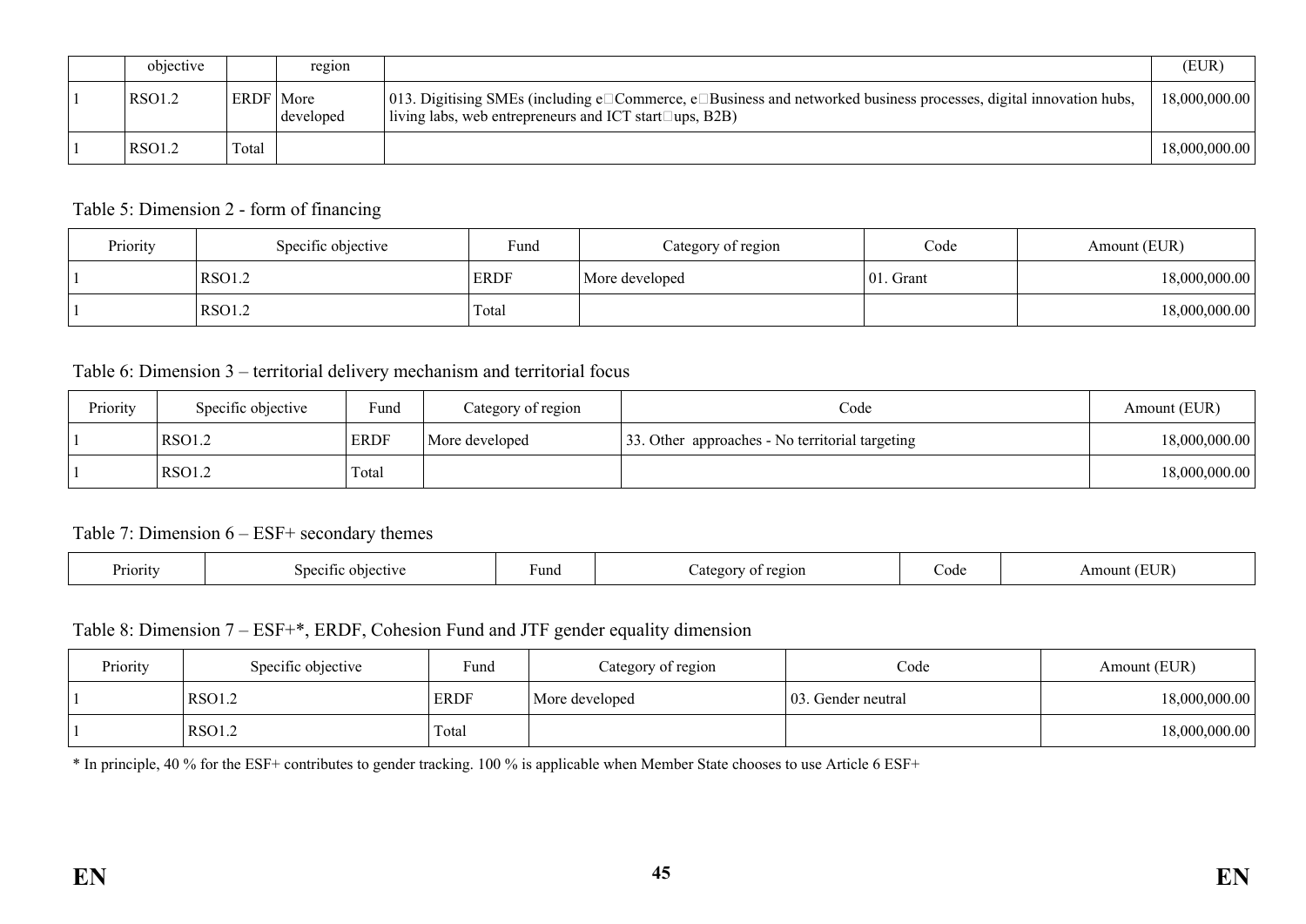| | objective | | region | | (EUR) |
|---|---|---|---|---|---|
| 1 | RSO1.2 | ERDF | More developed | 013. Digitising SMEs (including e Commerce, e Business and networked business processes, digital innovation hubs, living labs, web entrepreneurs and ICT start ups, B2B) | 18,000,000.00 |
| 1 | RSO1.2 | Total | | | 18,000,000.00 |

Table 5: Dimension 2 - form of financing

| Priority | Specific objective | Fund | Category of region | Code | Amount (EUR) |
|---|---|---|---|---|---|
| 1 | RSO1.2 | ERDF | More developed | 01. Grant | 18,000,000.00 |
| 1 | RSO1.2 | Total | | | 18,000,000.00 |

Table 6: Dimension 3 – territorial delivery mechanism and territorial focus

| Priority | Specific objective | Fund | Category of region | Code | Amount (EUR) |
|---|---|---|---|---|---|
| 1 | RSO1.2 | ERDF | More developed | 33. Other approaches - No territorial targeting | 18,000,000.00 |
| 1 | RSO1.2 | Total | | | 18,000,000.00 |

Table 7: Dimension 6 – ESF+ secondary themes

| Priority | Specific objective | Fund | Category of region | Code | Amount (EUR) |
|---|---|---|---|---|---|

Table 8: Dimension 7 – ESF+*, ERDF, Cohesion Fund and JTF gender equality dimension

| Priority | Specific objective | Fund | Category of region | Code | Amount (EUR) |
|---|---|---|---|---|---|
| 1 | RSO1.2 | ERDF | More developed | 03. Gender neutral | 18,000,000.00 |
| 1 | RSO1.2 | Total | | | 18,000,000.00 |

* In principle, 40 % for the ESF+ contributes to gender tracking. 100 % is applicable when Member State chooses to use Article 6 ESF+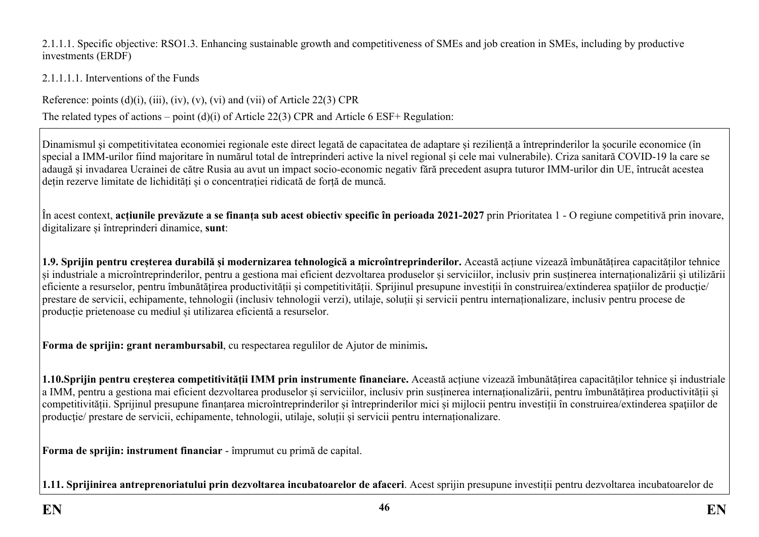2.1.1.1. Specific objective: RSO1.3. Enhancing sustainable growth and competitiveness of SMEs and job creation in SMEs, including by productive investments (ERDF)

2.1.1.1.1. Interventions of the Funds

Reference: points (d)(i), (iii), (iv), (v), (vi) and (vii) of Article 22(3) CPR

The related types of actions – point (d)(i) of Article 22(3) CPR and Article 6 ESF+ Regulation:

Dinamismul și competitivitatea economiei regionale este direct legată de capacitatea de adaptare și reziliență a întreprinderilor la șocurile economice (în special a IMM-urilor fiind majoritare în numărul total de întreprinderi active la nivel regional și cele mai vulnerabile). Criza sanitară COVID-19 la care se adaugă și invadarea Ucrainei de către Rusia au avut un impact socio-economic negativ fără precedent asupra tuturor IMM-urilor din UE, întrucât acestea dețin rezerve limitate de lichidități și o concentrației ridicată de forță de muncă.

În acest context, **acțiunile prevăzute a se finanța sub acest obiectiv specific în perioada 2021-2027** prin Prioritatea 1 - O regiune competitivă prin inovare, digitalizare și întreprinderi dinamice, **sunt**:

**1.9. Sprijin pentru creșterea durabilă și modernizarea tehnologică a microîntreprinderilor.** Această acțiune vizează îmbunătățirea capacităților tehnice și industriale a microîntreprinderilor, pentru a gestiona mai eficient dezvoltarea produselor și serviciilor, inclusiv prin susținerea internaționalizării și utilizării eficiente a resurselor, pentru îmbunătățirea productivității și competitivității. Sprijinul presupune investiții în construirea/extinderea spațiilor de producție/ prestare de servicii, echipamente, tehnologii (inclusiv tehnologii verzi), utilaje, soluții și servicii pentru internaționalizare, inclusiv pentru procese de producție prietenoase cu mediul și utilizarea eficientă a resurselor.

**Forma de sprijin: grant nerambursabil**, cu respectarea regulilor de Ajutor de minimis**.**

**1.10.Sprijin pentru creșterea competitivității IMM prin instrumente financiare.** Această acțiune vizează îmbunătățirea capacităților tehnice și industriale a IMM, pentru a gestiona mai eficient dezvoltarea produselor și serviciilor, inclusiv prin susținerea internaționalizării, pentru îmbunătățirea productivității și competitivității. Sprijinul presupune finanțarea microîntreprinderilor și întreprinderilor mici și mijlocii pentru investiții în construirea/extinderea spațiilor de producție/ prestare de servicii, echipamente, tehnologii, utilaje, soluții și servicii pentru internaționalizare.

**Forma de sprijin: instrument financiar** - împrumut cu primă de capital.

**1.11. Sprijinirea antreprenoriatului prin dezvoltarea incubatoarelor de afaceri**. Acest sprijin presupune investiții pentru dezvoltarea incubatoarelor de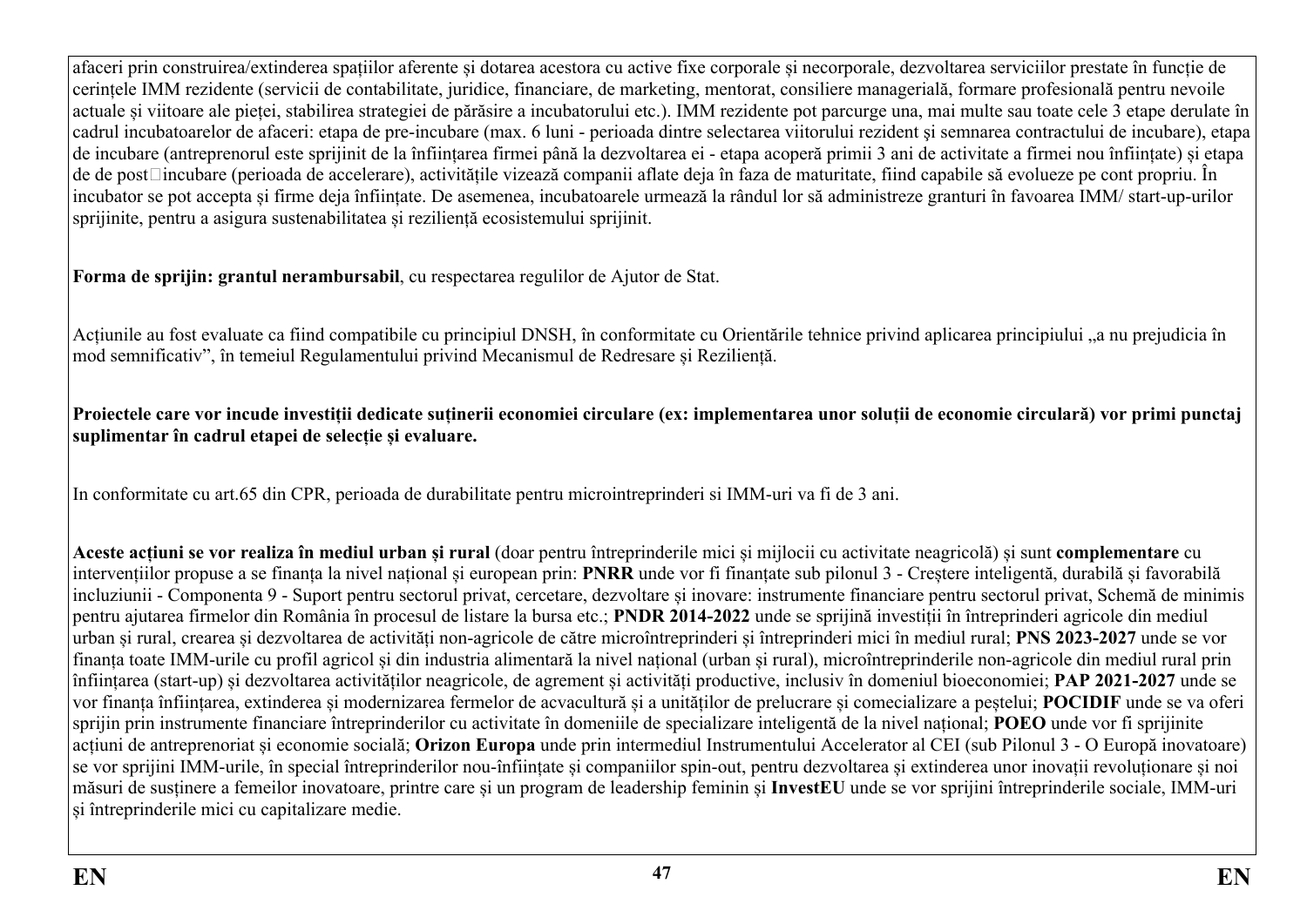afaceri prin construirea/extinderea spațiilor aferente și dotarea acestora cu active fixe corporale și necorporale, dezvoltarea serviciilor prestate în funcție de cerințele IMM rezidente (servicii de contabilitate, juridice, financiare, de marketing, mentorat, consiliere managerială, formare profesională pentru nevoile actuale și viitoare ale pieței, stabilirea strategiei de părăsire a incubatorului etc.). IMM rezidente pot parcurge una, mai multe sau toate cele 3 etape derulate în cadrul incubatoarelor de afaceri: etapa de pre-incubare (max. 6 luni - perioada dintre selectarea viitorului rezident și semnarea contractului de incubare), etapa de incubare (antreprenorul este sprijinit de la înființarea firmei până la dezvoltarea ei - etapa acoperă primii 3 ani de activitate a firmei nou înființate) și etapa de de post□incubare (perioada de accelerare), activitățile vizează companii aflate deja în faza de maturitate, fiind capabile să evolueze pe cont propriu. În incubator se pot accepta și firme deja înființate. De asemenea, incubatoarele urmează la rândul lor să administreze granturi în favoarea IMM/ start-up-urilor sprijinite, pentru a asigura sustenabilitatea și reziliență ecosistemului sprijinit.

**Forma de sprijin: grantul nerambursabil**, cu respectarea regulilor de Ajutor de Stat.

Acțiunile au fost evaluate ca fiind compatibile cu principiul DNSH, în conformitate cu Orientările tehnice privind aplicarea principiului „a nu prejudicia în mod semnificativ”, în temeiul Regulamentului privind Mecanismul de Redresare și Reziliență.

**Proiectele care vor incude investiții dedicate susținerii economiei circulare (ex: implementarea unor soluții de economie circulară) vor primi punctaj suplimentar în cadrul etapei de selecție și evaluare.**

In conformitate cu art.65 din CPR, perioada de durabilitate pentru microintreprinderi si IMM-uri va fi de 3 ani.

**Aceste acțiuni se vor realiza în mediul urban și rural** (doar pentru întreprinderile mici și mijlocii cu activitate neagricolă) și sunt **complementare** cu intervențiilor propuse a se finanța la nivel național și european prin: **PNRR** unde vor fi finanțate sub pilonul 3 - Creștere inteligentă, durabilă și favorabilă incluziunii - Componenta 9 - Suport pentru sectorul privat, cercetare, dezvoltare și inovare: instrumente financiare pentru sectorul privat, Schemă de minimis pentru ajutarea firmelor din România în procesul de listare la bursa etc.; **PNDR 2014-2022** unde se sprijină investiții în întreprinderi agricole din mediul urban și rural, crearea și dezvoltarea de activități non-agricole de către microîntreprinderi și întreprinderi mici în mediul rural; **PNS 2023-2027** unde se vor finanța toate IMM-urile cu profil agricol și din industria alimentară la nivel național (urban și rural), microîntreprinderile non-agricole din mediul rural prin înființarea (start-up) și dezvoltarea activităților neagricole, de agrement și activități productive, inclusiv în domeniul bioeconomiei; **PAP 2021-2027** unde se vor finanța înființarea, extinderea și modernizarea fermelor de acvacultură și a unităților de prelucrare și comecializare a peștelui; **POCIDIF** unde se va oferi sprijin prin instrumente financiare întreprinderilor cu activitate în domeniile de specializare inteligentă de la nivel național; **POEO** unde vor fi sprijinite acțiuni de antreprenoriat și economie socială; **Orizon Europa** unde prin intermediul Instrumentului Accelerator al CEI (sub Pilonul 3 - O Europă inovatoare) se vor sprijini IMM-urile, în special întreprinderilor nou-înființate și companiilor spin-out, pentru dezvoltarea și extinderea unor inovații revoluționare și noi măsuri de susținere a femeilor inovatoare, printre care și un program de leadership feminin și **InvestEU** unde se vor sprijini întreprinderile sociale, IMM-uri și întreprinderile mici cu capitalizare medie.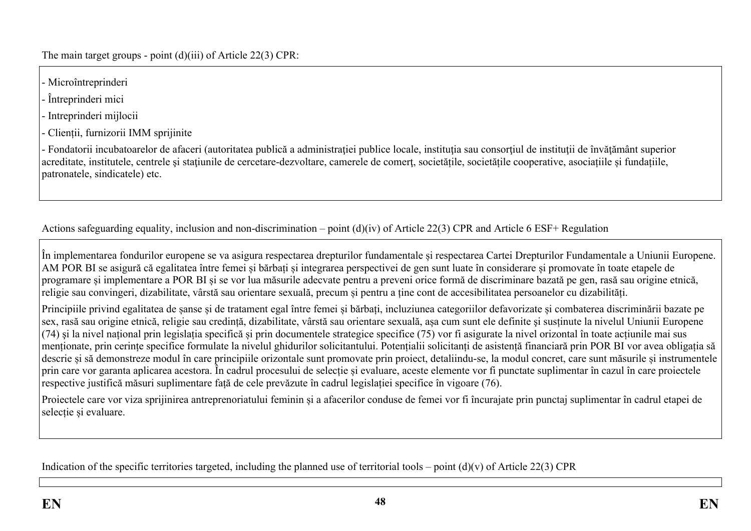The main target groups - point (d)(iii) of Article 22(3) CPR:

- Microîntreprinderi
- Întreprinderi mici
- Intreprinderi mijlocii
- Clienții, furnizorii IMM sprijinite
- Fondatorii incubatoarelor de afaceri (autoritatea publică a administrației publice locale, instituția sau consorțiul de instituții de învăţământ superior acreditate, institutele, centrele și stațiunile de cercetare-dezvoltare, camerele de comerţ, societățile, societățile cooperative, asociațiile și fundațiile, patronatele, sindicatele) etc.

Actions safeguarding equality, inclusion and non-discrimination – point (d)(iv) of Article 22(3) CPR and Article 6 ESF+ Regulation

În implementarea fondurilor europene se va asigura respectarea drepturilor fundamentale și respectarea Cartei Drepturilor Fundamentale a Uniunii Europene. AM POR BI se asigură că egalitatea între femei și bărbați și integrarea perspectivei de gen sunt luate în considerare și promovate în toate etapele de programare și implementare a POR BI și se vor lua măsurile adecvate pentru a preveni orice formă de discriminare bazată pe gen, rasă sau origine etnică, religie sau convingeri, dizabilitate, vârstă sau orientare sexuală, precum și pentru a ține cont de accesibilitatea persoanelor cu dizabilități.

Principiile privind egalitatea de șanse și de tratament egal între femei și bărbați, incluziunea categoriilor defavorizate și combaterea discriminării bazate pe sex, rasă sau origine etnică, religie sau credință, dizabilitate, vârstă sau orientare sexuală, așa cum sunt ele definite şi susținute la nivelul Uniunii Europene (74) și la nivel național prin legislația specifică și prin documentele strategice specifice (75) vor fi asigurate la nivel orizontal în toate acțiunile mai sus menționate, prin cerințe specifice formulate la nivelul ghidurilor solicitantului. Potențialii solicitanți de asistență financiară prin POR BI vor avea obligația să descrie și să demonstreze modul în care principiile orizontale sunt promovate prin proiect, detaliindu-se, la modul concret, care sunt măsurile și instrumentele prin care vor garanta aplicarea acestora. În cadrul procesului de selecție și evaluare, aceste elemente vor fi punctate suplimentar în cazul în care proiectele respective justifică măsuri suplimentare față de cele prevăzute în cadrul legislației specifice în vigoare (76).

Proiectele care vor viza sprijinirea antreprenoriatului feminin și a afacerilor conduse de femei vor fi încurajate prin punctaj suplimentar în cadrul etapei de selecție și evaluare.

Indication of the specific territories targeted, including the planned use of territorial tools – point (d)(v) of Article 22(3) CPR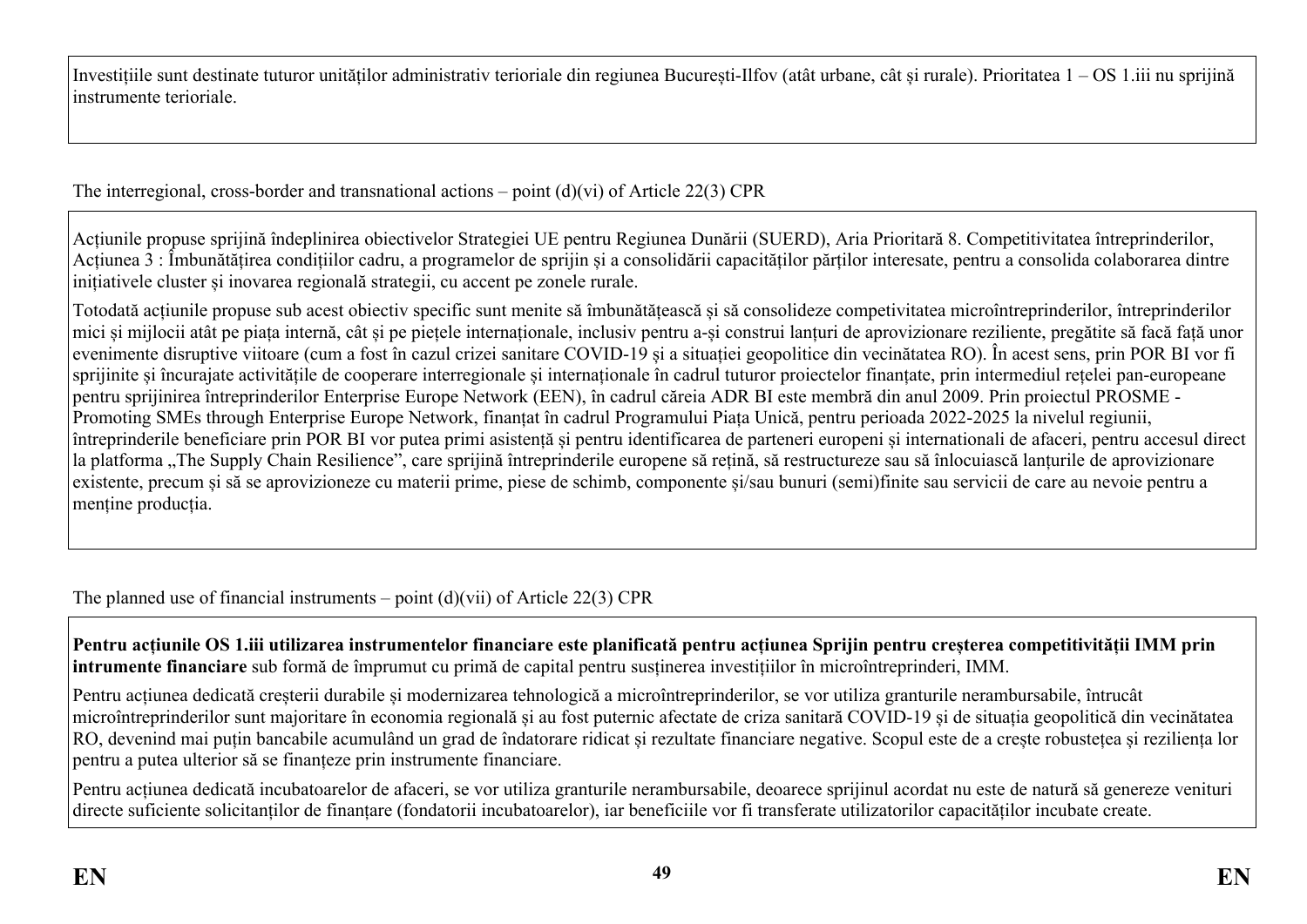Investițiile sunt destinate tuturor unităților administrativ terioriale din regiunea București-Ilfov (atât urbane, cât și rurale). Prioritatea 1 – OS 1.iii nu sprijină instrumente terioriale.

The interregional, cross-border and transnational actions – point (d)(vi) of Article 22(3) CPR

Acțiunile propuse sprijină îndeplinirea obiectivelor Strategiei UE pentru Regiunea Dunării (SUERD), Aria Prioritară 8. Competitivitatea întreprinderilor, Acțiunea 3 : Îmbunătățirea condițiilor cadru, a programelor de sprijin și a consolidării capacităților părților interesate, pentru a consolida colaborarea dintre inițiativele cluster și inovarea regională strategii, cu accent pe zonele rurale.

Totodată acțiunile propuse sub acest obiectiv specific sunt menite să îmbunătățească și să consolideze competitivitatea microîntreprinderilor, întreprinderilor mici și mijlocii atât pe piața internă, cât și pe piețele internaționale, inclusiv pentru a-și construi lanțuri de aprovizionare reziliente, pregătite să facă față unor evenimente disruptive viitoare (cum a fost în cazul crizei sanitare COVID-19 și a situației geopolitice din vecinătatea RO). În acest sens, prin POR BI vor fi sprijinite și încurajate activitățile de cooperare interregionale și internaționale în cadrul tuturor proiectelor finanțate, prin intermediul rețelei pan-europeane pentru sprijinirea întreprinderilor Enterprise Europe Network (EEN), în cadrul căreia ADR BI este membră din anul 2009. Prin proiectul PROSME - Promoting SMEs through Enterprise Europe Network, finanțat în cadrul Programului Piața Unică, pentru perioada 2022-2025 la nivelul regiunii, întreprinderile beneficiare prin POR BI vor putea primi asistență și pentru identificarea de parteneri europeni și internationali de afaceri, pentru accesul direct la platforma „The Supply Chain Resilience", care sprijină întreprinderile europene să rețină, să restructureze sau să înlocuiască lanțurile de aprovizionare existente, precum și să se aprovizioneze cu materii prime, piese de schimb, componente și/sau bunuri (semi)finite sau servicii de care au nevoie pentru a menține producția.

The planned use of financial instruments – point (d)(vii) of Article 22(3) CPR

**Pentru acțiunile OS 1.iii utilizarea instrumentelor financiare este planificată pentru acțiunea Sprijin pentru creșterea competitivității IMM prin intrumente financiare** sub formă de împrumut cu primă de capital pentru susținerea investițiilor în microîntreprinderi, IMM.

Pentru acțiunea dedicată creșterii durabile și modernizarea tehnologică a microîntreprinderilor, se vor utiliza granturile nerambursabile, întrucât microîntreprinderilor sunt majoritare în economia regională și au fost puternic afectate de criza sanitară COVID-19 și de situația geopolitică din vecinătatea RO, devenind mai puțin bancabile acumulând un grad de îndatorare ridicat și rezultate financiare negative. Scopul este de a crește robustețea și reziliența lor pentru a putea ulterior să se finanțeze prin instrumente financiare.

Pentru acțiunea dedicată incubatoarelor de afaceri, se vor utiliza granturile nerambursabile, deoarece sprijinul acordat nu este de natură să genereze venituri directe suficiente solicitanților de finanțare (fondatorii incubatoarelor), iar beneficiile vor fi transferate utilizatorilor capacităților incubate create.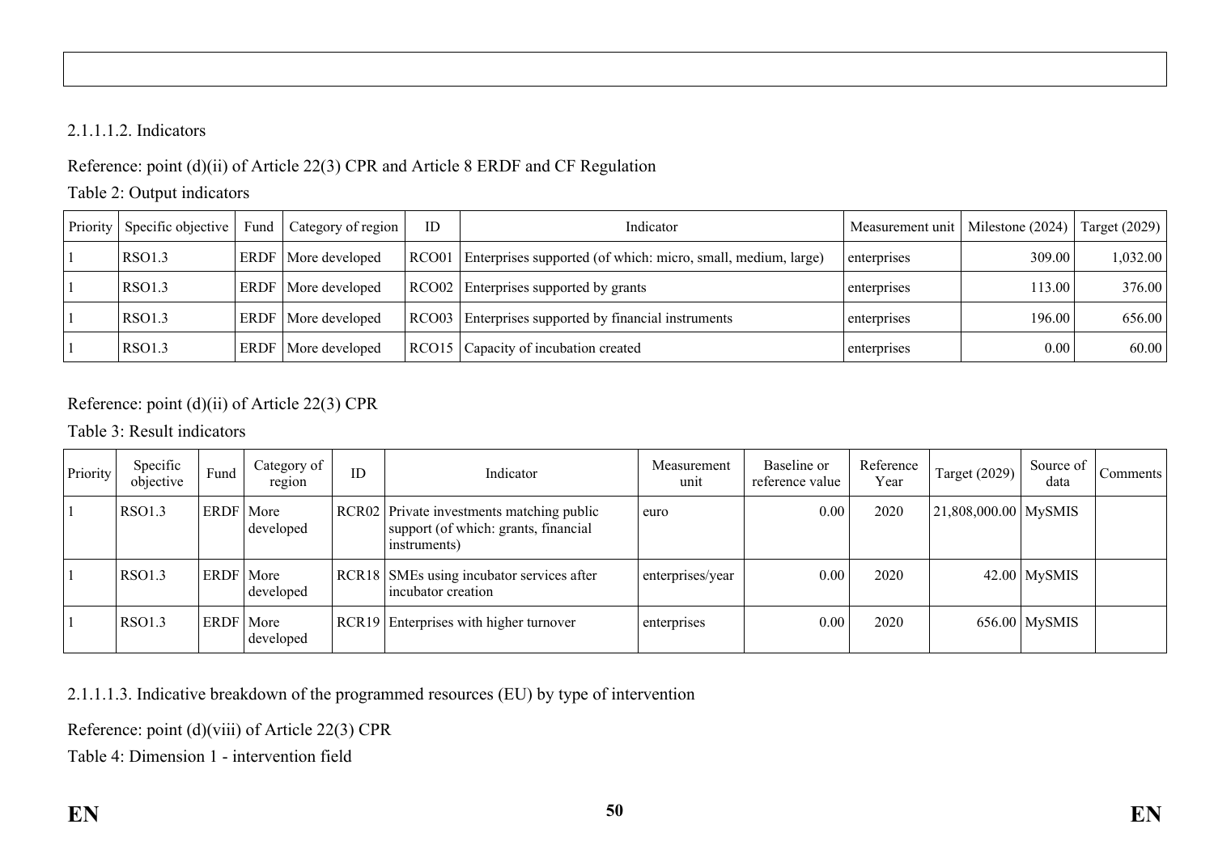#### 2.1.1.1.2. Indicators

Reference: point (d)(ii) of Article 22(3) CPR and Article 8 ERDF and CF Regulation

Table 2: Output indicators

| Priority | Specific objective | Fund | Category of region | ID | Indicator | Measurement unit | Milestone (2024) | Target (2029) |
|---|---|---|---|---|---|---|---|---|
| 1 | RSO1.3 | ERDF | More developed | RCO01 | Enterprises supported (of which: micro, small, medium, large) | enterprises | 309.00 | 1,032.00 |
| 1 | RSO1.3 | ERDF | More developed | RCO02 | Enterprises supported by grants | enterprises | 113.00 | 376.00 |
| 1 | RSO1.3 | ERDF | More developed | RCO03 | Enterprises supported by financial instruments | enterprises | 196.00 | 656.00 |
| 1 | RSO1.3 | ERDF | More developed | RCO15 | Capacity of incubation created | enterprises | 0.00 | 60.00 |

Reference: point (d)(ii) of Article 22(3) CPR

Table 3: Result indicators

| Priority | Specific objective | Fund | Category of region | ID | Indicator | Measurement unit | Baseline or reference value | Reference Year | Target (2029) | Source of data | Comments |
|---|---|---|---|---|---|---|---|---|---|---|---|
| 1 | RSO1.3 | ERDF | More developed | RCR02 | Private investments matching public support (of which: grants, financial instruments) | euro | 0.00 | 2020 | 21,808,000.00 | MySMIS | |
| 1 | RSO1.3 | ERDF | More developed | RCR18 | SMEs using incubator services after incubator creation | enterprises/year | 0.00 | 2020 | 42.00 | MySMIS | |
| 1 | RSO1.3 | ERDF | More developed | RCR19 | Enterprises with higher turnover | enterprises | 0.00 | 2020 | 656.00 | MySMIS | |

#### 2.1.1.1.3. Indicative breakdown of the programmed resources (EU) by type of intervention

Reference: point (d)(viii) of Article 22(3) CPR

Table 4: Dimension 1 - intervention field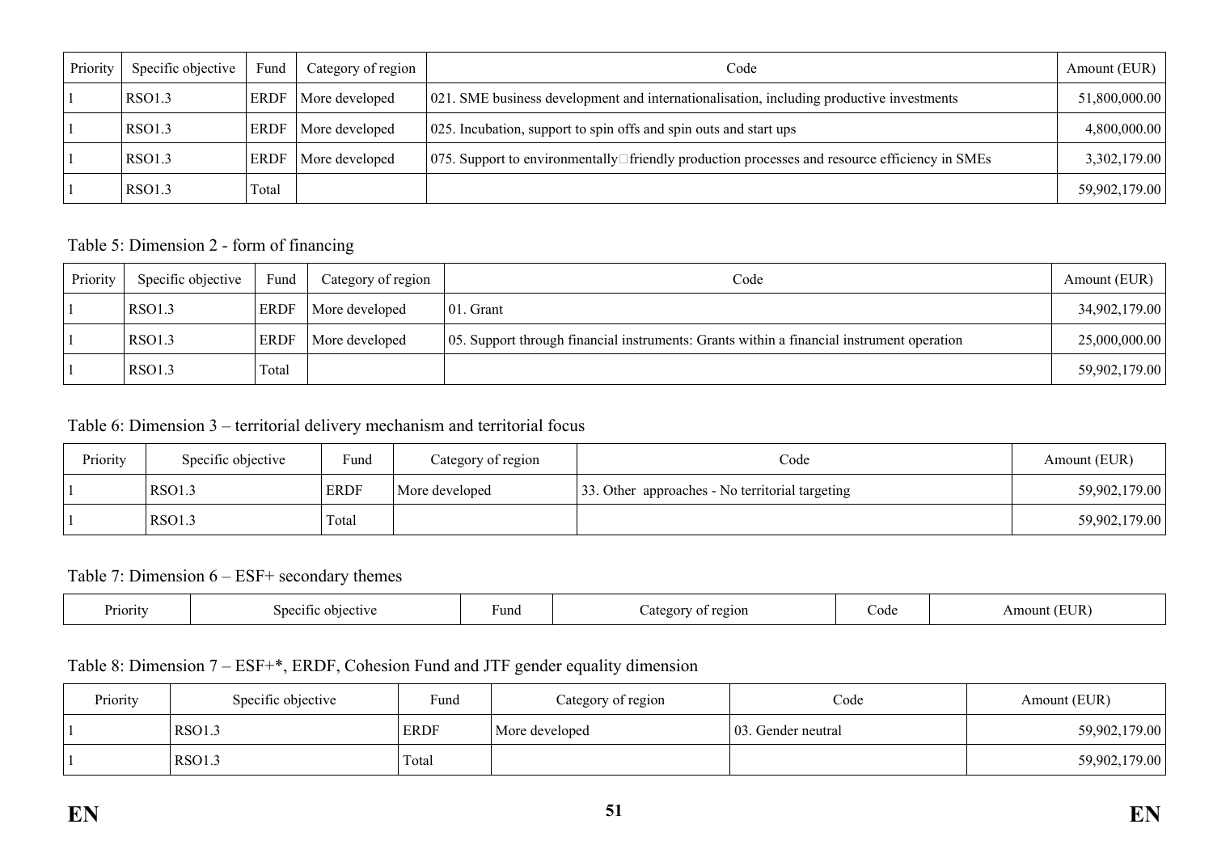| Priority | Specific objective | Fund | Category of region | Code | Amount (EUR) |
|---|---|---|---|---|---|
| 1 | RSO1.3 | ERDF | More developed | 021. SME business development and internationalisation, including productive investments | 51,800,000.00 |
| 1 | RSO1.3 | ERDF | More developed | 025. Incubation, support to spin offs and spin outs and start ups | 4,800,000.00 |
| 1 | RSO1.3 | ERDF | More developed | 075. Support to environmentally friendly production processes and resource efficiency in SMEs | 3,302,179.00 |
| 1 | RSO1.3 | Total | | | 59,902,179.00 |

Table 5: Dimension 2 - form of financing

| Priority | Specific objective | Fund | Category of region | Code | Amount (EUR) |
|---|---|---|---|---|---|
| 1 | RSO1.3 | ERDF | More developed | 01. Grant | 34,902,179.00 |
| 1 | RSO1.3 | ERDF | More developed | 05. Support through financial instruments: Grants within a financial instrument operation | 25,000,000.00 |
| 1 | RSO1.3 | Total | | | 59,902,179.00 |

Table 6: Dimension 3 – territorial delivery mechanism and territorial focus

| Priority | Specific objective | Fund | Category of region | Code | Amount (EUR) |
|---|---|---|---|---|---|
| 1 | RSO1.3 | ERDF | More developed | 33. Other approaches - No territorial targeting | 59,902,179.00 |
| 1 | RSO1.3 | Total | | | 59,902,179.00 |

Table 7: Dimension 6 – ESF+ secondary themes

| Priority | Specific objective | Fund | Category of region | Code | Amount (EUR) |
|---|---|---|---|---|---|

Table 8: Dimension 7 – ESF+*, ERDF, Cohesion Fund and JTF gender equality dimension

| Priority | Specific objective | Fund | Category of region | Code | Amount (EUR) |
|---|---|---|---|---|---|
| 1 | RSO1.3 | ERDF | More developed | 03. Gender neutral | 59,902,179.00 |
| 1 | RSO1.3 | Total | | | 59,902,179.00 |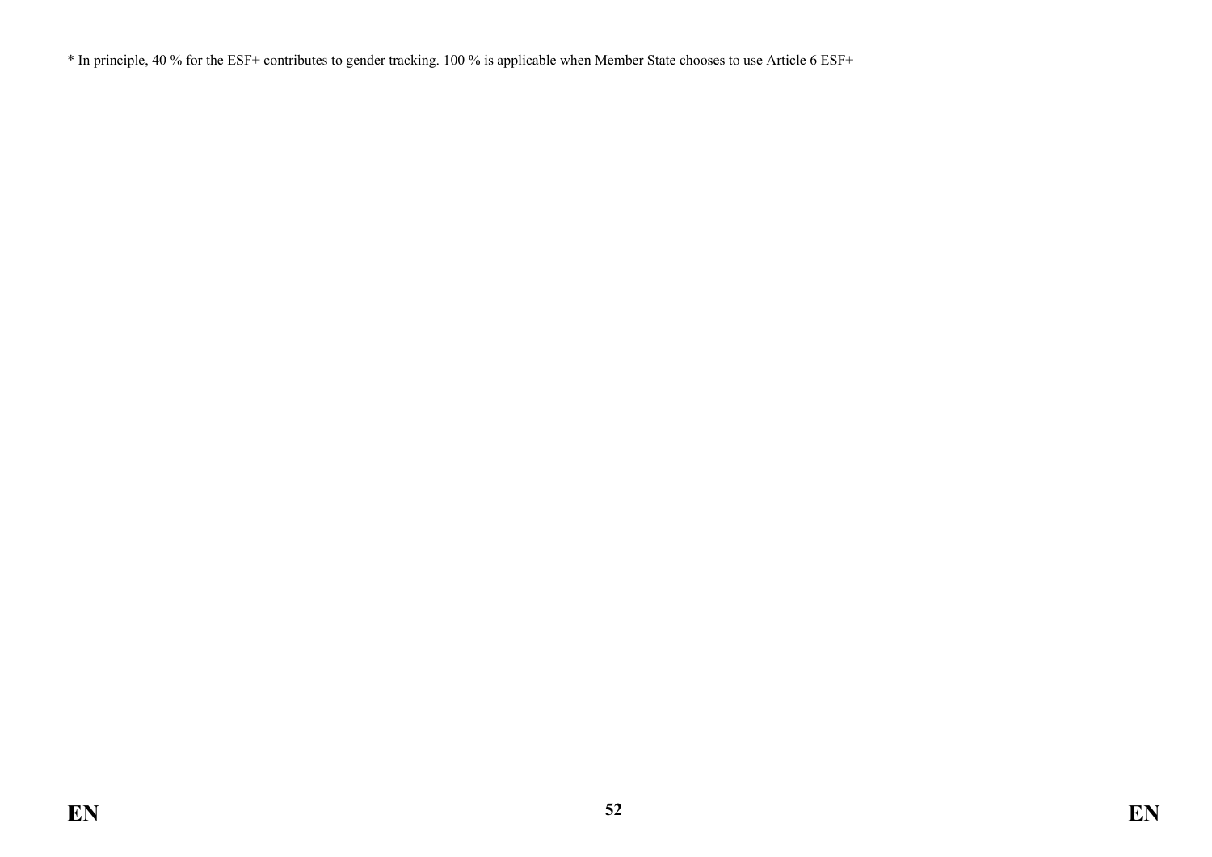* In principle, 40 % for the ESF+ contributes to gender tracking. 100 % is applicable when Member State chooses to use Article 6 ESF+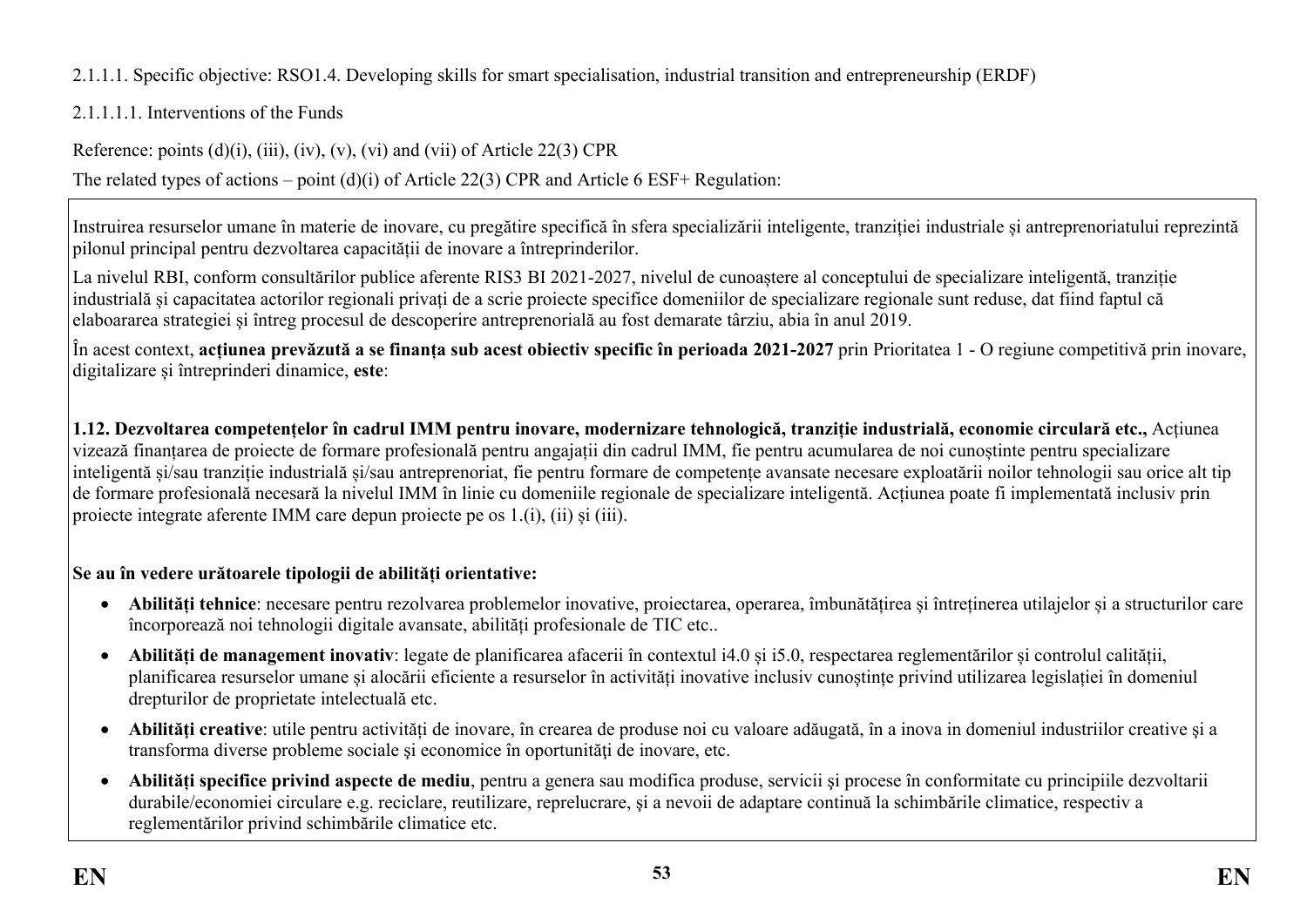2.1.1.1. Specific objective: RSO1.4. Developing skills for smart specialisation, industrial transition and entrepreneurship (ERDF)

2.1.1.1.1. Interventions of the Funds

Reference: points (d)(i), (iii), (iv), (v), (vi) and (vii) of Article 22(3) CPR

The related types of actions – point (d)(i) of Article 22(3) CPR and Article 6 ESF+ Regulation:

Instruirea resurselor umane în materie de inovare, cu pregătire specifică în sfera specializării inteligente, tranziției industriale și antreprenoriatului reprezintă pilonul principal pentru dezvoltarea capacității de inovare a întreprinderilor.

La nivelul RBI, conform consultărilor publice aferente RIS3 BI 2021-2027, nivelul de cunoaștere al conceptului de specializare inteligentă, tranziție industrială și capacitatea actorilor regionali privați de a scrie proiecte specifice domeniilor de specializare regionale sunt reduse, dat fiind faptul că elaborarea strategiei și întreg procesul de descoperire antreprenorială au fost demarate târziu, abia în anul 2019.

În acest context, **acțiunea prevăzută a se finanța sub acest obiectiv specific în perioada 2021-2027** prin Prioritatea 1 - O regiune competitivă prin inovare, digitalizare și întreprinderi dinamice, **este**:

**1.12. Dezvoltarea competențelor în cadrul IMM pentru inovare, modernizare tehnologică, tranziție industrială, economie circulară etc.,** Acțiunea vizează finanțarea de proiecte de formare profesională pentru angajații din cadrul IMM, fie pentru acumularea de noi cunoștinte pentru specializare inteligentă și/sau tranziție industrială și/sau antreprenoriat, fie pentru formare de competențe avansate necesare exploatării noilor tehnologii sau orice alt tip de formare profesională necesară la nivelul IMM în linie cu domeniile regionale de specializare inteligentă. Acțiunea poate fi implementată inclusiv prin proiecte integrate aferente IMM care depun proiecte pe os 1.(i), (ii) și (iii).

**Se au în vedere urătoarele tipologii de abilități orientative:**

- **Abilități tehnice**: necesare pentru rezolvarea problemelor inovative, proiectarea, operarea, îmbunătățirea și întreținerea utilajelor și a structurilor care încorporează noi tehnologii digitale avansate, abilități profesionale de TIC etc..
- **Abilități de management inovativ**: legate de planificarea afacerii în contextul i4.0 și i5.0, respectarea reglementărilor și controlul calității, planificarea resurselor umane și alocării eficiente a resurselor în activități inovative inclusiv cunoștințe privind utilizarea legislației în domeniul drepturilor de proprietate intelectuală etc.
- **Abilități creative**: utile pentru activități de inovare, în crearea de produse noi cu valoare adăugată, în a inova in domeniul industriilor creative şi a transforma diverse probleme sociale şi economice în oportunităţi de inovare, etc.
- **Abilități specifice privind aspecte de mediu**, pentru a genera sau modifica produse, servicii şi procese în conformitate cu principiile dezvoltarii durabile/economiei circulare e.g. reciclare, reutilizare, reprelucrare, şi a nevoii de adaptare continuă la schimbările climatice, respectiv a reglementărilor privind schimbările climatice etc.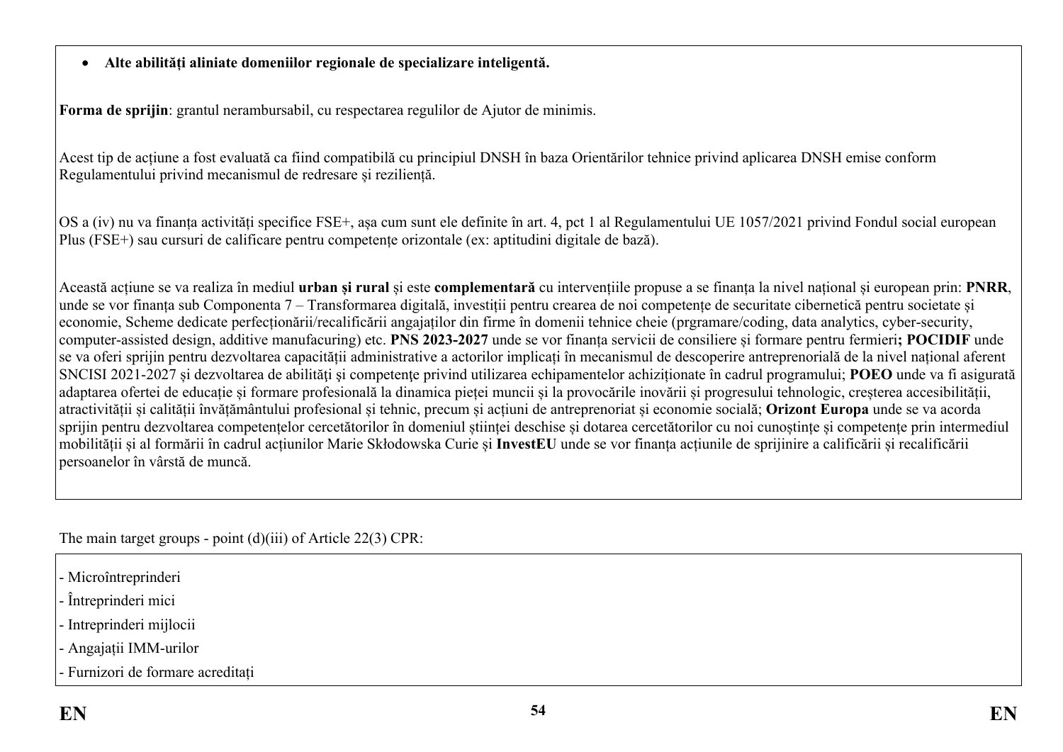- **Alte abilități aliniate domeniilor regionale de specializare inteligentă.**

**Forma de sprijin**: grantul nerambursabil, cu respectarea regulilor de Ajutor de minimis.

Acest tip de acțiune a fost evaluată ca fiind compatibilă cu principiul DNSH în baza Orientărilor tehnice privind aplicarea DNSH emise conform Regulamentului privind mecanismul de redresare și reziliență.

OS a (iv) nu va finanța activități specifice FSE+, așa cum sunt ele definite în art. 4, pct 1 al Regulamentului UE 1057/2021 privind Fondul social european Plus (FSE+) sau cursuri de calificare pentru competențe orizontale (ex: aptitudini digitale de bază).

Această acțiune se va realiza în mediul **urban și rural** și este **complementară** cu intervențiile propuse a se finanța la nivel național și european prin: **PNRR**, unde se vor finanța sub Componenta 7 – Transformarea digitală, investiții pentru crearea de noi competențe de securitate cibernetică pentru societate și economie, Scheme dedicate perfecționării/recalificării angajaților din firme în domenii tehnice cheie (prgramare/coding, data analytics, cyber-security, computer-assisted design, additive manufacuring) etc. **PNS 2023-2027** unde se vor finanța servicii de consiliere și formare pentru fermieri**; POCIDIF** unde se va oferi sprijin pentru dezvoltarea capacității administrative a actorilor implicați în mecanismul de descoperire antreprenorială de la nivel național aferent SNCISI 2021-2027 și dezvoltarea de abilități și competențe privind utilizarea echipamentelor achiziționate în cadrul programului; **POEO** unde va fi asigurată adaptarea ofertei de educație și formare profesională la dinamica pieței muncii și la provocările inovării și progresului tehnologic, creșterea accesibilității, atractivității și calității învățământului profesional și tehnic, precum și acțiuni de antreprenoriat și economie socială; **Orizont Europa** unde se va acorda sprijin pentru dezvoltarea competențelor cercetătorilor în domeniul științei deschise și dotarea cercetătorilor cu noi cunoștințe și competențe prin intermediul mobilității și al formării în cadrul acțiunilor Marie Skłodowska Curie și **InvestEU** unde se vor finanța acțiunile de sprijinire a calificării și recalificării persoanelor în vârstă de muncă.

The main target groups - point (d)(iii) of Article 22(3) CPR:

- Microîntreprinderi
- Întreprinderi mici
- Intreprinderi mijlocii
- Angajații IMM-urilor
- Furnizori de formare acreditați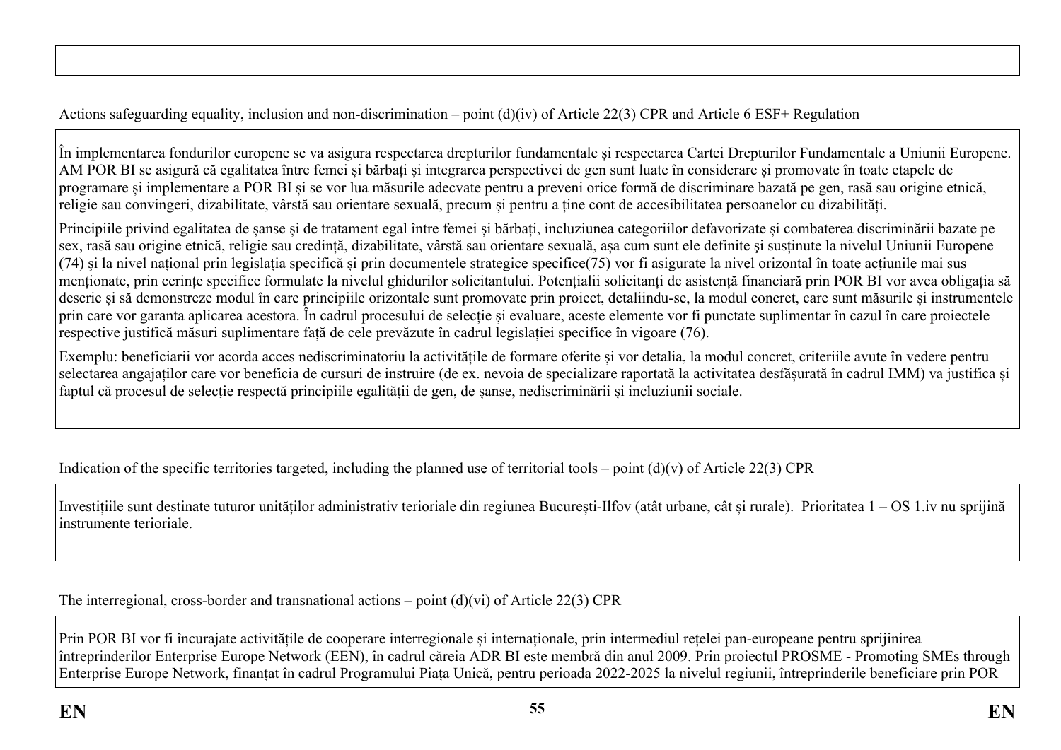Actions safeguarding equality, inclusion and non-discrimination – point (d)(iv) of Article 22(3) CPR and Article 6 ESF+ Regulation

În implementarea fondurilor europene se va asigura respectarea drepturilor fundamentale și respectarea Cartei Drepturilor Fundamentale a Uniunii Europene. AM POR BI se asigură că egalitatea între femei și bărbați și integrarea perspectivei de gen sunt luate în considerare și promovate în toate etapele de programare și implementare a POR BI și se vor lua măsurile adecvate pentru a preveni orice formă de discriminare bazată pe gen, rasă sau origine etnică, religie sau convingeri, dizabilitate, vârstă sau orientare sexuală, precum și pentru a ține cont de accesibilitatea persoanelor cu dizabilități.

Principiile privind egalitatea de șanse și de tratament egal între femei și bărbați, incluziunea categoriilor defavorizate și combaterea discriminării bazate pe sex, rasă sau origine etnică, religie sau credință, dizabilitate, vârstă sau orientare sexuală, așa cum sunt ele definite și susținute la nivelul Uniunii Europene (74) și la nivel național prin legislația specifică și prin documentele strategice specifice(75) vor fi asigurate la nivel orizontal în toate acțiunile mai sus menționate, prin cerințe specifice formulate la nivelul ghidurilor solicitantului. Potențialii solicitanți de asistență financiară prin POR BI vor avea obligația să descrie și să demonstreze modul în care principiile orizontale sunt promovate prin proiect, detaliindu-se, la modul concret, care sunt măsurile și instrumentele prin care vor garanta aplicarea acestora. În cadrul procesului de selecție și evaluare, aceste elemente vor fi punctate suplimentar în cazul în care proiectele respective justifică măsuri suplimentare față de cele prevăzute în cadrul legislației specifice în vigoare (76).

Exemplu: beneficiarii vor acorda acces nediscriminatoriu la activitățile de formare oferite și vor detalia, la modul concret, criteriile avute în vedere pentru selectarea angajaților care vor beneficia de cursuri de instruire (de ex. nevoia de specializare raportată la activitatea desfășurată în cadrul IMM) va justifica și faptul că procesul de selecție respectă principiile egalității de gen, de șanse, nediscriminării și incluziunii sociale.

Indication of the specific territories targeted, including the planned use of territorial tools – point (d)(v) of Article 22(3) CPR

Investițiile sunt destinate tuturor unităților administrativ terioriale din regiunea București-Ilfov (atât urbane, cât și rurale). Prioritatea 1 – OS 1.iv nu sprijină instrumente terioriale.

The interregional, cross-border and transnational actions – point (d)(vi) of Article 22(3) CPR

Prin POR BI vor fi încurajate activitățile de cooperare interregionale și internaționale, prin intermediul rețelei pan-europeane pentru sprijinirea întreprinderilor Enterprise Europe Network (EEN), în cadrul căreia ADR BI este membră din anul 2009. Prin proiectul PROSME - Promoting SMEs through Enterprise Europe Network, finanțat în cadrul Programului Piața Unică, pentru perioada 2022-2025 la nivelul regiunii, întreprinderile beneficiare prin POR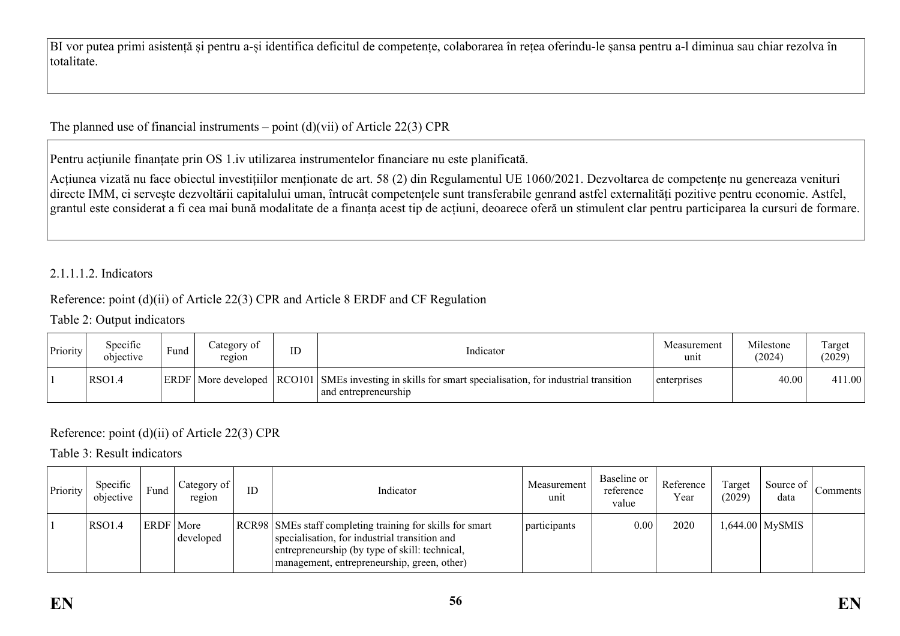BI vor putea primi asistență și pentru a-și identifica deficitul de competențe, colaborarea în rețea oferindu-le șansa pentru a-l diminua sau chiar rezolva în totalitate.

The planned use of financial instruments – point (d)(vii) of Article 22(3) CPR

Pentru acțiunile finanțate prin OS 1.iv utilizarea instrumentelor financiare nu este planificată.

Acțiunea vizată nu face obiectul investițiilor menționate de art. 58 (2) din Regulamentul UE 1060/2021. Dezvoltarea de competențe nu genereaza venituri directe IMM, ci servește dezvoltării capitalului uman, întrucât competențele sunt transferabile genrand astfel externalități pozitive pentru economie. Astfel, grantul este considerat a fi cea mai bună modalitate de a finanța acest tip de acțiuni, deoarece oferă un stimulent clar pentru participarea la cursuri de formare.

2.1.1.1.2. Indicators

Reference: point (d)(ii) of Article 22(3) CPR and Article 8 ERDF and CF Regulation

Table 2: Output indicators

| Priority | Specific objective | Fund | Category of region | ID | Indicator | Measurement unit | Milestone (2024) | Target (2029) |
|---|---|---|---|---|---|---|---|---|
| 1 | RSO1.4 | ERDF | More developed | RCO101 | SMEs investing in skills for smart specialisation, for industrial transition and entrepreneurship | enterprises | 40.00 | 411.00 |

Reference: point (d)(ii) of Article 22(3) CPR

Table 3: Result indicators

| Priority | Specific objective | Fund | Category of region | ID | Indicator | Measurement unit | Baseline or reference value | Reference Year | Target (2029) | Source of data | Comments |
|---|---|---|---|---|---|---|---|---|---|---|---|
| 1 | RSO1.4 | ERDF | More developed | RCR98 | SMEs staff completing training for skills for smart specialisation, for industrial transition and entrepreneurship (by type of skill: technical, management, entrepreneurship, green, other) | participants | 0.00 | 2020 | 1,644.00 | MySMIS | |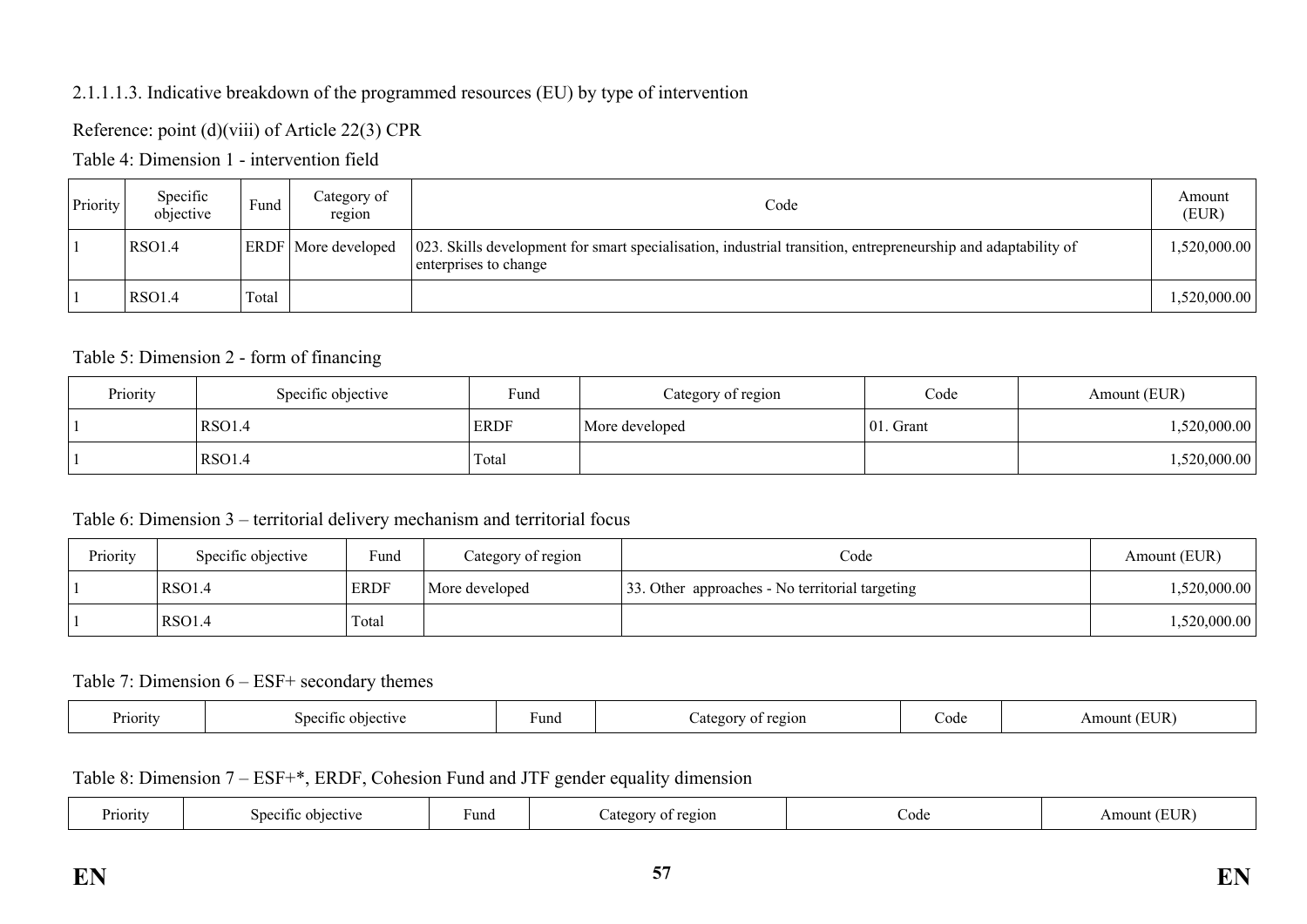2.1.1.1.3. Indicative breakdown of the programmed resources (EU) by type of intervention

Reference: point (d)(viii) of Article 22(3) CPR

Table 4: Dimension 1 - intervention field

| Priority | Specific objective | Fund | Category of region | Code | Amount (EUR) |
|---|---|---|---|---|---|
| 1 | RSO1.4 | ERDF | More developed | 023. Skills development for smart specialisation, industrial transition, entrepreneurship and adaptability of enterprises to change | 1,520,000.00 |
| 1 | RSO1.4 | Total | | | 1,520,000.00 |

Table 5: Dimension 2 - form of financing

| Priority | Specific objective | Fund | Category of region | Code | Amount (EUR) |
|---|---|---|---|---|---|
| 1 | RSO1.4 | ERDF | More developed | 01. Grant | 1,520,000.00 |
| 1 | RSO1.4 | Total | | | 1,520,000.00 |

Table 6: Dimension 3 – territorial delivery mechanism and territorial focus

| Priority | Specific objective | Fund | Category of region | Code | Amount (EUR) |
|---|---|---|---|---|---|
| 1 | RSO1.4 | ERDF | More developed | 33. Other approaches - No territorial targeting | 1,520,000.00 |
| 1 | RSO1.4 | Total | | | 1,520,000.00 |

Table 7: Dimension 6 – ESF+ secondary themes

| Priority | Specific objective | Fund | Category of region | Code | Amount (EUR) |
|---|---|---|---|---|---|

Table 8: Dimension 7 – ESF+*, ERDF, Cohesion Fund and JTF gender equality dimension

| Priority | Specific objective | Fund | Category of region | Code | Amount (EUR) |
|---|---|---|---|---|---|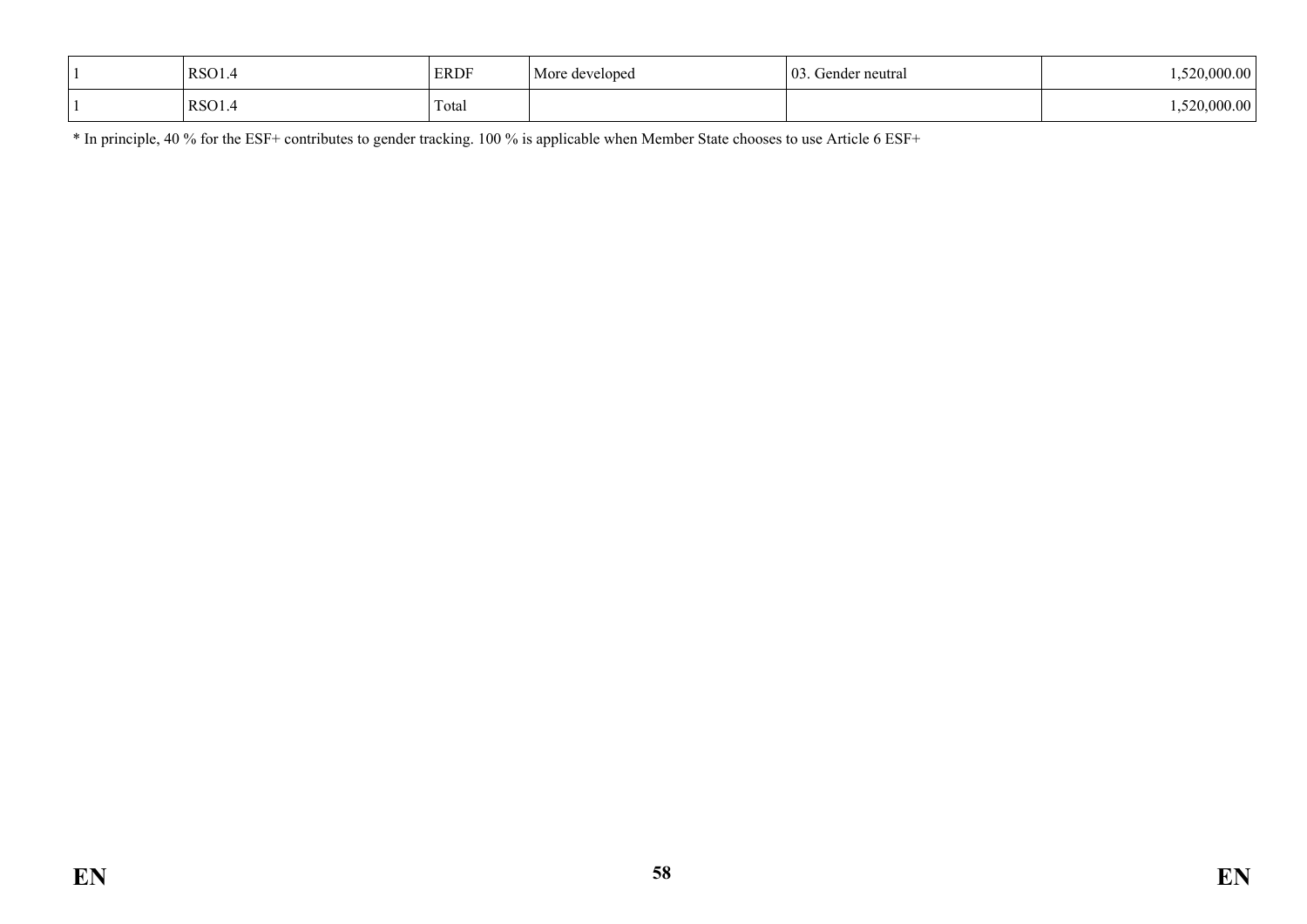| | | | | | |
|---|---|---|---|---|---|
| 1 | RSO1.4 | ERDF | More developed | 03. Gender neutral | 1,520,000.00 |
| 1 | RSO1.4 | Total | | | 1,520,000.00 |

* In principle, 40 % for the ESF+ contributes to gender tracking. 100 % is applicable when Member State chooses to use Article 6 ESF+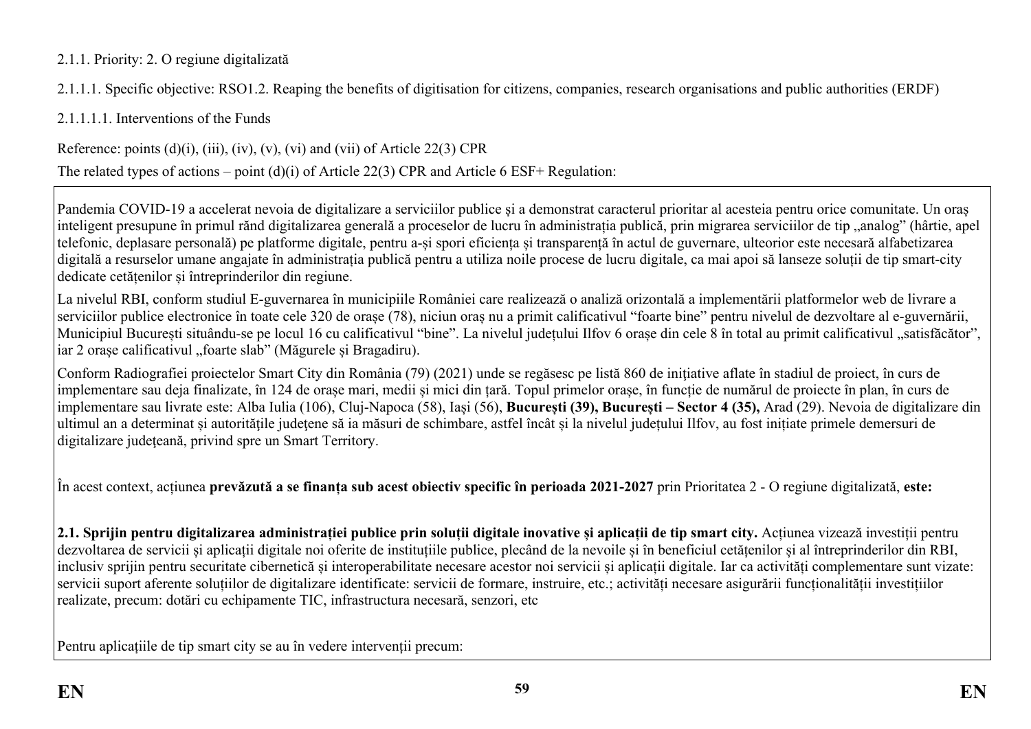2.1.1. Priority: 2. O regiune digitalizată

2.1.1.1. Specific objective: RSO1.2. Reaping the benefits of digitisation for citizens, companies, research organisations and public authorities (ERDF)

2.1.1.1.1. Interventions of the Funds

Reference: points (d)(i), (iii), (iv), (v), (vi) and (vii) of Article 22(3) CPR

The related types of actions – point (d)(i) of Article 22(3) CPR and Article 6 ESF+ Regulation:

Pandemia COVID-19 a accelerat nevoia de digitalizare a serviciilor publice și a demonstrat caracterul prioritar al acesteia pentru orice comunitate. Un oraș inteligent presupune în primul rând digitalizarea generală a proceselor de lucru în administrația publică, prin migrarea serviciilor de tip „analog" (hârtie, apel telefonic, deplasare personală) pe platforme digitale, pentru a-și spori eficiența și transparență în actul de guvernare, ulteorior este necesară alfabetizarea digitală a resurselor umane angajate în administrația publică pentru a utiliza noile procese de lucru digitale, ca mai apoi să lanseze soluții de tip smart-city dedicate cetățenilor și întreprinderilor din regiune.

La nivelul RBI, conform studiul E-guvernarea în municipiile României care realizează o analiză orizontală a implementării platformelor web de livrare a serviciilor publice electronice în toate cele 320 de orașe (78), niciun oraș nu a primit calificativul "foarte bine" pentru nivelul de dezvoltare al e-guvernării, Municipiul București situându-se pe locul 16 cu calificativul "bine". La nivelul județului Ilfov 6 orașe din cele 8 în total au primit calificativul „satisfăcător", iar 2 orașe calificativul „foarte slab" (Măgurele și Bragadiru).

Conform Radiografiei proiectelor Smart City din România (79) (2021) unde se regăsesc pe listă 860 de inițiative aflate în stadiul de proiect, în curs de implementare sau deja finalizate, în 124 de orașe mari, medii și mici din țară. Topul primelor orașe, în funcție de numărul de proiecte în plan, în curs de implementare sau livrate este: Alba Iulia (106), Cluj-Napoca (58), Iași (56), **București (39), București – Sector 4 (35),** Arad (29). Nevoia de digitalizare din ultimul an a determinat și autoritățile județene să ia măsuri de schimbare, astfel încât și la nivelul județului Ilfov, au fost inițiate primele demersuri de digitalizare județeană, privind spre un Smart Territory.

În acest context, acțiunea **prevăzută a se finanța sub acest obiectiv specific în perioada 2021-2027** prin Prioritatea 2 - O regiune digitalizată, **este:**

**2.1. Sprijin pentru digitalizarea administrației publice prin soluții digitale inovative și aplicații de tip smart city.** Acțiunea vizează investiții pentru dezvoltarea de servicii și aplicații digitale noi oferite de instituțiile publice, plecând de la nevoile și în beneficiul cetățenilor și al întreprinderilor din RBI, inclusiv sprijin pentru securitate cibernetică și interoperabilitate necesare acestor noi servicii și aplicații digitale. Iar ca activități complementare sunt vizate: servicii suport aferente soluțiilor de digitalizare identificate: servicii de formare, instruire, etc.; activități necesare asigurării funcționalității investițiilor realizate, precum: dotări cu echipamente TIC, infrastructura necesară, senzori, etc

Pentru aplicațiile de tip smart city se au în vedere intervenții precum: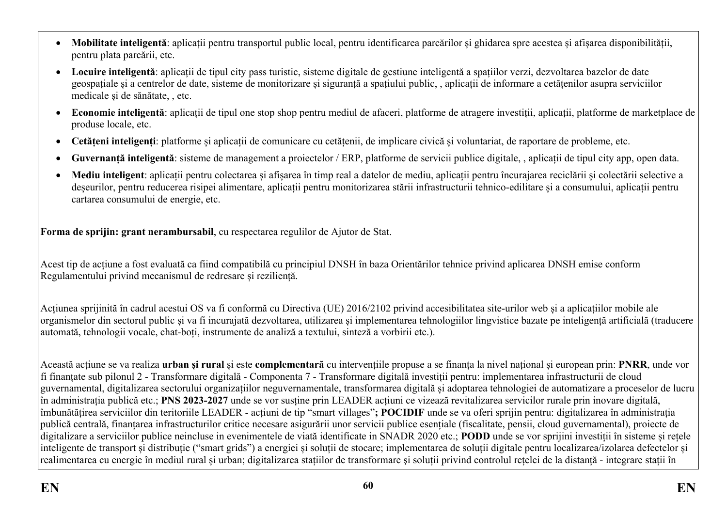- **Mobilitate inteligentă**: aplicații pentru transportul public local, pentru identificarea parcărilor și ghidarea spre acestea și afișarea disponibilității, pentru plata parcării, etc.
- **Locuire inteligentă**: aplicații de tipul city pass turistic, sisteme digitale de gestiune inteligentă a spațiilor verzi, dezvoltarea bazelor de date geospațiale și a centrelor de date, sisteme de monitorizare și siguranță a spațiului public, , aplicații de informare a cetățenilor asupra serviciilor medicale și de sănătate, , etc.
- **Economie inteligentă**: aplicații de tipul one stop shop pentru mediul de afaceri, platforme de atragere investiții, aplicații, platforme de marketplace de produse locale, etc.
- **Cetățeni inteligenți**: platforme și aplicații de comunicare cu cetățenii, de implicare civică și voluntariat, de raportare de probleme, etc.
- **Guvernanță inteligentă**: sisteme de management a proiectelor / ERP, platforme de servicii publice digitale, , aplicații de tipul city app, open data.
- **Mediu inteligent**: aplicații pentru colectarea și afișarea în timp real a datelor de mediu, aplicații pentru încurajarea reciclării și colectării selective a deșeurilor, pentru reducerea risipei alimentare, aplicații pentru monitorizarea stării infrastructurii tehnico-edilitare și a consumului, aplicații pentru cartarea consumului de energie, etc.

**Forma de sprijin: grant nerambursabil**, cu respectarea regulilor de Ajutor de Stat.

Acest tip de acțiune a fost evaluată ca fiind compatibilă cu principiul DNSH în baza Orientărilor tehnice privind aplicarea DNSH emise conform Regulamentului privind mecanismul de redresare și reziliență.

Acțiunea sprijinită în cadrul acestui OS va fi conformă cu Directiva (UE) 2016/2102 privind accesibilitatea site-urilor web și a aplicațiilor mobile ale organismelor din sectorul public și va fi incurajată dezvoltarea, utilizarea și implementarea tehnologiilor lingvistice bazate pe inteligență artificială (traducere automată, tehnologii vocale, chat-boți, instrumente de analiză a textului, sinteză a vorbirii etc.).

Această acțiune se va realiza **urban și rural** și este **complementară** cu intervențiile propuse a se finanța la nivel național și european prin: **PNRR**, unde vor fi finanțate sub pilonul 2 - Transformare digitală - Componenta 7 - Transformare digitală investiții pentru: implementarea infrastructurii de cloud guvernamental, digitalizarea sectorului organizațiilor neguvernamentale, transformarea digitală și adoptarea tehnologiei de automatizare a proceselor de lucru în administrația publică etc.; **PNS 2023-2027** unde se vor susține prin LEADER acțiuni ce vizează revitalizarea servicilor rurale prin inovare digitală, îmbunătățirea serviciilor din teritoriile LEADER - acțiuni de tip "smart villages"**; POCIDIF** unde se va oferi sprijin pentru: digitalizarea în administrația publică centrală, finanțarea infrastructurilor critice necesare asigurării unor servicii publice esențiale (fiscalitate, pensii, cloud guvernamental), proiecte de digitalizare a serviciilor publice neincluse in evenimentele de viață identificate in SNADR 2020 etc.; **PODD** unde se vor sprijini investiții în sisteme și rețele inteligente de transport și distribuție ("smart grids") a energiei și soluții de stocare; implementarea de soluții digitale pentru localizarea/izolarea defectelor și realimentarea cu energie în mediul rural și urban; digitalizarea stațiilor de transformare şi soluții privind controlul rețelei de la distanță - integrare stații în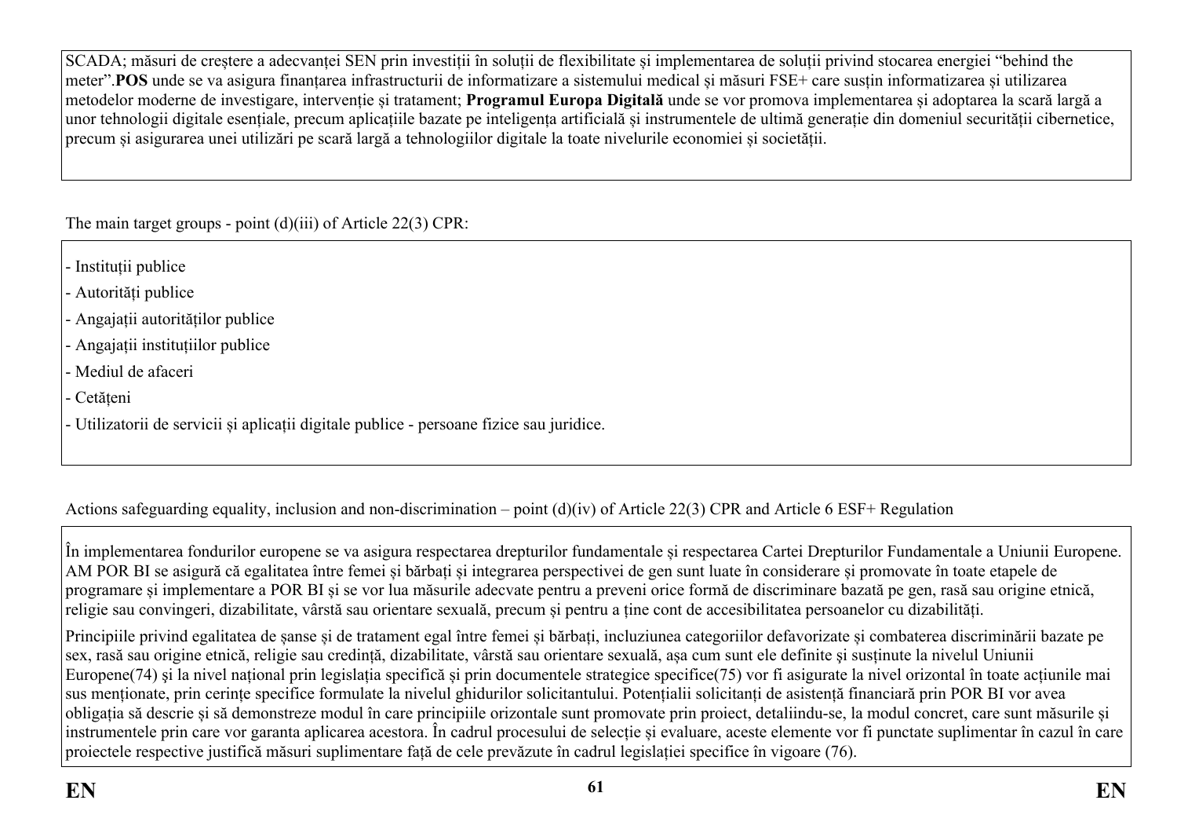SCADA; măsuri de creștere a adecvanței SEN prin investiții în soluții de flexibilitate și implementarea de soluții privind stocarea energiei “behind the meter”.**POS** unde se va asigura finanțarea infrastructurii de informatizare a sistemului medical și măsuri FSE+ care susțin informatizarea și utilizarea metodelor moderne de investigare, intervenție și tratament; **Programul Europa Digitală** unde se vor promova implementarea și adoptarea la scară largă a unor tehnologii digitale esențiale, precum aplicațiile bazate pe inteligența artificială și instrumentele de ultimă generație din domeniul securității cibernetice, precum și asigurarea unei utilizări pe scară largă a tehnologiilor digitale la toate nivelurile economiei și societății.

The main target groups - point (d)(iii) of Article 22(3) CPR:

- Instituții publice
- Autorități publice
- Angajații autorităților publice
- Angajații instituțiilor publice
- Mediul de afaceri
- Cetățeni
- Utilizatorii de servicii și aplicații digitale publice - persoane fizice sau juridice.

Actions safeguarding equality, inclusion and non-discrimination – point (d)(iv) of Article 22(3) CPR and Article 6 ESF+ Regulation

În implementarea fondurilor europene se va asigura respectarea drepturilor fundamentale și respectarea Cartei Drepturilor Fundamentale a Uniunii Europene. AM POR BI se asigură că egalitatea între femei și bărbați și integrarea perspectivei de gen sunt luate în considerare și promovate în toate etapele de programare și implementare a POR BI și se vor lua măsurile adecvate pentru a preveni orice formă de discriminare bazată pe gen, rasă sau origine etnică, religie sau convingeri, dizabilitate, vârstă sau orientare sexuală, precum și pentru a ține cont de accesibilitatea persoanelor cu dizabilități.

Principiile privind egalitatea de șanse și de tratament egal între femei și bărbați, incluziunea categoriilor defavorizate și combaterea discriminării bazate pe sex, rasă sau origine etnică, religie sau credință, dizabilitate, vârstă sau orientare sexuală, așa cum sunt ele definite și susținute la nivelul Uniunii Europene(74) și la nivel național prin legislația specifică și prin documentele strategice specifice(75) vor fi asigurate la nivel orizontal în toate acțiunile mai sus menționate, prin cerințe specifice formulate la nivelul ghidurilor solicitantului. Potențialii solicitanți de asistență financiară prin POR BI vor avea obligația să descrie și să demonstreze modul în care principiile orizontale sunt promovate prin proiect, detaliindu-se, la modul concret, care sunt măsurile și instrumentele prin care vor garanta aplicarea acestora. În cadrul procesului de selecție și evaluare, aceste elemente vor fi punctate suplimentar în cazul în care proiectele respective justifică măsuri suplimentare față de cele prevăzute în cadrul legislației specifice în vigoare (76).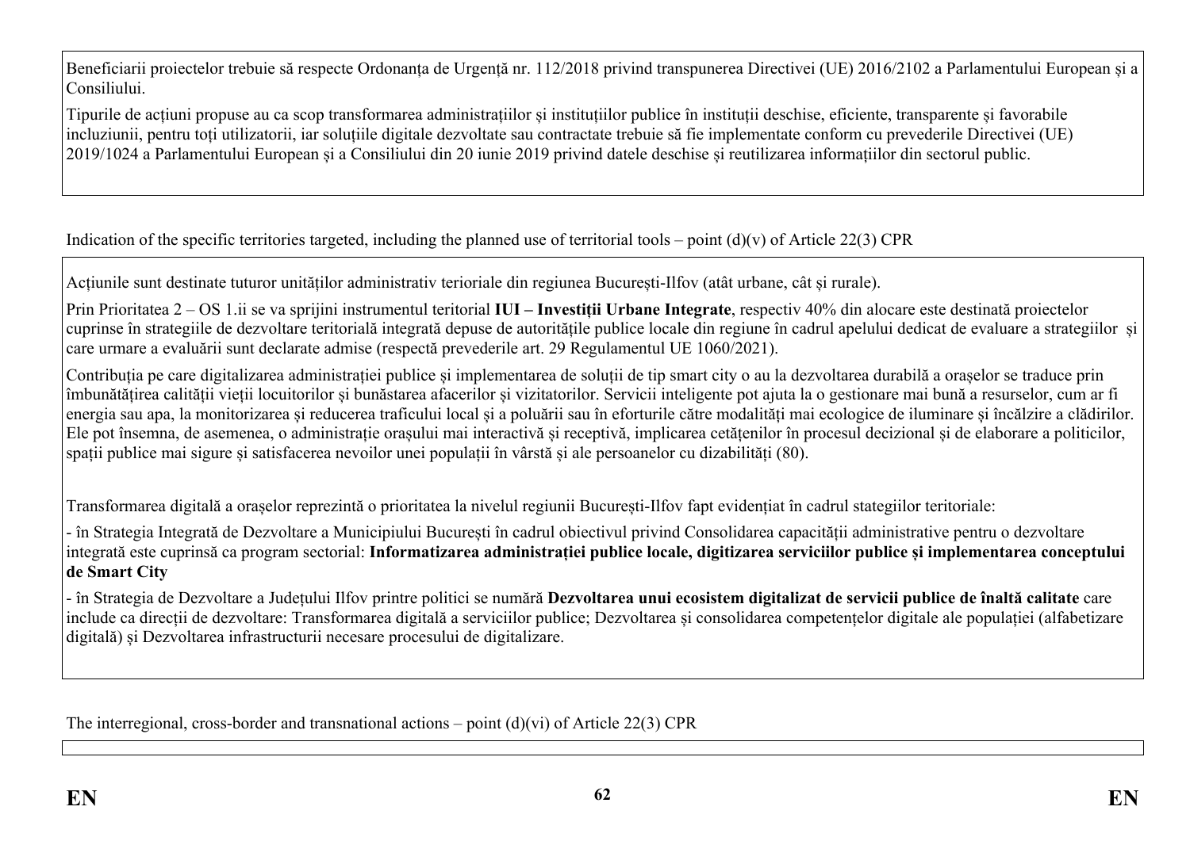Beneficiarii proiectelor trebuie să respecte Ordonanța de Urgență nr. 112/2018 privind transpunerea Directivei (UE) 2016/2102 a Parlamentului European și a Consiliului.

Tipurile de acțiuni propuse au ca scop transformarea administrațiilor și instituțiilor publice în instituții deschise, eficiente, transparente și favorabile incluziunii, pentru toți utilizatorii, iar soluțiile digitale dezvoltate sau contractate trebuie să fie implementate conform cu prevederile Directivei (UE) 2019/1024 a Parlamentului European și a Consiliului din 20 iunie 2019 privind datele deschise și reutilizarea informațiilor din sectorul public.

Indication of the specific territories targeted, including the planned use of territorial tools – point (d)(v) of Article 22(3) CPR

Acțiunile sunt destinate tuturor unităților administrativ terioriale din regiunea București-Ilfov (atât urbane, cât și rurale).

Prin Prioritatea 2 – OS 1.ii se va sprijini instrumentul teritorial **IUI – Investiții Urbane Integrate**, respectiv 40% din alocare este destinată proiectelor cuprinse în strategiile de dezvoltare teritorială integrată depuse de autoritățile publice locale din regiune în cadrul apelului dedicat de evaluare a strategiilor și care urmare a evaluării sunt declarate admise (respectă prevederile art. 29 Regulamentul UE 1060/2021).

Contribuția pe care digitalizarea administrației publice și implementarea de soluții de tip smart city o au la dezvoltarea durabilă a orașelor se traduce prin îmbunătățirea calității vieții locuitorilor și bunăstarea afacerilor și vizitatorilor. Servicii inteligente pot ajuta la o gestionare mai bună a resurselor, cum ar fi energia sau apa, la monitorizarea și reducerea traficului local și a poluării sau în eforturile către modalități mai ecologice de iluminare și încălzire a clădirilor. Ele pot însemna, de asemenea, o administrație orașului mai interactivă și receptivă, implicarea cetățenilor în procesul decizional și de elaborare a politicilor, spații publice mai sigure și satisfacerea nevoilor unei populații în vârstă și ale persoanelor cu dizabilități (80).

Transformarea digitală a orașelor reprezintă o prioritatea la nivelul regiunii București-Ilfov fapt evidențiat în cadrul stategiilor teritoriale:

- în Strategia Integrată de Dezvoltare a Municipiului București în cadrul obiectivul privind Consolidarea capacității administrative pentru o dezvoltare integrată este cuprinsă ca program sectorial: **Informatizarea administrației publice locale, digitizarea serviciilor publice și implementarea conceptului de Smart City**
- în Strategia de Dezvoltare a Județului Ilfov printre politici se numără **Dezvoltarea unui ecosistem digitalizat de servicii publice de înaltă calitate** care include ca direcții de dezvoltare: Transformarea digitală a serviciilor publice; Dezvoltarea și consolidarea competențelor digitale ale populației (alfabetizare digitală) și Dezvoltarea infrastructurii necesare procesului de digitalizare.

The interregional, cross-border and transnational actions – point (d)(vi) of Article 22(3) CPR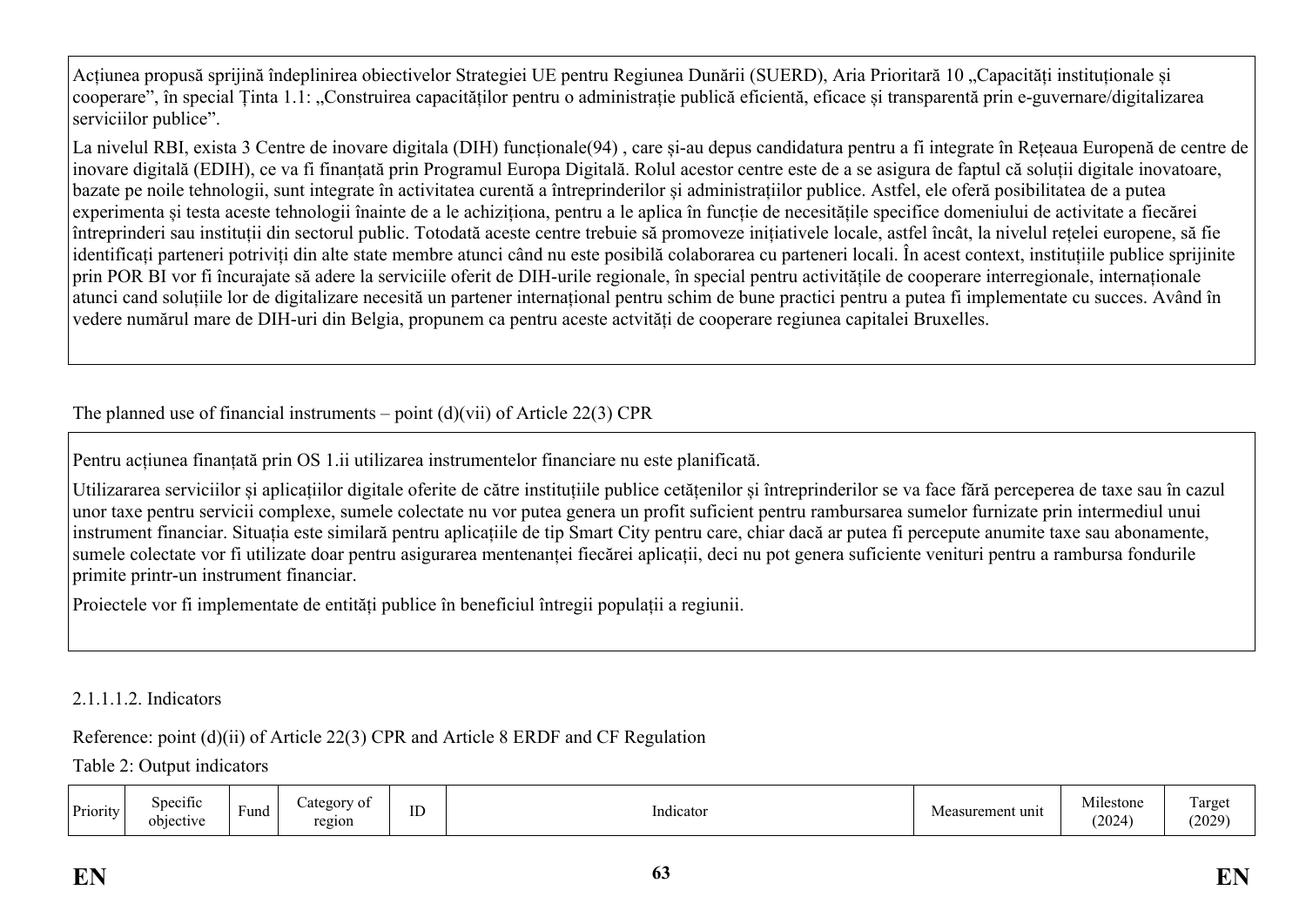Acțiunea propusă sprijină îndeplinirea obiectivelor Strategiei UE pentru Regiunea Dunării (SUERD), Aria Prioritară 10 „Capacități instituționale și cooperare”, în special Ținta 1.1: „Construirea capacităților pentru o administrație publică eficientă, eficace și transparentă prin e-guvernare/digitalizarea serviciilor publice”.

La nivelul RBI, exista 3 Centre de inovare digitala (DIH) funcționale(94) , care și-au depus candidatura pentru a fi integrate în Rețeaua Europenă de centre de inovare digitală (EDIH), ce va fi finanțată prin Programul Europa Digitală. Rolul acestor centre este de a se asigura de faptul că soluții digitale inovatoare, bazate pe noile tehnologii, sunt integrate în activitatea curentă a întreprinderilor și administrațiilor publice. Astfel, ele oferă posibilitatea de a putea experimenta și testa aceste tehnologii înainte de a le achiziționa, pentru a le aplica în funcție de necesitățile specifice domeniului de activitate a fiecărei întreprinderi sau instituții din sectorul public. Totodată aceste centre trebuie să promoveze inițiativele locale, astfel încât, la nivelul rețelei europene, să fie identificați parteneri potriviți din alte state membre atunci când nu este posibilă colaborarea cu parteneri locali. În acest context, instituțiile publice sprijinite prin POR BI vor fi încurajate să adere la serviciile oferit de DIH-urile regionale, în special pentru activitățile de cooperare interregionale, internaționale atunci cand soluțiile lor de digitalizare necesită un partener internațional pentru schim de bune practici pentru a putea fi implementate cu succes. Având în vedere numărul mare de DIH-uri din Belgia, propunem ca pentru aceste actvități de cooperare regiunea capitalei Bruxelles.

The planned use of financial instruments – point (d)(vii) of Article 22(3) CPR

Pentru acțiunea finanțată prin OS 1.ii utilizarea instrumentelor financiare nu este planificată.

Utilizararea serviciilor și aplicațiilor digitale oferite de către instituțiile publice cetățenilor și întreprinderilor se va face fără perceperea de taxe sau în cazul unor taxe pentru servicii complexe, sumele colectate nu vor putea genera un profit suficient pentru rambursarea sumelor furnizate prin intermediul unui instrument financiar. Situația este similară pentru aplicațiile de tip Smart City pentru care, chiar dacă ar putea fi percepute anumite taxe sau abonamente, sumele colectate vor fi utilizate doar pentru asigurarea mentenanței fiecărei aplicații, deci nu pot genera suficiente venituri pentru a rambursa fondurile primite printr-un instrument financiar.

Proiectele vor fi implementate de entități publice în beneficiul întregii populații a regiunii.

2.1.1.1.2. Indicators

Reference: point (d)(ii) of Article 22(3) CPR and Article 8 ERDF and CF Regulation

Table 2: Output indicators

| Priority | Specific objective | Fund | Category of region | ID | Indicator | Measurement unit | Milestone (2024) | Target (2029) |
|---|---|---|---|---|---|---|---|---|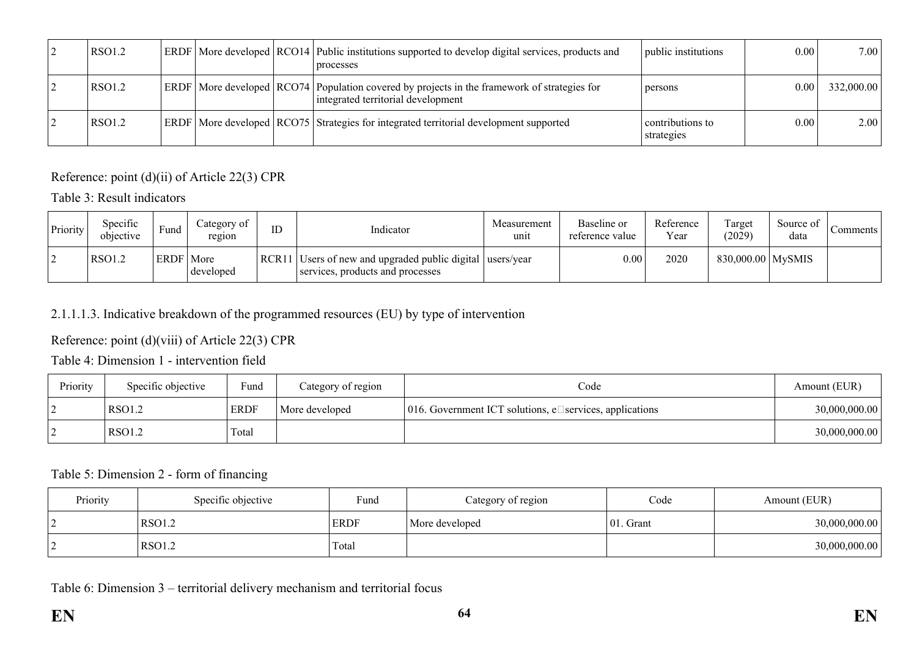| 2 | RSO1.2 | ERDF | More developed | RCO14 | Public institutions supported to develop digital services, products and processes | public institutions | 0.00 | 7.00 |
|---|---|---|---|---|---|---|---|---|
| 2 | RSO1.2 | ERDF | More developed | RCO74 | Population covered by projects in the framework of strategies for integrated territorial development | persons | 0.00 | 332,000.00 |
| 2 | RSO1.2 | ERDF | More developed | RCO75 | Strategies for integrated territorial development supported | contributions to strategies | 0.00 | 2.00 |

Reference: point (d)(ii) of Article 22(3) CPR

Table 3: Result indicators

| Priority | Specific objective | Fund | Category of region | ID | Indicator | Measurement unit | Baseline or reference value | Reference Year | Target (2029) | Source of data | Comments |
|---|---|---|---|---|---|---|---|---|---|---|---|
| 2 | RSO1.2 | ERDF | More developed | RCR11 | Users of new and upgraded public digital services, products and processes | users/year | 0.00 | 2020 | 830,000.00 | MySMIS | |

2.1.1.1.3. Indicative breakdown of the programmed resources (EU) by type of intervention

Reference: point (d)(viii) of Article 22(3) CPR

Table 4: Dimension 1 - intervention field

| Priority | Specific objective | Fund | Category of region | Code | Amount (EUR) |
|---|---|---|---|---|---|
| 2 | RSO1.2 | ERDF | More developed | 016. Government ICT solutions, e-services, applications | 30,000,000.00 |
| 2 | RSO1.2 | Total | | | 30,000,000.00 |

Table 5: Dimension 2 - form of financing

| Priority | Specific objective | Fund | Category of region | Code | Amount (EUR) |
|---|---|---|---|---|---|
| 2 | RSO1.2 | ERDF | More developed | 01. Grant | 30,000,000.00 |
| 2 | RSO1.2 | Total | | | 30,000,000.00 |

Table 6: Dimension 3 – territorial delivery mechanism and territorial focus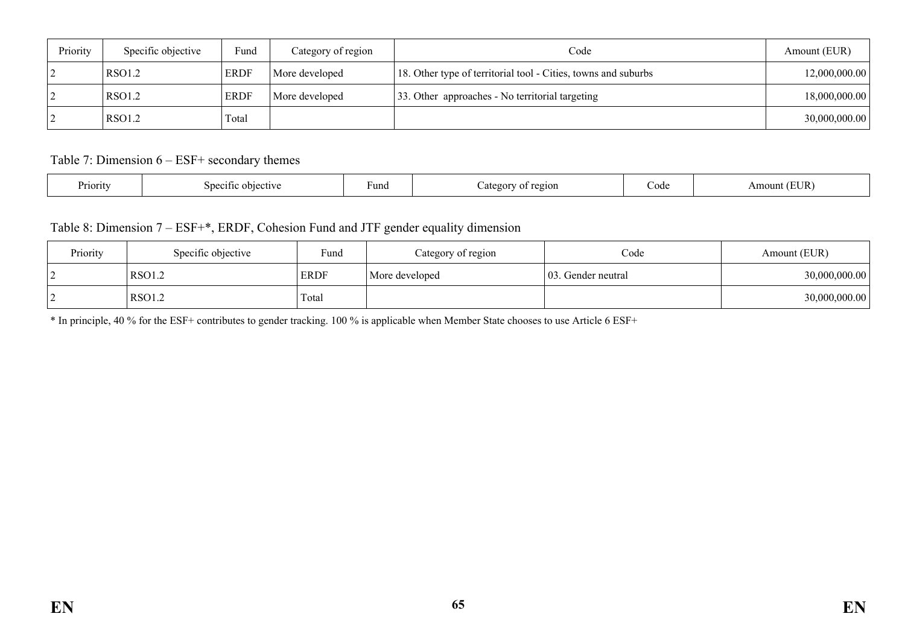| Priority | Specific objective | Fund | Category of region | Code | Amount (EUR) |
|---|---|---|---|---|---|
| 2 | RSO1.2 | ERDF | More developed | 18. Other type of territorial tool - Cities, towns and suburbs | 12,000,000.00 |
| 2 | RSO1.2 | ERDF | More developed | 33. Other approaches - No territorial targeting | 18,000,000.00 |
| 2 | RSO1.2 | Total | | | 30,000,000.00 |

Table 7: Dimension 6 – ESF+ secondary themes

| Priority | Specific objective | Fund | Category of region | Code | Amount (EUR) |
|---|---|---|---|---|---|

Table 8: Dimension 7 – ESF+*, ERDF, Cohesion Fund and JTF gender equality dimension

| Priority | Specific objective | Fund | Category of region | Code | Amount (EUR) |
|---|---|---|---|---|---|
| 2 | RSO1.2 | ERDF | More developed | 03. Gender neutral | 30,000,000.00 |
| 2 | RSO1.2 | Total | | | 30,000,000.00 |

* In principle, 40 % for the ESF+ contributes to gender tracking. 100 % is applicable when Member State chooses to use Article 6 ESF+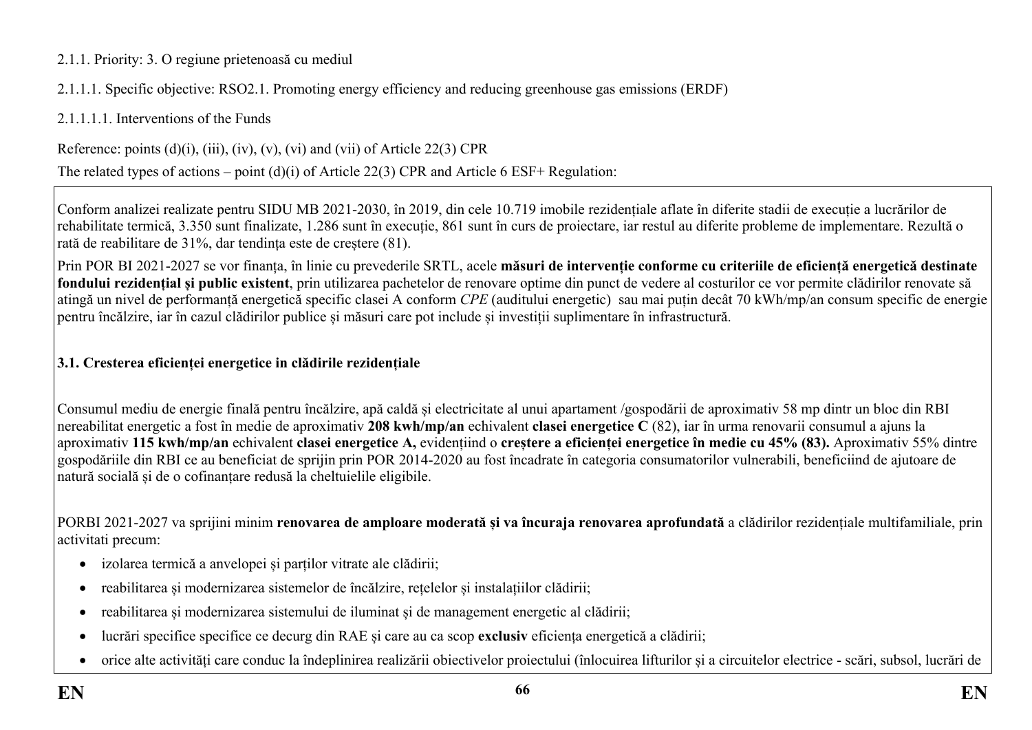2.1.1. Priority: 3. O regiune prietenoasă cu mediul

2.1.1.1. Specific objective: RSO2.1. Promoting energy efficiency and reducing greenhouse gas emissions (ERDF)

2.1.1.1.1. Interventions of the Funds

Reference: points (d)(i), (iii), (iv), (v), (vi) and (vii) of Article 22(3) CPR

The related types of actions – point (d)(i) of Article 22(3) CPR and Article 6 ESF+ Regulation:

Conform analizei realizate pentru SIDU MB 2021-2030, în 2019, din cele 10.719 imobile rezidențiale aflate în diferite stadii de execuție a lucrărilor de rehabilitate termică, 3.350 sunt finalizate, 1.286 sunt în execuție, 861 sunt în curs de proiectare, iar restul au diferite probleme de implementare. Rezultă o rată de reabilitare de 31%, dar tendința este de creștere (81).

Prin POR BI 2021-2027 se vor finanța, în linie cu prevederile SRTL, acele **măsuri de intervenție conforme cu criteriile de eficiență energetică destinate fondului rezidențial și public existent**, prin utilizarea pachetelor de renovare optime din punct de vedere al costurilor ce vor permite clădirilor renovate să atingă un nivel de performanță energetică specific clasei A conform *CPE* (auditului energetic) sau mai puțin decât 70 kWh/mp/an consum specific de energie pentru încălzire, iar în cazul clădirilor publice și măsuri care pot include și investiții suplimentare în infrastructură.

**3.1. Cresterea eficienței energetice in clădirile rezidențiale**

Consumul mediu de energie finală pentru încălzire, apă caldă și electricitate al unui apartament /gospodării de aproximativ 58 mp dintr un bloc din RBI nereabilitat energetic a fost în medie de aproximativ **208 kwh/mp/an** echivalent **clasei energetice C** (82), iar în urma renovarii consumul a ajuns la aproximativ **115 kwh/mp/an** echivalent **clasei energetice A,** evidențiind o **creștere a eficienței energetice în medie cu 45% (83).** Aproximativ 55% dintre gospodăriile din RBI ce au beneficiat de sprijin prin POR 2014-2020 au fost încadrate în categoria consumatorilor vulnerabili, beneficiind de ajutoare de natură socială și de o cofinanțare redusă la cheltuielile eligibile.

PORBI 2021-2027 va sprijini minim **renovarea de amploare moderată și va încuraja renovarea aprofundată** a clădirilor rezidențiale multifamiliale, prin activitati precum:

- izolarea termică a anvelopei și parților vitrate ale clădirii;
- reabilitarea și modernizarea sistemelor de încălzire, rețelelor și instalațiilor clădirii;
- reabilitarea și modernizarea sistemului de iluminat și de management energetic al clădirii;
- lucrări specifice specifice ce decurg din RAE și care au ca scop **exclusiv** eficiența energetică a clădirii;
- orice alte activități care conduc la îndeplinirea realizării obiectivelor proiectului (înlocuirea lifturilor și a circuitelor electrice - scări, subsol, lucrări de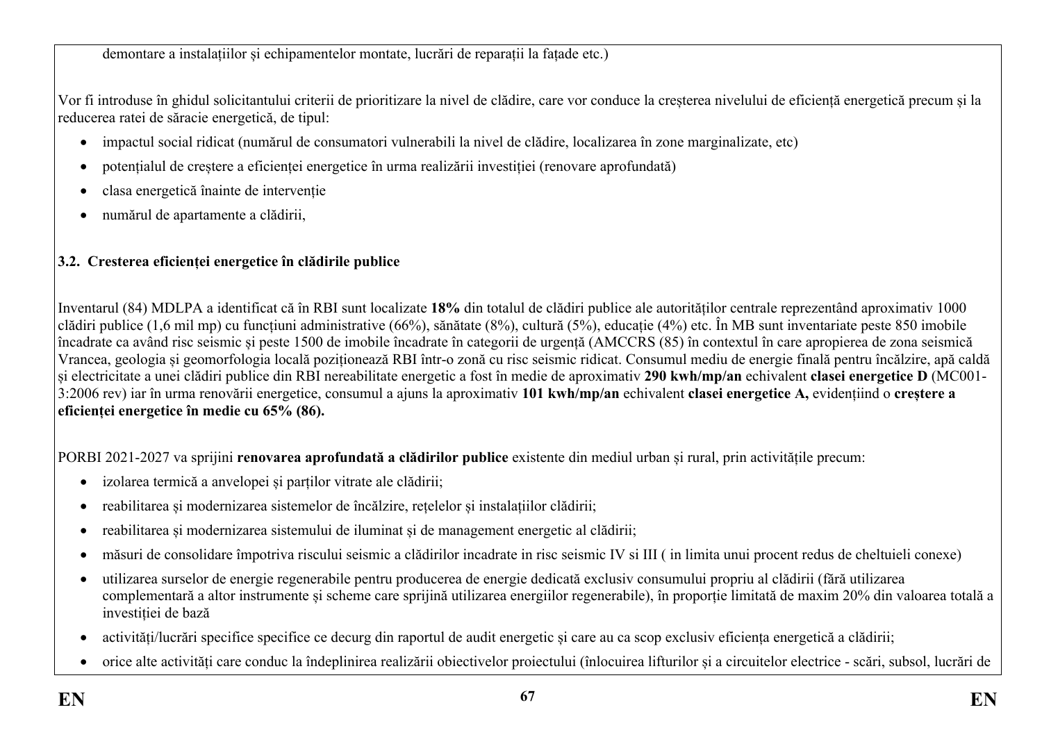demontare a instalațiilor și echipamentelor montate, lucrări de reparații la fațade etc.)

Vor fi introduse în ghidul solicitantului criterii de prioritizare la nivel de clădire, care vor conduce la creșterea nivelului de eficiență energetică precum și la reducerea ratei de sărăcie energetică, de tipul:

- impactul social ridicat (numărul de consumatori vulnerabili la nivel de clădire, localizarea în zone marginalizate, etc)
- potențialul de creștere a eficienței energetice în urma realizării investiției (renovare aprofundată)
- clasa energetică înainte de intervenție
- numărul de apartamente a clădirii,

### 3.2. Cresterea eficienței energetice în clădirile publice

Inventarul (84) MDLPA a identificat că în RBI sunt localizate **18%** din totalul de clădiri publice ale autorităților centrale reprezentând aproximativ 1000 clădiri publice (1,6 mil mp) cu funcțiuni administrative (66%), sănătate (8%), cultură (5%), educație (4%) etc. În MB sunt inventariate peste 850 imobile încadrate ca având risc seismic și peste 1500 de imobile încadrate în categorii de urgență (AMCCRS (85) în contextul în care apropierea de zona seismică Vrancea, geologia și geomorfologia locală poziționează RBI într-o zonă cu risc seismic ridicat. Consumul mediu de energie finală pentru încălzire, apă caldă și electricitate a unei clădiri publice din RBI nereabilitate energetic a fost în medie de aproximativ **290 kwh/mp/an** echivalent **clasei energetice D** (MC001-3:2006 rev) iar în urma renovării energetice, consumul a ajuns la aproximativ **101 kwh/mp/an** echivalent **clasei energetice A,** evidențiind o **creștere a eficienței energetice în medie cu 65% (86).**

PORBI 2021-2027 va sprijini **renovarea aprofundată a clădirilor publice** existente din mediul urban și rural, prin activitățile precum:

- izolarea termică a anvelopei și părților vitrate ale clădirii;
- reabilitarea și modernizarea sistemelor de încălzire, rețelelor și instalațiilor clădirii;
- reabilitarea și modernizarea sistemului de iluminat și de management energetic al clădirii;
- măsuri de consolidare împotriva riscului seismic a clădirilor incadrate in risc seismic IV si III ( in limita unui procent redus de cheltuieli conexe)
- utilizarea surselor de energie regenerabile pentru producerea de energie dedicată exclusiv consumului propriu al clădirii (fără utilizarea complementară a altor instrumente și scheme care sprijină utilizarea energiilor regenerabile), în proporție limitată de maxim 20% din valoarea totală a investiției de bază
- activități/lucrări specifice specifice ce decurg din raportul de audit energetic și care au ca scop exclusiv eficiența energetică a clădirii;
- orice alte activități care conduc la îndeplinirea realizării obiectivelor proiectului (înlocuirea lifturilor și a circuitelor electrice - scări, subsol, lucrări de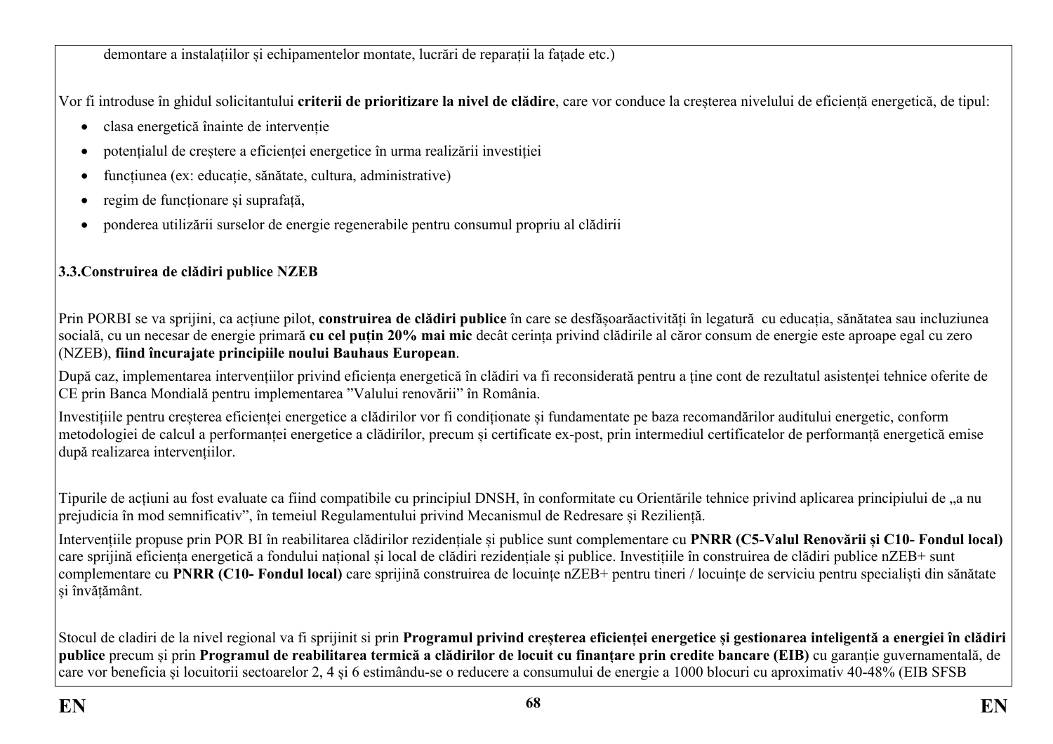demontare a instalațiilor și echipamentelor montate, lucrări de reparații la fațade etc.)

Vor fi introduse în ghidul solicitantului **criterii de prioritizare la nivel de clădire**, care vor conduce la creșterea nivelului de eficiență energetică, de tipul:

- clasa energetică înainte de intervenție
- potențialul de creștere a eficienței energetice în urma realizării investiției
- funcțiunea (ex: educație, sănătate, cultura, administrative)
- regim de funcționare și suprafață,
- ponderea utilizării surselor de energie regenerabile pentru consumul propriu al clădirii

**3.3.Construirea de clădiri publice NZEB**

Prin PORBI se va sprijini, ca acțiune pilot, **construirea de clădiri publice** în care se desfășoarăactivități în legatură cu educația, sănătatea sau incluziunea socială, cu un necesar de energie primară **cu cel puțin 20% mai mic** decât cerința privind clădirile al căror consum de energie este aproape egal cu zero (NZEB), **fiind încurajate principiile noului Bauhaus European**.

După caz, implementarea intervențiilor privind eficiența energetică în clădiri va fi reconsiderată pentru a ține cont de rezultatul asistenței tehnice oferite de CE prin Banca Mondială pentru implementarea ”Valului renovării” în România.

Investițiile pentru creșterea eficienței energetice a clădirilor vor fi condiționate și fundamentate pe baza recomandărilor auditului energetic, conform metodologiei de calcul a performanței energetice a clădirilor, precum și certificate ex-post, prin intermediul certificatelor de performanță energetică emise după realizarea intervențiilor.

Tipurile de acțiuni au fost evaluate ca fiind compatibile cu principiul DNSH, în conformitate cu Orientările tehnice privind aplicarea principiului de „a nu prejudicia în mod semnificativ”, în temeiul Regulamentului privind Mecanismul de Redresare și Reziliență.

Intervențiile propuse prin POR BI în reabilitarea clădirilor rezidențiale și publice sunt complementare cu **PNRR (C5-Valul Renovării și C10- Fondul local)** care sprijină eficiența energetică a fondului național și local de clădiri rezidențiale și publice. Investițiile în construirea de clădiri publice nZEB+ sunt complementare cu **PNRR (C10- Fondul local)** care sprijină construirea de locuințe nZEB+ pentru tineri / locuințe de serviciu pentru specialiști din sănătate și învățământ.

Stocul de cladiri de la nivel regional va fi sprijinit si prin **Programul privind creșterea eficienței energetice și gestionarea inteligentă a energiei în clădiri publice** precum și prin **Programul de reabilitarea termică a clădirilor de locuit cu finanțare prin credite bancare (EIB)** cu garanție guvernamentală, de care vor beneficia și locuitorii sectoarelor 2, 4 și 6 estimându-se o reducere a consumului de energie a 1000 blocuri cu aproximativ 40-48% (EIB SFSB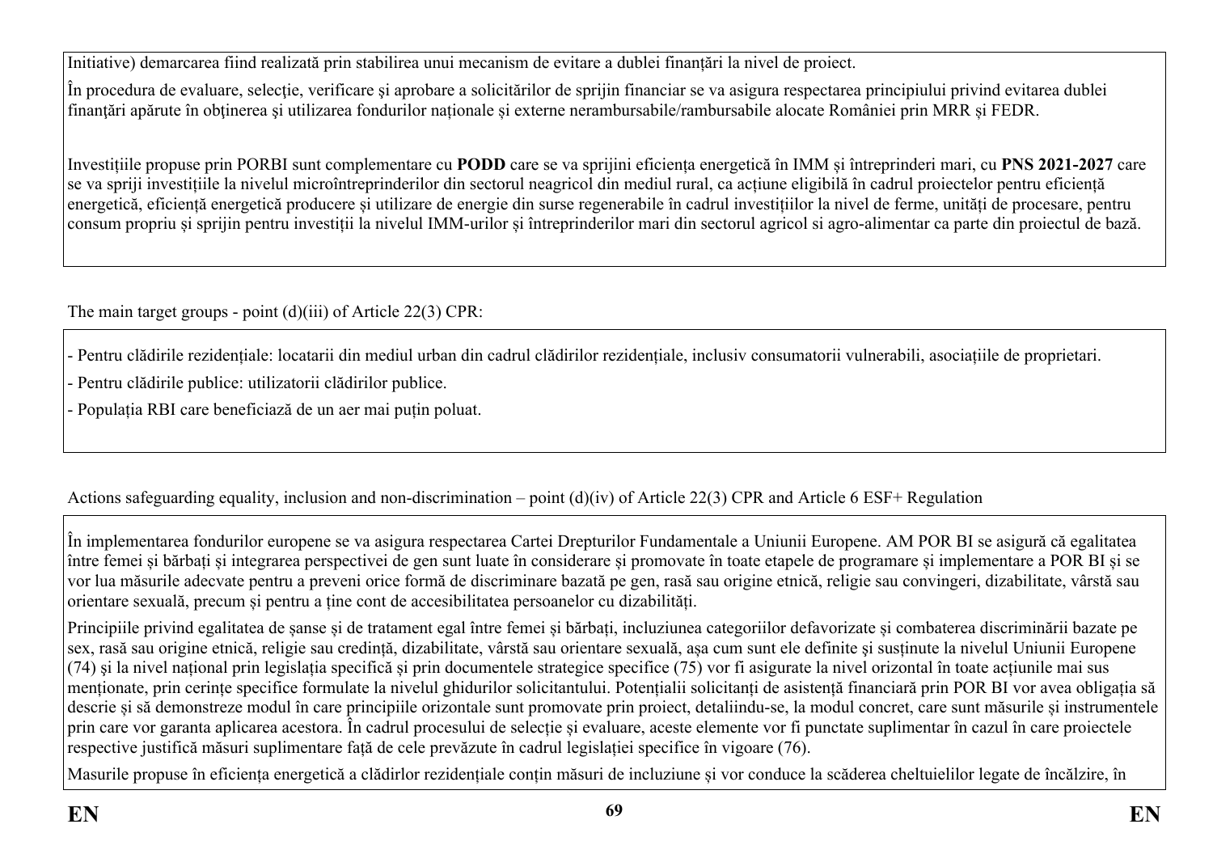Initiative) demarcarea fiind realizată prin stabilirea unui mecanism de evitare a dublei finanțări la nivel de proiect.

În procedura de evaluare, selecţie, verificare şi aprobare a solicitărilor de sprijin financiar se va asigura respectarea principiului privind evitarea dublei finanţări apărute în obţinerea şi utilizarea fondurilor naționale și externe nerambursabile/rambursabile alocate României prin MRR și FEDR.

Investițiile propuse prin PORBI sunt complementare cu **PODD** care se va sprijini eficiența energetică în IMM și întreprinderi mari, cu **PNS 2021-2027** care se va spriji investițiile la nivelul microîntreprinderilor din sectorul neagricol din mediul rural, ca acțiune eligibilă în cadrul proiectelor pentru eficiență energetică, eficiență energetică producere și utilizare de energie din surse regenerabile în cadrul investițiilor la nivel de ferme, unități de procesare, pentru consum propriu și sprijin pentru investiții la nivelul IMM-urilor și întreprinderilor mari din sectorul agricol si agro-alimentar ca parte din proiectul de bază.

The main target groups - point (d)(iii) of Article 22(3) CPR:

- Pentru clădirile rezidențiale: locatarii din mediul urban din cadrul clădirilor rezidențiale, inclusiv consumatorii vulnerabili, asociațiile de proprietari.
- Pentru clădirile publice: utilizatorii clădirilor publice.
- Populația RBI care beneficiază de un aer mai puțin poluat.

Actions safeguarding equality, inclusion and non-discrimination – point (d)(iv) of Article 22(3) CPR and Article 6 ESF+ Regulation

În implementarea fondurilor europene se va asigura respectarea Cartei Drepturilor Fundamentale a Uniunii Europene. AM POR BI se asigură că egalitatea între femei și bărbați și integrarea perspectivei de gen sunt luate în considerare și promovate în toate etapele de programare și implementare a POR BI și se vor lua măsurile adecvate pentru a preveni orice formă de discriminare bazată pe gen, rasă sau origine etnică, religie sau convingeri, dizabilitate, vârstă sau orientare sexuală, precum și pentru a ține cont de accesibilitatea persoanelor cu dizabilități.

Principiile privind egalitatea de șanse și de tratament egal între femei și bărbați, incluziunea categoriilor defavorizate și combaterea discriminării bazate pe sex, rasă sau origine etnică, religie sau credință, dizabilitate, vârstă sau orientare sexuală, așa cum sunt ele definite și susținute la nivelul Uniunii Europene (74) și la nivel național prin legislația specifică și prin documentele strategice specifice (75) vor fi asigurate la nivel orizontal în toate acțiunile mai sus menționate, prin cerințe specifice formulate la nivelul ghidurilor solicitantului. Potențialii solicitanți de asistență financiară prin POR BI vor avea obligația să descrie și să demonstreze modul în care principiile orizontale sunt promovate prin proiect, detaliindu-se, la modul concret, care sunt măsurile și instrumentele prin care vor garanta aplicarea acestora. În cadrul procesului de selecție și evaluare, aceste elemente vor fi punctate suplimentar în cazul în care proiectele respective justifică măsuri suplimentare față de cele prevăzute în cadrul legislației specifice în vigoare (76).

Masurile propuse în eficiența energetică a clădirlor rezidențiale conțin măsuri de incluziune și vor conduce la scăderea cheltuielilor legate de încălzire, în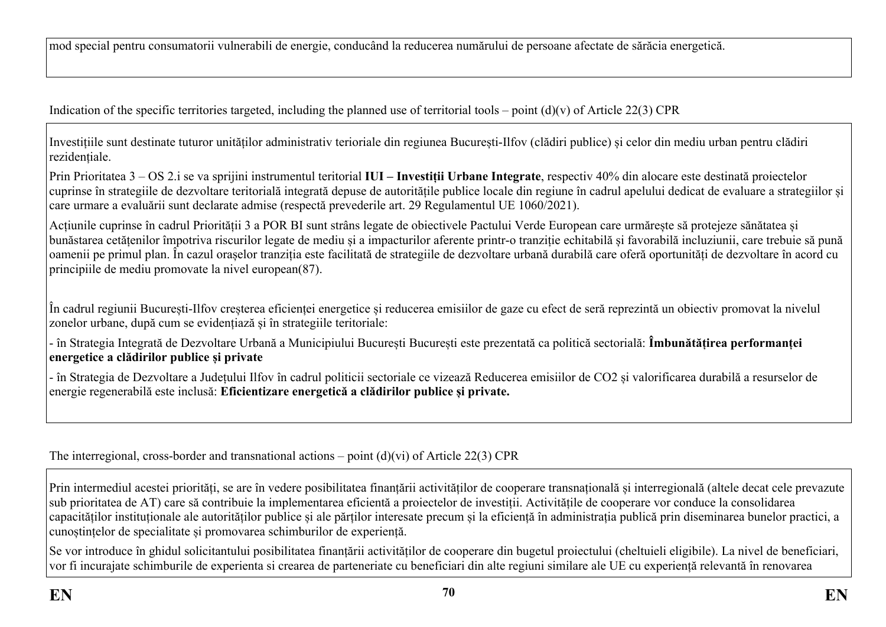mod special pentru consumatorii vulnerabili de energie, conducând la reducerea numărului de persoane afectate de sărăcia energetică.

Indication of the specific territories targeted, including the planned use of territorial tools – point (d)(v) of Article 22(3) CPR

Investițiile sunt destinate tuturor unităților administrativ terioriale din regiunea București-Ilfov (clădiri publice) și celor din mediu urban pentru clădiri rezidențiale.

Prin Prioritatea 3 – OS 2.i se va sprijini instrumentul teritorial **IUI – Investiții Urbane Integrate**, respectiv 40% din alocare este destinată proiectelor cuprinse în strategiile de dezvoltare teritorială integrată depuse de autoritățile publice locale din regiune în cadrul apelului dedicat de evaluare a strategiilor și care urmare a evaluării sunt declarate admise (respectă prevederile art. 29 Regulamentul UE 1060/2021).

Acțiunile cuprinse în cadrul Priorității 3 a POR BI sunt strâns legate de obiectivele Pactului Verde European care urmărește să protejeze sănătatea și bunăstarea cetățenilor împotriva riscurilor legate de mediu și a impacturilor aferente printr-o tranziție echitabilă și favorabilă incluziunii, care trebuie să pună oamenii pe primul plan. În cazul orașelor tranziția este facilitată de strategiile de dezvoltare urbană durabilă care oferă oportunități de dezvoltare în acord cu principiile de mediu promovate la nivel european(87).

În cadrul regiunii București-Ilfov creșterea eficienței energetice și reducerea emisiilor de gaze cu efect de seră reprezintă un obiectiv promovat la nivelul zonelor urbane, după cum se evidențiază și în strategiile teritoriale:

- în Strategia Integrată de Dezvoltare Urbană a Municipiului București București este prezentată ca politică sectorială: **Îmbunătățirea performanței energetice a clădirilor publice și private**

- în Strategia de Dezvoltare a Județului Ilfov în cadrul politicii sectoriale ce vizează Reducerea emisiilor de CO2 și valorificarea durabilă a resurselor de energie regenerabilă este inclusă: **Eficientizare energetică a clădirilor publice și private.**

The interregional, cross-border and transnational actions – point (d)(vi) of Article 22(3) CPR

Prin intermediul acestei priorități, se are în vedere posibilitatea finanțării activităților de cooperare transnațională și interregională (altele decat cele prevazute sub prioritatea de AT) care să contribuie la implementarea eficientă a proiectelor de investiții. Activitățile de cooperare vor conduce la consolidarea capacităților instituționale ale autorităților publice și ale părților interesate precum și la eficiență în administrația publică prin diseminarea bunelor practici, a cunoștințelor de specialitate și promovarea schimburilor de experiență.

Se vor introduce în ghidul solicitantului posibilitatea finanțării activităților de cooperare din bugetul proiectului (cheltuieli eligibile). La nivel de beneficiari, vor fi incurajate schimburile de experienta si crearea de parteneriate cu beneficiari din alte regiuni similare ale UE cu experiență relevantă în renovarea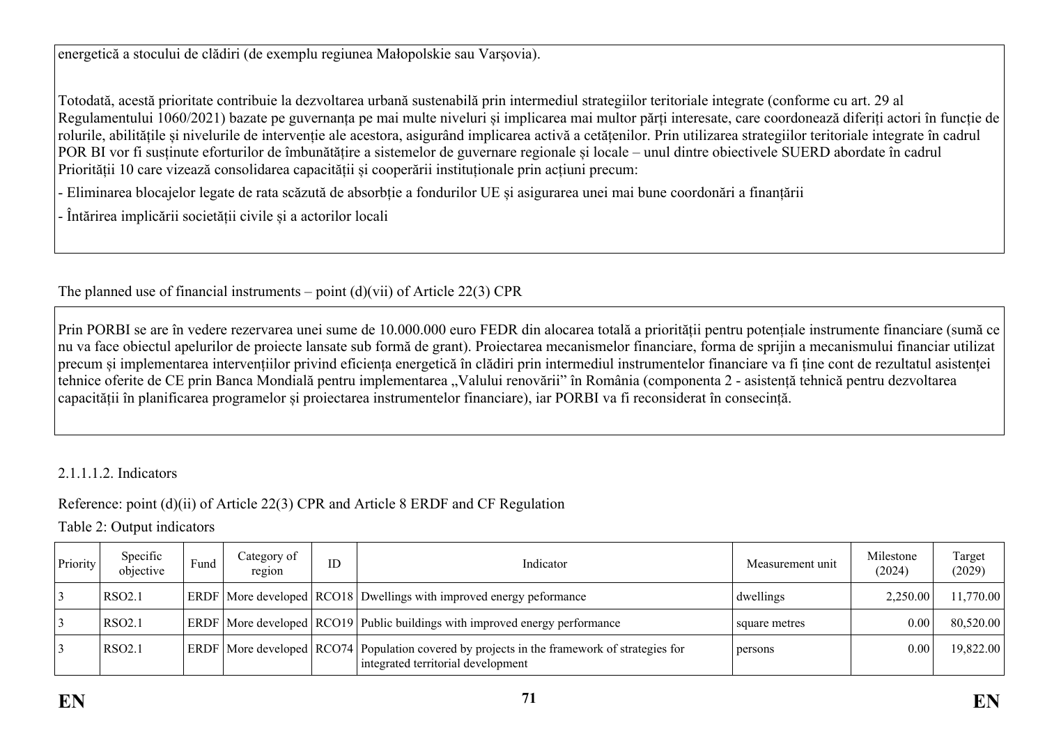energetică a stocului de clădiri (de exemplu regiunea Małopolskie sau Varșovia).

Totodată, acestă prioritate contribuie la dezvoltarea urbană sustenabilă prin intermediul strategiilor teritoriale integrate (conforme cu art. 29 al Regulamentului 1060/2021) bazate pe guvernanța pe mai multe niveluri și implicarea mai multor părți interesate, care coordonează diferiți actori în funcție de rolurile, abilitățile și nivelurile de intervenție ale acestora, asigurând implicarea activă a cetățenilor. Prin utilizarea strategiilor teritoriale integrate în cadrul POR BI vor fi susținute eforturilor de îmbunătățire a sistemelor de guvernare regionale și locale – unul dintre obiectivele SUERD abordate în cadrul Priorității 10 care vizează consolidarea capacității și cooperării instituționale prin acțiuni precum:

- Eliminarea blocajelor legate de rata scăzută de absorbție a fondurilor UE și asigurarea unei mai bune coordonări a finanțării
- Întărirea implicării societății civile și a actorilor locali

The planned use of financial instruments – point (d)(vii) of Article 22(3) CPR

Prin PORBI se are în vedere rezervarea unei sume de 10.000.000 euro FEDR din alocarea totală a priorității pentru potențiale instrumente financiare (sumă ce nu va face obiectul apelurilor de proiecte lansate sub formă de grant). Proiectarea mecanismelor financiare, forma de sprijin a mecanismului financiar utilizat precum și implementarea intervențiilor privind eficiența energetică în clădiri prin intermediul instrumentelor financiare va fi ține cont de rezultatul asistenței tehnice oferite de CE prin Banca Mondială pentru implementarea „Valului renovării" în România (componenta 2 - asistență tehnică pentru dezvoltarea capacității în planificarea programelor și proiectarea instrumentelor financiare), iar PORBI va fi reconsiderat în consecință.

2.1.1.1.2. Indicators

Reference: point (d)(ii) of Article 22(3) CPR and Article 8 ERDF and CF Regulation

Table 2: Output indicators

| Priority | Specific objective | Fund | Category of region | ID | Indicator | Measurement unit | Milestone (2024) | Target (2029) |
|---|---|---|---|---|---|---|---|---|
| 3 | RSO2.1 | ERDF | More developed | RCO18 | Dwellings with improved energy peformance | dwellings | 2,250.00 | 11,770.00 |
| 3 | RSO2.1 | ERDF | More developed | RCO19 | Public buildings with improved energy performance | square metres | 0.00 | 80,520.00 |
| 3 | RSO2.1 | ERDF | More developed | RCO74 | Population covered by projects in the framework of strategies for integrated territorial development | persons | 0.00 | 19,822.00 |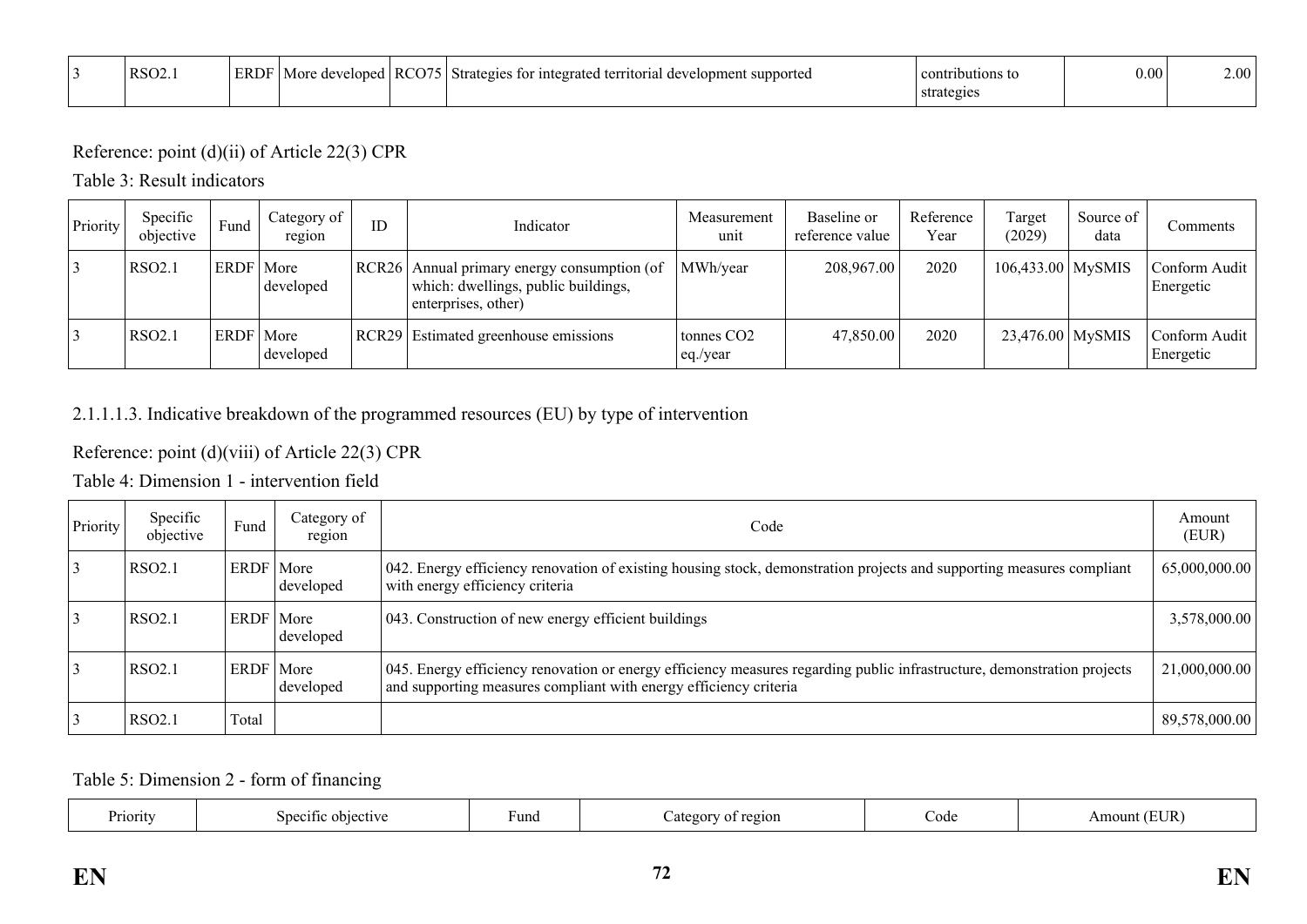| 3 | RSO2.1 | ERDF | More developed | RCO75 | Strategies for integrated territorial development supported | contributions to strategies | 0.00 | 2.00 |
|---|---|---|---|---|---|---|---|---|

Reference: point (d)(ii) of Article 22(3) CPR

Table 3: Result indicators

| Priority | Specific objective | Fund | Category of region | ID | Indicator | Measurement unit | Baseline or reference value | Reference Year | Target (2029) | Source of data | Comments |
|---|---|---|---|---|---|---|---|---|---|---|---|
| 3 | RSO2.1 | ERDF | More developed | RCR26 | Annual primary energy consumption (of which: dwellings, public buildings, enterprises, other) | MWh/year | 208,967.00 | 2020 | 106,433.00 | MySMIS | Conform Audit Energetic |
| 3 | RSO2.1 | ERDF | More developed | RCR29 | Estimated greenhouse emissions | tonnes $CO_2$ eq./year | 47,850.00 | 2020 | 23,476.00 | MySMIS | Conform Audit Energetic |

2.1.1.1.3. Indicative breakdown of the programmed resources (EU) by type of intervention

Reference: point (d)(viii) of Article 22(3) CPR

Table 4: Dimension 1 - intervention field

| Priority | Specific objective | Fund | Category of region | Code | Amount (EUR) |
|---|---|---|---|---|---|
| 3 | RSO2.1 | ERDF | More developed | 042. Energy efficiency renovation of existing housing stock, demonstration projects and supporting measures compliant with energy efficiency criteria | 65,000,000.00 |
| 3 | RSO2.1 | ERDF | More developed | 043. Construction of new energy efficient buildings | 3,578,000.00 |
| 3 | RSO2.1 | ERDF | More developed | 045. Energy efficiency renovation or energy efficiency measures regarding public infrastructure, demonstration projects and supporting measures compliant with energy efficiency criteria | 21,000,000.00 |
| 3 | RSO2.1 | Total | | | 89,578,000.00 |

Table 5: Dimension 2 - form of financing

| Priority | Specific objective | Fund | Category of region | Code | Amount (EUR) |
|---|---|---|---|---|---|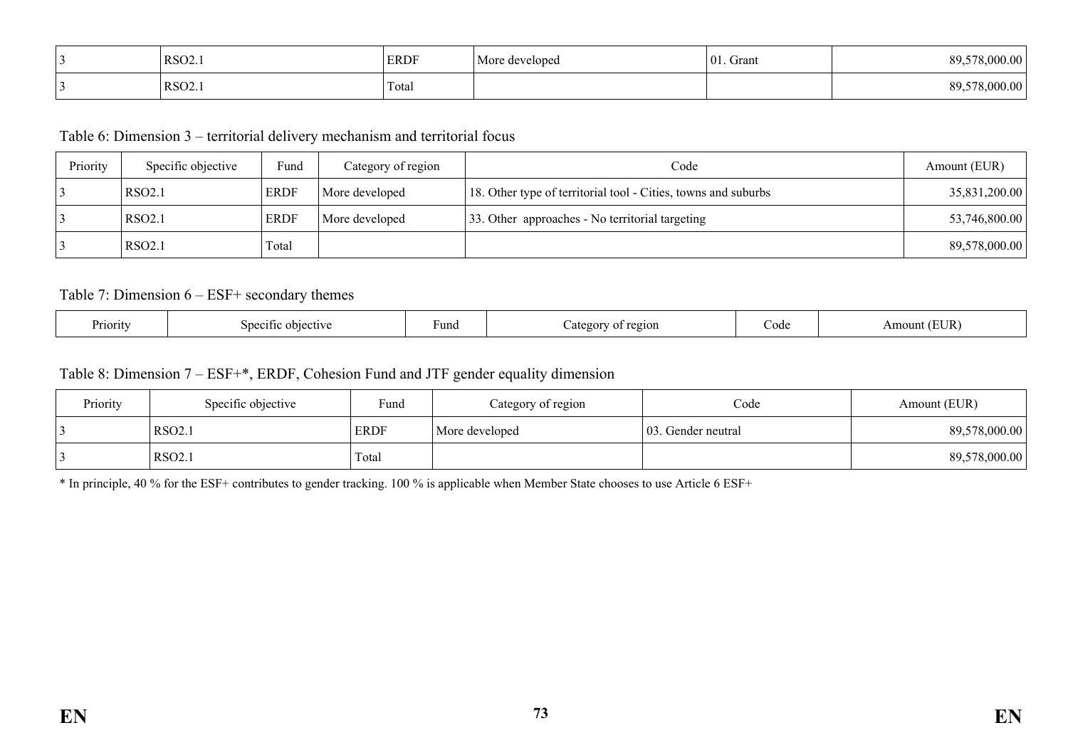| | | | | | |
|---|---|---|---|---|---|
| 3 | RSO2.1 | ERDF | More developed | 01. Grant | 89,578,000.00 |
| 3 | RSO2.1 | Total | | | 89,578,000.00 |

Table 6: Dimension 3 – territorial delivery mechanism and territorial focus

| Priority | Specific objective | Fund | Category of region | Code | Amount (EUR) |
|---|---|---|---|---|---|
| 3 | RSO2.1 | ERDF | More developed | 18. Other type of territorial tool - Cities, towns and suburbs | 35,831,200.00 |
| 3 | RSO2.1 | ERDF | More developed | 33. Other approaches - No territorial targeting | 53,746,800.00 |
| 3 | RSO2.1 | Total | | | 89,578,000.00 |

Table 7: Dimension 6 – ESF+ secondary themes

| Priority | Specific objective | Fund | Category of region | Code | Amount (EUR) |
|---|---|---|---|---|---|

Table 8: Dimension 7 – ESF+*, ERDF, Cohesion Fund and JTF gender equality dimension

| Priority | Specific objective | Fund | Category of region | Code | Amount (EUR) |
|---|---|---|---|---|---|
| 3 | RSO2.1 | ERDF | More developed | 03. Gender neutral | 89,578,000.00 |
| 3 | RSO2.1 | Total | | | 89,578,000.00 |

* In principle, 40 % for the ESF+ contributes to gender tracking. 100 % is applicable when Member State chooses to use Article 6 ESF+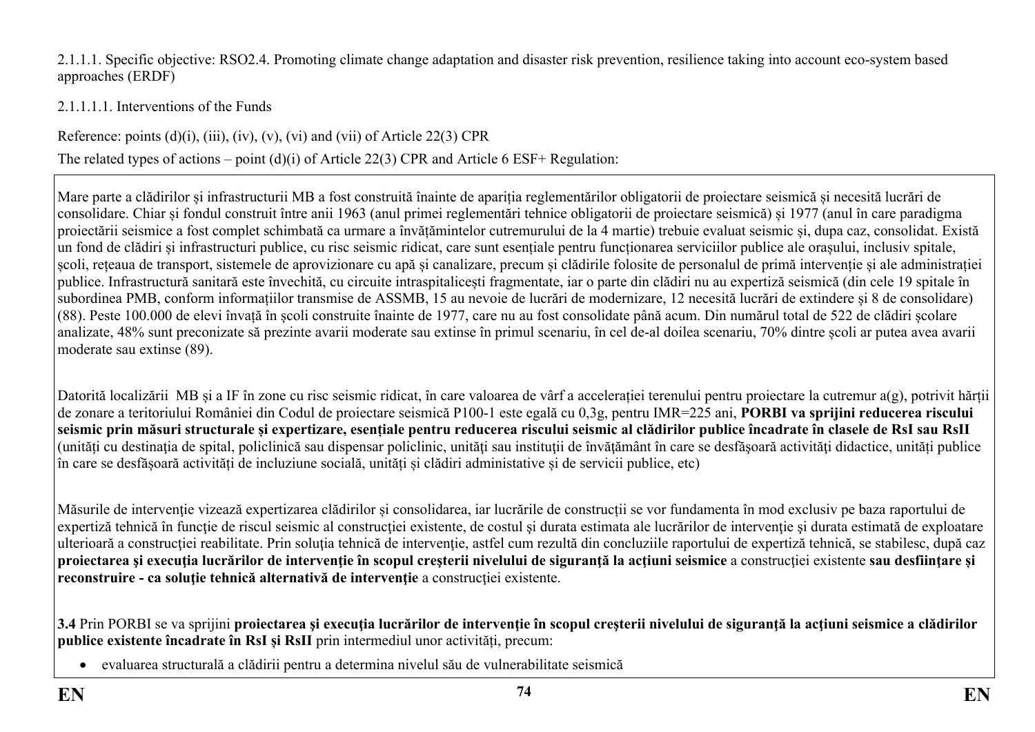2.1.1.1. Specific objective: RSO2.4. Promoting climate change adaptation and disaster risk prevention, resilience taking into account eco-system based approaches (ERDF)

2.1.1.1.1. Interventions of the Funds

Reference: points (d)(i), (iii), (iv), (v), (vi) and (vii) of Article 22(3) CPR

The related types of actions – point (d)(i) of Article 22(3) CPR and Article 6 ESF+ Regulation:

Mare parte a clădirilor și infrastructurii MB a fost construită înainte de apariția reglementărilor obligatorii de proiectare seismică și necesită lucrări de consolidare. Chiar și fondul construit între anii 1963 (anul primei reglementări tehnice obligatorii de proiectare seismică) și 1977 (anul în care paradigma proiectării seismice a fost complet schimbată ca urmare a învățămintelor cutremurului de la 4 martie) trebuie evaluat seismic și, dupa caz, consolidat. Există un fond de clădiri și infrastructuri publice, cu risc seismic ridicat, care sunt esențiale pentru funcționarea serviciilor publice ale orașului, inclusiv spitale, școli, rețeaua de transport, sistemele de aprovizionare cu apă și canalizare, precum și clădirile folosite de personalul de primă intervenție și ale administrației publice. Infrastructură sanitară este învechită, cu circuite intraspitalicești fragmentate, iar o parte din clădiri nu au expertiză seismică (din cele 19 spitale în subordinea PMB, conform informațiilor transmise de ASSMB, 15 au nevoie de lucrări de modernizare, 12 necesită lucrări de extindere și 8 de consolidare) (88). Peste 100.000 de elevi învață în școli construite înainte de 1977, care nu au fost consolidate până acum. Din numărul total de 522 de clădiri școlare analizate, 48% sunt preconizate să prezinte avarii moderate sau extinse în primul scenariu, în cel de-al doilea scenariu, 70% dintre școli ar putea avea avarii moderate sau extinse (89).

Datorită localizării MB și a IF în zone cu risc seismic ridicat, în care valoarea de vârf a accelerației terenului pentru proiectare la cutremur a(g), potrivit hărții de zonare a teritoriului României din Codul de proiectare seismică P100-1 este egală cu 0,3g, pentru IMR=225 ani, **PORBI va sprijini reducerea riscului seismic prin măsuri structurale și expertizare, esențiale pentru reducerea riscului seismic al clădirilor publice încadrate în clasele de RsI sau RsII** (unități cu destinația de spital, policlinică sau dispensar policlinic, unități sau instituții de învățământ în care se desfășoară activități didactice, unități publice în care se desfășoară activități de incluziune socială, unități și clădiri administative și de servicii publice, etc)

Măsurile de intervenţie vizează expertizarea clădirilor și consolidarea, iar lucrările de construcții se vor fundamenta în mod exclusiv pe baza raportului de expertiză tehnică în funcție de riscul seismic al construcției existente, de costul și durata estimata ale lucrărilor de intervenție și durata estimată de exploatare ulterioară a construcției reabilitate. Prin soluția tehnică de intervenție, astfel cum rezultă din concluziile raportului de expertiză tehnică, se stabilesc, după caz **proiectarea şi execuţia lucrărilor de intervenţie în scopul creşterii nivelului de siguranţă la acţiuni seismice** a construcţiei existente **sau desfiinţare și reconstruire - ca soluţie tehnică alternativă de intervenţie** a construcţiei existente.

**3.4** Prin PORBI se va sprijini **proiectarea şi execuţia lucrărilor de intervenţie în scopul creşterii nivelului de siguranţă la acţiuni seismice a clădirilor publice existente încadrate în RsI și RsII** prin intermediul unor activități, precum:

- evaluarea structurală a clădirii pentru a determina nivelul său de vulnerabilitate seismică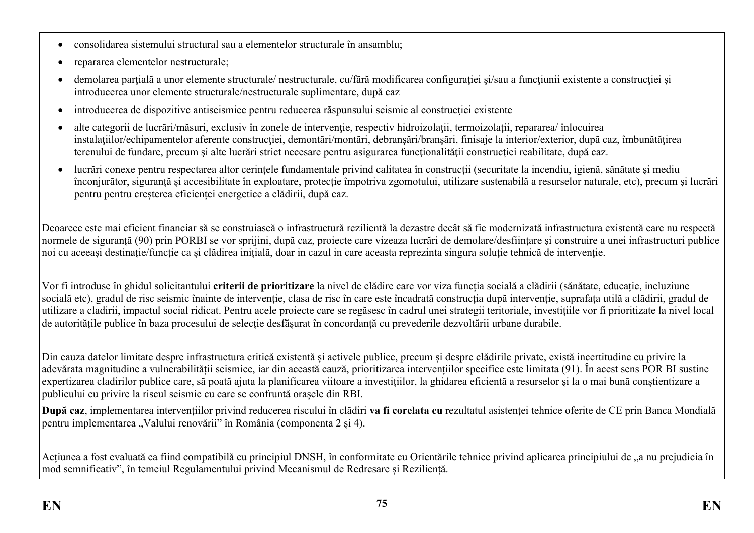- consolidarea sistemului structural sau a elementelor structurale în ansamblu;
- repararea elementelor nestructurale;
- demolarea parţială a unor elemente structurale/ nestructurale, cu/fără modificarea configuraţiei şi/sau a funcţiunii existente a construcţiei și introducerea unor elemente structurale/nestructurale suplimentare, după caz
- introducerea de dispozitive antiseismice pentru reducerea răspunsului seismic al construcţiei existente
- alte categorii de lucrări/măsuri, exclusiv în zonele de intervenţie, respectiv hidroizolaţii, termoizolaţii, repararea/ înlocuirea instalaţiilor/echipamentelor aferente construcţiei, demontări/montări, debranşări/branşări, finisaje la interior/exterior, după caz, îmbunătăţirea terenului de fundare, precum şi alte lucrări strict necesare pentru asigurarea funcţionalităţii construcţiei reabilitate, după caz.
- lucrări conexe pentru respectarea altor cerințele fundamentale privind calitatea în construcții (securitate la incendiu, igienă, sănătate și mediu înconjurător, siguranță și accesibilitate în exploatare, protecție împotriva zgomotului, utilizare sustenabilă a resurselor naturale, etc), precum și lucrări pentru pentru creșterea eficienței energetice a clădirii, după caz.

Deoarece este mai eficient financiar să se construiască o infrastructură rezilientă la dezastre decât să fie modernizată infrastructura existentă care nu respectă normele de siguranță (90) prin PORBI se vor sprijini, după caz, proiecte care vizeaza lucrări de demolare/desființare și construire a unei infrastructuri publice noi cu aceeași destinație/funcție ca și clădirea inițială, doar in cazul in care aceasta reprezinta singura soluție tehnică de intervenție.

Vor fi introduse în ghidul solicitantului **criterii de prioritizare** la nivel de clădire care vor viza funcția socială a clădirii (sănătate, educație, incluziune socială etc), gradul de risc seismic înainte de intervenție, clasa de risc în care este încadrată construcția după intervenție, suprafața utilă a clădirii, gradul de utilizare a cladirii, impactul social ridicat. Pentru acele proiecte care se regăsesc în cadrul unei strategii teritoriale, investițiile vor fi prioritizate la nivel local de autoritățile publice în baza procesului de selecție desfășurat în concordanță cu prevederile dezvoltării urbane durabile.

Din cauza datelor limitate despre infrastructura critică existentă și activele publice, precum și despre clădirile private, există incertitudine cu privire la adevărata magnitudine a vulnerabilității seismice, iar din această cauză, prioritizarea intervențiilor specifice este limitata (91). În acest sens POR BI sustine expertizarea cladirilor publice care, să poată ajuta la planificarea viitoare a investițiilor, la ghidarea eficientă a resurselor și la o mai bună conștientizare a publicului cu privire la riscul seismic cu care se confruntă orașele din RBI.

**După caz**, implementarea intervențiilor privind reducerea riscului în clădiri **va fi corelata cu** rezultatul asistenței tehnice oferite de CE prin Banca Mondială pentru implementarea „Valului renovării" în România (componenta 2 și 4).

Acțiunea a fost evaluată ca fiind compatibilă cu principiul DNSH, în conformitate cu Orientările tehnice privind aplicarea principiului de „a nu prejudicia în mod semnificativ", în temeiul Regulamentului privind Mecanismul de Redresare și Reziliență.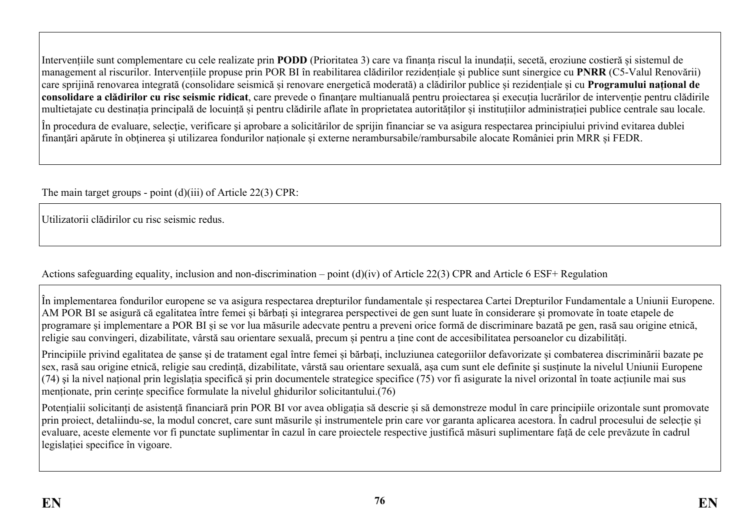Intervențiile sunt complementare cu cele realizate prin **PODD** (Prioritatea 3) care va finanța riscul la inundații, secetă, eroziune costieră și sistemul de management al riscurilor. Intervențiile propuse prin POR BI în reabilitarea clădirilor rezidențiale și publice sunt sinergice cu **PNRR** (C5-Valul Renovării) care sprijină renovarea integrată (consolidare seismică și renovare energetică moderată) a clădirilor publice și rezidențiale și cu **Programului național de consolidare a clădirilor cu risc seismic ridicat**, care prevede o finanţare multianuală pentru proiectarea și execuția lucrărilor de intervenție pentru clădirile multietajate cu destinația principală de locuință și pentru clădirile aflate în proprietatea autorităților și instituțiilor administrației publice centrale sau locale.

În procedura de evaluare, selecție, verificare şi aprobare a solicitărilor de sprijin financiar se va asigura respectarea principiului privind evitarea dublei finanțări apărute în obținerea și utilizarea fondurilor naționale și externe nerambursabile/rambursabile alocate României prin MRR și FEDR.

The main target groups - point (d)(iii) of Article 22(3) CPR:

Utilizatorii clădirilor cu risc seismic redus.

Actions safeguarding equality, inclusion and non-discrimination – point (d)(iv) of Article 22(3) CPR and Article 6 ESF+ Regulation

În implementarea fondurilor europene se va asigura respectarea drepturilor fundamentale și respectarea Cartei Drepturilor Fundamentale a Uniunii Europene. AM POR BI se asigură că egalitatea între femei și bărbați și integrarea perspectivei de gen sunt luate în considerare și promovate în toate etapele de programare și implementare a POR BI și se vor lua măsurile adecvate pentru a preveni orice formă de discriminare bazată pe gen, rasă sau origine etnică, religie sau convingeri, dizabilitate, vârstă sau orientare sexuală, precum și pentru a ține cont de accesibilitatea persoanelor cu dizabilități.

Principiile privind egalitatea de șanse și de tratament egal între femei și bărbați, incluziunea categoriilor defavorizate și combaterea discriminării bazate pe sex, rasă sau origine etnică, religie sau credință, dizabilitate, vârstă sau orientare sexuală, așa cum sunt ele definite şi susținute la nivelul Uniunii Europene (74) și la nivel național prin legislația specifică și prin documentele strategice specifice (75) vor fi asigurate la nivel orizontal în toate acțiunile mai sus menționate, prin cerințe specifice formulate la nivelul ghidurilor solicitantului.(76)

Potențialii solicitanți de asistență financiară prin POR BI vor avea obligația să descrie și să demonstreze modul în care principiile orizontale sunt promovate prin proiect, detaliindu-se, la modul concret, care sunt măsurile și instrumentele prin care vor garanta aplicarea acestora. În cadrul procesului de selecție și evaluare, aceste elemente vor fi punctate suplimentar în cazul în care proiectele respective justifică măsuri suplimentare față de cele prevăzute în cadrul legislației specifice în vigoare.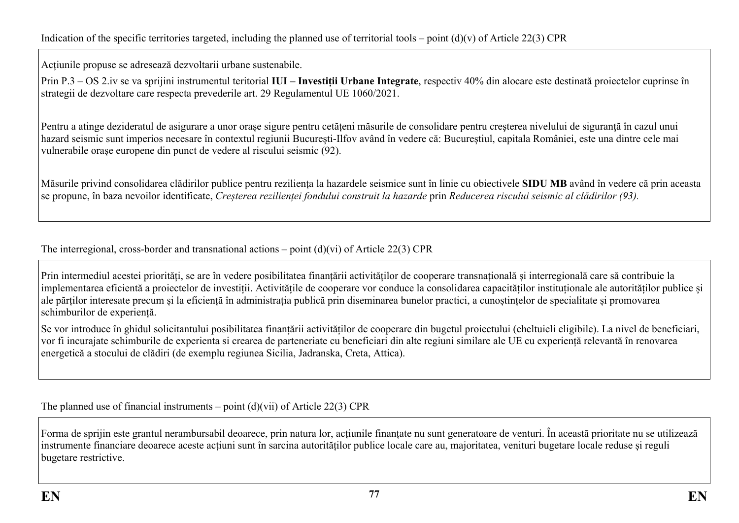Indication of the specific territories targeted, including the planned use of territorial tools – point (d)(v) of Article 22(3) CPR

Acțiunile propuse se adresează dezvoltarii urbane sustenabile.

Prin P.3 – OS 2.iv se va sprijini instrumentul teritorial **IUI – Investiții Urbane Integrate**, respectiv 40% din alocare este destinată proiectelor cuprinse în strategii de dezvoltare care respecta prevederile art. 29 Regulamentul UE 1060/2021.

Pentru a atinge dezideratul de asigurare a unor orașe sigure pentru cetățeni măsurile de consolidare pentru creșterea nivelului de siguranţă în cazul unui hazard seismic sunt imperios necesare în contextul regiunii București-Ilfov având în vedere că: Bucureștiul, capitala României, este una dintre cele mai vulnerabile orașe europene din punct de vedere al riscului seismic (92).

Măsurile privind consolidarea clădirilor publice pentru reziliența la hazardele seismice sunt în linie cu obiectivele **SIDU MB** având în vedere că prin aceasta se propune, în baza nevoilor identificate, *Creșterea rezilienței fondului construit la hazarde* prin *Reducerea riscului seismic al clădirilor (93).*

The interregional, cross-border and transnational actions – point (d)(vi) of Article 22(3) CPR

Prin intermediul acestei priorități, se are în vedere posibilitatea finanțării activităților de cooperare transnațională și interregională care să contribuie la implementarea eficientă a proiectelor de investiții. Activitățile de cooperare vor conduce la consolidarea capacităților instituționale ale autorităților publice și ale părților interesate precum și la eficiență în administrația publică prin diseminarea bunelor practici, a cunoștințelor de specialitate și promovarea schimburilor de experiență.

Se vor introduce în ghidul solicitantului posibilitatea finanțării activităților de cooperare din bugetul proiectului (cheltuieli eligibile). La nivel de beneficiari, vor fi incurajate schimburile de experienta si crearea de parteneriate cu beneficiari din alte regiuni similare ale UE cu experiență relevantă în renovarea energetică a stocului de clădiri (de exemplu regiunea Sicilia, Jadranska, Creta, Attica).

The planned use of financial instruments – point (d)(vii) of Article 22(3) CPR

Forma de sprijin este grantul nerambursabil deoarece, prin natura lor, acțiunile finanțate nu sunt generatoare de venturi. În această prioritate nu se utilizează instrumente financiare deoarece aceste acțiuni sunt în sarcina autorităților publice locale care au, majoritatea, venituri bugetare locale reduse și reguli bugetare restrictive.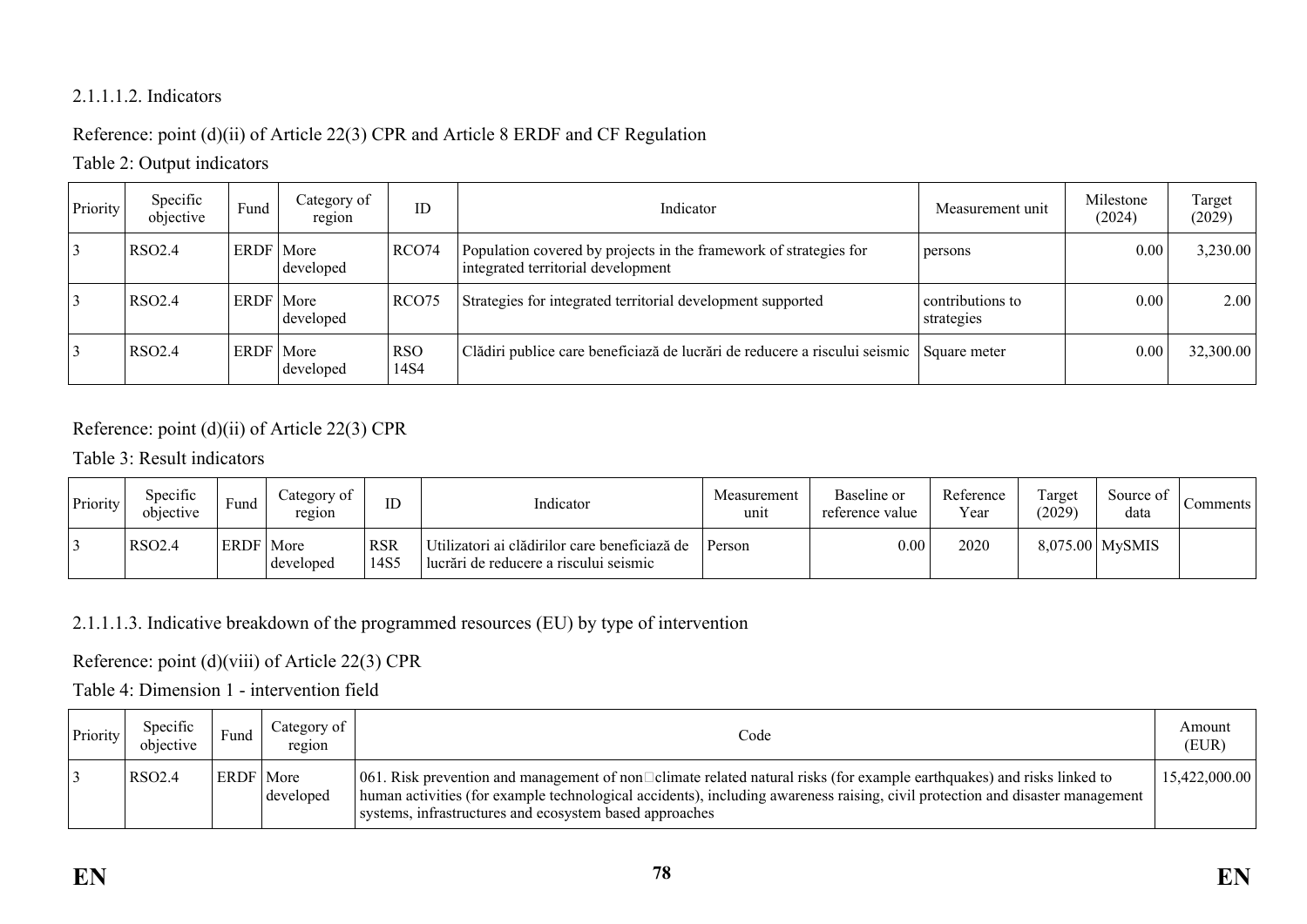2.1.1.1.2. Indicators

Reference: point (d)(ii) of Article 22(3) CPR and Article 8 ERDF and CF Regulation

Table 2: Output indicators

| Priority | Specific objective | Fund | Category of region | ID | Indicator | Measurement unit | Milestone (2024) | Target (2029) |
|---|---|---|---|---|---|---|---|---|
| 3 | RSO2.4 | ERDF | More developed | RCO74 | Population covered by projects in the framework of strategies for integrated territorial development | persons | 0.00 | 3,230.00 |
| 3 | RSO2.4 | ERDF | More developed | RCO75 | Strategies for integrated territorial development supported | contributions to strategies | 0.00 | 2.00 |
| 3 | RSO2.4 | ERDF | More developed | RSO 14S4 | Clădiri publice care beneficiază de lucrări de reducere a riscului seismic | Square meter | 0.00 | 32,300.00 |

Reference: point (d)(ii) of Article 22(3) CPR

Table 3: Result indicators

| Priority | Specific objective | Fund | Category of region | ID | Indicator | Measurement unit | Baseline or reference value | Reference Year | Target (2029) | Source of data | Comments |
|---|---|---|---|---|---|---|---|---|---|---|---|
| 3 | RSO2.4 | ERDF | More developed | RSR 14S5 | Utilizatori ai clădirilor care beneficiază de lucrări de reducere a riscului seismic | Person | 0.00 | 2020 | 8,075.00 | MySMIS | |

2.1.1.1.3. Indicative breakdown of the programmed resources (EU) by type of intervention

Reference: point (d)(viii) of Article 22(3) CPR

Table 4: Dimension 1 - intervention field

| Priority | Specific objective | Fund | Category of region | Code | Amount (EUR) |
|---|---|---|---|---|---|
| 3 | RSO2.4 | ERDF | More developed | 061. Risk prevention and management of non□climate related natural risks (for example earthquakes) and risks linked to human activities (for example technological accidents), including awareness raising, civil protection and disaster management systems, infrastructures and ecosystem based approaches | 15,422,000.00 |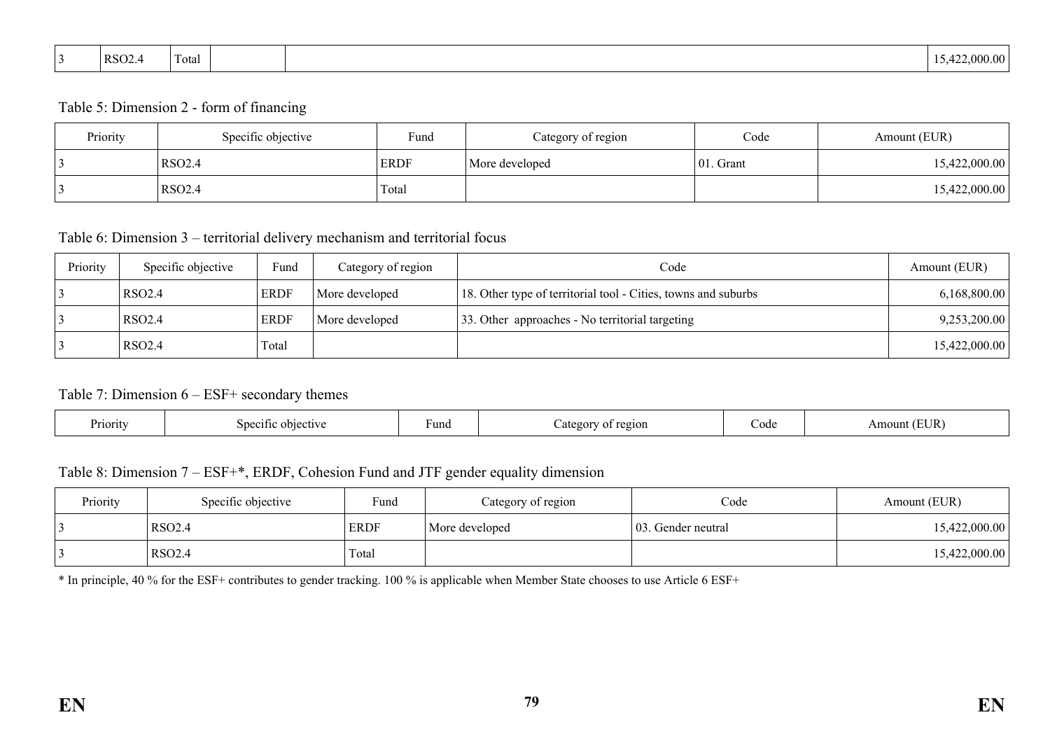| 3 | RSO2.4 | Total | | | 15,422,000.00 |
|---|---|---|---|---|---|

Table 5: Dimension 2 - form of financing

| Priority | Specific objective | Fund | Category of region | Code | Amount (EUR) |
|---|---|---|---|---|---|
| 3 | RSO2.4 | ERDF | More developed | 01. Grant | 15,422,000.00 |
| 3 | RSO2.4 | Total | | | 15,422,000.00 |

Table 6: Dimension 3 – territorial delivery mechanism and territorial focus

| Priority | Specific objective | Fund | Category of region | Code | Amount (EUR) |
|---|---|---|---|---|---|
| 3 | RSO2.4 | ERDF | More developed | 18. Other type of territorial tool - Cities, towns and suburbs | 6,168,800.00 |
| 3 | RSO2.4 | ERDF | More developed | 33. Other approaches - No territorial targeting | 9,253,200.00 |
| 3 | RSO2.4 | Total | | | 15,422,000.00 |

Table 7: Dimension 6 – ESF+ secondary themes

| Priority | Specific objective | Fund | Category of region | Code | Amount (EUR) |
|---|---|---|---|---|---|

Table 8: Dimension 7 – ESF+*, ERDF, Cohesion Fund and JTF gender equality dimension

| Priority | Specific objective | Fund | Category of region | Code | Amount (EUR) |
|---|---|---|---|---|---|
| 3 | RSO2.4 | ERDF | More developed | 03. Gender neutral | 15,422,000.00 |
| 3 | RSO2.4 | Total | | | 15,422,000.00 |

* In principle, 40 % for the ESF+ contributes to gender tracking. 100 % is applicable when Member State chooses to use Article 6 ESF+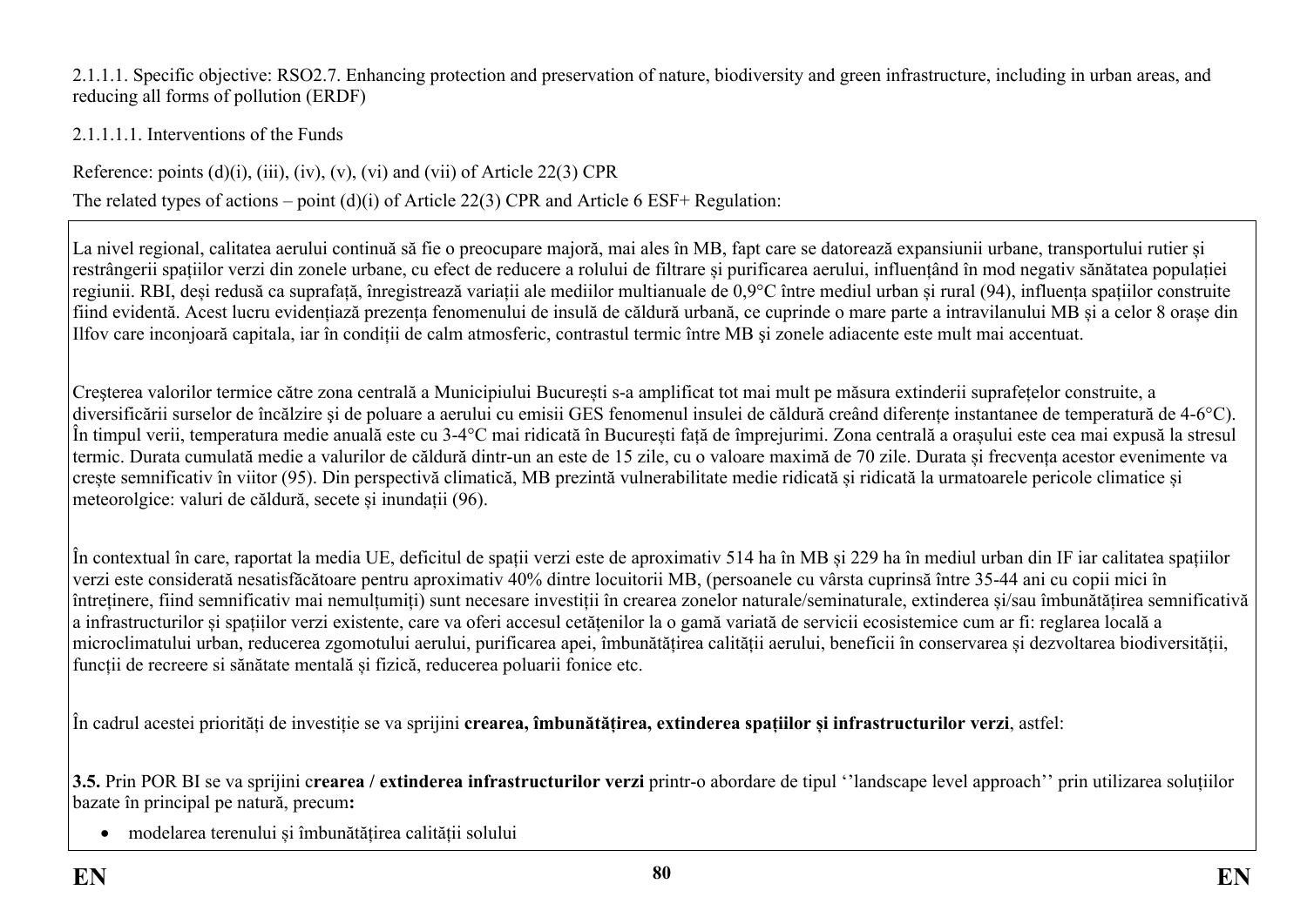2.1.1.1. Specific objective: RSO2.7. Enhancing protection and preservation of nature, biodiversity and green infrastructure, including in urban areas, and reducing all forms of pollution (ERDF)

2.1.1.1.1. Interventions of the Funds

Reference: points (d)(i), (iii), (iv), (v), (vi) and (vii) of Article 22(3) CPR

The related types of actions – point (d)(i) of Article 22(3) CPR and Article 6 ESF+ Regulation:

La nivel regional, calitatea aerului continuă să fie o preocupare majoră, mai ales în MB, fapt care se datorează expansiunii urbane, transportului rutier și restrângerii spațiilor verzi din zonele urbane, cu efect de reducere a rolului de filtrare și purificarea aerului, influențând în mod negativ sănătatea populației regiunii. RBI, deși redusă ca suprafață, înregistrează variații ale mediilor multianuale de 0,9°C între mediul urban și rural (94), influența spațiilor construite fiind evidentă. Acest lucru evidențiază prezența fenomenului de insulă de căldură urbană, ce cuprinde o mare parte a intravilanului MB și a celor 8 orașe din Ilfov care inconjoară capitala, iar în condiții de calm atmosferic, contrastul termic între MB şi zonele adiacente este mult mai accentuat.

Creşterea valorilor termice către zona centrală a Municipiului Bucureşti s-a amplificat tot mai mult pe măsura extinderii suprafeţelor construite, a diversificării surselor de încălzire și de poluare a aerului cu emisii GES fenomenul insulei de căldură creând diferențe instantanee de temperatură de 4-6°C). În timpul verii, temperatura medie anuală este cu 3-4°C mai ridicată în București față de împrejurimi. Zona centrală a orașului este cea mai expusă la stresul termic. Durata cumulată medie a valurilor de căldură dintr-un an este de 15 zile, cu o valoare maximă de 70 zile. Durata și frecvența acestor evenimente va crește semnificativ în viitor (95). Din perspectivă climatică, MB prezintă vulnerabilitate medie ridicată și ridicată la urmatoarele pericole climatice și meteorolgice: valuri de căldură, secete și inundații (96).

În contextual în care, raportat la media UE, deficitul de spații verzi este de aproximativ 514 ha în MB și 229 ha în mediul urban din IF iar calitatea spațiilor verzi este considerată nesatisfăcătoare pentru aproximativ 40% dintre locuitorii MB, (persoanele cu vârsta cuprinsă între 35-44 ani cu copii mici în întreținere, fiind semnificativ mai nemulțumiți) sunt necesare investiții în crearea zonelor naturale/seminaturale, extinderea și/sau îmbunătățirea semnificativă a infrastructurilor și spațiilor verzi existente, care va oferi accesul cetățenilor la o gamă variată de servicii ecosistemice cum ar fi: reglarea locală a microclimatului urban, reducerea zgomotului aerului, purificarea apei, îmbunătățirea calității aerului, beneficii în conservarea și dezvoltarea biodiversității, funcții de recreere si sănătate mentală și fizică, reducerea poluarii fonice etc.

În cadrul acestei priorități de investiție se va sprijini **crearea, îmbunătățirea, extinderea spațiilor și infrastructurilor verzi**, astfel:

**3.5.** Prin POR BI se va sprijini c**rearea / extinderea infrastructurilor verzi** printr-o abordare de tipul ''landscape level approach'' prin utilizarea soluțiilor bazate în principal pe natură, precum**:**

- modelarea terenului și îmbunătățirea calității solului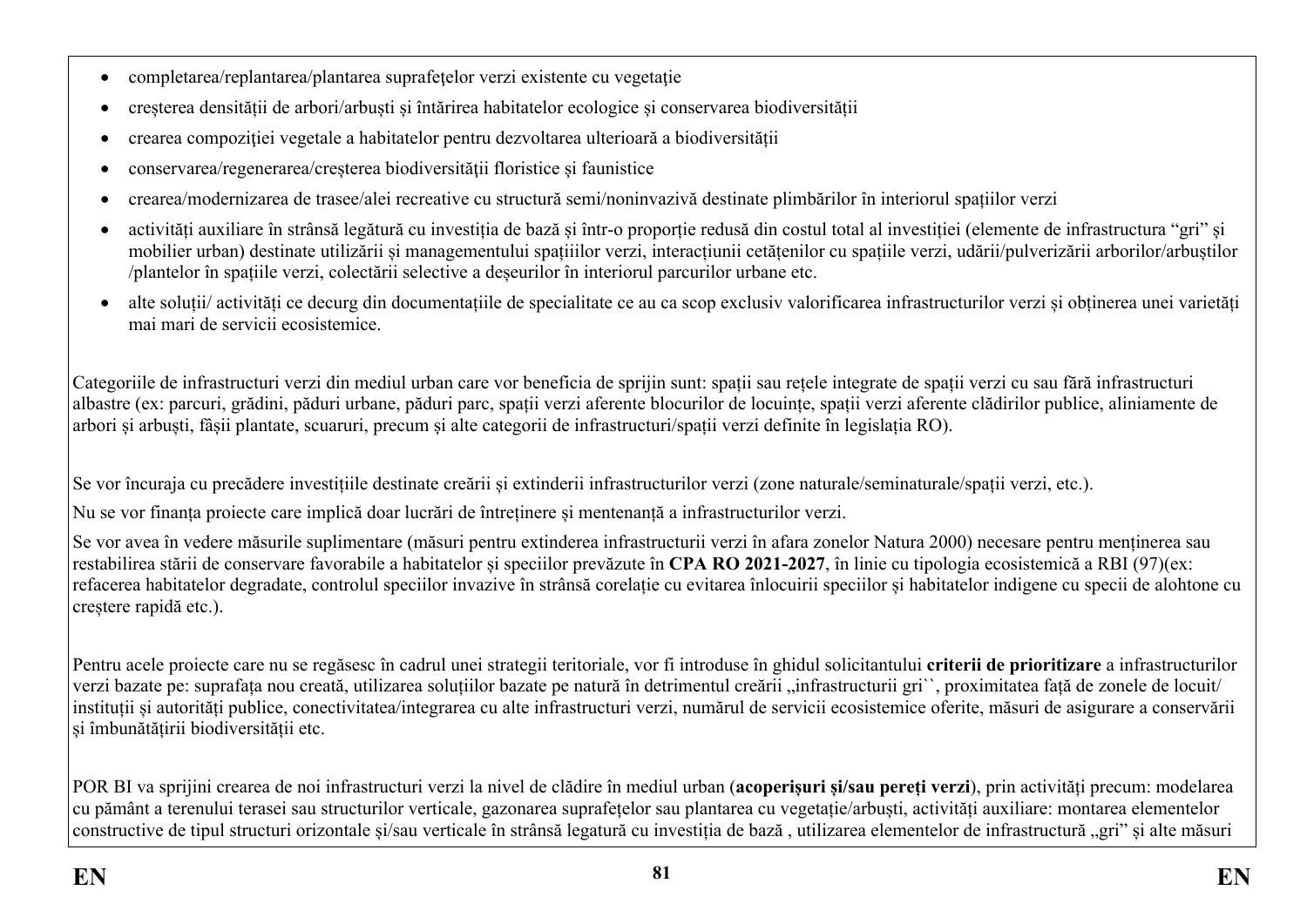- completarea/replantarea/plantarea suprafeţelor verzi existente cu vegetaţie
- creşterea densității de arbori/arbuşti şi întărirea habitatelor ecologice şi conservarea biodiversităţii
- crearea compoziției vegetale a habitatelor pentru dezvoltarea ulterioară a biodiversității
- conservarea/regenerarea/creşterea biodiversităţii floristice şi faunistice
- crearea/modernizarea de trasee/alei recreative cu structură semi/noninvazivă destinate plimbărilor în interiorul spațiilor verzi
- activități auxiliare în strânsă legătură cu investiția de bază și într-o proporție redusă din costul total al investiției (elemente de infrastructura "gri" și mobilier urban) destinate utilizării și managementului spațiiilor verzi, interacțiunii cetățenilor cu spațiile verzi, udării/pulverizării arborilor/arbuștilor /plantelor în spațiile verzi, colectării selective a deșeurilor în interiorul parcurilor urbane etc.
- alte soluții/ activități ce decurg din documentațiile de specialitate ce au ca scop exclusiv valorificarea infrastructurilor verzi și obținerea unei varietăți mai mari de servicii ecosistemice.

Categoriile de infrastructuri verzi din mediul urban care vor beneficia de sprijin sunt: spații sau rețele integrate de spații verzi cu sau fără infrastructuri albastre (ex: parcuri, grădini, păduri urbane, păduri parc, spații verzi aferente blocurilor de locuințe, spații verzi aferente clădirilor publice, aliniamente de arbori și arbuști, fâșii plantate, scuaruri, precum și alte categorii de infrastructuri/spații verzi definite în legislația RO).

Se vor încuraja cu precădere investițiile destinate creării și extinderii infrastructurilor verzi (zone naturale/seminaturale/spații verzi, etc.).

Nu se vor finanța proiecte care implică doar lucrări de întreținere și mentenanță a infrastructurilor verzi.

Se vor avea în vedere măsurile suplimentare (măsuri pentru extinderea infrastructurii verzi în afara zonelor Natura 2000) necesare pentru menținerea sau restabilirea stării de conservare favorabile a habitatelor și speciilor prevăzute în **CPA RO 2021-2027**, în linie cu tipologia ecosistemică a RBI (97)(ex: refacerea habitatelor degradate, controlul speciilor invazive în strânsă corelație cu evitarea înlocuirii speciilor și habitatelor indigene cu specii de alohtone cu creștere rapidă etc.).

Pentru acele proiecte care nu se regăsesc în cadrul unei strategii teritoriale, vor fi introduse în ghidul solicitantului **criterii de prioritizare** a infrastructurilor verzi bazate pe: suprafața nou creată, utilizarea soluțiilor bazate pe natură în detrimentul creării „infrastructurii gri``, proximitatea față de zonele de locuit/ instituții și autorități publice, conectivitatea/integrarea cu alte infrastructuri verzi, numărul de servicii ecosistemice oferite, măsuri de asigurare a conservării și îmbunătățirii biodiversității etc.

POR BI va sprijini crearea de noi infrastructuri verzi la nivel de clădire în mediul urban (**acoperișuri și/sau pereți verzi**), prin activități precum: modelarea cu pământ a terenului terasei sau structurilor verticale, gazonarea suprafețelor sau plantarea cu vegetație/arbuști, activități auxiliare: montarea elementelor constructive de tipul structuri orizontale și/sau verticale în strânsă legatură cu investiția de bază , utilizarea elementelor de infrastructură „gri" și alte măsuri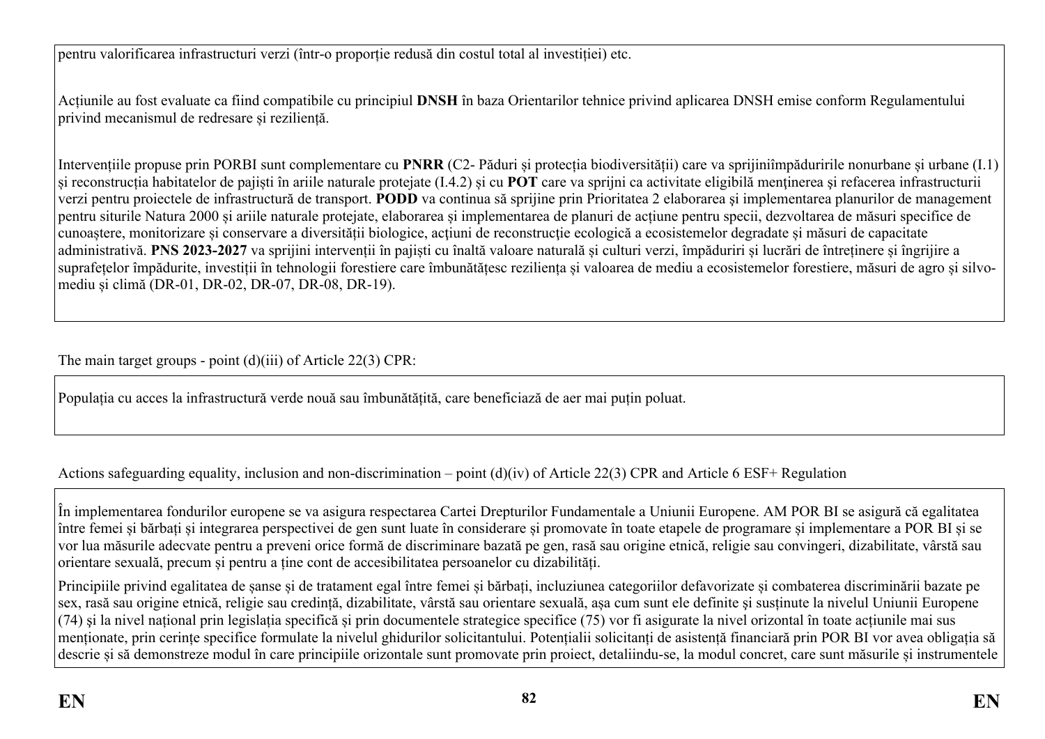pentru valorificarea infrastructuri verzi (într-o proporție redusă din costul total al investiției) etc.

Acțiunile au fost evaluate ca fiind compatibile cu principiul **DNSH** în baza Orientarilor tehnice privind aplicarea DNSH emise conform Regulamentului privind mecanismul de redresare și reziliență.

Intervențiile propuse prin PORBI sunt complementare cu **PNRR** (C2- Păduri și protecția biodiversității) care va sprijiniîmpăduririle nonurbane și urbane (I.1) și reconstrucția habitatelor de pajiști în ariile naturale protejate (I.4.2) și cu **POT** care va sprijni ca activitate eligibilă menţinerea și refacerea infrastructurii verzi pentru proiectele de infrastructură de transport. **PODD** va continua să sprijine prin Prioritatea 2 elaborarea și implementarea planurilor de management pentru siturile Natura 2000 și ariile naturale protejate, elaborarea și implementarea de planuri de acțiune pentru specii, dezvoltarea de măsuri specifice de cunoaștere, monitorizare și conservare a diversității biologice, acțiuni de reconstrucție ecologică a ecosistemelor degradate și măsuri de capacitate administrativă. **PNS 2023-2027** va sprijini intervenții în pajiști cu înaltă valoare naturală și culturi verzi, împăduriri și lucrări de întreținere și îngrijire a suprafețelor împădurite, investiții în tehnologii forestiere care îmbunătățesc reziliența și valoarea de mediu a ecosistemelor forestiere, măsuri de agro și silvo-mediu și climă (DR-01, DR-02, DR-07, DR-08, DR-19).

The main target groups - point (d)(iii) of Article 22(3) CPR:

Populația cu acces la infrastructură verde nouă sau îmbunătățită, care beneficiază de aer mai puțin poluat.

Actions safeguarding equality, inclusion and non-discrimination – point (d)(iv) of Article 22(3) CPR and Article 6 ESF+ Regulation

În implementarea fondurilor europene se va asigura respectarea Cartei Drepturilor Fundamentale a Uniunii Europene. AM POR BI se asigură că egalitatea între femei și bărbați și integrarea perspectivei de gen sunt luate în considerare și promovate în toate etapele de programare și implementare a POR BI și se vor lua măsurile adecvate pentru a preveni orice formă de discriminare bazată pe gen, rasă sau origine etnică, religie sau convingeri, dizabilitate, vârstă sau orientare sexuală, precum și pentru a ține cont de accesibilitatea persoanelor cu dizabilități.

Principiile privind egalitatea de șanse și de tratament egal între femei și bărbați, incluziunea categoriilor defavorizate și combaterea discriminării bazate pe sex, rasă sau origine etnică, religie sau credință, dizabilitate, vârstă sau orientare sexuală, așa cum sunt ele definite și susținute la nivelul Uniunii Europene (74) și la nivel național prin legislația specifică și prin documentele strategice specifice (75) vor fi asigurate la nivel orizontal în toate acțiunile mai sus menționate, prin cerințe specifice formulate la nivelul ghidurilor solicitantului. Potențialii solicitanți de asistență financiară prin POR BI vor avea obligația să descrie și să demonstreze modul în care principiile orizontale sunt promovate prin proiect, detaliindu-se, la modul concret, care sunt măsurile și instrumentele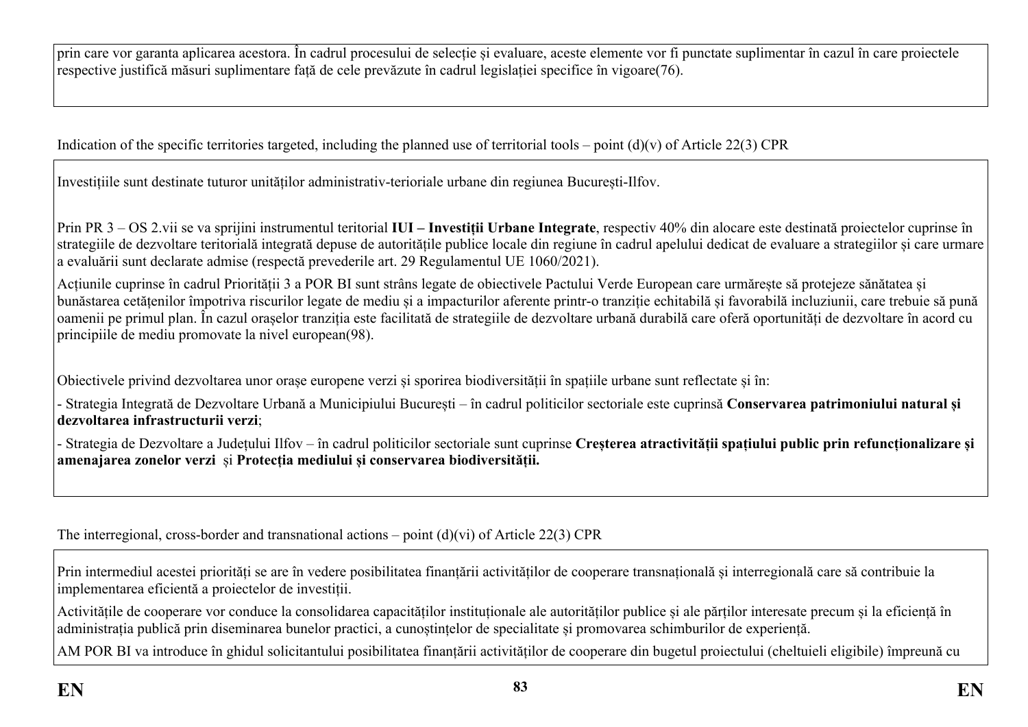prin care vor garanta aplicarea acestora. În cadrul procesului de selecție și evaluare, aceste elemente vor fi punctate suplimentar în cazul în care proiectele respective justifică măsuri suplimentare față de cele prevăzute în cadrul legislației specifice în vigoare(76).

Indication of the specific territories targeted, including the planned use of territorial tools – point (d)(v) of Article 22(3) CPR

Investițiile sunt destinate tuturor unităților administrativ-terioriale urbane din regiunea București-Ilfov.

Prin PR 3 – OS 2.vii se va sprijini instrumentul teritorial **IUI – Investiții Urbane Integrate**, respectiv 40% din alocare este destinată proiectelor cuprinse în strategiile de dezvoltare teritorială integrată depuse de autoritățile publice locale din regiune în cadrul apelului dedicat de evaluare a strategiilor și care urmare a evaluării sunt declarate admise (respectă prevederile art. 29 Regulamentul UE 1060/2021).

Acțiunile cuprinse în cadrul Priorității 3 a POR BI sunt strâns legate de obiectivele Pactului Verde European care urmărește să protejeze sănătatea și bunăstarea cetățenilor împotriva riscurilor legate de mediu și a impacturilor aferente printr-o tranziție echitabilă și favorabilă incluziunii, care trebuie să pună oamenii pe primul plan. În cazul orașelor tranziția este facilitată de strategiile de dezvoltare urbană durabilă care oferă oportunități de dezvoltare în acord cu principiile de mediu promovate la nivel european(98).

Obiectivele privind dezvoltarea unor orașe europene verzi și sporirea biodiversității în spațiile urbane sunt reflectate și în:

- Strategia Integrată de Dezvoltare Urbană a Municipiului București – în cadrul politicilor sectoriale este cuprinsă **Conservarea patrimoniului natural și dezvoltarea infrastructurii verzi**;
- Strategia de Dezvoltare a Județului Ilfov – în cadrul politicilor sectoriale sunt cuprinse **Creșterea atractivității spațiului public prin refuncționalizare și amenajarea zonelor verzi** și **Protecția mediului și conservarea biodiversității.**

The interregional, cross-border and transnational actions – point (d)(vi) of Article 22(3) CPR

Prin intermediul acestei priorități se are în vedere posibilitatea finanțării activităților de cooperare transnațională și interregională care să contribuie la implementarea eficientă a proiectelor de investiții.

Activitățile de cooperare vor conduce la consolidarea capacităților instituționale ale autorităților publice și ale părților interesate precum și la eficiență în administrația publică prin diseminarea bunelor practici, a cunoștințelor de specialitate și promovarea schimburilor de experiență.

AM POR BI va introduce în ghidul solicitantului posibilitatea finanțării activităților de cooperare din bugetul proiectului (cheltuieli eligibile) împreună cu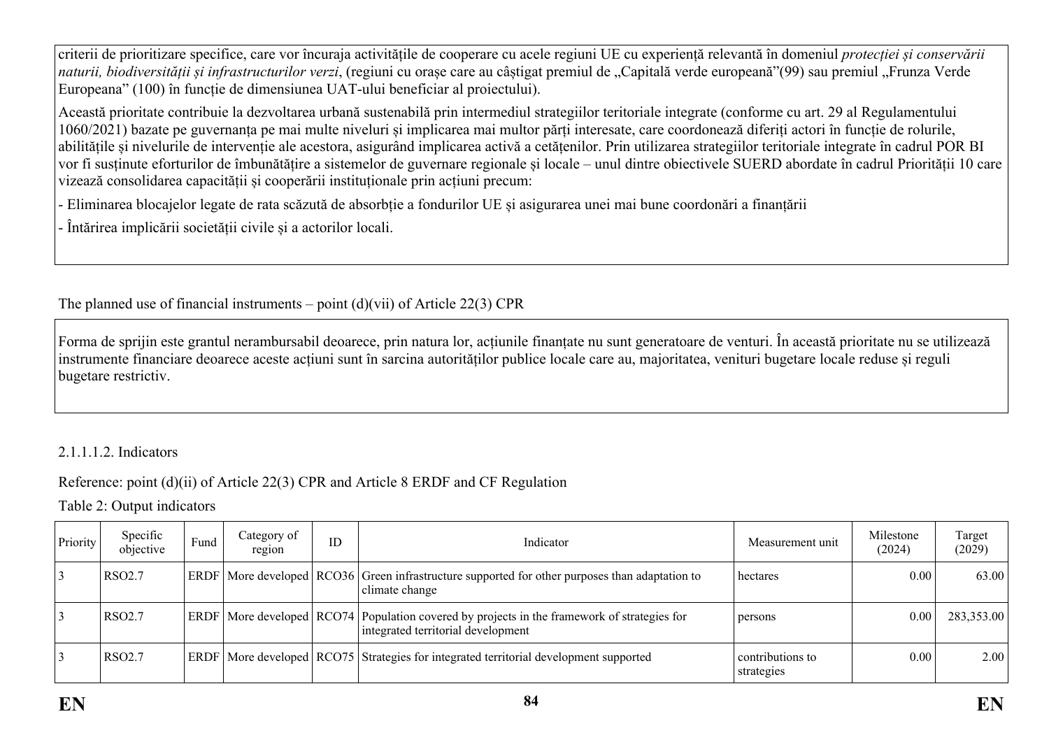criterii de prioritizare specifice, care vor încuraja activitățile de cooperare cu acele regiuni UE cu experiență relevantă în domeniul *protecției și conservării naturii, biodiversității și infrastructurilor verzi*, (regiuni cu orașe care au câștigat premiul de „Capitală verde europeană”(99) sau premiul „Frunza Verde Europeana” (100) în funcție de dimensiunea UAT-ului beneficiar al proiectului).

Această prioritate contribuie la dezvoltarea urbană sustenabilă prin intermediul strategiilor teritoriale integrate (conforme cu art. 29 al Regulamentului 1060/2021) bazate pe guvernanța pe mai multe niveluri și implicarea mai multor părți interesate, care coordonează diferiți actori în funcție de rolurile, abilitățile și nivelurile de intervenție ale acestora, asigurând implicarea activă a cetățenilor. Prin utilizarea strategiilor teritoriale integrate în cadrul POR BI vor fi susținute eforturilor de îmbunătățire a sistemelor de guvernare regionale și locale – unul dintre obiectivele SUERD abordate în cadrul Priorității 10 care vizează consolidarea capacității și cooperării instituționale prin acțiuni precum:

- Eliminarea blocajelor legate de rata scăzută de absorbție a fondurilor UE și asigurarea unei mai bune coordonări a finanțării
- Întărirea implicării societății civile și a actorilor locali.

The planned use of financial instruments – point (d)(vii) of Article 22(3) CPR

Forma de sprijin este grantul nerambursabil deoarece, prin natura lor, acțiunile finanțate nu sunt generatoare de venturi. În această prioritate nu se utilizează instrumente financiare deoarece aceste acțiuni sunt în sarcina autorităților publice locale care au, majoritatea, venituri bugetare locale reduse și reguli bugetare restrictiv.

2.1.1.1.2. Indicators

Reference: point (d)(ii) of Article 22(3) CPR and Article 8 ERDF and CF Regulation

Table 2: Output indicators

| Priority | Specific objective | Fund | Category of region | ID | Indicator | Measurement unit | Milestone (2024) | Target (2029) |
|---|---|---|---|---|---|---|---|---|
| 3 | RSO2.7 | ERDF | More developed | RCO36 | Green infrastructure supported for other purposes than adaptation to climate change | hectares | 0.00 | 63.00 |
| 3 | RSO2.7 | ERDF | More developed | RCO74 | Population covered by projects in the framework of strategies for integrated territorial development | persons | 0.00 | 283,353.00 |
| 3 | RSO2.7 | ERDF | More developed | RCO75 | Strategies for integrated territorial development supported | contributions to strategies | 0.00 | 2.00 |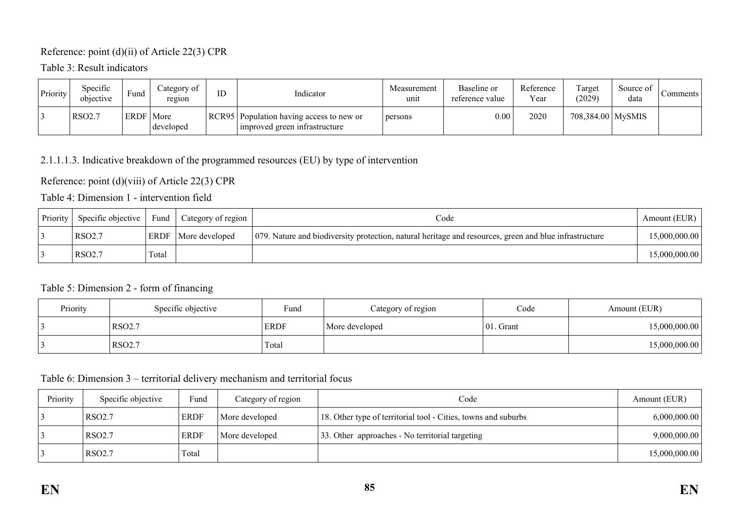Reference: point (d)(ii) of Article 22(3) CPR

Table 3: Result indicators

| Priority | Specific objective | Fund | Category of region | ID | Indicator | Measurement unit | Baseline or reference value | Reference Year | Target (2029) | Source of data | Comments |
|---|---|---|---|---|---|---|---|---|---|---|---|
| 3 | RSO2.7 | ERDF | More developed | RCR95 | Population having access to new or improved green infrastructure | persons | 0.00 | 2020 | 708,384.00 | MySMIS | |

2.1.1.1.3. Indicative breakdown of the programmed resources (EU) by type of intervention

Reference: point (d)(viii) of Article 22(3) CPR

Table 4: Dimension 1 - intervention field

| Priority | Specific objective | Fund | Category of region | Code | Amount (EUR) |
|---|---|---|---|---|---|
| 3 | RSO2.7 | ERDF | More developed | 079. Nature and biodiversity protection, natural heritage and resources, green and blue infrastructure | 15,000,000.00 |
| 3 | RSO2.7 | Total | | | 15,000,000.00 |

Table 5: Dimension 2 - form of financing

| Priority | Specific objective | Fund | Category of region | Code | Amount (EUR) |
|---|---|---|---|---|---|
| 3 | RSO2.7 | ERDF | More developed | 01. Grant | 15,000,000.00 |
| 3 | RSO2.7 | Total | | | 15,000,000.00 |

Table 6: Dimension 3 – territorial delivery mechanism and territorial focus

| Priority | Specific objective | Fund | Category of region | Code | Amount (EUR) |
|---|---|---|---|---|---|
| 3 | RSO2.7 | ERDF | More developed | 18. Other type of territorial tool - Cities, towns and suburbs | 6,000,000.00 |
| 3 | RSO2.7 | ERDF | More developed | 33. Other approaches - No territorial targeting | 9,000,000.00 |
| 3 | RSO2.7 | Total | | | 15,000,000.00 |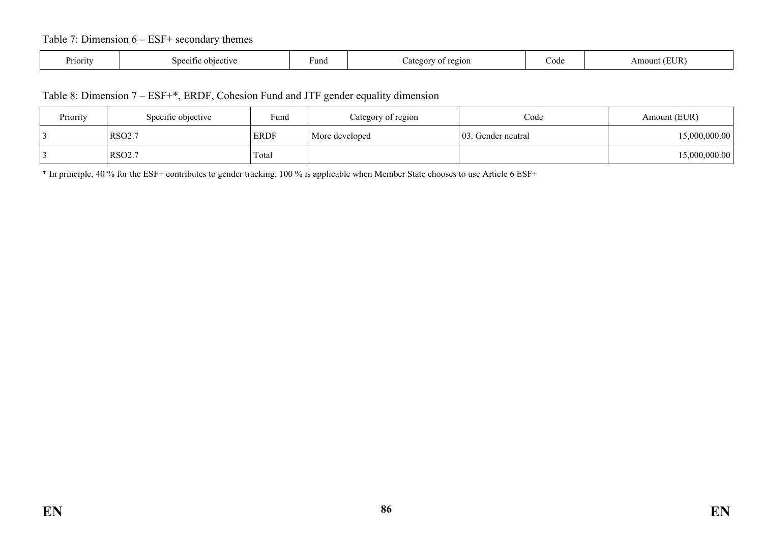Table 7: Dimension 6 – ESF+ secondary themes

| Priority | Specific objective | Fund | Category of region | Code | Amount (EUR) |
|---|---|---|---|---|---|

Table 8: Dimension 7 – ESF+*, ERDF, Cohesion Fund and JTF gender equality dimension

| Priority | Specific objective | Fund | Category of region | Code | Amount (EUR) |
|---|---|---|---|---|---|
| 3 | RSO2.7 | ERDF | More developed | 03. Gender neutral | 15,000,000.00 |
| 3 | RSO2.7 | Total | | | 15,000,000.00 |

* In principle, 40 % for the ESF+ contributes to gender tracking. 100 % is applicable when Member State chooses to use Article 6 ESF+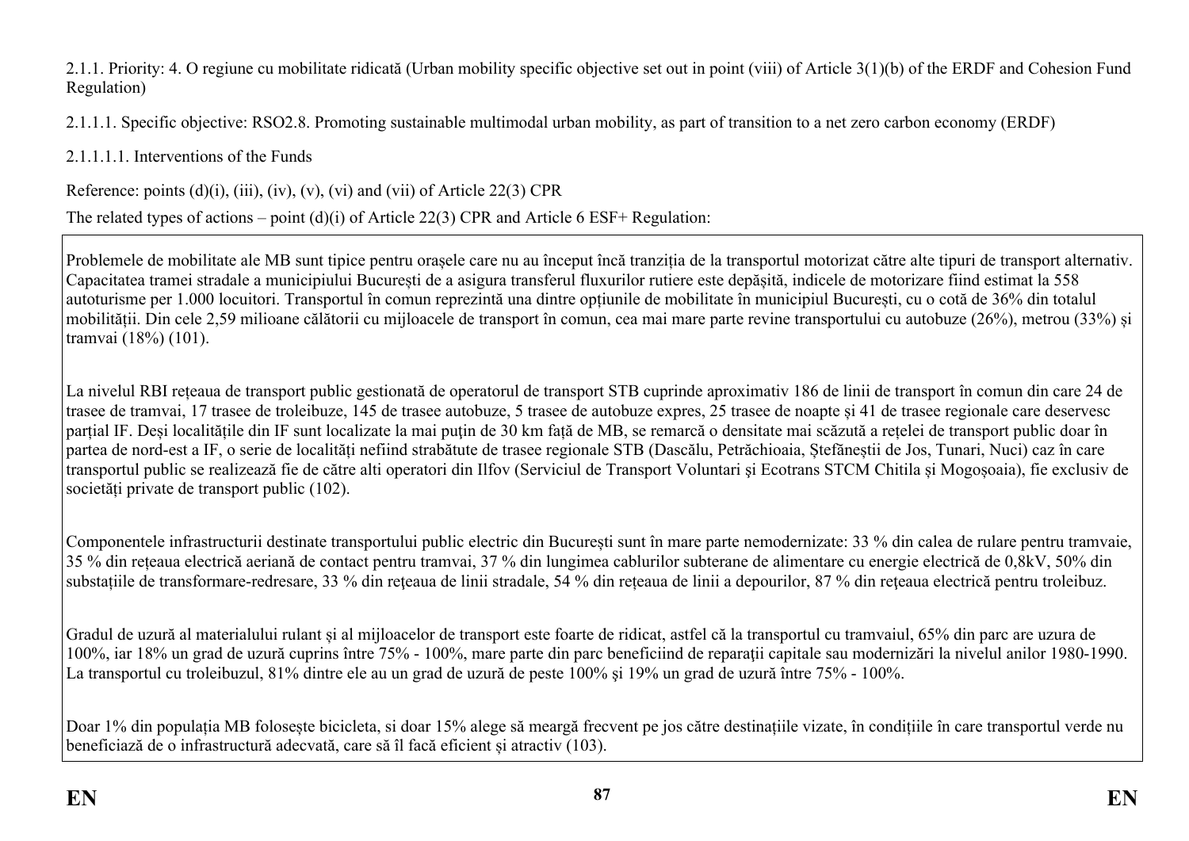2.1.1. Priority: 4. O regiune cu mobilitate ridicată (Urban mobility specific objective set out in point (viii) of Article 3(1)(b) of the ERDF and Cohesion Fund Regulation)

2.1.1.1. Specific objective: RSO2.8. Promoting sustainable multimodal urban mobility, as part of transition to a net zero carbon economy (ERDF)

2.1.1.1.1. Interventions of the Funds

Reference: points (d)(i), (iii), (iv), (v), (vi) and (vii) of Article 22(3) CPR

The related types of actions – point (d)(i) of Article 22(3) CPR and Article 6 ESF+ Regulation:

Problemele de mobilitate ale MB sunt tipice pentru orașele care nu au început încă tranziția de la transportul motorizat către alte tipuri de transport alternativ. Capacitatea tramei stradale a municipiului București de a asigura transferul fluxurilor rutiere este depășită, indicele de motorizare fiind estimat la 558 autoturisme per 1.000 locuitori. Transportul în comun reprezintă una dintre opțiunile de mobilitate în municipiul București, cu o cotă de 36% din totalul mobilității. Din cele 2,59 milioane călătorii cu mijloacele de transport în comun, cea mai mare parte revine transportului cu autobuze (26%), metrou (33%) și tramvai (18%) (101).

La nivelul RBI rețeaua de transport public gestionată de operatorul de transport STB cuprinde aproximativ 186 de linii de transport în comun din care 24 de trasee de tramvai, 17 trasee de troleibuze, 145 de trasee autobuze, 5 trasee de autobuze expres, 25 trasee de noapte și 41 de trasee regionale care deservesc parțial IF. Deşi localitățile din IF sunt localizate la mai puţin de 30 km față de MB, se remarcă o densitate mai scăzută a rețelei de transport public doar în partea de nord-est a IF, o serie de localități nefiind străbătute de trasee regionale STB (Dascălu, Petrăchioaia, Ștefăneștii de Jos, Tunari, Nuci) caz în care transportul public se realizează fie de către alti operatori din Ilfov (Serviciul de Transport Voluntari şi Ecotrans STCM Chitila și Mogoșoaia), fie exclusiv de societăți private de transport public (102).

Componentele infrastructurii destinate transportului public electric din București sunt în mare parte nemodernizate: 33 % din calea de rulare pentru tramvaie, 35 % din rețeaua electrică aeriană de contact pentru tramvai, 37 % din lungimea cablurilor subterane de alimentare cu energie electrică de 0,8kV, 50% din substațiile de transformare-redresare, 33 % din rețeaua de linii stradale, 54 % din rețeaua de linii a depourilor, 87 % din reţeaua electrică pentru troleibuz.

Gradul de uzură al materialului rulant și al mijloacelor de transport este foarte de ridicat, astfel că la transportul cu tramvaiul, 65% din parc are uzura de 100%, iar 18% un grad de uzură cuprins între 75% - 100%, mare parte din parc beneficiind de reparaţii capitale sau modernizări la nivelul anilor 1980-1990. La transportul cu troleibuzul, 81% dintre ele au un grad de uzură de peste 100% şi 19% un grad de uzură între 75% - 100%.

Doar 1% din populația MB folosește bicicleta, si doar 15% alege să meargă frecvent pe jos către destinațiile vizate, în condițiile în care transportul verde nu beneficiază de o infrastructură adecvată, care să îl facă eficient și atractiv (103).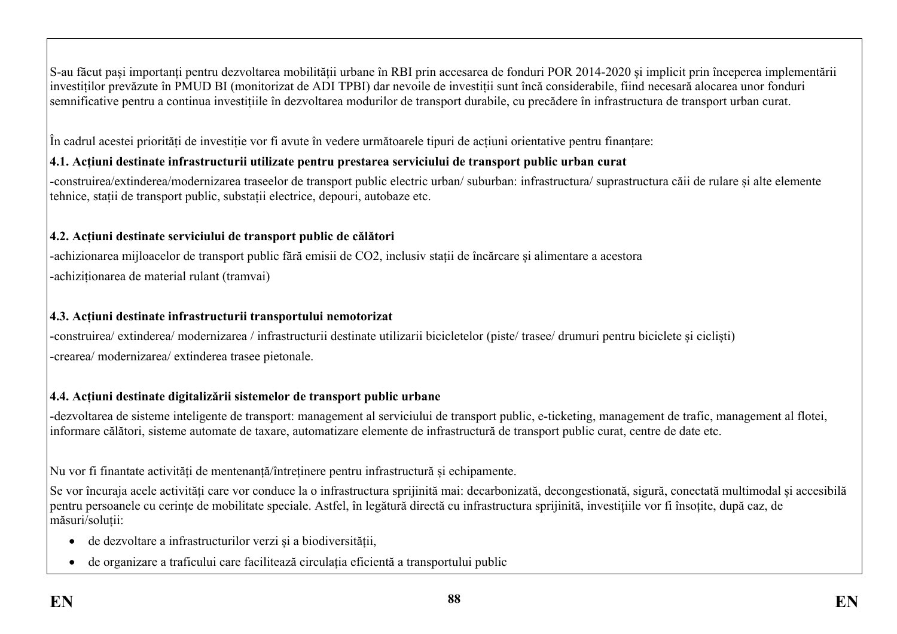S-au făcut pași importanți pentru dezvoltarea mobilității urbane în RBI prin accesarea de fonduri POR 2014-2020 și implicit prin începerea implementării investițiilor prevăzute în PMUD BI (monitorizat de ADI TPBI) dar nevoile de investiții sunt încă considerabile, fiind necesară alocarea unor fonduri semnificative pentru a continua investițiile în dezvoltarea modurilor de transport durabile, cu precădere în infrastructura de transport urban curat.

În cadrul acestei priorități de investiție vor fi avute în vedere următoarele tipuri de acțiuni orientative pentru finanțare:

**4.1. Acțiuni destinate infrastructurii utilizate pentru prestarea serviciului de transport public urban curat**

-construirea/extinderea/modernizarea traseelor de transport public electric urban/ suburban: infrastructura/ suprastructura căii de rulare și alte elemente tehnice, stații de transport public, substații electrice, depouri, autobaze etc.

**4.2. Acțiuni destinate serviciului de transport public de călători**

-achizionarea mijloacelor de transport public fără emisii de $CO_2$, inclusiv stații de încărcare și alimentare a acestora

-achiziționarea de material rulant (tramvai)

**4.3. Acțiuni destinate infrastructurii transportului nemotorizat**

-construirea/ extinderea/ modernizarea / infrastructurii destinate utilizarii bicicletelor (piste/ trasee/ drumuri pentru biciclete și cicliști)

-crearea/ modernizarea/ extinderea trasee pietonale.

**4.4. Acțiuni destinate digitalizării sistemelor de transport public urbane**

-dezvoltarea de sisteme inteligente de transport: management al serviciului de transport public, e-ticketing, management de trafic, management al flotei, informare călători, sisteme automate de taxare, automatizare elemente de infrastructură de transport public curat, centre de date etc.

Nu vor fi finantate activități de mentenanță/întreținere pentru infrastructură și echipamente.

Se vor încuraja acele activități care vor conduce la o infrastructura sprijinită mai: decarbonizată, decongestionată, sigură, conectată multimodal și accesibilă pentru persoanele cu cerințe de mobilitate speciale. Astfel, în legătură directă cu infrastructura sprijinită, investițiile vor fi însoțite, după caz, de măsuri/soluții:

- de dezvoltare a infrastructurilor verzi și a biodiversității,
- de organizare a traficului care facilitează circulația eficientă a transportului public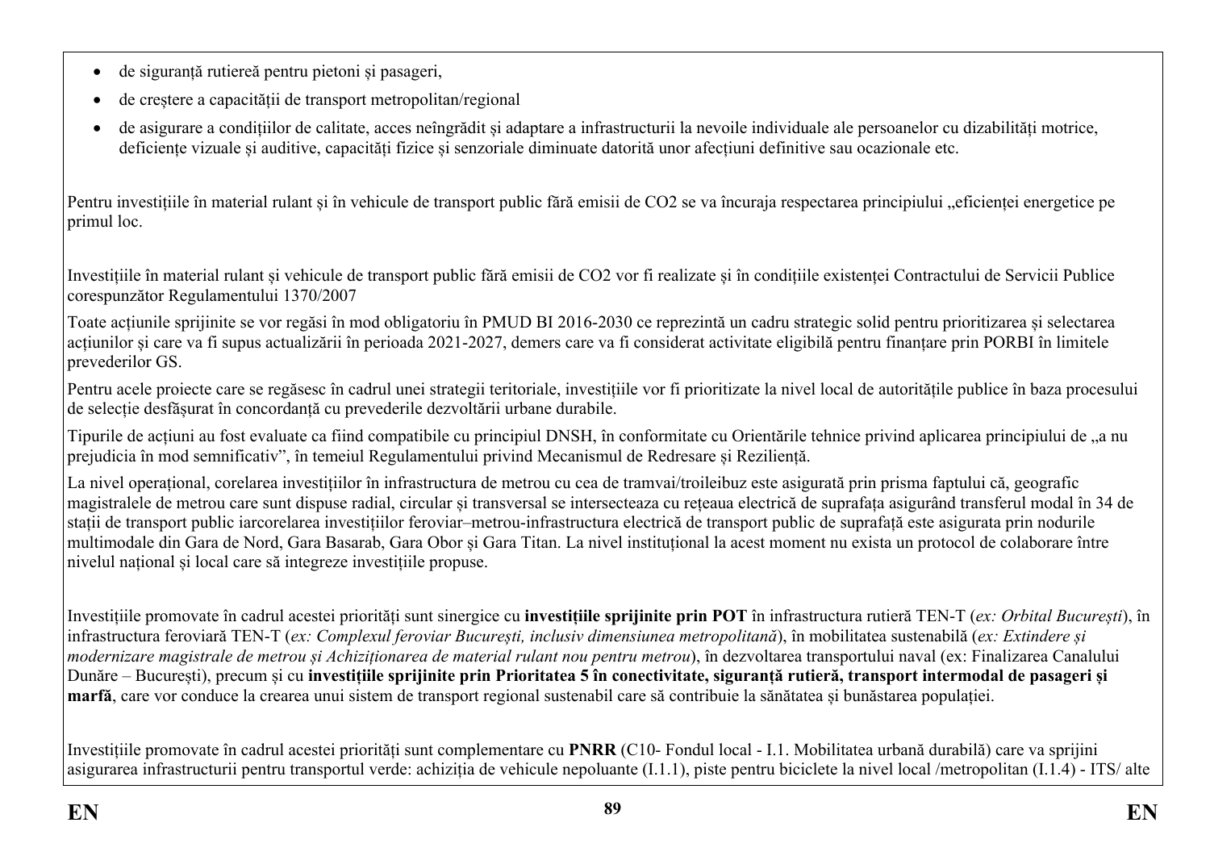- de siguranță rutieră pentru pietoni și pasageri,
- de creștere a capacității de transport metropolitan/regional
- de asigurare a condițiilor de calitate, acces neîngrădit și adaptare a infrastructurii la nevoile individuale ale persoanelor cu dizabilități motrice, deficiențe vizuale și auditive, capacități fizice și senzoriale diminuate datorită unor afecțiuni definitive sau ocazionale etc.

Pentru investițiile în material rulant și în vehicule de transport public fără emisii de $CO_2$ se va încuraja respectarea principiului „eficienței energetice pe primul loc.

Investițiile în material rulant și vehicule de transport public fără emisii de $CO_2$ vor fi realizate și în condițiile existenței Contractului de Servicii Publice corespunzător Regulamentului 1370/2007

Toate acțiunile sprijinite se vor regăsi în mod obligatoriu în PMUD BI 2016-2030 ce reprezintă un cadru strategic solid pentru prioritizarea și selectarea acțiunilor și care va fi supus actualizării în perioada 2021-2027, demers care va fi considerat activitate eligibilă pentru finanțare prin PORBI în limitele prevederilor GS.

Pentru acele proiecte care se regăsesc în cadrul unei strategii teritoriale, investițiile vor fi prioritizate la nivel local de autoritățile publice în baza procesului de selecție desfășurat în concordanță cu prevederile dezvoltării urbane durabile.

Tipurile de acțiuni au fost evaluate ca fiind compatibile cu principiul DNSH, în conformitate cu Orientările tehnice privind aplicarea principiului de „a nu prejudicia în mod semnificativ", în temeiul Regulamentului privind Mecanismul de Redresare și Reziliență.

La nivel operațional, corelarea investițiilor în infrastructura de metrou cu cea de tramvai/troileibuz este asigurată prin prisma faptului că, geografic magistralele de metrou care sunt dispuse radial, circular și transversal se intersecteaza cu rețeaua electrică de suprafața asigurând transferul modal în 34 de stații de transport public iarcorelarea investițiilor feroviar–metrou-infrastructura electrică de transport public de suprafață este asigurata prin nodurile multimodale din Gara de Nord, Gara Basarab, Gara Obor și Gara Titan. La nivel instituțional la acest moment nu exista un protocol de colaborare între nivelul național și local care să integreze investițiile propuse.

Investițiile promovate în cadrul acestei priorități sunt sinergice cu **investițiile sprijinite prin POT** în infrastructura rutieră TEN-T (*ex: Orbital București*), în infrastructura feroviară TEN-T (*ex: Complexul feroviar București, inclusiv dimensiunea metropolitană*), în mobilitatea sustenabilă (*ex: Extindere și modernizare magistrale de metrou și Achiziționarea de material rulant nou pentru metrou*), în dezvoltarea transportului naval (ex: Finalizarea Canalului Dunăre – București), precum și cu **investițiile sprijinite prin Prioritatea 5 în conectivitate, siguranță rutieră, transport intermodal de pasageri și marfă**, care vor conduce la crearea unui sistem de transport regional sustenabil care să contribuie la sănătatea și bunăstarea populației.

Investițiile promovate în cadrul acestei priorități sunt complementare cu **PNRR** (C10- Fondul local - I.1. Mobilitatea urbană durabilă) care va sprijini asigurarea infrastructurii pentru transportul verde: achiziția de vehicule nepoluante (I.1.1), piste pentru biciclete la nivel local /metropolitan (I.1.4) - ITS/ alte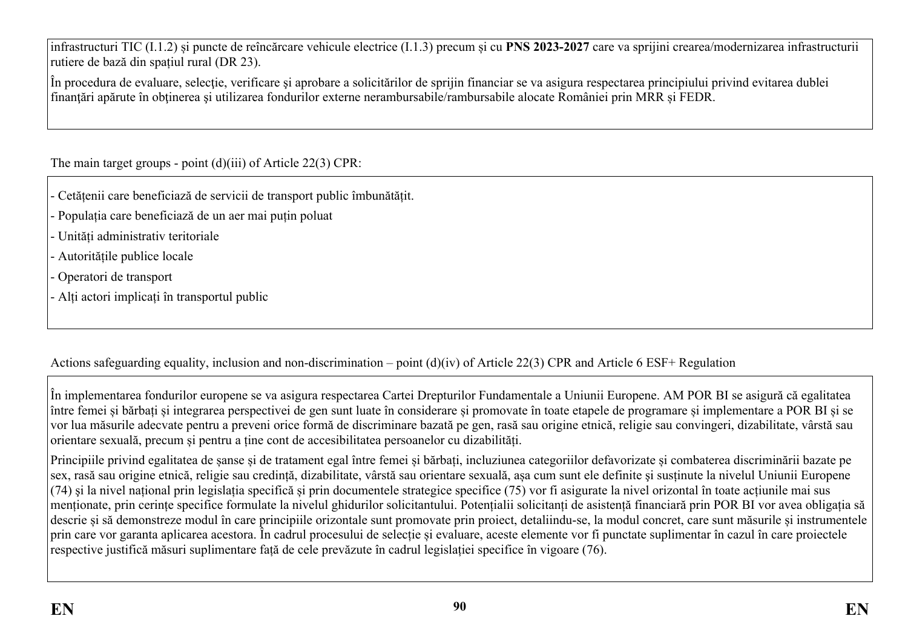infrastructuri TIC (I.1.2) și puncte de reîncărcare vehicule electrice (I.1.3) precum și cu **PNS 2023-2027** care va sprijini crearea/modernizarea infrastructurii rutiere de bază din spațiul rural (DR 23).

În procedura de evaluare, selecţie, verificare şi aprobare a solicitărilor de sprijin financiar se va asigura respectarea principiului privind evitarea dublei finanţări apărute în obţinerea şi utilizarea fondurilor externe nerambursabile/rambursabile alocate României prin MRR și FEDR.

The main target groups - point (d)(iii) of Article 22(3) CPR:

- Cetățenii care beneficiază de servicii de transport public îmbunătățit.
- Populația care beneficiază de un aer mai puțin poluat
- Unități administrativ teritoriale
- Autoritățile publice locale
- Operatori de transport
- Alți actori implicați în transportul public

Actions safeguarding equality, inclusion and non-discrimination – point (d)(iv) of Article 22(3) CPR and Article 6 ESF+ Regulation

În implementarea fondurilor europene se va asigura respectarea Cartei Drepturilor Fundamentale a Uniunii Europene. AM POR BI se asigură că egalitatea între femei și bărbați și integrarea perspectivei de gen sunt luate în considerare și promovate în toate etapele de programare și implementare a POR BI și se vor lua măsurile adecvate pentru a preveni orice formă de discriminare bazată pe gen, rasă sau origine etnică, religie sau convingeri, dizabilitate, vârstă sau orientare sexuală, precum și pentru a ține cont de accesibilitatea persoanelor cu dizabilități.

Principiile privind egalitatea de șanse și de tratament egal între femei și bărbați, incluziunea categoriilor defavorizate și combaterea discriminării bazate pe sex, rasă sau origine etnică, religie sau credință, dizabilitate, vârstă sau orientare sexuală, așa cum sunt ele definite și susținute la nivelul Uniunii Europene (74) și la nivel național prin legislația specifică și prin documentele strategice specifice (75) vor fi asigurate la nivel orizontal în toate acțiunile mai sus menționate, prin cerințe specifice formulate la nivelul ghidurilor solicitantului. Potențialii solicitanți de asistență financiară prin POR BI vor avea obligația să descrie și să demonstreze modul în care principiile orizontale sunt promovate prin proiect, detaliindu-se, la modul concret, care sunt măsurile și instrumentele prin care vor garanta aplicarea acestora. În cadrul procesului de selecție și evaluare, aceste elemente vor fi punctate suplimentar în cazul în care proiectele respective justifică măsuri suplimentare față de cele prevăzute în cadrul legislației specifice în vigoare (76).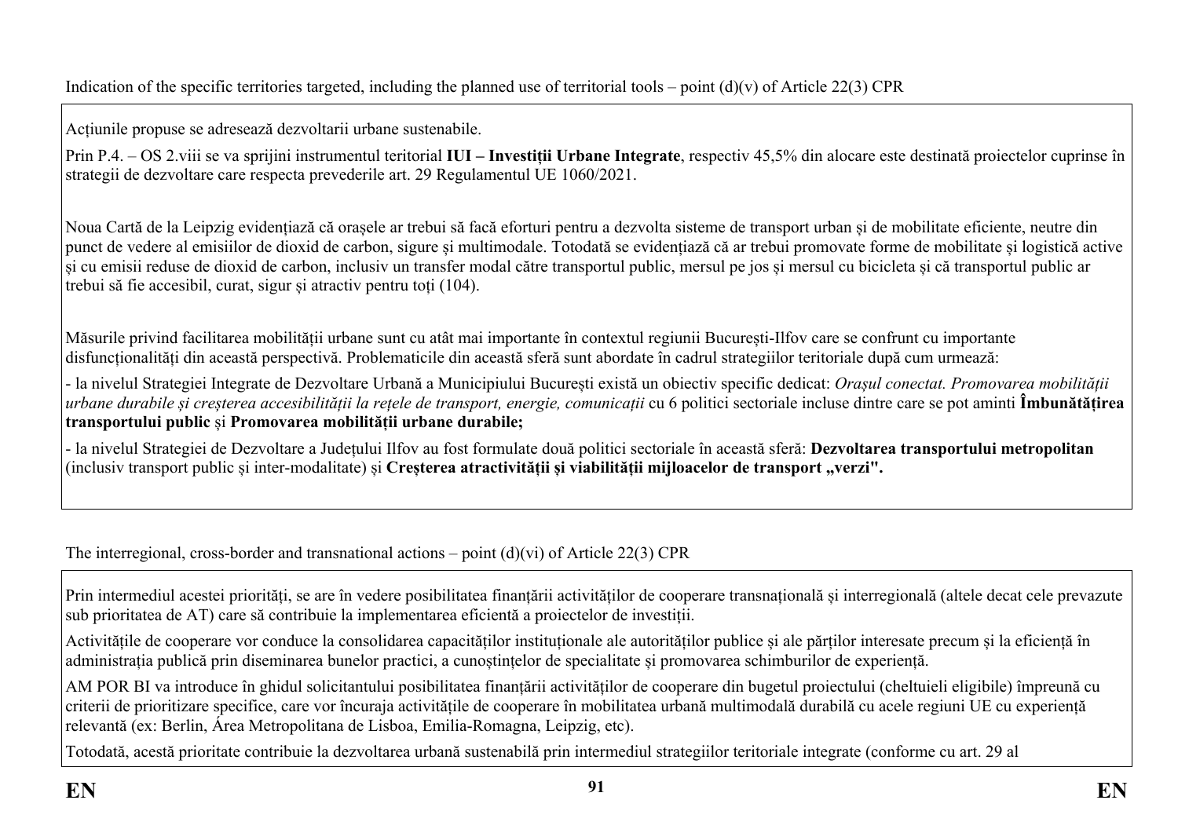Indication of the specific territories targeted, including the planned use of territorial tools – point (d)(v) of Article 22(3) CPR

Acțiunile propuse se adresează dezvoltarii urbane sustenabile.

Prin P.4. – OS 2.viii se va sprijini instrumentul teritorial **IUI – Investiții Urbane Integrate**, respectiv 45,5% din alocare este destinată proiectelor cuprinse în strategii de dezvoltare care respecta prevederile art. 29 Regulamentul UE 1060/2021.

Noua Cartă de la Leipzig evidențiază că orașele ar trebui să facă eforturi pentru a dezvolta sisteme de transport urban și de mobilitate eficiente, neutre din punct de vedere al emisiilor de dioxid de carbon, sigure și multimodale. Totodată se evidențiază că ar trebui promovate forme de mobilitate și logistică active și cu emisii reduse de dioxid de carbon, inclusiv un transfer modal către transportul public, mersul pe jos și mersul cu bicicleta și că transportul public ar trebui să fie accesibil, curat, sigur și atractiv pentru toți (104).

Măsurile privind facilitarea mobilității urbane sunt cu atât mai importante în contextul regiunii București-Ilfov care se confrunt cu importante disfuncționalități din această perspectivă. Problematicile din această sferă sunt abordate în cadrul strategiilor teritoriale după cum urmează:

- la nivelul Strategiei Integrate de Dezvoltare Urbană a Municipiului București există un obiectiv specific dedicat: *Orașul conectat. Promovarea mobilității urbane durabile și creșterea accesibilității la rețele de transport, energie, comunicații* cu 6 politici sectoriale incluse dintre care se pot aminti **Îmbunătățirea transportului public** și **Promovarea mobilității urbane durabile;**

- la nivelul Strategiei de Dezvoltare a Județului Ilfov au fost formulate două politici sectoriale în această sferă: **Dezvoltarea transportului metropolitan** (inclusiv transport public și inter-modalitate) și **Creșterea atractivității și viabilității mijloacelor de transport „verzi".**

The interregional, cross-border and transnational actions – point (d)(vi) of Article 22(3) CPR

Prin intermediul acestei priorități, se are în vedere posibilitatea finanțării activităților de cooperare transnațională și interregională (altele decat cele prevazute sub prioritatea de AT) care să contribuie la implementarea eficientă a proiectelor de investiții.

Activitățile de cooperare vor conduce la consolidarea capacităților instituționale ale autorităților publice și ale părților interesate precum și la eficiență în administrația publică prin diseminarea bunelor practici, a cunoștințelor de specialitate și promovarea schimburilor de experiență.

AM POR BI va introduce în ghidul solicitantului posibilitatea finanțării activităților de cooperare din bugetul proiectului (cheltuieli eligibile) împreună cu criterii de prioritizare specifice, care vor încuraja activitățile de cooperare în mobilitatea urbană multimodală durabilă cu acele regiuni UE cu experiență relevantă (ex: Berlin, Área Metropolitana de Lisboa, Emilia-Romagna, Leipzig, etc).

Totodată, acestă prioritate contribuie la dezvoltarea urbană sustenabilă prin intermediul strategiilor teritoriale integrate (conforme cu art. 29 al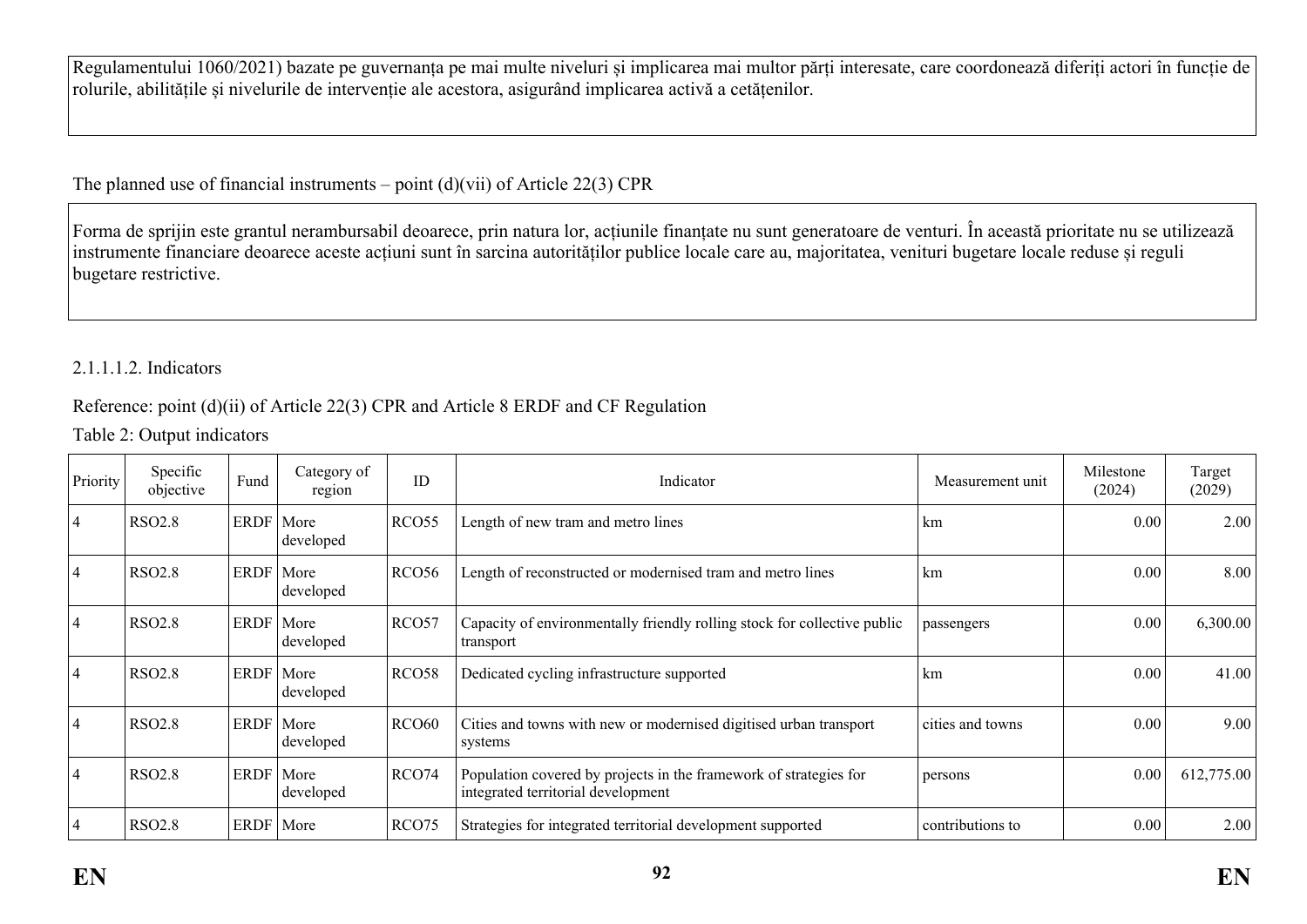Regulamentului 1060/2021) bazate pe guvernanța pe mai multe niveluri și implicarea mai multor părți interesate, care coordonează diferiți actori în funcție de rolurile, abilitățile și nivelurile de intervenție ale acestora, asigurând implicarea activă a cetățenilor.

The planned use of financial instruments – point (d)(vii) of Article 22(3) CPR

Forma de sprijin este grantul nerambursabil deoarece, prin natura lor, acțiunile finanțate nu sunt generatoare de venturi. În această prioritate nu se utilizează instrumente financiare deoarece aceste acțiuni sunt în sarcina autorităților publice locale care au, majoritatea, venituri bugetare locale reduse și reguli bugetare restrictive.

2.1.1.1.2. Indicators

Reference: point (d)(ii) of Article 22(3) CPR and Article 8 ERDF and CF Regulation

Table 2: Output indicators

| Priority | Specific objective | Fund | Category of region | ID | Indicator | Measurement unit | Milestone (2024) | Target (2029) |
|---|---|---|---|---|---|---|---|---|
| 4 | RSO2.8 | ERDF | More developed | RCO55 | Length of new tram and metro lines | km | 0.00 | 2.00 |
| 4 | RSO2.8 | ERDF | More developed | RCO56 | Length of reconstructed or modernised tram and metro lines | km | 0.00 | 8.00 |
| 4 | RSO2.8 | ERDF | More developed | RCO57 | Capacity of environmentally friendly rolling stock for collective public transport | passengers | 0.00 | 6,300.00 |
| 4 | RSO2.8 | ERDF | More developed | RCO58 | Dedicated cycling infrastructure supported | km | 0.00 | 41.00 |
| 4 | RSO2.8 | ERDF | More developed | RCO60 | Cities and towns with new or modernised digitised urban transport systems | cities and towns | 0.00 | 9.00 |
| 4 | RSO2.8 | ERDF | More developed | RCO74 | Population covered by projects in the framework of strategies for integrated territorial development | persons | 0.00 | 612,775.00 |
| 4 | RSO2.8 | ERDF | More | RCO75 | Strategies for integrated territorial development supported | contributions to | 0.00 | 2.00 |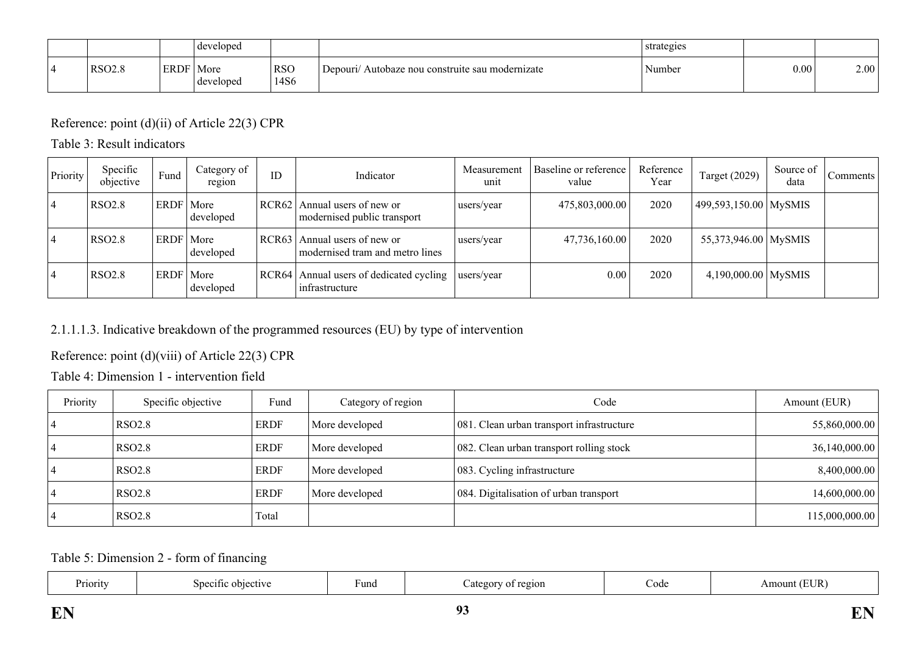|  |  |  | developed |  |  | strategies |  |  |
|---|---|---|---|---|---|---|---|---|
| 4 | RSO2.8 | ERDF | More developed | RSO 14S6 | Depouri/ Autobaze nou construite sau modernizate | Number | 0.00 | 2.00 |

Reference: point (d)(ii) of Article 22(3) CPR

Table 3: Result indicators

| Priority | Specific objective | Fund | Category of region | ID | Indicator | Measurement unit | Baseline or reference value | Reference Year | Target (2029) | Source of data | Comments |
|---|---|---|---|---|---|---|---|---|---|---|---|
| 4 | RSO2.8 | ERDF | More developed | RCR62 | Annual users of new or modernised public transport | users/year | 475,803,000.00 | 2020 | 499,593,150.00 | MySMIS |  |
| 4 | RSO2.8 | ERDF | More developed | RCR63 | Annual users of new or modernised tram and metro lines | users/year | 47,736,160.00 | 2020 | 55,373,946.00 | MySMIS |  |
| 4 | RSO2.8 | ERDF | More developed | RCR64 | Annual users of dedicated cycling infrastructure | users/year | 0.00 | 2020 | 4,190,000.00 | MySMIS |  |

2.1.1.1.3. Indicative breakdown of the programmed resources (EU) by type of intervention

Reference: point (d)(viii) of Article 22(3) CPR

Table 4: Dimension 1 - intervention field

| Priority | Specific objective | Fund | Category of region | Code | Amount (EUR) |
|---|---|---|---|---|---|
| 4 | RSO2.8 | ERDF | More developed | 081. Clean urban transport infrastructure | 55,860,000.00 |
| 4 | RSO2.8 | ERDF | More developed | 082. Clean urban transport rolling stock | 36,140,000.00 |
| 4 | RSO2.8 | ERDF | More developed | 083. Cycling infrastructure | 8,400,000.00 |
| 4 | RSO2.8 | ERDF | More developed | 084. Digitalisation of urban transport | 14,600,000.00 |
| 4 | RSO2.8 | Total |  |  | 115,000,000.00 |

Table 5: Dimension 2 - form of financing

| Priority | Specific objective | Fund | Category of region | Code | Amount (EUR) |
|---|---|---|---|---|---|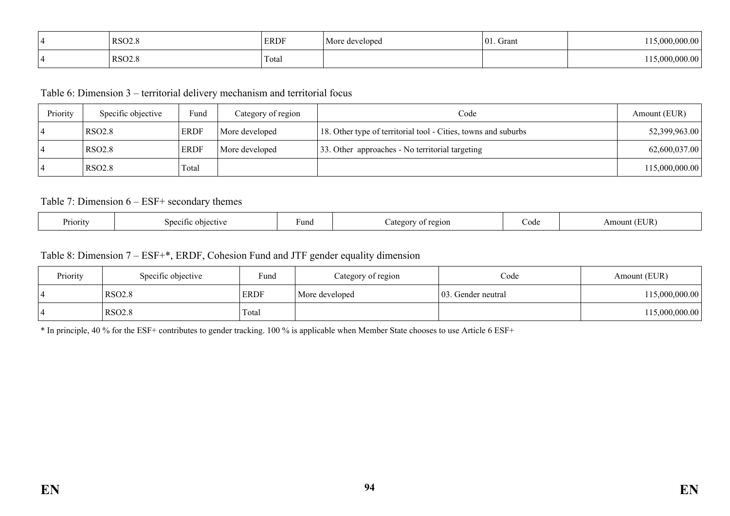| 4 | RSO2.8 | ERDF | More developed | 01. Grant | 115,000,000.00 |
|---|---|---|---|---|---|
| 4 | RSO2.8 | Total | | | 115,000,000.00 |

Table 6: Dimension 3 – territorial delivery mechanism and territorial focus

| Priority | Specific objective | Fund | Category of region | Code | Amount (EUR) |
|---|---|---|---|---|---|
| 4 | RSO2.8 | ERDF | More developed | 18. Other type of territorial tool - Cities, towns and suburbs | 52,399,963.00 |
| 4 | RSO2.8 | ERDF | More developed | 33. Other approaches - No territorial targeting | 62,600,037.00 |
| 4 | RSO2.8 | Total | | | 115,000,000.00 |

Table 7: Dimension 6 – ESF+ secondary themes

| Priority | Specific objective | Fund | Category of region | Code | Amount (EUR) |
|---|---|---|---|---|---|

Table 8: Dimension 7 – ESF+*, ERDF, Cohesion Fund and JTF gender equality dimension

| Priority | Specific objective | Fund | Category of region | Code | Amount (EUR) |
|---|---|---|---|---|---|
| 4 | RSO2.8 | ERDF | More developed | 03. Gender neutral | 115,000,000.00 |
| 4 | RSO2.8 | Total | | | 115,000,000.00 |

* In principle, 40 % for the ESF+ contributes to gender tracking. 100 % is applicable when Member State chooses to use Article 6 ESF+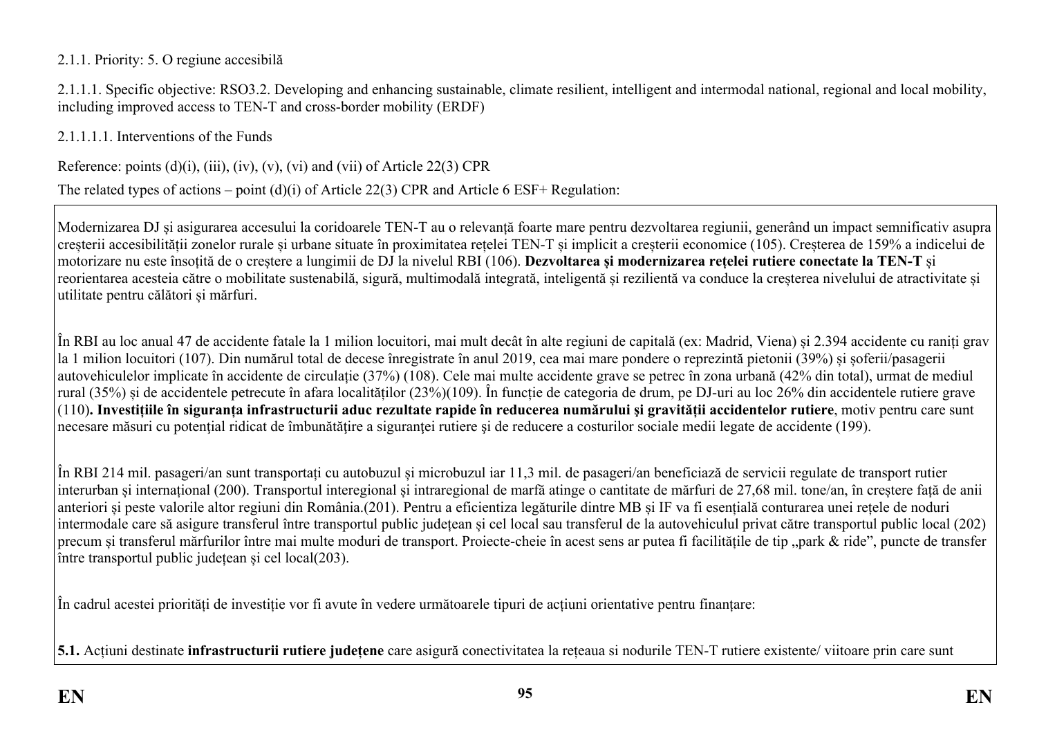2.1.1. Priority: 5. O regiune accesibilă

2.1.1.1. Specific objective: RSO3.2. Developing and enhancing sustainable, climate resilient, intelligent and intermodal national, regional and local mobility, including improved access to TEN-T and cross-border mobility (ERDF)

2.1.1.1.1. Interventions of the Funds

Reference: points (d)(i), (iii), (iv), (v), (vi) and (vii) of Article 22(3) CPR

The related types of actions – point (d)(i) of Article 22(3) CPR and Article 6 ESF+ Regulation:

Modernizarea DJ și asigurarea accesului la coridoarele TEN-T au o relevanță foarte mare pentru dezvoltarea regiunii, generând un impact semnificativ asupra creșterii accesibilității zonelor rurale și urbane situate în proximitatea rețelei TEN-T și implicit a creșterii economice (105). Creșterea de 159% a indicelui de motorizare nu este însoțită de o creștere a lungimii de DJ la nivelul RBI (106). **Dezvoltarea și modernizarea rețelei rutiere conectate la TEN-T** și reorientarea acesteia către o mobilitate sustenabilă, sigură, multimodală integrată, inteligentă și rezilientă va conduce la creșterea nivelului de atractivitate și utilitate pentru călători și mărfuri.

În RBI au loc anual 47 de accidente fatale la 1 milion locuitori, mai mult decât în alte regiuni de capitală (ex: Madrid, Viena) și 2.394 accidente cu raniți grav la 1 milion locuitori (107). Din numărul total de decese înregistrate în anul 2019, cea mai mare pondere o reprezintă pietonii (39%) și șoferii/pasagerii autovehiculelor implicate în accidente de circulație (37%) (108). Cele mai multe accidente grave se petrec în zona urbană (42% din total), urmat de mediul rural (35%) și de accidentele petrecute în afara localităților (23%)(109). În funcție de categoria de drum, pe DJ-uri au loc 26% din accidentele rutiere grave (110)**. Investițiile în siguranța infrastructurii aduc rezultate rapide în reducerea numărului și gravității accidentelor rutiere**, motiv pentru care sunt necesare măsuri cu potențial ridicat de îmbunătățire a siguranței rutiere și de reducere a costurilor sociale medii legate de accidente (199).

În RBI 214 mil. pasageri/an sunt transportați cu autobuzul și microbuzul iar 11,3 mil. de pasageri/an beneficiază de servicii regulate de transport rutier interurban și internațional (200). Transportul interegional și intraregional de marfă atinge o cantitate de mărfuri de 27,68 mil. tone/an, în creștere față de anii anteriori și peste valorile altor regiuni din România.(201). Pentru a eficientiza legăturile dintre MB și IF va fi esențială conturarea unei rețele de noduri intermodale care să asigure transferul între transportul public județean și cel local sau transferul de la autovehiculul privat către transportul public local (202) precum și transferul mărfurilor între mai multe moduri de transport. Proiecte-cheie în acest sens ar putea fi facilitățile de tip „park & ride", puncte de transfer între transportul public județean și cel local(203).

În cadrul acestei priorități de investiție vor fi avute în vedere următoarele tipuri de acțiuni orientative pentru finanțare:

**5.1.** Acțiuni destinate **infrastructurii rutiere județene** care asigură conectivitatea la rețeaua si nodurile TEN-T rutiere existente/ viitoare prin care sunt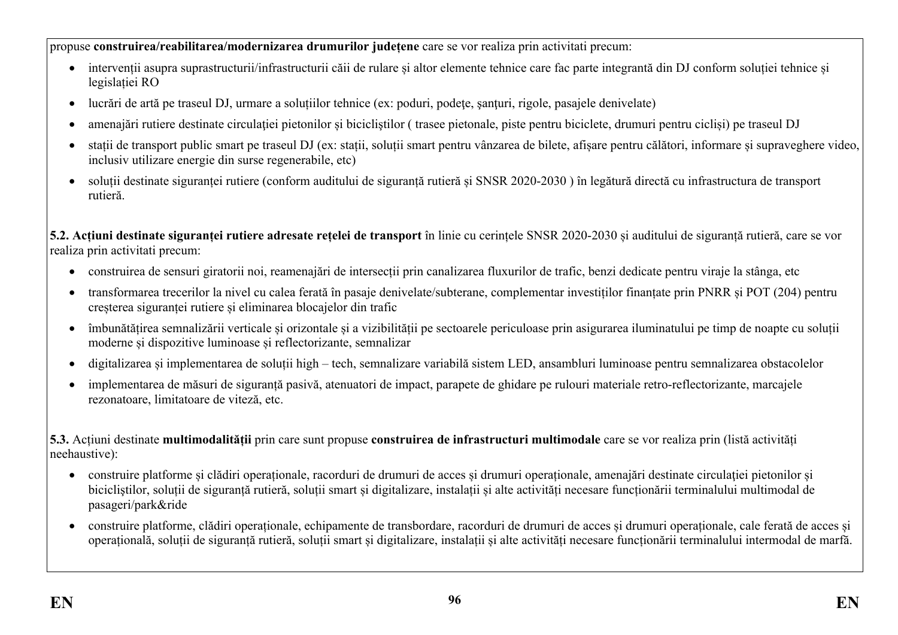propuse **construirea/reabilitarea/modernizarea drumurilor județene** care se vor realiza prin activitati precum:

- intervenții asupra suprastructurii/infrastructurii căii de rulare și altor elemente tehnice care fac parte integrantă din DJ conform soluției tehnice și legislației RO
- lucrări de artă pe traseul DJ, urmare a soluțiilor tehnice (ex: poduri, podeţe, şanţuri, rigole, pasajele denivelate)
- amenajări rutiere destinate circulaţiei pietonilor şi bicicliştilor ( trasee pietonale, piste pentru biciclete, drumuri pentru cicliși) pe traseul DJ
- stații de transport public smart pe traseul DJ (ex: stații, soluții smart pentru vânzarea de bilete, afișare pentru călători, informare și supraveghere video, inclusiv utilizare energie din surse regenerabile, etc)
- soluții destinate siguranței rutiere (conform auditului de siguranță rutieră și SNSR 2020-2030 ) în legătură directă cu infrastructura de transport rutieră.

**5.2. Acțiuni destinate siguranței rutiere adresate rețelei de transport** în linie cu cerințele SNSR 2020-2030 și auditului de siguranță rutieră, care se vor realiza prin activitati precum:

- construirea de sensuri giratorii noi, reamenajări de intersecții prin canalizarea fluxurilor de trafic, benzi dedicate pentru viraje la stânga, etc
- transformarea trecerilor la nivel cu calea ferată în pasaje denivelate/subterane, complementar investiților finanțate prin PNRR și POT (204) pentru creșterea siguranței rutiere și eliminarea blocajelor din trafic
- îmbunătățirea semnalizării verticale și orizontale și a vizibilității pe sectoarele periculoase prin asigurarea iluminatului pe timp de noapte cu soluții moderne și dispozitive luminoase și reflectorizante, semnalizar
- digitalizarea și implementarea de soluții high – tech, semnalizare variabilă sistem LED, ansambluri luminoase pentru semnalizarea obstacolelor
- implementarea de măsuri de siguranță pasivă, atenuatori de impact, parapete de ghidare pe rulouri materiale retro-reflectorizante, marcajele rezonatoare, limitatoare de viteză, etc.

**5.3.** Acțiuni destinate **multimodalității** prin care sunt propuse **construirea de infrastructuri multimodale** care se vor realiza prin (listă activități neehaustive):

- construire platforme și clădiri operaționale, racorduri de drumuri de acces și drumuri operaționale, amenajări destinate circulaţiei pietonilor şi bicicliştilor, soluții de siguranță rutieră, soluții smart și digitalizare, instalații și alte activități necesare funcționării terminalului multimodal de pasageri/park&ride
- construire platforme, clădiri operaționale, echipamente de transbordare, racorduri de drumuri de acces și drumuri operaționale, cale ferată de acces și operațională, soluții de siguranță rutieră, soluții smart și digitalizare, instalații și alte activități necesare funcționării terminalului intermodal de marfă.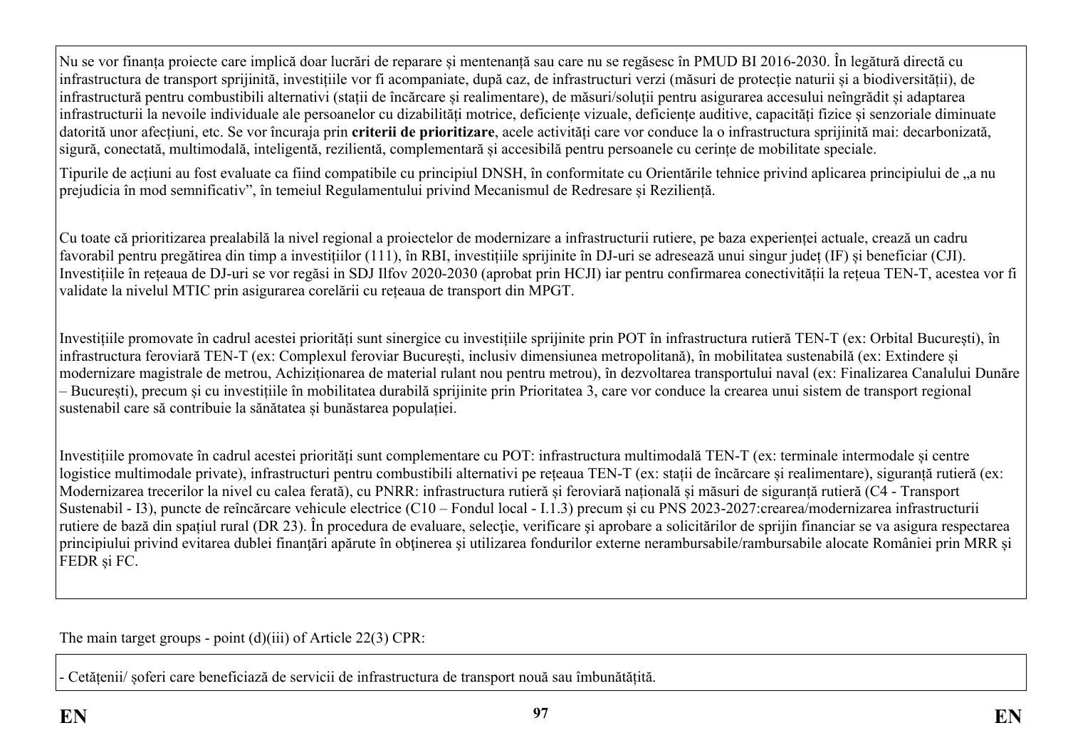Nu se vor finanța proiecte care implică doar lucrări de reparare și mentenanță sau care nu se regăsesc în PMUD BI 2016-2030. În legătură directă cu infrastructura de transport sprijinită, investițiile vor fi acompaniate, după caz, de infrastructuri verzi (măsuri de protecție naturii și a biodiversității), de infrastructură pentru combustibili alternativi (stații de încărcare și realimentare), de măsuri/soluții pentru asigurarea accesului neîngrădit și adaptarea infrastructurii la nevoile individuale ale persoanelor cu dizabilități motrice, deficiențe vizuale, deficiențe auditive, capacități fizice și senzoriale diminuate datorită unor afecțiuni, etc. Se vor încuraja prin **criterii de prioritizare**, acele activități care vor conduce la o infrastructura sprijinită mai: decarbonizată, sigură, conectată, multimodală, inteligentă, rezilientă, complementară și accesibilă pentru persoanele cu cerințe de mobilitate speciale.

Tipurile de acțiuni au fost evaluate ca fiind compatibile cu principiul DNSH, în conformitate cu Orientările tehnice privind aplicarea principiului de „a nu prejudicia în mod semnificativ", în temeiul Regulamentului privind Mecanismul de Redresare și Reziliență.

Cu toate că prioritizarea prealabilă la nivel regional a proiectelor de modernizare a infrastructurii rutiere, pe baza experienței actuale, crează un cadru favorabil pentru pregătirea din timp a investițiilor (111), în RBI, investițiile sprijinite în DJ-uri se adresează unui singur județ (IF) și beneficiar (CJI). Investițiile în rețeaua de DJ-uri se vor regăsi in SDJ Ilfov 2020-2030 (aprobat prin HCJI) iar pentru confirmarea conectivității la rețeua TEN-T, acestea vor fi validate la nivelul MTIC prin asigurarea corelării cu rețeaua de transport din MPGT.

Investițiile promovate în cadrul acestei priorități sunt sinergice cu investițiile sprijinite prin POT în infrastructura rutieră TEN-T (ex: Orbital București), în infrastructura feroviară TEN-T (ex: Complexul feroviar București, inclusiv dimensiunea metropolitană), în mobilitatea sustenabilă (ex: Extindere și modernizare magistrale de metrou, Achiziționarea de material rulant nou pentru metrou), în dezvoltarea transportului naval (ex: Finalizarea Canalului Dunăre – București), precum și cu investițiile în mobilitatea durabilă sprijinite prin Prioritatea 3, care vor conduce la crearea unui sistem de transport regional sustenabil care să contribuie la sănătatea și bunăstarea populației.

Investițiile promovate în cadrul acestei priorități sunt complementare cu POT: infrastructura multimodală TEN-T (ex: terminale intermodale și centre logistice multimodale private), infrastructuri pentru combustibili alternativi pe rețeaua TEN-T (ex: stații de încărcare și realimentare), siguranță rutieră (ex: Modernizarea trecerilor la nivel cu calea ferată), cu PNRR: infrastructura rutieră și feroviară națională și măsuri de siguranță rutieră (C4 - Transport Sustenabil - I3), puncte de reîncărcare vehicule electrice (C10 – Fondul local - I.1.3) precum și cu PNS 2023-2027:crearea/modernizarea infrastructurii rutiere de bază din spațiul rural (DR 23). În procedura de evaluare, selecţie, verificare şi aprobare a solicitărilor de sprijin financiar se va asigura respectarea principiului privind evitarea dublei finanţări apărute în obţinerea şi utilizarea fondurilor externe nerambursabile/rambursabile alocate României prin MRR și FEDR și FC.

The main target groups - point (d)(iii) of Article 22(3) CPR:

- Cetățenii/ șoferi care beneficiază de servicii de infrastructura de transport nouă sau îmbunătățită.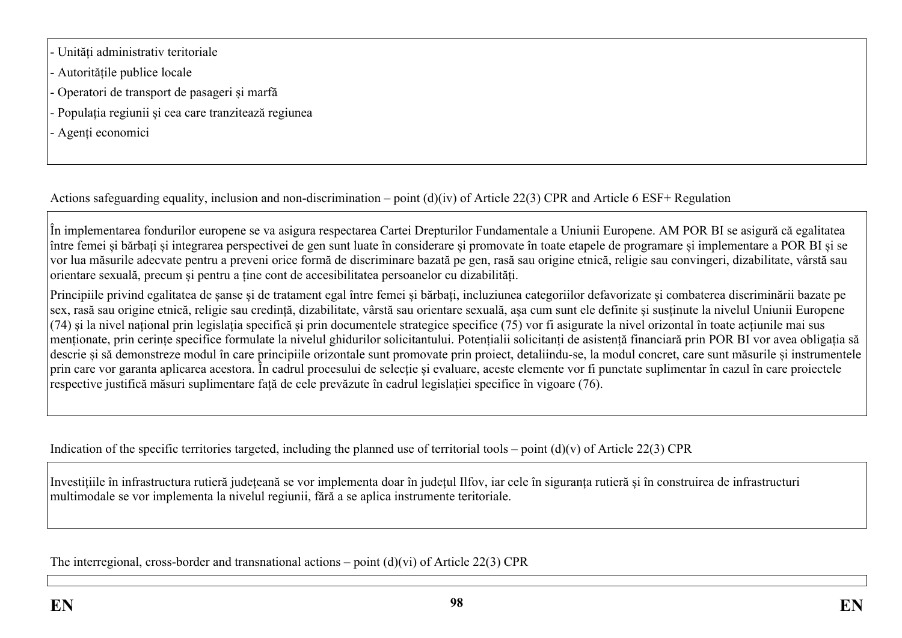- Unități administrativ teritoriale
- Autoritățile publice locale
- Operatori de transport de pasageri și marfă
- Populația regiunii și cea care tranzitează regiunea
- Agenți economici

Actions safeguarding equality, inclusion and non-discrimination – point (d)(iv) of Article 22(3) CPR and Article 6 ESF+ Regulation

În implementarea fondurilor europene se va asigura respectarea Cartei Drepturilor Fundamentale a Uniunii Europene. AM POR BI se asigură că egalitatea între femei și bărbați și integrarea perspectivei de gen sunt luate în considerare și promovate în toate etapele de programare și implementare a POR BI și se vor lua măsurile adecvate pentru a preveni orice formă de discriminare bazată pe gen, rasă sau origine etnică, religie sau convingeri, dizabilitate, vârstă sau orientare sexuală, precum și pentru a ține cont de accesibilitatea persoanelor cu dizabilități.

Principiile privind egalitatea de șanse și de tratament egal între femei și bărbați, incluziunea categoriilor defavorizate și combaterea discriminării bazate pe sex, rasă sau origine etnică, religie sau credință, dizabilitate, vârstă sau orientare sexuală, așa cum sunt ele definite și susținute la nivelul Uniunii Europene (74) și la nivel național prin legislația specifică și prin documentele strategice specifice (75) vor fi asigurate la nivel orizontal în toate acțiunile mai sus menționate, prin cerințe specifice formulate la nivelul ghidurilor solicitantului. Potențialii solicitanți de asistență financiară prin POR BI vor avea obligația să descrie și să demonstreze modul în care principiile orizontale sunt promovate prin proiect, detaliindu-se, la modul concret, care sunt măsurile și instrumentele prin care vor garanta aplicarea acestora. În cadrul procesului de selecție și evaluare, aceste elemente vor fi punctate suplimentar în cazul în care proiectele respective justifică măsuri suplimentare față de cele prevăzute în cadrul legislației specifice în vigoare (76).

Indication of the specific territories targeted, including the planned use of territorial tools – point (d)(v) of Article 22(3) CPR

Investițiile în infrastructura rutieră județeană se vor implementa doar în județul Ilfov, iar cele în siguranța rutieră și în construirea de infrastructuri multimodale se vor implementa la nivelul regiunii, fără a se aplica instrumente teritoriale.

The interregional, cross-border and transnational actions – point (d)(vi) of Article 22(3) CPR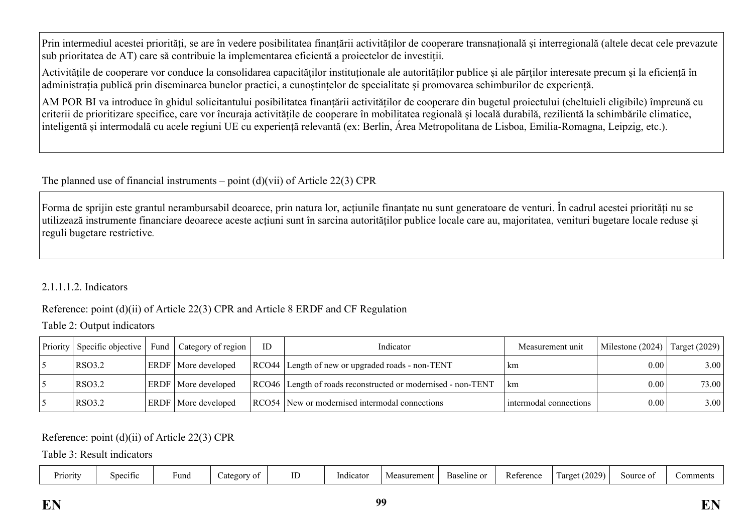Prin intermediul acestei priorități, se are în vedere posibilitatea finanțării activităților de cooperare transnațională și interregională (altele decat cele prevazute sub prioritatea de AT) care să contribuie la implementarea eficientă a proiectelor de investiții.

Activitățile de cooperare vor conduce la consolidarea capacităților instituționale ale autorităților publice și ale părților interesate precum și la eficiență în administrația publică prin diseminarea bunelor practici, a cunoștințelor de specialitate și promovarea schimburilor de experiență.

AM POR BI va introduce în ghidul solicitantului posibilitatea finanțării activităților de cooperare din bugetul proiectului (cheltuieli eligibile) împreună cu criterii de prioritizare specifice, care vor încuraja activitățile de cooperare în mobilitatea regională și locală durabilă, rezilientă la schimbările climatice, inteligentă și intermodală cu acele regiuni UE cu experiență relevantă (ex: Berlin, Área Metropolitana de Lisboa, Emilia-Romagna, Leipzig, etc.).

The planned use of financial instruments – point (d)(vii) of Article 22(3) CPR

Forma de sprijin este grantul nerambursabil deoarece, prin natura lor, acțiunile finanțate nu sunt generatoare de venturi. În cadrul acestei priorități nu se utilizează instrumente financiare deoarece aceste acțiuni sunt în sarcina autorităților publice locale care au, majoritatea, venituri bugetare locale reduse și reguli bugetare restrictive.

2.1.1.1.2. Indicators

Reference: point (d)(ii) of Article 22(3) CPR and Article 8 ERDF and CF Regulation

Table 2: Output indicators

| Priority | Specific objective | Fund | Category of region | ID | Indicator | Measurement unit | Milestone (2024) | Target (2029) |
|---|---|---|---|---|---|---|---|---|
| 5 | RSO3.2 | ERDF | More developed | RCO44 | Length of new or upgraded roads - non-TENT | km | 0.00 | 3.00 |
| 5 | RSO3.2 | ERDF | More developed | RCO46 | Length of roads reconstructed or modernised - non-TENT | km | 0.00 | 73.00 |
| 5 | RSO3.2 | ERDF | More developed | RCO54 | New or modernised intermodal connections | intermodal connections | 0.00 | 3.00 |

Reference: point (d)(ii) of Article 22(3) CPR

Table 3: Result indicators

| Priority | Specific | Fund | Category of | ID | Indicator | Measurement | Baseline or | Reference | Target (2029) | Source of | Comments |
|---|---|---|---|---|---|---|---|---|---|---|---|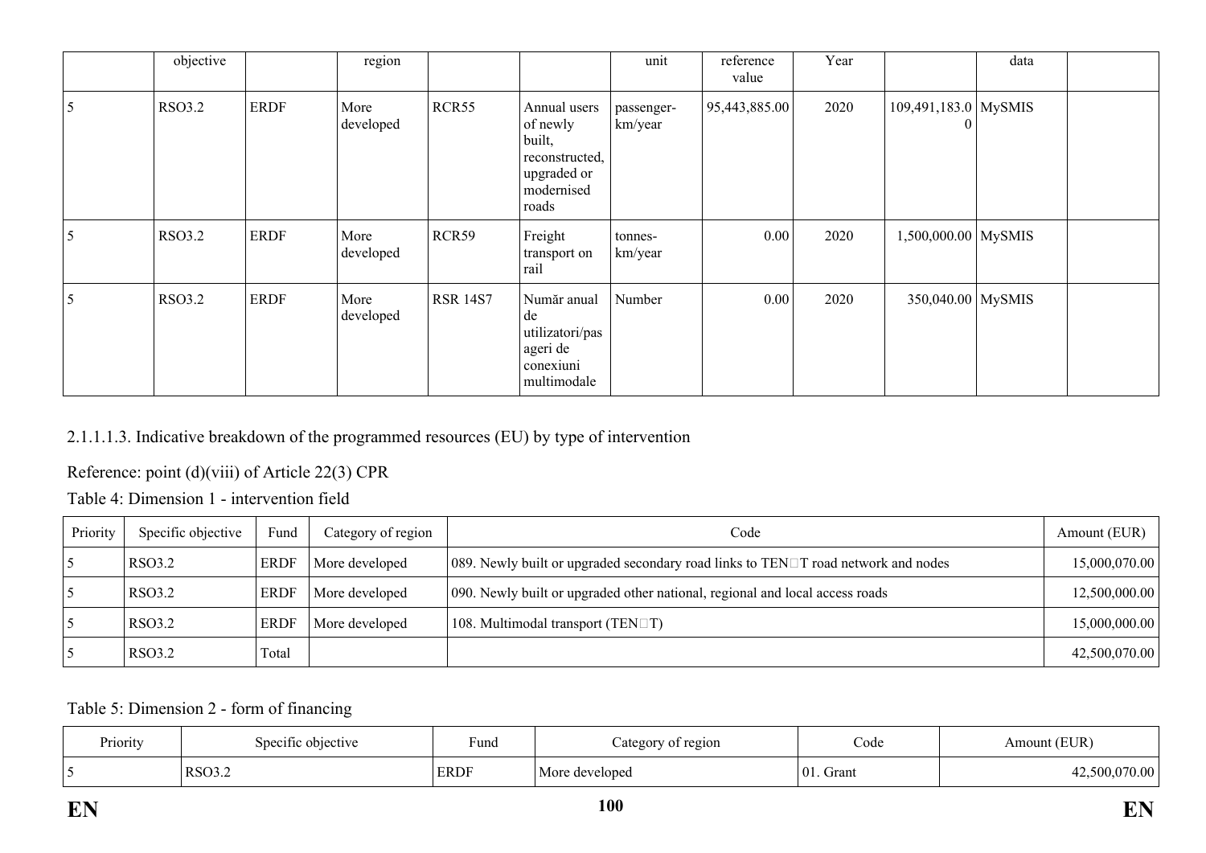| | objective | | region | | | unit | reference value | Year | | data | |
|---|---|---|---|---|---|---|---|---|---|---|---|
| 5 | RSO3.2 | ERDF | More developed | RCR55 | Annual users of newly built, reconstructed, upgraded or modernised roads | passenger-km/year | 95,443,885.00 | 2020 | 109,491,183.00 | MySMIS | |
| 5 | RSO3.2 | ERDF | More developed | RCR59 | Freight transport on rail | tonnes-km/year | 0.00 | 2020 | 1,500,000.00 | MySMIS | |
| 5 | RSO3.2 | ERDF | More developed | RSR 14S7 | Număr anual de utilizatori/pasageri de conexiuni multimodale | Number | 0.00 | 2020 | 350,040.00 | MySMIS | |

2.1.1.1.3. Indicative breakdown of the programmed resources (EU) by type of intervention

Reference: point (d)(viii) of Article 22(3) CPR

Table 4: Dimension 1 - intervention field

| Priority | Specific objective | Fund | Category of region | Code | Amount (EUR) |
|---|---|---|---|---|---|
| 5 | RSO3.2 | ERDF | More developed | 089. Newly built or upgraded secondary road links to TEN-T road network and nodes | 15,000,070.00 |
| 5 | RSO3.2 | ERDF | More developed | 090. Newly built or upgraded other national, regional and local access roads | 12,500,000.00 |
| 5 | RSO3.2 | ERDF | More developed | 108. Multimodal transport (TEN-T) | 15,000,000.00 |
| 5 | RSO3.2 | Total | | | 42,500,070.00 |

Table 5: Dimension 2 - form of financing

| Priority | Specific objective | Fund | Category of region | Code | Amount (EUR) |
|---|---|---|---|---|---|
| 5 | RSO3.2 | ERDF | More developed | 01. Grant | 42,500,070.00 |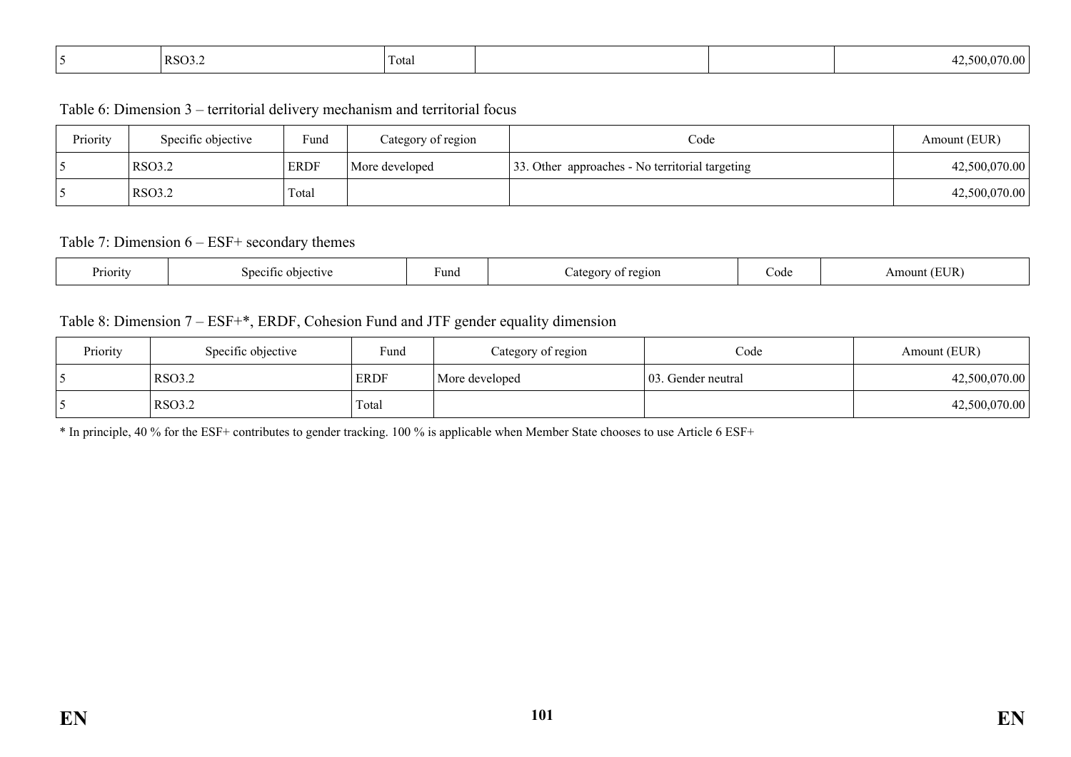| | | | | | |
|---|---|---|---|---|---|
| 5 | RSO3.2 | Total | | | 42,500,070.00 |

Table 6: Dimension 3 – territorial delivery mechanism and territorial focus

| Priority | Specific objective | Fund | Category of region | Code | Amount (EUR) |
|---|---|---|---|---|---|
| 5 | RSO3.2 | ERDF | More developed | 33. Other approaches - No territorial targeting | 42,500,070.00 |
| 5 | RSO3.2 | Total | | | 42,500,070.00 |

Table 7: Dimension 6 – ESF+ secondary themes

| Priority | Specific objective | Fund | Category of region | Code | Amount (EUR) |
|---|---|---|---|---|---|

Table 8: Dimension 7 – ESF+*, ERDF, Cohesion Fund and JTF gender equality dimension

| Priority | Specific objective | Fund | Category of region | Code | Amount (EUR) |
|---|---|---|---|---|---|
| 5 | RSO3.2 | ERDF | More developed | 03. Gender neutral | 42,500,070.00 |
| 5 | RSO3.2 | Total | | | 42,500,070.00 |

* In principle, 40 % for the ESF+ contributes to gender tracking. 100 % is applicable when Member State chooses to use Article 6 ESF+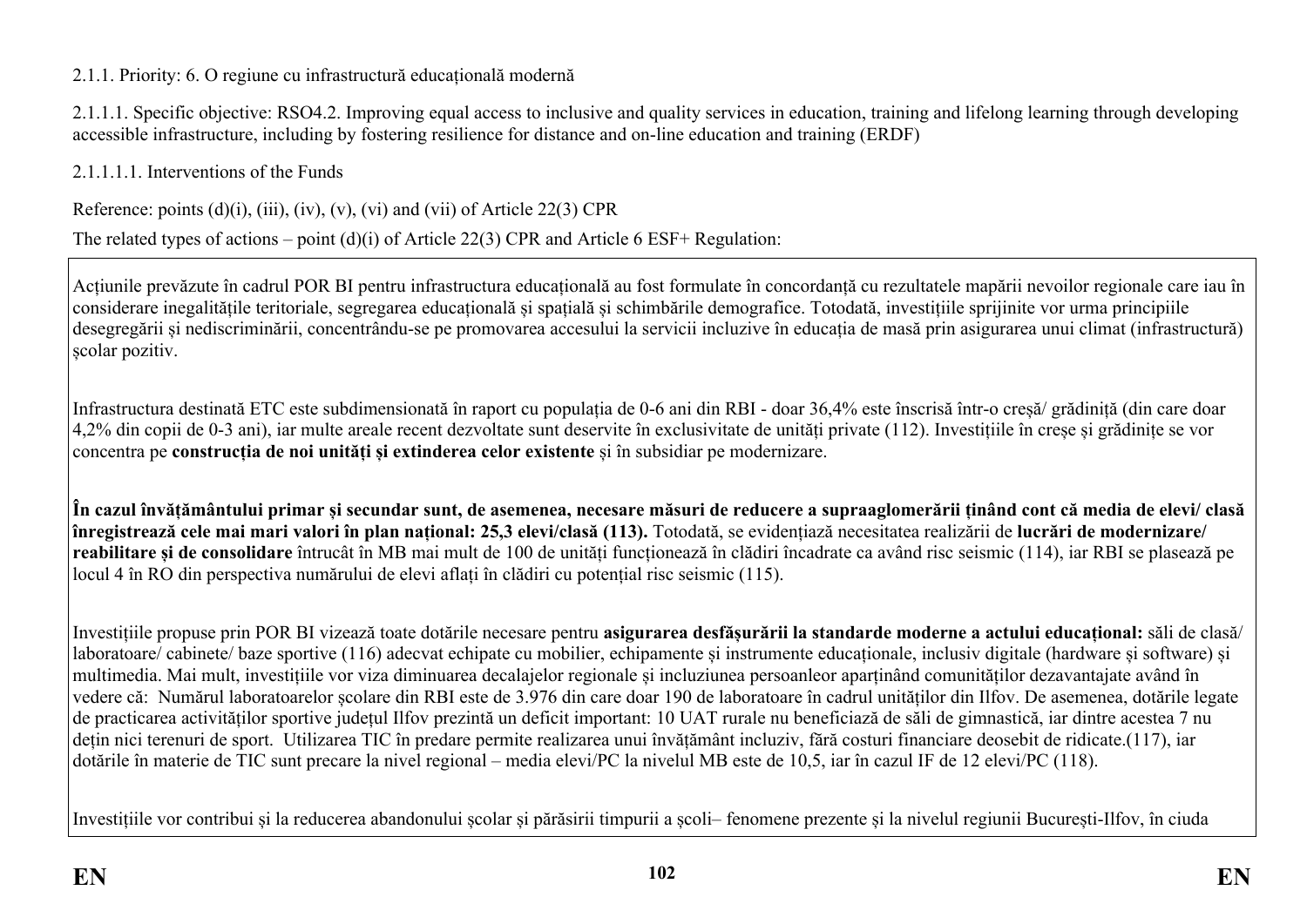2.1.1. Priority: 6. O regiune cu infrastructură educațională modernă

2.1.1.1. Specific objective: RSO4.2. Improving equal access to inclusive and quality services in education, training and lifelong learning through developing accessible infrastructure, including by fostering resilience for distance and on-line education and training (ERDF)

2.1.1.1.1. Interventions of the Funds

Reference: points (d)(i), (iii), (iv), (v), (vi) and (vii) of Article 22(3) CPR

The related types of actions – point (d)(i) of Article 22(3) CPR and Article 6 ESF+ Regulation:

Acțiunile prevăzute în cadrul POR BI pentru infrastructura educațională au fost formulate în concordanță cu rezultatele mapării nevoilor regionale care iau în considerare inegalitățile teritoriale, segregarea educațională și spațială și schimbările demografice. Totodată, investițiile sprijinite vor urma principiile desegregării și nediscriminării, concentrându-se pe promovarea accesului la servicii incluzive în educația de masă prin asigurarea unui climat (infrastructură) școlar pozitiv.

Infrastructura destinată ETC este subdimensionată în raport cu populația de 0-6 ani din RBI - doar 36,4% este înscrisă într-o creșă/ grădiniță (din care doar 4,2% din copii de 0-3 ani), iar multe areale recent dezvoltate sunt deservite în exclusivitate de unități private (112). Investițiile în creșe și grădinițe se vor concentra pe **construcția de noi unități și extinderea celor existente** și în subsidiar pe modernizare.

**În cazul învățământului primar și secundar sunt, de asemenea, necesare măsuri de reducere a supraaglomerării ținând cont că media de elevi/ clasă înregistrează cele mai mari valori în plan național: 25,3 elevi/clasă (113).** Totodată, se evidențiază necesitatea realizării de **lucrări de modernizare/ reabilitare și de consolidare** întrucât în MB mai mult de 100 de unități funcționează în clădiri încadrate ca având risc seismic (114), iar RBI se plasează pe locul 4 în RO din perspectiva numărului de elevi aflați în clădiri cu potențial risc seismic (115).

Investițiile propuse prin POR BI vizează toate dotările necesare pentru **asigurarea desfășurării la standarde moderne a actului educațional:** săli de clasă/ laboratoare/ cabinete/ baze sportive (116) adecvat echipate cu mobilier, echipamente și instrumente educaționale, inclusiv digitale (hardware și software) și multimedia. Mai mult, investițiile vor viza diminuarea decalajelor regionale și incluziunea persoanleor aparținând comunităților dezavantajate având în vedere că: Numărul laboratoarelor școlare din RBI este de 3.976 din care doar 190 de laboratoare în cadrul unităților din Ilfov. De asemenea, dotările legate de practicarea activităților sportive județul Ilfov prezintă un deficit important: 10 UAT rurale nu beneficiază de săli de gimnastică, iar dintre acestea 7 nu dețin nici terenuri de sport. Utilizarea TIC în predare permite realizarea unui învățământ incluziv, fără costuri financiare deosebit de ridicate.(117), iar dotările în materie de TIC sunt precare la nivel regional – media elevi/PC la nivelul MB este de 10,5, iar în cazul IF de 12 elevi/PC (118).

Investițiile vor contribui și la reducerea abandonului școlar și părăsirii timpurii a școli– fenomene prezente și la nivelul regiunii București-Ilfov, în ciuda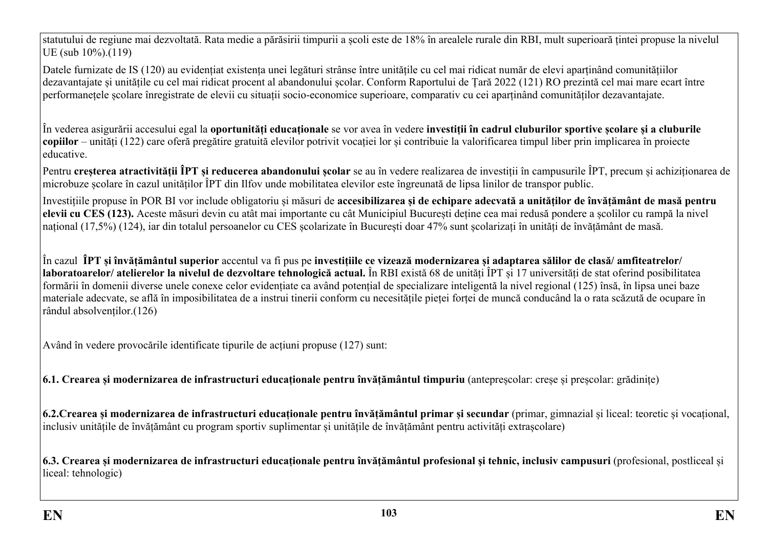statutului de regiune mai dezvoltată. Rata medie a părăsirii timpurii a școli este de 18% în arealele rurale din RBI, mult superioară țintei propuse la nivelul UE (sub 10%).(119)

Datele furnizate de IS (120) au evidențiat existența unei legături strânse între unitățile cu cel mai ridicat număr de elevi aparținând comunitățiilor dezavantajate și unitățile cu cel mai ridicat procent al abandonului școlar. Conform Raportului de Țară 2022 (121) RO prezintă cel mai mare ecart între performanețele școlare înregistrate de elevii cu situații socio-economice superioare, comparativ cu cei aparținând comunităților dezavantajate.

În vederea asigurării accesului egal la **oportunități educaționale** se vor avea în vedere **investiții în cadrul cluburilor sportive școlare și a cluburile copiilor** – unități (122) care oferă pregătire gratuită elevilor potrivit vocației lor și contribuie la valorificarea timpul liber prin implicarea în proiecte educative.

Pentru **creșterea atractivității ÎPT și reducerea abandonului școlar** se au în vedere realizarea de investiții în campusurile ÎPT, precum și achiziționarea de microbuze școlare în cazul unităților ÎPT din Ilfov unde mobilitatea elevilor este îngreunată de lipsa linilor de transpor public.

Investițiile propuse în POR BI vor include obligatoriu și măsuri de **accesibilizarea și de echipare adecvată a unităților de învățământ de masă pentru elevii cu CES (123).** Aceste măsuri devin cu atât mai importante cu cât Municipiul București deține cea mai redusă pondere a școlilor cu rampă la nivel național (17,5%) (124), iar din totalul persoanelor cu CES școlarizate în București doar 47% sunt școlarizați în unități de învățământ de masă.

În cazul **ÎPT și învățământul superior** accentul va fi pus pe **investițiile ce vizează modernizarea și adaptarea sălilor de clasă/ amfiteatrelor/ laboratoarelor/ atelierelor la nivelul de dezvoltare tehnologică actual.** În RBI există 68 de unități ÎPT și 17 universități de stat oferind posibilitatea formării în domenii diverse unele conexe celor evidențiate ca având potențial de specializare inteligentă la nivel regional (125) însă, în lipsa unei baze materiale adecvate, se află în imposibilitatea de a instrui tinerii conform cu necesitățile pieței forței de muncă conducând la o rata scăzută de ocupare în rândul absolvenților.(126)

Având în vedere provocările identificate tipurile de acțiuni propuse (127) sunt:

**6.1. Crearea și modernizarea de infrastructuri educaționale pentru învățământul timpuriu** (antepreșcolar: creșe și preșcolar: grădinițe)

**6.2.Crearea și modernizarea de infrastructuri educaționale pentru învățământul primar și secundar** (primar, gimnazial și liceal: teoretic și vocațional, inclusiv unitățile de învățământ cu program sportiv suplimentar și unitățile de învățământ pentru activități extrașcolare)

**6.3. Crearea și modernizarea de infrastructuri educaționale pentru învățământul profesional și tehnic, inclusiv campusuri** (profesional, postliceal și liceal: tehnologic)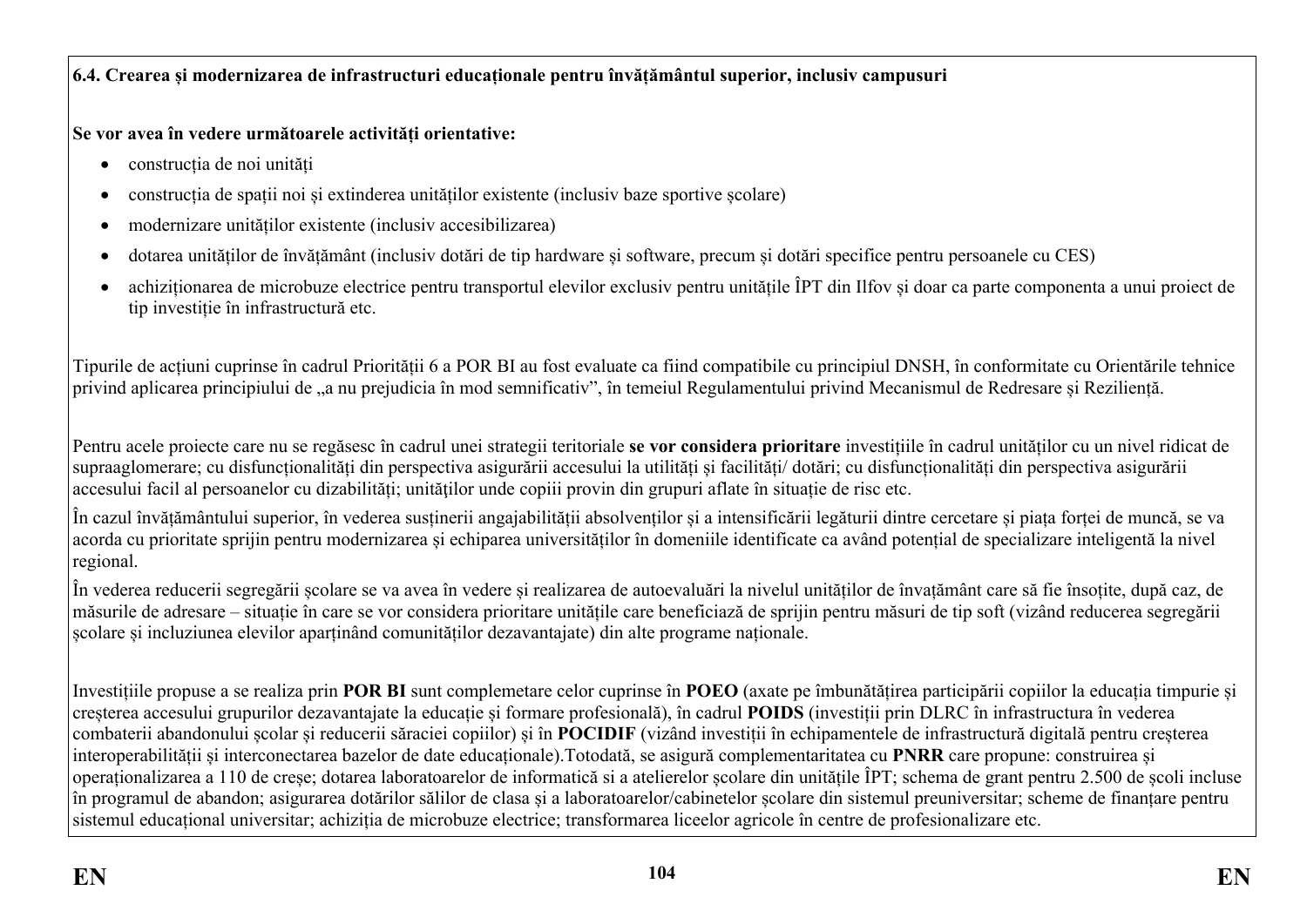**6.4. Crearea și modernizarea de infrastructuri educaționale pentru învățământul superior, inclusiv campusuri**

**Se vor avea în vedere următoarele activități orientative:**

- construcția de noi unități
- construcția de spații noi și extinderea unităților existente (inclusiv baze sportive școlare)
- modernizare unităților existente (inclusiv accesibilizarea)
- dotarea unităților de învățământ (inclusiv dotări de tip hardware și software, precum și dotări specifice pentru persoanele cu CES)
- achiziționarea de microbuze electrice pentru transportul elevilor exclusiv pentru unitățile ÎPT din Ilfov și doar ca parte componenta a unui proiect de tip investiție în infrastructură etc.

Tipurile de acțiuni cuprinse în cadrul Priorității 6 a POR BI au fost evaluate ca fiind compatibile cu principiul DNSH, în conformitate cu Orientările tehnice privind aplicarea principiului de „a nu prejudicia în mod semnificativ", în temeiul Regulamentului privind Mecanismul de Redresare și Reziliență.

Pentru acele proiecte care nu se regăsesc în cadrul unei strategii teritoriale **se vor considera prioritare** investițiile în cadrul unităților cu un nivel ridicat de supraaglomerare; cu disfuncționalități din perspectiva asigurării accesului la utilități și facilități/ dotări; cu disfuncționalități din perspectiva asigurării accesului facil al persoanelor cu dizabilități; unităților unde copiii provin din grupuri aflate în situație de risc etc.

În cazul învățământului superior, în vederea susținerii angajabilității absolvenților și a intensificării legăturii dintre cercetare și piața forței de muncă, se va acorda cu prioritate sprijin pentru modernizarea și echiparea universităților în domeniile identificate ca având potențial de specializare inteligentă la nivel regional.

În vederea reducerii segregării școlare se va avea în vedere și realizarea de autoevaluări la nivelul unităților de învățământ care să fie însoțite, după caz, de măsurile de adresare – situație în care se vor considera prioritare unitățile care beneficiază de sprijin pentru măsuri de tip soft (vizând reducerea segregării școlare și incluziunea elevilor aparținând comunităților dezavantajate) din alte programe naționale.

Investițiile propuse a se realiza prin **POR BI** sunt complemetare celor cuprinse în **POEO** (axate pe îmbunătățirea participării copiilor la educația timpurie și creșterea accesului grupurilor dezavantajate la educație și formare profesională), în cadrul **POIDS** (investiții prin DLRC în infrastructura în vederea combaterii abandonului școlar și reducerii săraciei copiilor) și în **POCIDIF** (vizând investiții în echipamentele de infrastructură digitală pentru creșterea interoperabilității și interconectarea bazelor de date educaționale).Totodată, se asigură complementaritatea cu **PNRR** care propune: construirea și operaționalizarea a 110 de creșe; dotarea laboratoarelor de informatică si a atelierelor școlare din unitățile ÎPT; schema de grant pentru 2.500 de școli incluse în programul de abandon; asigurarea dotărilor sălilor de clasa și a laboratoarelor/cabinetelor școlare din sistemul preuniversitar; scheme de finanțare pentru sistemul educațional universitar; achiziția de microbuze electrice; transformarea liceelor agricole în centre de profesionalizare etc.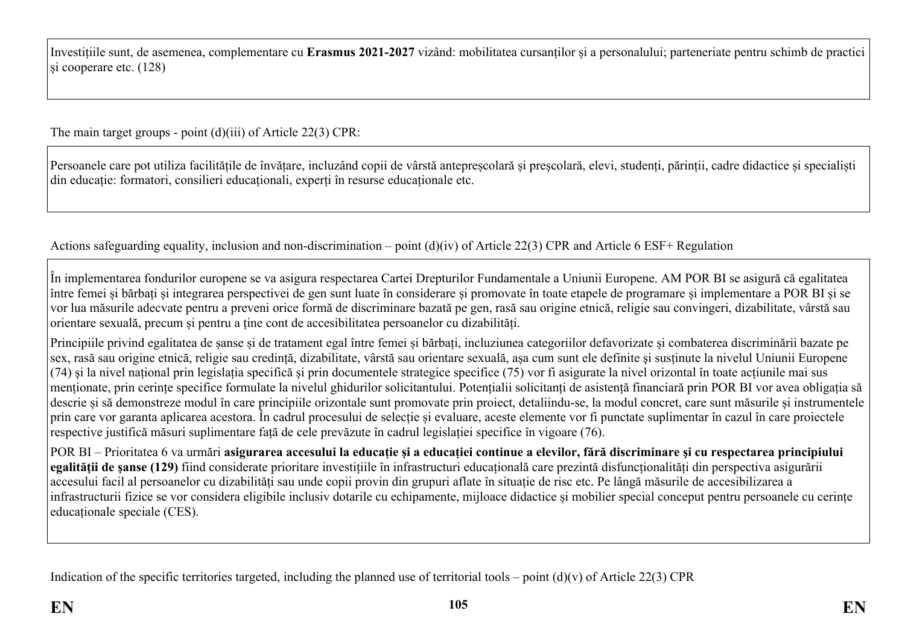Investițiile sunt, de asemenea, complementare cu **Erasmus 2021-2027** vizând: mobilitatea cursanților și a personalului; parteneriate pentru schimb de practici și cooperare etc. (128)

The main target groups - point (d)(iii) of Article 22(3) CPR:

Persoanele care pot utiliza facilitățile de învățare, incluzând copii de vârstă antepreșcolară și preșcolară, elevi, studenți, părinții, cadre didactice și specialiști din educație: formatori, consilieri educaționali, experți în resurse educaționale etc.

Actions safeguarding equality, inclusion and non-discrimination – point (d)(iv) of Article 22(3) CPR and Article 6 ESF+ Regulation

În implementarea fondurilor europene se va asigura respectarea Cartei Drepturilor Fundamentale a Uniunii Europene. AM POR BI se asigură că egalitatea între femei și bărbați și integrarea perspectivei de gen sunt luate în considerare și promovate în toate etapele de programare și implementare a POR BI și se vor lua măsurile adecvate pentru a preveni orice formă de discriminare bazată pe gen, rasă sau origine etnică, religie sau convingeri, dizabilitate, vârstă sau orientare sexuală, precum și pentru a ține cont de accesibilitatea persoanelor cu dizabilități.

Principiile privind egalitatea de șanse și de tratament egal între femei și bărbați, incluziunea categoriilor defavorizate și combaterea discriminării bazate pe sex, rasă sau origine etnică, religie sau credință, dizabilitate, vârstă sau orientare sexuală, așa cum sunt ele definite și susținute la nivelul Uniunii Europene (74) și la nivel național prin legislația specifică și prin documentele strategice specifice (75) vor fi asigurate la nivel orizontal în toate acțiunile mai sus menționate, prin cerințe specifice formulate la nivelul ghidurilor solicitantului. Potențialii solicitanți de asistență financiară prin POR BI vor avea obligația să descrie și să demonstreze modul în care principiile orizontale sunt promovate prin proiect, detaliindu-se, la modul concret, care sunt măsurile și instrumentele prin care vor garanta aplicarea acestora. În cadrul procesului de selecție și evaluare, aceste elemente vor fi punctate suplimentar în cazul în care proiectele respective justifică măsuri suplimentare față de cele prevăzute în cadrul legislației specifice în vigoare (76).

POR BI – Prioritatea 6 va urmări **asigurarea accesului la educație și a educației continue a elevilor, fără discriminare și cu respectarea principiului egalității de șanse (129)** fiind considerate prioritare investițiile în infrastructuri educațională care prezintă disfuncționalități din perspectiva asigurării accesului facil al persoanelor cu dizabilități sau unde copii provin din grupuri aflate în situație de risc etc. Pe lângă măsurile de accesibilizarea a infrastructurii fizice se vor considera eligibile inclusiv dotarile cu echipamente, mijloace didactice și mobilier special conceput pentru persoanele cu cerințe educaționale speciale (CES).

Indication of the specific territories targeted, including the planned use of territorial tools – point (d)(v) of Article 22(3) CPR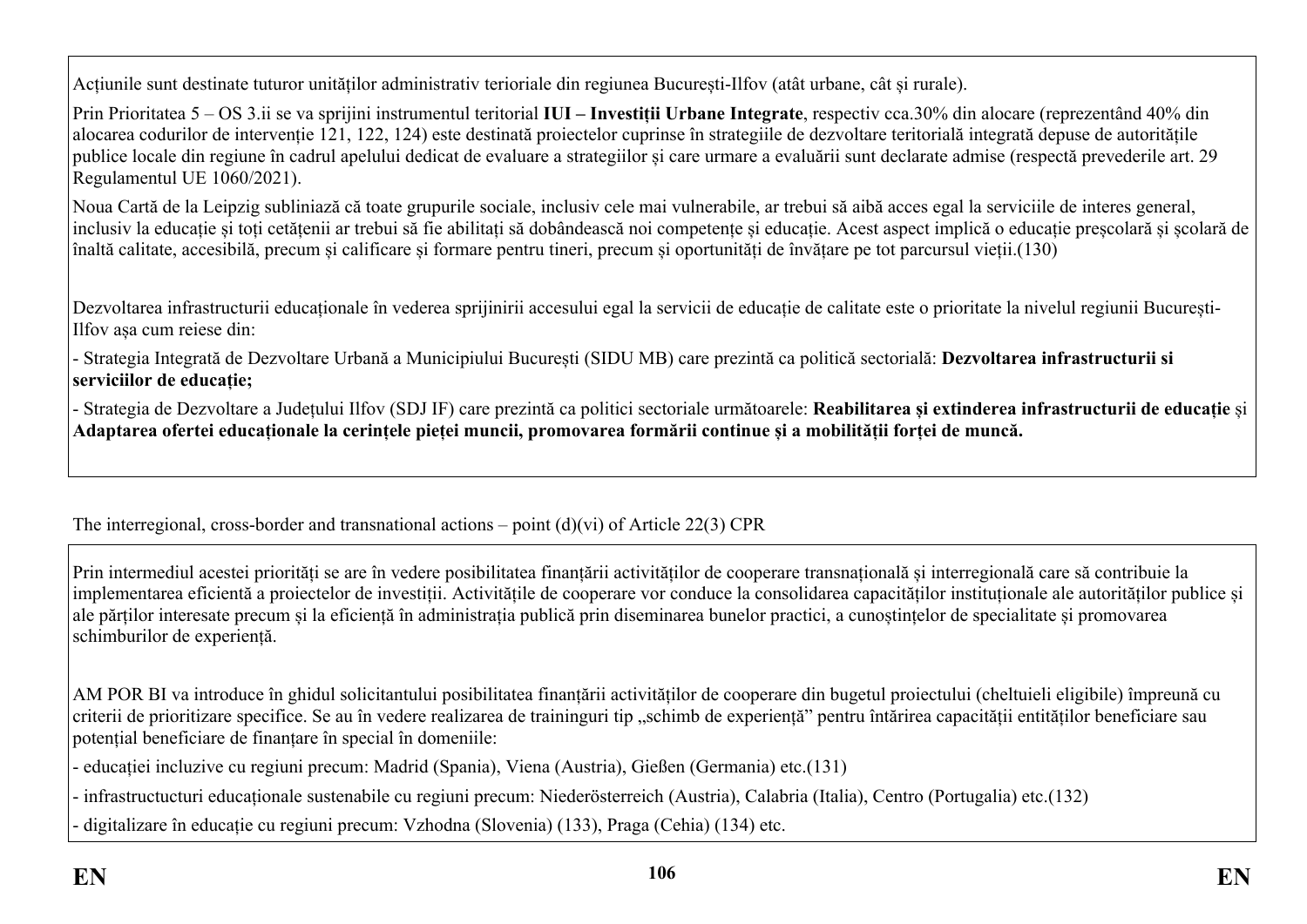Acțiunile sunt destinate tuturor unităților administrativ terioriale din regiunea București-Ilfov (atât urbane, cât și rurale).

Prin Prioritatea 5 – OS 3.ii se va sprijini instrumentul teritorial **IUI – Investiții Urbane Integrate**, respectiv cca.30% din alocare (reprezentând 40% din alocarea codurilor de intervenție 121, 122, 124) este destinată proiectelor cuprinse în strategiile de dezvoltare teritorială integrată depuse de autoritățile publice locale din regiune în cadrul apelului dedicat de evaluare a strategiilor și care urmare a evaluării sunt declarate admise (respectă prevederile art. 29 Regulamentul UE 1060/2021).

Noua Cartă de la Leipzig subliniază că toate grupurile sociale, inclusiv cele mai vulnerabile, ar trebui să aibă acces egal la serviciile de interes general, inclusiv la educație și toți cetățenii ar trebui să fie abilitați să dobândească noi competențe și educație. Acest aspect implică o educație preșcolară și școlară de înaltă calitate, accesibilă, precum și calificare și formare pentru tineri, precum și oportunități de învățare pe tot parcursul vieții.(130)

Dezvoltarea infrastructurii educaționale în vederea sprijinirii accesului egal la servicii de educație de calitate este o prioritate la nivelul regiunii București-Ilfov așa cum reiese din:

- Strategia Integrată de Dezvoltare Urbană a Municipiului București (SIDU MB) care prezintă ca politică sectorială: **Dezvoltarea infrastructurii si serviciilor de educație;**

- Strategia de Dezvoltare a Județului Ilfov (SDJ IF) care prezintă ca politici sectoriale următoarele: **Reabilitarea și extinderea infrastructurii de educație** și **Adaptarea ofertei educaționale la cerințele pieței muncii, promovarea formării continue și a mobilității forței de muncă.**

The interregional, cross-border and transnational actions – point (d)(vi) of Article 22(3) CPR

Prin intermediul acestei priorități se are în vedere posibilitatea finanțării activităților de cooperare transnațională și interregională care să contribuie la implementarea eficientă a proiectelor de investiții. Activitățile de cooperare vor conduce la consolidarea capacităților instituționale ale autorităților publice și ale părților interesate precum și la eficiență în administrația publică prin diseminarea bunelor practici, a cunoștințelor de specialitate și promovarea schimburilor de experiență.

AM POR BI va introduce în ghidul solicitantului posibilitatea finanțării activităților de cooperare din bugetul proiectului (cheltuieli eligibile) împreună cu criterii de prioritizare specifice. Se au în vedere realizarea de traininguri tip „schimb de experiență" pentru întărirea capacității entităților beneficiare sau potențial beneficiare de finanțare în special în domeniile:

- educației incluzive cu regiuni precum: Madrid (Spania), Viena (Austria), Gießen (Germania) etc.(131)
- infrastructucturi educaționale sustenabile cu regiuni precum: Niederösterreich (Austria), Calabria (Italia), Centro (Portugalia) etc.(132)
- digitalizare în educație cu regiuni precum: Vzhodna (Slovenia) (133), Praga (Cehia) (134) etc.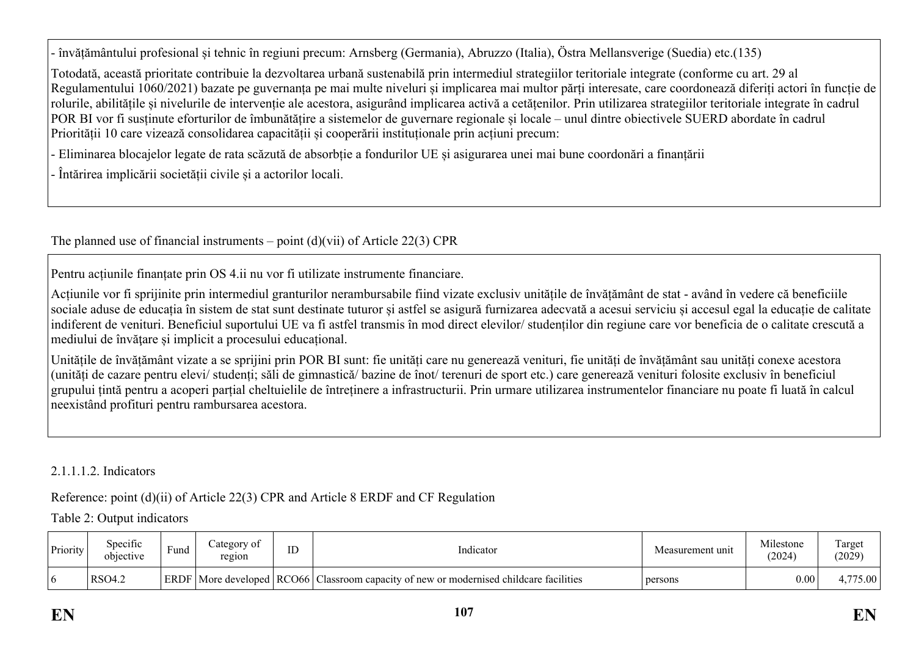- învățământului profesional și tehnic în regiuni precum: Arnsberg (Germania), Abruzzo (Italia), Östra Mellansverige (Suedia) etc.(135)

Totodată, această prioritate contribuie la dezvoltarea urbană sustenabilă prin intermediul strategiilor teritoriale integrate (conforme cu art. 29 al Regulamentului 1060/2021) bazate pe guvernanța pe mai multe niveluri și implicarea mai multor părți interesate, care coordonează diferiți actori în funcție de rolurile, abilitățile și nivelurile de intervenție ale acestora, asigurând implicarea activă a cetățenilor. Prin utilizarea strategiilor teritoriale integrate în cadrul POR BI vor fi susținute eforturilor de îmbunătățire a sistemelor de guvernare regionale și locale – unul dintre obiectivele SUERD abordate în cadrul Priorității 10 care vizează consolidarea capacității și cooperării instituționale prin acțiuni precum:

- Eliminarea blocajelor legate de rata scăzută de absorbție a fondurilor UE și asigurarea unei mai bune coordonări a finanțării
- Întărirea implicării societății civile și a actorilor locali.

The planned use of financial instruments – point (d)(vii) of Article 22(3) CPR

Pentru acțiunile finanțate prin OS 4.ii nu vor fi utilizate instrumente financiare.

Acțiunile vor fi sprijinite prin intermediul granturilor nerambursabile fiind vizate exclusiv unitățile de învățământ de stat - având în vedere că beneficiile sociale aduse de educația în sistem de stat sunt destinate tuturor și astfel se asigură furnizarea adecvată a acesui serviciu și accesul egal la educație de calitate indiferent de venituri. Beneficiul suportului UE va fi astfel transmis în mod direct elevilor/ studenților din regiune care vor beneficia de o calitate crescută a mediului de învățare și implicit a procesului educațional.

Unitățile de învățământ vizate a se sprijini prin POR BI sunt: fie unități care nu generează venituri, fie unități de învățământ sau unități conexe acestora (unități de cazare pentru elevi/ studenți; săli de gimnastică/ bazine de înot/ terenuri de sport etc.) care generează venituri folosite exclusiv în beneficiul grupului țintă pentru a acoperi parțial cheltuielile de întreținere a infrastructurii. Prin urmare utilizarea instrumentelor financiare nu poate fi luată în calcul neexistând profituri pentru rambursarea acestora.

2.1.1.1.2. Indicators

Reference: point (d)(ii) of Article 22(3) CPR and Article 8 ERDF and CF Regulation

Table 2: Output indicators

| Priority | Specific objective | Fund | Category of region | ID | Indicator | Measurement unit | Milestone (2024) | Target (2029) |
|---|---|---|---|---|---|---|---|---|
| 6 | RSO4.2 | ERDF | More developed | RCO66 | Classroom capacity of new or modernised childcare facilities | persons | 0.00 | 4,775.00 |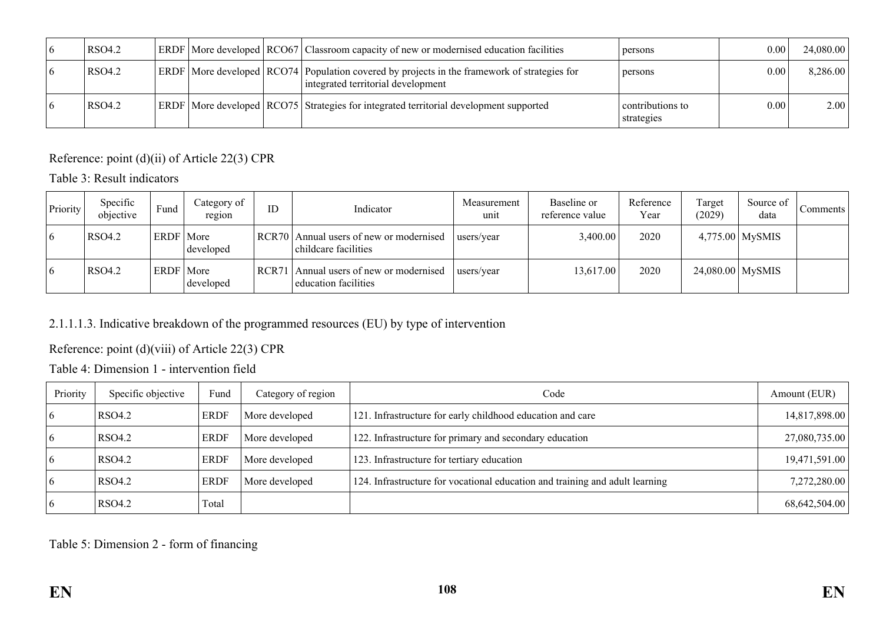| 6 | RSO4.2 | ERDF | More developed | RCO67 | Classroom capacity of new or modernised education facilities | persons | 0.00 | 24,080.00 |
|---|---|---|---|---|---|---|---|---|
| 6 | RSO4.2 | ERDF | More developed | RCO74 | Population covered by projects in the framework of strategies for integrated territorial development | persons | 0.00 | 8,286.00 |
| 6 | RSO4.2 | ERDF | More developed | RCO75 | Strategies for integrated territorial development supported | contributions to strategies | 0.00 | 2.00 |

Reference: point (d)(ii) of Article 22(3) CPR

Table 3: Result indicators

| Priority | Specific objective | Fund | Category of region | ID | Indicator | Measurement unit | Baseline or reference value | Reference Year | Target (2029) | Source of data | Comments |
|---|---|---|---|---|---|---|---|---|---|---|---|
| 6 | RSO4.2 | ERDF | More developed | RCR70 | Annual users of new or modernised childcare facilities | users/year | 3,400.00 | 2020 | 4,775.00 | MySMIS | |
| 6 | RSO4.2 | ERDF | More developed | RCR71 | Annual users of new or modernised education facilities | users/year | 13,617.00 | 2020 | 24,080.00 | MySMIS | |

2.1.1.1.3. Indicative breakdown of the programmed resources (EU) by type of intervention

Reference: point (d)(viii) of Article 22(3) CPR

Table 4: Dimension 1 - intervention field

| Priority | Specific objective | Fund | Category of region | Code | Amount (EUR) |
|---|---|---|---|---|---|
| 6 | RSO4.2 | ERDF | More developed | 121. Infrastructure for early childhood education and care | 14,817,898.00 |
| 6 | RSO4.2 | ERDF | More developed | 122. Infrastructure for primary and secondary education | 27,080,735.00 |
| 6 | RSO4.2 | ERDF | More developed | 123. Infrastructure for tertiary education | 19,471,591.00 |
| 6 | RSO4.2 | ERDF | More developed | 124. Infrastructure for vocational education and training and adult learning | 7,272,280.00 |
| 6 | RSO4.2 | Total | | | 68,642,504.00 |

Table 5: Dimension 2 - form of financing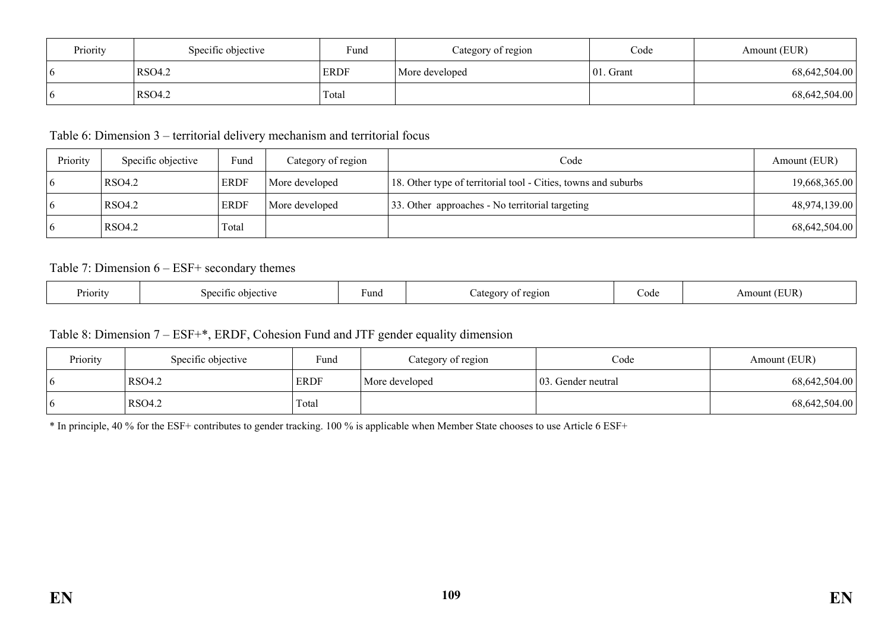| Priority | Specific objective | Fund | Category of region | Code | Amount (EUR) |
|---|---|---|---|---|---|
| 6 | RSO4.2 | ERDF | More developed | 01. Grant | 68,642,504.00 |
| 6 | RSO4.2 | Total | | | 68,642,504.00 |

Table 6: Dimension 3 – territorial delivery mechanism and territorial focus

| Priority | Specific objective | Fund | Category of region | Code | Amount (EUR) |
|---|---|---|---|---|---|
| 6 | RSO4.2 | ERDF | More developed | 18. Other type of territorial tool - Cities, towns and suburbs | 19,668,365.00 |
| 6 | RSO4.2 | ERDF | More developed | 33. Other approaches - No territorial targeting | 48,974,139.00 |
| 6 | RSO4.2 | Total | | | 68,642,504.00 |

Table 7: Dimension 6 – ESF+ secondary themes

| Priority | Specific objective | Fund | Category of region | Code | Amount (EUR) |
|---|---|---|---|---|---|

Table 8: Dimension 7 – ESF+*, ERDF, Cohesion Fund and JTF gender equality dimension

| Priority | Specific objective | Fund | Category of region | Code | Amount (EUR) |
|---|---|---|---|---|---|
| 6 | RSO4.2 | ERDF | More developed | 03. Gender neutral | 68,642,504.00 |
| 6 | RSO4.2 | Total | | | 68,642,504.00 |

* In principle, 40 % for the ESF+ contributes to gender tracking. 100 % is applicable when Member State chooses to use Article 6 ESF+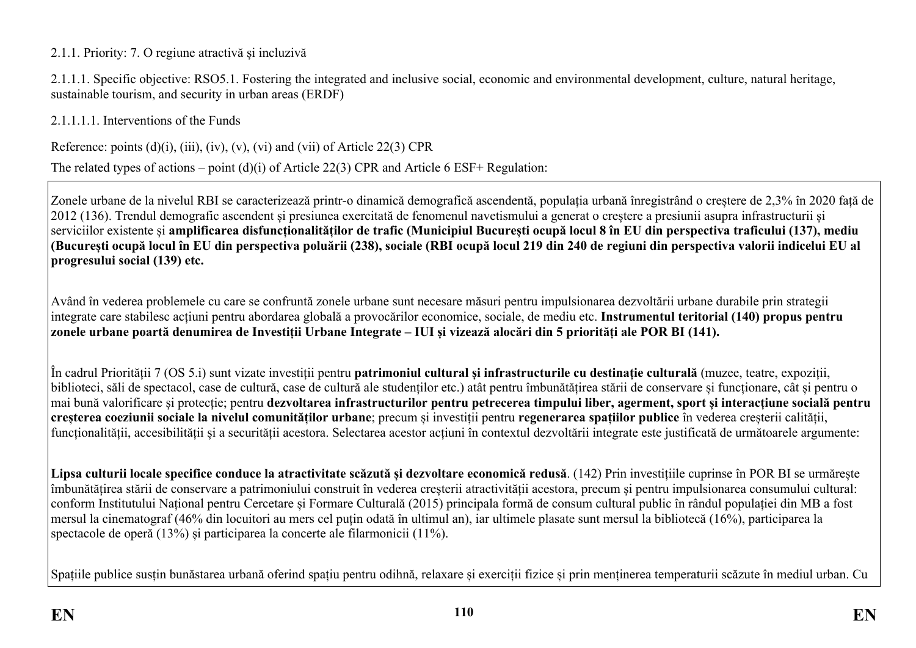2.1.1. Priority: 7. O regiune atractivă și incluzivă

2.1.1.1. Specific objective: RSO5.1. Fostering the integrated and inclusive social, economic and environmental development, culture, natural heritage, sustainable tourism, and security in urban areas (ERDF)

2.1.1.1.1. Interventions of the Funds

Reference: points (d)(i), (iii), (iv), (v), (vi) and (vii) of Article 22(3) CPR

The related types of actions – point (d)(i) of Article 22(3) CPR and Article 6 ESF+ Regulation:

Zonele urbane de la nivelul RBI se caracterizează printr-o dinamică demografică ascendentă, populația urbană înregistrând o creștere de 2,3% în 2020 față de 2012 (136). Trendul demografic ascendent și presiunea exercitată de fenomenul navetismului a generat o creștere a presiunii asupra infrastructurii și serviciilor existente și **amplificarea disfuncționalităților de trafic (Municipiul București ocupă locul 8 în EU din perspectiva traficului (137), mediu (București ocupă locul în EU din perspectiva poluării (238), sociale (RBI ocupă locul 219 din 240 de regiuni din perspectiva valorii indicelui EU al progresului social (139) etc.**

Având în vedere problemele cu care se confruntă zonele urbane sunt necesare măsuri pentru impulsionarea dezvoltării urbane durabile prin strategii integrate care stabilesc acțiuni pentru abordarea globală a provocărilor economice, sociale, de mediu etc. **Instrumentul teritorial (140) propus pentru zonele urbane poartă denumirea de Investiții Urbane Integrate – IUI și vizează alocări din 5 priorități ale POR BI (141).**

În cadrul Priorității 7 (OS 5.i) sunt vizate investiții pentru **patrimoniul cultural și infrastructurile cu destinație culturală** (muzee, teatre, expoziții, biblioteci, săli de spectacol, case de cultură, case de cultură ale studenților etc.) atât pentru îmbunătățirea stării de conservare și funcționare, cât și pentru o mai bună valorificare și protecție; pentru **dezvoltarea infrastructurilor pentru petrecerea timpului liber, agerment, sport și interacțiune socială pentru creșterea coeziunii sociale la nivelul comunităților urbane**; precum și investiții pentru **regenerarea spațiilor publice** în vederea creșterii calității, funcționalității, accesibilității și a securității acestora. Selectarea acestor acțiuni în contextul dezvoltării integrate este justificată de următoarele argumente:

**Lipsa culturii locale specifice conduce la atractivitate scăzută și dezvoltare economică redusă**. (142) Prin investițiile cuprinse în POR BI se urmărește îmbunătățirea stării de conservare a patrimoniului construit în vederea creșterii atractivității acestora, precum și pentru impulsionarea consumului cultural: conform Institutului Național pentru Cercetare și Formare Culturală (2015) principala formă de consum cultural public în rândul populației din MB a fost mersul la cinematograf (46% din locuitori au mers cel puțin odată în ultimul an), iar ultimele plasate sunt mersul la bibliotecă (16%), participarea la spectacole de operă (13%) și participarea la concerte ale filarmonicii (11%).

Spațiile publice susțin bunăstarea urbană oferind spațiu pentru odihnă, relaxare și exerciții fizice și prin menținerea temperaturii scăzute în mediul urban. Cu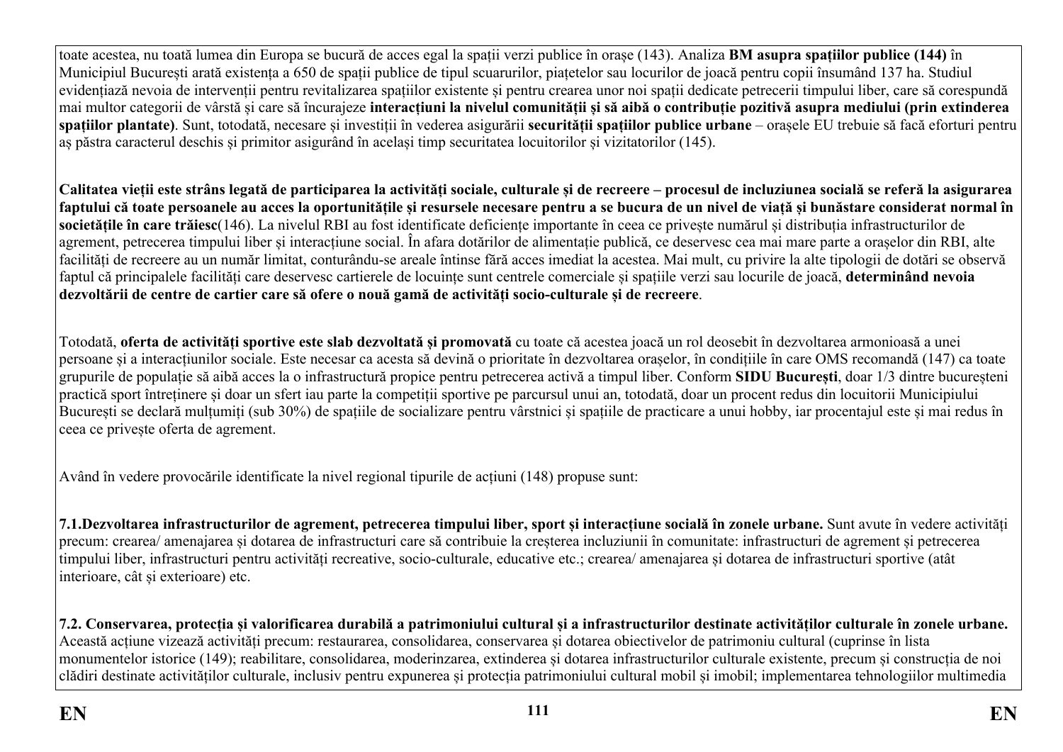toate acestea, nu toată lumea din Europa se bucură de acces egal la spații verzi publice în orașe (143). Analiza **BM asupra spațiilor publice (144)** în Municipiul București arată existența a 650 de spații publice de tipul scuarurilor, piațetelor sau locurilor de joacă pentru copii însumând 137 ha. Studiul evidențiază nevoia de intervenții pentru revitalizarea spațiilor existente și pentru crearea unor noi spații dedicate petrecerii timpului liber, care să corespundă mai multor categorii de vârstă și care să încurajeze **interacțiuni la nivelul comunității și să aibă o contribuție pozitivă asupra mediului (prin extinderea spațiilor plantate)**. Sunt, totodată, necesare și investiții în vederea asigurării **securității spațiilor publice urbane** – orașele EU trebuie să facă eforturi pentru aș păstra caracterul deschis și primitor asigurând în același timp securitatea locuitorilor și vizitatorilor (145).

**Calitatea vieții este strâns legată de participarea la activități sociale, culturale și de recreere – procesul de incluziunea socială se referă la asigurarea faptului că toate persoanele au acces la oportunitățile și resursele necesare pentru a se bucura de un nivel de viață și bunăstare considerat normal în societățile în care trăiesc**(146). La nivelul RBI au fost identificate deficiențe importante în ceea ce privește numărul și distribuția infrastructurilor de agrement, petrecerea timpului liber și interacțiune social. În afara dotărilor de alimentație publică, ce deservesc cea mai mare parte a orașelor din RBI, alte facilități de recreere au un număr limitat, conturându-se areale întinse fără acces imediat la acestea. Mai mult, cu privire la alte tipologii de dotări se observă faptul că principalele facilități care deservesc cartierele de locuințe sunt centrele comerciale și spațiile verzi sau locurile de joacă, **determinând nevoia dezvoltării de centre de cartier care să ofere o nouă gamă de activități socio-culturale și de recreere**.

Totodată, **oferta de activități sportive este slab dezvoltată și promovată** cu toate că acestea joacă un rol deosebit în dezvoltarea armonioasă a unei persoane și a interacțiunilor sociale. Este necesar ca acesta să devină o prioritate în dezvoltarea orașelor, în condițiile în care OMS recomandă (147) ca toate grupurile de populație să aibă acces la o infrastructură propice pentru petrecerea activă a timpul liber. Conform **SIDU București**, doar 1/3 dintre bucureșteni practică sport întreținere și doar un sfert iau parte la competiții sportive pe parcursul unui an, totodată, doar un procent redus din locuitorii Municipiului București se declară mulțumiți (sub 30%) de spațiile de socializare pentru vârstnici și spațiile de practicare a unui hobby, iar procentajul este și mai redus în ceea ce privește oferta de agrement.

Având în vedere provocările identificate la nivel regional tipurile de acțiuni (148) propuse sunt:

**7.1.Dezvoltarea infrastructurilor de agrement, petrecerea timpului liber, sport și interacțiune socială în zonele urbane.** Sunt avute în vedere activități precum: crearea/ amenajarea și dotarea de infrastructuri care să contribuie la creșterea incluziunii în comunitate: infrastructuri de agrement și petrecerea timpului liber, infrastructuri pentru activități recreative, socio-culturale, educative etc.; crearea/ amenajarea și dotarea de infrastructuri sportive (atât interioare, cât și exterioare) etc.

**7.2. Conservarea, protecția și valorificarea durabilă a patrimoniului cultural și a infrastructurilor destinate activităților culturale în zonele urbane.** Această acțiune vizează activități precum: restaurarea, consolidarea, conservarea și dotarea obiectivelor de patrimoniu cultural (cuprinse în lista monumentelor istorice (149); reabilitare, consolidarea, moderinzarea, extinderea și dotarea infrastructurilor culturale existente, precum și construcția de noi clădiri destinate activităților culturale, inclusiv pentru expunerea și protecția patrimoniului cultural mobil și imobil; implementarea tehnologiilor multimedia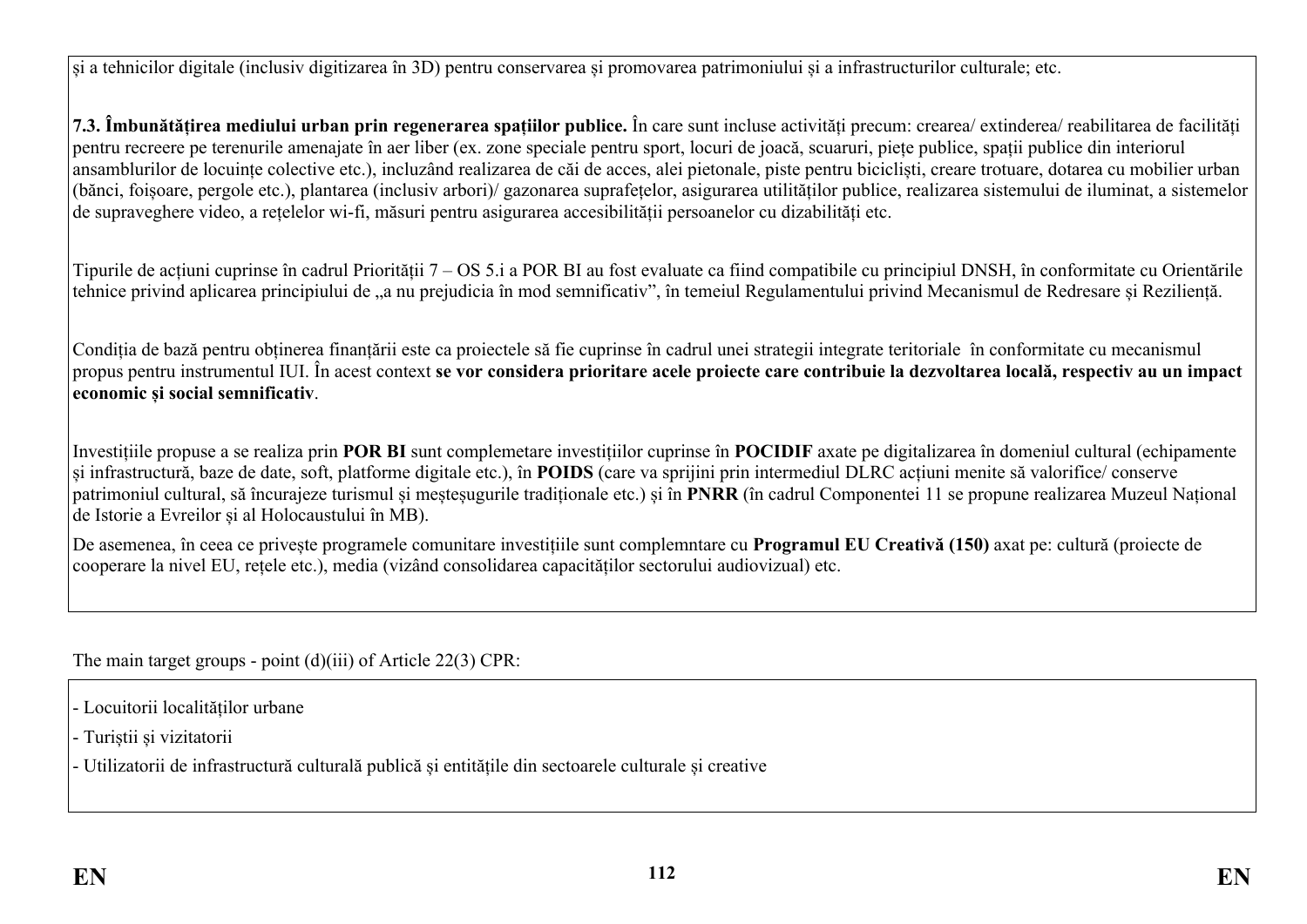și a tehnicilor digitale (inclusiv digitizarea în 3D) pentru conservarea și promovarea patrimoniului și a infrastructurilor culturale; etc.

**7.3. Îmbunătățirea mediului urban prin regenerarea spațiilor publice.** În care sunt incluse activități precum: crearea/ extinderea/ reabilitarea de facilități pentru recreere pe terenurile amenajate în aer liber (ex. zone speciale pentru sport, locuri de joacă, scuaruri, piețe publice, spații publice din interiorul ansamblurilor de locuințe colective etc.), incluzând realizarea de căi de acces, alei pietonale, piste pentru bicicliști, creare trotuare, dotarea cu mobilier urban (bănci, foișoare, pergole etc.), plantarea (inclusiv arbori)/ gazonarea suprafețelor, asigurarea utilităților publice, realizarea sistemului de iluminat, a sistemelor de supraveghere video, a rețelelor wi-fi, măsuri pentru asigurarea accesibilității persoanelor cu dizabilități etc.

Tipurile de acțiuni cuprinse în cadrul Priorității 7 – OS 5.i a POR BI au fost evaluate ca fiind compatibile cu principiul DNSH, în conformitate cu Orientările tehnice privind aplicarea principiului de „a nu prejudicia în mod semnificativ", în temeiul Regulamentului privind Mecanismul de Redresare și Reziliență.

Condiția de bază pentru obținerea finanțării este ca proiectele să fie cuprinse în cadrul unei strategii integrate teritoriale în conformitate cu mecanismul propus pentru instrumentul IUI. În acest context **se vor considera prioritare acele proiecte care contribuie la dezvoltarea locală, respectiv au un impact economic și social semnificativ**.

Investițiile propuse a se realiza prin **POR BI** sunt complemetare investițiilor cuprinse în **POCIDIF** axate pe digitalizarea în domeniul cultural (echipamente și infrastructură, baze de date, soft, platforme digitale etc.), în **POIDS** (care va sprijini prin intermediul DLRC acțiuni menite să valorifice/ conserve patrimoniul cultural, să încurajeze turismul și meșteșugurile tradiționale etc.) și în **PNRR** (în cadrul Componentei 11 se propune realizarea Muzeul Național de Istorie a Evreilor și al Holocaustului în MB).

De asemenea, în ceea ce privește programele comunitare investițiile sunt complemntare cu **Programul EU Creativă (150)** axat pe: cultură (proiecte de cooperare la nivel EU, rețele etc.), media (vizând consolidarea capacităților sectorului audiovizual) etc.

The main target groups - point (d)(iii) of Article 22(3) CPR:

- Locuitorii localităților urbane
- Turiștii și vizitatorii
- Utilizatorii de infrastructură culturală publică și entitățile din sectoarele culturale și creative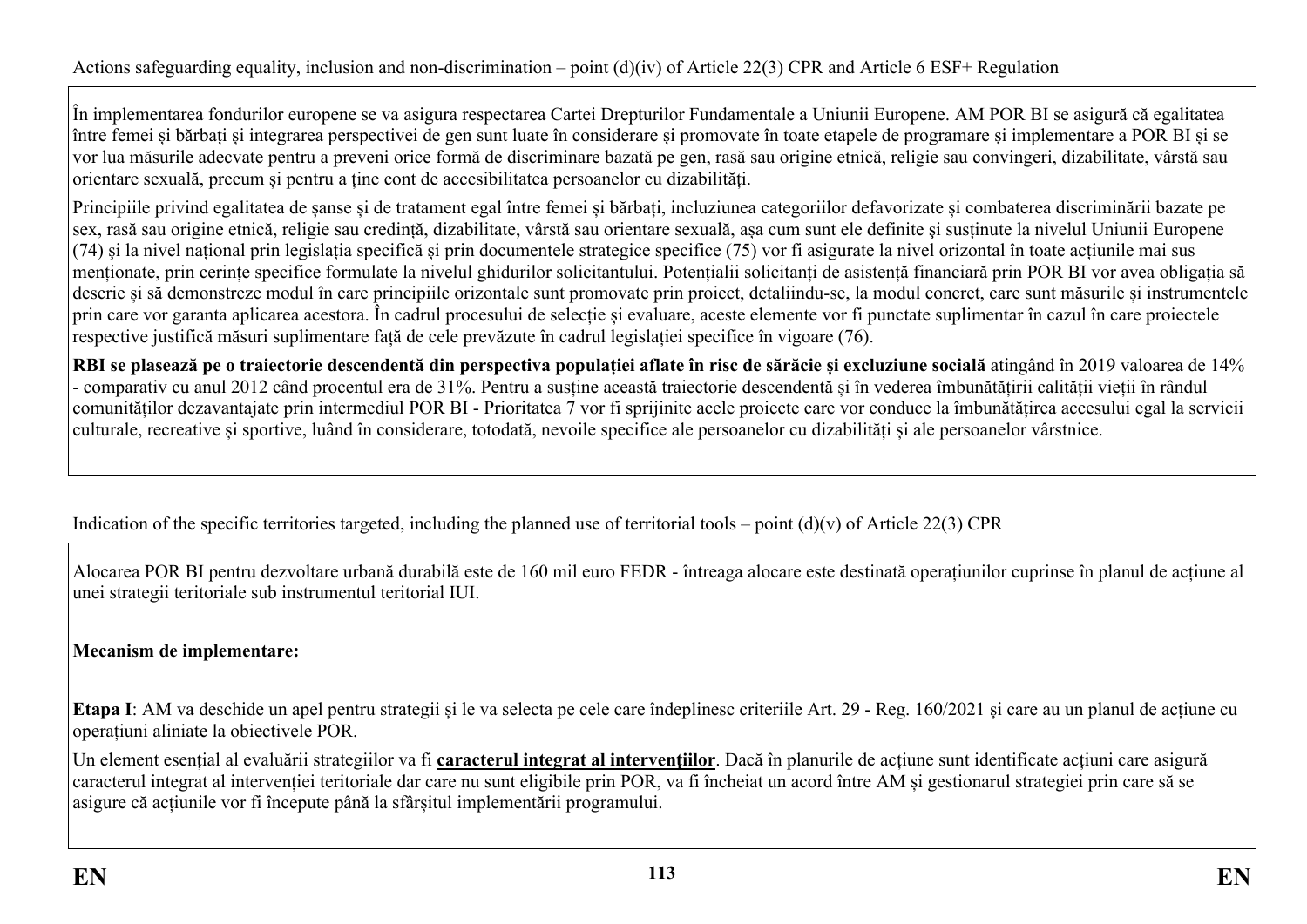Actions safeguarding equality, inclusion and non-discrimination – point (d)(iv) of Article 22(3) CPR and Article 6 ESF+ Regulation

În implementarea fondurilor europene se va asigura respectarea Cartei Drepturilor Fundamentale a Uniunii Europene. AM POR BI se asigură că egalitatea între femei și bărbați și integrarea perspectivei de gen sunt luate în considerare și promovate în toate etapele de programare și implementare a POR BI și se vor lua măsurile adecvate pentru a preveni orice formă de discriminare bazată pe gen, rasă sau origine etnică, religie sau convingeri, dizabilitate, vârstă sau orientare sexuală, precum și pentru a ține cont de accesibilitatea persoanelor cu dizabilități.

Principiile privind egalitatea de șanse și de tratament egal între femei și bărbați, incluziunea categoriilor defavorizate și combaterea discriminării bazate pe sex, rasă sau origine etnică, religie sau credință, dizabilitate, vârstă sau orientare sexuală, așa cum sunt ele definite şi susținute la nivelul Uniunii Europene (74) și la nivel național prin legislația specifică și prin documentele strategice specifice (75) vor fi asigurate la nivel orizontal în toate acțiunile mai sus menționate, prin cerințe specifice formulate la nivelul ghidurilor solicitantului. Potențialii solicitanți de asistență financiară prin POR BI vor avea obligația să descrie și să demonstreze modul în care principiile orizontale sunt promovate prin proiect, detaliindu-se, la modul concret, care sunt măsurile și instrumentele prin care vor garanta aplicarea acestora. În cadrul procesului de selecție și evaluare, aceste elemente vor fi punctate suplimentar în cazul în care proiectele respective justifică măsuri suplimentare față de cele prevăzute în cadrul legislației specifice în vigoare (76).

**RBI se plasează pe o traiectorie descendentă din perspectiva populației aflate în risc de sărăcie și excluziune socială** atingând în 2019 valoarea de 14% - comparativ cu anul 2012 când procentul era de 31%. Pentru a susține această traiectorie descendentă și în vederea îmbunătățirii calității vieții în rândul comunităților dezavantajate prin intermediul POR BI - Prioritatea 7 vor fi sprijinite acele proiecte care vor conduce la îmbunătățirea accesului egal la servicii culturale, recreative și sportive, luând în considerare, totodată, nevoile specifice ale persoanelor cu dizabilități și ale persoanelor vârstnice.

Indication of the specific territories targeted, including the planned use of territorial tools – point (d)(v) of Article 22(3) CPR

Alocarea POR BI pentru dezvoltare urbană durabilă este de 160 mil euro FEDR - întreaga alocare este destinată operațiunilor cuprinse în planul de acțiune al unei strategii teritoriale sub instrumentul teritorial IUI.

**Mecanism de implementare:**

**Etapa I**: AM va deschide un apel pentru strategii și le va selecta pe cele care îndeplinesc criteriile Art. 29 - Reg. 160/2021 și care au un planul de acțiune cu operațiuni aliniate la obiectivele POR.

Un element esențial al evaluării strategiilor va fi **caracterul integrat al intervențiilor**. Dacă în planurile de acțiune sunt identificate acțiuni care asigură caracterul integrat al intervenției teritoriale dar care nu sunt eligibile prin POR, va fi încheiat un acord între AM și gestionarul strategiei prin care să se asigure că acțiunile vor fi începute până la sfârșitul implementării programului.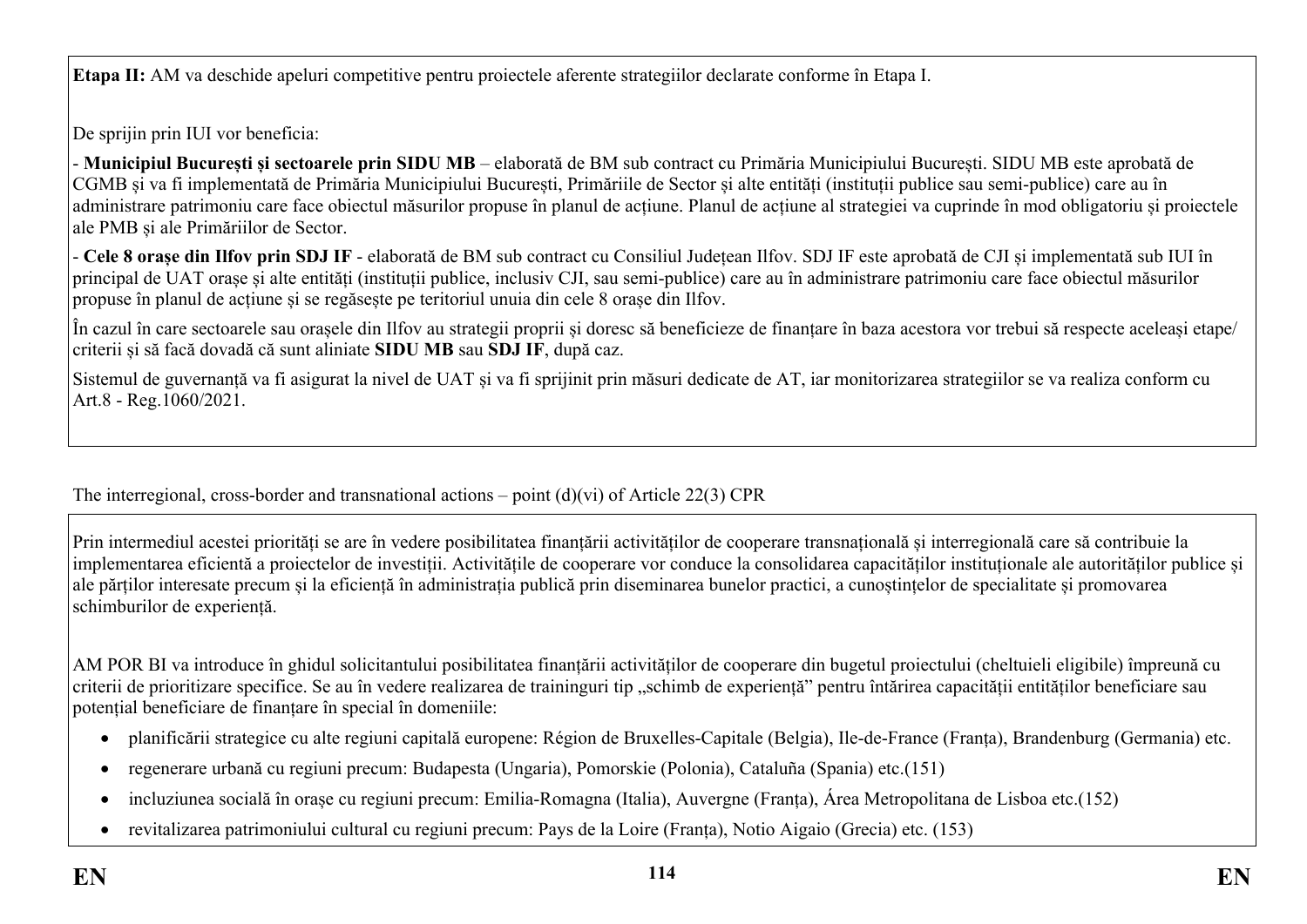**Etapa II:** AM va deschide apeluri competitive pentru proiectele aferente strategiilor declarate conforme în Etapa I.

De sprijin prin IUI vor beneficia:

- **Municipiul București și sectoarele prin SIDU MB** – elaborată de BM sub contract cu Primăria Municipiului București. SIDU MB este aprobată de CGMB și va fi implementată de Primăria Municipiului București, Primăriile de Sector și alte entități (instituții publice sau semi-publice) care au în administrare patrimoniu care face obiectul măsurilor propuse în planul de acțiune. Planul de acțiune al strategiei va cuprinde în mod obligatoriu și proiectele ale PMB și ale Primăriilor de Sector.

- **Cele 8 orașe din Ilfov prin SDJ IF** - elaborată de BM sub contract cu Consiliul Județean Ilfov. SDJ IF este aprobată de CJI și implementată sub IUI în principal de UAT orașe și alte entități (instituții publice, inclusiv CJI, sau semi-publice) care au în administrare patrimoniu care face obiectul măsurilor propuse în planul de acțiune și se regăsește pe teritoriul unuia din cele 8 orașe din Ilfov.

În cazul în care sectoarele sau orașele din Ilfov au strategii proprii și doresc să beneficieze de finanțare în baza acestora vor trebui să respecte aceleași etape/ criterii și să facă dovadă că sunt aliniate **SIDU MB** sau **SDJ IF**, după caz.

Sistemul de guvernanță va fi asigurat la nivel de UAT și va fi sprijinit prin măsuri dedicate de AT, iar monitorizarea strategiilor se va realiza conform cu Art.8 - Reg.1060/2021.

The interregional, cross-border and transnational actions – point (d)(vi) of Article 22(3) CPR

Prin intermediul acestei priorități se are în vedere posibilitatea finanțării activităților de cooperare transnațională și interregională care să contribuie la implementarea eficientă a proiectelor de investiții. Activitățile de cooperare vor conduce la consolidarea capacităților instituționale ale autorităților publice și ale părților interesate precum și la eficiență în administrația publică prin diseminarea bunelor practici, a cunoștințelor de specialitate și promovarea schimburilor de experiență.

AM POR BI va introduce în ghidul solicitantului posibilitatea finanțării activităților de cooperare din bugetul proiectului (cheltuieli eligibile) împreună cu criterii de prioritizare specifice. Se au în vedere realizarea de traininguri tip „schimb de experiență" pentru întărirea capacității entităților beneficiare sau potențial beneficiare de finanțare în special în domeniile:

- planificării strategice cu alte regiuni capitală europene: Région de Bruxelles-Capitale (Belgia), Ile-de-France (Franța), Brandenburg (Germania) etc.
- regenerare urbană cu regiuni precum: Budapesta (Ungaria), Pomorskie (Polonia), Cataluña (Spania) etc.(151)
- incluziunea socială în orașe cu regiuni precum: Emilia-Romagna (Italia), Auvergne (Franța), Área Metropolitana de Lisboa etc.(152)
- revitalizarea patrimoniului cultural cu regiuni precum: Pays de la Loire (Franța), Notio Aigaio (Grecia) etc. (153)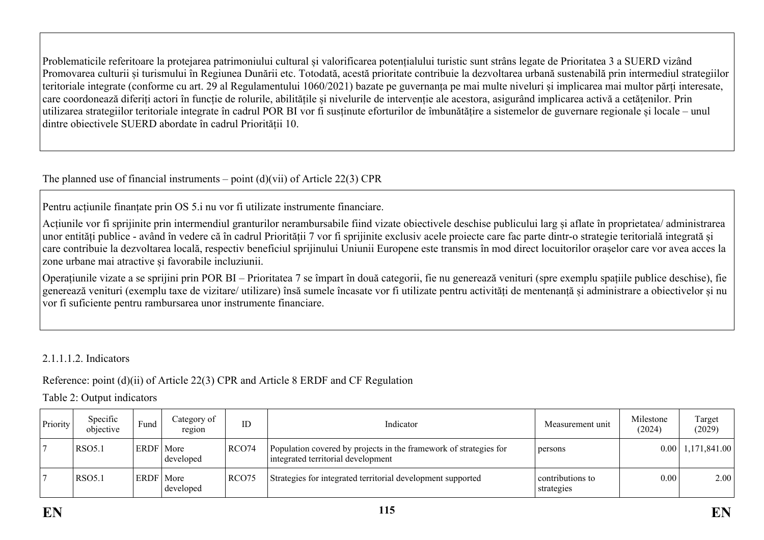Problematicile referitoare la protejarea patrimoniului cultural și valorificarea potențialului turistic sunt strâns legate de Prioritatea 3 a SUERD vizând Promovarea culturii și turismului în Regiunea Dunării etc. Totodată, acestă prioritate contribuie la dezvoltarea urbană sustenabilă prin intermediul strategiilor teritoriale integrate (conforme cu art. 29 al Regulamentului 1060/2021) bazate pe guvernanța pe mai multe niveluri și implicarea mai multor părți interesate, care coordonează diferiți actori în funcție de rolurile, abilitățile și nivelurile de intervenție ale acestora, asigurând implicarea activă a cetățenilor. Prin utilizarea strategiilor teritoriale integrate în cadrul POR BI vor fi susținute eforturilor de îmbunătățire a sistemelor de guvernare regionale și locale – unul dintre obiectivele SUERD abordate în cadrul Priorității 10.

The planned use of financial instruments – point (d)(vii) of Article 22(3) CPR

Pentru acțiunile finanțate prin OS 5.i nu vor fi utilizate instrumente financiare.

Acțiunile vor fi sprijinite prin intermendiul granturilor nerambursabile fiind vizate obiectivele deschise publicului larg și aflate în proprietatea/ administrarea unor entități publice - având în vedere că în cadrul Priorității 7 vor fi sprijinite exclusiv acele proiecte care fac parte dintr-o strategie teritorială integrată și care contribuie la dezvoltarea locală, respectiv beneficiul sprijinului Uniunii Europene este transmis în mod direct locuitorilor orașelor care vor avea acces la zone urbane mai atractive și favorabile incluziunii.

Operațiunile vizate a se sprijini prin POR BI – Prioritatea 7 se împart în două categorii, fie nu generează venituri (spre exemplu spațiile publice deschise), fie generează venituri (exemplu taxe de vizitare/ utilizare) însă sumele încasate vor fi utilizate pentru activități de mentenanță și administrare a obiectivelor și nu vor fi suficiente pentru rambursarea unor instrumente financiare.

2.1.1.1.2. Indicators

Reference: point (d)(ii) of Article 22(3) CPR and Article 8 ERDF and CF Regulation

Table 2: Output indicators

| Priority | Specific objective | Fund | Category of region | ID | Indicator | Measurement unit | Milestone (2024) | Target (2029) |
|---|---|---|---|---|---|---|---|---|
| 7 | RSO5.1 | ERDF | More developed | RCO74 | Population covered by projects in the framework of strategies for integrated territorial development | persons | 0.00 | 1,171,841.00 |
| 7 | RSO5.1 | ERDF | More developed | RCO75 | Strategies for integrated territorial development supported | contributions to strategies | 0.00 | 2.00 |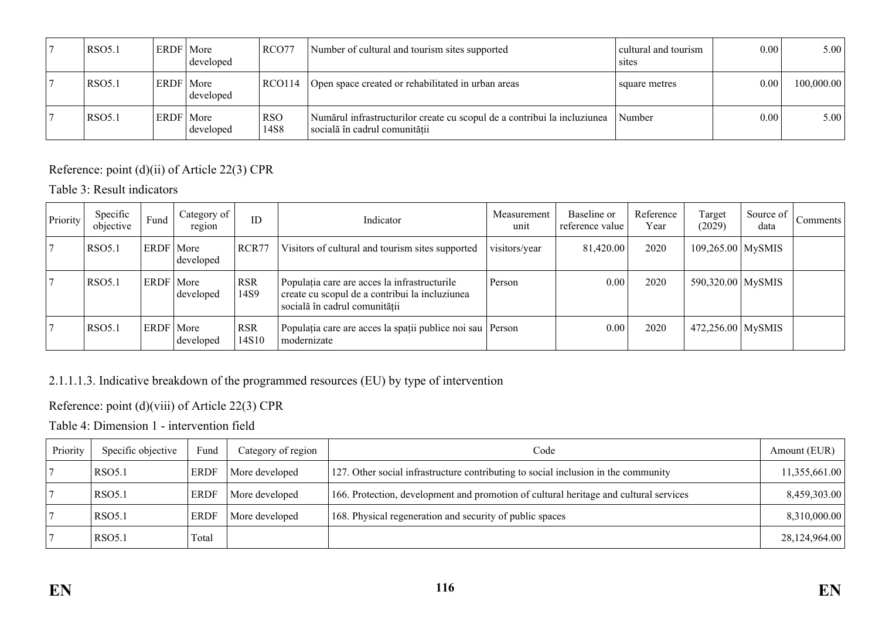| 7 | RSO5.1 | ERDF | More developed | RCO77 | Number of cultural and tourism sites supported | cultural and tourism sites | 0.00 | 5.00 |
|---|---|---|---|---|---|---|---|---|
| 7 | RSO5.1 | ERDF | More developed | RCO114 | Open space created or rehabilitated in urban areas | square metres | 0.00 | 100,000.00 |
| 7 | RSO5.1 | ERDF | More developed | RSO 14S8 | Numărul infrastructurilor create cu scopul de a contribui la incluziunea socială în cadrul comunității | Number | 0.00 | 5.00 |

Reference: point (d)(ii) of Article 22(3) CPR

Table 3: Result indicators

| Priority | Specific objective | Fund | Category of region | ID | Indicator | Measurement unit | Baseline or reference value | Reference Year | Target (2029) | Source of data | Comments |
|---|---|---|---|---|---|---|---|---|---|---|---|
| 7 | RSO5.1 | ERDF | More developed | RCR77 | Visitors of cultural and tourism sites supported | visitors/year | 81,420.00 | 2020 | 109,265.00 | MySMIS | |
| 7 | RSO5.1 | ERDF | More developed | RSR 14S9 | Populația care are acces la infrastructurile create cu scopul de a contribui la incluziunea socială în cadrul comunității | Person | 0.00 | 2020 | 590,320.00 | MySMIS | |
| 7 | RSO5.1 | ERDF | More developed | RSR 14S10 | Populația care are acces la spații publice noi sau modernizate | Person | 0.00 | 2020 | 472,256.00 | MySMIS | |

2.1.1.1.3. Indicative breakdown of the programmed resources (EU) by type of intervention

Reference: point (d)(viii) of Article 22(3) CPR

Table 4: Dimension 1 - intervention field

| Priority | Specific objective | Fund | Category of region | Code | Amount (EUR) |
|---|---|---|---|---|---|
| 7 | RSO5.1 | ERDF | More developed | 127. Other social infrastructure contributing to social inclusion in the community | 11,355,661.00 |
| 7 | RSO5.1 | ERDF | More developed | 166. Protection, development and promotion of cultural heritage and cultural services | 8,459,303.00 |
| 7 | RSO5.1 | ERDF | More developed | 168. Physical regeneration and security of public spaces | 8,310,000.00 |
| 7 | RSO5.1 | Total | | | 28,124,964.00 |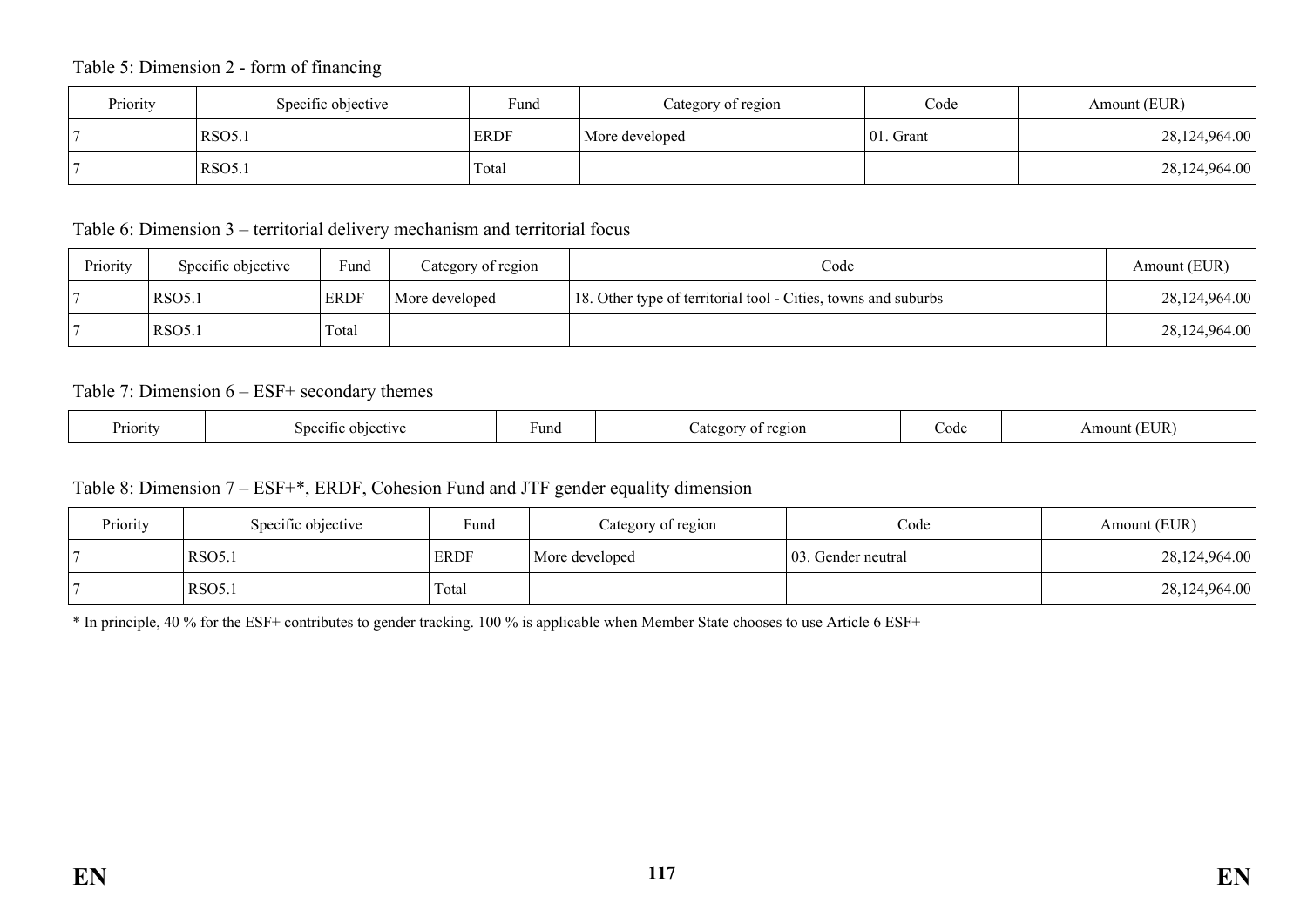Table 5: Dimension 2 - form of financing

| Priority | Specific objective | Fund | Category of region | Code | Amount (EUR) |
|---|---|---|---|---|---|
| 7 | RSO5.1 | ERDF | More developed | 01. Grant | 28,124,964.00 |
| 7 | RSO5.1 | Total | | | 28,124,964.00 |

Table 6: Dimension 3 – territorial delivery mechanism and territorial focus

| Priority | Specific objective | Fund | Category of region | Code | Amount (EUR) |
|---|---|---|---|---|---|
| 7 | RSO5.1 | ERDF | More developed | 18. Other type of territorial tool - Cities, towns and suburbs | 28,124,964.00 |
| 7 | RSO5.1 | Total | | | 28,124,964.00 |

Table 7: Dimension 6 – ESF+ secondary themes

| Priority | Specific objective | Fund | Category of region | Code | Amount (EUR) |
|---|---|---|---|---|---|

Table 8: Dimension 7 – ESF+*, ERDF, Cohesion Fund and JTF gender equality dimension

| Priority | Specific objective | Fund | Category of region | Code | Amount (EUR) |
|---|---|---|---|---|---|
| 7 | RSO5.1 | ERDF | More developed | 03. Gender neutral | 28,124,964.00 |
| 7 | RSO5.1 | Total | | | 28,124,964.00 |

* In principle, 40 % for the ESF+ contributes to gender tracking. 100 % is applicable when Member State chooses to use Article 6 ESF+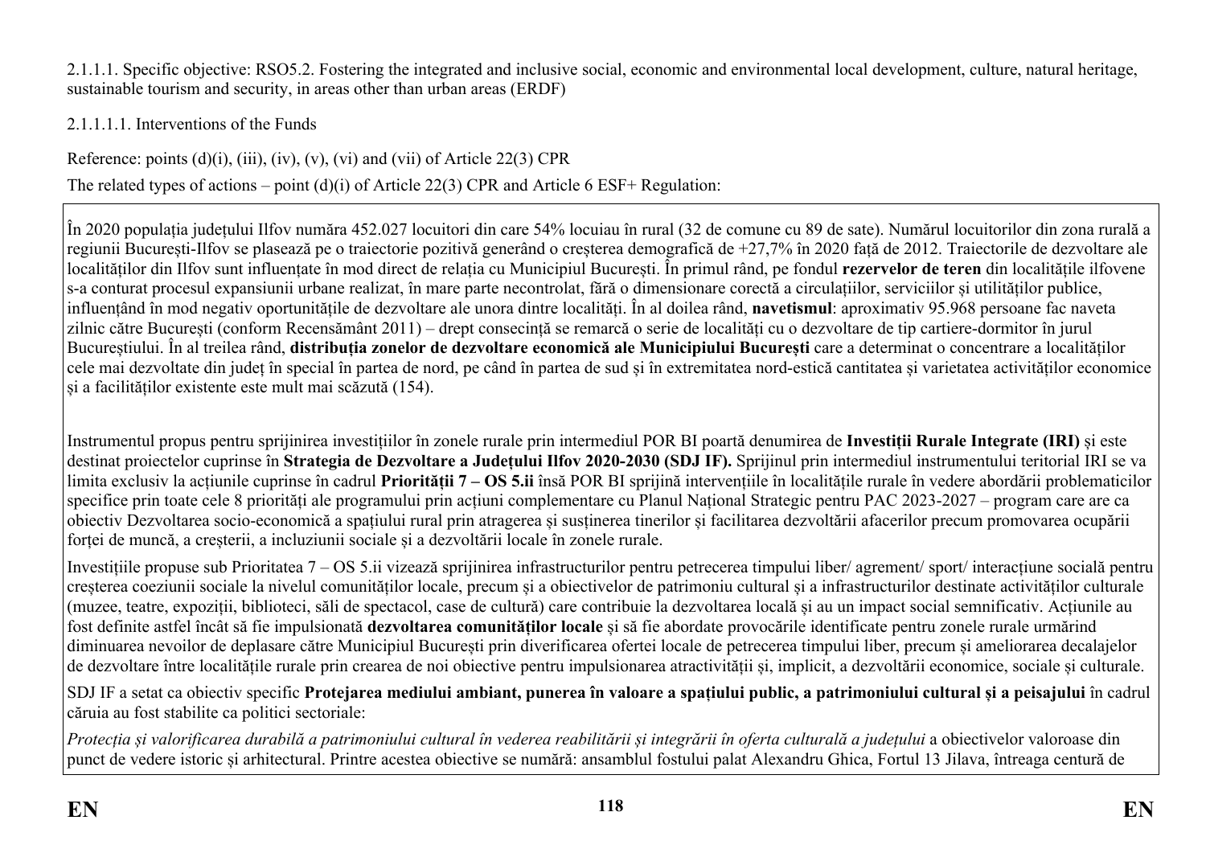2.1.1.1. Specific objective: RSO5.2. Fostering the integrated and inclusive social, economic and environmental local development, culture, natural heritage, sustainable tourism and security, in areas other than urban areas (ERDF)

2.1.1.1.1. Interventions of the Funds

Reference: points (d)(i), (iii), (iv), (v), (vi) and (vii) of Article 22(3) CPR

The related types of actions – point (d)(i) of Article 22(3) CPR and Article 6 ESF+ Regulation:

În 2020 populația județului Ilfov număra 452.027 locuitori din care 54% locuiau în rural (32 de comune cu 89 de sate). Numărul locuitorilor din zona rurală a regiunii București-Ilfov se plasează pe o traiectorie pozitivă generând o creșterea demografică de +27,7% în 2020 față de 2012. Traiectorile de dezvoltare ale localităților din Ilfov sunt influențate în mod direct de relația cu Municipiul București. În primul rând, pe fondul **rezervelor de teren** din localitățile ilfovene s-a conturat procesul expansiunii urbane realizat, în mare parte necontrolat, fără o dimensionare corectă a circulațiilor, serviciilor și utilităților publice, influențând în mod negativ oportunitățile de dezvoltare ale unora dintre localități. În al doilea rând, **navetismul**: aproximativ 95.968 persoane fac naveta zilnic către București (conform Recensământ 2011) – drept consecință se remarcă o serie de localități cu o dezvoltare de tip cartiere-dormitor în jurul Bucureștiului. În al treilea rând, **distribuția zonelor de dezvoltare economică ale Municipiului București** care a determinat o concentrare a localităților cele mai dezvoltate din județ în special în partea de nord, pe când în partea de sud și în extremitatea nord-estică cantitatea și varietatea activităților economice și a facilităților existente este mult mai scăzută (154).

Instrumentul propus pentru sprijinirea investițiilor în zonele rurale prin intermediul POR BI poartă denumirea de **Investiții Rurale Integrate (IRI)** și este destinat proiectelor cuprinse în **Strategia de Dezvoltare a Județului Ilfov 2020-2030 (SDJ IF).** Sprijinul prin intermediul instrumentului teritorial IRI se va limita exclusiv la acțiunile cuprinse în cadrul **Priorității 7 – OS 5.ii** însă POR BI sprijină intervențiile în localitățile rurale în vederea abordării problematicilor specifice prin toate cele 8 priorități ale programului prin acțiuni complementare cu Planul Național Strategic pentru PAC 2023-2027 – program care are ca obiectiv Dezvoltarea socio-economică a spațiului rural prin atragerea și susținerea tinerilor și facilitarea dezvoltării afacerilor precum promovarea ocupării forței de muncă, a creșterii, a incluziunii sociale și a dezvoltării locale în zonele rurale.

Investițiile propuse sub Prioritatea 7 – OS 5.ii vizează sprijinirea infrastructurilor pentru petrecerea timpului liber/ agrement/ sport/ interacțiune socială pentru creșterea coeziunii sociale la nivelul comunităților locale, precum și a obiectivelor de patrimoniu cultural și a infrastructurilor destinate activităților culturale (muzee, teatre, expoziții, biblioteci, săli de spectacol, case de cultură) care contribuie la dezvoltarea locală și au un impact social semnificativ. Acțiunile au fost definite astfel încât să fie impulsionată **dezvoltarea comunităților locale** și să fie abordate provocările identificate pentru zonele rurale urmărind diminuarea nevoilor de deplasare către Municipiul București prin diverificarea ofertei locale de petrecerea timpului liber, precum și ameliorarea decalajelor de dezvoltare între localitățile rurale prin crearea de noi obiective pentru impulsionarea atractivității și, implicit, a dezvoltării economice, sociale și culturale.

SDJ IF a setat ca obiectiv specific **Protejarea mediului ambiant, punerea în valoare a spațiului public, a patrimoniului cultural și a peisajului** în cadrul căruia au fost stabilite ca politici sectoriale:

*Protecția și valorificarea durabilă a patrimoniului cultural în vederea reabilitării și integrării în oferta culturală a județului* a obiectivelor valoroase din punct de vedere istoric și arhitectural. Printre acestea obiective se numără: ansamblul fostului palat Alexandru Ghica, Fortul 13 Jilava, întreaga centură de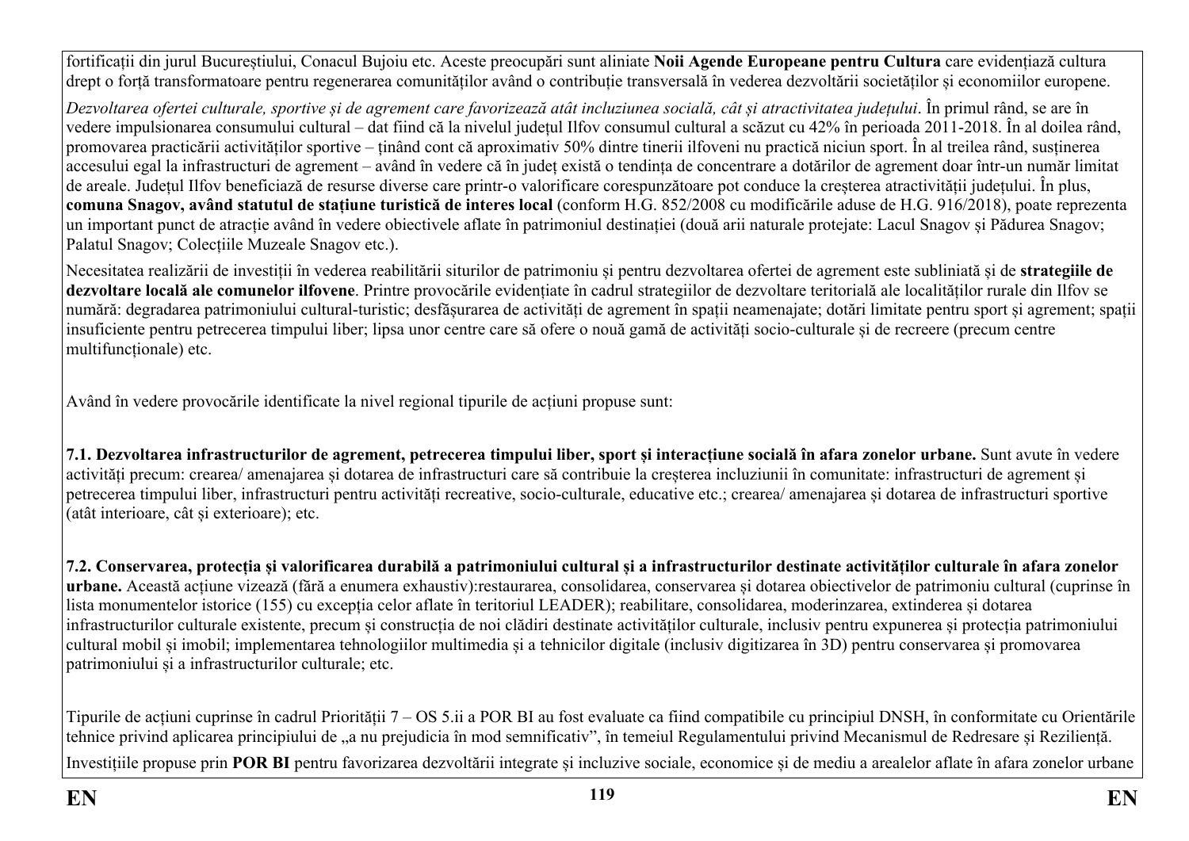fortificații din jurul Bucureștiului, Conacul Bujoiu etc. Aceste preocupări sunt aliniate **Noii Agende Europeane pentru Cultura** care evidențiază cultura drept o forță transformatoare pentru regenerarea comunităților având o contribuție transversală în vederea dezvoltării societăților și economiilor europene.

*Dezvoltarea ofertei culturale, sportive și de agrement care favorizează atât incluziunea socială, cât și atractivitatea județului*. În primul rând, se are în vedere impulsionarea consumului cultural – dat fiind că la nivelul județul Ilfov consumul cultural a scăzut cu 42% în perioada 2011-2018. În al doilea rând, promovarea practicării activităților sportive – ținând cont că aproximativ 50% dintre tinerii ilfoveni nu practică niciun sport. În al treilea rând, susținerea accesului egal la infrastructuri de agrement – având în vedere că în județ există o tendința de concentrare a dotărilor de agrement doar într-un număr limitat de areale. Județul Ilfov beneficiază de resurse diverse care printr-o valorificare corespunzătoare pot conduce la creșterea atractivității județului. În plus, **comuna Snagov, având statutul de stațiune turistică de interes local** (conform H.G. 852/2008 cu modificările aduse de H.G. 916/2018), poate reprezenta un important punct de atracție având în vedere obiectivele aflate în patrimoniul destinației (două arii naturale protejate: Lacul Snagov și Pădurea Snagov; Palatul Snagov; Colecțiile Muzeale Snagov etc.).

Necesitatea realizării de investiții în vederea reabilitării siturilor de patrimoniu și pentru dezvoltarea ofertei de agrement este subliniată și de **strategiile de dezvoltare locală ale comunelor ilfovene**. Printre provocările evidențiate în cadrul strategiilor de dezvoltare teritorială ale localităților rurale din Ilfov se numără: degradarea patrimoniului cultural-turistic; desfășurarea de activități de agrement în spații neamenajate; dotări limitate pentru sport și agrement; spații insuficiente pentru petrecerea timpului liber; lipsa unor centre care să ofere o nouă gamă de activități socio-culturale și de recreere (precum centre multifuncționale) etc.

Având în vedere provocările identificate la nivel regional tipurile de acțiuni propuse sunt:

**7.1. Dezvoltarea infrastructurilor de agrement, petrecerea timpului liber, sport și interacțiune socială în afara zonelor urbane.** Sunt avute în vedere activități precum: crearea/ amenajarea și dotarea de infrastructuri care să contribuie la creșterea incluziunii în comunitate: infrastructuri de agrement și petrecerea timpului liber, infrastructuri pentru activități recreative, socio-culturale, educative etc.; crearea/ amenajarea și dotarea de infrastructuri sportive (atât interioare, cât și exterioare); etc.

**7.2. Conservarea, protecția și valorificarea durabilă a patrimoniului cultural și a infrastructurilor destinate activităților culturale în afara zonelor urbane.** Această acțiune vizează (fără a enumera exhaustiv):restaurarea, consolidarea, conservarea și dotarea obiectivelor de patrimoniu cultural (cuprinse în lista monumentelor istorice (155) cu excepția celor aflate în teritoriul LEADER); reabilitare, consolidarea, moderinzarea, extinderea și dotarea infrastructurilor culturale existente, precum și construcția de noi clădiri destinate activităților culturale, inclusiv pentru expunerea și protecția patrimoniului cultural mobil și imobil; implementarea tehnologiilor multimedia și a tehnicilor digitale (inclusiv digitizarea în 3D) pentru conservarea și promovarea patrimoniului și a infrastructurilor culturale; etc.

Tipurile de acțiuni cuprinse în cadrul Priorității 7 – OS 5.ii a POR BI au fost evaluate ca fiind compatibile cu principiul DNSH, în conformitate cu Orientările tehnice privind aplicarea principiului de „a nu prejudicia în mod semnificativ", în temeiul Regulamentului privind Mecanismul de Redresare și Reziliență.

Investițiile propuse prin **POR BI** pentru favorizarea dezvoltării integrate și incluzive sociale, economice și de mediu a arealelor aflate în afara zonelor urbane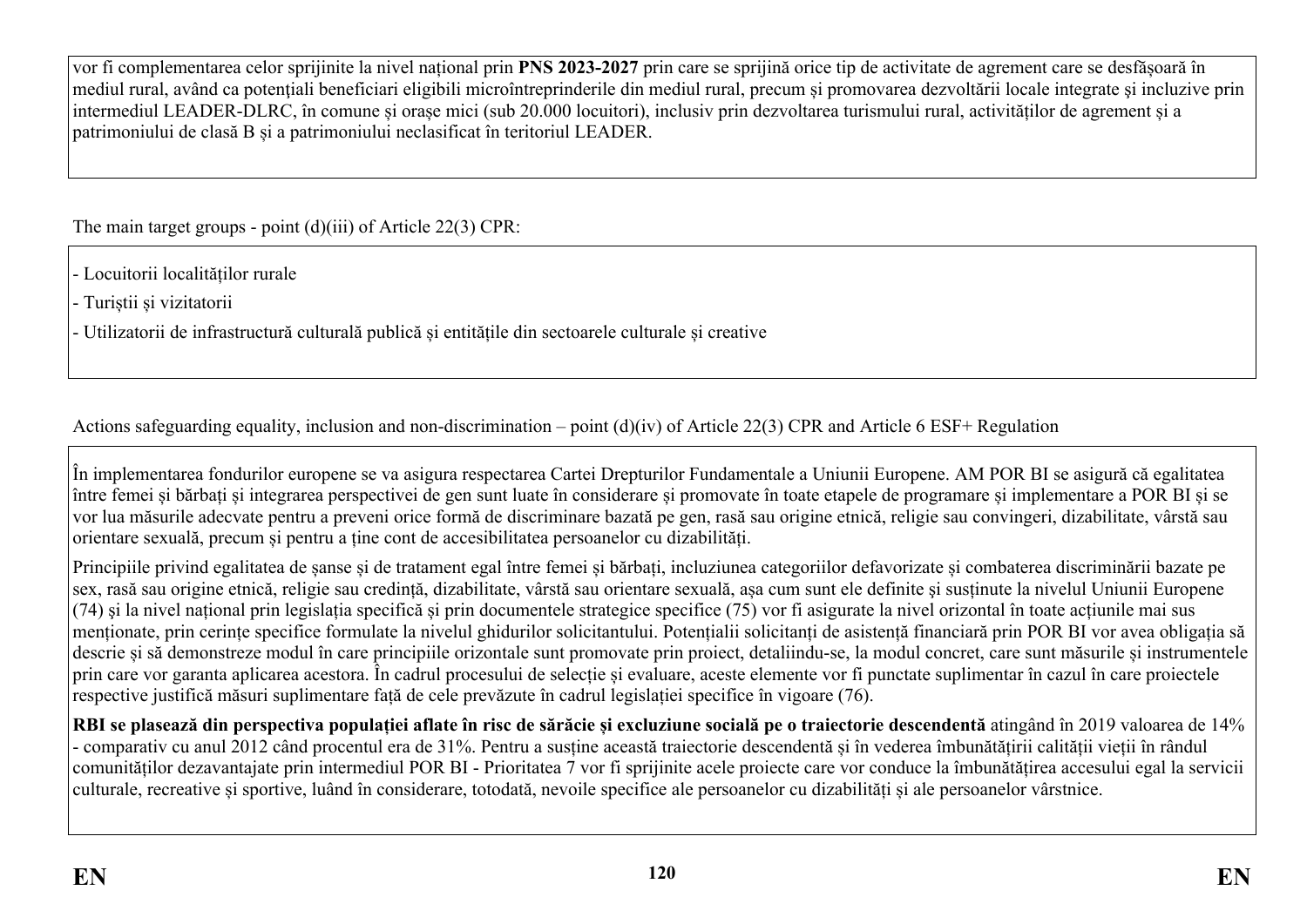vor fi complementarea celor sprijinite la nivel național prin **PNS 2023-2027** prin care se sprijină orice tip de activitate de agrement care se desfășoară în mediul rural, având ca potenţiali beneficiari eligibili microîntreprinderile din mediul rural, precum și promovarea dezvoltării locale integrate și incluzive prin intermediul LEADER-DLRC, în comune și orașe mici (sub 20.000 locuitori), inclusiv prin dezvoltarea turismului rural, activităților de agrement și a patrimoniului de clasă B și a patrimoniului neclasificat în teritoriul LEADER.

The main target groups - point (d)(iii) of Article 22(3) CPR:

- Locuitorii localităților rurale
- Turiștii și vizitatorii
- Utilizatorii de infrastructură culturală publică și entitățile din sectoarele culturale și creative

Actions safeguarding equality, inclusion and non-discrimination – point (d)(iv) of Article 22(3) CPR and Article 6 ESF+ Regulation

În implementarea fondurilor europene se va asigura respectarea Cartei Drepturilor Fundamentale a Uniunii Europene. AM POR BI se asigură că egalitatea între femei și bărbați și integrarea perspectivei de gen sunt luate în considerare și promovate în toate etapele de programare și implementare a POR BI și se vor lua măsurile adecvate pentru a preveni orice formă de discriminare bazată pe gen, rasă sau origine etnică, religie sau convingeri, dizabilitate, vârstă sau orientare sexuală, precum și pentru a ține cont de accesibilitatea persoanelor cu dizabilități.

Principiile privind egalitatea de șanse și de tratament egal între femei și bărbați, incluziunea categoriilor defavorizate și combaterea discriminării bazate pe sex, rasă sau origine etnică, religie sau credință, dizabilitate, vârstă sau orientare sexuală, așa cum sunt ele definite și susținute la nivelul Uniunii Europene (74) și la nivel național prin legislația specifică și prin documentele strategice specifice (75) vor fi asigurate la nivel orizontal în toate acțiunile mai sus menționate, prin cerințe specifice formulate la nivelul ghidurilor solicitantului. Potențialii solicitanți de asistență financiară prin POR BI vor avea obligația să descrie și să demonstreze modul în care principiile orizontale sunt promovate prin proiect, detaliindu-se, la modul concret, care sunt măsurile și instrumentele prin care vor garanta aplicarea acestora. În cadrul procesului de selecție și evaluare, aceste elemente vor fi punctate suplimentar în cazul în care proiectele respective justifică măsuri suplimentare față de cele prevăzute în cadrul legislației specifice în vigoare (76).

**RBI se plasează din perspectiva populației aflate în risc de sărăcie și excluziune socială pe o traiectorie descendentă** atingând în 2019 valoarea de 14% - comparativ cu anul 2012 când procentul era de 31%. Pentru a susține această traiectorie descendentă și în vederea îmbunătățirii calității vieții în rândul comunităților dezavantajate prin intermediul POR BI - Prioritatea 7 vor fi sprijinite acele proiecte care vor conduce la îmbunătățirea accesului egal la servicii culturale, recreative și sportive, luând în considerare, totodată, nevoile specifice ale persoanelor cu dizabilități și ale persoanelor vârstnice.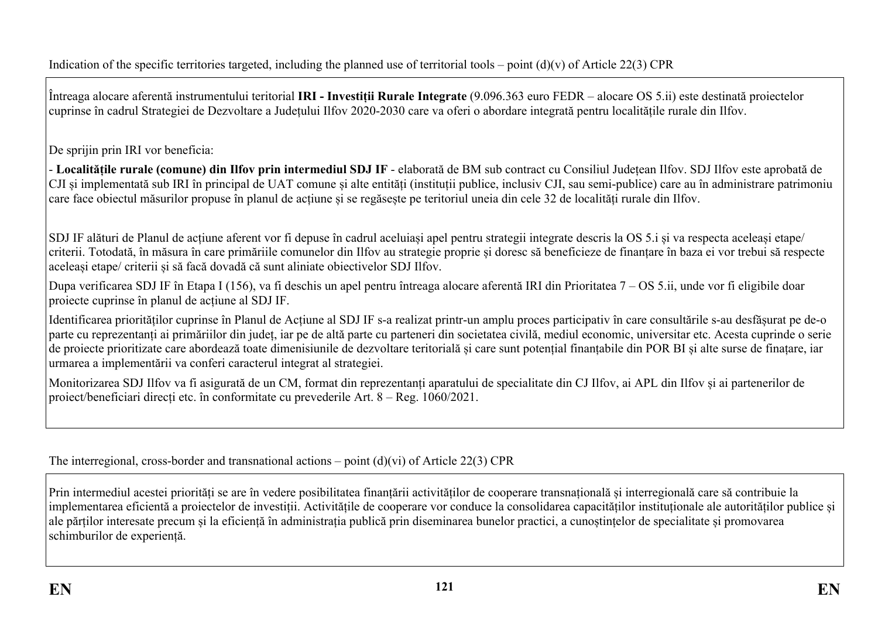Indication of the specific territories targeted, including the planned use of territorial tools – point (d)(v) of Article 22(3) CPR

Întreaga alocare aferentă instrumentului teritorial **IRI - Investiții Rurale Integrate** (9.096.363 euro FEDR – alocare OS 5.ii) este destinată proiectelor cuprinse în cadrul Strategiei de Dezvoltare a Județului Ilfov 2020-2030 care va oferi o abordare integrată pentru localitățile rurale din Ilfov.

De sprijin prin IRI vor beneficia:

- **Localitățile rurale (comune) din Ilfov prin intermediul SDJ IF** - elaborată de BM sub contract cu Consiliul Județean Ilfov. SDJ Ilfov este aprobată de CJI și implementată sub IRI în principal de UAT comune și alte entități (instituții publice, inclusiv CJI, sau semi-publice) care au în administrare patrimoniu care face obiectul măsurilor propuse în planul de acțiune și se regăsește pe teritoriul uneia din cele 32 de localități rurale din Ilfov.

SDJ IF alături de Planul de acțiune aferent vor fi depuse în cadrul aceluiași apel pentru strategii integrate descris la OS 5.i și va respecta aceleași etape/ criterii. Totodată, în măsura în care primăriile comunelor din Ilfov au strategie proprie și doresc să beneficieze de finanțare în baza ei vor trebui să respecte aceleași etape/ criterii și să facă dovadă că sunt aliniate obiectivelor SDJ Ilfov.

Dupa verificarea SDJ IF în Etapa I (156), va fi deschis un apel pentru întreaga alocare aferentă IRI din Prioritatea 7 – OS 5.ii, unde vor fi eligibile doar proiecte cuprinse în planul de acțiune al SDJ IF.

Identificarea priorităților cuprinse în Planul de Acțiune al SDJ IF s-a realizat printr-un amplu proces participativ în care consultările s-au desfășurat pe de-o parte cu reprezentanți ai primăriilor din județ, iar pe de altă parte cu parteneri din societatea civilă, mediul economic, universitar etc. Acesta cuprinde o serie de proiecte prioritizate care abordează toate dimenisiunile de dezvoltare teritorială și care sunt potențial finanțabile din POR BI și alte surse de finațare, iar urmarea a implementării va conferi caracterul integrat al strategiei.

Monitorizarea SDJ Ilfov va fi asigurată de un CM, format din reprezentanți ai aparatului de specialitate din CJ Ilfov, ai APL din Ilfov și ai partenerilor de proiect/beneficiari direcți etc. în conformitate cu prevederile Art. 8 – Reg. 1060/2021.

The interregional, cross-border and transnational actions – point (d)(vi) of Article 22(3) CPR

Prin intermediul acestei priorități se are în vedere posibilitatea finanțării activităților de cooperare transnațională și interregională care să contribuie la implementarea eficientă a proiectelor de investiții. Activitățile de cooperare vor conduce la consolidarea capacităților instituționale ale autorităților publice și ale părților interesate precum și la eficiență în administrația publică prin diseminarea bunelor practici, a cunoștințelor de specialitate și promovarea schimburilor de experiență.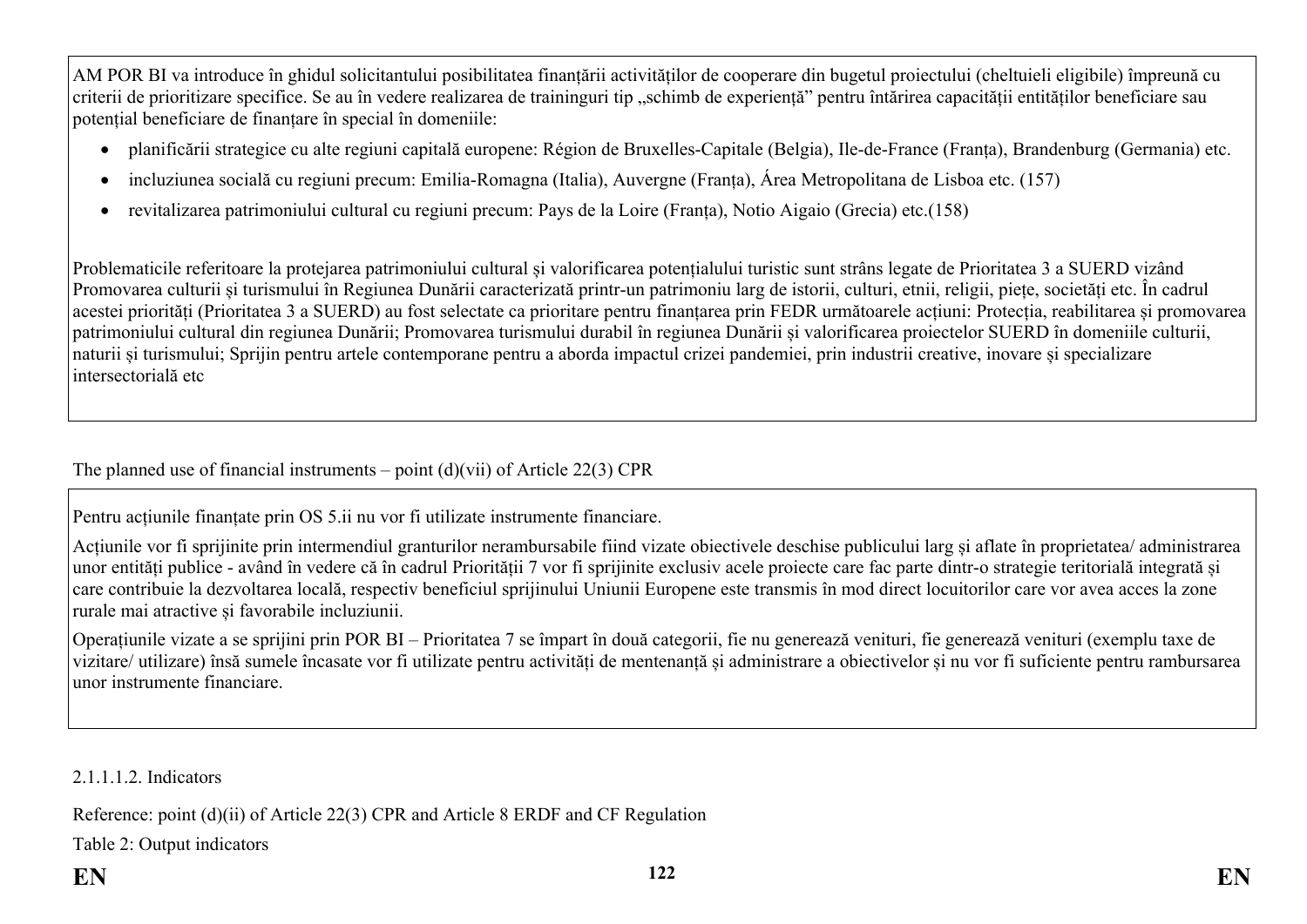AM POR BI va introduce în ghidul solicitantului posibilitatea finanțării activităților de cooperare din bugetul proiectului (cheltuieli eligibile) împreună cu criterii de prioritizare specifice. Se au în vedere realizarea de traininguri tip „schimb de experiență" pentru întărirea capacității entităților beneficiare sau potențial beneficiare de finanțare în special în domeniile:

- planificării strategice cu alte regiuni capitală europene: Région de Bruxelles-Capitale (Belgia), Ile-de-France (Franța), Brandenburg (Germania) etc.
- incluziunea socială cu regiuni precum: Emilia-Romagna (Italia), Auvergne (Franța), Área Metropolitana de Lisboa etc. (157)
- revitalizarea patrimoniului cultural cu regiuni precum: Pays de la Loire (Franța), Notio Aigaio (Grecia) etc.(158)

Problematicile referitoare la protejarea patrimoniului cultural și valorificarea potențialului turistic sunt strâns legate de Prioritatea 3 a SUERD vizând Promovarea culturii și turismului în Regiunea Dunării caracterizată printr-un patrimoniu larg de istorii, culturi, etnii, religii, piețe, societăți etc. În cadrul acestei priorități (Prioritatea 3 a SUERD) au fost selectate ca prioritare pentru finanțarea prin FEDR următoarele acțiuni: Protecția, reabilitarea și promovarea patrimoniului cultural din regiunea Dunării; Promovarea turismului durabil în regiunea Dunării și valorificarea proiectelor SUERD în domeniile culturii, naturii și turismului; Sprijin pentru artele contemporane pentru a aborda impactul crizei pandemiei, prin industrii creative, inovare și specializare intersectorială etc

The planned use of financial instruments – point (d)(vii) of Article 22(3) CPR

Pentru acțiunile finanțate prin OS 5.ii nu vor fi utilizate instrumente financiare.

Acțiunile vor fi sprijinite prin intermendiul granturilor nerambursabile fiind vizate obiectivele deschise publicului larg și aflate în proprietatea/ administrarea unor entități publice - având în vedere că în cadrul Priorității 7 vor fi sprijinite exclusiv acele proiecte care fac parte dintr-o strategie teritorială integrată și care contribuie la dezvoltarea locală, respectiv beneficiul sprijinului Uniunii Europene este transmis în mod direct locuitorilor care vor avea acces la zone rurale mai atractive și favorabile incluziunii.

Operațiunile vizate a se sprijini prin POR BI – Prioritatea 7 se împart în două categorii, fie nu generează venituri, fie generează venituri (exemplu taxe de vizitare/ utilizare) însă sumele încasate vor fi utilizate pentru activități de mentenanță și administrare a obiectivelor și nu vor fi suficiente pentru rambursarea unor instrumente financiare.

2.1.1.1.2. Indicators

Reference: point (d)(ii) of Article 22(3) CPR and Article 8 ERDF and CF Regulation

Table 2: Output indicators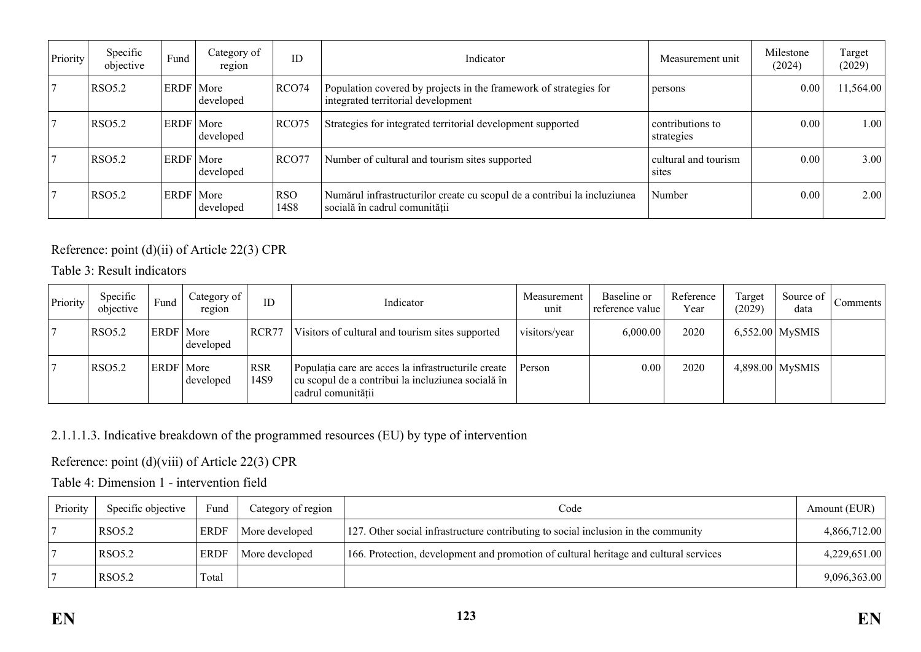| Priority | Specific objective | Fund | Category of region | ID | Indicator | Measurement unit | Milestone (2024) | Target (2029) |
|---|---|---|---|---|---|---|---|---|
| 7 | RSO5.2 | ERDF | More developed | RCO74 | Population covered by projects in the framework of strategies for integrated territorial development | persons | 0.00 | 11,564.00 |
| 7 | RSO5.2 | ERDF | More developed | RCO75 | Strategies for integrated territorial development supported | contributions to strategies | 0.00 | 1.00 |
| 7 | RSO5.2 | ERDF | More developed | RCO77 | Number of cultural and tourism sites supported | cultural and tourism sites | 0.00 | 3.00 |
| 7 | RSO5.2 | ERDF | More developed | RSO 14S8 | Numărul infrastructurilor create cu scopul de a contribui la incluziunea socială în cadrul comunității | Number | 0.00 | 2.00 |

Reference: point (d)(ii) of Article 22(3) CPR

Table 3: Result indicators

| Priority | Specific objective | Fund | Category of region | ID | Indicator | Measurement unit | Baseline or reference value | Reference Year | Target (2029) | Source of data | Comments |
|---|---|---|---|---|---|---|---|---|---|---|---|
| 7 | RSO5.2 | ERDF | More developed | RCR77 | Visitors of cultural and tourism sites supported | visitors/year | 6,000.00 | 2020 | 6,552.00 | MySMIS | |
| 7 | RSO5.2 | ERDF | More developed | RSR 14S9 | Populația care are acces la infrastructurile create cu scopul de a contribui la incluziunea socială în cadrul comunității | Person | 0.00 | 2020 | 4,898.00 | MySMIS | |

2.1.1.1.3. Indicative breakdown of the programmed resources (EU) by type of intervention

Reference: point (d)(viii) of Article 22(3) CPR

Table 4: Dimension 1 - intervention field

| Priority | Specific objective | Fund | Category of region | Code | Amount (EUR) |
|---|---|---|---|---|---|
| 7 | RSO5.2 | ERDF | More developed | 127. Other social infrastructure contributing to social inclusion in the community | 4,866,712.00 |
| 7 | RSO5.2 | ERDF | More developed | 166. Protection, development and promotion of cultural heritage and cultural services | 4,229,651.00 |
| 7 | RSO5.2 | Total | | | 9,096,363.00 |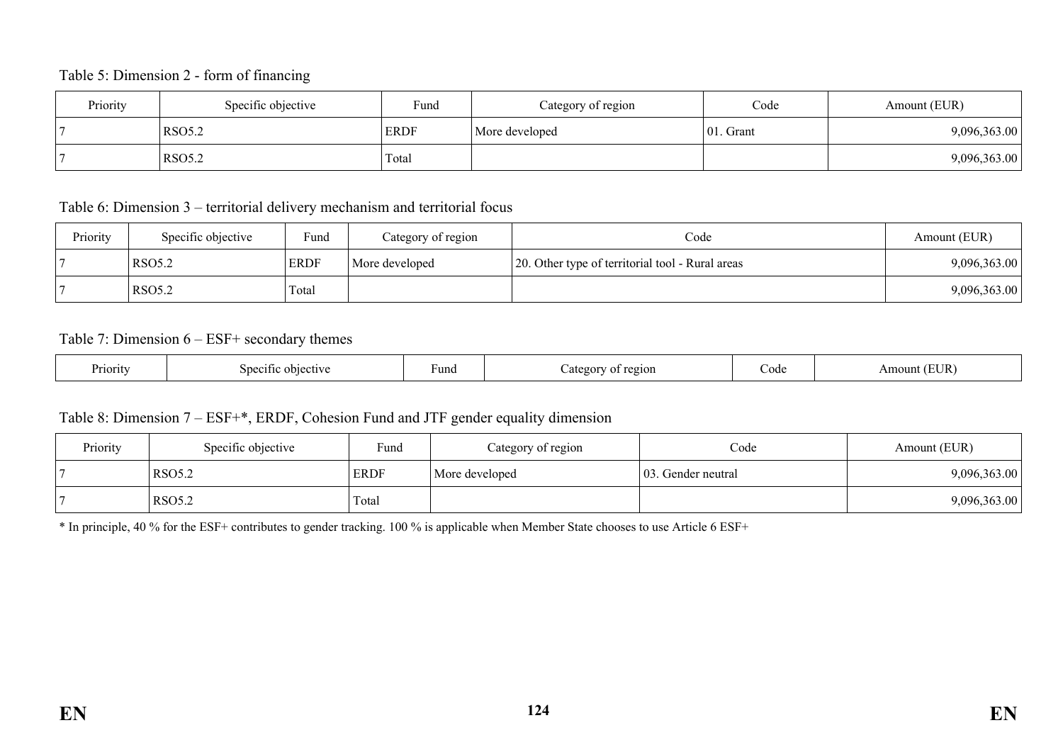Table 5: Dimension 2 - form of financing

| Priority | Specific objective | Fund | Category of region | Code | Amount (EUR) |
|---|---|---|---|---|---|
| 7 | RSO5.2 | ERDF | More developed | 01. Grant | 9,096,363.00 |
| 7 | RSO5.2 | Total | | | 9,096,363.00 |

Table 6: Dimension 3 – territorial delivery mechanism and territorial focus

| Priority | Specific objective | Fund | Category of region | Code | Amount (EUR) |
|---|---|---|---|---|---|
| 7 | RSO5.2 | ERDF | More developed | 20. Other type of territorial tool - Rural areas | 9,096,363.00 |
| 7 | RSO5.2 | Total | | | 9,096,363.00 |

Table 7: Dimension 6 – ESF+ secondary themes

| Priority | Specific objective | Fund | Category of region | Code | Amount (EUR) |
|---|---|---|---|---|---|

Table 8: Dimension 7 – ESF+*, ERDF, Cohesion Fund and JTF gender equality dimension

| Priority | Specific objective | Fund | Category of region | Code | Amount (EUR) |
|---|---|---|---|---|---|
| 7 | RSO5.2 | ERDF | More developed | 03. Gender neutral | 9,096,363.00 |
| 7 | RSO5.2 | Total | | | 9,096,363.00 |

* In principle, 40 % for the ESF+ contributes to gender tracking. 100 % is applicable when Member State chooses to use Article 6 ESF+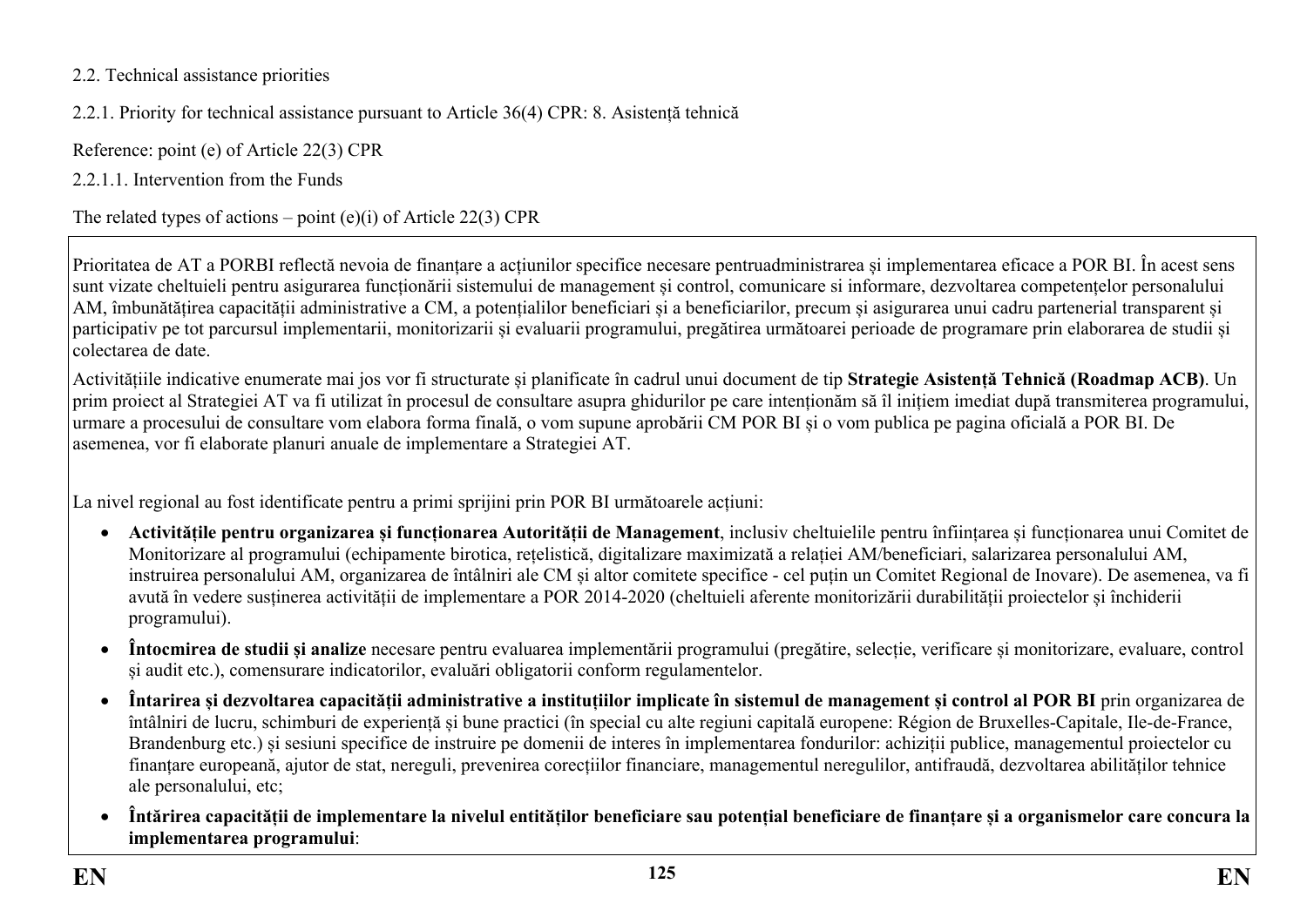2.2. Technical assistance priorities

2.2.1. Priority for technical assistance pursuant to Article 36(4) CPR: 8. Asistență tehnică

Reference: point (e) of Article 22(3) CPR

2.2.1.1. Intervention from the Funds

The related types of actions – point (e)(i) of Article 22(3) CPR

Prioritatea de AT a PORBI reflectă nevoia de finanțare a acțiunilor specifice necesare pentruadministrarea și implementarea eficace a POR BI. În acest sens sunt vizate cheltuieli pentru asigurarea funcționării sistemului de management și control, comunicare si informare, dezvoltarea competențelor personalului AM, îmbunătățirea capacității administrative a CM, a potențialilor beneficiari și a beneficiarilor, precum și asigurarea unui cadru partenerial transparent și participativ pe tot parcursul implementarii, monitorizarii și evaluarii programului, pregătirea următoarei perioade de programare prin elaborarea de studii și colectarea de date.

Activitățiile indicative enumerate mai jos vor fi structurate și planificate în cadrul unui document de tip **Strategie Asistență Tehnică (Roadmap ACB)**. Un prim proiect al Strategiei AT va fi utilizat în procesul de consultare asupra ghidurilor pe care intenționăm să îl inițiem imediat după transmiterea programului, urmare a procesului de consultare vom elabora forma finală, o vom supune aprobării CM POR BI și o vom publica pe pagina oficială a POR BI. De asemenea, vor fi elaborate planuri anuale de implementare a Strategiei AT.

La nivel regional au fost identificate pentru a primi sprijini prin POR BI următoarele acțiuni:

- **Activitățile pentru organizarea și funcționarea Autorității de Management**, inclusiv cheltuielile pentru înființarea și funcționarea unui Comitet de Monitorizare al programului (echipamente birotica, rețelistică, digitalizare maximizată a relației AM/beneficiari, salarizarea personalului AM, instruirea personalului AM, organizarea de întâlniri ale CM și altor comitete specifice - cel puțin un Comitet Regional de Inovare). De asemenea, va fi avută în vedere susținerea activității de implementare a POR 2014-2020 (cheltuieli aferente monitorizării durabilității proiectelor și închiderii programului).
- **Întocmirea de studii și analize** necesare pentru evaluarea implementării programului (pregătire, selecție, verificare și monitorizare, evaluare, control și audit etc.), comensurare indicatorilor, evaluări obligatorii conform regulamentelor.
- **Întarirea și dezvoltarea capacității administrative a instituțiilor implicate în sistemul de management și control al POR BI** prin organizarea de întâlniri de lucru, schimburi de experiență și bune practici (în special cu alte regiuni capitală europene: Région de Bruxelles-Capitale, Ile-de-France, Brandenburg etc.) și sesiuni specifice de instruire pe domenii de interes în implementarea fondurilor: achiziții publice, managementul proiectelor cu finanțare europeană, ajutor de stat, nereguli, prevenirea corecțiilor financiare, managementul neregulilor, antifraudă, dezvoltarea abilităților tehnice ale personalului, etc;
- **Întărirea capacității de implementare la nivelul entităților beneficiare sau potențial beneficiare de finanțare și a organismelor care concura la implementarea programului**: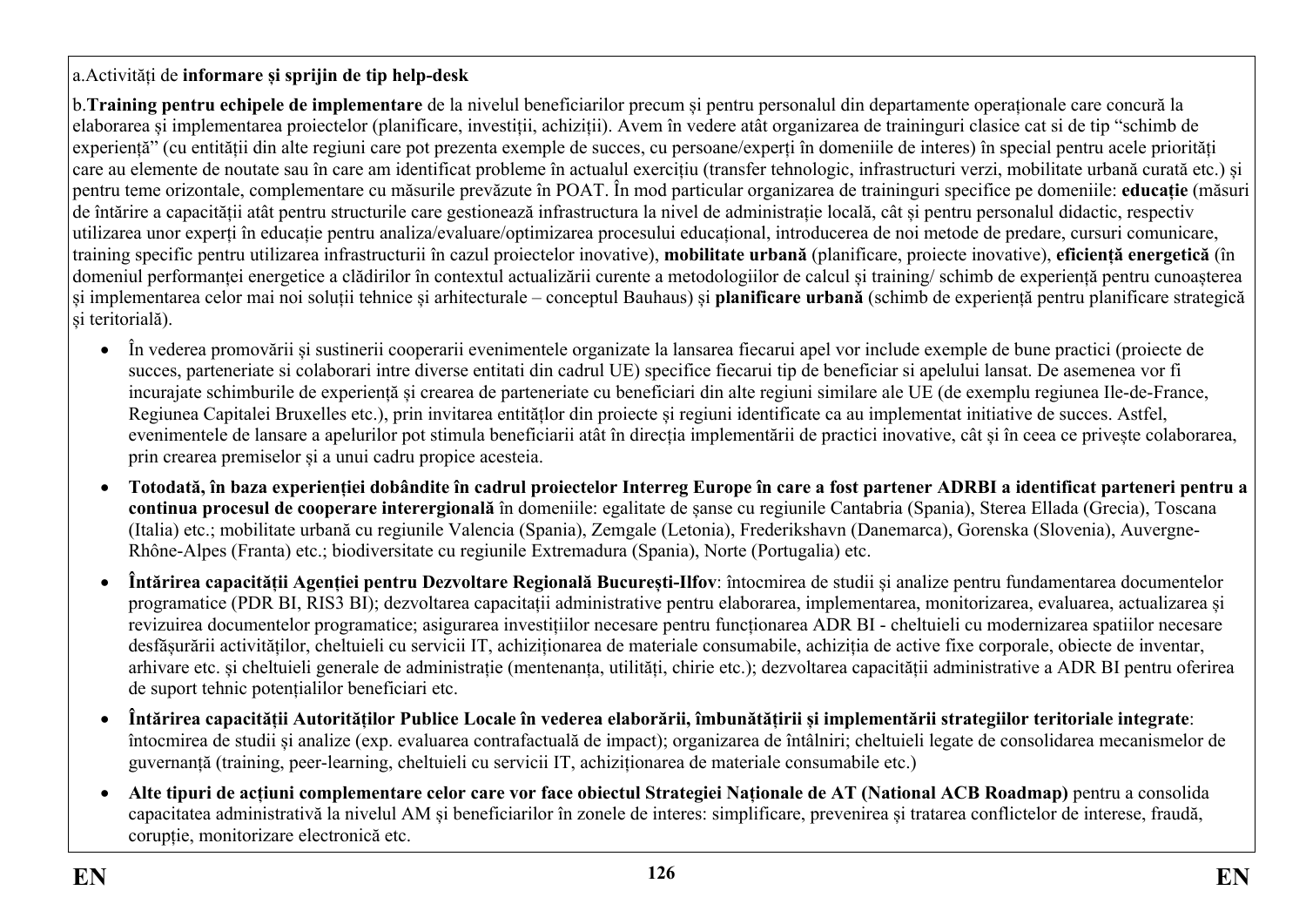a.Activități de **informare și sprijin de tip help-desk**

b.**Training pentru echipele de implementare** de la nivelul beneficiarilor precum și pentru personalul din departamente operaționale care concură la elaborarea și implementarea proiectelor (planificare, investiții, achiziții). Avem în vedere atât organizarea de traininguri clasice cat si de tip "schimb de experiență" (cu entitații din alte regiuni care pot prezenta exemple de succes, cu persoane/experți în domeniile de interes) în special pentru acele priorități care au elemente de noutate sau în care am identificat probleme în actualul exercițiu (transfer tehnologic, infrastructuri verzi, mobilitate urbană curată etc.) și pentru teme orizontale, complementare cu măsurile prevăzute în POAT. În mod particular organizarea de traininguri specifice pe domeniile: **educație** (măsuri de întărire a capacității atât pentru structurile care gestionează infrastructura la nivel de administrație locală, cât și pentru personalul didactic, respectiv utilizarea unor experți în educație pentru analiza/evaluare/optimizarea procesului educațional, introducerea de noi metode de predare, cursuri comunicare, training specific pentru utilizarea infrastructurii în cazul proiectelor inovative), **mobilitate urbană** (planificare, proiecte inovative), **eficiență energetică** (în domeniul performanței energetice a clădirilor în contextul actualizării curente a metodologiilor de calcul și training/ schimb de experiență pentru cunoașterea și implementarea celor mai noi soluții tehnice și arhitecturale – conceptul Bauhaus) și **planificare urbană** (schimb de experiență pentru planificare strategică și teritorială).

- În vederea promovării și sustinerii cooperarii evenimentele organizate la lansarea fiecarui apel vor include exemple de bune practici (proiecte de succes, parteneriate si colaborari intre diverse entitati din cadrul UE) specifice fiecarui tip de beneficiar si apelului lansat. De asemenea vor fi incurajate schimburile de experiență și crearea de parteneriate cu beneficiari din alte regiuni similare ale UE (de exemplu regiunea Ile-de-France, Regiunea Capitalei Bruxelles etc.), prin invitarea entităților din proiecte și regiuni identificate ca au implementat initiative de succes. Astfel, evenimentele de lansare a apelurilor pot stimula beneficiarii atât în direcția implementării de practici inovative, cât și în ceea ce privește colaborarea, prin crearea premiselor și a unui cadru propice acesteia.
- **Totodată, în baza experienței dobândite în cadrul proiectelor Interreg Europe în care a fost partener ADRBI a identificat parteneri pentru a continua procesul de cooperare interergională** în domeniile: egalitate de șanse cu regiunile Cantabria (Spania), Sterea Ellada (Grecia), Toscana (Italia) etc.; mobilitate urbană cu regiunile Valencia (Spania), Zemgale (Letonia), Frederikshavn (Danemarca), Gorenska (Slovenia), Auvergne-Rhône-Alpes (Franta) etc.; biodiversitate cu regiunile Extremadura (Spania), Norte (Portugalia) etc.
- **Întărirea capacității Agenției pentru Dezvoltare Regională București-Ilfov**: întocmirea de studii și analize pentru fundamentarea documentelor programatice (PDR BI, RIS3 BI); dezvoltarea capacitații administrative pentru elaborarea, implementarea, monitorizarea, evaluarea, actualizarea și revizuirea documentelor programatice; asigurarea investițiilor necesare pentru funcționarea ADR BI - cheltuieli cu modernizarea spatiilor necesare desfășurării activităților, cheltuieli cu servicii IT, achiziționarea de materiale consumabile, achiziția de active fixe corporale, obiecte de inventar, arhivare etc. și cheltuieli generale de administrație (mentenanța, utilități, chirie etc.); dezvoltarea capacității administrative a ADR BI pentru oferirea de suport tehnic potențialilor beneficiari etc.
- **Întărirea capacității Autorităților Publice Locale în vederea elaborării, îmbunătățirii și implementării strategiilor teritoriale integrate**: întocmirea de studii și analize (exp. evaluarea contrafactuală de impact); organizarea de întâlniri; cheltuieli legate de consolidarea mecanismelor de guvernanță (training, peer-learning, cheltuieli cu servicii IT, achiziționarea de materiale consumabile etc.)
- **Alte tipuri de acțiuni complementare celor care vor face obiectul Strategiei Naționale de AT (National ACB Roadmap)** pentru a consolida capacitatea administrativă la nivelul AM și beneficiarilor în zonele de interes: simplificare, prevenirea și tratarea conflictelor de interese, fraudă, corupție, monitorizare electronică etc.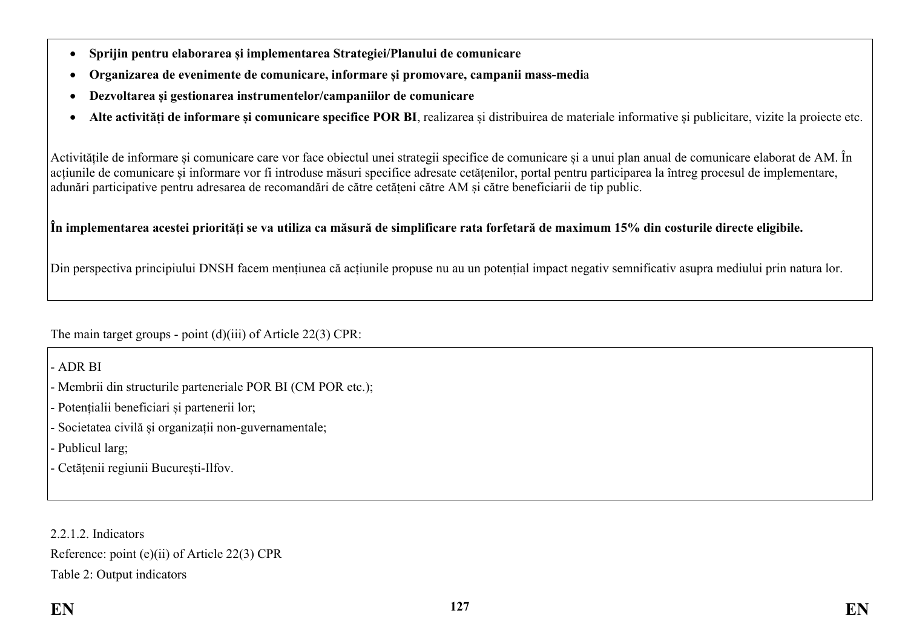- **Sprijin pentru elaborarea și implementarea Strategiei/Planului de comunicare**
- **Organizarea de evenimente de comunicare, informare și promovare, campanii mass-medi**a
- **Dezvoltarea și gestionarea instrumentelor/campaniilor de comunicare**
- **Alte activități de informare și comunicare specifice POR BI**, realizarea și distribuirea de materiale informative și publicitare, vizite la proiecte etc.

Activitățile de informare și comunicare care vor face obiectul unei strategii specifice de comunicare și a unui plan anual de comunicare elaborat de AM. În acțiunile de comunicare și informare vor fi introduse măsuri specifice adresate cetățenilor, portal pentru participarea la întreg procesul de implementare, adunări participative pentru adresarea de recomandări de către cetățeni către AM și către beneficiarii de tip public.

**În implementarea acestei priorități se va utiliza ca măsură de simplificare rata forfetară de maximum 15% din costurile directe eligibile.**

Din perspectiva principiului DNSH facem mențiunea că acțiunile propuse nu au un potențial impact negativ semnificativ asupra mediului prin natura lor.

The main target groups - point (d)(iii) of Article 22(3) CPR:

- ADR BI
- Membrii din structurile parteneriale POR BI (CM POR etc.);
- Potențialii beneficiari și partenerii lor;
- Societatea civilă și organizații non-guvernamentale;
- Publicul larg;
- Cetățenii regiunii București-Ilfov.

2.2.1.2. Indicators

Reference: point (e)(ii) of Article 22(3) CPR

Table 2: Output indicators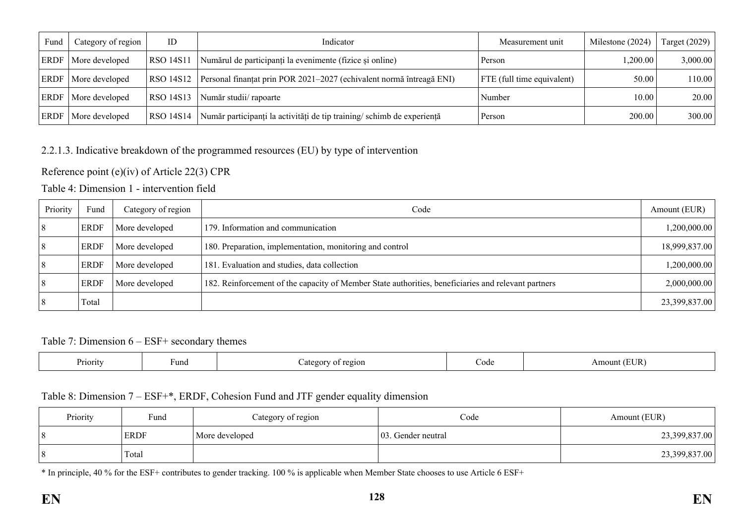| Fund | Category of region | ID | Indicator | Measurement unit | Milestone (2024) | Target (2029) |
|---|---|---|---|---|---|---|
| ERDF | More developed | RSO 14S11 | Numărul de participanți la evenimente (fizice și online) | Person | 1,200.00 | 3,000.00 |
| ERDF | More developed | RSO 14S12 | Personal finanțat prin POR 2021–2027 (echivalent normă întreagă ENI) | FTE (full time equivalent) | 50.00 | 110.00 |
| ERDF | More developed | RSO 14S13 | Număr studii/ rapoarte | Number | 10.00 | 20.00 |
| ERDF | More developed | RSO 14S14 | Număr participanți la activități de tip training/ schimb de experiență | Person | 200.00 | 300.00 |

2.2.1.3. Indicative breakdown of the programmed resources (EU) by type of intervention

Reference point (e)(iv) of Article 22(3) CPR

Table 4: Dimension 1 - intervention field

| Priority | Fund | Category of region | Code | Amount (EUR) |
|---|---|---|---|---|
| 8 | ERDF | More developed | 179. Information and communication | 1,200,000.00 |
| 8 | ERDF | More developed | 180. Preparation, implementation, monitoring and control | 18,999,837.00 |
| 8 | ERDF | More developed | 181. Evaluation and studies, data collection | 1,200,000.00 |
| 8 | ERDF | More developed | 182. Reinforcement of the capacity of Member State authorities, beneficiaries and relevant partners | 2,000,000.00 |
| 8 | Total | | | 23,399,837.00 |

Table 7: Dimension 6 – ESF+ secondary themes

| Priority | Fund | Category of region | Code | Amount (EUR) |
|---|---|---|---|---|

Table 8: Dimension 7 – ESF+*, ERDF, Cohesion Fund and JTF gender equality dimension

| Priority | Fund | Category of region | Code | Amount (EUR) |
|---|---|---|---|---|
| 8 | ERDF | More developed | 03. Gender neutral | 23,399,837.00 |
| 8 | Total | | | 23,399,837.00 |

* In principle, 40 % for the ESF+ contributes to gender tracking. 100 % is applicable when Member State chooses to use Article 6 ESF+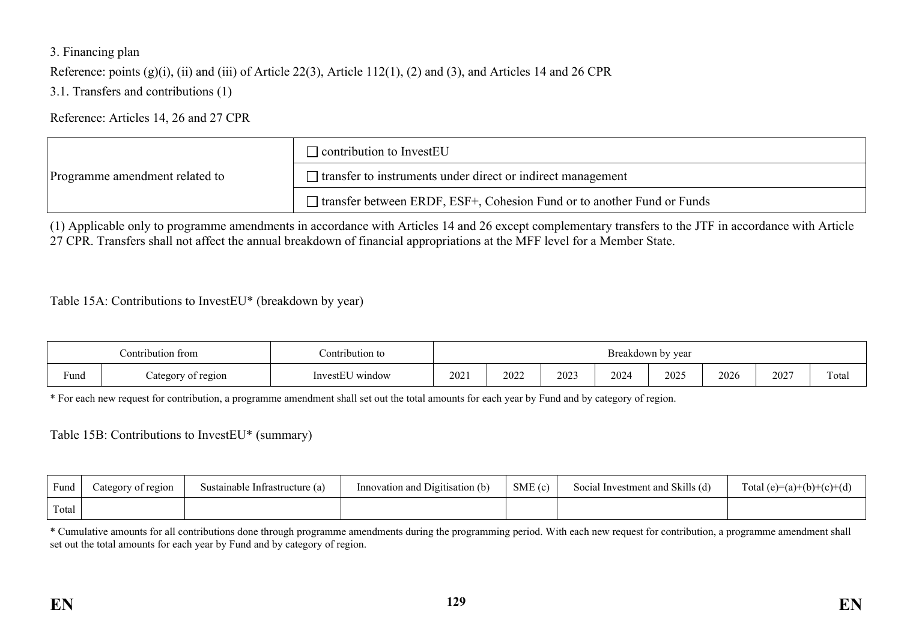3. Financing plan

Reference: points (g)(i), (ii) and (iii) of Article 22(3), Article 112(1), (2) and (3), and Articles 14 and 26 CPR

3.1. Transfers and contributions (1)

Reference: Articles 14, 26 and 27 CPR

| Programme amendment related to | ☐ contribution to InvestEU |
|---|---|
| | ☐ transfer to instruments under direct or indirect management |
| | ☐ transfer between ERDF, ESF+, Cohesion Fund or to another Fund or Funds |

(1) Applicable only to programme amendments in accordance with Articles 14 and 26 except complementary transfers to the JTF in accordance with Article 27 CPR. Transfers shall not affect the annual breakdown of financial appropriations at the MFF level for a Member State.

Table 15A: Contributions to InvestEU* (breakdown by year)

| Contribution from | | Contribution to | Breakdown by year | | | | | | | |
|---|---|---|---|---|---|---|---|---|---|---|
| Fund | Category of region | InvestEU window | 2021 | 2022 | 2023 | 2024 | 2025 | 2026 | 2027 | Total |

* For each new request for contribution, a programme amendment shall set out the total amounts for each year by Fund and by category of region.

Table 15B: Contributions to InvestEU* (summary)

| Fund | Category of region | Sustainable Infrastructure (a) | Innovation and Digitisation (b) | SME (c) | Social Investment and Skills (d) | Total (e)=(a)+(b)+(c)+(d) |
|---|---|---|---|---|---|---|
| Total | | | | | | |

* Cumulative amounts for all contributions done through programme amendments during the programming period. With each new request for contribution, a programme amendment shall set out the total amounts for each year by Fund and by category of region.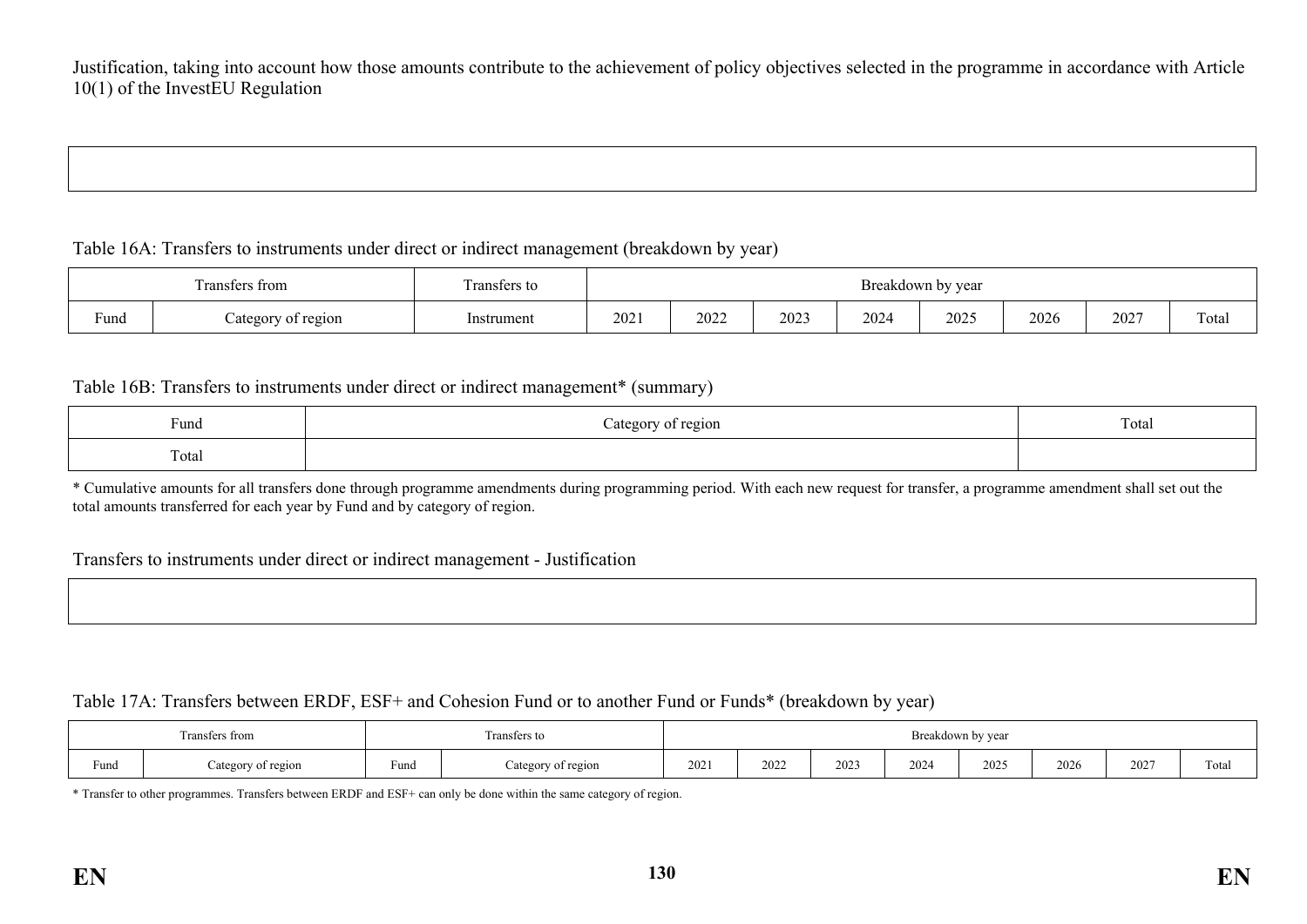Justification, taking into account how those amounts contribute to the achievement of policy objectives selected in the programme in accordance with Article 10(1) of the InvestEU Regulation

| |
|---|
| |

Table 16A: Transfers to instruments under direct or indirect management (breakdown by year)

| Transfers from | | Transfers to | Breakdown by year | | | | | | | |
|---|---|---|---|---|---|---|---|---|---|---|
| Fund | Category of region | Instrument | 2021 | 2022 | 2023 | 2024 | 2025 | 2026 | 2027 | Total |

Table 16B: Transfers to instruments under direct or indirect management* (summary)

| Fund | Category of region | Total |
|---|---|---|
| Total | | |

* Cumulative amounts for all transfers done through programme amendments during programming period. With each new request for transfer, a programme amendment shall set out the total amounts transferred for each year by Fund and by category of region.

Transfers to instruments under direct or indirect management - Justification

| |
|---|
| |

Table 17A: Transfers between ERDF, ESF+ and Cohesion Fund or to another Fund or Funds* (breakdown by year)

| Transfers from | | Transfers to | | Breakdown by year | | | | | | | |
|---|---|---|---|---|---|---|---|---|---|---|---|
| Fund | Category of region | Fund | Category of region | 2021 | 2022 | 2023 | 2024 | 2025 | 2026 | 2027 | Total |

* Transfer to other programmes. Transfers between ERDF and ESF+ can only be done within the same category of region.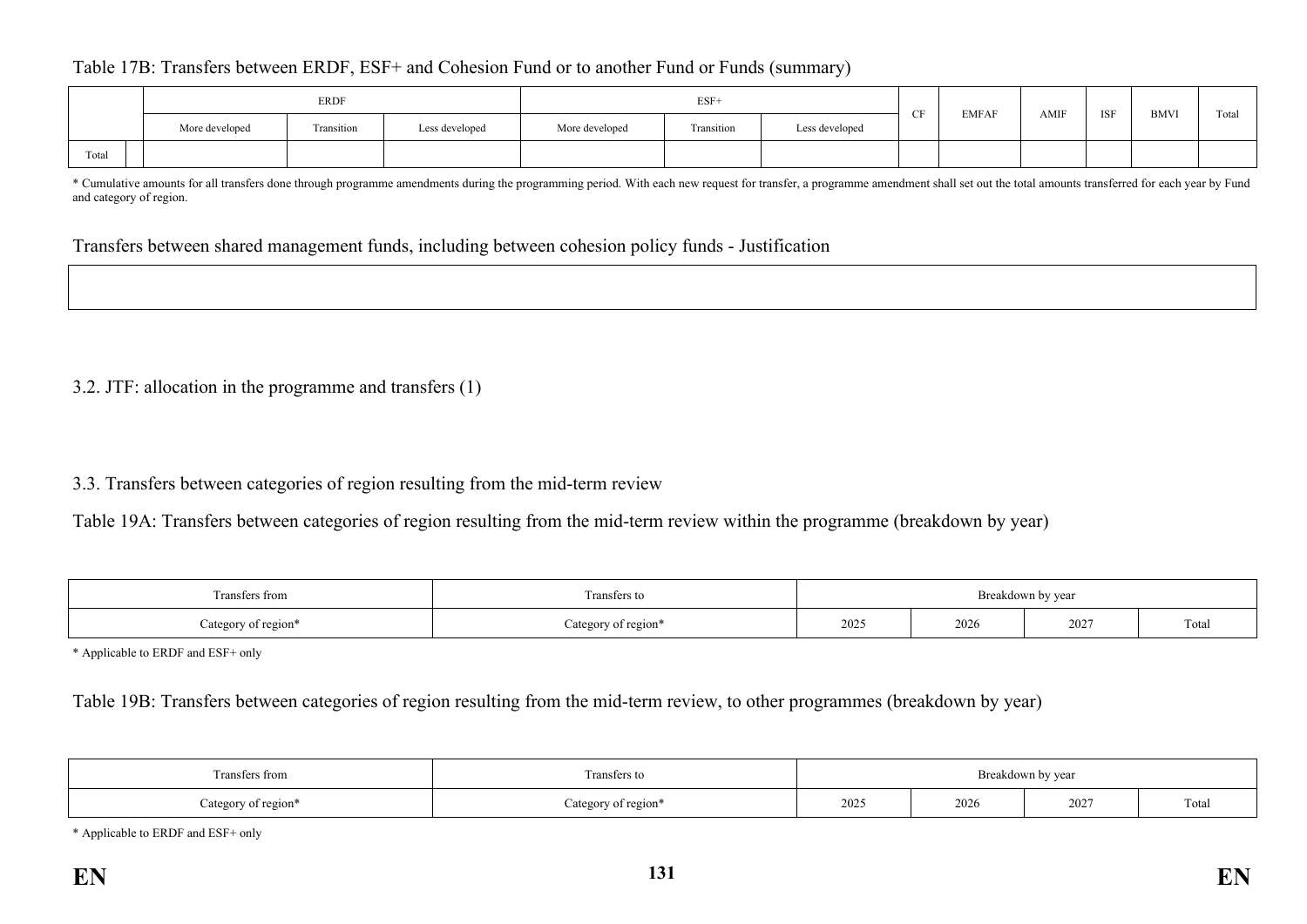Table 17B: Transfers between ERDF, ESF+ and Cohesion Fund or to another Fund or Funds (summary)

| | | ERDF | | | ESF+ | | | CF | EMFAF | AMIF | ISF | BMVI | Total |
|---|---|---|---|---|---|---|---|---|---|---|---|---|---|
| | | More developed | Transition | Less developed | More developed | Transition | Less developed | | | | | | |
| Total | | | | | | | | | | | | | |

* Cumulative amounts for all transfers done through programme amendments during the programming period. With each new request for transfer, a programme amendment shall set out the total amounts transferred for each year by Fund and category of region.

Transfers between shared management funds, including between cohesion policy funds - Justification

| |
|---|
| |

3.2. JTF: allocation in the programme and transfers (1)

3.3. Transfers between categories of region resulting from the mid-term review

Table 19A: Transfers between categories of region resulting from the mid-term review within the programme (breakdown by year)

| Transfers from | Transfers to | Breakdown by year | | | |
|---|---|---|---|---|---|
| Category of region* | Category of region* | 2025 | 2026 | 2027 | Total |

* Applicable to ERDF and ESF+ only

Table 19B: Transfers between categories of region resulting from the mid-term review, to other programmes (breakdown by year)

| Transfers from | Transfers to | Breakdown by year | | | |
|---|---|---|---|---|---|
| Category of region* | Category of region* | 2025 | 2026 | 2027 | Total |

* Applicable to ERDF and ESF+ only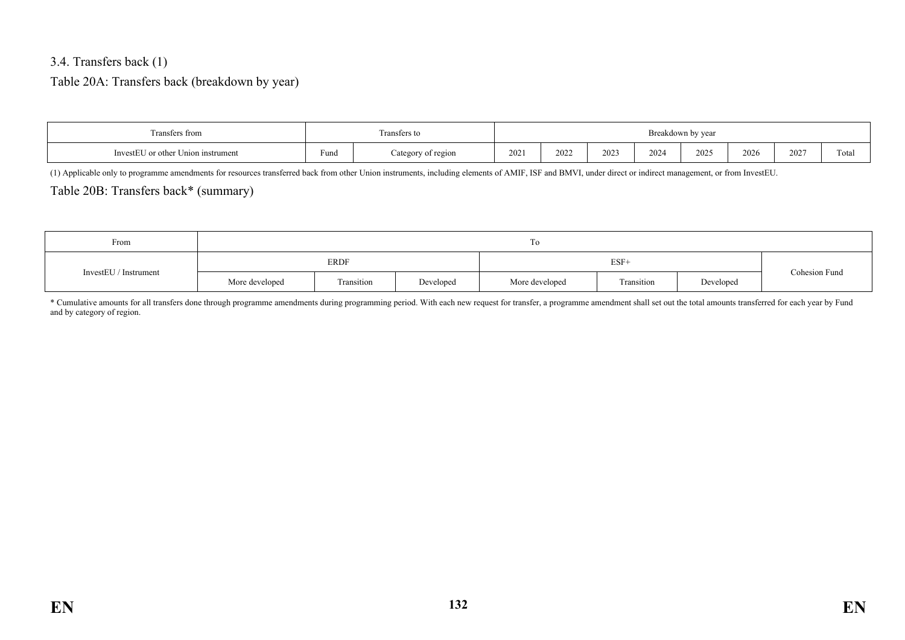### 3.4. Transfers back (1)

Table 20A: Transfers back (breakdown by year)

| Transfers from | Transfers to | | Breakdown by year | | | | | | | |
|---|---|---|---|---|---|---|---|---|---|---|
| InvestEU or other Union instrument | Fund | Category of region | 2021 | 2022 | 2023 | 2024 | 2025 | 2026 | 2027 | Total |

(1) Applicable only to programme amendments for resources transferred back from other Union instruments, including elements of AMIF, ISF and BMVI, under direct or indirect management, or from InvestEU.

Table 20B: Transfers back* (summary)

| From | To | | | | | | |
|---|---|---|---|---|---|---|---|
| InvestEU / Instrument | ERDF | | | ESF+ | | | Cohesion Fund |
| | More developed | Transition | Developed | More developed | Transition | Developed | |

* Cumulative amounts for all transfers done through programme amendments during programming period. With each new request for transfer, a programme amendment shall set out the total amounts transferred for each year by Fund and by category of region.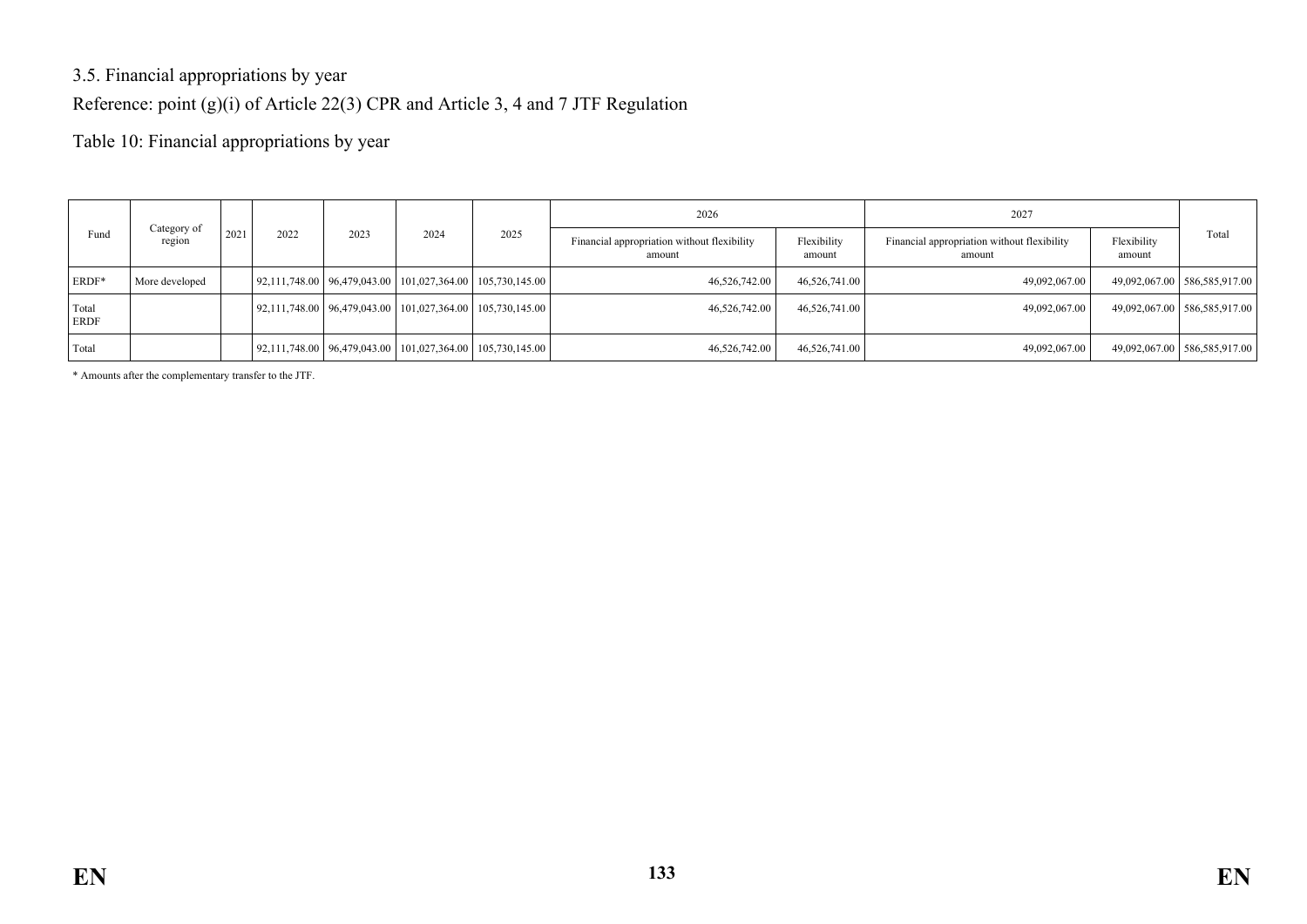3.5. Financial appropriations by year

Reference: point (g)(i) of Article 22(3) CPR and Article 3, 4 and 7 JTF Regulation

Table 10: Financial appropriations by year

| Fund | Category of region | 2021 | 2022 | 2023 | 2024 | 2025 | 2026 | | 2027 | | Total |
|---|---|---|---|---|---|---|---|---|---|---|---|
| | | | | | | | Financial appropriation without flexibility amount | Flexibility amount | Financial appropriation without flexibility amount | Flexibility amount | |
| ERDF* | More developed | | 92,111,748.00 | 96,479,043.00 | 101,027,364.00 | 105,730,145.00 | 46,526,742.00 | 46,526,741.00 | 49,092,067.00 | 49,092,067.00 | 586,585,917.00 |
| Total ERDF | | | 92,111,748.00 | 96,479,043.00 | 101,027,364.00 | 105,730,145.00 | 46,526,742.00 | 46,526,741.00 | 49,092,067.00 | 49,092,067.00 | 586,585,917.00 |
| Total | | | 92,111,748.00 | 96,479,043.00 | 101,027,364.00 | 105,730,145.00 | 46,526,742.00 | 46,526,741.00 | 49,092,067.00 | 49,092,067.00 | 586,585,917.00 |

* Amounts after the complementary transfer to the JTF.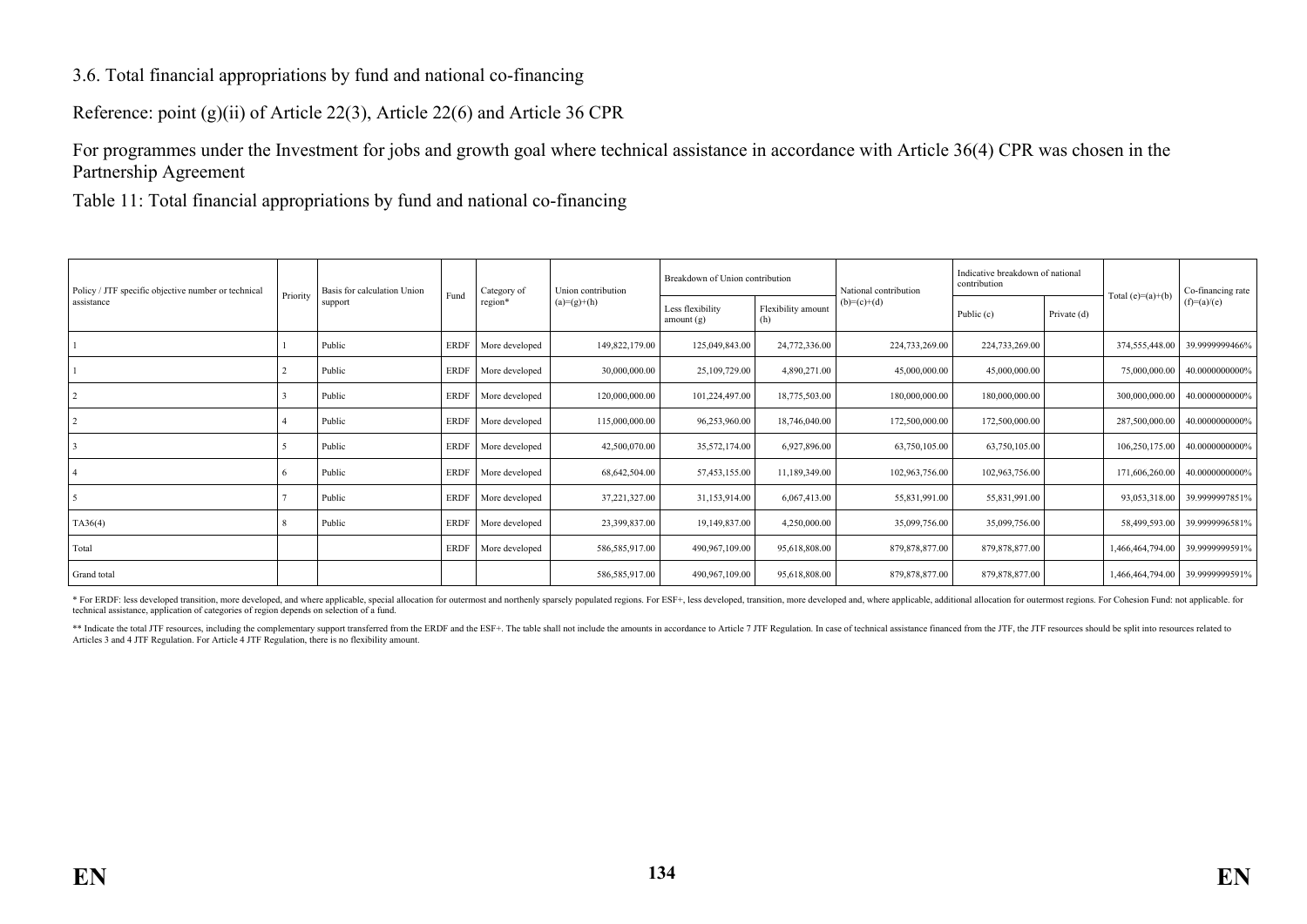3.6. Total financial appropriations by fund and national co-financing

Reference: point (g)(ii) of Article 22(3), Article 22(6) and Article 36 CPR

For programmes under the Investment for jobs and growth goal where technical assistance in accordance with Article 36(4) CPR was chosen in the Partnership Agreement

Table 11: Total financial appropriations by fund and national co-financing

| Policy / JTF specific objective number or technical assistance | Priority | Basis for calculation Union support | Fund | Category of region* | Union contribution (a)=(g)+(h) | Breakdown of Union contribution | | National contribution (b)=(c)+(d) | Indicative breakdown of national contribution | | Total (e)=(a)+(b) | Co-financing rate (f)=(a)/(e) |
|---|---|---|---|---|---|---|---|---|---|---|---|---|
| | | | | | | Less flexibility amount (g) | Flexibility amount (h) | | Public (c) | Private (d) | | |
| 1 | 1 | Public | ERDF | More developed | 149,822,179.00 | 125,049,843.00 | 24,772,336.00 | 224,733,269.00 | 224,733,269.00 | | 374,555,448.00 | 39.9999999466% |
| 1 | 2 | Public | ERDF | More developed | 30,000,000.00 | 25,109,729.00 | 4,890,271.00 | 45,000,000.00 | 45,000,000.00 | | 75,000,000.00 | 40.0000000000% |
| 2 | 3 | Public | ERDF | More developed | 120,000,000.00 | 101,224,497.00 | 18,775,503.00 | 180,000,000.00 | 180,000,000.00 | | 300,000,000.00 | 40.0000000000% |
| 2 | 4 | Public | ERDF | More developed | 115,000,000.00 | 96,253,960.00 | 18,746,040.00 | 172,500,000.00 | 172,500,000.00 | | 287,500,000.00 | 40.0000000000% |
| 3 | 5 | Public | ERDF | More developed | 42,500,070.00 | 35,572,174.00 | 6,927,896.00 | 63,750,105.00 | 63,750,105.00 | | 106,250,175.00 | 40.0000000000% |
| 4 | 6 | Public | ERDF | More developed | 68,642,504.00 | 57,453,155.00 | 11,189,349.00 | 102,963,756.00 | 102,963,756.00 | | 171,606,260.00 | 40.0000000000% |
| 5 | 7 | Public | ERDF | More developed | 37,221,327.00 | 31,153,914.00 | 6,067,413.00 | 55,831,991.00 | 55,831,991.00 | | 93,053,318.00 | 39.9999997851% |
| TA36(4) | 8 | Public | ERDF | More developed | 23,399,837.00 | 19,149,837.00 | 4,250,000.00 | 35,099,756.00 | 35,099,756.00 | | 58,499,593.00 | 39.9999996581% |
| Total | | | ERDF | More developed | 586,585,917.00 | 490,967,109.00 | 95,618,808.00 | 879,878,877.00 | 879,878,877.00 | | 1,466,464,794.00 | 39.9999999591% |
| Grand total | | | | | 586,585,917.00 | 490,967,109.00 | 95,618,808.00 | 879,878,877.00 | 879,878,877.00 | | 1,466,464,794.00 | 39.9999999591% |

* For ERDF: less developed transition, more developed, and where applicable, special allocation for outermost and northenly sparsely populated regions. For ESF+, less developed, transition, more developed and, where applicable, additional allocation for outermost regions. For Cohesion Fund: not applicable. for technical assistance, application of categories of region depends on selection of a fund.

** Indicate the total JTF resources, including the complementary support transferred from the ERDF and the ESF+. The table shall not include the amounts in accordance to Article 7 JTF Regulation. In case of technical assistance financed from the JTF, the JTF resources should be split into resources related to Articles 3 and 4 JTF Regulation. For Article 4 JTF Regulation, there is no flexibility amount.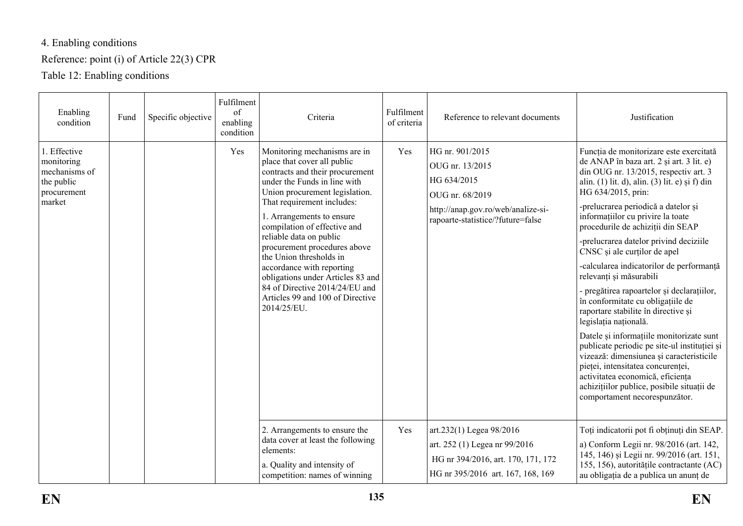4. Enabling conditions

Reference: point (i) of Article 22(3) CPR

Table 12: Enabling conditions

| Enabling condition | Fund | Specific objective | Fulfilment of enabling condition | Criteria | Fulfilment of criteria | Reference to relevant documents | Justification |
|---|---|---|---|---|---|---|---|
| 1. Effective monitoring mechanisms of the public procurement market | | | Yes | Monitoring mechanisms are in place that cover all public contracts and their procurement under the Funds in line with Union procurement legislation. That requirement includes:<br><br>1. Arrangements to ensure compilation of effective and reliable data on public procurement procedures above the Union thresholds in accordance with reporting obligations under Articles 83 and 84 of Directive 2014/24/EU and Articles 99 and 100 of Directive 2014/25/EU. | Yes | HG nr. 901/2015<br><br>OUG nr. 13/2015<br><br>HG 634/2015<br><br>OUG nr. 68/2019<br><br>http://anap.gov.ro/web/analize-si-rapoarte-statistice/?future=false | Funcția de monitorizare este exercitată de ANAP în baza art. 2 și art. 3 lit. e) din OUG nr. 13/2015, respectiv art. 3 alin. (1) lit. d), alin. (3) lit. e) și f) din HG 634/2015, prin:<br><br>-prelucrarea periodică a datelor și informațiilor cu privire la toate procedurile de achiziții din SEAP<br><br>-prelucrarea datelor privind deciziile CNSC și ale curților de apel<br><br>-calcularea indicatorilor de performanță relevanți și măsurabili<br><br>- pregătirea rapoartelor și declarațiilor, în conformitate cu obligațiile de raportare stabilite în directive și legislația națională.<br><br>Datele și informațiile monitorizate sunt publicate periodic pe site-ul instituției și vizează: dimensiunea și caracteristicile pieței, intensitatea concurenței, activitatea economică, eficiența achizițiilor publice, posibile situații de comportament necorespunzător. |
| | | | | 2. Arrangements to ensure the data cover at least the following elements:<br><br>a. Quality and intensity of competition: names of winning | Yes | art.232(1) Legea 98/2016<br><br>art. 252 (1) Legea nr 99/2016<br><br>HG nr 394/2016, art. 170, 171, 172<br><br>HG nr 395/2016 art. 167, 168, 169 | Toți indicatorii pot fi obținuți din SEAP.<br><br>a) Conform Legii nr. 98/2016 (art. 142, 145, 146) și Legii nr. 99/2016 (art. 151, 155, 156), autoritățile contractante (AC) au obligația de a publica un anunț de |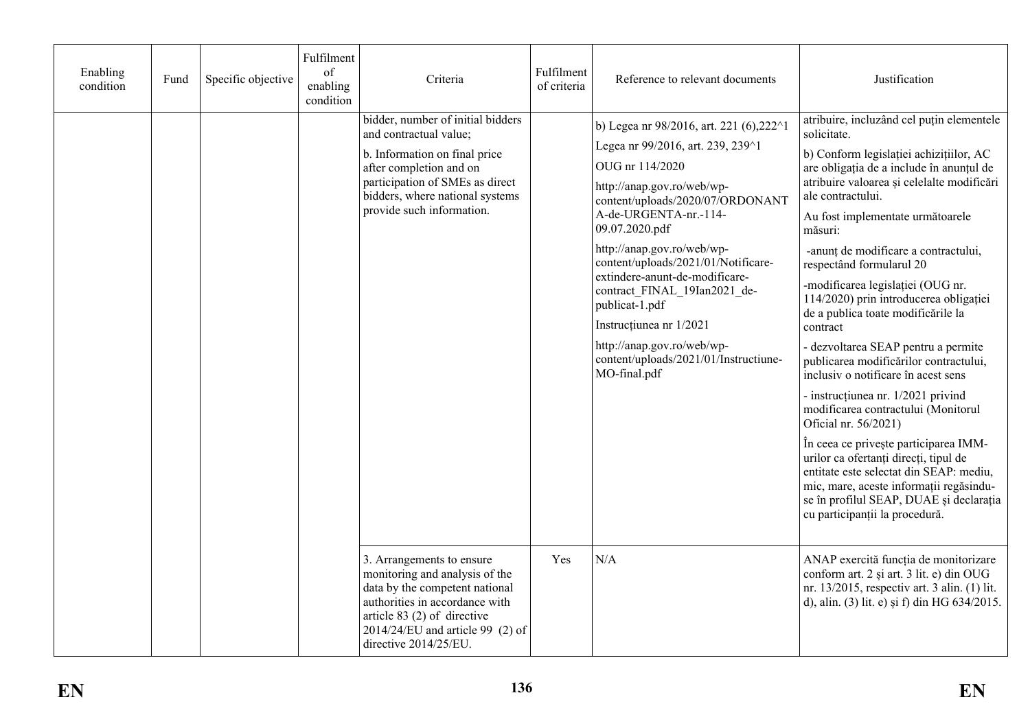| Enabling condition | Fund | Specific objective | Fulfilment of enabling condition | Criteria | Fulfilment of criteria | Reference to relevant documents | Justification |
|---|---|---|---|---|---|---|---|
| | | | | bidder, number of initial bidders and contractual value;<br><br>b. Information on final price after completion and on participation of SMEs as direct bidders, where national systems provide such information. | | b) Legea nr 98/2016, art. 221 (6),222^1<br><br>Legea nr 99/2016, art. 239, 239^1<br><br>OUG nr 114/2020<br><br>http://anap.gov.ro/web/wp-content/uploads/2020/07/ORDONANTA-de-URGENTA-nr.-114-09.07.2020.pdf<br><br>http://anap.gov.ro/web/wp-content/uploads/2021/01/Notificare-extindere-anunt-de-modificare-contract_FINAL_19Ian2021_de-publicat-1.pdf<br><br>Instrucțiunea nr 1/2021<br><br>http://anap.gov.ro/web/wp-content/uploads/2021/01/Instructiune-MO-final.pdf | atribuire, incluzând cel puțin elementele solicitate.<br><br>b) Conform legislației achizițiilor, AC are obligația de a include în anunțul de atribuire valoarea și celelalte modificări ale contractului.<br><br>Au fost implementate următoarele măsuri:<br><br>-anunț de modificare a contractului, respectând formularul 20<br><br>-modificarea legislației (OUG nr. 114/2020) prin introducerea obligației de a publica toate modificările la contract<br><br>- dezvoltarea SEAP pentru a permite publicarea modificărilor contractului, inclusiv o notificare în acest sens<br><br>- instrucțiunea nr. 1/2021 privind modificarea contractului (Monitorul Oficial nr. 56/2021)<br><br>În ceea ce privește participarea IMM-urilor ca ofertanți direcți, tipul de entitate este selectat din SEAP: mediu, mic, mare, aceste informații regăsindu-se în profilul SEAP, DUAE și declarația cu participanții la procedură. |
| | | | | 3. Arrangements to ensure monitoring and analysis of the data by the competent national authorities in accordance with article 83 (2) of directive 2014/24/EU and article 99 (2) of directive 2014/25/EU. | Yes | N/A | ANAP exercită funcția de monitorizare conform art. 2 și art. 3 lit. e) din OUG nr. 13/2015, respectiv art. 3 alin. (1) lit. d), alin. (3) lit. e) și f) din HG 634/2015. |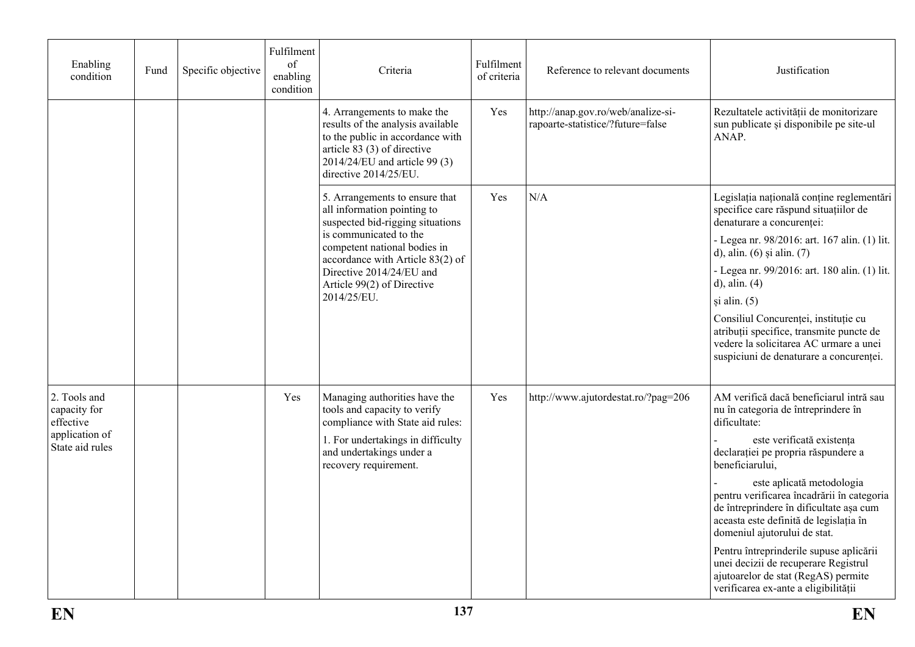| Enabling condition | Fund | Specific objective | Fulfilment of enabling condition | Criteria | Fulfilment of criteria | Reference to relevant documents | Justification |
|---|---|---|---|---|---|---|---|
| | | | | 4. Arrangements to make the results of the analysis available to the public in accordance with article 83 (3) of directive 2014/24/EU and article 99 (3) directive 2014/25/EU. | Yes | http://anap.gov.ro/web/analize-si-rapoarte-statistice/?future=false | Rezultatele activității de monitorizare sun publicate și disponibile pe site-ul ANAP. |
| | | | | 5. Arrangements to ensure that all information pointing to suspected bid-rigging situations is communicated to the competent national bodies in accordance with Article 83(2) of Directive 2014/24/EU and Article 99(2) of Directive 2014/25/EU. | Yes | N/A | Legislația națională conține reglementări specifice care răspund situațiilor de denaturare a concurenței:<br>- Legea nr. 98/2016: art. 167 alin. (1) lit. d), alin. (6) și alin. (7)<br>- Legea nr. 99/2016: art. 180 alin. (1) lit. d), alin. (4)<br>și alin. (5)<br>Consiliul Concurenței, instituție cu atribuții specifice, transmite puncte de vedere la solicitarea AC urmare a unei suspiciuni de denaturare a concurenței. |
| 2. Tools and capacity for effective application of State aid rules | | | Yes | Managing authorities have the tools and capacity to verify compliance with State aid rules:<br>1. For undertakings in difficulty and undertakings under a recovery requirement. | Yes | http://www.ajutordestat.ro/?pag=206 | AM verifică dacă beneficiarul intră sau nu în categoria de întreprindere în dificultate:<br>- este verificată existența declarației pe propria răspundere a beneficiarului,<br>- este aplicată metodologia pentru verificarea încadrării în categoria de întreprindere în dificultate așa cum aceasta este definită de legislația în domeniul ajutorului de stat.<br>Pentru întreprinderile supuse aplicării unei decizii de recuperare Registrul ajutoarelor de stat (RegAS) permite verificarea ex-ante a eligibilității |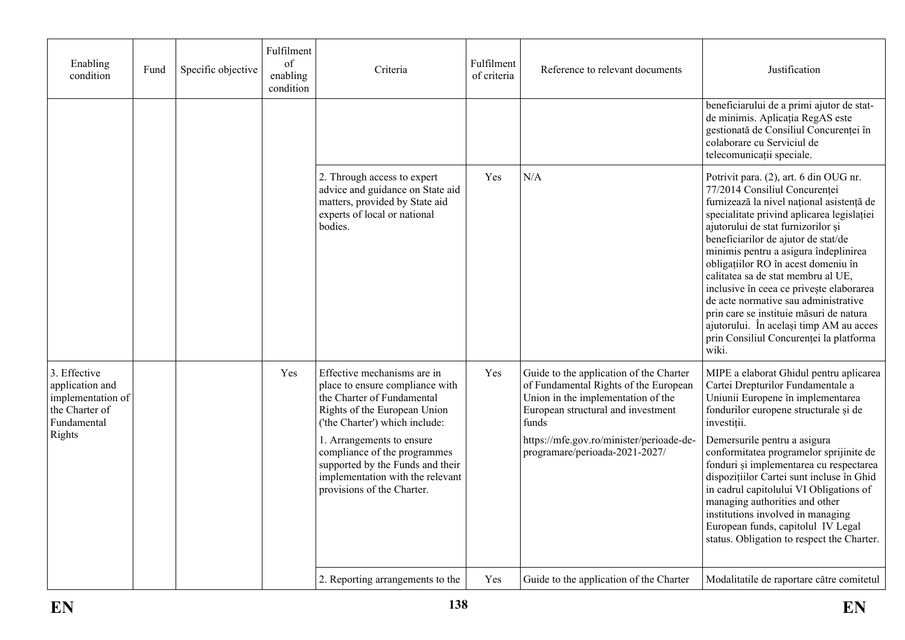| Enabling condition | Fund | Specific objective | Fulfilment of enabling condition | Criteria | Fulfilment of criteria | Reference to relevant documents | Justification |
|---|---|---|---|---|---|---|---|
| | | | | | | | beneficiarului de a primi ajutor de stat-de minimis. Aplicația RegAS este gestionată de Consiliul Concurenței în colaborare cu Serviciul de telecomunicații speciale. |
| | | | | 2. Through access to expert advice and guidance on State aid matters, provided by State aid experts of local or national bodies. | Yes | N/A | Potrivit para. (2), art. 6 din OUG nr. 77/2014 Consiliul Concurenței furnizează la nivel național asistență de specialitate privind aplicarea legislației ajutorului de stat furnizorilor și beneficiarilor de ajutor de stat/de minimis pentru a asigura îndeplinirea obligațiilor RO în acest domeniu în calitatea sa de stat membru al UE, inclusive în ceea ce privește elaborarea de acte normative sau administrative prin care se instituie măsuri de natura ajutorului. În același timp AM au acces prin Consiliul Concurenței la platforma wiki. |
| 3. Effective application and implementation of the Charter of Fundamental Rights | | | Yes | Effective mechanisms are in place to ensure compliance with the Charter of Fundamental Rights of the European Union ('the Charter') which include:<br><br>1. Arrangements to ensure compliance of the programmes supported by the Funds and their implementation with the relevant provisions of the Charter. | Yes | Guide to the application of the Charter of Fundamental Rights of the European Union in the implementation of the European structural and investment funds<br><br>https://mfe.gov.ro/minister/perioade-de-programare/perioada-2021-2027/ | MIPE a elaborat Ghidul pentru aplicarea Cartei Drepturilor Fundamentale a Uniunii Europene în implementarea fondurilor europene structurale și de investiții.<br><br>Demersurile pentru a asigura conformitatea programelor sprijinite de fonduri și implementarea cu respectarea dispozițiilor Cartei sunt incluse în Ghid in cadrul capitolului VI Obligations of managing authorities and other institutions involved in managing European funds, capitolul IV Legal status. Obligation to respect the Charter. |
| | | | | 2. Reporting arrangements to the | Yes | Guide to the application of the Charter | Modalitatile de raportare către comitetul |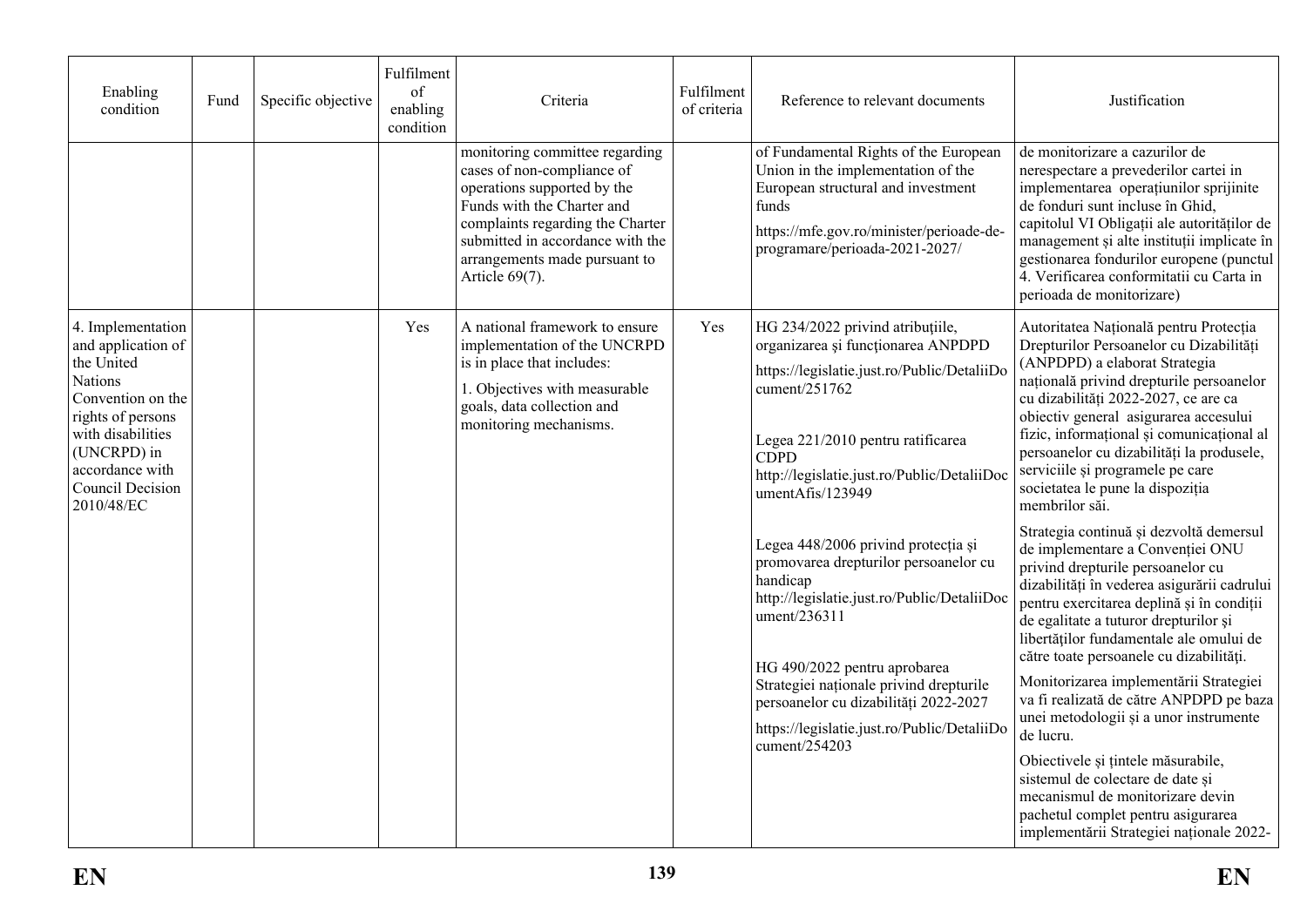| Enabling condition | Fund | Specific objective | Fulfilment of enabling condition | Criteria | Fulfilment of criteria | Reference to relevant documents | Justification |
| --- | --- | --- | --- | --- | --- | --- | --- |
| | | | | monitoring committee regarding cases of non-compliance of operations supported by the Funds with the Charter and complaints regarding the Charter submitted in accordance with the arrangements made pursuant to Article 69(7). | | of Fundamental Rights of the European Union in the implementation of the European structural and investment funds<br><br>https://mfe.gov.ro/minister/perioade-de-programare/perioada-2021-2027/ | de monitorizare a cazurilor de nerespectare a prevederilor cartei in implementarea operațiunilor sprijinite de fonduri sunt incluse în Ghid, capitolul VI Obligații ale autorităților de management și alte instituții implicate în gestionarea fondurilor europene (punctul 4. Verificarea conformitatii cu Carta in perioada de monitorizare) |
| 4. Implementation and application of the United Nations Convention on the rights of persons with disabilities (UNCRPD) in accordance with Council Decision 2010/48/EC | | | Yes | A national framework to ensure implementation of the UNCRPD is in place that includes:<br><br>1. Objectives with measurable goals, data collection and monitoring mechanisms. | Yes | HG 234/2022 privind atribuțiile, organizarea și funcționarea ANPDPD<br><br>https://legislatie.just.ro/Public/DetaliiDocument/251762<br><br>Legea 221/2010 pentru ratificarea CDPD<br>http://legislatie.just.ro/Public/DetaliiDocumentAfis/123949<br><br>Legea 448/2006 privind protecția și promovarea drepturilor persoanelor cu handicap<br>http://legislatie.just.ro/Public/DetaliiDocument/236311<br><br>HG 490/2022 pentru aprobarea Strategiei naționale privind drepturile persoanelor cu dizabilități 2022-2027<br><br>https://legislatie.just.ro/Public/DetaliiDocument/254203 | Autoritatea Națională pentru Protecția Drepturilor Persoanelor cu Dizabilități (ANPDPD) a elaborat Strategia națională privind drepturile persoanelor cu dizabilități 2022-2027, ce are ca obiectiv general asigurarea accesului fizic, informațional și comunicațional al persoanelor cu dizabilități la produsele, serviciile și programele pe care societatea le pune la dispoziția membrilor săi.<br><br>Strategia continuă și dezvoltă demersul de implementare a Convenției ONU privind drepturile persoanelor cu dizabilități în vederea asigurării cadrului pentru exercitarea deplină și în condiții de egalitate a tuturor drepturilor și libertăților fundamentale ale omului de către toate persoanele cu dizabilități.<br><br>Monitorizarea implementării Strategiei va fi realizată de către ANPDPD pe baza unei metodologii și a unor instrumente de lucru.<br><br>Obiectivele și țintele măsurabile, sistemul de colectare de date și mecanismul de monitorizare devin pachetul complet pentru asigurarea implementării Strategiei naționale 2022- |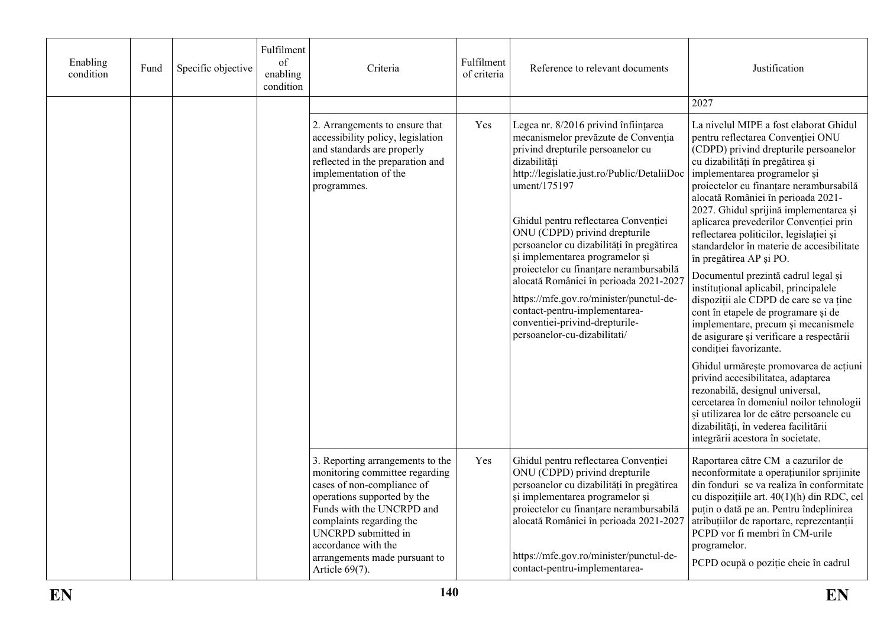| Enabling condition | Fund | Specific objective | Fulfilment of enabling condition | Criteria | Fulfilment of criteria | Reference to relevant documents | Justification |
|---|---|---|---|---|---|---|---|
| | | | | | | | 2027 |
| | | | | 2. Arrangements to ensure that accessibility policy, legislation and standards are properly reflected in the preparation and implementation of the programmes. | Yes | Legea nr. 8/2016 privind înființarea mecanismelor prevăzute de Convenția privind drepturile persoanelor cu dizabilități http://legislatie.just.ro/Public/DetaliiDocument/175197<br><br>Ghidul pentru reflectarea Convenției ONU (CDPD) privind drepturile persoanelor cu dizabilități în pregătirea și implementarea programelor și proiectelor cu finanțare nerambursabilă alocată României în perioada 2021-2027<br><br>https://mfe.gov.ro/minister/punctul-de-contact-pentru-implementarea-conventiei-privind-drepturile-persoanelor-cu-dizabilitati/ | La nivelul MIPE a fost elaborat Ghidul pentru reflectarea Convenției ONU (CDPD) privind drepturile persoanelor cu dizabilități în pregătirea și implementarea programelor și proiectelor cu finanțare nerambursabilă alocată României în perioada 2021-2027. Ghidul sprijină implementarea și aplicarea prevederilor Convenției prin reflectarea politicilor, legislației și standardelor în materie de accesibilitate în pregătirea AP și PO.<br><br>Documentul prezintă cadrul legal și instituțional aplicabil, principalele dispoziții ale CDPD de care se va ține cont în etapele de programare și de implementare, precum și mecanismele de asigurare și verificare a respectării condiției favorizante.<br><br>Ghidul urmărește promovarea de acțiuni privind accesibilitatea, adaptarea rezonabilă, designul universal, cercetarea în domeniul noilor tehnologii și utilizarea lor de către persoanele cu dizabilități, în vederea facilitării integrării acestora în societate. |
| | | | | 3. Reporting arrangements to the monitoring committee regarding cases of non-compliance of operations supported by the Funds with the UNCRPD and complaints regarding the UNCRPD submitted in accordance with the arrangements made pursuant to Article 69(7). | Yes | Ghidul pentru reflectarea Convenției ONU (CDPD) privind drepturile persoanelor cu dizabilități în pregătirea și implementarea programelor și proiectelor cu finanțare nerambursabilă alocată României în perioada 2021-2027<br><br>https://mfe.gov.ro/minister/punctul-de-contact-pentru-implementarea- | Raportarea către CM a cazurilor de neconformitate a operațiunilor sprijinite din fonduri se va realiza în conformitate cu dispozițiile art. 40(1)(h) din RDC, cel puțin o dată pe an. Pentru îndeplinirea atribuțiilor de raportare, reprezentanții PCPD vor fi membri în CM-urile programelor.<br><br>PCPD ocupă o poziție cheie în cadrul |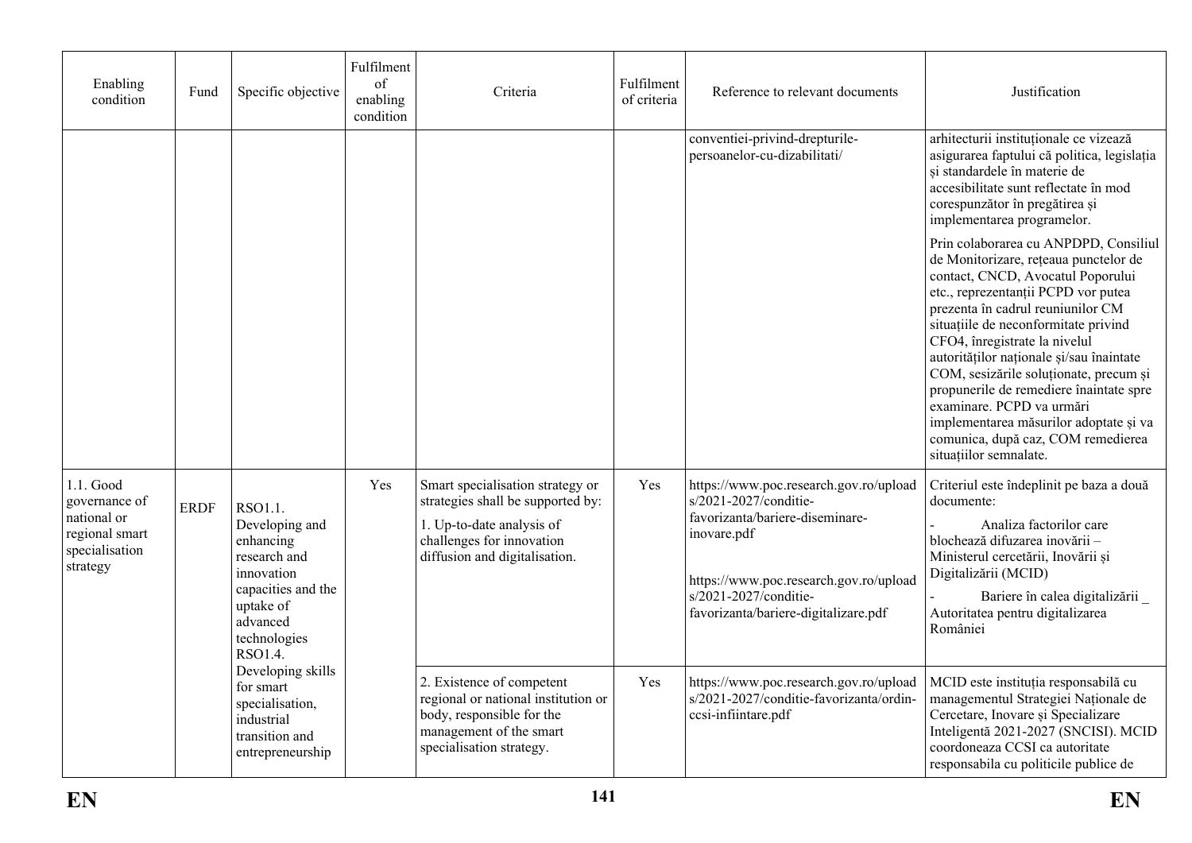| Enabling condition | Fund | Specific objective | Fulfilment of enabling condition | Criteria | Fulfilment of criteria | Reference to relevant documents | Justification |
|---|---|---|---|---|---|---|---|
| | | | | | | conventiei-privind-drepturile-persoanelor-cu-dizabilitati/ | arhitecturii instituționale ce vizează asigurarea faptului că politica, legislația și standardele în materie de accesibilitate sunt reflectate în mod corespunzător în pregătirea și implementarea programelor.<br><br>Prin colaborarea cu ANPDPD, Consiliul de Monitorizare, rețeaua punctelor de contact, CNCD, Avocatul Poporului etc., reprezentanții PCPD vor putea prezenta în cadrul reuniunilor CM situațiile de neconformitate privind CFO4, înregistrate la nivelul autorităților naționale și/sau înaintate COM, sesizările soluționate, precum și propunerile de remediere înaintate spre examinare. PCPD va urmări implementarea măsurilor adoptate și va comunica, după caz, COM remedierea situațiilor semnalate. |
| 1.1. Good governance of national or regional smart specialisation strategy | ERDF | RSO1.1. Developing and enhancing research and innovation capacities and the uptake of advanced technologies<br>RSO1.4. Developing skills for smart specialisation, industrial transition and entrepreneurship | Yes | Smart specialisation strategy or strategies shall be supported by:<br>1. Up-to-date analysis of challenges for innovation diffusion and digitalisation. | Yes | https://www.poc.research.gov.ro/uploads/2021-2027/conditie-favorizanta/bariere-diseminare-inovare.pdf<br><br>https://www.poc.research.gov.ro/uploads/2021-2027/conditie-favorizanta/bariere-digitalizare.pdf | Criteriul este îndeplinit pe baza a două documente:<br>- Analiza factorilor care blochează difuzarea inovării – Ministerul cercetării, Inovării și Digitalizării (MCID)<br>- Bariere în calea digitalizării _ Autoritatea pentru digitalizarea României |
| | | | | 2. Existence of competent regional or national institution or body, responsible for the management of the smart specialisation strategy. | Yes | https://www.poc.research.gov.ro/uploads/2021-2027/conditie-favorizanta/ordin-ccsi-infiintare.pdf | MCID este instituția responsabilă cu managementul Strategiei Naționale de Cercetare, Inovare și Specializare Inteligentă 2021-2027 (SNCISI). MCID coordoneaza CCSI ca autoritate responsabila cu politicile publice de |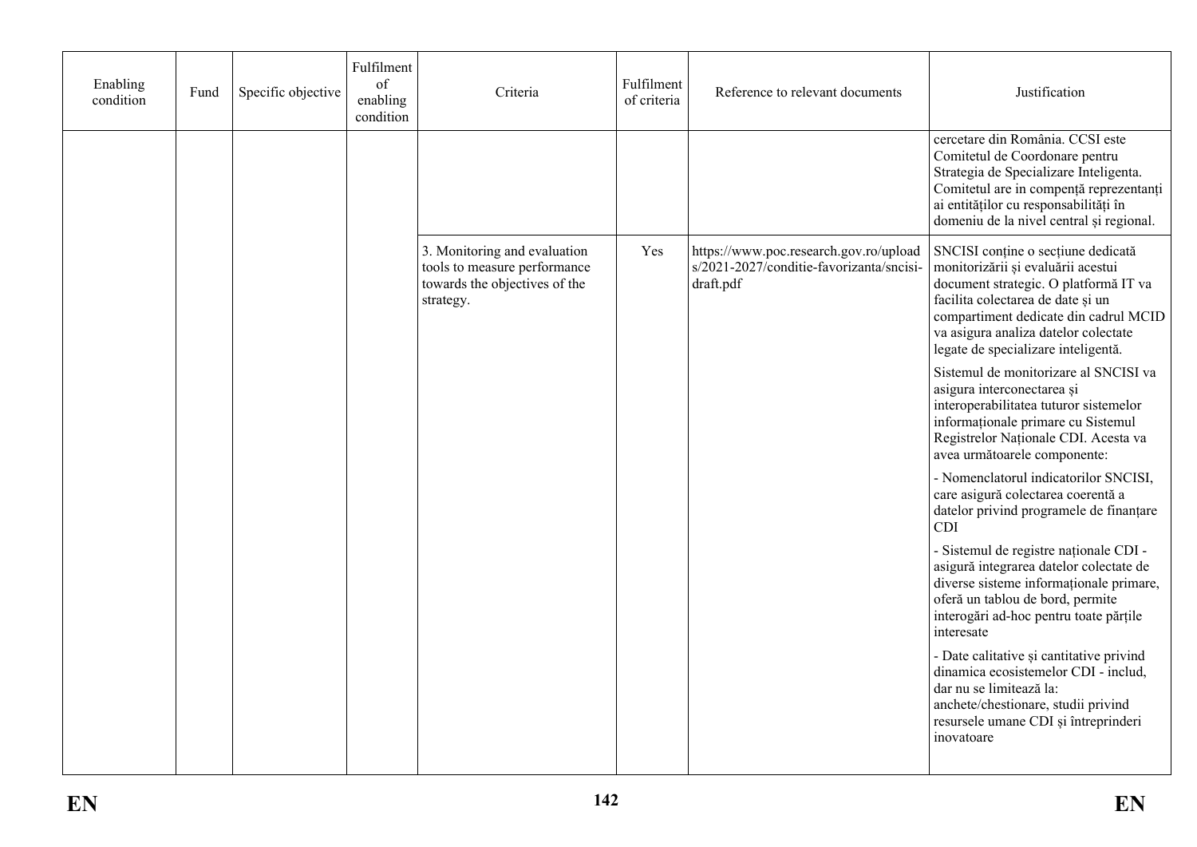| Enabling condition | Fund | Specific objective | Fulfilment of enabling condition | Criteria | Fulfilment of criteria | Reference to relevant documents | Justification |
|---|---|---|---|---|---|---|---|
| | | | | | | | cercetare din România. CCSI este Comitetul de Coordonare pentru Strategia de Specializare Inteligenta. Comitetul are in compență reprezentanți ai entităților cu responsabilități în domeniu de la nivel central și regional. |
| | | | | 3. Monitoring and evaluation tools to measure performance towards the objectives of the strategy. | Yes | https://www.poc.research.gov.ro/uploads/2021-2027/conditie-favorizanta/sncisi-draft.pdf | SNCISI conține o secțiune dedicată monitorizării și evaluării acestui document strategic. O platformă IT va facilita colectarea de date și un compartiment dedicate din cadrul MCID va asigura analiza datelor colectate legate de specializare inteligentă.<br><br>Sistemul de monitorizare al SNCISI va asigura interconectarea și interoperabilitatea tuturor sistemelor informaționale primare cu Sistemul Registrelor Naționale CDI. Acesta va avea următoarele componente:<br><br>- Nomenclatorul indicatorilor SNCISI, care asigură colectarea coerentă a datelor privind programele de finanțare CDI<br><br>- Sistemul de registre naționale CDI - asigură integrarea datelor colectate de diverse sisteme informaționale primare, oferă un tablou de bord, permite interogări ad-hoc pentru toate părțile interesate<br><br>- Date calitative și cantitative privind dinamica ecosistemelor CDI - includ, dar nu se limitează la: anchete/chestionare, studii privind resursele umane CDI și întreprinderi inovatoare |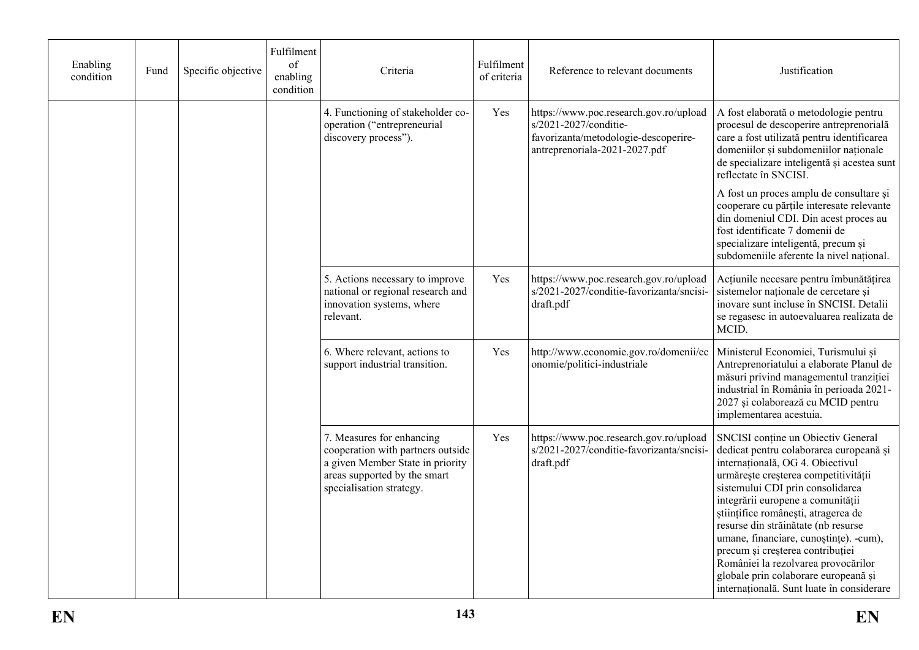| Enabling condition | Fund | Specific objective | Fulfilment of enabling condition | Criteria | Fulfilment of criteria | Reference to relevant documents | Justification |
|---|---|---|---|---|---|---|---|
| | | | | 4. Functioning of stakeholder co-operation ("entrepreneurial discovery process"). | Yes | https://www.poc.research.gov.ro/uploads/2021-2027/conditie-favorizanta/metodologie-descoperire-antreprenoriala-2021-2027.pdf | A fost elaborată o metodologie pentru procesul de descoperire antreprenorială care a fost utilizată pentru identificarea domeniilor și subdomeniilor naționale de specializare inteligentă și acestea sunt reflectate în SNCISI.<br><br>A fost un proces amplu de consultare și cooperare cu părțile interesate relevante din domeniul CDI. Din acest proces au fost identificate 7 domenii de specializare inteligentă, precum și subdomeniile aferente la nivel național. |
| | | | | 5. Actions necessary to improve national or regional research and innovation systems, where relevant. | Yes | https://www.poc.research.gov.ro/uploads/2021-2027/conditie-favorizanta/sncisi-draft.pdf | Acțiunile necesare pentru îmbunătățirea sistemelor naționale de cercetare și inovare sunt incluse în SNCISI. Detalii se regasesc in autoevaluarea realizata de MCID. |
| | | | | 6. Where relevant, actions to support industrial transition. | Yes | http://www.economie.gov.ro/domenii/economie/politici-industriale | Ministerul Economiei, Turismului și Antreprenoriatului a elaborate Planul de măsuri privind managementul tranziției industrial în România în perioada 2021-2027 și colaborează cu MCID pentru implementarea acestuia. |
| | | | | 7. Measures for enhancing cooperation with partners outside a given Member State in priority areas supported by the smart specialisation strategy. | Yes | https://www.poc.research.gov.ro/uploads/2021-2027/conditie-favorizanta/sncisi-draft.pdf | SNCISI conține un Obiectiv General dedicat pentru colaborarea europeană și internațională, OG 4. Obiectivul urmărește creșterea competitivității sistemului CDI prin consolidarea integrării europene a comunității științifice românești, atragerea de resurse din străinătate (nb resurse umane, financiare, cunoștințe). -cum), precum și creșterea contribuției României la rezolvarea provocărilor globale prin colaborare europeană și internațională. Sunt luate în considerare |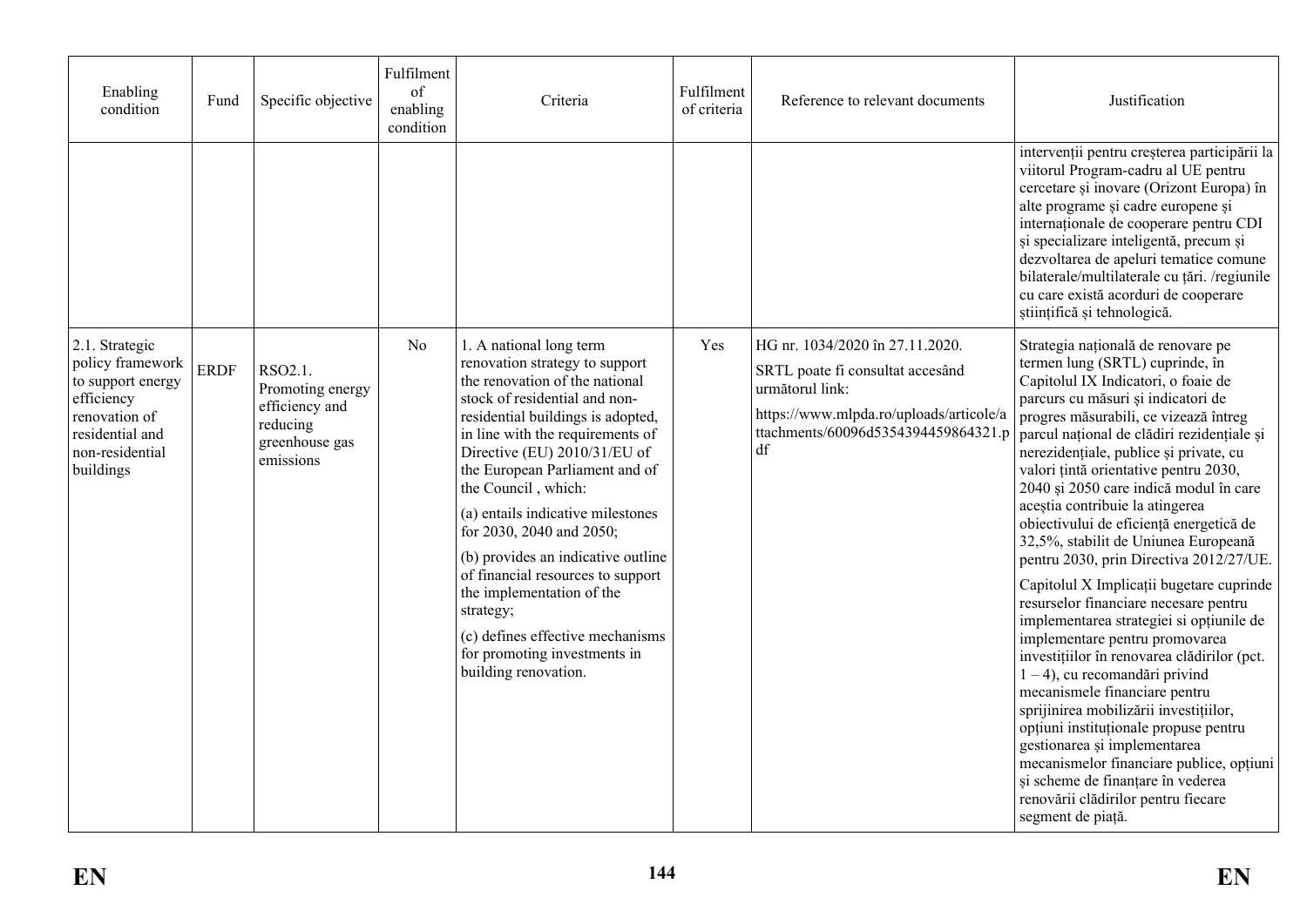| Enabling condition | Fund | Specific objective | Fulfilment of enabling condition | Criteria | Fulfilment of criteria | Reference to relevant documents | Justification |
|---|---|---|---|---|---|---|---|
| | | | | | | | intervenții pentru creșterea participării la viitorul Program-cadru al UE pentru cercetare și inovare (Orizont Europa) în alte programe și cadre europene și internaționale de cooperare pentru CDI și specializare inteligentă, precum și dezvoltarea de apeluri tematice comune bilaterale/multilaterale cu țări. /regiunile cu care există acorduri de cooperare științifică și tehnologică. |
| 2.1. Strategic policy framework to support energy efficiency renovation of residential and non-residential buildings | ERDF | RSO2.1. Promoting energy efficiency and reducing greenhouse gas emissions | No | 1. A national long term renovation strategy to support the renovation of the national stock of residential and non-residential buildings is adopted, in line with the requirements of Directive (EU) 2010/31/EU of the European Parliament and of the Council , which:<br><br>(a) entails indicative milestones for 2030, 2040 and 2050;<br><br>(b) provides an indicative outline of financial resources to support the implementation of the strategy;<br><br>(c) defines effective mechanisms for promoting investments in building renovation. | Yes | HG nr. 1034/2020 în 27.11.2020.<br><br>SRTL poate fi consultat accesând următorul link:<br><br>https://www.mlpda.ro/uploads/articole/attachments/60096d5354394459864321.pdf | Strategia națională de renovare pe termen lung (SRTL) cuprinde, în Capitolul IX Indicatori, o foaie de parcurs cu măsuri și indicatori de progres măsurabili, ce vizează întreg parcul național de clădiri rezidențiale și nerezidențiale, publice și private, cu valori țintă orientative pentru 2030, 2040 și 2050 care indică modul în care aceștia contribuie la atingerea obiectivului de eficiență energetică de 32,5%, stabilit de Uniunea Europeană pentru 2030, prin Directiva 2012/27/UE.<br><br>Capitolul X Implicații bugetare cuprinde resurselor financiare necesare pentru implementarea strategiei si opțiunile de implementare pentru promovarea investițiilor în renovarea clădirilor (pct. 1 – 4), cu recomandări privind mecanismele financiare pentru sprijinirea mobilizării investițiilor, opțiuni instituționale propuse pentru gestionarea și implementarea mecanismelor financiare publice, opțiuni și scheme de finanțare în vederea renovării clădirilor pentru fiecare segment de piață. |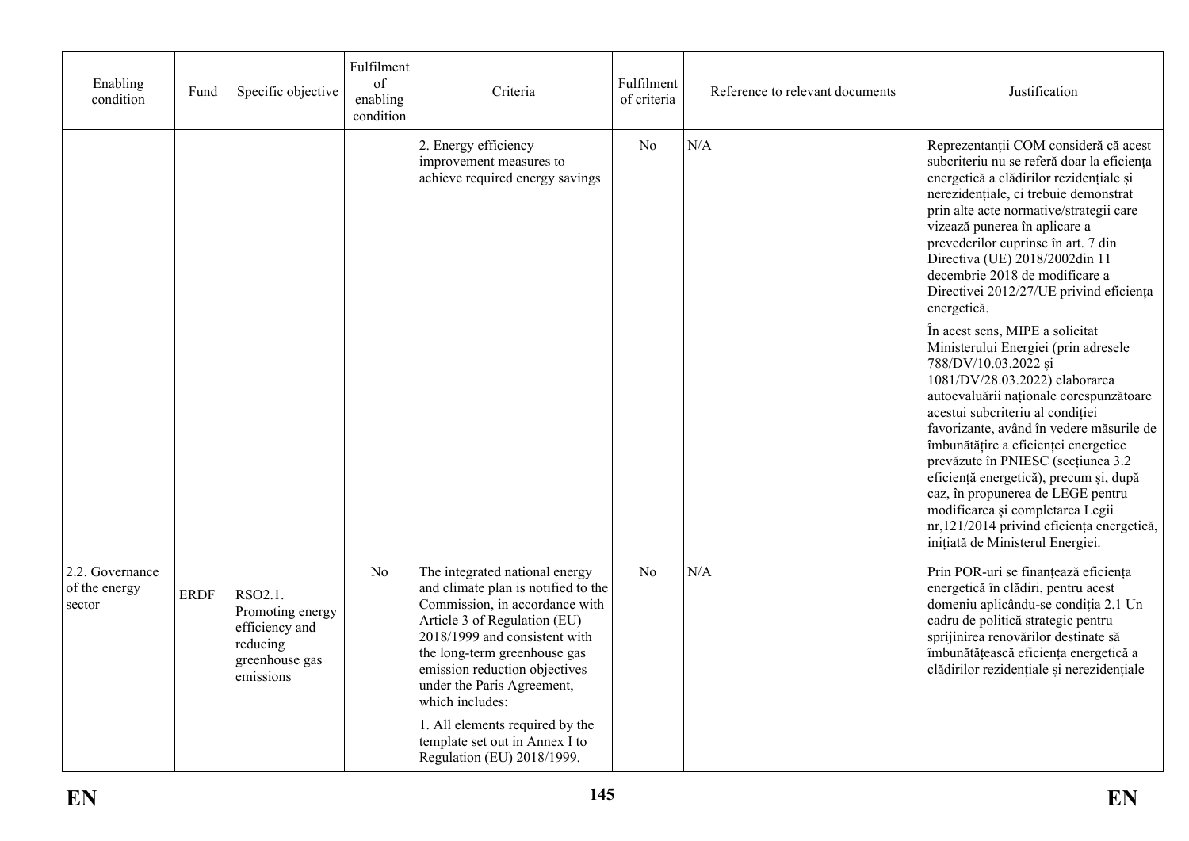| Enabling condition | Fund | Specific objective | Fulfilment of enabling condition | Criteria | Fulfilment of criteria | Reference to relevant documents | Justification |
|---|---|---|---|---|---|---|---|
| | | | | 2. Energy efficiency improvement measures to achieve required energy savings | No | N/A | Reprezentanții COM consideră că acest subcriteriu nu se referă doar la eficiența energetică a clădirilor rezidențiale și nerezidențiale, ci trebuie demonstrat prin alte acte normative/strategii care vizează punerea în aplicare a prevederilor cuprinse în art. 7 din Directiva (UE) 2018/2002din 11 decembrie 2018 de modificare a Directivei 2012/27/UE privind eficiența energetică.<br><br>În acest sens, MIPE a solicitat Ministerului Energiei (prin adresele 788/DV/10.03.2022 și 1081/DV/28.03.2022) elaborarea autoevaluării naționale corespunzătoare acestui subcriteriu al condiției favorizante, având în vedere măsurile de îmbunătățire a eficienței energetice prevăzute în PNIESC (secțiunea 3.2 eficiență energetică), precum și, după caz, în propunerea de LEGE pentru modificarea și completarea Legii nr,121/2014 privind eficiența energetică, inițiată de Ministerul Energiei. |
| 2.2. Governance of the energy sector | ERDF | RSO2.1. Promoting energy efficiency and reducing greenhouse gas emissions | No | The integrated national energy and climate plan is notified to the Commission, in accordance with Article 3 of Regulation (EU) 2018/1999 and consistent with the long-term greenhouse gas emission reduction objectives under the Paris Agreement, which includes:<br><br>1. All elements required by the template set out in Annex I to Regulation (EU) 2018/1999. | No | N/A | Prin POR-uri se finanțează eficiența energetică în clădiri, pentru acest domeniu aplicându-se condiția 2.1 Un cadru de politică strategic pentru sprijinirea renovărilor destinate să îmbunătățească eficiența energetică a clădirilor rezidențiale și nerezidențiale |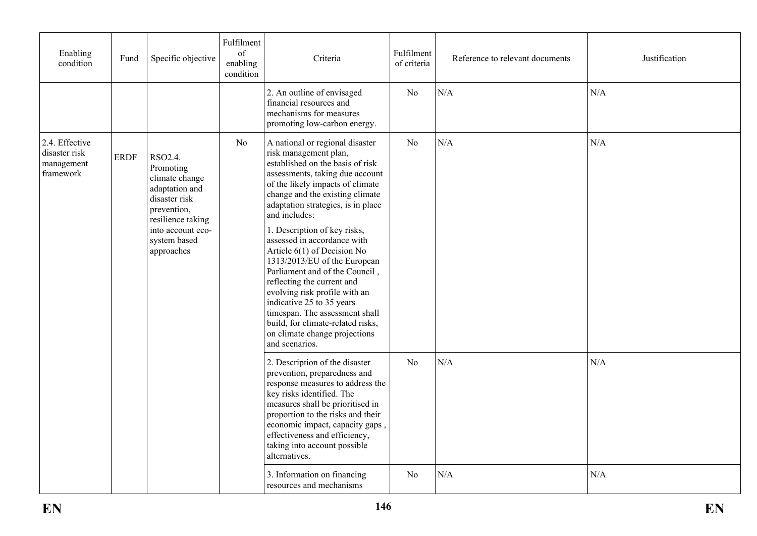| Enabling condition | Fund | Specific objective | Fulfilment of enabling condition | Criteria | Fulfilment of criteria | Reference to relevant documents | Justification |
|---|---|---|---|---|---|---|---|
| | | | | 2. An outline of envisaged financial resources and mechanisms for measures promoting low-carbon energy. | No | N/A | N/A |
| 2.4. Effective disaster risk management framework | ERDF | RSO2.4. Promoting climate change adaptation and disaster risk prevention, resilience taking into account eco-system based approaches | No | A national or regional disaster risk management plan, established on the basis of risk assessments, taking due account of the likely impacts of climate change and the existing climate adaptation strategies, is in place and includes:<br><br>1. Description of key risks, assessed in accordance with Article 6(1) of Decision No 1313/2013/EU of the European Parliament and of the Council , reflecting the current and evolving risk profile with an indicative 25 to 35 years timespan. The assessment shall build, for climate-related risks, on climate change projections and scenarios. | No | N/A | N/A |
| | | | | 2. Description of the disaster prevention, preparedness and response measures to address the key risks identified. The measures shall be prioritised in proportion to the risks and their economic impact, capacity gaps , effectiveness and efficiency, taking into account possible alternatives. | No | N/A | N/A |
| | | | | 3. Information on financing resources and mechanisms | No | N/A | N/A |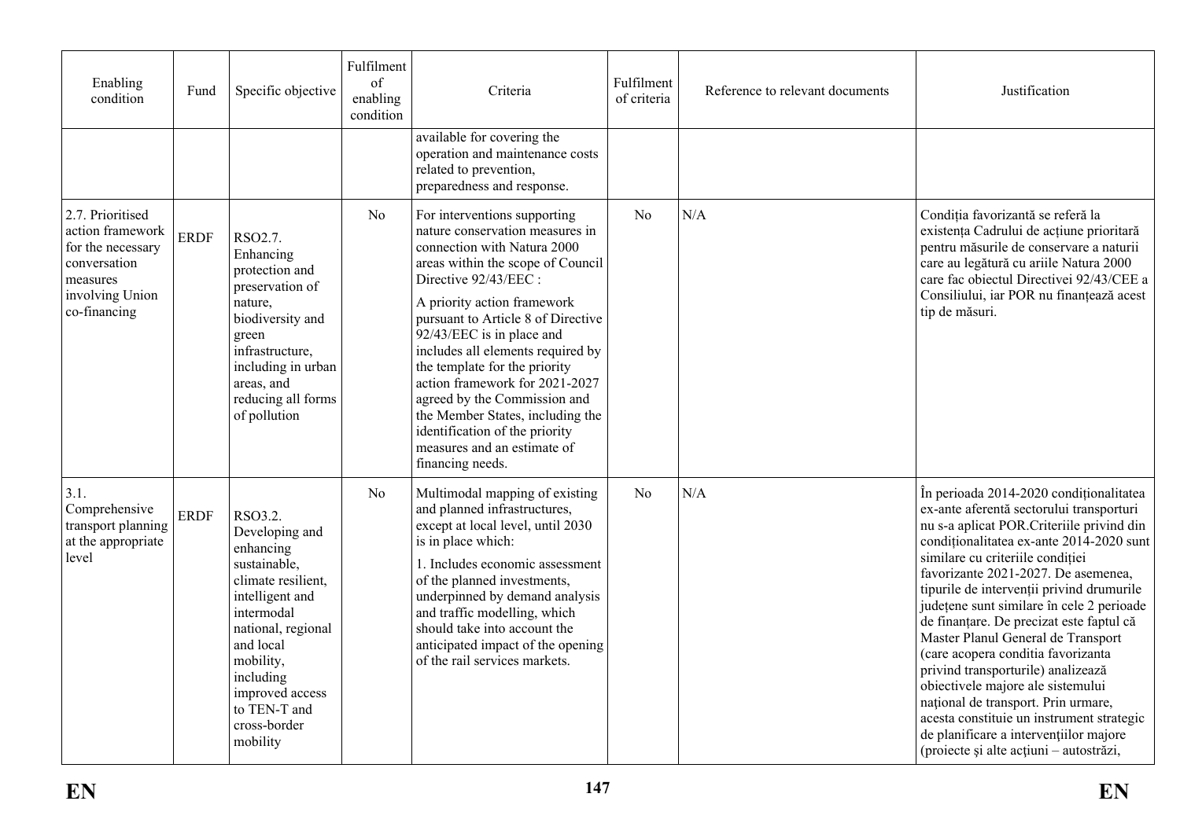| Enabling condition | Fund | Specific objective | Fulfilment of enabling condition | Criteria | Fulfilment of criteria | Reference to relevant documents | Justification |
|---|---|---|---|---|---|---|---|
| | | | | available for covering the operation and maintenance costs related to prevention, preparedness and response. | | | |
| 2.7. Prioritised action framework for the necessary conversation measures involving Union co-financing | ERDF | RSO2.7. Enhancing protection and preservation of nature, biodiversity and green infrastructure, including in urban areas, and reducing all forms of pollution | No | For interventions supporting nature conservation measures in connection with Natura 2000 areas within the scope of Council Directive 92/43/EEC :<br><br>A priority action framework pursuant to Article 8 of Directive 92/43/EEC is in place and includes all elements required by the template for the priority action framework for 2021-2027 agreed by the Commission and the Member States, including the identification of the priority measures and an estimate of financing needs. | No | N/A | Condiția favorizantă se referă la existența Cadrului de acțiune prioritară pentru măsurile de conservare a naturii care au legătură cu ariile Natura 2000 care fac obiectul Directivei 92/43/CEE a Consiliului, iar POR nu finanțează acest tip de măsuri. |
| 3.1. Comprehensive transport planning at the appropriate level | ERDF | RSO3.2. Developing and enhancing sustainable, climate resilient, intelligent and intermodal national, regional and local mobility, including improved access to TEN-T and cross-border mobility | No | Multimodal mapping of existing and planned infrastructures, except at local level, until 2030 is in place which:<br><br>1. Includes economic assessment of the planned investments, underpinned by demand analysis and traffic modelling, which should take into account the anticipated impact of the opening of the rail services markets. | No | N/A | În perioada 2014-2020 condiționalitatea ex-ante aferentă sectorului transporturi nu s-a aplicat POR.Criteriile privind din condiționalitatea ex-ante 2014-2020 sunt similare cu criteriile condiției favorizante 2021-2027. De asemenea, tipurile de intervenții privind drumurile județene sunt similare în cele 2 perioade de finanțare. De precizat este faptul că Master Planul General de Transport (care acopera conditia favorizanta privind transporturile) analizează obiectivele majore ale sistemului național de transport. Prin urmare, acesta constituie un instrument strategic de planificare a intervențiilor majore (proiecte şi alte acțiuni – autostrăzi, |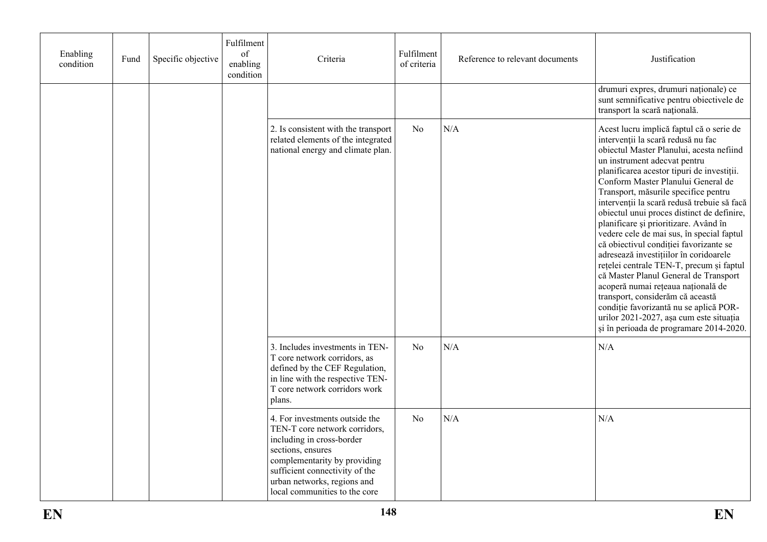| Enabling condition | Fund | Specific objective | Fulfilment of enabling condition | Criteria | Fulfilment of criteria | Reference to relevant documents | Justification |
|---|---|---|---|---|---|---|---|
| | | | | | | | drumuri expres, drumuri naționale) ce sunt semnificative pentru obiectivele de transport la scară națională. |
| | | | | 2. Is consistent with the transport related elements of the integrated national energy and climate plan. | No | N/A | Acest lucru implică faptul că o serie de intervenții la scară redusă nu fac obiectul Master Planului, acesta nefiind un instrument adecvat pentru planificarea acestor tipuri de investiții. Conform Master Planului General de Transport, măsurile specifice pentru intervenții la scară redusă trebuie să facă obiectul unui proces distinct de definire, planificare și prioritizare. Având în vedere cele de mai sus, în special faptul că obiectivul condiției favorizante se adresează investițiilor în coridoarele rețelei centrale TEN-T, precum și faptul că Master Planul General de Transport acoperă numai rețeaua națională de transport, considerăm că această condiție favorizantă nu se aplică POR-urilor 2021-2027, așa cum este situația și în perioada de programare 2014-2020. |
| | | | | 3. Includes investments in TEN-T core network corridors, as defined by the CEF Regulation, in line with the respective TEN-T core network corridors work plans. | No | N/A | N/A |
| | | | | 4. For investments outside the TEN-T core network corridors, including in cross-border sections, ensures complementarity by providing sufficient connectivity of the urban networks, regions and local communities to the core | No | N/A | N/A |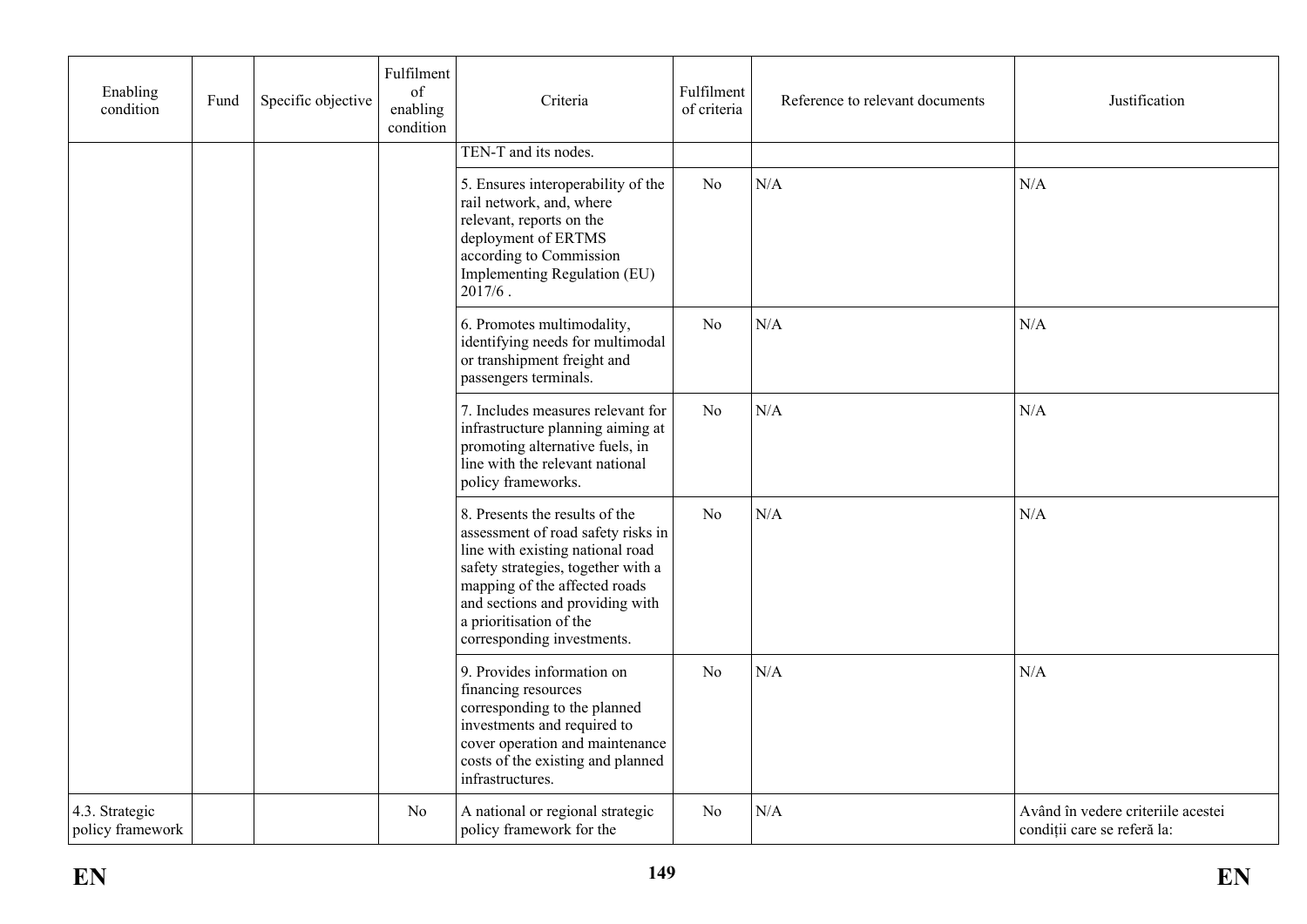| Enabling condition | Fund | Specific objective | Fulfilment of enabling condition | Criteria | Fulfilment of criteria | Reference to relevant documents | Justification |
|---|---|---|---|---|---|---|---|
| | | | | TEN-T and its nodes. | | | |
| | | | | 5. Ensures interoperability of the rail network, and, where relevant, reports on the deployment of ERTMS according to Commission Implementing Regulation (EU) 2017/6 . | No | N/A | N/A |
| | | | | 6. Promotes multimodality, identifying needs for multimodal or transhipment freight and passengers terminals. | No | N/A | N/A |
| | | | | 7. Includes measures relevant for infrastructure planning aiming at promoting alternative fuels, in line with the relevant national policy frameworks. | No | N/A | N/A |
| | | | | 8. Presents the results of the assessment of road safety risks in line with existing national road safety strategies, together with a mapping of the affected roads and sections and providing with a prioritisation of the corresponding investments. | No | N/A | N/A |
| | | | | 9. Provides information on financing resources corresponding to the planned investments and required to cover operation and maintenance costs of the existing and planned infrastructures. | No | N/A | N/A |
| 4.3. Strategic policy framework | | | No | A national or regional strategic policy framework for the | No | N/A | Având în vedere criteriile acestei condiții care se referă la: |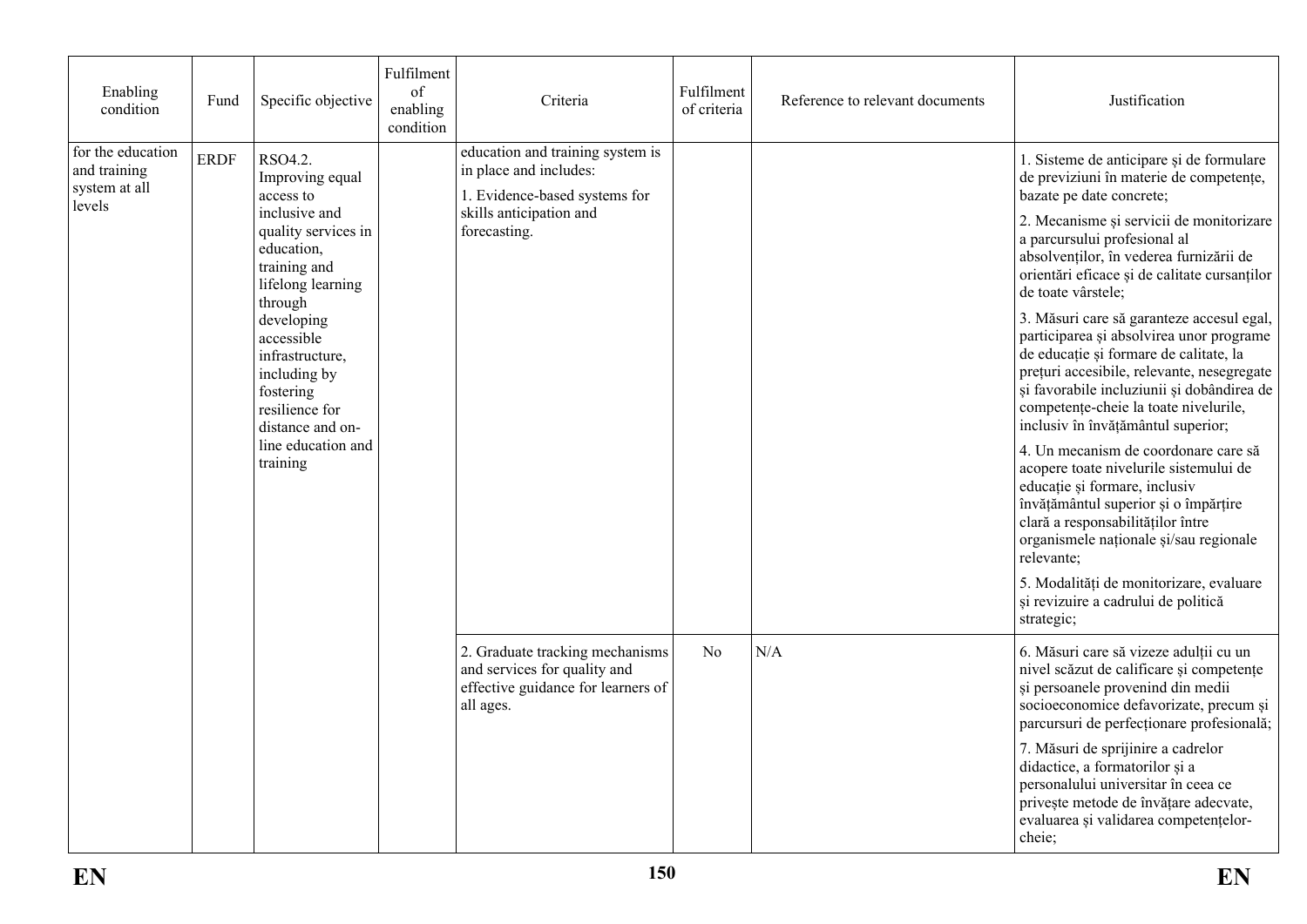| Enabling condition | Fund | Specific objective | Fulfilment of enabling condition | Criteria | Fulfilment of criteria | Reference to relevant documents | Justification |
|---|---|---|---|---|---|---|---|
| for the education and training system at all levels | ERDF | RSO4.2. Improving equal access to inclusive and quality services in education, training and lifelong learning through developing accessible infrastructure, including by fostering resilience for distance and on-line education and training | | education and training system is in place and includes:<br><br>1. Evidence-based systems for skills anticipation and forecasting. | | | 1. Sisteme de anticipare și de formulare de previziuni în materie de competențe, bazate pe date concrete;<br><br>2. Mecanisme și servicii de monitorizare a parcursului profesional al absolvenților, în vederea furnizării de orientări eficace și de calitate cursanților de toate vârstele;<br><br>3. Măsuri care să garanteze accesul egal, participarea și absolvirea unor programe de educație și formare de calitate, la prețuri accesibile, relevante, nesegregate și favorabile incluziunii și dobândirea de competențe-cheie la toate nivelurile, inclusiv în învățământul superior;<br><br>4. Un mecanism de coordonare care să acopere toate nivelurile sistemului de educație și formare, inclusiv învățământul superior și o împărțire clară a responsabilităților între organismele naționale și/sau regionale relevante;<br><br>5. Modalități de monitorizare, evaluare și revizuire a cadrului de politică strategic; |
| | | | | 2. Graduate tracking mechanisms and services for quality and effective guidance for learners of all ages. | No | N/A | 6. Măsuri care să vizeze adulții cu un nivel scăzut de calificare și competențe și persoanele provenind din medii socioeconomice defavorizate, precum și parcursuri de perfecționare profesională;<br><br>7. Măsuri de sprijinire a cadrelor didactice, a formatorilor și a personalului universitar în ceea ce privește metode de învățare adecvate, evaluarea și validarea competențelor-cheie; |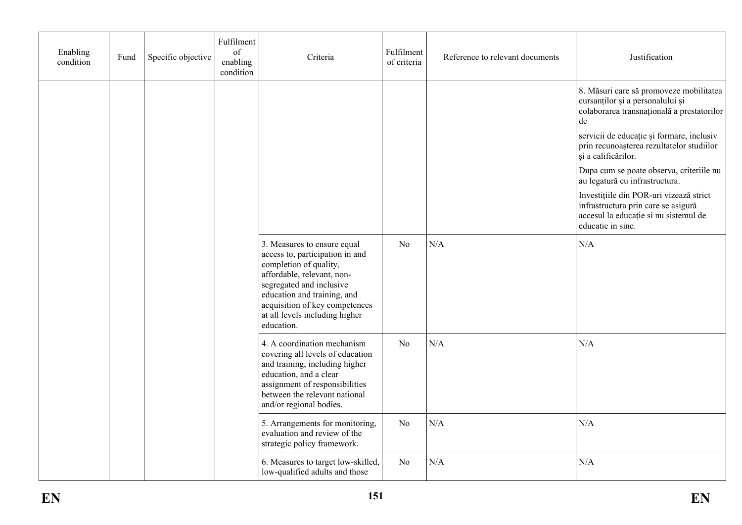| Enabling condition | Fund | Specific objective | Fulfilment of enabling condition | Criteria | Fulfilment of criteria | Reference to relevant documents | Justification |
|---|---|---|---|---|---|---|---|
| | | | | | | | 8. Măsuri care să promoveze mobilitatea cursanților și a personalului și colaborarea transnațională a prestatorilor de<br><br>servicii de educație și formare, inclusiv prin recunoașterea rezultatelor studiilor și a calificărilor.<br><br>Dupa cum se poate observa, criteriile nu au legatură cu infrastructura.<br><br>Investițiile din POR-uri vizează strict infrastructura prin care se asigură accesul la educație si nu sistemul de educatie in sine. |
| | | | | 3. Measures to ensure equal access to, participation in and completion of quality, affordable, relevant, non-segregated and inclusive education and training, and acquisition of key competences at all levels including higher education. | No | N/A | N/A |
| | | | | 4. A coordination mechanism covering all levels of education and training, including higher education, and a clear assignment of responsibilities between the relevant national and/or regional bodies. | No | N/A | N/A |
| | | | | 5. Arrangements for monitoring, evaluation and review of the strategic policy framework. | No | N/A | N/A |
| | | | | 6. Measures to target low-skilled, low-qualified adults and those | No | N/A | N/A |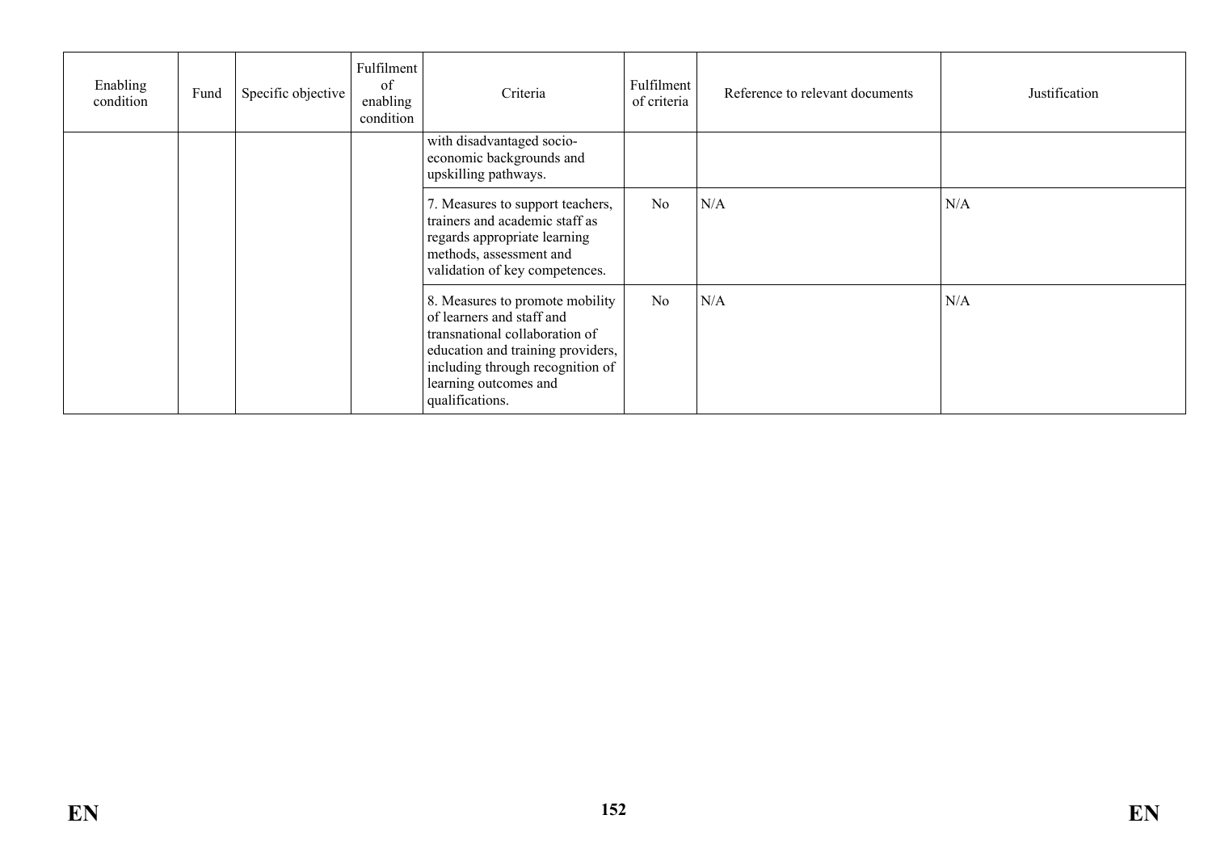| Enabling condition | Fund | Specific objective | Fulfilment of enabling condition | Criteria | Fulfilment of criteria | Reference to relevant documents | Justification |
|---|---|---|---|---|---|---|---|
| | | | | with disadvantaged socio-economic backgrounds and upskilling pathways. | | | |
| | | | | 7. Measures to support teachers, trainers and academic staff as regards appropriate learning methods, assessment and validation of key competences. | No | N/A | N/A |
| | | | | 8. Measures to promote mobility of learners and staff and transnational collaboration of education and training providers, including through recognition of learning outcomes and qualifications. | No | N/A | N/A |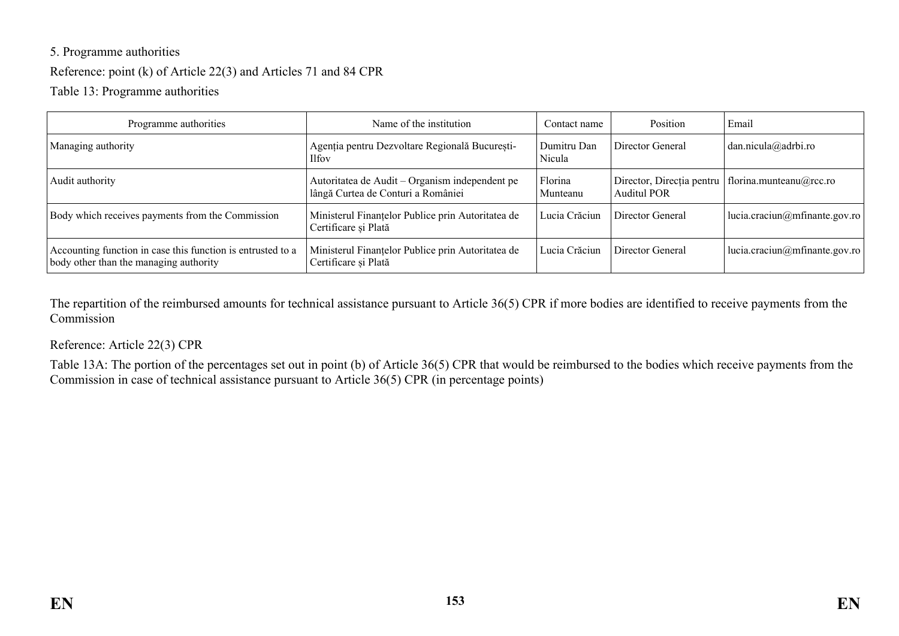5. Programme authorities

Reference: point (k) of Article 22(3) and Articles 71 and 84 CPR

Table 13: Programme authorities

| Programme authorities | Name of the institution | Contact name | Position | Email |
|---|---|---|---|---|
| Managing authority | Agenția pentru Dezvoltare Regională București-Ilfov | Dumitru Dan Nicula | Director General | dan.nicula@adrbi.ro |
| Audit authority | Autoritatea de Audit – Organism independent pe lângă Curtea de Conturi a României | Florina Munteanu | Director, Direcția pentru Auditul POR | florina.munteanu@rcc.ro |
| Body which receives payments from the Commission | Ministerul Finanțelor Publice prin Autoritatea de Certificare și Plată | Lucia Crăciun | Director General | lucia.craciun@mfinante.gov.ro |
| Accounting function in case this function is entrusted to a body other than the managing authority | Ministerul Finanțelor Publice prin Autoritatea de Certificare și Plată | Lucia Crăciun | Director General | lucia.craciun@mfinante.gov.ro |

The repartition of the reimbursed amounts for technical assistance pursuant to Article 36(5) CPR if more bodies are identified to receive payments from the Commission

Reference: Article 22(3) CPR

Table 13A: The portion of the percentages set out in point (b) of Article 36(5) CPR that would be reimbursed to the bodies which receive payments from the Commission in case of technical assistance pursuant to Article 36(5) CPR (in percentage points)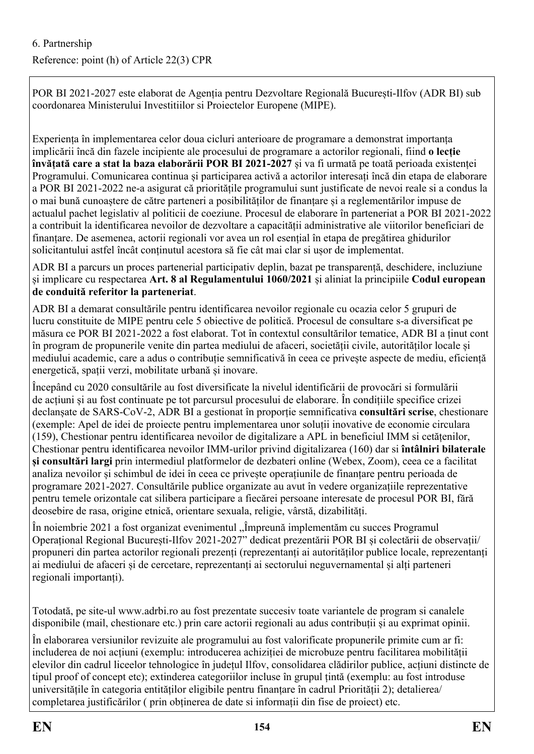6. Partnership

Reference: point (h) of Article 22(3) CPR

POR BI 2021-2027 este elaborat de Agenția pentru Dezvoltare Regională București-Ilfov (ADR BI) sub coordonarea Ministerului Investitiilor si Proiectelor Europene (MIPE).

Experiența în implementarea celor doua cicluri anterioare de programare a demonstrat importanța implicării încă din fazele incipiente ale procesului de programare a actorilor regionali, fiind **o lecție învățată care a stat la baza elaborării POR BI 2021-2027** și va fi urmată pe toată perioada existenței Programului. Comunicarea continua și participarea activă a actorilor interesați încă din etapa de elaborare a POR BI 2021-2022 ne-a asigurat că prioritățile programului sunt justificate de nevoi reale si a condus la o mai bună cunoaștere de către parteneri a posibilităților de finanțare și a reglementărilor impuse de actualul pachet legislativ al politicii de coeziune. Procesul de elaborare în parteneriat a POR BI 2021-2022 a contribuit la identificarea nevoilor de dezvoltare a capacității administrative ale viitorilor beneficiari de finanțare. De asemenea, actorii regionali vor avea un rol esențial în etapa de pregătirea ghidurilor solicitantului astfel încât conținutul acestora să fie cât mai clar si ușor de implementat.

ADR BI a parcurs un proces partenerial participativ deplin, bazat pe transparență, deschidere, incluziune și implicare cu respectarea **Art. 8 al Regulamentului 1060/2021** și aliniat la principiile **Codul european de conduită referitor la parteneriat**.

ADR BI a demarat consultările pentru identificarea nevoilor regionale cu ocazia celor 5 grupuri de lucru constituite de MIPE pentru cele 5 obiective de politică. Procesul de consultare s-a diversificat pe măsura ce POR BI 2021-2022 a fost elaborat. Tot în contextul consultărilor tematice, ADR BI a ținut cont în program de propunerile venite din partea mediului de afaceri, societății civile, autorităților locale și mediului academic, care a adus o contribuție semnificativă în ceea ce privește aspecte de mediu, eficiență energetică, spații verzi, mobilitate urbană și inovare.

Începând cu 2020 consultările au fost diversificate la nivelul identificării de provocări si formulării de acțiuni și au fost continuate pe tot parcursul procesului de elaborare. În condițiile specifice crizei declanșate de SARS-CoV-2, ADR BI a gestionat în proporție semnificativa **consultări scrise**, chestionare (exemple: Apel de idei de proiecte pentru implementarea unor soluții inovative de economie circulara (159), Chestionar pentru identificarea nevoilor de digitalizare a APL in beneficiul IMM si cetățenilor, Chestionar pentru identificarea nevoilor IMM-urilor privind digitalizarea (160) dar si **întâlniri bilaterale și consultări largi** prin intermediul platformelor de dezbateri online (Webex, Zoom), ceea ce a facilitat analiza nevoilor și schimbul de idei în ceea ce privește operațiunile de finanțare pentru perioada de programare 2021-2027. Consultările publice organizate au avut în vedere organizațiile reprezentative pentru temele orizontale cat silibera participare a fiecărei persoane interesate de procesul POR BI, fără deosebire de rasa, origine etnică, orientare sexuala, religie, vârstă, dizabilități.

În noiembrie 2021 a fost organizat evenimentul „Împreună implementăm cu succes Programul Operațional Regional București-Ilfov 2021-2027" dedicat prezentării POR BI și colectării de observații/ propuneri din partea actorilor regionali prezenți (reprezentanți ai autorităților publice locale, reprezentanți ai mediului de afaceri și de cercetare, reprezentanți ai sectorului neguvernamental și alți parteneri regionali importanți).

Totodată, pe site-ul www.adrbi.ro au fost prezentate succesiv toate variantele de program si canalele disponibile (mail, chestionare etc.) prin care actorii regionali au adus contribuții și au exprimat opinii.

În elaborarea versiunilor revizuite ale programului au fost valorificate propunerile primite cum ar fi: includerea de noi acțiuni (exemplu: introducerea achiziției de microbuze pentru facilitarea mobilității elevilor din cadrul liceelor tehnologice în județul Ilfov, consolidarea clădirilor publice, acțiuni distincte de tipul proof of concept etc); extinderea categoriilor incluse în grupul țintă (exemplu: au fost introduse universitățile în categoria entităților eligibile pentru finanțare în cadrul Priorității 2); detalierea/ completarea justificărilor ( prin obținerea de date si informații din fise de proiect) etc.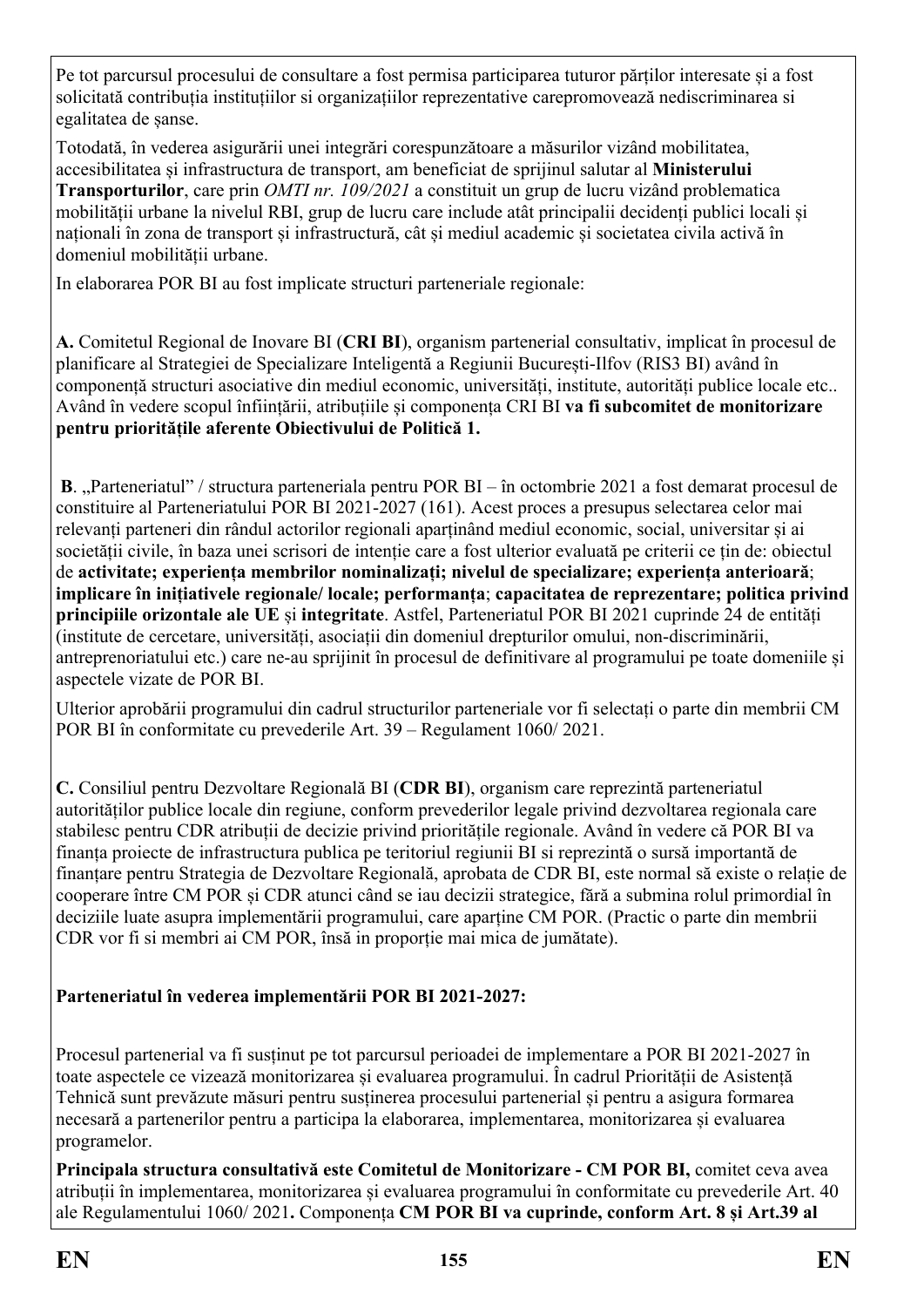Pe tot parcursul procesului de consultare a fost permisa participarea tuturor părților interesate și a fost solicitată contribuția instituțiilor si organizațiilor reprezentative carepromovează nediscriminarea si egalitatea de șanse.

Totodată, în vederea asigurării unei integrări corespunzătoare a măsurilor vizând mobilitatea, accesibilitatea și infrastructura de transport, am beneficiat de sprijinul salutar al **Ministerului Transporturilor**, care prin *OMTI nr. 109/2021* a constituit un grup de lucru vizând problematica mobilității urbane la nivelul RBI, grup de lucru care include atât principalii decidenți publici locali și naționali în zona de transport și infrastructură, cât și mediul academic și societatea civila activă în domeniul mobilității urbane.

In elaborarea POR BI au fost implicate structuri parteneriale regionale:

**A.** Comitetul Regional de Inovare BI (**CRI BI**), organism partenerial consultativ, implicat în procesul de planificare al Strategiei de Specializare Inteligentă a Regiunii București-Ilfov (RIS3 BI) având în componență structuri asociative din mediul economic, universități, institute, autorități publice locale etc.. Având în vedere scopul înființării, atribuțiile și componența CRI BI **va fi subcomitet de monitorizare pentru prioritățile aferente Obiectivului de Politică 1.**

**B**. „Parteneriatul" / structura parteneriala pentru POR BI – în octombrie 2021 a fost demarat procesul de constituire al Parteneriatului POR BI 2021-2027 (161). Acest proces a presupus selectarea celor mai relevanți parteneri din rândul actorilor regionali aparținând mediul economic, social, universitar și ai societății civile, în baza unei scrisori de intenție care a fost ulterior evaluată pe criterii ce țin de: obiectul de **activitate; experiența membrilor nominalizați; nivelul de specializare; experiența anterioară**; **implicare în inițiativele regionale/ locale; performanța**; **capacitatea de reprezentare; politica privind principiile orizontale ale UE** și **integritate**. Astfel, Parteneriatul POR BI 2021 cuprinde 24 de entități (institute de cercetare, universități, asociații din domeniul drepturilor omului, non-discriminării, antreprenoriatului etc.) care ne-au sprijinit în procesul de definitivare al programului pe toate domeniile și aspectele vizate de POR BI.

Ulterior aprobării programului din cadrul structurilor parteneriale vor fi selectați o parte din membrii CM POR BI în conformitate cu prevederile Art. 39 – Regulament 1060/ 2021.

**C.** Consiliul pentru Dezvoltare Regională BI (**CDR BI**), organism care reprezintă parteneriatul autorităților publice locale din regiune, conform prevederilor legale privind dezvoltarea regionala care stabilesc pentru CDR atribuții de decizie privind prioritățile regionale. Având în vedere că POR BI va finanța proiecte de infrastructura publica pe teritoriul regiunii BI si reprezintă o sursă importantă de finanțare pentru Strategia de Dezvoltare Regională, aprobata de CDR BI, este normal să existe o relație de cooperare între CM POR și CDR atunci când se iau decizii strategice, fără a submina rolul primordial în deciziile luate asupra implementării programului, care aparține CM POR. (Practic o parte din membrii CDR vor fi si membri ai CM POR, însă in proporție mai mica de jumătate).

**Parteneriatul în vederea implementării POR BI 2021-2027:**

Procesul partenerial va fi susținut pe tot parcursul perioadei de implementare a POR BI 2021-2027 în toate aspectele ce vizează monitorizarea și evaluarea programului. În cadrul Priorității de Asistență Tehnică sunt prevăzute măsuri pentru susținerea procesului partenerial și pentru a asigura formarea necesară a partenerilor pentru a participa la elaborarea, implementarea, monitorizarea și evaluarea programelor.

**Principala structura consultativă este Comitetul de Monitorizare - CM POR BI,** comitet ceva avea atribuții în implementarea, monitorizarea și evaluarea programului în conformitate cu prevederile Art. 40 ale Regulamentului 1060/ 2021**.** Componența **CM POR BI va cuprinde, conform Art. 8 și Art.39 al**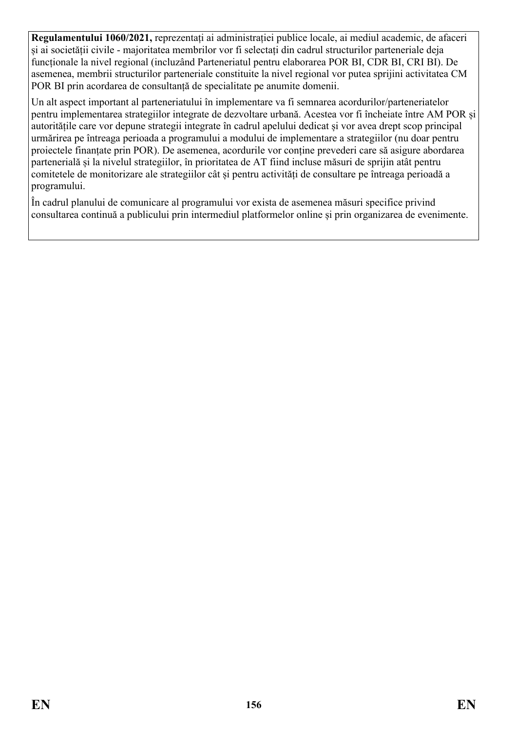**Regulamentului 1060/2021,** reprezentați ai administrației publice locale, ai mediul academic, de afaceri și ai societății civile - majoritatea membrilor vor fi selectați din cadrul structurilor parteneriale deja funcționale la nivel regional (incluzând Parteneriatul pentru elaborarea POR BI, CDR BI, CRI BI). De asemenea, membrii structurilor parteneriale constituite la nivel regional vor putea sprijini activitatea CM POR BI prin acordarea de consultanță de specialitate pe anumite domenii.

Un alt aspect important al parteneriatului în implementare va fi semnarea acordurilor/parteneriatelor pentru implementarea strategiilor integrate de dezvoltare urbană. Acestea vor fi încheiate între AM POR și autoritățile care vor depune strategii integrate în cadrul apelului dedicat și vor avea drept scop principal urmărirea pe întreaga perioada a programului a modului de implementare a strategiilor (nu doar pentru proiectele finanțate prin POR). De asemenea, acordurile vor conține prevederi care să asigure abordarea partenerială și la nivelul strategiilor, în prioritatea de AT fiind incluse măsuri de sprijin atât pentru comitetele de monitorizare ale strategiilor cât și pentru activități de consultare pe întreaga perioadă a programului.

În cadrul planului de comunicare al programului vor exista de asemenea măsuri specifice privind consultarea continuă a publicului prin intermediul platformelor online și prin organizarea de evenimente.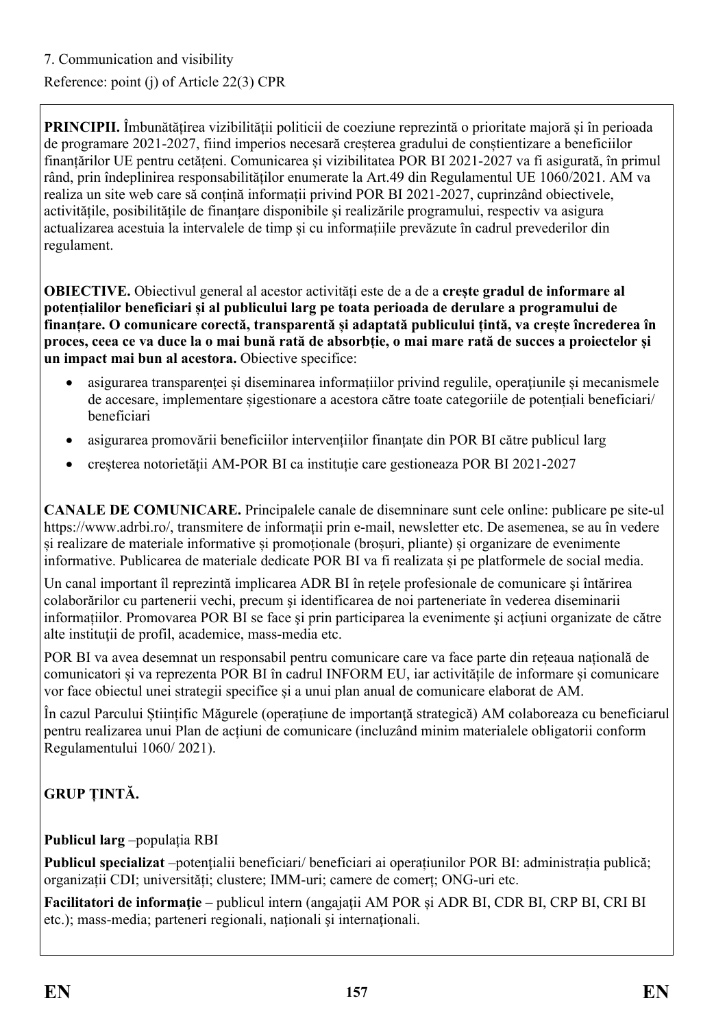7. Communication and visibility

Reference: point (j) of Article 22(3) CPR

**PRINCIPII.** Îmbunătățirea vizibilității politicii de coeziune reprezintă o prioritate majoră și în perioada de programare 2021-2027, fiind imperios necesară creșterea gradului de conștientizare a beneficiilor finanțărilor UE pentru cetățeni. Comunicarea și vizibilitatea POR BI 2021-2027 va fi asigurată, în primul rând, prin îndeplinirea responsabilităților enumerate la Art.49 din Regulamentul UE 1060/2021. AM va realiza un site web care să conțină informații privind POR BI 2021-2027, cuprinzând obiectivele, activitățile, posibilitățile de finanțare disponibile și realizările programului, respectiv va asigura actualizarea acestuia la intervalele de timp și cu informațiile prevăzute în cadrul prevederilor din regulament.

**OBIECTIVE.** Obiectivul general al acestor activități este de a de a **crește gradul de informare al potențialilor beneficiari și al publicului larg pe toata perioada de derulare a programului de finanțare. O comunicare corectă, transparentă și adaptată publicului țintă, va crește încrederea în proces, ceea ce va duce la o mai bună rată de absorbție, o mai mare rată de succes a proiectelor și un impact mai bun al acestora.** Obiective specifice:

- asigurarea transparenței și diseminarea informațiilor privind regulile, operațiunile și mecanismele de accesare, implementare șigestionare a acestora către toate categoriile de potențiali beneficiari/ beneficiari
- asigurarea promovării beneficiilor intervențiilor finanțate din POR BI către publicul larg
- creșterea notorietății AM-POR BI ca instituție care gestioneaza POR BI 2021-2027

**CANALE DE COMUNICARE.** Principalele canale de disemninare sunt cele online: publicare pe site-ul https://www.adrbi.ro/, transmitere de informații prin e-mail, newsletter etc. De asemenea, se au în vedere și realizare de materiale informative și promoționale (broșuri, pliante) și organizare de evenimente informative. Publicarea de materiale dedicate POR BI va fi realizata și pe platformele de social media.

Un canal important îl reprezintă implicarea ADR BI în reţele profesionale de comunicare şi întărirea colaborărilor cu partenerii vechi, precum şi identificarea de noi parteneriate în vederea diseminarii informaţiilor. Promovarea POR BI se face şi prin participarea la evenimente şi acţiuni organizate de către alte instituţii de profil, academice, mass-media etc.

POR BI va avea desemnat un responsabil pentru comunicare care va face parte din rețeaua națională de comunicatori și va reprezenta POR BI în cadrul INFORM EU, iar activitățile de informare și comunicare vor face obiectul unei strategii specifice și a unui plan anual de comunicare elaborat de AM.

În cazul Parcului Științific Măgurele (operațiune de importanţă strategică) AM colaboreaza cu beneficiarul pentru realizarea unui Plan de acțiuni de comunicare (incluzând minim materialele obligatorii conform Regulamentului 1060/ 2021).

**GRUP ȚINTĂ.**

**Publicul larg** –populația RBI

**Publicul specializat** –potențialii beneficiari/ beneficiari ai operațiunilor POR BI: administrația publică; organizații CDI; universități; clustere; IMM-uri; camere de comerț; ONG-uri etc.

**Facilitatori de informaţie –** publicul intern (angajații AM POR și ADR BI, CDR BI, CRP BI, CRI BI etc.); mass-media; parteneri regionali, naţionali şi internaţionali.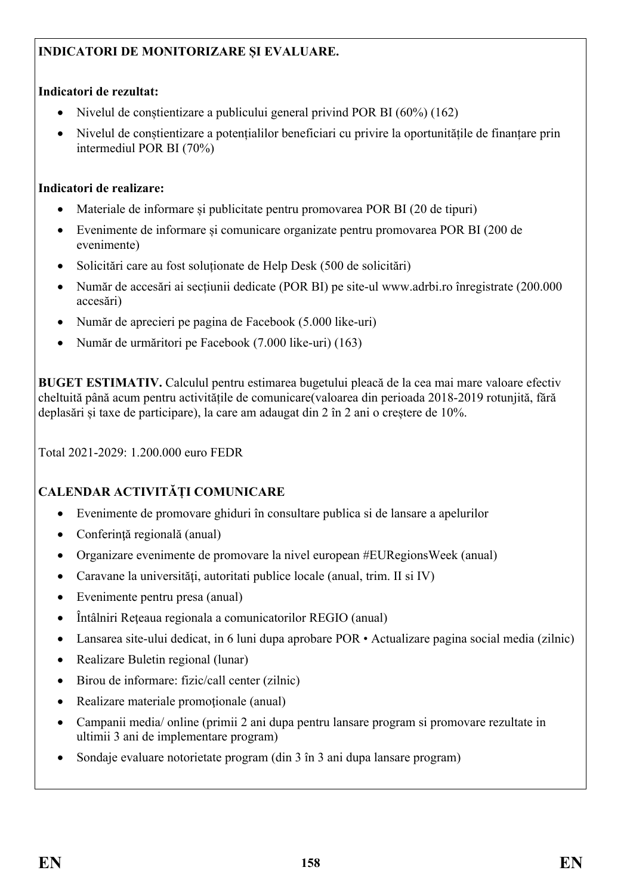**INDICATORI DE MONITORIZARE ȘI EVALUARE.**

**Indicatori de rezultat:**

- Nivelul de conștientizare a publicului general privind POR BI (60%) (162)
- Nivelul de conștientizare a potențialilor beneficiari cu privire la oportunitățile de finanțare prin intermediul POR BI (70%)

**Indicatori de realizare:**

- Materiale de informare și publicitate pentru promovarea POR BI (20 de tipuri)
- Evenimente de informare și comunicare organizate pentru promovarea POR BI (200 de evenimente)
- Solicitări care au fost soluționate de Help Desk (500 de solicitări)
- Număr de accesări ai secțiunii dedicate (POR BI) pe site-ul www.adrbi.ro înregistrate (200.000 accesări)
- Număr de aprecieri pe pagina de Facebook (5.000 like-uri)
- Număr de urmăritori pe Facebook (7.000 like-uri) (163)

**BUGET ESTIMATIV.** Calculul pentru estimarea bugetului pleacă de la cea mai mare valoare efectiv cheltuită până acum pentru activitățile de comunicare(valoarea din perioada 2018-2019 rotunjită, fără deplasări și taxe de participare), la care am adaugat din 2 în 2 ani o creștere de 10%.

Total 2021-2029: 1.200.000 euro FEDR

**CALENDAR ACTIVITĂȚI COMUNICARE**

- Evenimente de promovare ghiduri în consultare publica si de lansare a apelurilor
- Conferinţă regională (anual)
- Organizare evenimente de promovare la nivel european #EURegionsWeek (anual)
- Caravane la universităţi, autoritati publice locale (anual, trim. II si IV)
- Evenimente pentru presa (anual)
- Întâlniri Reţeaua regionala a comunicatorilor REGIO (anual)
- Lansarea site-ului dedicat, in 6 luni dupa aprobare POR • Actualizare pagina social media (zilnic)
- Realizare Buletin regional (lunar)
- Birou de informare: fizic/call center (zilnic)
- Realizare materiale promoţionale (anual)
- Campanii media/ online (primii 2 ani dupa pentru lansare program si promovare rezultate in ultimii 3 ani de implementare program)
- Sondaje evaluare notorietate program (din 3 în 3 ani dupa lansare program)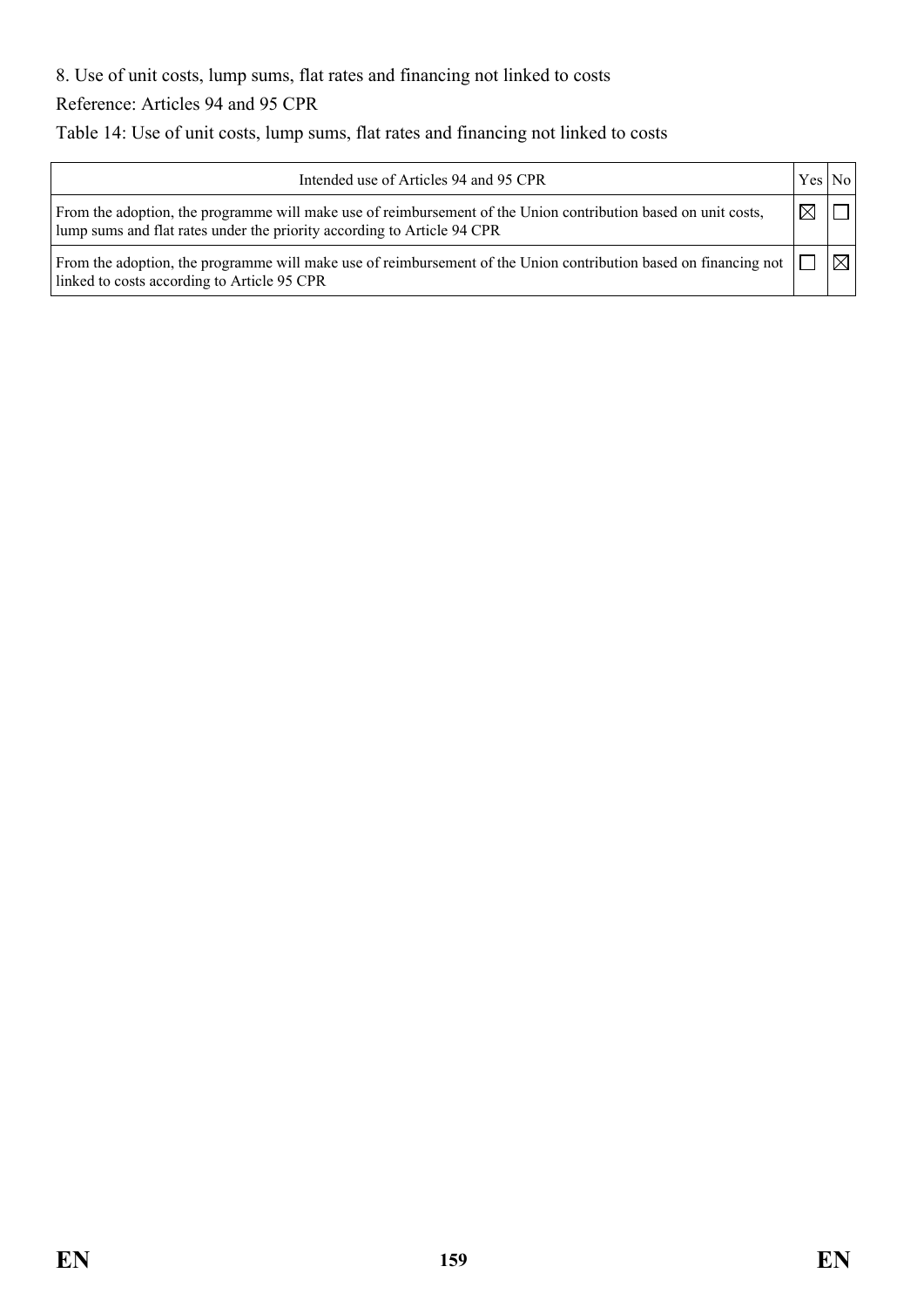8. Use of unit costs, lump sums, flat rates and financing not linked to costs

Reference: Articles 94 and 95 CPR

Table 14: Use of unit costs, lump sums, flat rates and financing not linked to costs

| Intended use of Articles 94 and 95 CPR | Yes | No |
| --- | --- | --- |
| From the adoption, the programme will make use of reimbursement of the Union contribution based on unit costs, lump sums and flat rates under the priority according to Article 94 CPR | ☒ | ☐ |
| From the adoption, the programme will make use of reimbursement of the Union contribution based on financing not linked to costs according to Article 95 CPR | ☐ | ☒ |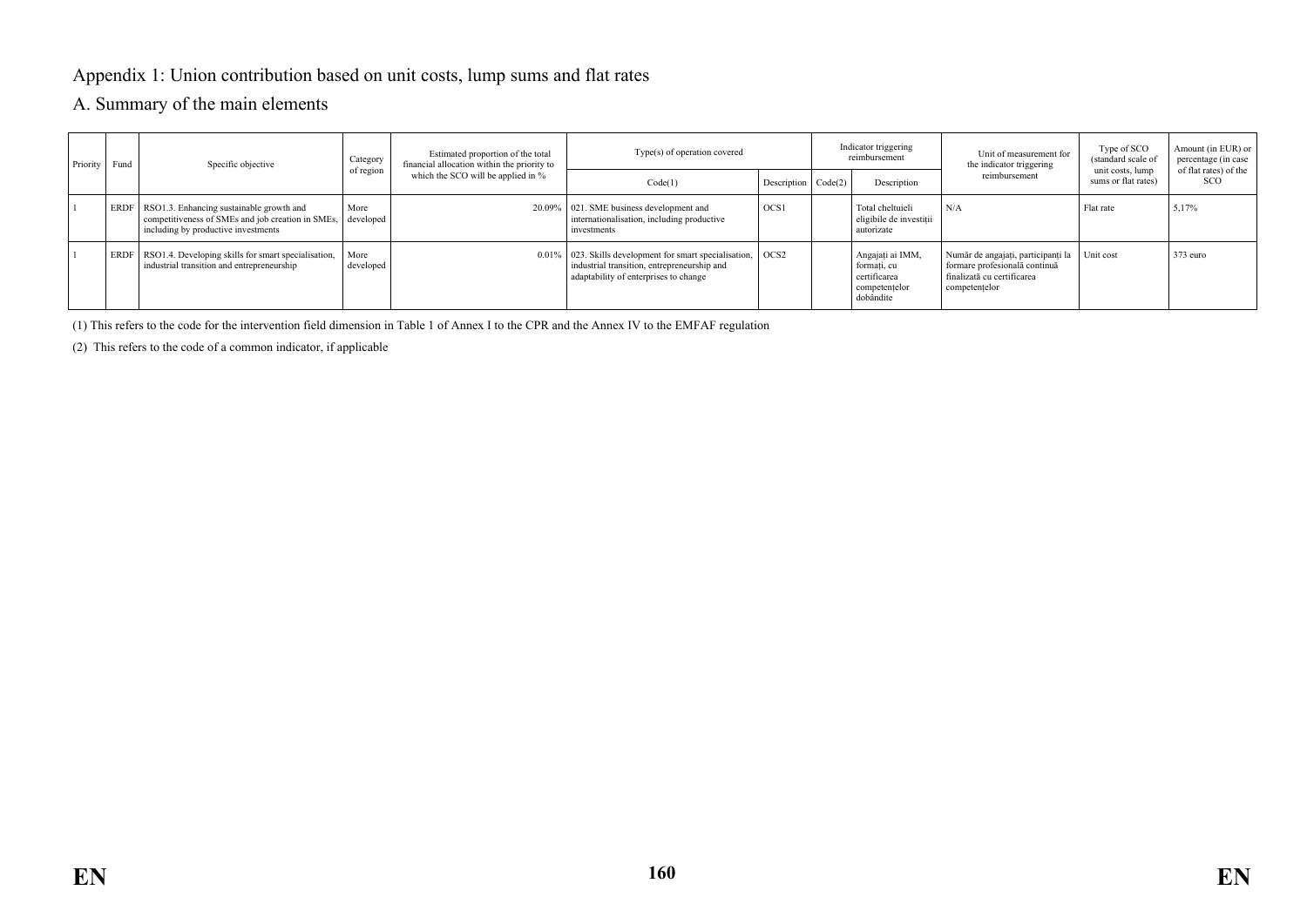# Appendix 1: Union contribution based on unit costs, lump sums and flat rates

## A. Summary of the main elements

| Priority | Fund | Specific objective | Category of region | Estimated proportion of the total financial allocation within the priority to which the SCO will be applied in % | Type(s) of operation covered | | Indicator triggering reimbursement | | Unit of measurement for the indicator triggering reimbursement | Type of SCO (standard scale of unit costs, lump sums or flat rates) | Amount (in EUR) or percentage (in case of flat rates) of the SCO |
|---|---|---|---|---|---|---|---|---|---|---|---|
| | | | | | Code(1) | Description | Code(2) | Description | | | |
| 1 | ERDF | RSO1.3. Enhancing sustainable growth and competitiveness of SMEs and job creation in SMEs, including by productive investments | More developed | 20.09% | 021. SME business development and internationalisation, including productive investments | OCS1 | | Total cheltuieli eligibile de investiții autorizate | N/A | Flat rate | 5,17% |
| 1 | ERDF | RSO1.4. Developing skills for smart specialisation, industrial transition and entrepreneurship | More developed | 0.01% | 023. Skills development for smart specialisation, industrial transition, entrepreneurship and adaptability of enterprises to change | OCS2 | | Angajați ai IMM, formați, cu certificarea competențelor dobândite | Număr de angajați, participanți la formare profesională continuă finalizată cu certificarea competențelor | Unit cost | 373 euro |

(1) This refers to the code for the intervention field dimension in Table 1 of Annex I to the CPR and the Annex IV to the EMFAF regulation

(2) This refers to the code of a common indicator, if applicable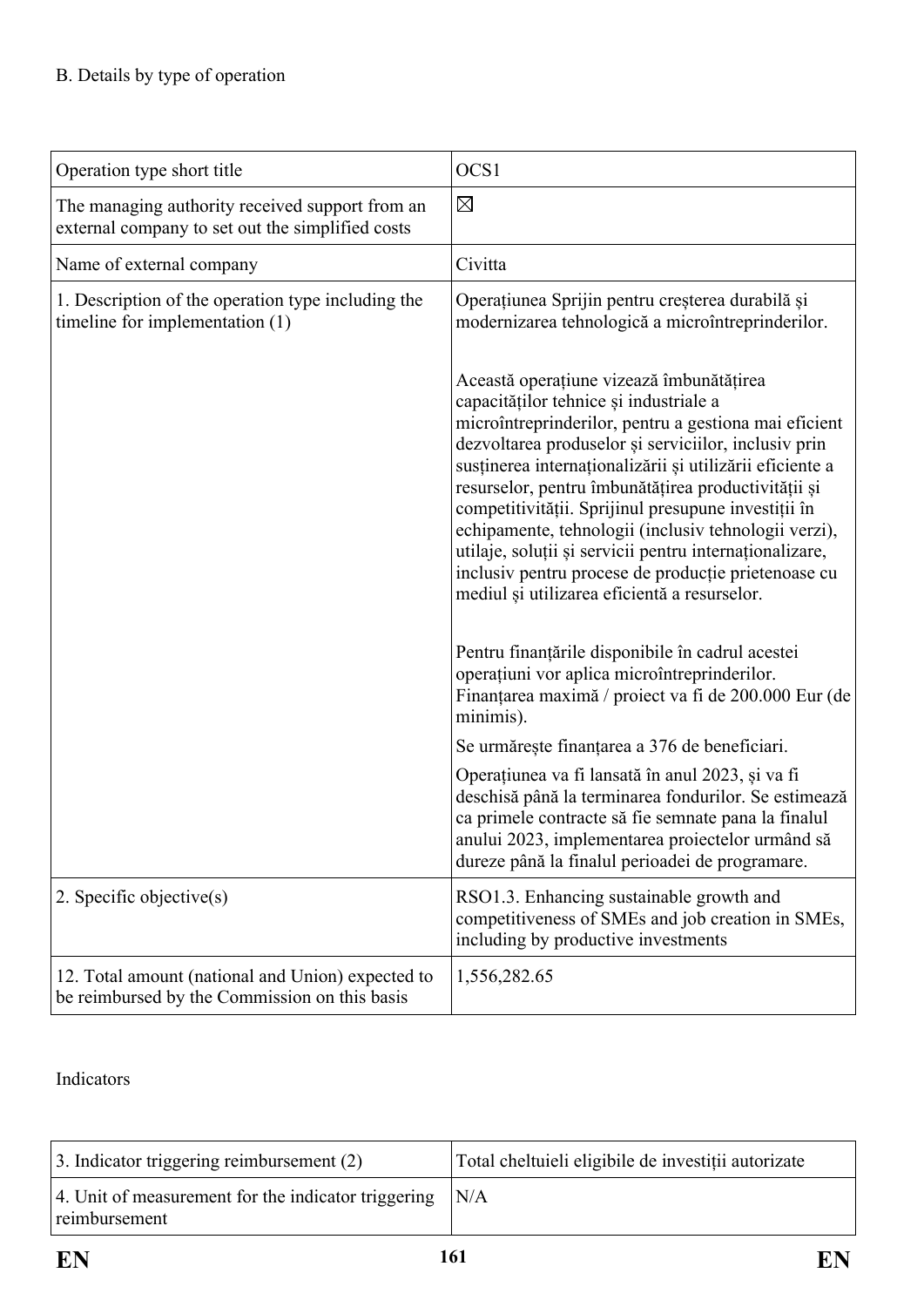B. Details by type of operation

| Operation type short title | OCS1 |
|---|---|
| The managing authority received support from an external company to set out the simplified costs | ☒ |
| Name of external company | Civitta |
| 1. Description of the operation type including the timeline for implementation (1) | Operațiunea Sprijin pentru creșterea durabilă și modernizarea tehnologică a microîntreprinderilor.<br><br>Această operațiune vizează îmbunătățirea capacităților tehnice și industriale a microîntreprinderilor, pentru a gestiona mai eficient dezvoltarea produselor și serviciilor, inclusiv prin susținerea internaționalizării și utilizării eficiente a resurselor, pentru îmbunătățirea productivității și competitivității. Sprijinul presupune investiții în echipamente, tehnologii (inclusiv tehnologii verzi), utilaje, soluții și servicii pentru internaționalizare, inclusiv pentru procese de producție prietenoase cu mediul și utilizarea eficientă a resurselor.<br><br>Pentru finanțările disponibile în cadrul acestei operațiuni vor aplica microîntreprinderilor. Finanțarea maximă / proiect va fi de 200.000 Eur (de minimis).<br><br>Se urmărește finanțarea a 376 de beneficiari.<br><br>Operațiunea va fi lansată în anul 2023, și va fi deschisă până la terminarea fondurilor. Se estimează ca primele contracte să fie semnate pana la finalul anului 2023, implementarea proiectelor urmând să dureze până la finalul perioadei de programare. |
| 2. Specific objective(s) | RSO1.3. Enhancing sustainable growth and competitiveness of SMEs and job creation in SMEs, including by productive investments |
| 12. Total amount (national and Union) expected to be reimbursed by the Commission on this basis | 1,556,282.65 |

Indicators

| 3. Indicator triggering reimbursement (2) | Total cheltuieli eligibile de investiții autorizate |
|---|---|
| 4. Unit of measurement for the indicator triggering reimbursement | N/A |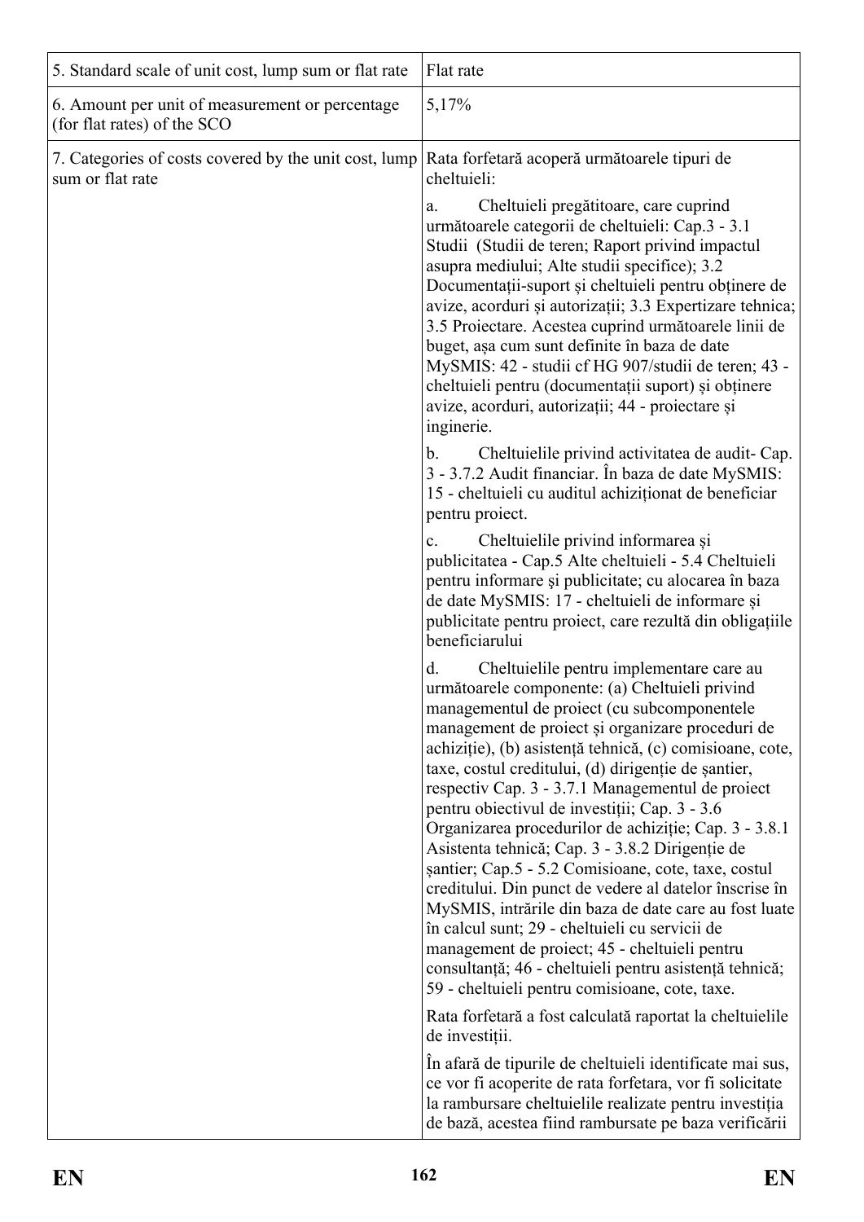| | |
|---|---|
| 5. Standard scale of unit cost, lump sum or flat rate | Flat rate |
| 6. Amount per unit of measurement or percentage (for flat rates) of the SCO | 5,17% |
| 7. Categories of costs covered by the unit cost, lump sum or flat rate | Rata forfetară acoperă următoarele tipuri de cheltuieli:<br><br>a. Cheltuieli pregătitoare, care cuprind următoarele categorii de cheltuieli: Cap.3 - 3.1 Studii (Studii de teren; Raport privind impactul asupra mediului; Alte studii specifice); 3.2 Documentații-suport și cheltuieli pentru obținere de avize, acorduri și autorizații; 3.3 Expertizare tehnica; 3.5 Proiectare. Acestea cuprind următoarele linii de buget, așa cum sunt definite în baza de date MySMIS: 42 - studii cf HG 907/studii de teren; 43 - cheltuieli pentru (documentații suport) și obținere avize, acorduri, autorizații; 44 - proiectare și inginerie.<br><br>b. Cheltuielile privind activitatea de audit- Cap. 3 - 3.7.2 Audit financiar. În baza de date MySMIS: 15 - cheltuieli cu auditul achiziționat de beneficiar pentru proiect.<br><br>c. Cheltuielile privind informarea și publicitatea - Cap.5 Alte cheltuieli - 5.4 Cheltuieli pentru informare şi publicitate; cu alocarea în baza de date MySMIS: 17 - cheltuieli de informare și publicitate pentru proiect, care rezultă din obligațiile beneficiarului<br><br>d. Cheltuielile pentru implementare care au următoarele componente: (a) Cheltuieli privind managementul de proiect (cu subcomponentele management de proiect și organizare proceduri de achiziție), (b) asistență tehnică, (c) comisioane, cote, taxe, costul creditului, (d) dirigenție de șantier, respectiv Cap. 3 - 3.7.1 Managementul de proiect pentru obiectivul de investiții; Cap. 3 - 3.6 Organizarea procedurilor de achiziție; Cap. 3 - 3.8.1 Asistenta tehnică; Cap. 3 - 3.8.2 Dirigenție de șantier; Cap.5 - 5.2 Comisioane, cote, taxe, costul creditului. Din punct de vedere al datelor înscrise în MySMIS, intrările din baza de date care au fost luate în calcul sunt; 29 - cheltuieli cu servicii de management de proiect; 45 - cheltuieli pentru consultanță; 46 - cheltuieli pentru asistență tehnică; 59 - cheltuieli pentru comisioane, cote, taxe.<br><br>Rata forfetară a fost calculată raportat la cheltuielile de investiții.<br><br>În afară de tipurile de cheltuieli identificate mai sus, ce vor fi acoperite de rata forfetara, vor fi solicitate la rambursare cheltuielile realizate pentru investiția de bază, acestea fiind rambursate pe baza verificării |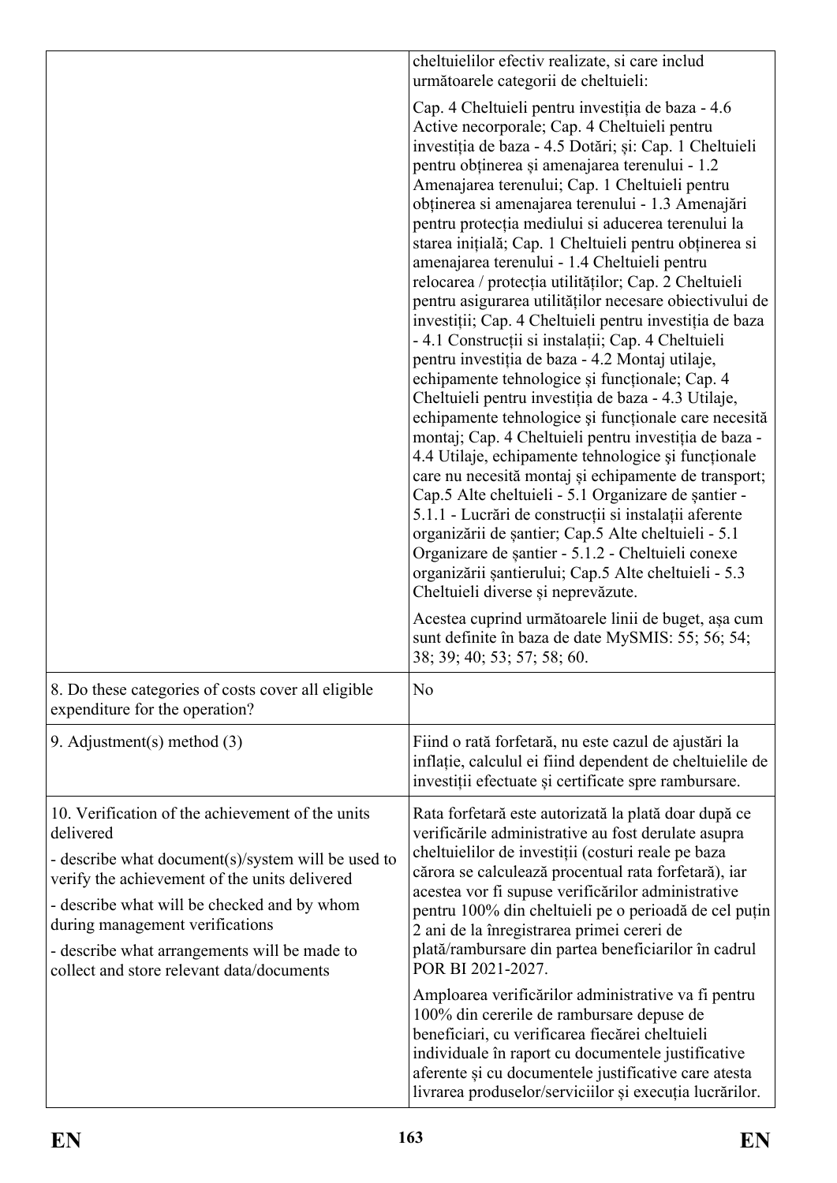| | |
|---|---|
| | cheltuielilor efectiv realizate, si care includ următoarele categorii de cheltuieli:<br><br>Cap. 4 Cheltuieli pentru investiția de baza - 4.6 Active necorporale; Cap. 4 Cheltuieli pentru investiția de baza - 4.5 Dotări; și: Cap. 1 Cheltuieli pentru obținerea și amenajarea terenului - 1.2 Amenajarea terenului; Cap. 1 Cheltuieli pentru obținerea si amenajarea terenului - 1.3 Amenajări pentru protecția mediului si aducerea terenului la starea inițială; Cap. 1 Cheltuieli pentru obținerea si amenajarea terenului - 1.4 Cheltuieli pentru relocarea / protecția utilităților; Cap. 2 Cheltuieli pentru asigurarea utilităților necesare obiectivului de investiții; Cap. 4 Cheltuieli pentru investiția de baza - 4.1 Construcții si instalații; Cap. 4 Cheltuieli pentru investiția de baza - 4.2 Montaj utilaje, echipamente tehnologice și funcționale; Cap. 4 Cheltuieli pentru investiția de baza - 4.3 Utilaje, echipamente tehnologice şi funcționale care necesită montaj; Cap. 4 Cheltuieli pentru investiția de baza - 4.4 Utilaje, echipamente tehnologice şi funcționale care nu necesită montaj și echipamente de transport; Cap.5 Alte cheltuieli - 5.1 Organizare de șantier - 5.1.1 - Lucrări de construcții si instalații aferente organizării de șantier; Cap.5 Alte cheltuieli - 5.1 Organizare de șantier - 5.1.2 - Cheltuieli conexe organizării șantierului; Cap.5 Alte cheltuieli - 5.3 Cheltuieli diverse și neprevăzute.<br><br>Acestea cuprind următoarele linii de buget, așa cum sunt definite în baza de date MySMIS: 55; 56; 54; 38; 39; 40; 53; 57; 58; 60. |
| 8. Do these categories of costs cover all eligible expenditure for the operation? | No |
| 9. Adjustment(s) method (3) | Fiind o rată forfetară, nu este cazul de ajustări la inflație, calculul ei fiind dependent de cheltuielile de investiții efectuate și certificate spre rambursare. |
| 10. Verification of the achievement of the units delivered<br><br>- describe what document(s)/system will be used to verify the achievement of the units delivered<br><br>- describe what will be checked and by whom during management verifications<br><br>- describe what arrangements will be made to collect and store relevant data/documents | Rata forfetară este autorizată la plată doar după ce verificările administrative au fost derulate asupra cheltuielilor de investiții (costuri reale pe baza cărora se calculează procentual rata forfetară), iar acestea vor fi supuse verificărilor administrative pentru 100% din cheltuieli pe o perioadă de cel puțin 2 ani de la înregistrarea primei cereri de plată/rambursare din partea beneficiarilor în cadrul POR BI 2021-2027.<br><br>Amploarea verificărilor administrative va fi pentru 100% din cererile de rambursare depuse de beneficiari, cu verificarea fiecărei cheltuieli individuale în raport cu documentele justificative aferente și cu documentele justificative care atesta livrarea produselor/serviciilor și execuția lucrărilor. |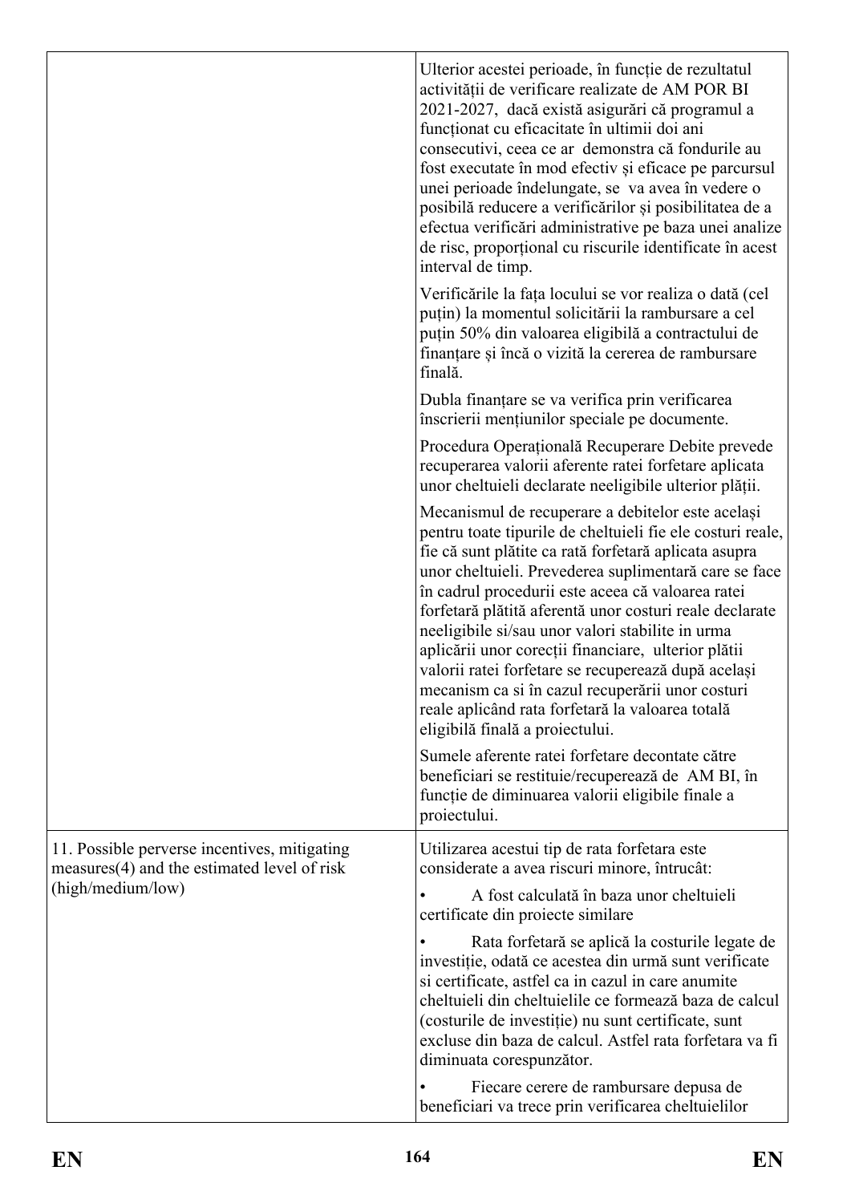| | |
|---|---|
| | Ulterior acestei perioade, în funcție de rezultatul activității de verificare realizate de AM POR BI 2021-2027, dacă există asigurări că programul a funcționat cu eficacitate în ultimii doi ani consecutivi, ceea ce ar demonstra că fondurile au fost executate în mod efectiv și eficace pe parcursul unei perioade îndelungate, se va avea în vedere o posibilă reducere a verificărilor și posibilitatea de a efectua verificări administrative pe baza unei analize de risc, proporțional cu riscurile identificate în acest interval de timp.<br><br>Verificările la fața locului se vor realiza o dată (cel puțin) la momentul solicitării la rambursare a cel puțin 50% din valoarea eligibilă a contractului de finanțare și încă o vizită la cererea de rambursare finală.<br><br>Dubla finanțare se va verifica prin verificarea înscrierii mențiunilor speciale pe documente.<br><br>Procedura Operațională Recuperare Debite prevede recuperarea valorii aferente ratei forfetare aplicata unor cheltuieli declarate neeligibile ulterior plății.<br><br>Mecanismul de recuperare a debitelor este același pentru toate tipurile de cheltuieli fie ele costuri reale, fie că sunt plătite ca rată forfetară aplicata asupra unor cheltuieli. Prevederea suplimentară care se face în cadrul procedurii este aceea că valoarea ratei forfetară plătită aferentă unor costuri reale declarate neeligibile si/sau unor valori stabilite in urma aplicării unor corecții financiare, ulterior plătii valorii ratei forfetare se recuperează după același mecanism ca si în cazul recuperării unor costuri reale aplicând rata forfetară la valoarea totală eligibilă finală a proiectului.<br><br>Sumele aferente ratei forfetare decontate către beneficiari se restituie/recuperează de AM BI, în funcție de diminuarea valorii eligibile finale a proiectului. |
| 11. Possible perverse incentives, mitigating measures(4) and the estimated level of risk (high/medium/low) | Utilizarea acestui tip de rata forfetara este considerate a avea riscuri minore, întrucât:<br><br>• A fost calculată în baza unor cheltuieli certificate din proiecte similare<br><br>• Rata forfetară se aplică la costurile legate de investiție, odată ce acestea din urmă sunt verificate si certificate, astfel ca in cazul in care anumite cheltuieli din cheltuielile ce formează baza de calcul (costurile de investiție) nu sunt certificate, sunt excluse din baza de calcul. Astfel rata forfetara va fi diminuata corespunzător.<br><br>• Fiecare cerere de rambursare depusa de beneficiari va trece prin verificarea cheltuielilor |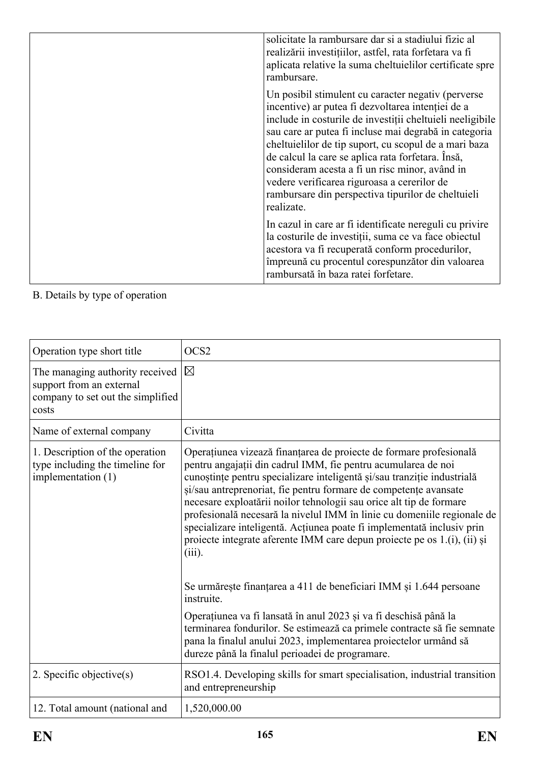| | |
|---|---|
| | solicitate la rambursare dar si a stadiului fizic al realizării investițiilor, astfel, rata forfetara va fi aplicata relative la suma cheltuielilor certificate spre rambursare.<br><br>Un posibil stimulent cu caracter negativ (perverse incentive) ar putea fi dezvoltarea intenției de a include in costurile de investiții cheltuieli neeligibile sau care ar putea fi incluse mai degrabă in categoria cheltuielilor de tip suport, cu scopul de a mari baza de calcul la care se aplica rata forfetara. Însă, consideram acesta a fi un risc minor, având in vedere verificarea riguroasa a cererilor de rambursare din perspectiva tipurilor de cheltuieli realizate.<br><br>In cazul in care ar fi identificate nereguli cu privire la costurile de investiții, suma ce va face obiectul acestora va fi recuperată conform procedurilor, împreună cu procentul corespunzător din valoarea rambursată în baza ratei forfetare. |

B. Details by type of operation

| | |
|---|---|
| Operation type short title | OCS2 |
| The managing authority received support from an external company to set out the simplified costs | ☒ |
| Name of external company | Civitta |
| 1. Description of the operation type including the timeline for implementation (1) | Operațiunea vizează finanțarea de proiecte de formare profesională pentru angajații din cadrul IMM, fie pentru acumularea de noi cunoștințe pentru specializare inteligentă și/sau tranziție industrială și/sau antreprenoriat, fie pentru formare de competențe avansate necesare exploatării noilor tehnologii sau orice alt tip de formare profesională necesară la nivelul IMM în linie cu domeniile regionale de specializare inteligentă. Acțiunea poate fi implementată inclusiv prin proiecte integrate aferente IMM care depun proiecte pe os 1.(i), (ii) și (iii).<br><br>Se urmărește finanțarea a 411 de beneficiari IMM și 1.644 persoane instruite.<br><br>Operațiunea va fi lansată în anul 2023 și va fi deschisă până la terminarea fondurilor. Se estimează ca primele contracte să fie semnate pana la finalul anului 2023, implementarea proiectelor urmând să dureze până la finalul perioadei de programare. |
| 2. Specific objective(s) | RSO1.4. Developing skills for smart specialisation, industrial transition and entrepreneurship |
| 12. Total amount (national and | 1,520,000.00 |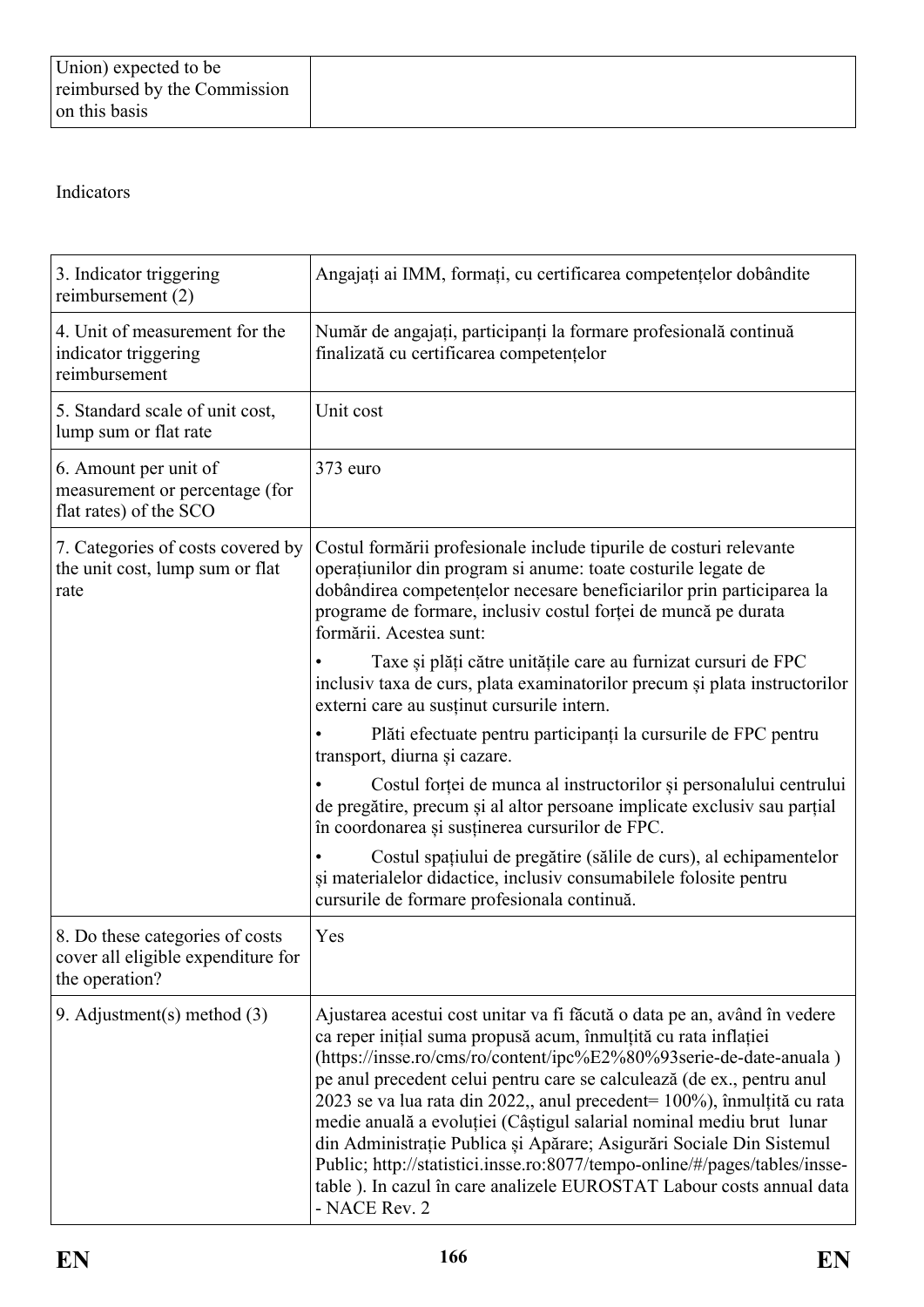| Union) expected to be reimbursed by the Commission on this basis | |
|---|---|

Indicators

| 3. Indicator triggering reimbursement (2) | Angajați ai IMM, formați, cu certificarea competențelor dobândite |
|---|---|
| 4. Unit of measurement for the indicator triggering reimbursement | Număr de angajați, participanți la formare profesională continuă finalizată cu certificarea competențelor |
| 5. Standard scale of unit cost, lump sum or flat rate | Unit cost |
| 6. Amount per unit of measurement or percentage (for flat rates) of the SCO | 373 euro |
| 7. Categories of costs covered by the unit cost, lump sum or flat rate | Costul formării profesionale include tipurile de costuri relevante operațiunilor din program si anume: toate costurile legate de dobândirea competențelor necesare beneficiarilor prin participarea la programe de formare, inclusiv costul forței de muncă pe durata formării. Acestea sunt:<br>• Taxe și plăți către unitățile care au furnizat cursuri de FPC inclusiv taxa de curs, plata examinatorilor precum și plata instructorilor externi care au susținut cursurile intern.<br>• Plăti efectuate pentru participanți la cursurile de FPC pentru transport, diurna și cazare.<br>• Costul forței de munca al instructorilor și personalului centrului de pregătire, precum și al altor persoane implicate exclusiv sau parțial în coordonarea și susținerea cursurilor de FPC.<br>• Costul spațiului de pregătire (sălile de curs), al echipamentelor și materialelor didactice, inclusiv consumabilele folosite pentru cursurile de formare profesionala continuă. |
| 8. Do these categories of costs cover all eligible expenditure for the operation? | Yes |
| 9. Adjustment(s) method (3) | Ajustarea acestui cost unitar va fi făcută o data pe an, având în vedere ca reper inițial suma propusă acum, înmulțită cu rata inflației (https://insse.ro/cms/ro/content/ipc%E2%80%93serie-de-date-anuala ) pe anul precedent celui pentru care se calculează (de ex., pentru anul 2023 se va lua rata din 2022,, anul precedent= 100%), înmulțită cu rata medie anuală a evoluției (Câștigul salarial nominal mediu brut lunar din Administrație Publica și Apărare; Asigurări Sociale Din Sistemul Public; http://statistici.insse.ro:8077/tempo-online/#/pages/tables/insse-table ). In cazul în care analizele EUROSTAT Labour costs annual data - NACE Rev. 2 |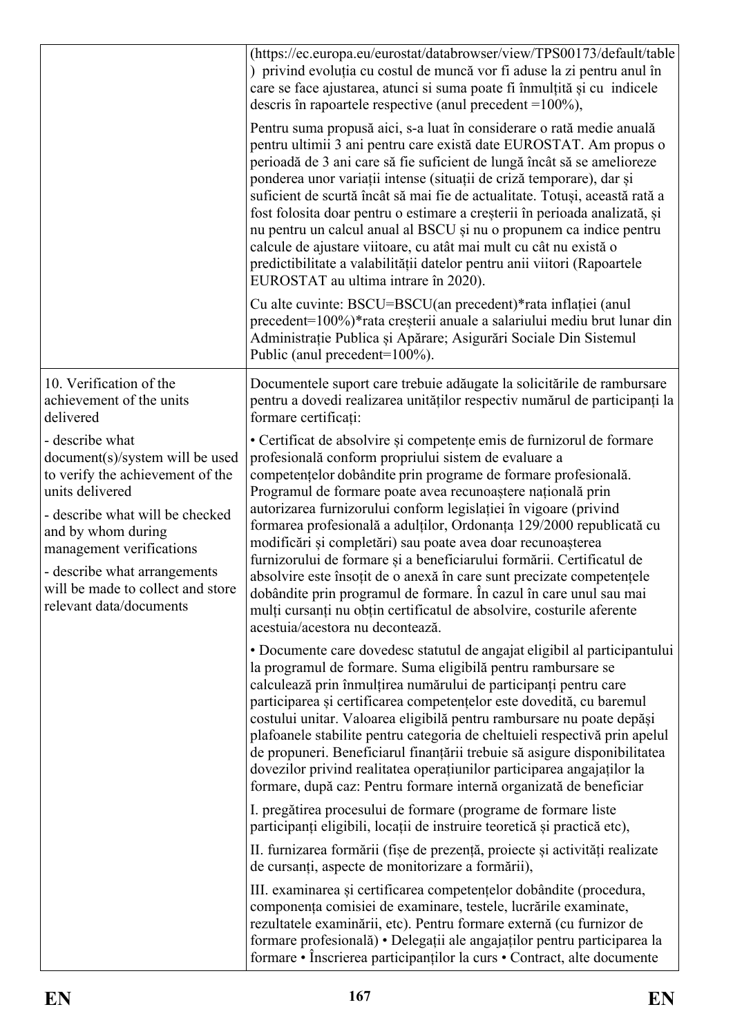| | |
|---|---|
| | (https://ec.europa.eu/eurostat/databrowser/view/TPS00173/default/table ) privind evoluția cu costul de muncă vor fi aduse la zi pentru anul în care se face ajustarea, atunci si suma poate fi înmulțită și cu indicele descris în rapoartele respective (anul precedent =100%),<br><br>Pentru suma propusă aici, s-a luat în considerare o rată medie anuală pentru ultimii 3 ani pentru care există date EUROSTAT. Am propus o perioadă de 3 ani care să fie suficient de lungă încât să se amelioreze ponderea unor variații intense (situații de criză temporare), dar și suficient de scurtă încât să mai fie de actualitate. Totuși, această rată a fost folosita doar pentru o estimare a creșterii în perioada analizată, și nu pentru un calcul anual al BSCU și nu o propunem ca indice pentru calcule de ajustare viitoare, cu atât mai mult cu cât nu există o predictibilitate a valabilității datelor pentru anii viitori (Rapoartele EUROSTAT au ultima intrare în 2020).<br><br>Cu alte cuvinte: BSCU=BSCU(an precedent)*rata inflației (anul precedent=100%)*rata creșterii anuale a salariului mediu brut lunar din Administrație Publica și Apărare; Asigurări Sociale Din Sistemul Public (anul precedent=100%). |
| 10. Verification of the achievement of the units delivered<br><br>- describe what document(s)/system will be used to verify the achievement of the units delivered<br><br>- describe what will be checked and by whom during management verifications<br><br>- describe what arrangements will be made to collect and store relevant data/documents | Documentele suport care trebuie adăugate la solicitările de rambursare pentru a dovedi realizarea unităților respectiv numărul de participanți la formare certificați:<br><br>• Certificat de absolvire și competențe emis de furnizorul de formare profesională conform propriului sistem de evaluare a competențelor dobândite prin programe de formare profesională. Programul de formare poate avea recunoaștere națională prin autorizarea furnizorului conform legislației în vigoare (privind formarea profesională a adulților, Ordonanța 129/2000 republicată cu modificări și completări) sau poate avea doar recunoașterea furnizorului de formare și a beneficiarului formării. Certificatul de absolvire este însoțit de o anexă în care sunt precizate competențele dobândite prin programul de formare. În cazul în care unul sau mai mulți cursanți nu obțin certificatul de absolvire, costurile aferente acestuia/acestora nu decontează.<br><br>• Documente care dovedesc statutul de angajat eligibil al participantului la programul de formare. Suma eligibilă pentru rambursare se calculează prin înmulțirea numărului de participanți pentru care participarea și certificarea competențelor este dovedită, cu baremul costului unitar. Valoarea eligibilă pentru rambursare nu poate depăși plafoanele stabilite pentru categoria de cheltuieli respectivă prin apelul de propuneri. Beneficiarul finanțării trebuie să asigure disponibilitatea dovezilor privind realitatea operațiunilor participarea angajaților la formare, după caz: Pentru formare internă organizată de beneficiar<br><br>I. pregătirea procesului de formare (programe de formare liste participanți eligibili, locații de instruire teoretică și practică etc),<br><br>II. furnizarea formării (fișe de prezență, proiecte și activități realizate de cursanți, aspecte de monitorizare a formării),<br><br>III. examinarea și certificarea competențelor dobândite (procedura, componența comisiei de examinare, testele, lucrările examinate, rezultatele examinării, etc). Pentru formare externă (cu furnizor de formare profesională) • Delegații ale angajaților pentru participarea la formare • Înscrierea participanților la curs • Contract, alte documente |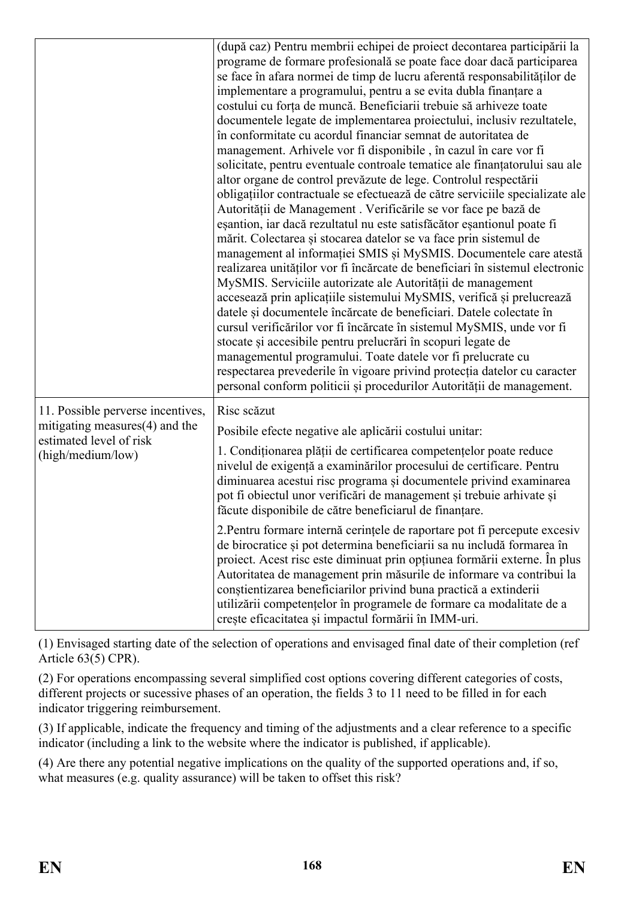| | |
|---|---|
| | (după caz) Pentru membrii echipei de proiect decontarea participării la programe de formare profesională se poate face doar dacă participarea se face în afara normei de timp de lucru aferentă responsabilităților de implementare a programului, pentru a se evita dubla finanțare a costului cu forța de muncă. Beneficiarii trebuie să arhiveze toate documentele legate de implementarea proiectului, inclusiv rezultatele, în conformitate cu acordul financiar semnat de autoritatea de management. Arhivele vor fi disponibile , în cazul în care vor fi solicitate, pentru eventuale controale tematice ale finanțatorului sau ale altor organe de control prevăzute de lege. Controlul respectării obligațiilor contractuale se efectuează de către serviciile specializate ale Autorității de Management . Verificările se vor face pe bază de eșantion, iar dacă rezultatul nu este satisfăcător eșantionul poate fi mărit. Colectarea și stocarea datelor se va face prin sistemul de management al informației SMIS și MySMIS. Documentele care atestă realizarea unităților vor fi încărcate de beneficiari în sistemul electronic MySMIS. Serviciile autorizate ale Autorității de management accesează prin aplicațiile sistemului MySMIS, verifică și prelucrează datele și documentele încărcate de beneficiari. Datele colectate în cursul verificărilor vor fi încărcate în sistemul MySMIS, unde vor fi stocate și accesibile pentru prelucrări în scopuri legate de managementul programului. Toate datele vor fi prelucrate cu respectarea prevederile în vigoare privind protecția datelor cu caracter personal conform politicii și procedurilor Autorității de management. |
| 11. Possible perverse incentives, mitigating measures(4) and the estimated level of risk (high/medium/low) | Risc scăzut<br><br>Posibile efecte negative ale aplicării costului unitar:<br><br>1. Condiționarea plății de certificarea competențelor poate reduce nivelul de exigență a examinărilor procesului de certificare. Pentru diminuarea acestui risc programa și documentele privind examinarea pot fi obiectul unor verificări de management și trebuie arhivate și făcute disponibile de către beneficiarul de finanțare.<br><br>2.Pentru formare internă cerințele de raportare pot fi percepute excesiv de birocratice și pot determina beneficiarii sa nu includă formarea în proiect. Acest risc este diminuat prin opțiunea formării externe. În plus Autoritatea de management prin măsurile de informare va contribui la conștientizarea beneficiarilor privind buna practică a extinderii utilizării competențelor în programele de formare ca modalitate de a crește eficacitatea și impactul formării în IMM-uri. |

(1) Envisaged starting date of the selection of operations and envisaged final date of their completion (ref Article 63(5) CPR).

(2) For operations encompassing several simplified cost options covering different categories of costs, different projects or sucessive phases of an operation, the fields 3 to 11 need to be filled in for each indicator triggering reimbursement.

(3) If applicable, indicate the frequency and timing of the adjustments and a clear reference to a specific indicator (including a link to the website where the indicator is published, if applicable).

(4) Are there any potential negative implications on the quality of the supported operations and, if so, what measures (e.g. quality assurance) will be taken to offset this risk?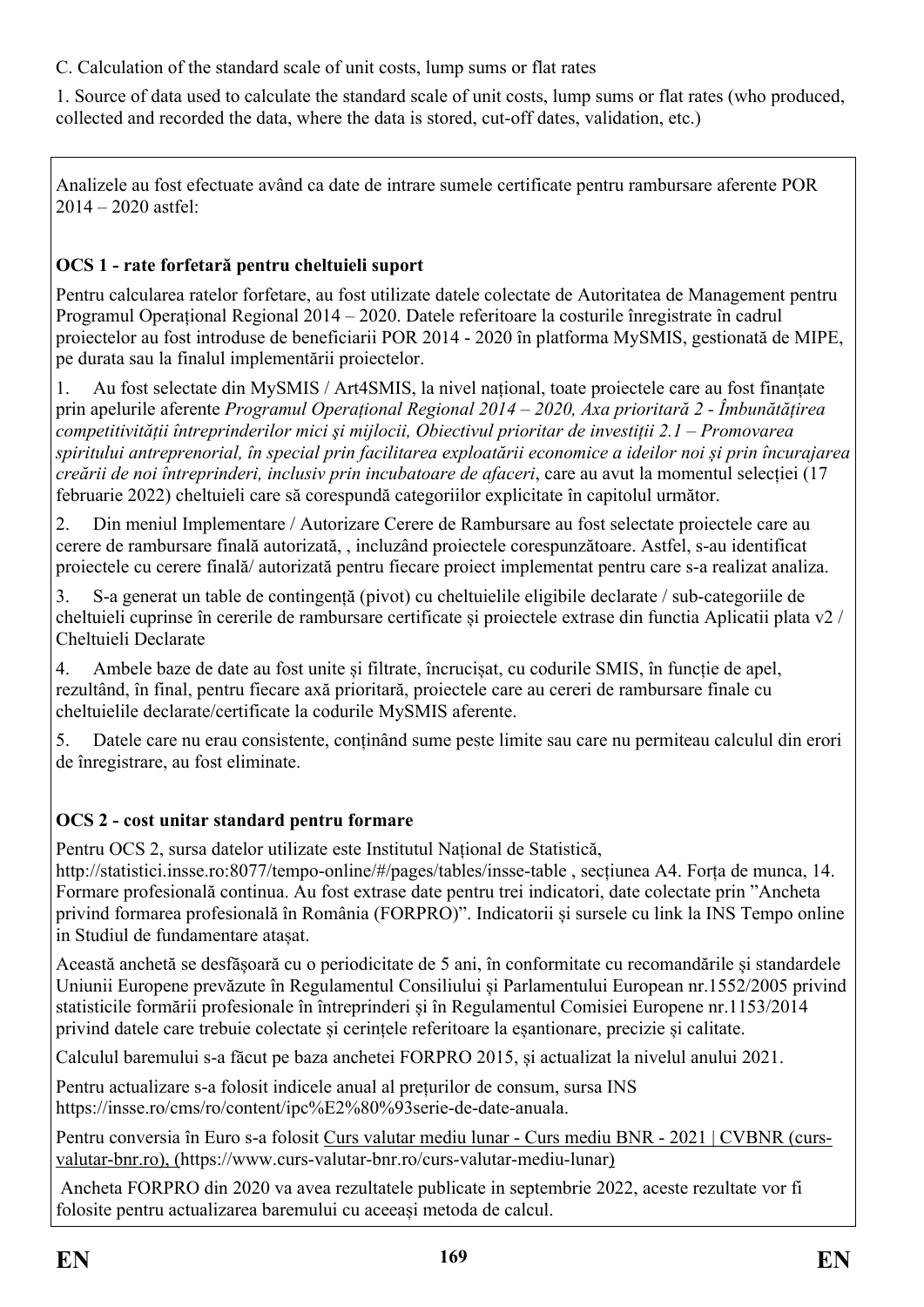C. Calculation of the standard scale of unit costs, lump sums or flat rates

1. Source of data used to calculate the standard scale of unit costs, lump sums or flat rates (who produced, collected and recorded the data, where the data is stored, cut-off dates, validation, etc.)

Analizele au fost efectuate având ca date de intrare sumele certificate pentru rambursare aferente POR 2014 – 2020 astfel:

**OCS 1 - rate forfetară pentru cheltuieli suport**

Pentru calcularea ratelor forfetare, au fost utilizate datele colectate de Autoritatea de Management pentru Programul Operațional Regional 2014 – 2020. Datele referitoare la costurile înregistrate în cadrul proiectelor au fost introduse de beneficiarii POR 2014 - 2020 în platforma MySMIS, gestionată de MIPE, pe durata sau la finalul implementării proiectelor.

1. Au fost selectate din MySMIS / Art4SMIS, la nivel național, toate proiectele care au fost finanțate prin apelurile aferente *Programul Operațional Regional 2014 – 2020, Axa prioritară 2 - Îmbunătățirea competitivității întreprinderilor mici și mijlocii, Obiectivul prioritar de investiții 2.1 – Promovarea spiritului antreprenorial, în special prin facilitarea exploatării economice a ideilor noi și prin încurajarea creării de noi întreprinderi, inclusiv prin incubatoare de afaceri*, care au avut la momentul selecției (17 februarie 2022) cheltuieli care să corespundă categoriilor explicitate în capitolul următor.
2. Din meniul Implementare / Autorizare Cerere de Rambursare au fost selectate proiectele care au cerere de rambursare finală autorizată, , incluzând proiectele corespunzătoare. Astfel, s-au identificat proiectele cu cerere finală/ autorizată pentru fiecare proiect implementat pentru care s-a realizat analiza.
3. S-a generat un table de contingență (pivot) cu cheltuielile eligibile declarate / sub-categoriile de cheltuieli cuprinse în cererile de rambursare certificate și proiectele extrase din functia Aplicatii plata v2 / Cheltuieli Declarate
4. Ambele baze de date au fost unite și filtrate, încrucișat, cu codurile SMIS, în funcție de apel, rezultând, în final, pentru fiecare axă prioritară, proiectele care au cereri de rambursare finale cu cheltuielile declarate/certificate la codurile MySMIS aferente.
5. Datele care nu erau consistente, conținând sume peste limite sau care nu permiteau calculul din erori de înregistrare, au fost eliminate.

**OCS 2 - cost unitar standard pentru formare**

Pentru OCS 2, sursa datelor utilizate este Institutul Național de Statistică, http://statistici.insse.ro:8077/tempo-online/#/pages/tables/insse-table , secțiunea A4. Forța de munca, 14. Formare profesională continua. Au fost extrase date pentru trei indicatori, date colectate prin "Ancheta privind formarea profesională în România (FORPRO)". Indicatorii și sursele cu link la INS Tempo online in Studiul de fundamentare atașat.

Această anchetă se desfășoară cu o periodicitate de 5 ani, în conformitate cu recomandările și standardele Uniunii Europene prevăzute în Regulamentul Consiliului și Parlamentului European nr.1552/2005 privind statisticile formării profesionale în întreprinderi și în Regulamentul Comisiei Europene nr.1153/2014 privind datele care trebuie colectate și cerințele referitoare la eșantionare, precizie și calitate.

Calculul baremului s-a făcut pe baza anchetei FORPRO 2015, și actualizat la nivelul anului 2021.

Pentru actualizare s-a folosit indicele anual al prețurilor de consum, sursa INS https://insse.ro/cms/ro/content/ipc%E2%80%93serie-de-date-anuala.

Pentru conversia în Euro s-a folosit Curs valutar mediu lunar - Curs mediu BNR - 2021 | CVBNR (curs-valutar-bnr.ro), (https://www.curs-valutar-bnr.ro/curs-valutar-mediu-lunar)

Ancheta FORPRO din 2020 va avea rezultatele publicate in septembrie 2022, aceste rezultate vor fi folosite pentru actualizarea baremului cu aceeași metoda de calcul.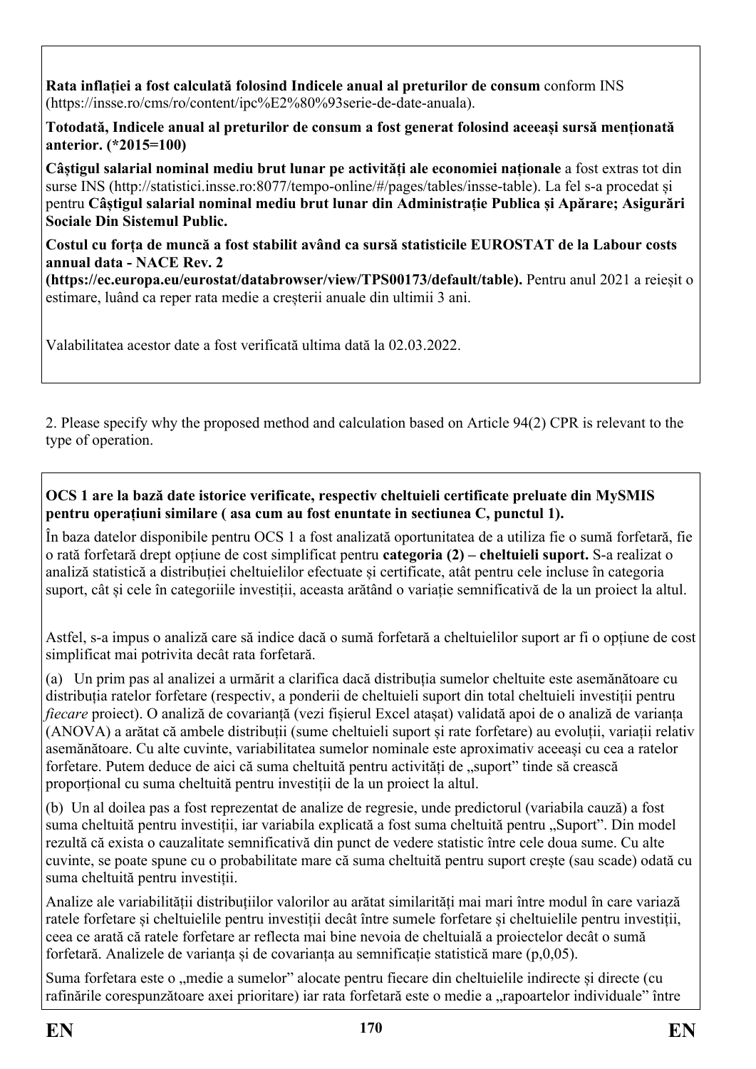**Rata inflației a fost calculată folosind Indicele anual al preturilor de consum** conform INS (https://insse.ro/cms/ro/content/ipc%E2%80%93serie-de-date-anuala).

**Totodată, Indicele anual al preturilor de consum a fost generat folosind aceeași sursă menționată anterior. (*2015=100)**

**Câștigul salarial nominal mediu brut lunar pe activități ale economiei naționale** a fost extras tot din surse INS (http://statistici.insse.ro:8077/tempo-online/#/pages/tables/insse-table). La fel s-a procedat și pentru **Câștigul salarial nominal mediu brut lunar din Administrație Publica și Apărare; Asigurări Sociale Din Sistemul Public.**

**Costul cu forța de muncă a fost stabilit având ca sursă statisticile EUROSTAT de la Labour costs annual data - NACE Rev. 2 (https://ec.europa.eu/eurostat/databrowser/view/TPS00173/default/table).** Pentru anul 2021 a reieșit o estimare, luând ca reper rata medie a creșterii anuale din ultimii 3 ani.

Valabilitatea acestor date a fost verificată ultima dată la 02.03.2022.

2. Please specify why the proposed method and calculation based on Article 94(2) CPR is relevant to the type of operation.

**OCS 1 are la bază date istorice verificate, respectiv cheltuieli certificate preluate din MySMIS pentru operațiuni similare ( asa cum au fost enuntate in sectiunea C, punctul 1).**

În baza datelor disponibile pentru OCS 1 a fost analizată oportunitatea de a utiliza fie o sumă forfetară, fie o rată forfetară drept opțiune de cost simplificat pentru **categoria (2) – cheltuieli suport.** S-a realizat o analiză statistică a distribuției cheltuielilor efectuate și certificate, atât pentru cele incluse în categoria suport, cât și cele în categoriile investiții, aceasta arătând o variație semnificativă de la un proiect la altul.

Astfel, s-a impus o analiză care să indice dacă o sumă forfetară a cheltuielilor suport ar fi o opțiune de cost simplificat mai potrivita decât rata forfetară.

(a) Un prim pas al analizei a urmărit a clarifica dacă distribuția sumelor cheltuite este asemănătoare cu distribuția ratelor forfetare (respectiv, a ponderii de cheltuieli suport din total cheltuieli investiții pentru *fiecare* proiect). O analiză de covarianță (vezi fișierul Excel atașat) validată apoi de o analiză de varianța (ANOVA) a arătat că ambele distribuții (sume cheltuieli suport și rate forfetare) au evoluții, variații relativ asemănătoare. Cu alte cuvinte, variabilitatea sumelor nominale este aproximativ aceeași cu cea a ratelor forfetare. Putem deduce de aici că suma cheltuită pentru activități de „suport" tinde să crească proporțional cu suma cheltuită pentru investiții de la un proiect la altul.

(b) Un al doilea pas a fost reprezentat de analize de regresie, unde predictorul (variabila cauză) a fost suma cheltuită pentru investiții, iar variabila explicată a fost suma cheltuită pentru „Suport". Din model rezultă că exista o cauzalitate semnificativă din punct de vedere statistic între cele doua sume. Cu alte cuvinte, se poate spune cu o probabilitate mare că suma cheltuită pentru suport crește (sau scade) odată cu suma cheltuită pentru investiții.

Analize ale variabilității distribuțiilor valorilor au arătat similarități mai mari între modul în care variază ratele forfetare și cheltuielile pentru investiții decât între sumele forfetare și cheltuielile pentru investiții, ceea ce arată că ratele forfetare ar reflecta mai bine nevoia de cheltuială a proiectelor decât o sumă forfetară. Analizele de varianța și de covarianța au semnificație statistică mare (p,0,05).

Suma forfetara este o „medie a sumelor" alocate pentru fiecare din cheltuielile indirecte și directe (cu rafinările corespunzătoare axei prioritare) iar rata forfetară este o medie a „rapoartelor individuale" între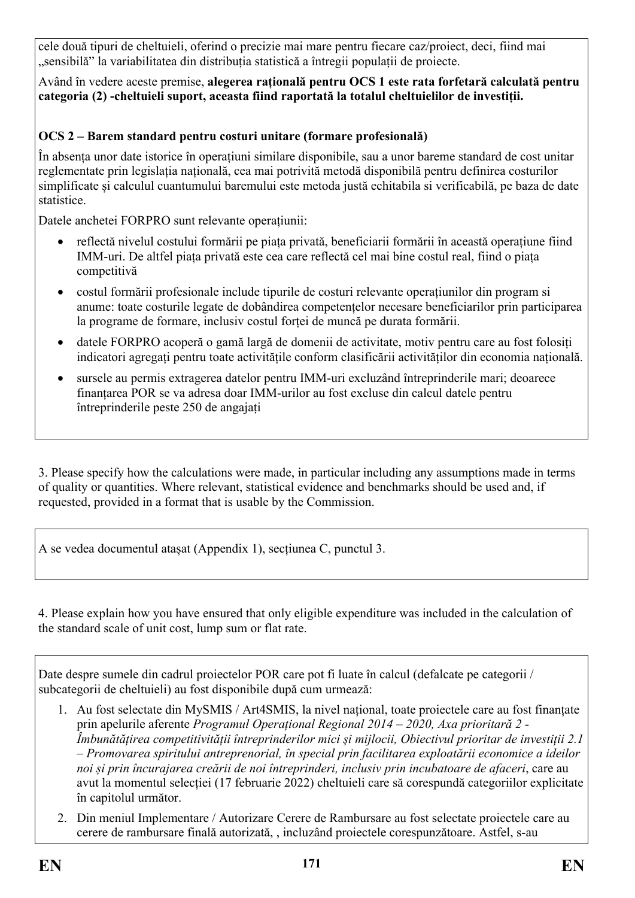cele două tipuri de cheltuieli, oferind o precizie mai mare pentru fiecare caz/proiect, deci, fiind mai „sensibilă" la variabilitatea din distribuția statistică a întregii populații de proiecte.

Având în vedere aceste premise, **alegerea rațională pentru OCS 1 este rata forfetară calculată pentru categoria (2) -cheltuieli suport, aceasta fiind raportată la totalul cheltuielilor de investiții.**

**OCS 2 – Barem standard pentru costuri unitare (formare profesională)**

În absența unor date istorice în operațiuni similare disponibile, sau a unor bareme standard de cost unitar reglementate prin legislația națională, cea mai potrivită metodă disponibilă pentru definirea costurilor simplificate și calculul cuantumului baremului este metoda justă echitabila si verificabilă, pe baza de date statistice.

Datele anchetei FORPRO sunt relevante operațiunii:

- reflectă nivelul costului formării pe piața privată, beneficiarii formării în această operațiune fiind IMM-uri. De altfel piața privată este cea care reflectă cel mai bine costul real, fiind o piața competitivă
- costul formării profesionale include tipurile de costuri relevante operațiunilor din program si anume: toate costurile legate de dobândirea competențelor necesare beneficiarilor prin participarea la programe de formare, inclusiv costul forței de muncă pe durata formării.
- datele FORPRO acoperă o gamă largă de domenii de activitate, motiv pentru care au fost folosiți indicatori agregați pentru toate activitățile conform clasificării activităților din economia națională.
- sursele au permis extragerea datelor pentru IMM-uri excluzând întreprinderile mari; deoarece finanțarea POR se va adresa doar IMM-urilor au fost excluse din calcul datele pentru întreprinderile peste 250 de angajați

3. Please specify how the calculations were made, in particular including any assumptions made in terms of quality or quantities. Where relevant, statistical evidence and benchmarks should be used and, if requested, provided in a format that is usable by the Commission.

A se vedea documentul atașat (Appendix 1), secțiunea C, punctul 3.

4. Please explain how you have ensured that only eligible expenditure was included in the calculation of the standard scale of unit cost, lump sum or flat rate.

Date despre sumele din cadrul proiectelor POR care pot fi luate în calcul (defalcate pe categorii / subcategorii de cheltuieli) au fost disponibile după cum urmează:

1. Au fost selectate din MySMIS / Art4SMIS, la nivel național, toate proiectele care au fost finanțate prin apelurile aferente *Programul Operațional Regional 2014 – 2020, Axa prioritară 2 - Îmbunătățirea competitivității întreprinderilor mici și mijlocii, Obiectivul prioritar de investiții 2.1 – Promovarea spiritului antreprenorial, în special prin facilitarea exploatării economice a ideilor noi și prin încurajarea creării de noi întreprinderi, inclusiv prin incubatoare de afaceri*, care au avut la momentul selecției (17 februarie 2022) cheltuieli care să corespundă categoriilor explicitate în capitolul următor.
2. Din meniul Implementare / Autorizare Cerere de Rambursare au fost selectate proiectele care au cerere de rambursare finală autorizată, , incluzând proiectele corespunzătoare. Astfel, s-au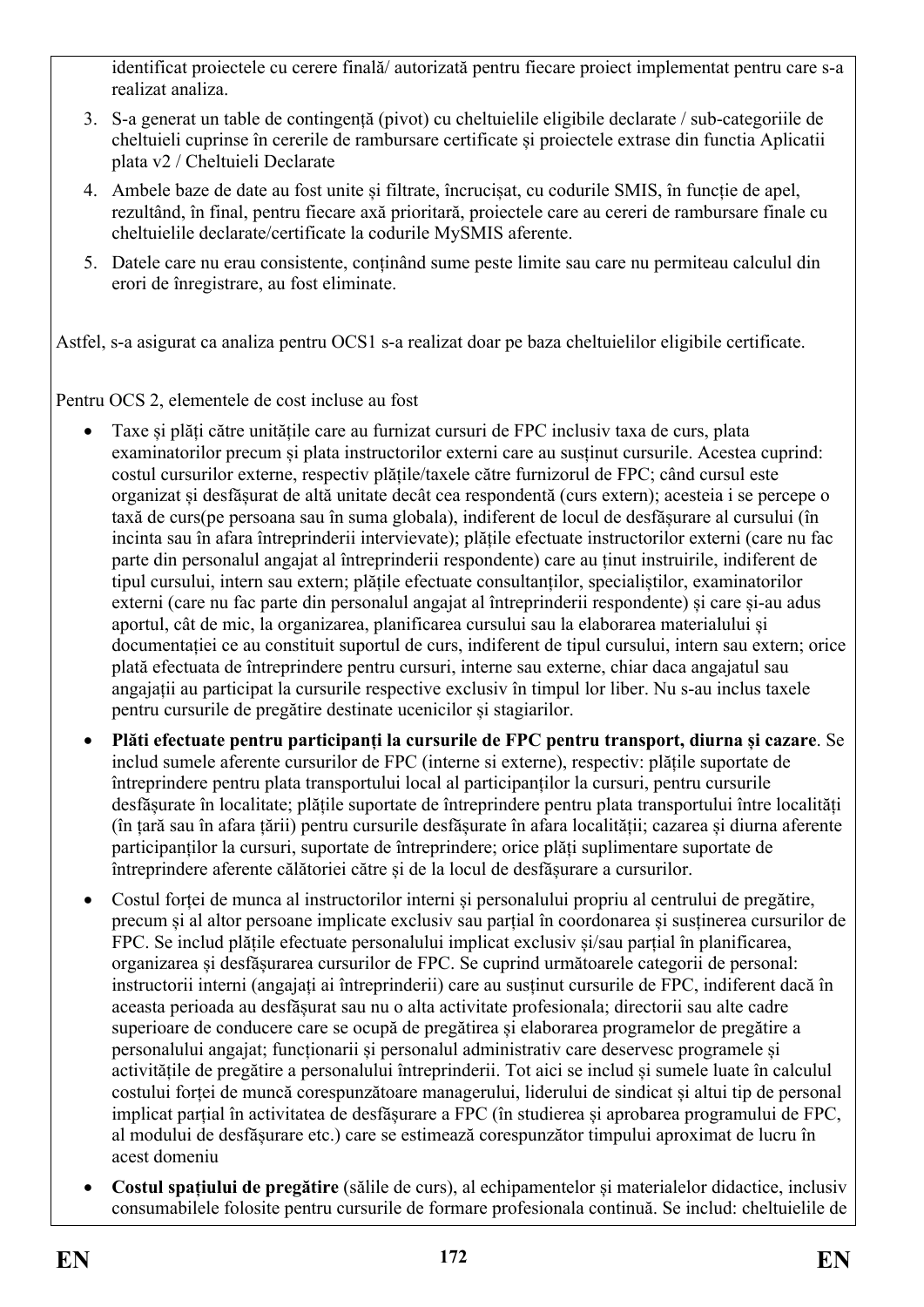identificat proiectele cu cerere finală/ autorizată pentru fiecare proiect implementat pentru care s-a realizat analiza.

3. S-a generat un table de contingență (pivot) cu cheltuielile eligibile declarate / sub-categoriile de cheltuieli cuprinse în cererile de rambursare certificate și proiectele extrase din functia Aplicatii plata v2 / Cheltuieli Declarate
4. Ambele baze de date au fost unite și filtrate, încrucișat, cu codurile SMIS, în funcție de apel, rezultând, în final, pentru fiecare axă prioritară, proiectele care au cereri de rambursare finale cu cheltuielile declarate/certificate la codurile MySMIS aferente.
5. Datele care nu erau consistente, conținând sume peste limite sau care nu permiteau calculul din erori de înregistrare, au fost eliminate.

Astfel, s-a asigurat ca analiza pentru OCS1 s-a realizat doar pe baza cheltuielilor eligibile certificate.

Pentru OCS 2, elementele de cost incluse au fost

- Taxe și plăți către unitățile care au furnizat cursuri de FPC inclusiv taxa de curs, plata examinatorilor precum și plata instructorilor externi care au susținut cursurile. Acestea cuprind: costul cursurilor externe, respectiv plățile/taxele către furnizorul de FPC; când cursul este organizat și desfășurat de altă unitate decât cea respondentă (curs extern); acesteia i se percepe o taxă de curs(pe persoana sau în suma globala), indiferent de locul de desfășurare al cursului (în incinta sau în afara întreprinderii intervievate); plățile efectuate instructorilor externi (care nu fac parte din personalul angajat al întreprinderii respondente) care au ținut instruirile, indiferent de tipul cursului, intern sau extern; plățile efectuate consultanților, specialiștilor, examinatorilor externi (care nu fac parte din personalul angajat al întreprinderii respondente) și care și-au adus aportul, cât de mic, la organizarea, planificarea cursului sau la elaborarea materialului și documentației ce au constituit suportul de curs, indiferent de tipul cursului, intern sau extern; orice plată efectuata de întreprindere pentru cursuri, interne sau externe, chiar daca angajatul sau angajații au participat la cursurile respective exclusiv în timpul lor liber. Nu s-au inclus taxele pentru cursurile de pregătire destinate ucenicilor și stagiarilor.
- **Plăti efectuate pentru participanți la cursurile de FPC pentru transport, diurna și cazare**. Se includ sumele aferente cursurilor de FPC (interne si externe), respectiv: plățile suportate de întreprindere pentru plata transportului local al participanților la cursuri, pentru cursurile desfășurate în localitate; plățile suportate de întreprindere pentru plata transportului între localități (în țară sau în afara țării) pentru cursurile desfășurate în afara localității; cazarea și diurna aferente participanților la cursuri, suportate de întreprindere; orice plăți suplimentare suportate de întreprindere aferente călătoriei către și de la locul de desfășurare a cursurilor.
- Costul forței de munca al instructorilor interni și personalului propriu al centrului de pregătire, precum și al altor persoane implicate exclusiv sau parțial în coordonarea și susținerea cursurilor de FPC. Se includ plățile efectuate personalului implicat exclusiv și/sau parțial în planificarea, organizarea și desfășurarea cursurilor de FPC. Se cuprind următoarele categorii de personal: instructorii interni (angajați ai întreprinderii) care au susținut cursurile de FPC, indiferent dacă în aceasta perioada au desfășurat sau nu o alta activitate profesionala; directorii sau alte cadre superioare de conducere care se ocupă de pregătirea și elaborarea programelor de pregătire a personalului angajat; funcționarii și personalul administrativ care deservesc programele și activitățile de pregătire a personalului întreprinderii. Tot aici se includ și sumele luate în calculul costului forței de muncă corespunzătoare managerului, liderului de sindicat și altui tip de personal implicat parțial în activitatea de desfășurare a FPC (în studierea și aprobarea programului de FPC, al modulului de desfășurare etc.) care se estimează corespunzător timpului aproximat de lucru în acest domeniu
- **Costul spațiului de pregătire** (sălile de curs), al echipamentelor și materialelor didactice, inclusiv consumabilele folosite pentru cursurile de formare profesionala continuă. Se includ: cheltuielile de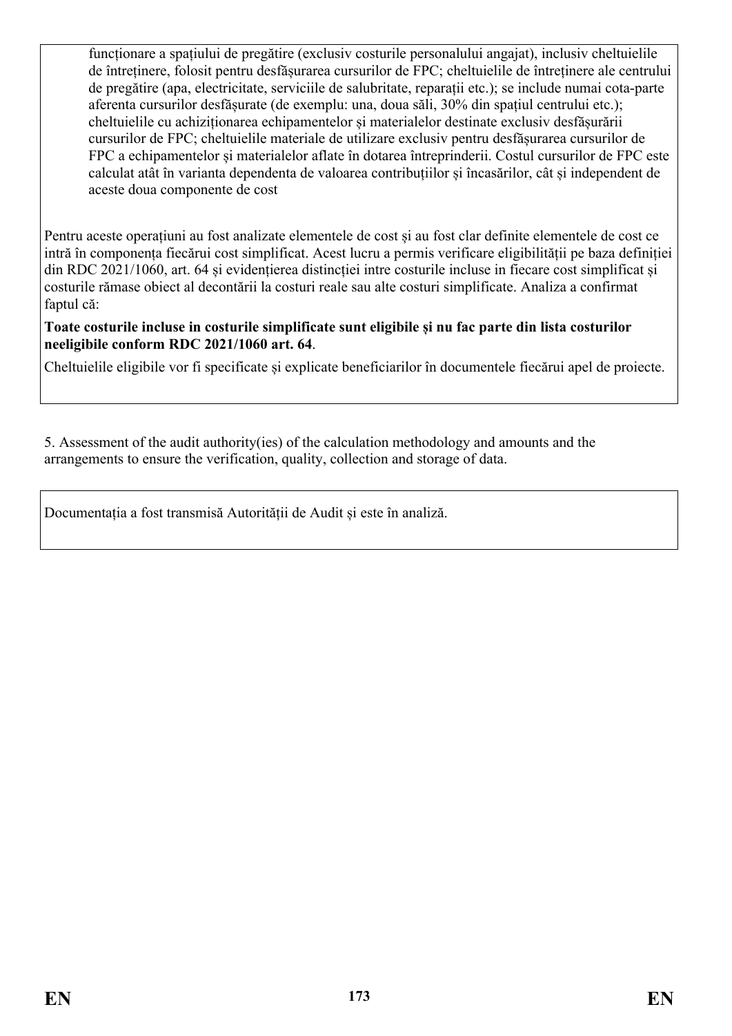funcționare a spațiului de pregătire (exclusiv costurile personalului angajat), inclusiv cheltuielile de întreținere, folosit pentru desfășurarea cursurilor de FPC; cheltuielile de întreținere ale centrului de pregătire (apa, electricitate, serviciile de salubritate, reparații etc.); se include numai cota-parte aferenta cursurilor desfășurate (de exemplu: una, doua săli, 30% din spațiul centrului etc.); cheltuielile cu achiziționarea echipamentelor și materialelor destinate exclusiv desfășurării cursurilor de FPC; cheltuielile materiale de utilizare exclusiv pentru desfășurarea cursurilor de FPC a echipamentelor și materialelor aflate în dotarea întreprinderii. Costul cursurilor de FPC este calculat atât în varianta dependenta de valoarea contribuțiilor și încasărilor, cât și independent de aceste doua componente de cost

Pentru aceste operațiuni au fost analizate elementele de cost și au fost clar definite elementele de cost ce intră în componența fiecărui cost simplificat. Acest lucru a permis verificare eligibilității pe baza definiției din RDC 2021/1060, art. 64 și evidențierea distincției intre costurile incluse in fiecare cost simplificat și costurile rămase obiect al decontării la costuri reale sau alte costuri simplificate. Analiza a confirmat faptul că:

**Toate costurile incluse in costurile simplificate sunt eligibile și nu fac parte din lista costurilor neeligibile conform RDC 2021/1060 art. 64**.

Cheltuielile eligibile vor fi specificate și explicate beneficiarilor în documentele fiecărui apel de proiecte.

5. Assessment of the audit authority(ies) of the calculation methodology and amounts and the arrangements to ensure the verification, quality, collection and storage of data.

Documentația a fost transmisă Autorității de Audit și este în analiză.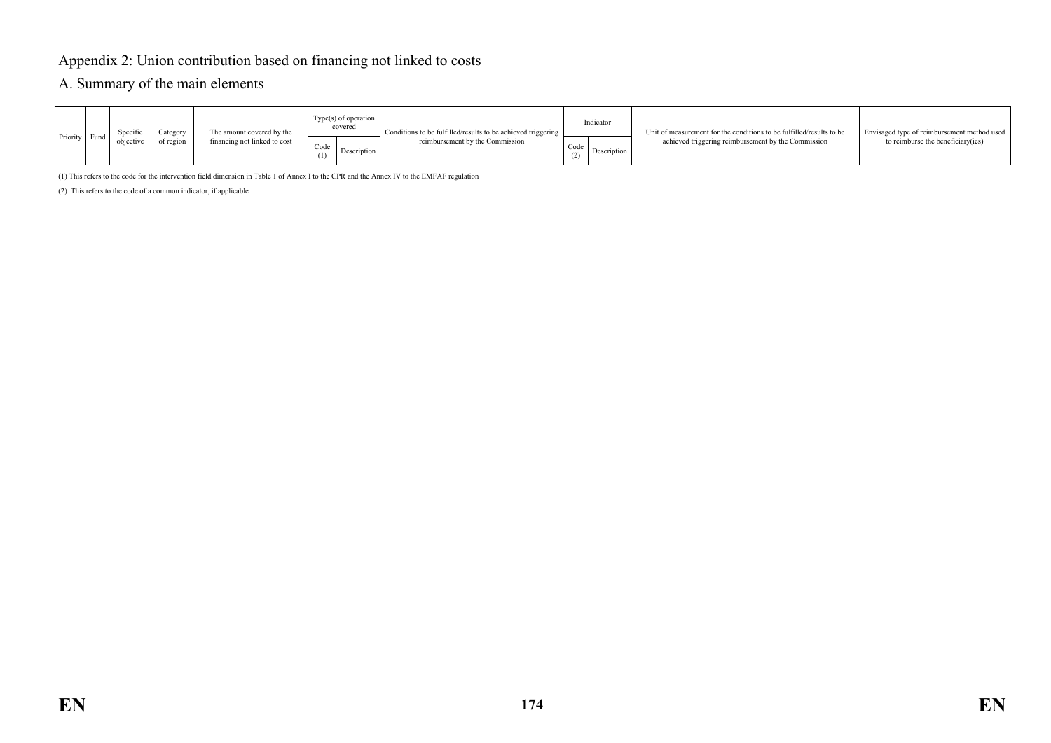# Appendix 2: Union contribution based on financing not linked to costs

## A. Summary of the main elements

| Priority | Fund | Specific objective | Category of region | The amount covered by the financing not linked to cost | Type(s) of operation covered | | Conditions to be fulfilled/results to be achieved triggering reimbursement by the Commission | Indicator | | Unit of measurement for the conditions to be fulfilled/results to be achieved triggering reimbursement by the Commission | Envisaged type of reimbursement method used to reimburse the beneficiary(ies) |
|---|---|---|---|---|---|---|---|---|---|---|---|
| | | | | | Code (1) | Description | | Code (2) | Description | | |

(1) This refers to the code for the intervention field dimension in Table 1 of Annex I to the CPR and the Annex IV to the EMFAF regulation

(2) This refers to the code of a common indicator, if applicable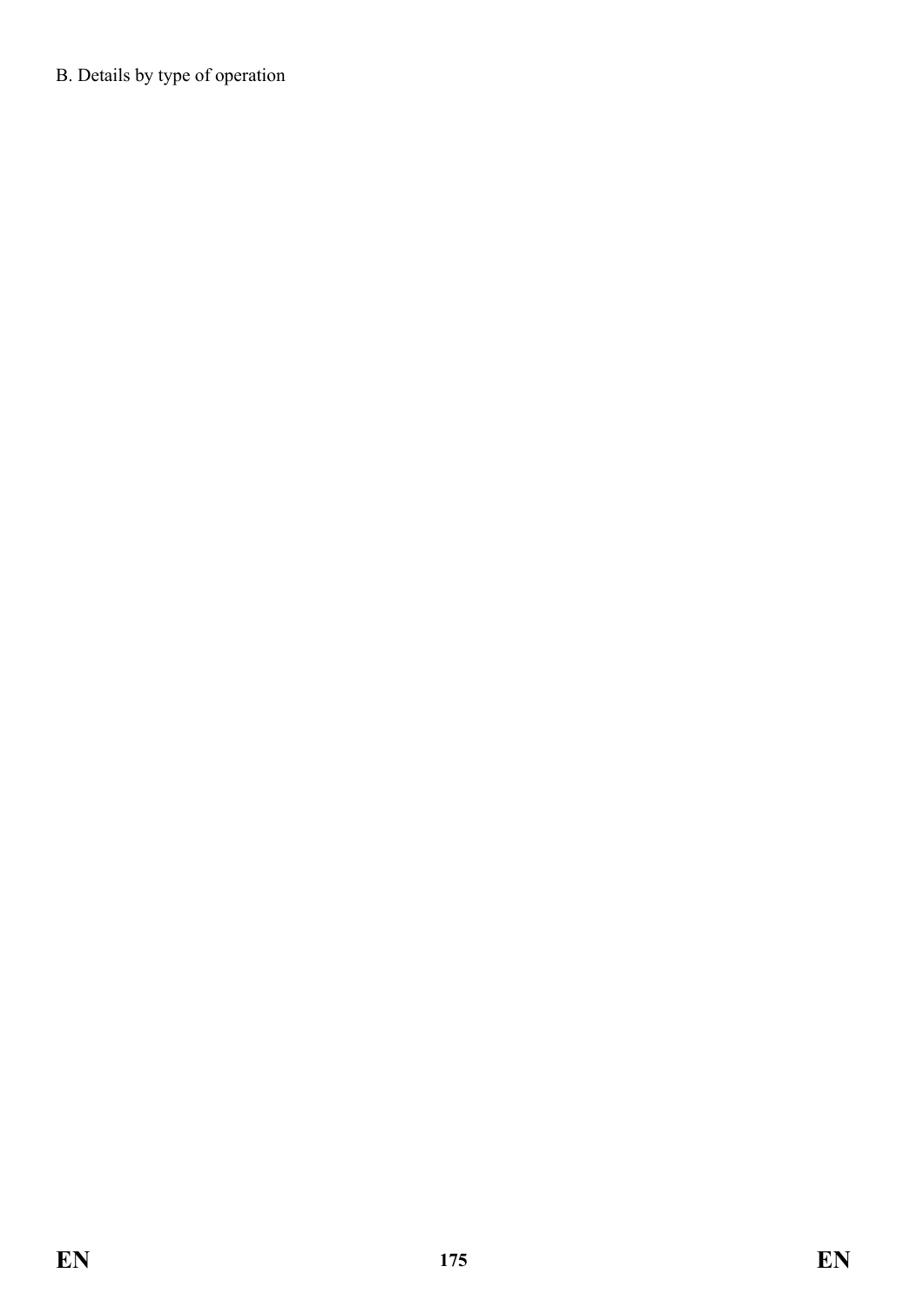B. Details by type of operation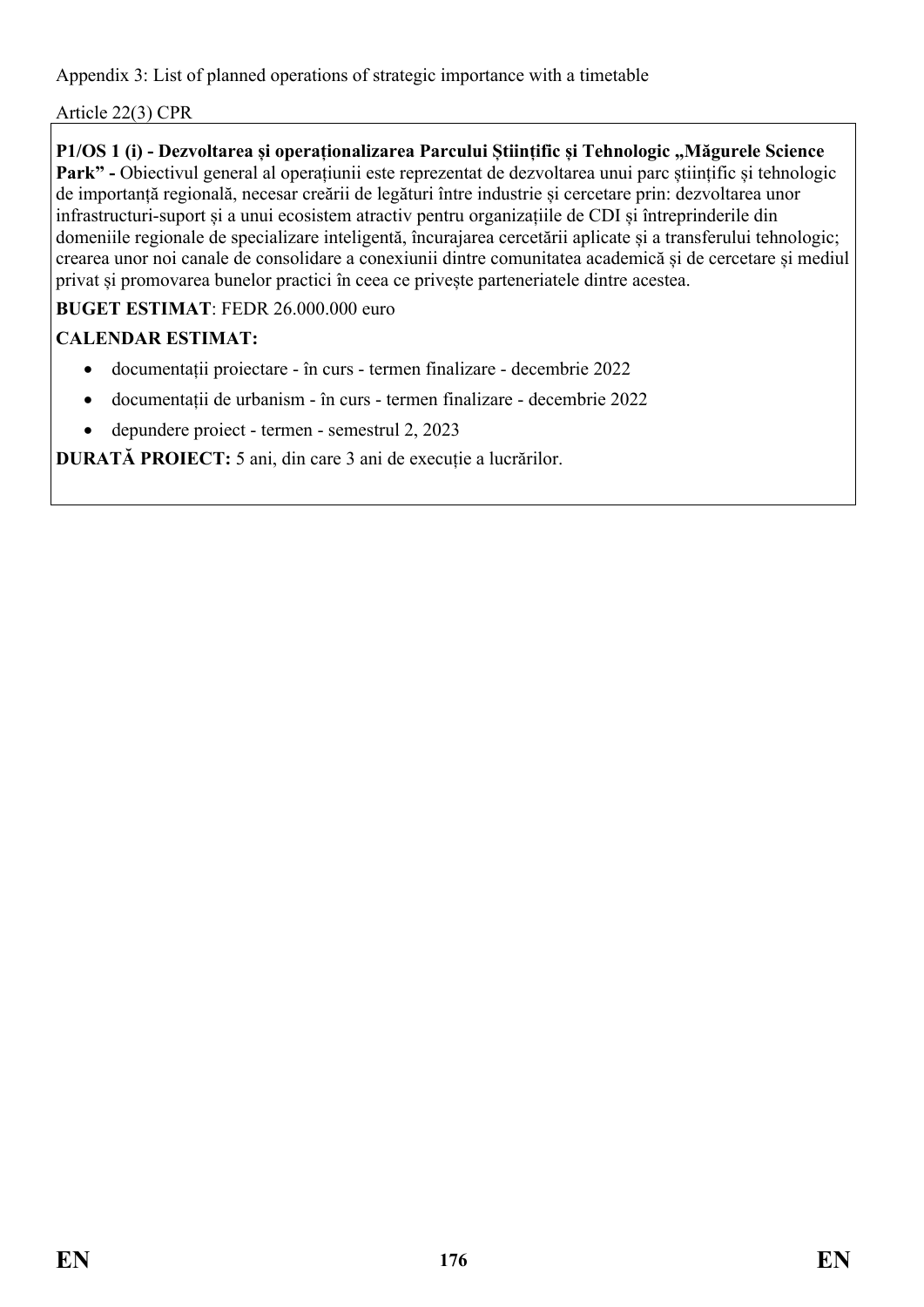Appendix 3: List of planned operations of strategic importance with a timetable

Article 22(3) CPR

**P1/OS 1 (i) - Dezvoltarea și operaționalizarea Parcului Științific și Tehnologic „Măgurele Science Park" -** Obiectivul general al operațiunii este reprezentat de dezvoltarea unui parc științific și tehnologic de importanță regională, necesar creării de legături între industrie și cercetare prin: dezvoltarea unor infrastructuri-suport și a unui ecosistem atractiv pentru organizațiile de CDI și întreprinderile din domeniile regionale de specializare inteligentă, încurajarea cercetării aplicate și a transferului tehnologic; crearea unor noi canale de consolidare a conexiunii dintre comunitatea academică și de cercetare și mediul privat și promovarea bunelor practici în ceea ce privește parteneriatele dintre acestea.

**BUGET ESTIMAT**: FEDR 26.000.000 euro

**CALENDAR ESTIMAT:**

- documentații proiectare - în curs - termen finalizare - decembrie 2022
- documentații de urbanism - în curs - termen finalizare - decembrie 2022
- depundere proiect - termen - semestrul 2, 2023

**DURATĂ PROIECT:** 5 ani, din care 3 ani de execuție a lucrărilor.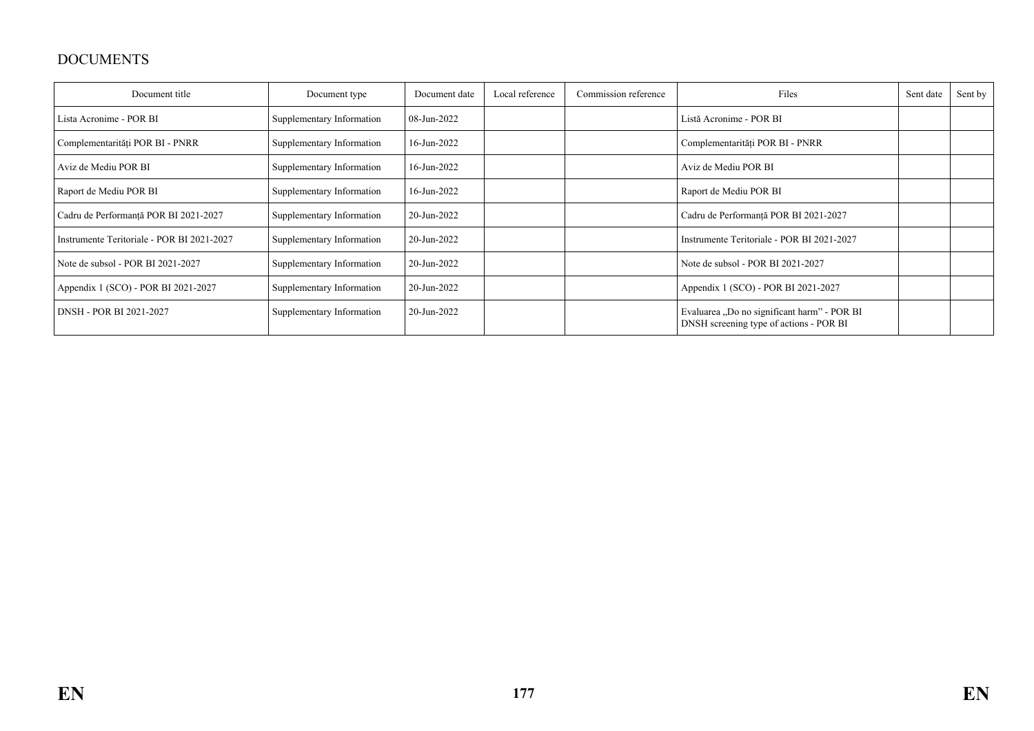DOCUMENTS

| Document title | Document type | Document date | Local reference | Commission reference | Files | Sent date | Sent by |
| --- | --- | --- | --- | --- | --- | --- | --- |
| Lista Acronime - POR BI | Supplementary Information | 08-Jun-2022 | | | Listă Acronime - POR BI | | |
| Complementarități POR BI - PNRR | Supplementary Information | 16-Jun-2022 | | | Complementarități POR BI - PNRR | | |
| Aviz de Mediu POR BI | Supplementary Information | 16-Jun-2022 | | | Aviz de Mediu POR BI | | |
| Raport de Mediu POR BI | Supplementary Information | 16-Jun-2022 | | | Raport de Mediu POR BI | | |
| Cadru de Performanță POR BI 2021-2027 | Supplementary Information | 20-Jun-2022 | | | Cadru de Performanță POR BI 2021-2027 | | |
| Instrumente Teritoriale - POR BI 2021-2027 | Supplementary Information | 20-Jun-2022 | | | Instrumente Teritoriale - POR BI 2021-2027 | | |
| Note de subsol - POR BI 2021-2027 | Supplementary Information | 20-Jun-2022 | | | Note de subsol - POR BI 2021-2027 | | |
| Appendix 1 (SCO) - POR BI 2021-2027 | Supplementary Information | 20-Jun-2022 | | | Appendix 1 (SCO) - POR BI 2021-2027 | | |
| DNSH - POR BI 2021-2027 | Supplementary Information | 20-Jun-2022 | | | Evaluarea „Do no significant harm" - POR BI<br>DNSH screening type of actions - POR BI | | |